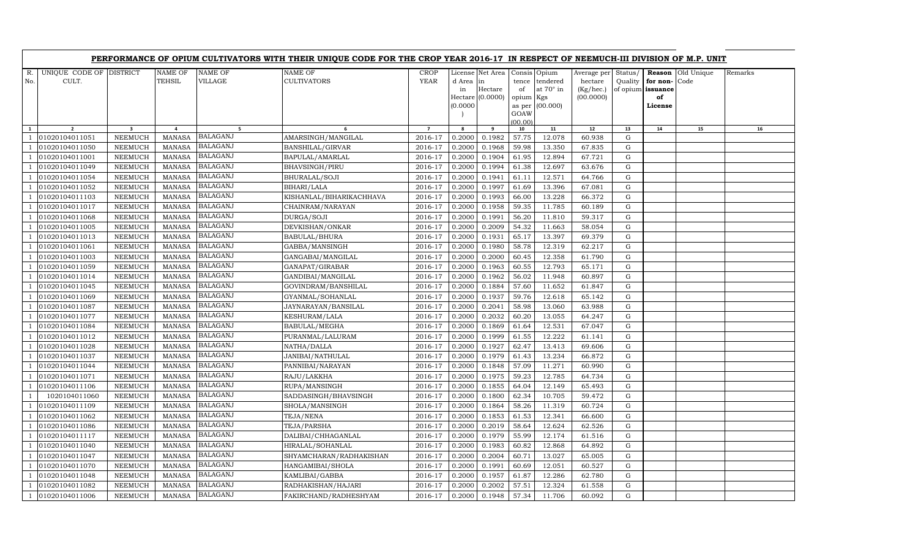# PERFORMANCE OF OPIUM CULTIVATORS WITH THEIR UNIQUE CODE FOR THE CROP YEAR 2016-17 IN RESPECT OF NEEMUCH-III DIVISION OF M.P. UNIT

| R. No. | UNIQUE CODE OF CULT. | DISTRICT | NAME OF TEHSIL | NAME OF VILLAGE | NAME OF CULTIVATORS | CROP YEAR | License d Area in Hectare (0.0000) | Net Area in Hectare (0.0000) | Consis tence of opium as per GOAW (00.00) | Opium tendered at 70° in Kgs (00.000) | Average per hectare (Kg/hec.) (00.0000) | Status/ Quality of opium | Reason for non-issuance of License | Old Unique Code | Remarks |
|---|---|---|---|---|---|---|---|---|---|---|---|---|---|---|---|
| 1 | 2 | 3 | 4 | 5 | 6 | 7 | 8 | 9 | 10 | 11 | 12 | 13 | 14 | 15 | 16 |
| 1 | 01020104011051 | NEEMUCH | MANASA | BALAGANJ | AMARSINGH/MANGILAL | 2016-17 | 0.2000 | 0.1982 | 57.75 | 12.078 | 60.938 | G | | | |
| 1 | 01020104011050 | NEEMUCH | MANASA | BALAGANJ | BANSHILAL/GIRVAR | 2016-17 | 0.2000 | 0.1968 | 59.98 | 13.350 | 67.835 | G | | | |
| 1 | 01020104011001 | NEEMUCH | MANASA | BALAGANJ | BAPULAL/AMARLAL | 2016-17 | 0.2000 | 0.1904 | 61.95 | 12.894 | 67.721 | G | | | |
| 1 | 01020104011049 | NEEMUCH | MANASA | BALAGANJ | BHAVSINGH/PIRU | 2016-17 | 0.2000 | 0.1994 | 61.38 | 12.697 | 63.676 | G | | | |
| 1 | 01020104011054 | NEEMUCH | MANASA | BALAGANJ | BHURALAL/SOJI | 2016-17 | 0.2000 | 0.1941 | 61.11 | 12.571 | 64.766 | G | | | |
| 1 | 01020104011052 | NEEMUCH | MANASA | BALAGANJ | BIHARI/LALA | 2016-17 | 0.2000 | 0.1997 | 61.69 | 13.396 | 67.081 | G | | | |
| 1 | 01020104011103 | NEEMUCH | MANASA | BALAGANJ | KISHANLAL/BIHARIKACHHAVA | 2016-17 | 0.2000 | 0.1993 | 66.00 | 13.228 | 66.372 | G | | | |
| 1 | 01020104011017 | NEEMUCH | MANASA | BALAGANJ | CHAINRAM/NARAYAN | 2016-17 | 0.2000 | 0.1958 | 59.35 | 11.785 | 60.189 | G | | | |
| 1 | 01020104011068 | NEEMUCH | MANASA | BALAGANJ | DURGA/SOJI | 2016-17 | 0.2000 | 0.1991 | 56.20 | 11.810 | 59.317 | G | | | |
| 1 | 01020104011005 | NEEMUCH | MANASA | BALAGANJ | DEVKISHAN/ONKAR | 2016-17 | 0.2000 | 0.2009 | 54.32 | 11.663 | 58.054 | G | | | |
| 1 | 01020104011013 | NEEMUCH | MANASA | BALAGANJ | BABULAL/BHURA | 2016-17 | 0.2000 | 0.1931 | 65.17 | 13.397 | 69.379 | G | | | |
| 1 | 01020104011061 | NEEMUCH | MANASA | BALAGANJ | GABBA/MANSINGH | 2016-17 | 0.2000 | 0.1980 | 58.78 | 12.319 | 62.217 | G | | | |
| 1 | 01020104011003 | NEEMUCH | MANASA | BALAGANJ | GANGABAI/MANGILAL | 2016-17 | 0.2000 | 0.2000 | 60.45 | 12.358 | 61.790 | G | | | |
| 1 | 01020104011059 | NEEMUCH | MANASA | BALAGANJ | GANAPAT/GIRABAR | 2016-17 | 0.2000 | 0.1963 | 60.55 | 12.793 | 65.171 | G | | | |
| 1 | 01020104011014 | NEEMUCH | MANASA | BALAGANJ | GANDIBAI/MANGILAL | 2016-17 | 0.2000 | 0.1962 | 56.02 | 11.948 | 60.897 | G | | | |
| 1 | 01020104011045 | NEEMUCH | MANASA | BALAGANJ | GOVINDRAM/BANSHILAL | 2016-17 | 0.2000 | 0.1884 | 57.60 | 11.652 | 61.847 | G | | | |
| 1 | 01020104011069 | NEEMUCH | MANASA | BALAGANJ | GYANMAL/SOHANLAL | 2016-17 | 0.2000 | 0.1937 | 59.76 | 12.618 | 65.142 | G | | | |
| 1 | 01020104011087 | NEEMUCH | MANASA | BALAGANJ | JAYNARAYAN/BANSILAL | 2016-17 | 0.2000 | 0.2041 | 58.98 | 13.060 | 63.988 | G | | | |
| 1 | 01020104011077 | NEEMUCH | MANASA | BALAGANJ | KESHURAM/LALA | 2016-17 | 0.2000 | 0.2032 | 60.20 | 13.055 | 64.247 | G | | | |
| 1 | 01020104011084 | NEEMUCH | MANASA | BALAGANJ | BABULAL/MEGHA | 2016-17 | 0.2000 | 0.1869 | 61.64 | 12.531 | 67.047 | G | | | |
| 1 | 01020104011012 | NEEMUCH | MANASA | BALAGANJ | PURANMAL/LALURAM | 2016-17 | 0.2000 | 0.1999 | 61.55 | 12.222 | 61.141 | G | | | |
| 1 | 01020104011028 | NEEMUCH | MANASA | BALAGANJ | NATHA/DALLA | 2016-17 | 0.2000 | 0.1927 | 62.47 | 13.413 | 69.606 | G | | | |
| 1 | 01020104011037 | NEEMUCH | MANASA | BALAGANJ | JANIBAI/NATHULAL | 2016-17 | 0.2000 | 0.1979 | 61.43 | 13.234 | 66.872 | G | | | |
| 1 | 01020104011044 | NEEMUCH | MANASA | BALAGANJ | PANNIBAI/NARAYAN | 2016-17 | 0.2000 | 0.1848 | 57.09 | 11.271 | 60.990 | G | | | |
| 1 | 01020104011071 | NEEMUCH | MANASA | BALAGANJ | RAJU/LAKKHA | 2016-17 | 0.2000 | 0.1975 | 59.23 | 12.785 | 64.734 | G | | | |
| 1 | 01020104011106 | NEEMUCH | MANASA | BALAGANJ | RUPA/MANSINGH | 2016-17 | 0.2000 | 0.1855 | 64.04 | 12.149 | 65.493 | G | | | |
| 1 | 1020104011060 | NEEMUCH | MANASA | BALAGANJ | SADDASINGH/BHAVSINGH | 2016-17 | 0.2000 | 0.1800 | 62.34 | 10.705 | 59.472 | G | | | |
| 1 | 01020104011109 | NEEMUCH | MANASA | BALAGANJ | SHOLA/MANSINGH | 2016-17 | 0.2000 | 0.1864 | 58.26 | 11.319 | 60.724 | G | | | |
| 1 | 01020104011062 | NEEMUCH | MANASA | BALAGANJ | TEJA/NENA | 2016-17 | 0.2000 | 0.1853 | 61.53 | 12.341 | 66.600 | G | | | |
| 1 | 01020104011086 | NEEMUCH | MANASA | BALAGANJ | TEJA/PARSHA | 2016-17 | 0.2000 | 0.2019 | 58.64 | 12.624 | 62.526 | G | | | |
| 1 | 01020104011117 | NEEMUCH | MANASA | BALAGANJ | DALIBAI/CHHAGANLAL | 2016-17 | 0.2000 | 0.1979 | 55.99 | 12.174 | 61.516 | G | | | |
| 1 | 01020104011040 | NEEMUCH | MANASA | BALAGANJ | HIRALAL/SOHANLAL | 2016-17 | 0.2000 | 0.1983 | 60.82 | 12.868 | 64.892 | G | | | |
| 1 | 01020104011047 | NEEMUCH | MANASA | BALAGANJ | SHYAMCHARAN/RADHAKISHAN | 2016-17 | 0.2000 | 0.2004 | 60.71 | 13.027 | 65.005 | G | | | |
| 1 | 01020104011070 | NEEMUCH | MANASA | BALAGANJ | HANGAMIBAI/SHOLA | 2016-17 | 0.2000 | 0.1991 | 60.69 | 12.051 | 60.527 | G | | | |
| 1 | 01020104011048 | NEEMUCH | MANASA | BALAGANJ | KAMLIBAI/GABBA | 2016-17 | 0.2000 | 0.1957 | 61.87 | 12.286 | 62.780 | G | | | |
| 1 | 01020104011082 | NEEMUCH | MANASA | BALAGANJ | RADHAKISHAN/HAJARI | 2016-17 | 0.2000 | 0.2002 | 57.51 | 12.324 | 61.558 | G | | | |
| 1 | 01020104011006 | NEEMUCH | MANASA | BALAGANJ | FAKIRCHAND/RADHESHYAM | 2016-17 | 0.2000 | 0.1948 | 57.34 | 11.706 | 60.092 | G | | | |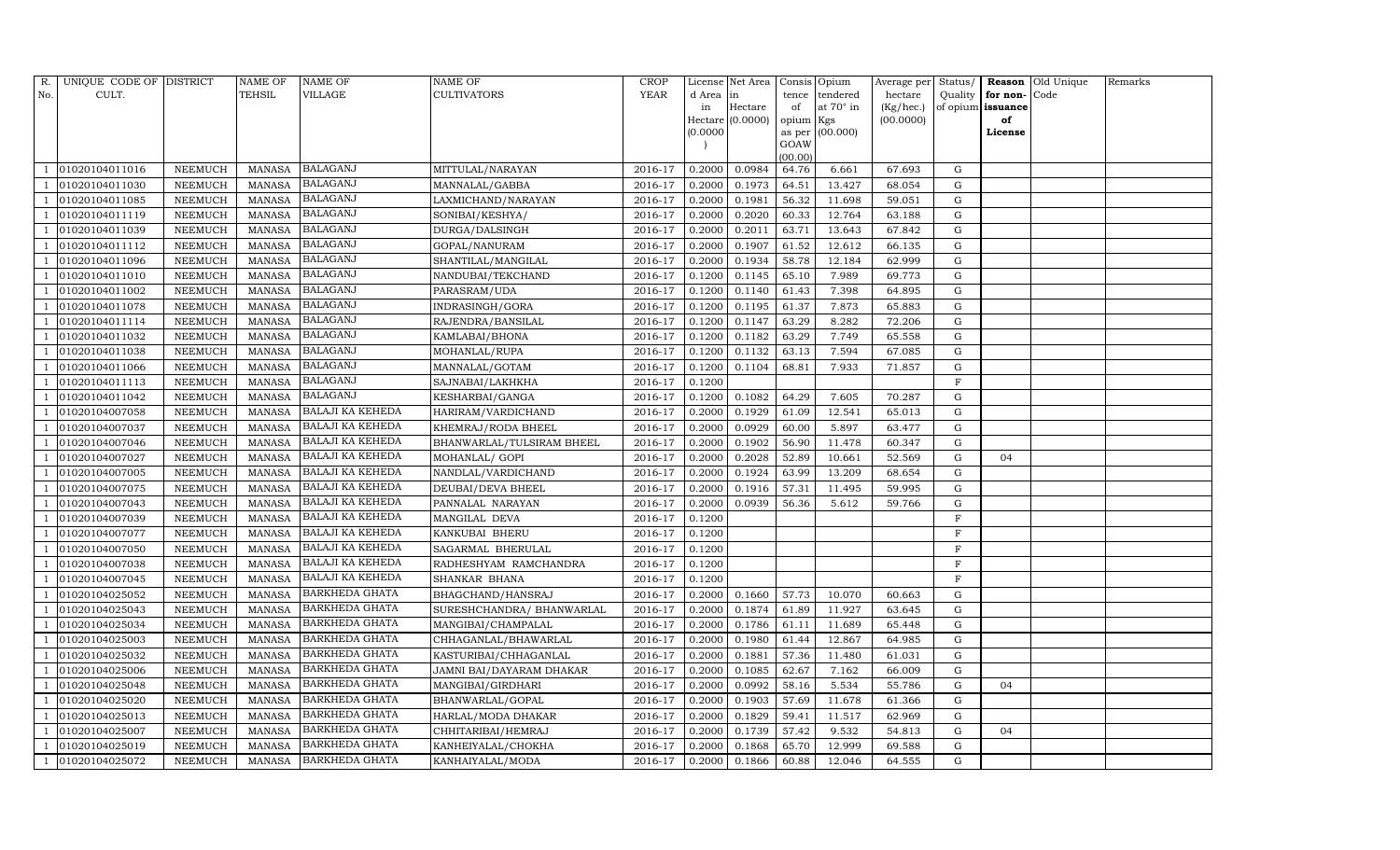| R. No. | UNIQUE CODE OF CULT. | DISTRICT | NAME OF TEHSIL | NAME OF VILLAGE | NAME OF CULTIVATORS | CROP YEAR | License d Area in Hectare (0.0000) | Net Area in Hectare (0.0000) | Consis tence of opium as per GOAW (00.00) | Opium tendered at 70° in Kgs (00.000) | Average per hectare (Kg/hec.) (00.0000) | Status/ Quality of opium | Reason for non-issuance of License | Old Unique Code | Remarks |
|---|---|---|---|---|---|---|---|---|---|---|---|---|---|---|---|
| 1 | 01020104011016 | NEEMUCH | MANASA | BALAGANJ | MITTULAL/NARAYAN | 2016-17 | 0.2000 | 0.0984 | 64.76 | 6.661 | 67.693 | G | | | |
| 1 | 01020104011030 | NEEMUCH | MANASA | BALAGANJ | MANNALAL/GABBA | 2016-17 | 0.2000 | 0.1973 | 64.51 | 13.427 | 68.054 | G | | | |
| 1 | 01020104011085 | NEEMUCH | MANASA | BALAGANJ | LAXMICHAND/NARAYAN | 2016-17 | 0.2000 | 0.1981 | 56.32 | 11.698 | 59.051 | G | | | |
| 1 | 01020104011119 | NEEMUCH | MANASA | BALAGANJ | SONIBAI/KESHYA/ | 2016-17 | 0.2000 | 0.2020 | 60.33 | 12.764 | 63.188 | G | | | |
| 1 | 01020104011039 | NEEMUCH | MANASA | BALAGANJ | DURGA/DALSINGH | 2016-17 | 0.2000 | 0.2011 | 63.71 | 13.643 | 67.842 | G | | | |
| 1 | 01020104011112 | NEEMUCH | MANASA | BALAGANJ | GOPAL/NANURAM | 2016-17 | 0.2000 | 0.1907 | 61.52 | 12.612 | 66.135 | G | | | |
| 1 | 01020104011096 | NEEMUCH | MANASA | BALAGANJ | SHANTILAL/MANGILAL | 2016-17 | 0.2000 | 0.1934 | 58.78 | 12.184 | 62.999 | G | | | |
| 1 | 01020104011010 | NEEMUCH | MANASA | BALAGANJ | NANDUBAI/TEKCHAND | 2016-17 | 0.1200 | 0.1145 | 65.10 | 7.989 | 69.773 | G | | | |
| 1 | 01020104011002 | NEEMUCH | MANASA | BALAGANJ | PARASRAM/UDA | 2016-17 | 0.1200 | 0.1140 | 61.43 | 7.398 | 64.895 | G | | | |
| 1 | 01020104011078 | NEEMUCH | MANASA | BALAGANJ | INDRASINGH/GORA | 2016-17 | 0.1200 | 0.1195 | 61.37 | 7.873 | 65.883 | G | | | |
| 1 | 01020104011114 | NEEMUCH | MANASA | BALAGANJ | RAJENDRA/BANSILAL | 2016-17 | 0.1200 | 0.1147 | 63.29 | 8.282 | 72.206 | G | | | |
| 1 | 01020104011032 | NEEMUCH | MANASA | BALAGANJ | KAMLABAI/BHONA | 2016-17 | 0.1200 | 0.1182 | 63.29 | 7.749 | 65.558 | G | | | |
| 1 | 01020104011038 | NEEMUCH | MANASA | BALAGANJ | MOHANLAL/RUPA | 2016-17 | 0.1200 | 0.1132 | 63.13 | 7.594 | 67.085 | G | | | |
| 1 | 01020104011066 | NEEMUCH | MANASA | BALAGANJ | MANNALAL/GOTAM | 2016-17 | 0.1200 | 0.1104 | 68.81 | 7.933 | 71.857 | G | | | |
| 1 | 01020104011113 | NEEMUCH | MANASA | BALAGANJ | SAJNABAI/LAKHKHA | 2016-17 | 0.1200 | | | | | F | | | |
| 1 | 01020104011042 | NEEMUCH | MANASA | BALAGANJ | KESHARBAI/GANGA | 2016-17 | 0.1200 | 0.1082 | 64.29 | 7.605 | 70.287 | G | | | |
| 1 | 01020104007058 | NEEMUCH | MANASA | BALAJI KA KEHEDA | HARIRAM/VARDICHAND | 2016-17 | 0.2000 | 0.1929 | 61.09 | 12.541 | 65.013 | G | | | |
| 1 | 01020104007037 | NEEMUCH | MANASA | BALAJI KA KEHEDA | KHEMRAJ/RODA BHEEL | 2016-17 | 0.2000 | 0.0929 | 60.00 | 5.897 | 63.477 | G | | | |
| 1 | 01020104007046 | NEEMUCH | MANASA | BALAJI KA KEHEDA | BHANWARLAL/TULSIRAM BHEEL | 2016-17 | 0.2000 | 0.1902 | 56.90 | 11.478 | 60.347 | G | | | |
| 1 | 01020104007027 | NEEMUCH | MANASA | BALAJI KA KEHEDA | MOHANLAL/ GOPI | 2016-17 | 0.2000 | 0.2028 | 52.89 | 10.661 | 52.569 | G | 04 | | |
| 1 | 01020104007005 | NEEMUCH | MANASA | BALAJI KA KEHEDA | NANDLAL/VARDICHAND | 2016-17 | 0.2000 | 0.1924 | 63.99 | 13.209 | 68.654 | G | | | |
| 1 | 01020104007075 | NEEMUCH | MANASA | BALAJI KA KEHEDA | DEUBAI/DEVA BHEEL | 2016-17 | 0.2000 | 0.1916 | 57.31 | 11.495 | 59.995 | G | | | |
| 1 | 01020104007043 | NEEMUCH | MANASA | BALAJI KA KEHEDA | PANNALAL NARAYAN | 2016-17 | 0.2000 | 0.0939 | 56.36 | 5.612 | 59.766 | G | | | |
| 1 | 01020104007039 | NEEMUCH | MANASA | BALAJI KA KEHEDA | MANGILAL DEVA | 2016-17 | 0.1200 | | | | | F | | | |
| 1 | 01020104007077 | NEEMUCH | MANASA | BALAJI KA KEHEDA | KANKUBAI BHERU | 2016-17 | 0.1200 | | | | | F | | | |
| 1 | 01020104007050 | NEEMUCH | MANASA | BALAJI KA KEHEDA | SAGARMAL BHERULAL | 2016-17 | 0.1200 | | | | | F | | | |
| 1 | 01020104007038 | NEEMUCH | MANASA | BALAJI KA KEHEDA | RADHESHYAM RAMCHANDRA | 2016-17 | 0.1200 | | | | | F | | | |
| 1 | 01020104007045 | NEEMUCH | MANASA | BALAJI KA KEHEDA | SHANKAR BHANA | 2016-17 | 0.1200 | | | | | F | | | |
| 1 | 01020104025052 | NEEMUCH | MANASA | BARKHEDA GHATA | BHAGCHAND/HANSRAJ | 2016-17 | 0.2000 | 0.1660 | 57.73 | 10.070 | 60.663 | G | | | |
| 1 | 01020104025043 | NEEMUCH | MANASA | BARKHEDA GHATA | SURESHCHANDRA/ BHANWARLAL | 2016-17 | 0.2000 | 0.1874 | 61.89 | 11.927 | 63.645 | G | | | |
| 1 | 01020104025034 | NEEMUCH | MANASA | BARKHEDA GHATA | MANGIBAI/CHAMPALAL | 2016-17 | 0.2000 | 0.1786 | 61.11 | 11.689 | 65.448 | G | | | |
| 1 | 01020104025003 | NEEMUCH | MANASA | BARKHEDA GHATA | CHHAGANLAL/BHAWARLAL | 2016-17 | 0.2000 | 0.1980 | 61.44 | 12.867 | 64.985 | G | | | |
| 1 | 01020104025032 | NEEMUCH | MANASA | BARKHEDA GHATA | KASTURIBAI/CHHAGANLAL | 2016-17 | 0.2000 | 0.1881 | 57.36 | 11.480 | 61.031 | G | | | |
| 1 | 01020104025006 | NEEMUCH | MANASA | BARKHEDA GHATA | JAMNI BAI/DAYARAM DHAKAR | 2016-17 | 0.2000 | 0.1085 | 62.67 | 7.162 | 66.009 | G | | | |
| 1 | 01020104025048 | NEEMUCH | MANASA | BARKHEDA GHATA | MANGIBAI/GIRDHARI | 2016-17 | 0.2000 | 0.0992 | 58.16 | 5.534 | 55.786 | G | 04 | | |
| 1 | 01020104025020 | NEEMUCH | MANASA | BARKHEDA GHATA | BHANWARLAL/GOPAL | 2016-17 | 0.2000 | 0.1903 | 57.69 | 11.678 | 61.366 | G | | | |
| 1 | 01020104025013 | NEEMUCH | MANASA | BARKHEDA GHATA | HARLAL/MODA DHAKAR | 2016-17 | 0.2000 | 0.1829 | 59.41 | 11.517 | 62.969 | G | | | |
| 1 | 01020104025007 | NEEMUCH | MANASA | BARKHEDA GHATA | CHHITARIBAI/HEMRAJ | 2016-17 | 0.2000 | 0.1739 | 57.42 | 9.532 | 54.813 | G | 04 | | |
| 1 | 01020104025019 | NEEMUCH | MANASA | BARKHEDA GHATA | KANHEIYALAL/CHOKHA | 2016-17 | 0.2000 | 0.1868 | 65.70 | 12.999 | 69.588 | G | | | |
| 1 | 01020104025072 | NEEMUCH | MANASA | BARKHEDA GHATA | KANHAIYALAL/MODA | 2016-17 | 0.2000 | 0.1866 | 60.88 | 12.046 | 64.555 | G | | | |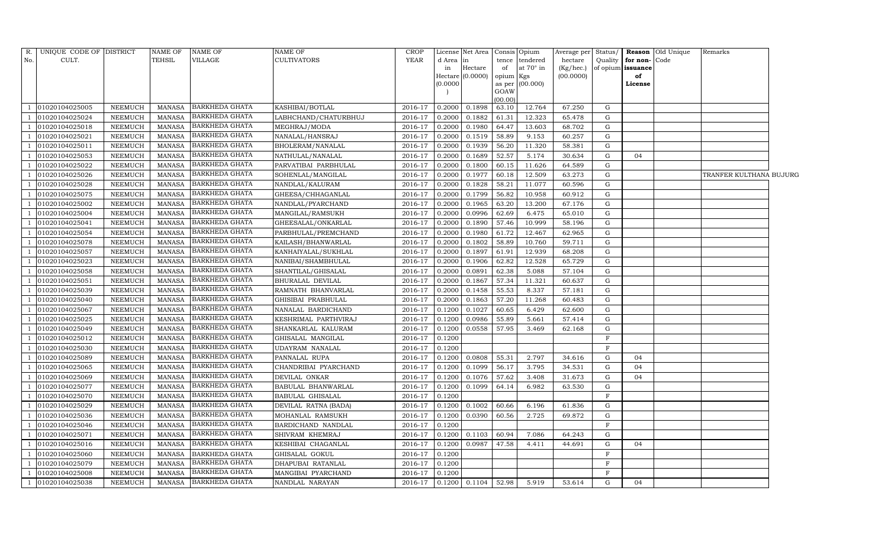| R. No. | UNIQUE CODE OF CULT. | DISTRICT | NAME OF TEHSIL | NAME OF VILLAGE | NAME OF CULTIVATORS | CROP YEAR | License d Area in Hectare (0.0000) | Net Area in Hectare (0.0000) | Consis tence of opium as per GOAW (00.00) | Opium tendered at 70° in Kgs (00.000) | Average per hectare (Kg/hec.) (00.0000) | Status/ Quality of opium | Reason for non-issuance of License | Old Unique Code | Remarks |
|---|---|---|---|---|---|---|---|---|---|---|---|---|---|---|---|
| 1 | 01020104025005 | NEEMUCH | MANASA | BARKHEDA GHATA | KASHIBAI/BOTLAL | 2016-17 | 0.2000 | 0.1898 | 63.10 | 12.764 | 67.250 | G | | | |
| 1 | 01020104025024 | NEEMUCH | MANASA | BARKHEDA GHATA | LABHCHAND/CHATURBHUJ | 2016-17 | 0.2000 | 0.1882 | 61.31 | 12.323 | 65.478 | G | | | |
| 1 | 01020104025018 | NEEMUCH | MANASA | BARKHEDA GHATA | MEGHRAJ/MODA | 2016-17 | 0.2000 | 0.1980 | 64.47 | 13.603 | 68.702 | G | | | |
| 1 | 01020104025021 | NEEMUCH | MANASA | BARKHEDA GHATA | NANALAL/HANSRAJ | 2016-17 | 0.2000 | 0.1519 | 58.89 | 9.153 | 60.257 | G | | | |
| 1 | 01020104025011 | NEEMUCH | MANASA | BARKHEDA GHATA | BHOLERAM/NANALAL | 2016-17 | 0.2000 | 0.1939 | 56.20 | 11.320 | 58.381 | G | | | |
| 1 | 01020104025053 | NEEMUCH | MANASA | BARKHEDA GHATA | NATHULAL/NANALAL | 2016-17 | 0.2000 | 0.1689 | 52.57 | 5.174 | 30.634 | G | 04 | | |
| 1 | 01020104025022 | NEEMUCH | MANASA | BARKHEDA GHATA | PARVATIBAI PARBHULAL | 2016-17 | 0.2000 | 0.1800 | 60.15 | 11.626 | 64.589 | G | | | |
| 1 | 01020104025026 | NEEMUCH | MANASA | BARKHEDA GHATA | SOHENLAL/MANGILAL | 2016-17 | 0.2000 | 0.1977 | 60.18 | 12.509 | 63.273 | G | | | TRANFER KULTHANA BUJURG |
| 1 | 01020104025028 | NEEMUCH | MANASA | BARKHEDA GHATA | NANDLAL/KALURAM | 2016-17 | 0.2000 | 0.1828 | 58.21 | 11.077 | 60.596 | G | | | |
| 1 | 01020104025075 | NEEMUCH | MANASA | BARKHEDA GHATA | GHEESA/CHHAGANLAL | 2016-17 | 0.2000 | 0.1799 | 56.82 | 10.958 | 60.912 | G | | | |
| 1 | 01020104025002 | NEEMUCH | MANASA | BARKHEDA GHATA | NANDLAL/PYARCHAND | 2016-17 | 0.2000 | 0.1965 | 63.20 | 13.200 | 67.176 | G | | | |
| 1 | 01020104025004 | NEEMUCH | MANASA | BARKHEDA GHATA | MANGILAL/RAMSUKH | 2016-17 | 0.2000 | 0.0996 | 62.69 | 6.475 | 65.010 | G | | | |
| 1 | 01020104025041 | NEEMUCH | MANASA | BARKHEDA GHATA | GHEESALAL/ONKARLAL | 2016-17 | 0.2000 | 0.1890 | 57.46 | 10.999 | 58.196 | G | | | |
| 1 | 01020104025054 | NEEMUCH | MANASA | BARKHEDA GHATA | PARBHULAL/PREMCHAND | 2016-17 | 0.2000 | 0.1980 | 61.72 | 12.467 | 62.965 | G | | | |
| 1 | 01020104025078 | NEEMUCH | MANASA | BARKHEDA GHATA | KAILASH/BHANWARLAL | 2016-17 | 0.2000 | 0.1802 | 58.89 | 10.760 | 59.711 | G | | | |
| 1 | 01020104025057 | NEEMUCH | MANASA | BARKHEDA GHATA | KANHAIYALAL/SUKHLAL | 2016-17 | 0.2000 | 0.1897 | 61.91 | 12.939 | 68.208 | G | | | |
| 1 | 01020104025023 | NEEMUCH | MANASA | BARKHEDA GHATA | NANIBAI/SHAMBHULAL | 2016-17 | 0.2000 | 0.1906 | 62.82 | 12.528 | 65.729 | G | | | |
| 1 | 01020104025058 | NEEMUCH | MANASA | BARKHEDA GHATA | SHANTILAL/GHISALAL | 2016-17 | 0.2000 | 0.0891 | 62.38 | 5.088 | 57.104 | G | | | |
| 1 | 01020104025051 | NEEMUCH | MANASA | BARKHEDA GHATA | BHURALAL DEVILAL | 2016-17 | 0.2000 | 0.1867 | 57.34 | 11.321 | 60.637 | G | | | |
| 1 | 01020104025039 | NEEMUCH | MANASA | BARKHEDA GHATA | RAMNATH BHANVARLAL | 2016-17 | 0.2000 | 0.1458 | 55.53 | 8.337 | 57.181 | G | | | |
| 1 | 01020104025040 | NEEMUCH | MANASA | BARKHEDA GHATA | GHISIBAI PRABHULAL | 2016-17 | 0.2000 | 0.1863 | 57.20 | 11.268 | 60.483 | G | | | |
| 1 | 01020104025067 | NEEMUCH | MANASA | BARKHEDA GHATA | NANALAL BARDICHAND | 2016-17 | 0.1200 | 0.1027 | 60.65 | 6.429 | 62.600 | G | | | |
| 1 | 01020104025025 | NEEMUCH | MANASA | BARKHEDA GHATA | KESHRIMAL PARTHVIRAJ | 2016-17 | 0.1200 | 0.0986 | 55.89 | 5.661 | 57.414 | G | | | |
| 1 | 01020104025049 | NEEMUCH | MANASA | BARKHEDA GHATA | SHANKARLAL KALURAM | 2016-17 | 0.1200 | 0.0558 | 57.95 | 3.469 | 62.168 | G | | | |
| 1 | 01020104025012 | NEEMUCH | MANASA | BARKHEDA GHATA | GHISALAL MANGILAL | 2016-17 | 0.1200 | | | | | F | | | |
| 1 | 01020104025030 | NEEMUCH | MANASA | BARKHEDA GHATA | UDAYRAM NANALAL | 2016-17 | 0.1200 | | | | | F | | | |
| 1 | 01020104025089 | NEEMUCH | MANASA | BARKHEDA GHATA | PANNALAL RUPA | 2016-17 | 0.1200 | 0.0808 | 55.31 | 2.797 | 34.616 | G | 04 | | |
| 1 | 01020104025065 | NEEMUCH | MANASA | BARKHEDA GHATA | CHANDRIBAI PYARCHAND | 2016-17 | 0.1200 | 0.1099 | 56.17 | 3.795 | 34.531 | G | 04 | | |
| 1 | 01020104025069 | NEEMUCH | MANASA | BARKHEDA GHATA | DEVILAL ONKAR | 2016-17 | 0.1200 | 0.1076 | 57.62 | 3.408 | 31.673 | G | 04 | | |
| 1 | 01020104025077 | NEEMUCH | MANASA | BARKHEDA GHATA | BABULAL BHANWARLAL | 2016-17 | 0.1200 | 0.1099 | 64.14 | 6.982 | 63.530 | G | | | |
| 1 | 01020104025070 | NEEMUCH | MANASA | BARKHEDA GHATA | BABULAL GHISALAL | 2016-17 | 0.1200 | | | | | F | | | |
| 1 | 01020104025029 | NEEMUCH | MANASA | BARKHEDA GHATA | DEVILAL RATNA (BADA) | 2016-17 | 0.1200 | 0.1002 | 60.66 | 6.196 | 61.836 | G | | | |
| 1 | 01020104025036 | NEEMUCH | MANASA | BARKHEDA GHATA | MOHANLAL RAMSUKH | 2016-17 | 0.1200 | 0.0390 | 60.56 | 2.725 | 69.872 | G | | | |
| 1 | 01020104025046 | NEEMUCH | MANASA | BARKHEDA GHATA | BARDICHAND NANDLAL | 2016-17 | 0.1200 | | | | | F | | | |
| 1 | 01020104025071 | NEEMUCH | MANASA | BARKHEDA GHATA | SHIVRAM KHEMRAJ | 2016-17 | 0.1200 | 0.1103 | 60.94 | 7.086 | 64.243 | G | | | |
| 1 | 01020104025016 | NEEMUCH | MANASA | BARKHEDA GHATA | KESHIBAI CHAGANLAL | 2016-17 | 0.1200 | 0.0987 | 47.58 | 4.411 | 44.691 | G | 04 | | |
| 1 | 01020104025060 | NEEMUCH | MANASA | BARKHEDA GHATA | GHISALAL GOKUL | 2016-17 | 0.1200 | | | | | F | | | |
| 1 | 01020104025079 | NEEMUCH | MANASA | BARKHEDA GHATA | DHAPUBAI RATANLAL | 2016-17 | 0.1200 | | | | | F | | | |
| 1 | 01020104025008 | NEEMUCH | MANASA | BARKHEDA GHATA | MANGIBAI PYARCHAND | 2016-17 | 0.1200 | | | | | F | | | |
| 1 | 01020104025038 | NEEMUCH | MANASA | BARKHEDA GHATA | NANDLAL NARAYAN | 2016-17 | 0.1200 | 0.1104 | 52.98 | 5.919 | 53.614 | G | 04 | | |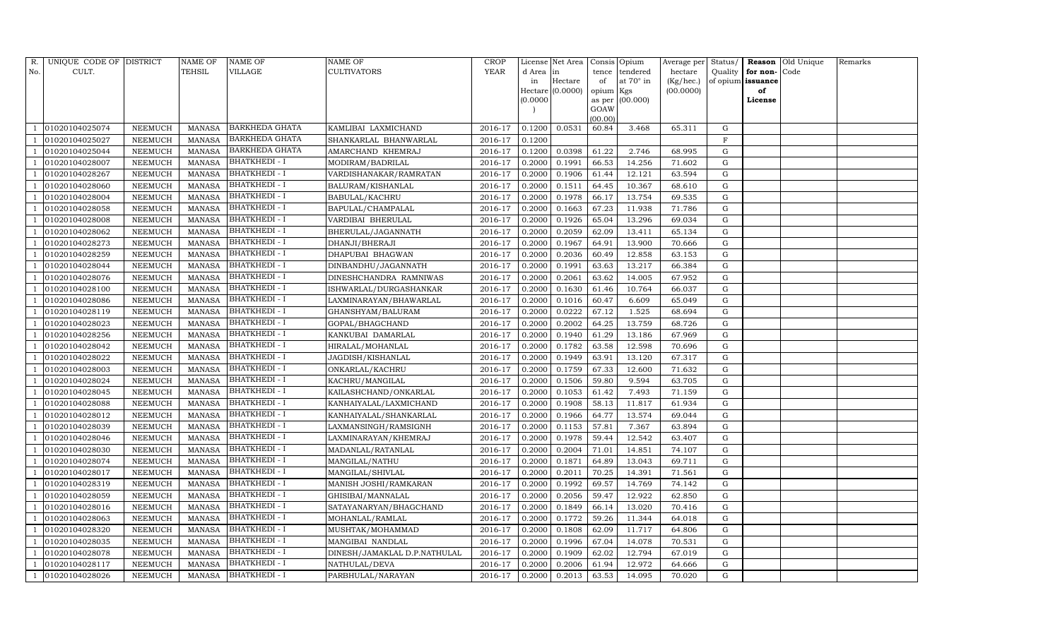| R. No. | UNIQUE CODE OF CULT. | DISTRICT | NAME OF TEHSIL | NAME OF VILLAGE | NAME OF CULTIVATORS | CROP YEAR | License d Area in Hectare (0.0000) | Net Area in Hectare (0.0000) | Consis tence of opium as per GOAW (00.00) | Opium tendered at 70° in Kgs (00.000) | Average per hectare (Kg/hec.) (00.0000) | Status/ Quality of opium | Reason for non- issuance of License | Old Unique Code | Remarks |
|---|---|---|---|---|---|---|---|---|---|---|---|---|---|---|---|
| 1 | 01020104025074 | NEEMUCH | MANASA | BARKHEDA GHATA | KAMLIBAI LAXMICHAND | 2016-17 | 0.1200 | 0.0531 | 60.84 | 3.468 | 65.311 | G | | | |
| 1 | 01020104025027 | NEEMUCH | MANASA | BARKHEDA GHATA | SHANKARLAL BHANWARLAL | 2016-17 | 0.1200 | | | | | F | | | |
| 1 | 01020104025044 | NEEMUCH | MANASA | BARKHEDA GHATA | AMARCHAND KHEMRAJ | 2016-17 | 0.1200 | 0.0398 | 61.22 | 2.746 | 68.995 | G | | | |
| 1 | 01020104028007 | NEEMUCH | MANASA | BHATKHEDI - I | MODIRAM/BADRILAL | 2016-17 | 0.2000 | 0.1991 | 66.53 | 14.256 | 71.602 | G | | | |
| 1 | 01020104028267 | NEEMUCH | MANASA | BHATKHEDI - I | VARDISHANAKAR/RAMRATAN | 2016-17 | 0.2000 | 0.1906 | 61.44 | 12.121 | 63.594 | G | | | |
| 1 | 01020104028060 | NEEMUCH | MANASA | BHATKHEDI - I | BALURAM/KISHANLAL | 2016-17 | 0.2000 | 0.1511 | 64.45 | 10.367 | 68.610 | G | | | |
| 1 | 01020104028004 | NEEMUCH | MANASA | BHATKHEDI - I | BABULAL/KACHRU | 2016-17 | 0.2000 | 0.1978 | 66.17 | 13.754 | 69.535 | G | | | |
| 1 | 01020104028058 | NEEMUCH | MANASA | BHATKHEDI - I | BAPULAL/CHAMPALAL | 2016-17 | 0.2000 | 0.1663 | 67.23 | 11.938 | 71.786 | G | | | |
| 1 | 01020104028008 | NEEMUCH | MANASA | BHATKHEDI - I | VARDIBAI BHERULAL | 2016-17 | 0.2000 | 0.1926 | 65.04 | 13.296 | 69.034 | G | | | |
| 1 | 01020104028062 | NEEMUCH | MANASA | BHATKHEDI - I | BHERULAL/JAGANNATH | 2016-17 | 0.2000 | 0.2059 | 62.09 | 13.411 | 65.134 | G | | | |
| 1 | 01020104028273 | NEEMUCH | MANASA | BHATKHEDI - I | DHANJI/BHERAJI | 2016-17 | 0.2000 | 0.1967 | 64.91 | 13.900 | 70.666 | G | | | |
| 1 | 01020104028259 | NEEMUCH | MANASA | BHATKHEDI - I | DHAPUBAI BHAGWAN | 2016-17 | 0.2000 | 0.2036 | 60.49 | 12.858 | 63.153 | G | | | |
| 1 | 01020104028044 | NEEMUCH | MANASA | BHATKHEDI - I | DINBANDHU/JAGANNATH | 2016-17 | 0.2000 | 0.1991 | 63.63 | 13.217 | 66.384 | G | | | |
| 1 | 01020104028076 | NEEMUCH | MANASA | BHATKHEDI - I | DINESHCHANDRA RAMNIWAS | 2016-17 | 0.2000 | 0.2061 | 63.62 | 14.005 | 67.952 | G | | | |
| 1 | 01020104028100 | NEEMUCH | MANASA | BHATKHEDI - I | ISHWARLAL/DURGASHANKAR | 2016-17 | 0.2000 | 0.1630 | 61.46 | 10.764 | 66.037 | G | | | |
| 1 | 01020104028086 | NEEMUCH | MANASA | BHATKHEDI - I | LAXMINARAYAN/BHAWARLAL | 2016-17 | 0.2000 | 0.1016 | 60.47 | 6.609 | 65.049 | G | | | |
| 1 | 01020104028119 | NEEMUCH | MANASA | BHATKHEDI - I | GHANSHYAM/BALURAM | 2016-17 | 0.2000 | 0.0222 | 67.12 | 1.525 | 68.694 | G | | | |
| 1 | 01020104028023 | NEEMUCH | MANASA | BHATKHEDI - I | GOPAL/BHAGCHAND | 2016-17 | 0.2000 | 0.2002 | 64.25 | 13.759 | 68.726 | G | | | |
| 1 | 01020104028256 | NEEMUCH | MANASA | BHATKHEDI - I | KANKUBAI DAMARLAL | 2016-17 | 0.2000 | 0.1940 | 61.29 | 13.186 | 67.969 | G | | | |
| 1 | 01020104028042 | NEEMUCH | MANASA | BHATKHEDI - I | HIRALAL/MOHANLAL | 2016-17 | 0.2000 | 0.1782 | 63.58 | 12.598 | 70.696 | G | | | |
| 1 | 01020104028022 | NEEMUCH | MANASA | BHATKHEDI - I | JAGDISH/KISHANLAL | 2016-17 | 0.2000 | 0.1949 | 63.91 | 13.120 | 67.317 | G | | | |
| 1 | 01020104028003 | NEEMUCH | MANASA | BHATKHEDI - I | ONKARLAL/KACHRU | 2016-17 | 0.2000 | 0.1759 | 67.33 | 12.600 | 71.632 | G | | | |
| 1 | 01020104028024 | NEEMUCH | MANASA | BHATKHEDI - I | KACHRU/MANGILAL | 2016-17 | 0.2000 | 0.1506 | 59.80 | 9.594 | 63.705 | G | | | |
| 1 | 01020104028045 | NEEMUCH | MANASA | BHATKHEDI - I | KAILASHCHAND/ONKARLAL | 2016-17 | 0.2000 | 0.1053 | 61.42 | 7.493 | 71.159 | G | | | |
| 1 | 01020104028088 | NEEMUCH | MANASA | BHATKHEDI - I | KANHAIYALAL/LAXMICHAND | 2016-17 | 0.2000 | 0.1908 | 58.13 | 11.817 | 61.934 | G | | | |
| 1 | 01020104028012 | NEEMUCH | MANASA | BHATKHEDI - I | KANHAIYALAL/SHANKARLAL | 2016-17 | 0.2000 | 0.1966 | 64.77 | 13.574 | 69.044 | G | | | |
| 1 | 01020104028039 | NEEMUCH | MANASA | BHATKHEDI - I | LAXMANSINGH/RAMSIGNH | 2016-17 | 0.2000 | 0.1153 | 57.81 | 7.367 | 63.894 | G | | | |
| 1 | 01020104028046 | NEEMUCH | MANASA | BHATKHEDI - I | LAXMINARAYAN/KHEMRAJ | 2016-17 | 0.2000 | 0.1978 | 59.44 | 12.542 | 63.407 | G | | | |
| 1 | 01020104028030 | NEEMUCH | MANASA | BHATKHEDI - I | MADANLAL/RATANLAL | 2016-17 | 0.2000 | 0.2004 | 71.01 | 14.851 | 74.107 | G | | | |
| 1 | 01020104028074 | NEEMUCH | MANASA | BHATKHEDI - I | MANGILAL/NATHU | 2016-17 | 0.2000 | 0.1871 | 64.89 | 13.043 | 69.711 | G | | | |
| 1 | 01020104028017 | NEEMUCH | MANASA | BHATKHEDI - I | MANGILAL/SHIVLAL | 2016-17 | 0.2000 | 0.2011 | 70.25 | 14.391 | 71.561 | G | | | |
| 1 | 01020104028319 | NEEMUCH | MANASA | BHATKHEDI - I | MANISH JOSHI/RAMKARAN | 2016-17 | 0.2000 | 0.1992 | 69.57 | 14.769 | 74.142 | G | | | |
| 1 | 01020104028059 | NEEMUCH | MANASA | BHATKHEDI - I | GHISIBAI/MANNALAL | 2016-17 | 0.2000 | 0.2056 | 59.47 | 12.922 | 62.850 | G | | | |
| 1 | 01020104028016 | NEEMUCH | MANASA | BHATKHEDI - I | SATAYANARYAN/BHAGCHAND | 2016-17 | 0.2000 | 0.1849 | 66.14 | 13.020 | 70.416 | G | | | |
| 1 | 01020104028063 | NEEMUCH | MANASA | BHATKHEDI - I | MOHANLAL/RAMLAL | 2016-17 | 0.2000 | 0.1772 | 59.26 | 11.344 | 64.018 | G | | | |
| 1 | 01020104028320 | NEEMUCH | MANASA | BHATKHEDI - I | MUSHTAK/MOHAMMAD | 2016-17 | 0.2000 | 0.1808 | 62.09 | 11.717 | 64.806 | G | | | |
| 1 | 01020104028035 | NEEMUCH | MANASA | BHATKHEDI - I | MANGIBAI NANDLAL | 2016-17 | 0.2000 | 0.1996 | 67.04 | 14.078 | 70.531 | G | | | |
| 1 | 01020104028078 | NEEMUCH | MANASA | BHATKHEDI - I | DINESH/JAMAKLAL D.P.NATHULAL | 2016-17 | 0.2000 | 0.1909 | 62.02 | 12.794 | 67.019 | G | | | |
| 1 | 01020104028117 | NEEMUCH | MANASA | BHATKHEDI - I | NATHULAL/DEVA | 2016-17 | 0.2000 | 0.2006 | 61.94 | 12.972 | 64.666 | G | | | |
| 1 | 01020104028026 | NEEMUCH | MANASA | BHATKHEDI - I | PARBHULAL/NARAYAN | 2016-17 | 0.2000 | 0.2013 | 63.53 | 14.095 | 70.020 | G | | | |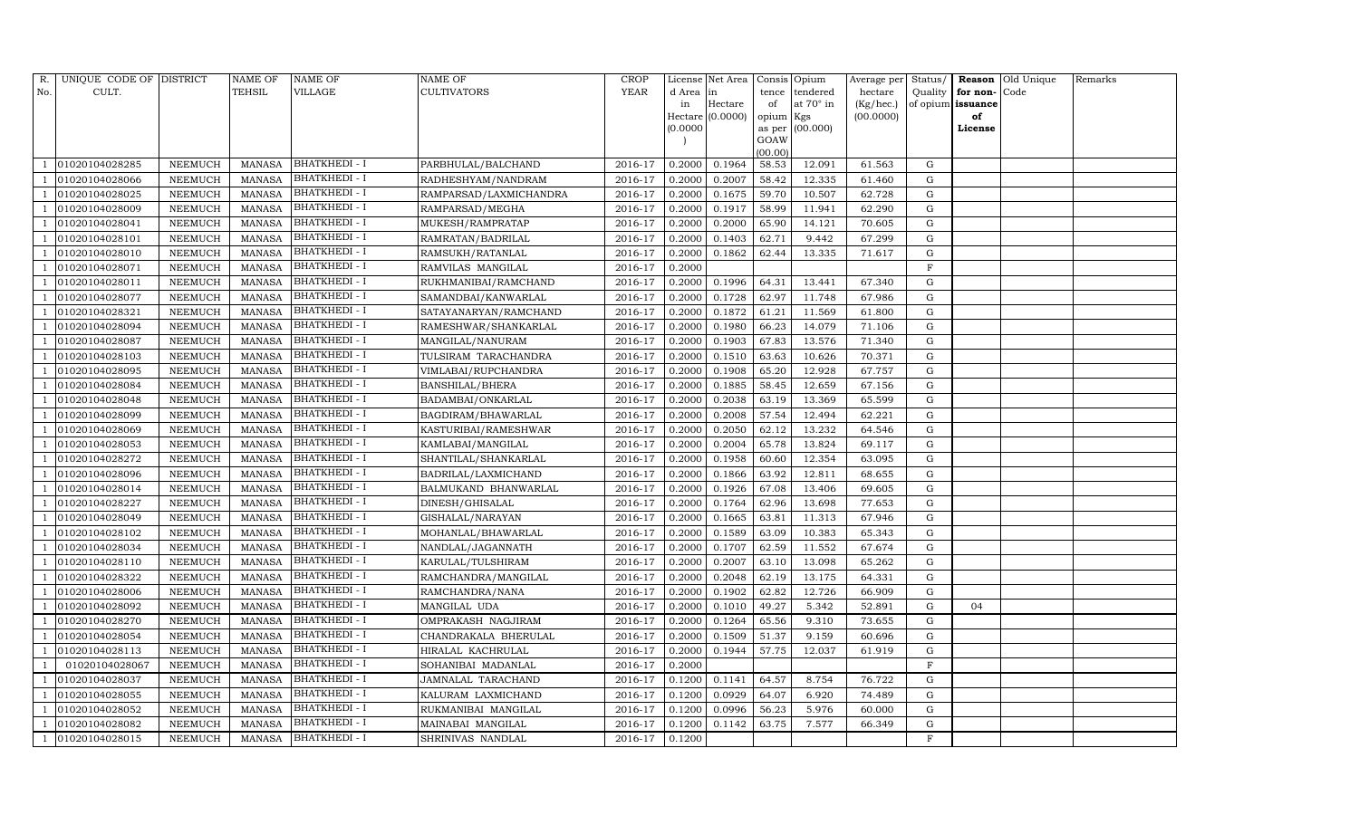| R. No. | UNIQUE CODE OF CULT. | DISTRICT | NAME OF TEHSIL | NAME OF VILLAGE | NAME OF CULTIVATORS | CROP YEAR | License d Area in Hectare (0.0000) | Net Area in Hectare (0.0000) | Consis tence of opium as per GOAW (00.00) | Opium tendered at 70° in Kgs (00.000) | Average per hectare (Kg/hec.) (00.0000) | Status/ Quality of opium | Reason for non-issuance of License | Old Unique Code | Remarks |
|---|---|---|---|---|---|---|---|---|---|---|---|---|---|---|---|
| 1 | 01020104028285 | NEEMUCH | MANASA | BHATKHEDI - I | PARBHULAL/BALCHAND | 2016-17 | 0.2000 | 0.1964 | 58.53 | 12.091 | 61.563 | G | | | |
| 1 | 01020104028066 | NEEMUCH | MANASA | BHATKHEDI - I | RADHESHYAM/NANDRAM | 2016-17 | 0.2000 | 0.2007 | 58.42 | 12.335 | 61.460 | G | | | |
| 1 | 01020104028025 | NEEMUCH | MANASA | BHATKHEDI - I | RAMPARSAD/LAXMICHANDRA | 2016-17 | 0.2000 | 0.1675 | 59.70 | 10.507 | 62.728 | G | | | |
| 1 | 01020104028009 | NEEMUCH | MANASA | BHATKHEDI - I | RAMPARSAD/MEGHA | 2016-17 | 0.2000 | 0.1917 | 58.99 | 11.941 | 62.290 | G | | | |
| 1 | 01020104028041 | NEEMUCH | MANASA | BHATKHEDI - I | MUKESH/RAMPRATAP | 2016-17 | 0.2000 | 0.2000 | 65.90 | 14.121 | 70.605 | G | | | |
| 1 | 01020104028101 | NEEMUCH | MANASA | BHATKHEDI - I | RAMRATAN/BADRILAL | 2016-17 | 0.2000 | 0.1403 | 62.71 | 9.442 | 67.299 | G | | | |
| 1 | 01020104028010 | NEEMUCH | MANASA | BHATKHEDI - I | RAMSUKH/RATANLAL | 2016-17 | 0.2000 | 0.1862 | 62.44 | 13.335 | 71.617 | G | | | |
| 1 | 01020104028071 | NEEMUCH | MANASA | BHATKHEDI - I | RAMVILAS MANGILAL | 2016-17 | 0.2000 | | | | | F | | | |
| 1 | 01020104028011 | NEEMUCH | MANASA | BHATKHEDI - I | RUKHMANIBAI/RAMCHAND | 2016-17 | 0.2000 | 0.1996 | 64.31 | 13.441 | 67.340 | G | | | |
| 1 | 01020104028077 | NEEMUCH | MANASA | BHATKHEDI - I | SAMANDBAI/KANWARLAL | 2016-17 | 0.2000 | 0.1728 | 62.97 | 11.748 | 67.986 | G | | | |
| 1 | 01020104028321 | NEEMUCH | MANASA | BHATKHEDI - I | SATAYANARYAN/RAMCHAND | 2016-17 | 0.2000 | 0.1872 | 61.21 | 11.569 | 61.800 | G | | | |
| 1 | 01020104028094 | NEEMUCH | MANASA | BHATKHEDI - I | RAMESHWAR/SHANKARLAL | 2016-17 | 0.2000 | 0.1980 | 66.23 | 14.079 | 71.106 | G | | | |
| 1 | 01020104028087 | NEEMUCH | MANASA | BHATKHEDI - I | MANGILAL/NANURAM | 2016-17 | 0.2000 | 0.1903 | 67.83 | 13.576 | 71.340 | G | | | |
| 1 | 01020104028103 | NEEMUCH | MANASA | BHATKHEDI - I | TULSIRAM TARACHANDRA | 2016-17 | 0.2000 | 0.1510 | 63.63 | 10.626 | 70.371 | G | | | |
| 1 | 01020104028095 | NEEMUCH | MANASA | BHATKHEDI - I | VIMLABAI/RUPCHANDRA | 2016-17 | 0.2000 | 0.1908 | 65.20 | 12.928 | 67.757 | G | | | |
| 1 | 01020104028084 | NEEMUCH | MANASA | BHATKHEDI - I | BANSHILAL/BHERA | 2016-17 | 0.2000 | 0.1885 | 58.45 | 12.659 | 67.156 | G | | | |
| 1 | 01020104028048 | NEEMUCH | MANASA | BHATKHEDI - I | BADAMBAI/ONKARLAL | 2016-17 | 0.2000 | 0.2038 | 63.19 | 13.369 | 65.599 | G | | | |
| 1 | 01020104028099 | NEEMUCH | MANASA | BHATKHEDI - I | BAGDIRAM/BHAWARLAL | 2016-17 | 0.2000 | 0.2008 | 57.54 | 12.494 | 62.221 | G | | | |
| 1 | 01020104028069 | NEEMUCH | MANASA | BHATKHEDI - I | KASTURIBAI/RAMESHWAR | 2016-17 | 0.2000 | 0.2050 | 62.12 | 13.232 | 64.546 | G | | | |
| 1 | 01020104028053 | NEEMUCH | MANASA | BHATKHEDI - I | KAMLABAI/MANGILAL | 2016-17 | 0.2000 | 0.2004 | 65.78 | 13.824 | 69.117 | G | | | |
| 1 | 01020104028272 | NEEMUCH | MANASA | BHATKHEDI - I | SHANTILAL/SHANKARLAL | 2016-17 | 0.2000 | 0.1958 | 60.60 | 12.354 | 63.095 | G | | | |
| 1 | 01020104028096 | NEEMUCH | MANASA | BHATKHEDI - I | BADRILAL/LAXMICHAND | 2016-17 | 0.2000 | 0.1866 | 63.92 | 12.811 | 68.655 | G | | | |
| 1 | 01020104028014 | NEEMUCH | MANASA | BHATKHEDI - I | BALMUKAND BHANWARLAL | 2016-17 | 0.2000 | 0.1926 | 67.08 | 13.406 | 69.605 | G | | | |
| 1 | 01020104028227 | NEEMUCH | MANASA | BHATKHEDI - I | DINESH/GHISALAL | 2016-17 | 0.2000 | 0.1764 | 62.96 | 13.698 | 77.653 | G | | | |
| 1 | 01020104028049 | NEEMUCH | MANASA | BHATKHEDI - I | GISHALAL/NARAYAN | 2016-17 | 0.2000 | 0.1665 | 63.81 | 11.313 | 67.946 | G | | | |
| 1 | 01020104028102 | NEEMUCH | MANASA | BHATKHEDI - I | MOHANLAL/BHAWARLAL | 2016-17 | 0.2000 | 0.1589 | 63.09 | 10.383 | 65.343 | G | | | |
| 1 | 01020104028034 | NEEMUCH | MANASA | BHATKHEDI - I | NANDLAL/JAGANNATH | 2016-17 | 0.2000 | 0.1707 | 62.59 | 11.552 | 67.674 | G | | | |
| 1 | 01020104028110 | NEEMUCH | MANASA | BHATKHEDI - I | KARULAL/TULSHIRAM | 2016-17 | 0.2000 | 0.2007 | 63.10 | 13.098 | 65.262 | G | | | |
| 1 | 01020104028322 | NEEMUCH | MANASA | BHATKHEDI - I | RAMCHANDRA/MANGILAL | 2016-17 | 0.2000 | 0.2048 | 62.19 | 13.175 | 64.331 | G | | | |
| 1 | 01020104028006 | NEEMUCH | MANASA | BHATKHEDI - I | RAMCHANDRA/NANA | 2016-17 | 0.2000 | 0.1902 | 62.82 | 12.726 | 66.909 | G | | | |
| 1 | 01020104028092 | NEEMUCH | MANASA | BHATKHEDI - I | MANGILAL UDA | 2016-17 | 0.2000 | 0.1010 | 49.27 | 5.342 | 52.891 | G | 04 | | |
| 1 | 01020104028270 | NEEMUCH | MANASA | BHATKHEDI - I | OMPRAKASH NAGJIRAM | 2016-17 | 0.2000 | 0.1264 | 65.56 | 9.310 | 73.655 | G | | | |
| 1 | 01020104028054 | NEEMUCH | MANASA | BHATKHEDI - I | CHANDRAKALA BHERULAL | 2016-17 | 0.2000 | 0.1509 | 51.37 | 9.159 | 60.696 | G | | | |
| 1 | 01020104028113 | NEEMUCH | MANASA | BHATKHEDI - I | HIRALAL KACHRULAL | 2016-17 | 0.2000 | 0.1944 | 57.75 | 12.037 | 61.919 | G | | | |
| 1 | 01020104028067 | NEEMUCH | MANASA | BHATKHEDI - I | SOHANIBAI MADANLAL | 2016-17 | 0.2000 | | | | | F | | | |
| 1 | 01020104028037 | NEEMUCH | MANASA | BHATKHEDI - I | JAMNALAL TARACHAND | 2016-17 | 0.1200 | 0.1141 | 64.57 | 8.754 | 76.722 | G | | | |
| 1 | 01020104028055 | NEEMUCH | MANASA | BHATKHEDI - I | KALURAM LAXMICHAND | 2016-17 | 0.1200 | 0.0929 | 64.07 | 6.920 | 74.489 | G | | | |
| 1 | 01020104028052 | NEEMUCH | MANASA | BHATKHEDI - I | RUKMANIBAI MANGILAL | 2016-17 | 0.1200 | 0.0996 | 56.23 | 5.976 | 60.000 | G | | | |
| 1 | 01020104028082 | NEEMUCH | MANASA | BHATKHEDI - I | MAINABAI MANGILAL | 2016-17 | 0.1200 | 0.1142 | 63.75 | 7.577 | 66.349 | G | | | |
| 1 | 01020104028015 | NEEMUCH | MANASA | BHATKHEDI - I | SHRINIVAS NANDLAL | 2016-17 | 0.1200 | | | | | F | | | |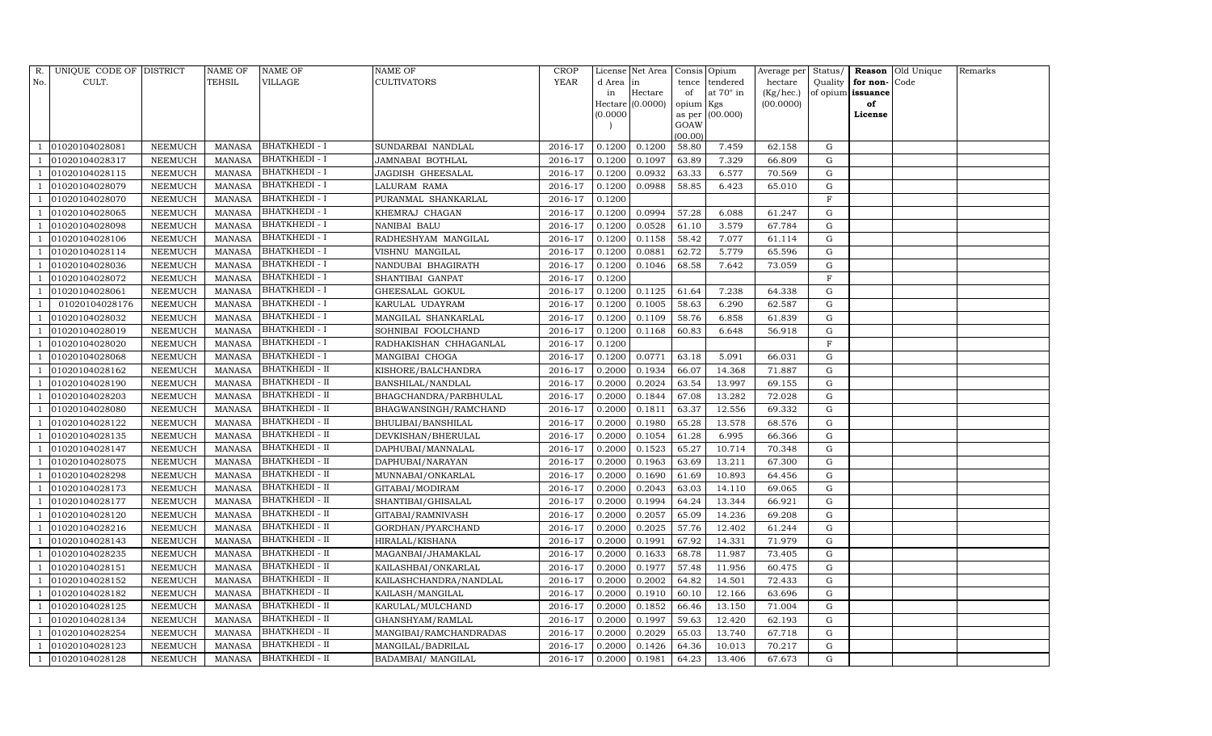| R. No. | UNIQUE CODE OF CULT. | DISTRICT | NAME OF TEHSIL | NAME OF VILLAGE | NAME OF CULTIVATORS | CROP YEAR | License d Area in Hectare (0.0000) | Net Area in Hectare (0.0000) | Consis tence of opium as per GOAW (00.00) | Opium tendered at 70° in Kgs (00.000) | Average per hectare (Kg/hec.) (00.0000) | Status/ Quality of opium | Reason for non-issuance of License | Old Unique Code | Remarks |
|---|---|---|---|---|---|---|---|---|---|---|---|---|---|---|---|
| 1 | 01020104028081 | NEEMUCH | MANASA | BHATKHEDI - I | SUNDARBAI NANDLAL | 2016-17 | 0.1200 | 0.1200 | 58.80 | 7.459 | 62.158 | G | | | |
| 1 | 01020104028317 | NEEMUCH | MANASA | BHATKHEDI - I | JAMNABAI BOTHLAL | 2016-17 | 0.1200 | 0.1097 | 63.89 | 7.329 | 66.809 | G | | | |
| 1 | 01020104028115 | NEEMUCH | MANASA | BHATKHEDI - I | JAGDISH GHEESALAL | 2016-17 | 0.1200 | 0.0932 | 63.33 | 6.577 | 70.569 | G | | | |
| 1 | 01020104028079 | NEEMUCH | MANASA | BHATKHEDI - I | LALURAM RAMA | 2016-17 | 0.1200 | 0.0988 | 58.85 | 6.423 | 65.010 | G | | | |
| 1 | 01020104028070 | NEEMUCH | MANASA | BHATKHEDI - I | PURANMAL SHANKARLAL | 2016-17 | 0.1200 | | | | | F | | | |
| 1 | 01020104028065 | NEEMUCH | MANASA | BHATKHEDI - I | KHEMRAJ CHAGAN | 2016-17 | 0.1200 | 0.0994 | 57.28 | 6.088 | 61.247 | G | | | |
| 1 | 01020104028098 | NEEMUCH | MANASA | BHATKHEDI - I | NANIBAI BALU | 2016-17 | 0.1200 | 0.0528 | 61.10 | 3.579 | 67.784 | G | | | |
| 1 | 01020104028106 | NEEMUCH | MANASA | BHATKHEDI - I | RADHESHYAM MANGILAL | 2016-17 | 0.1200 | 0.1158 | 58.42 | 7.077 | 61.114 | G | | | |
| 1 | 01020104028114 | NEEMUCH | MANASA | BHATKHEDI - I | VISHNU MANGILAL | 2016-17 | 0.1200 | 0.0881 | 62.72 | 5.779 | 65.596 | G | | | |
| 1 | 01020104028036 | NEEMUCH | MANASA | BHATKHEDI - I | NANDUBAI BHAGIRATH | 2016-17 | 0.1200 | 0.1046 | 68.58 | 7.642 | 73.059 | G | | | |
| 1 | 01020104028072 | NEEMUCH | MANASA | BHATKHEDI - I | SHANTIBAI GANPAT | 2016-17 | 0.1200 | | | | | F | | | |
| 1 | 01020104028061 | NEEMUCH | MANASA | BHATKHEDI - I | GHEESALAL GOKUL | 2016-17 | 0.1200 | 0.1125 | 61.64 | 7.238 | 64.338 | G | | | |
| 1 | 01020104028176 | NEEMUCH | MANASA | BHATKHEDI - I | KARULAL UDAYRAM | 2016-17 | 0.1200 | 0.1005 | 58.63 | 6.290 | 62.587 | G | | | |
| 1 | 01020104028032 | NEEMUCH | MANASA | BHATKHEDI - I | MANGILAL SHANKARLAL | 2016-17 | 0.1200 | 0.1109 | 58.76 | 6.858 | 61.839 | G | | | |
| 1 | 01020104028019 | NEEMUCH | MANASA | BHATKHEDI - I | SOHNIBAI FOOLCHAND | 2016-17 | 0.1200 | 0.1168 | 60.83 | 6.648 | 56.918 | G | | | |
| 1 | 01020104028020 | NEEMUCH | MANASA | BHATKHEDI - I | RADHAKISHAN CHHAGANLAL | 2016-17 | 0.1200 | | | | | F | | | |
| 1 | 01020104028068 | NEEMUCH | MANASA | BHATKHEDI - I | MANGIBAI CHOGA | 2016-17 | 0.1200 | 0.0771 | 63.18 | 5.091 | 66.031 | G | | | |
| 1 | 01020104028162 | NEEMUCH | MANASA | BHATKHEDI - II | KISHORE/BALCHANDRA | 2016-17 | 0.2000 | 0.1934 | 66.07 | 14.368 | 71.887 | G | | | |
| 1 | 01020104028190 | NEEMUCH | MANASA | BHATKHEDI - II | BANSHILAL/NANDLAL | 2016-17 | 0.2000 | 0.2024 | 63.54 | 13.997 | 69.155 | G | | | |
| 1 | 01020104028203 | NEEMUCH | MANASA | BHATKHEDI - II | BHAGCHANDRA/PARBHULAL | 2016-17 | 0.2000 | 0.1844 | 67.08 | 13.282 | 72.028 | G | | | |
| 1 | 01020104028080 | NEEMUCH | MANASA | BHATKHEDI - II | BHAGWANSINGH/RAMCHAND | 2016-17 | 0.2000 | 0.1811 | 63.37 | 12.556 | 69.332 | G | | | |
| 1 | 01020104028122 | NEEMUCH | MANASA | BHATKHEDI - II | BHULIBAI/BANSHILAL | 2016-17 | 0.2000 | 0.1980 | 65.28 | 13.578 | 68.576 | G | | | |
| 1 | 01020104028135 | NEEMUCH | MANASA | BHATKHEDI - II | DEVKISHAN/BHERULAL | 2016-17 | 0.2000 | 0.1054 | 61.28 | 6.995 | 66.366 | G | | | |
| 1 | 01020104028147 | NEEMUCH | MANASA | BHATKHEDI - II | DAPHUBAI/MANNALAL | 2016-17 | 0.2000 | 0.1523 | 65.27 | 10.714 | 70.348 | G | | | |
| 1 | 01020104028075 | NEEMUCH | MANASA | BHATKHEDI - II | DAPHUBAI/NARAYAN | 2016-17 | 0.2000 | 0.1963 | 63.69 | 13.211 | 67.300 | G | | | |
| 1 | 01020104028298 | NEEMUCH | MANASA | BHATKHEDI - II | MUNNABAI/ONKARLAL | 2016-17 | 0.2000 | 0.1690 | 61.69 | 10.893 | 64.456 | G | | | |
| 1 | 01020104028173 | NEEMUCH | MANASA | BHATKHEDI - II | GITABAI/MODIRAM | 2016-17 | 0.2000 | 0.2043 | 63.03 | 14.110 | 69.065 | G | | | |
| 1 | 01020104028177 | NEEMUCH | MANASA | BHATKHEDI - II | SHANTIBAI/GHISALAL | 2016-17 | 0.2000 | 0.1994 | 64.24 | 13.344 | 66.921 | G | | | |
| 1 | 01020104028120 | NEEMUCH | MANASA | BHATKHEDI - II | GITABAI/RAMNIVASH | 2016-17 | 0.2000 | 0.2057 | 65.09 | 14.236 | 69.208 | G | | | |
| 1 | 01020104028216 | NEEMUCH | MANASA | BHATKHEDI - II | GORDHAN/PYARCHAND | 2016-17 | 0.2000 | 0.2025 | 57.76 | 12.402 | 61.244 | G | | | |
| 1 | 01020104028143 | NEEMUCH | MANASA | BHATKHEDI - II | HIRALAL/KISHANA | 2016-17 | 0.2000 | 0.1991 | 67.92 | 14.331 | 71.979 | G | | | |
| 1 | 01020104028235 | NEEMUCH | MANASA | BHATKHEDI - II | MAGANBAI/JHAMAKLAL | 2016-17 | 0.2000 | 0.1633 | 68.78 | 11.987 | 73.405 | G | | | |
| 1 | 01020104028151 | NEEMUCH | MANASA | BHATKHEDI - II | KAILASHBAI/ONKARLAL | 2016-17 | 0.2000 | 0.1977 | 57.48 | 11.956 | 60.475 | G | | | |
| 1 | 01020104028152 | NEEMUCH | MANASA | BHATKHEDI - II | KAILASHCHANDRA/NANDLAL | 2016-17 | 0.2000 | 0.2002 | 64.82 | 14.501 | 72.433 | G | | | |
| 1 | 01020104028182 | NEEMUCH | MANASA | BHATKHEDI - II | KAILASH/MANGILAL | 2016-17 | 0.2000 | 0.1910 | 60.10 | 12.166 | 63.696 | G | | | |
| 1 | 01020104028125 | NEEMUCH | MANASA | BHATKHEDI - II | KARULAL/MULCHAND | 2016-17 | 0.2000 | 0.1852 | 66.46 | 13.150 | 71.004 | G | | | |
| 1 | 01020104028134 | NEEMUCH | MANASA | BHATKHEDI - II | GHANSHYAM/RAMLAL | 2016-17 | 0.2000 | 0.1997 | 59.63 | 12.420 | 62.193 | G | | | |
| 1 | 01020104028254 | NEEMUCH | MANASA | BHATKHEDI - II | MANGIBAI/RAMCHANDRADAS | 2016-17 | 0.2000 | 0.2029 | 65.03 | 13.740 | 67.718 | G | | | |
| 1 | 01020104028123 | NEEMUCH | MANASA | BHATKHEDI - II | MANGILAL/BADRILAL | 2016-17 | 0.2000 | 0.1426 | 64.36 | 10.013 | 70.217 | G | | | |
| 1 | 01020104028128 | NEEMUCH | MANASA | BHATKHEDI - II | BADAMBAI/ MANGILAL | 2016-17 | 0.2000 | 0.1981 | 64.23 | 13.406 | 67.673 | G | | | |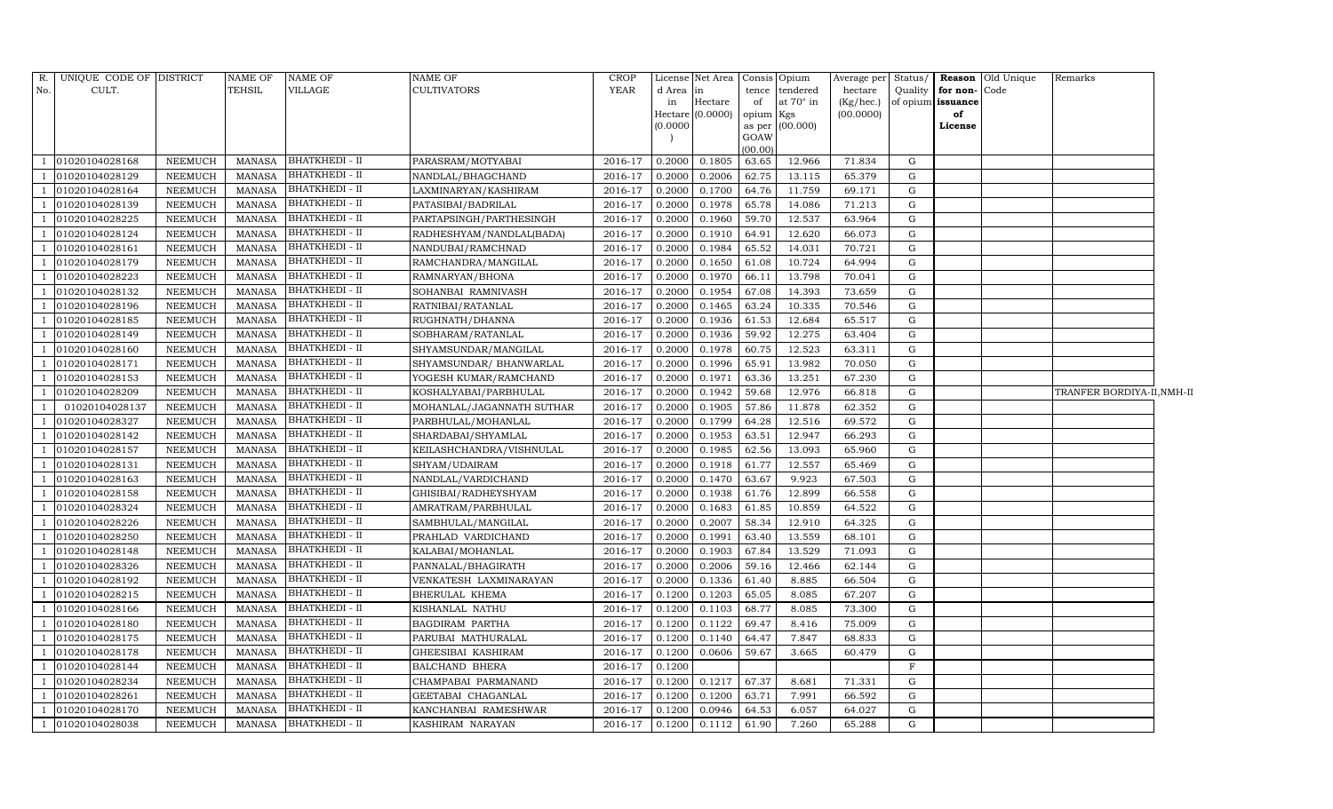| R. No. | UNIQUE CODE OF CULT. | DISTRICT | NAME OF TEHSIL | NAME OF VILLAGE | NAME OF CULTIVATORS | CROP YEAR | License d Area in Hectare (0.0000) | Net Area in Hectare (0.0000) | Consis tence of opium as per GOAW (00.00) | Opium tendered at 70° in Kgs (00.000) | Average per hectare (Kg/hec.) (00.0000) | Status/ Quality of opium | Reason for non-issuance of License | Old Unique Code | Remarks |
|---|---|---|---|---|---|---|---|---|---|---|---|---|---|---|---|
| 1 | 01020104028168 | NEEMUCH | MANASA | BHATKHEDI - II | PARASRAM/MOTYABAI | 2016-17 | 0.2000 | 0.1805 | 63.65 | 12.966 | 71.834 | G | | | |
| 1 | 01020104028129 | NEEMUCH | MANASA | BHATKHEDI - II | NANDLAL/BHAGCHAND | 2016-17 | 0.2000 | 0.2006 | 62.75 | 13.115 | 65.379 | G | | | |
| 1 | 01020104028164 | NEEMUCH | MANASA | BHATKHEDI - II | LAXMINARYAN/KASHIRAM | 2016-17 | 0.2000 | 0.1700 | 64.76 | 11.759 | 69.171 | G | | | |
| 1 | 01020104028139 | NEEMUCH | MANASA | BHATKHEDI - II | PATASIBAI/BADRILAL | 2016-17 | 0.2000 | 0.1978 | 65.78 | 14.086 | 71.213 | G | | | |
| 1 | 01020104028225 | NEEMUCH | MANASA | BHATKHEDI - II | PARTAPSINGH/PARTHESINGH | 2016-17 | 0.2000 | 0.1960 | 59.70 | 12.537 | 63.964 | G | | | |
| 1 | 01020104028124 | NEEMUCH | MANASA | BHATKHEDI - II | RADHESHYAM/NANDLAL(BADA) | 2016-17 | 0.2000 | 0.1910 | 64.91 | 12.620 | 66.073 | G | | | |
| 1 | 01020104028161 | NEEMUCH | MANASA | BHATKHEDI - II | NANDUBAI/RAMCHNAD | 2016-17 | 0.2000 | 0.1984 | 65.52 | 14.031 | 70.721 | G | | | |
| 1 | 01020104028179 | NEEMUCH | MANASA | BHATKHEDI - II | RAMCHANDRA/MANGILAL | 2016-17 | 0.2000 | 0.1650 | 61.08 | 10.724 | 64.994 | G | | | |
| 1 | 01020104028223 | NEEMUCH | MANASA | BHATKHEDI - II | RAMNARYAN/BHONA | 2016-17 | 0.2000 | 0.1970 | 66.11 | 13.798 | 70.041 | G | | | |
| 1 | 01020104028132 | NEEMUCH | MANASA | BHATKHEDI - II | SOHANBAI RAMNIVASH | 2016-17 | 0.2000 | 0.1954 | 67.08 | 14.393 | 73.659 | G | | | |
| 1 | 01020104028196 | NEEMUCH | MANASA | BHATKHEDI - II | RATNIBAI/RATANLAL | 2016-17 | 0.2000 | 0.1465 | 63.24 | 10.335 | 70.546 | G | | | |
| 1 | 01020104028185 | NEEMUCH | MANASA | BHATKHEDI - II | RUGHNATH/DHANNA | 2016-17 | 0.2000 | 0.1936 | 61.53 | 12.684 | 65.517 | G | | | |
| 1 | 01020104028149 | NEEMUCH | MANASA | BHATKHEDI - II | SOBHARAM/RATANLAL | 2016-17 | 0.2000 | 0.1936 | 59.92 | 12.275 | 63.404 | G | | | |
| 1 | 01020104028160 | NEEMUCH | MANASA | BHATKHEDI - II | SHYAMSUNDAR/MANGILAL | 2016-17 | 0.2000 | 0.1978 | 60.75 | 12.523 | 63.311 | G | | | |
| 1 | 01020104028171 | NEEMUCH | MANASA | BHATKHEDI - II | SHYAMSUNDAR/ BHANWARLAL | 2016-17 | 0.2000 | 0.1996 | 65.91 | 13.982 | 70.050 | G | | | |
| 1 | 01020104028153 | NEEMUCH | MANASA | BHATKHEDI - II | YOGESH KUMAR/RAMCHAND | 2016-17 | 0.2000 | 0.1971 | 63.36 | 13.251 | 67.230 | G | | | |
| 1 | 01020104028209 | NEEMUCH | MANASA | BHATKHEDI - II | KOSHALYABAI/PARBHULAL | 2016-17 | 0.2000 | 0.1942 | 59.68 | 12.976 | 66.818 | G | | | TRANFER BORDIYA-II,NMH-II |
| 1 | 01020104028137 | NEEMUCH | MANASA | BHATKHEDI - II | MOHANLAL/JAGANNATH SUTHAR | 2016-17 | 0.2000 | 0.1905 | 57.86 | 11.878 | 62.352 | G | | | |
| 1 | 01020104028327 | NEEMUCH | MANASA | BHATKHEDI - II | PARBHULAL/MOHANLAL | 2016-17 | 0.2000 | 0.1799 | 64.28 | 12.516 | 69.572 | G | | | |
| 1 | 01020104028142 | NEEMUCH | MANASA | BHATKHEDI - II | SHARDABAI/SHYAMLAL | 2016-17 | 0.2000 | 0.1953 | 63.51 | 12.947 | 66.293 | G | | | |
| 1 | 01020104028157 | NEEMUCH | MANASA | BHATKHEDI - II | KEILASHCHANDRA/VISHNULAL | 2016-17 | 0.2000 | 0.1985 | 62.56 | 13.093 | 65.960 | G | | | |
| 1 | 01020104028131 | NEEMUCH | MANASA | BHATKHEDI - II | SHYAM/UDAIRAM | 2016-17 | 0.2000 | 0.1918 | 61.77 | 12.557 | 65.469 | G | | | |
| 1 | 01020104028163 | NEEMUCH | MANASA | BHATKHEDI - II | NANDLAL/VARDICHAND | 2016-17 | 0.2000 | 0.1470 | 63.67 | 9.923 | 67.503 | G | | | |
| 1 | 01020104028158 | NEEMUCH | MANASA | BHATKHEDI - II | GHISIBAI/RADHEYSHYAM | 2016-17 | 0.2000 | 0.1938 | 61.76 | 12.899 | 66.558 | G | | | |
| 1 | 01020104028324 | NEEMUCH | MANASA | BHATKHEDI - II | AMRATRAM/PARBHULAL | 2016-17 | 0.2000 | 0.1683 | 61.85 | 10.859 | 64.522 | G | | | |
| 1 | 01020104028226 | NEEMUCH | MANASA | BHATKHEDI - II | SAMBHULAL/MANGILAL | 2016-17 | 0.2000 | 0.2007 | 58.34 | 12.910 | 64.325 | G | | | |
| 1 | 01020104028250 | NEEMUCH | MANASA | BHATKHEDI - II | PRAHLAD VARDICHAND | 2016-17 | 0.2000 | 0.1991 | 63.40 | 13.559 | 68.101 | G | | | |
| 1 | 01020104028148 | NEEMUCH | MANASA | BHATKHEDI - II | KALABAI/MOHANLAL | 2016-17 | 0.2000 | 0.1903 | 67.84 | 13.529 | 71.093 | G | | | |
| 1 | 01020104028326 | NEEMUCH | MANASA | BHATKHEDI - II | PANNALAL/BHAGIRATH | 2016-17 | 0.2000 | 0.2006 | 59.16 | 12.466 | 62.144 | G | | | |
| 1 | 01020104028192 | NEEMUCH | MANASA | BHATKHEDI - II | VENKATESH LAXMINARAYAN | 2016-17 | 0.2000 | 0.1336 | 61.40 | 8.885 | 66.504 | G | | | |
| 1 | 01020104028215 | NEEMUCH | MANASA | BHATKHEDI - II | BHERULAL KHEMA | 2016-17 | 0.1200 | 0.1203 | 65.05 | 8.085 | 67.207 | G | | | |
| 1 | 01020104028166 | NEEMUCH | MANASA | BHATKHEDI - II | KISHANLAL NATHU | 2016-17 | 0.1200 | 0.1103 | 68.77 | 8.085 | 73.300 | G | | | |
| 1 | 01020104028180 | NEEMUCH | MANASA | BHATKHEDI - II | BAGDIRAM PARTHA | 2016-17 | 0.1200 | 0.1122 | 69.47 | 8.416 | 75.009 | G | | | |
| 1 | 01020104028175 | NEEMUCH | MANASA | BHATKHEDI - II | PARUBAI MATHURALAL | 2016-17 | 0.1200 | 0.1140 | 64.47 | 7.847 | 68.833 | G | | | |
| 1 | 01020104028178 | NEEMUCH | MANASA | BHATKHEDI - II | GHEESIBAI KASHIRAM | 2016-17 | 0.1200 | 0.0606 | 59.67 | 3.665 | 60.479 | G | | | |
| 1 | 01020104028144 | NEEMUCH | MANASA | BHATKHEDI - II | BALCHAND BHERA | 2016-17 | 0.1200 | | | | | F | | | |
| 1 | 01020104028234 | NEEMUCH | MANASA | BHATKHEDI - II | CHAMPABAI PARMANAND | 2016-17 | 0.1200 | 0.1217 | 67.37 | 8.681 | 71.331 | G | | | |
| 1 | 01020104028261 | NEEMUCH | MANASA | BHATKHEDI - II | GEETABAI CHAGANLAL | 2016-17 | 0.1200 | 0.1200 | 63.71 | 7.991 | 66.592 | G | | | |
| 1 | 01020104028170 | NEEMUCH | MANASA | BHATKHEDI - II | KANCHANBAI RAMESHWAR | 2016-17 | 0.1200 | 0.0946 | 64.53 | 6.057 | 64.027 | G | | | |
| 1 | 01020104028038 | NEEMUCH | MANASA | BHATKHEDI - II | KASHIRAM NARAYAN | 2016-17 | 0.1200 | 0.1112 | 61.90 | 7.260 | 65.288 | G | | | |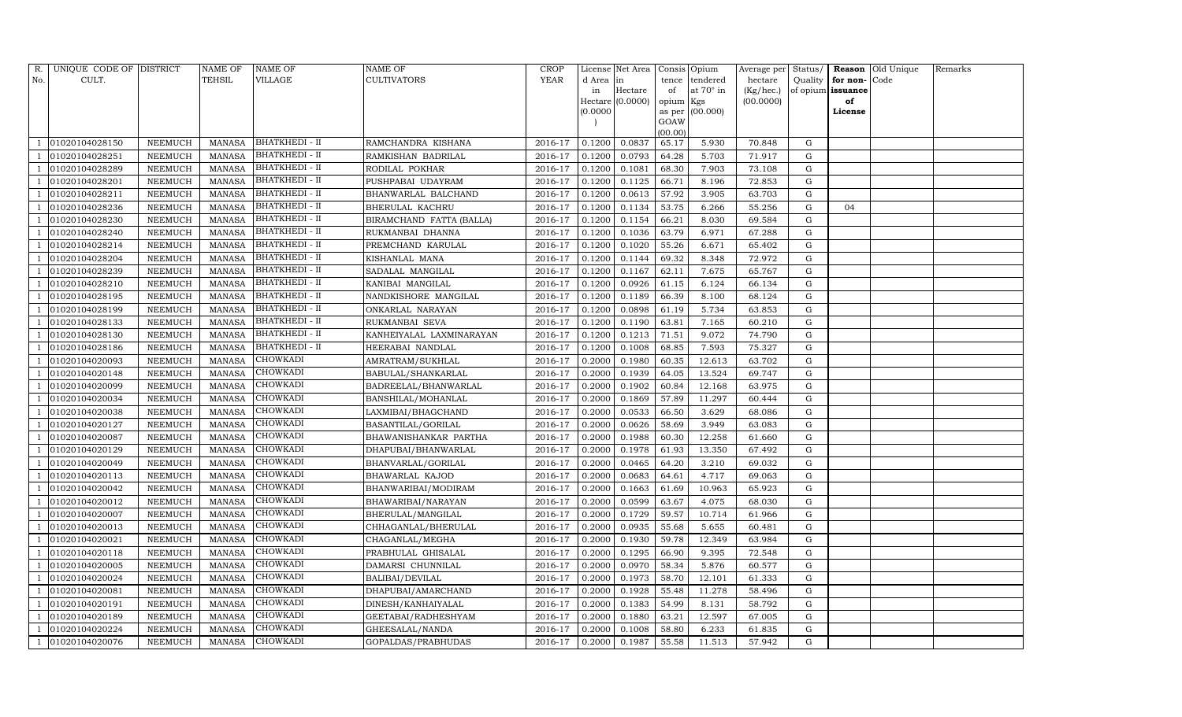| R. No. | UNIQUE CODE OF CULT. | DISTRICT | NAME OF TEHSIL | NAME OF VILLAGE | NAME OF CULTIVATORS | CROP YEAR | License d Area in Hectare (0.0000) | Net Area in Hectare (0.0000) | Consis tence of opium as per GOAW (00.00) | Opium tendered at 70° in Kgs (00.000) | Average per hectare (Kg/hec.) (00.0000) | Status/ Quality of opium | Reason for non-issuance of License | Old Unique Code | Remarks |
|---|---|---|---|---|---|---|---|---|---|---|---|---|---|---|---|
| 1 | 01020104028150 | NEEMUCH | MANASA | BHATKHEDI - II | RAMCHANDRA KISHANA | 2016-17 | 0.1200 | 0.0837 | 65.17 | 5.930 | 70.848 | G | | | |
| 1 | 01020104028251 | NEEMUCH | MANASA | BHATKHEDI - II | RAMKISHAN BADRILAL | 2016-17 | 0.1200 | 0.0793 | 64.28 | 5.703 | 71.917 | G | | | |
| 1 | 01020104028289 | NEEMUCH | MANASA | BHATKHEDI - II | RODILAL POKHAR | 2016-17 | 0.1200 | 0.1081 | 68.30 | 7.903 | 73.108 | G | | | |
| 1 | 01020104028201 | NEEMUCH | MANASA | BHATKHEDI - II | PUSHPABAI UDAYRAM | 2016-17 | 0.1200 | 0.1125 | 66.71 | 8.196 | 72.853 | G | | | |
| 1 | 01020104028211 | NEEMUCH | MANASA | BHATKHEDI - II | BHANWARLAL BALCHAND | 2016-17 | 0.1200 | 0.0613 | 57.92 | 3.905 | 63.703 | G | | | |
| 1 | 01020104028236 | NEEMUCH | MANASA | BHATKHEDI - II | BHERULAL KACHRU | 2016-17 | 0.1200 | 0.1134 | 53.75 | 6.266 | 55.256 | G | 04 | | |
| 1 | 01020104028230 | NEEMUCH | MANASA | BHATKHEDI - II | BIRAMCHAND FATTA (BALLA) | 2016-17 | 0.1200 | 0.1154 | 66.21 | 8.030 | 69.584 | G | | | |
| 1 | 01020104028240 | NEEMUCH | MANASA | BHATKHEDI - II | RUKMANBAI DHANNA | 2016-17 | 0.1200 | 0.1036 | 63.79 | 6.971 | 67.288 | G | | | |
| 1 | 01020104028214 | NEEMUCH | MANASA | BHATKHEDI - II | PREMCHAND KARULAL | 2016-17 | 0.1200 | 0.1020 | 55.26 | 6.671 | 65.402 | G | | | |
| 1 | 01020104028204 | NEEMUCH | MANASA | BHATKHEDI - II | KISHANLAL MANA | 2016-17 | 0.1200 | 0.1144 | 69.32 | 8.348 | 72.972 | G | | | |
| 1 | 01020104028239 | NEEMUCH | MANASA | BHATKHEDI - II | SADALAL MANGILAL | 2016-17 | 0.1200 | 0.1167 | 62.11 | 7.675 | 65.767 | G | | | |
| 1 | 01020104028210 | NEEMUCH | MANASA | BHATKHEDI - II | KANIBAI MANGILAL | 2016-17 | 0.1200 | 0.0926 | 61.15 | 6.124 | 66.134 | G | | | |
| 1 | 01020104028195 | NEEMUCH | MANASA | BHATKHEDI - II | NANDKISHORE MANGILAL | 2016-17 | 0.1200 | 0.1189 | 66.39 | 8.100 | 68.124 | G | | | |
| 1 | 01020104028199 | NEEMUCH | MANASA | BHATKHEDI - II | ONKARLAL NARAYAN | 2016-17 | 0.1200 | 0.0898 | 61.19 | 5.734 | 63.853 | G | | | |
| 1 | 01020104028133 | NEEMUCH | MANASA | BHATKHEDI - II | RUKMANBAI SEVA | 2016-17 | 0.1200 | 0.1190 | 63.81 | 7.165 | 60.210 | G | | | |
| 1 | 01020104028130 | NEEMUCH | MANASA | BHATKHEDI - II | KANHEIYALAL LAXMINARAYAN | 2016-17 | 0.1200 | 0.1213 | 71.51 | 9.072 | 74.790 | G | | | |
| 1 | 01020104028186 | NEEMUCH | MANASA | BHATKHEDI - II | HEERABAI NANDLAL | 2016-17 | 0.1200 | 0.1008 | 68.85 | 7.593 | 75.327 | G | | | |
| 1 | 01020104020093 | NEEMUCH | MANASA | CHOWKADI | AMRATRAM/SUKHLAL | 2016-17 | 0.2000 | 0.1980 | 60.35 | 12.613 | 63.702 | G | | | |
| 1 | 01020104020148 | NEEMUCH | MANASA | CHOWKADI | BABULAL/SHANKARLAL | 2016-17 | 0.2000 | 0.1939 | 64.05 | 13.524 | 69.747 | G | | | |
| 1 | 01020104020099 | NEEMUCH | MANASA | CHOWKADI | BADREELAL/BHANWARLAL | 2016-17 | 0.2000 | 0.1902 | 60.84 | 12.168 | 63.975 | G | | | |
| 1 | 01020104020034 | NEEMUCH | MANASA | CHOWKADI | BANSHILAL/MOHANLAL | 2016-17 | 0.2000 | 0.1869 | 57.89 | 11.297 | 60.444 | G | | | |
| 1 | 01020104020038 | NEEMUCH | MANASA | CHOWKADI | LAXMIBAI/BHAGCHAND | 2016-17 | 0.2000 | 0.0533 | 66.50 | 3.629 | 68.086 | G | | | |
| 1 | 01020104020127 | NEEMUCH | MANASA | CHOWKADI | BASANTILAL/GORILAL | 2016-17 | 0.2000 | 0.0626 | 58.69 | 3.949 | 63.083 | G | | | |
| 1 | 01020104020087 | NEEMUCH | MANASA | CHOWKADI | BHAWANISHANKAR PARTHA | 2016-17 | 0.2000 | 0.1988 | 60.30 | 12.258 | 61.660 | G | | | |
| 1 | 01020104020129 | NEEMUCH | MANASA | CHOWKADI | DHAPUBAI/BHANWARLAL | 2016-17 | 0.2000 | 0.1978 | 61.93 | 13.350 | 67.492 | G | | | |
| 1 | 01020104020049 | NEEMUCH | MANASA | CHOWKADI | BHANVARLAL/GORILAL | 2016-17 | 0.2000 | 0.0465 | 64.20 | 3.210 | 69.032 | G | | | |
| 1 | 01020104020113 | NEEMUCH | MANASA | CHOWKADI | BHAWARLAL KAJOD | 2016-17 | 0.2000 | 0.0683 | 64.61 | 4.717 | 69.063 | G | | | |
| 1 | 01020104020042 | NEEMUCH | MANASA | CHOWKADI | BHANWARIBAI/MODIRAM | 2016-17 | 0.2000 | 0.1663 | 61.69 | 10.963 | 65.923 | G | | | |
| 1 | 01020104020012 | NEEMUCH | MANASA | CHOWKADI | BHAWARIBAI/NARAYAN | 2016-17 | 0.2000 | 0.0599 | 63.67 | 4.075 | 68.030 | G | | | |
| 1 | 01020104020007 | NEEMUCH | MANASA | CHOWKADI | BHERULAL/MANGILAL | 2016-17 | 0.2000 | 0.1729 | 59.57 | 10.714 | 61.966 | G | | | |
| 1 | 01020104020013 | NEEMUCH | MANASA | CHOWKADI | CHHAGANLAL/BHERULAL | 2016-17 | 0.2000 | 0.0935 | 55.68 | 5.655 | 60.481 | G | | | |
| 1 | 01020104020021 | NEEMUCH | MANASA | CHOWKADI | CHAGANLAL/MEGHA | 2016-17 | 0.2000 | 0.1930 | 59.78 | 12.349 | 63.984 | G | | | |
| 1 | 01020104020118 | NEEMUCH | MANASA | CHOWKADI | PRABHULAL GHISALAL | 2016-17 | 0.2000 | 0.1295 | 66.90 | 9.395 | 72.548 | G | | | |
| 1 | 01020104020005 | NEEMUCH | MANASA | CHOWKADI | DAMARSI CHUNNILAL | 2016-17 | 0.2000 | 0.0970 | 58.34 | 5.876 | 60.577 | G | | | |
| 1 | 01020104020024 | NEEMUCH | MANASA | CHOWKADI | BALIBAI/DEVILAL | 2016-17 | 0.2000 | 0.1973 | 58.70 | 12.101 | 61.333 | G | | | |
| 1 | 01020104020081 | NEEMUCH | MANASA | CHOWKADI | DHAPUBAI/AMARCHAND | 2016-17 | 0.2000 | 0.1928 | 55.48 | 11.278 | 58.496 | G | | | |
| 1 | 01020104020191 | NEEMUCH | MANASA | CHOWKADI | DINESH/KANHAIYALAL | 2016-17 | 0.2000 | 0.1383 | 54.99 | 8.131 | 58.792 | G | | | |
| 1 | 01020104020189 | NEEMUCH | MANASA | CHOWKADI | GEETABAI/RADHESHYAM | 2016-17 | 0.2000 | 0.1880 | 63.21 | 12.597 | 67.005 | G | | | |
| 1 | 01020104020224 | NEEMUCH | MANASA | CHOWKADI | GHEESALAL/NANDA | 2016-17 | 0.2000 | 0.1008 | 58.80 | 6.233 | 61.835 | G | | | |
| 1 | 01020104020076 | NEEMUCH | MANASA | CHOWKADI | GOPALDAS/PRABHUDAS | 2016-17 | 0.2000 | 0.1987 | 55.58 | 11.513 | 57.942 | G | | | |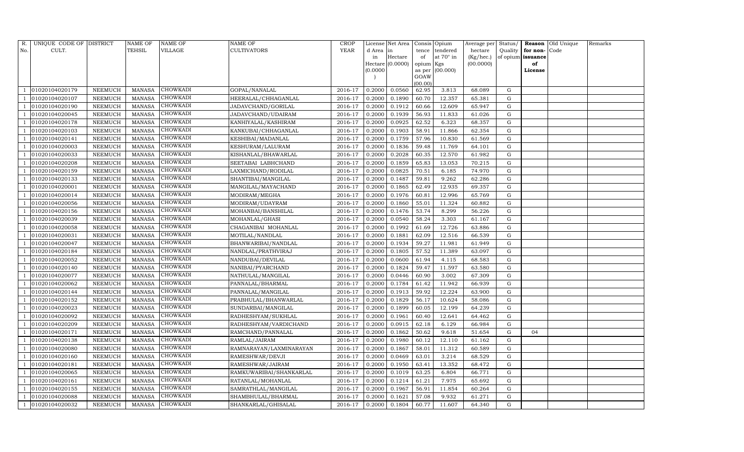| R. No. | UNIQUE CODE OF CULT. | DISTRICT | NAME OF TEHSIL | NAME OF VILLAGE | NAME OF CULTIVATORS | CROP YEAR | License d Area in Hectare (0.0000) | Net Area in Hectare (0.0000) | Consis tence of opium as per GOAW (00.00) | Opium tendered at 70° in Kgs (00.000) | Average per hectare (Kg/hec.) (00.0000) | Status/ Quality of opium | Reason for non-issuance of License | Old Unique Code | Remarks |
|---|---|---|---|---|---|---|---|---|---|---|---|---|---|---|---|
| 1 | 01020104020179 | NEEMUCH | MANASA | CHOWKADI | GOPAL/NANALAL | 2016-17 | 0.2000 | 0.0560 | 62.95 | 3.813 | 68.089 | G | | | |
| 1 | 01020104020107 | NEEMUCH | MANASA | CHOWKADI | HEERALAL/CHHAGANLAL | 2016-17 | 0.2000 | 0.1890 | 60.70 | 12.357 | 65.381 | G | | | |
| 1 | 01020104020190 | NEEMUCH | MANASA | CHOWKADI | JADAVCHAND/GORILAL | 2016-17 | 0.2000 | 0.1912 | 60.66 | 12.609 | 65.947 | G | | | |
| 1 | 01020104020045 | NEEMUCH | MANASA | CHOWKADI | JADAVCHAND/UDAIRAM | 2016-17 | 0.2000 | 0.1939 | 56.93 | 11.833 | 61.026 | G | | | |
| 1 | 01020104020178 | NEEMUCH | MANASA | CHOWKADI | KANHIYALAL/KASHIRAM | 2016-17 | 0.2000 | 0.0925 | 62.52 | 6.323 | 68.357 | G | | | |
| 1 | 01020104020103 | NEEMUCH | MANASA | CHOWKADI | KANKUBAI/CHHAGANLAL | 2016-17 | 0.2000 | 0.1903 | 58.91 | 11.866 | 62.354 | G | | | |
| 1 | 01020104020141 | NEEMUCH | MANASA | CHOWKADI | KESHIBAI/MADANLAL | 2016-17 | 0.2000 | 0.1759 | 57.96 | 10.830 | 61.569 | G | | | |
| 1 | 01020104020003 | NEEMUCH | MANASA | CHOWKADI | KESHURAM/LALURAM | 2016-17 | 0.2000 | 0.1836 | 59.48 | 11.769 | 64.101 | G | | | |
| 1 | 01020104020033 | NEEMUCH | MANASA | CHOWKADI | KISHANLAL/BHAWARLAL | 2016-17 | 0.2000 | 0.2028 | 60.35 | 12.570 | 61.982 | G | | | |
| 1 | 01020104020208 | NEEMUCH | MANASA | CHOWKADI | SEETABAI LABHCHAND | 2016-17 | 0.2000 | 0.1859 | 65.83 | 13.053 | 70.215 | G | | | |
| 1 | 01020104020159 | NEEMUCH | MANASA | CHOWKADI | LAXMICHAND/RODILAL | 2016-17 | 0.2000 | 0.0825 | 70.51 | 6.185 | 74.970 | G | | | |
| 1 | 01020104020133 | NEEMUCH | MANASA | CHOWKADI | SHANTIBAI/MANGILAL | 2016-17 | 0.2000 | 0.1487 | 59.81 | 9.262 | 62.286 | G | | | |
| 1 | 01020104020001 | NEEMUCH | MANASA | CHOWKADI | MANGILAL/MAYACHAND | 2016-17 | 0.2000 | 0.1865 | 62.49 | 12.935 | 69.357 | G | | | |
| 1 | 01020104020014 | NEEMUCH | MANASA | CHOWKADI | MODIRAM/MEGHA | 2016-17 | 0.2000 | 0.1976 | 60.81 | 12.996 | 65.769 | G | | | |
| 1 | 01020104020056 | NEEMUCH | MANASA | CHOWKADI | MODIRAM/UDAYRAM | 2016-17 | 0.2000 | 0.1860 | 55.01 | 11.324 | 60.882 | G | | | |
| 1 | 01020104020156 | NEEMUCH | MANASA | CHOWKADI | MOHANBAI/BANSHILAL | 2016-17 | 0.2000 | 0.1476 | 53.74 | 8.299 | 56.226 | G | | | |
| 1 | 01020104020039 | NEEMUCH | MANASA | CHOWKADI | MOHANLAL/GHASI | 2016-17 | 0.2000 | 0.0540 | 58.24 | 3.303 | 61.167 | G | | | |
| 1 | 01020104020058 | NEEMUCH | MANASA | CHOWKADI | CHAGANIBAI MOHANLAL | 2016-17 | 0.2000 | 0.1992 | 61.69 | 12.726 | 63.886 | G | | | |
| 1 | 01020104020031 | NEEMUCH | MANASA | CHOWKADI | MOTILAL/NANDLAL | 2016-17 | 0.2000 | 0.1881 | 62.09 | 12.516 | 66.539 | G | | | |
| 1 | 01020104020047 | NEEMUCH | MANASA | CHOWKADI | BHANWARIBAI/NANDLAL | 2016-17 | 0.2000 | 0.1934 | 59.27 | 11.981 | 61.949 | G | | | |
| 1 | 01020104020184 | NEEMUCH | MANASA | CHOWKADI | NANDLAL/PRATHVIRAJ | 2016-17 | 0.2000 | 0.1805 | 57.52 | 11.389 | 63.097 | G | | | |
| 1 | 01020104020052 | NEEMUCH | MANASA | CHOWKADI | NANDUBAI/DEVILAL | 2016-17 | 0.2000 | 0.0600 | 61.94 | 4.115 | 68.583 | G | | | |
| 1 | 01020104020140 | NEEMUCH | MANASA | CHOWKADI | NANIBAI/PYARCHAND | 2016-17 | 0.2000 | 0.1824 | 59.47 | 11.597 | 63.580 | G | | | |
| 1 | 01020104020077 | NEEMUCH | MANASA | CHOWKADI | NATHULAL/MANGILAL | 2016-17 | 0.2000 | 0.0446 | 60.90 | 3.002 | 67.309 | G | | | |
| 1 | 01020104020062 | NEEMUCH | MANASA | CHOWKADI | PANNALAL/BHARMAL | 2016-17 | 0.2000 | 0.1784 | 61.42 | 11.942 | 66.939 | G | | | |
| 1 | 01020104020144 | NEEMUCH | MANASA | CHOWKADI | PANNALAL/MANGILAL | 2016-17 | 0.2000 | 0.1913 | 59.92 | 12.224 | 63.900 | G | | | |
| 1 | 01020104020152 | NEEMUCH | MANASA | CHOWKADI | PRABHULAL/BHANWARLAL | 2016-17 | 0.2000 | 0.1829 | 56.17 | 10.624 | 58.086 | G | | | |
| 1 | 01020104020023 | NEEMUCH | MANASA | CHOWKADI | SUNDARBAI/MANGILAL | 2016-17 | 0.2000 | 0.1899 | 60.05 | 12.199 | 64.239 | G | | | |
| 1 | 01020104020092 | NEEMUCH | MANASA | CHOWKADI | RADHESHYAM/SUKHLAL | 2016-17 | 0.2000 | 0.1961 | 60.40 | 12.641 | 64.462 | G | | | |
| 1 | 01020104020209 | NEEMUCH | MANASA | CHOWKADI | RADHESHYAM/VARDICHAND | 2016-17 | 0.2000 | 0.0915 | 62.18 | 6.129 | 66.984 | G | | | |
| 1 | 01020104020171 | NEEMUCH | MANASA | CHOWKADI | RAMCHAND/PANNALAL | 2016-17 | 0.2000 | 0.1862 | 50.62 | 9.618 | 51.654 | G | 04 | | |
| 1 | 01020104020138 | NEEMUCH | MANASA | CHOWKADI | RAMLAL/JAIRAM | 2016-17 | 0.2000 | 0.1980 | 60.12 | 12.110 | 61.162 | G | | | |
| 1 | 01020104020080 | NEEMUCH | MANASA | CHOWKADI | RAMNARAYAN/LAXMINARAYAN | 2016-17 | 0.2000 | 0.1867 | 58.01 | 11.312 | 60.589 | G | | | |
| 1 | 01020104020160 | NEEMUCH | MANASA | CHOWKADI | RAMESHWAR/DEVJI | 2016-17 | 0.2000 | 0.0469 | 63.01 | 3.214 | 68.529 | G | | | |
| 1 | 01020104020181 | NEEMUCH | MANASA | CHOWKADI | RAMESHWAR/JAIRAM | 2016-17 | 0.2000 | 0.1950 | 63.41 | 13.352 | 68.472 | G | | | |
| 1 | 01020104020065 | NEEMUCH | MANASA | CHOWKADI | RAMKUWARIBAI/SHANKARLAL | 2016-17 | 0.2000 | 0.1019 | 63.25 | 6.804 | 66.771 | G | | | |
| 1 | 01020104020161 | NEEMUCH | MANASA | CHOWKADI | RATANLAL/MOHANLAL | 2016-17 | 0.2000 | 0.1214 | 61.21 | 7.975 | 65.692 | G | | | |
| 1 | 01020104020155 | NEEMUCH | MANASA | CHOWKADI | SAMRATHLAL/MANGILAL | 2016-17 | 0.2000 | 0.1967 | 56.91 | 11.854 | 60.264 | G | | | |
| 1 | 01020104020088 | NEEMUCH | MANASA | CHOWKADI | SHAMBHULAL/BHARMAL | 2016-17 | 0.2000 | 0.1621 | 57.08 | 9.932 | 61.271 | G | | | |
| 1 | 01020104020032 | NEEMUCH | MANASA | CHOWKADI | SHANKARLAL/GHISALAL | 2016-17 | 0.2000 | 0.1804 | 60.77 | 11.607 | 64.340 | G | | | |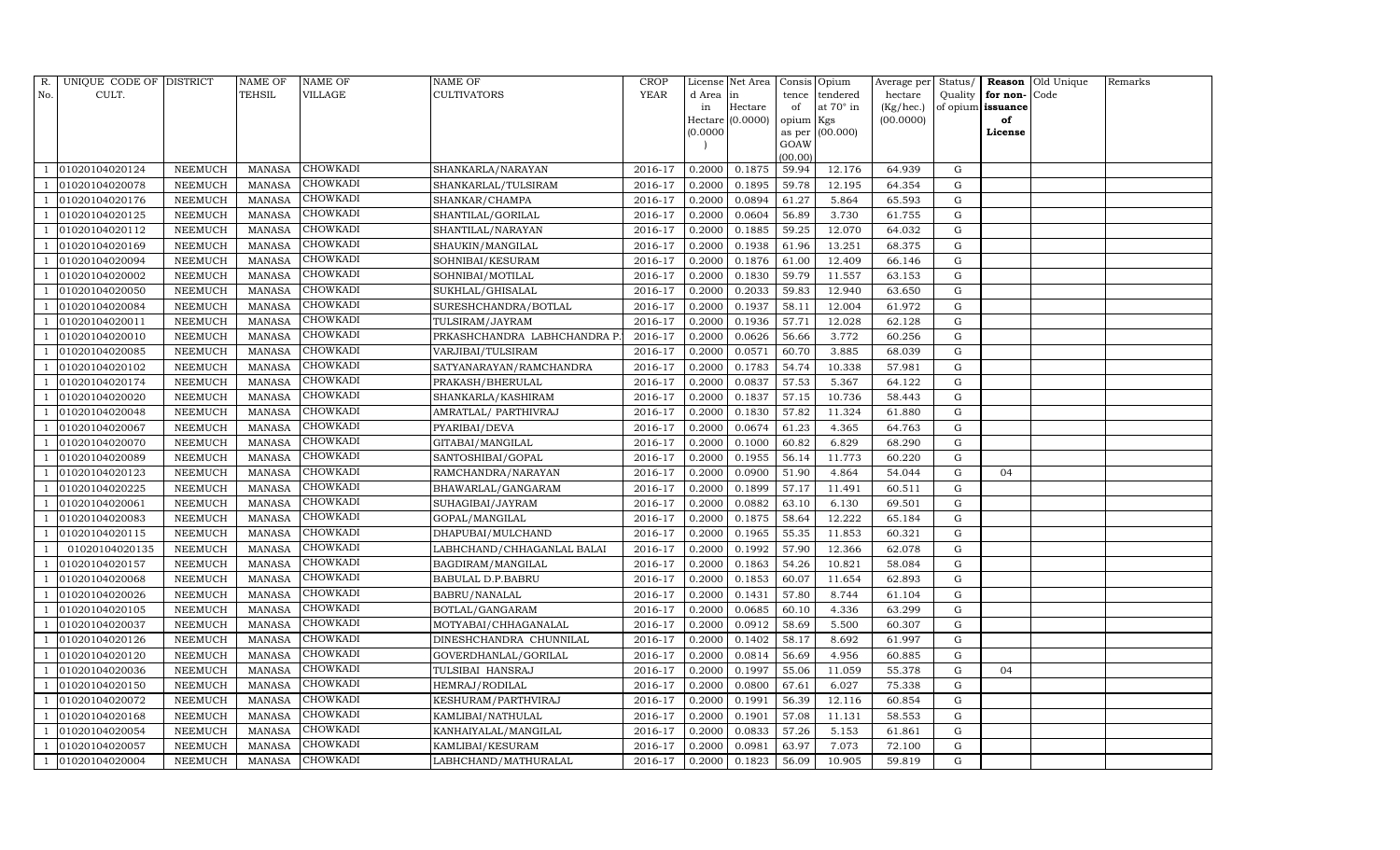| R. No. | UNIQUE CODE OF CULT. | DISTRICT | NAME OF TEHSIL | NAME OF VILLAGE | NAME OF CULTIVATORS | CROP YEAR | License d Area in Hectare (0.0000) | Net Area in Hectare (0.0000) | Consis tence of opium as per GOAW (00.00) | Opium tendered at 70° in Kgs (00.000) | Average per hectare (Kg/hec.) (00.0000) | Status/ Quality of opium | Reason for non- issuance of License | Old Unique Code | Remarks |
|---|---|---|---|---|---|---|---|---|---|---|---|---|---|---|---|
| 1 | 01020104020124 | NEEMUCH | MANASA | CHOWKADI | SHANKARLA/NARAYAN | 2016-17 | 0.2000 | 0.1875 | 59.94 | 12.176 | 64.939 | G | | | |
| 1 | 01020104020078 | NEEMUCH | MANASA | CHOWKADI | SHANKARLAL/TULSIRAM | 2016-17 | 0.2000 | 0.1895 | 59.78 | 12.195 | 64.354 | G | | | |
| 1 | 01020104020176 | NEEMUCH | MANASA | CHOWKADI | SHANKAR/CHAMPA | 2016-17 | 0.2000 | 0.0894 | 61.27 | 5.864 | 65.593 | G | | | |
| 1 | 01020104020125 | NEEMUCH | MANASA | CHOWKADI | SHANTILAL/GORILAL | 2016-17 | 0.2000 | 0.0604 | 56.89 | 3.730 | 61.755 | G | | | |
| 1 | 01020104020112 | NEEMUCH | MANASA | CHOWKADI | SHANTILAL/NARAYAN | 2016-17 | 0.2000 | 0.1885 | 59.25 | 12.070 | 64.032 | G | | | |
| 1 | 01020104020169 | NEEMUCH | MANASA | CHOWKADI | SHAUKIN/MANGILAL | 2016-17 | 0.2000 | 0.1938 | 61.96 | 13.251 | 68.375 | G | | | |
| 1 | 01020104020094 | NEEMUCH | MANASA | CHOWKADI | SOHNIBAI/KESURAM | 2016-17 | 0.2000 | 0.1876 | 61.00 | 12.409 | 66.146 | G | | | |
| 1 | 01020104020002 | NEEMUCH | MANASA | CHOWKADI | SOHNIBAI/MOTILAL | 2016-17 | 0.2000 | 0.1830 | 59.79 | 11.557 | 63.153 | G | | | |
| 1 | 01020104020050 | NEEMUCH | MANASA | CHOWKADI | SUKHLAL/GHISALAL | 2016-17 | 0.2000 | 0.2033 | 59.83 | 12.940 | 63.650 | G | | | |
| 1 | 01020104020084 | NEEMUCH | MANASA | CHOWKADI | SURESHCHANDRA/BOTLAL | 2016-17 | 0.2000 | 0.1937 | 58.11 | 12.004 | 61.972 | G | | | |
| 1 | 01020104020011 | NEEMUCH | MANASA | CHOWKADI | TULSIRAM/JAYRAM | 2016-17 | 0.2000 | 0.1936 | 57.71 | 12.028 | 62.128 | G | | | |
| 1 | 01020104020010 | NEEMUCH | MANASA | CHOWKADI | PRKASHCHANDRA LABHCHANDRA P. | 2016-17 | 0.2000 | 0.0626 | 56.66 | 3.772 | 60.256 | G | | | |
| 1 | 01020104020085 | NEEMUCH | MANASA | CHOWKADI | VARJIBAI/TULSIRAM | 2016-17 | 0.2000 | 0.0571 | 60.70 | 3.885 | 68.039 | G | | | |
| 1 | 01020104020102 | NEEMUCH | MANASA | CHOWKADI | SATYANARAYAN/RAMCHANDRA | 2016-17 | 0.2000 | 0.1783 | 54.74 | 10.338 | 57.981 | G | | | |
| 1 | 01020104020174 | NEEMUCH | MANASA | CHOWKADI | PRAKASH/BHERULAL | 2016-17 | 0.2000 | 0.0837 | 57.53 | 5.367 | 64.122 | G | | | |
| 1 | 01020104020020 | NEEMUCH | MANASA | CHOWKADI | SHANKARLA/KASHIRAM | 2016-17 | 0.2000 | 0.1837 | 57.15 | 10.736 | 58.443 | G | | | |
| 1 | 01020104020048 | NEEMUCH | MANASA | CHOWKADI | AMRATLAL/ PARTHIVRAJ | 2016-17 | 0.2000 | 0.1830 | 57.82 | 11.324 | 61.880 | G | | | |
| 1 | 01020104020067 | NEEMUCH | MANASA | CHOWKADI | PYARIBAI/DEVA | 2016-17 | 0.2000 | 0.0674 | 61.23 | 4.365 | 64.763 | G | | | |
| 1 | 01020104020070 | NEEMUCH | MANASA | CHOWKADI | GITABAI/MANGILAL | 2016-17 | 0.2000 | 0.1000 | 60.82 | 6.829 | 68.290 | G | | | |
| 1 | 01020104020089 | NEEMUCH | MANASA | CHOWKADI | SANTOSHIBAI/GOPAL | 2016-17 | 0.2000 | 0.1955 | 56.14 | 11.773 | 60.220 | G | | | |
| 1 | 01020104020123 | NEEMUCH | MANASA | CHOWKADI | RAMCHANDRA/NARAYAN | 2016-17 | 0.2000 | 0.0900 | 51.90 | 4.864 | 54.044 | G | 04 | | |
| 1 | 01020104020225 | NEEMUCH | MANASA | CHOWKADI | BHAWARLAL/GANGARAM | 2016-17 | 0.2000 | 0.1899 | 57.17 | 11.491 | 60.511 | G | | | |
| 1 | 01020104020061 | NEEMUCH | MANASA | CHOWKADI | SUHAGIBAI/JAYRAM | 2016-17 | 0.2000 | 0.0882 | 63.10 | 6.130 | 69.501 | G | | | |
| 1 | 01020104020083 | NEEMUCH | MANASA | CHOWKADI | GOPAL/MANGILAL | 2016-17 | 0.2000 | 0.1875 | 58.64 | 12.222 | 65.184 | G | | | |
| 1 | 01020104020115 | NEEMUCH | MANASA | CHOWKADI | DHAPUBAI/MULCHAND | 2016-17 | 0.2000 | 0.1965 | 55.35 | 11.853 | 60.321 | G | | | |
| 1 | 01020104020135 | NEEMUCH | MANASA | CHOWKADI | LABHCHAND/CHHAGANLAL BALAI | 2016-17 | 0.2000 | 0.1992 | 57.90 | 12.366 | 62.078 | G | | | |
| 1 | 01020104020157 | NEEMUCH | MANASA | CHOWKADI | BAGDIRAM/MANGILAL | 2016-17 | 0.2000 | 0.1863 | 54.26 | 10.821 | 58.084 | G | | | |
| 1 | 01020104020068 | NEEMUCH | MANASA | CHOWKADI | BABULAL D.P.BABRU | 2016-17 | 0.2000 | 0.1853 | 60.07 | 11.654 | 62.893 | G | | | |
| 1 | 01020104020026 | NEEMUCH | MANASA | CHOWKADI | BABRU/NANALAL | 2016-17 | 0.2000 | 0.1431 | 57.80 | 8.744 | 61.104 | G | | | |
| 1 | 01020104020105 | NEEMUCH | MANASA | CHOWKADI | BOTLAL/GANGARAM | 2016-17 | 0.2000 | 0.0685 | 60.10 | 4.336 | 63.299 | G | | | |
| 1 | 01020104020037 | NEEMUCH | MANASA | CHOWKADI | MOTYABAI/CHHAGANALAL | 2016-17 | 0.2000 | 0.0912 | 58.69 | 5.500 | 60.307 | G | | | |
| 1 | 01020104020126 | NEEMUCH | MANASA | CHOWKADI | DINESHCHANDRA CHUNNILAL | 2016-17 | 0.2000 | 0.1402 | 58.17 | 8.692 | 61.997 | G | | | |
| 1 | 01020104020120 | NEEMUCH | MANASA | CHOWKADI | GOVERDHANLAL/GORILAL | 2016-17 | 0.2000 | 0.0814 | 56.69 | 4.956 | 60.885 | G | | | |
| 1 | 01020104020036 | NEEMUCH | MANASA | CHOWKADI | TULSIBAI HANSRAJ | 2016-17 | 0.2000 | 0.1997 | 55.06 | 11.059 | 55.378 | G | 04 | | |
| 1 | 01020104020150 | NEEMUCH | MANASA | CHOWKADI | HEMRAJ/RODILAL | 2016-17 | 0.2000 | 0.0800 | 67.61 | 6.027 | 75.338 | G | | | |
| 1 | 01020104020072 | NEEMUCH | MANASA | CHOWKADI | KESHURAM/PARTHVIRAJ | 2016-17 | 0.2000 | 0.1991 | 56.39 | 12.116 | 60.854 | G | | | |
| 1 | 01020104020168 | NEEMUCH | MANASA | CHOWKADI | KAMLIBAI/NATHULAL | 2016-17 | 0.2000 | 0.1901 | 57.08 | 11.131 | 58.553 | G | | | |
| 1 | 01020104020054 | NEEMUCH | MANASA | CHOWKADI | KANHAIYALAL/MANGILAL | 2016-17 | 0.2000 | 0.0833 | 57.26 | 5.153 | 61.861 | G | | | |
| 1 | 01020104020057 | NEEMUCH | MANASA | CHOWKADI | KAMLIBAI/KESURAM | 2016-17 | 0.2000 | 0.0981 | 63.97 | 7.073 | 72.100 | G | | | |
| 1 | 01020104020004 | NEEMUCH | MANASA | CHOWKADI | LABHCHAND/MATHURALAL | 2016-17 | 0.2000 | 0.1823 | 56.09 | 10.905 | 59.819 | G | | | |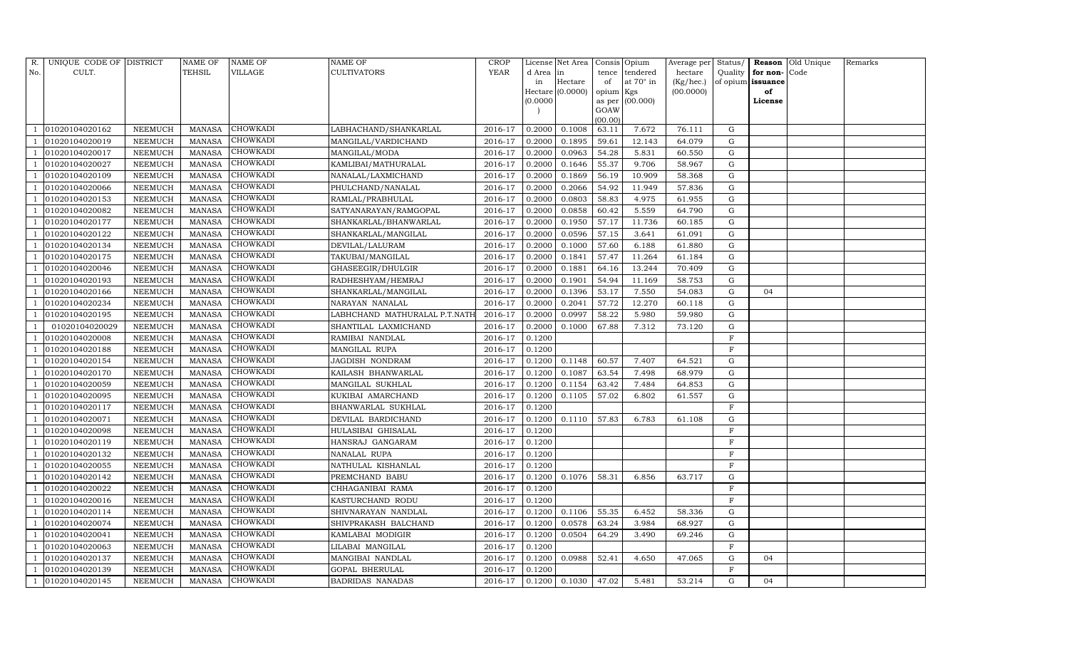| R. No. | UNIQUE CODE OF CULT. | DISTRICT | NAME OF TEHSIL | NAME OF VILLAGE | NAME OF CULTIVATORS | CROP YEAR | License d Area in Hectare (0.0000) | Net Area in Hectare (0.0000) | Consis tence of opium as per GOAW (00.00) | Opium tendered at 70° in Kgs (00.000) | Average per hectare (Kg/hec.) (00.0000) | Status/ Quality of opium | Reason for non-issuance of License | Old Unique Code | Remarks |
|---|---|---|---|---|---|---|---|---|---|---|---|---|---|---|---|
| 1 | 01020104020162 | NEEMUCH | MANASA | CHOWKADI | LABHACHAND/SHANKARLAL | 2016-17 | 0.2000 | 0.1008 | 63.11 | 7.672 | 76.111 | G | | | |
| 1 | 01020104020019 | NEEMUCH | MANASA | CHOWKADI | MANGILAL/VARDICHAND | 2016-17 | 0.2000 | 0.1895 | 59.61 | 12.143 | 64.079 | G | | | |
| 1 | 01020104020017 | NEEMUCH | MANASA | CHOWKADI | MANGILAL/MODA | 2016-17 | 0.2000 | 0.0963 | 54.28 | 5.831 | 60.550 | G | | | |
| 1 | 01020104020027 | NEEMUCH | MANASA | CHOWKADI | KAMLIBAI/MATHURALAL | 2016-17 | 0.2000 | 0.1646 | 55.37 | 9.706 | 58.967 | G | | | |
| 1 | 01020104020109 | NEEMUCH | MANASA | CHOWKADI | NANALAL/LAXMICHAND | 2016-17 | 0.2000 | 0.1869 | 56.19 | 10.909 | 58.368 | G | | | |
| 1 | 01020104020066 | NEEMUCH | MANASA | CHOWKADI | PHULCHAND/NANALAL | 2016-17 | 0.2000 | 0.2066 | 54.92 | 11.949 | 57.836 | G | | | |
| 1 | 01020104020153 | NEEMUCH | MANASA | CHOWKADI | RAMLAL/PRABHULAL | 2016-17 | 0.2000 | 0.0803 | 58.83 | 4.975 | 61.955 | G | | | |
| 1 | 01020104020082 | NEEMUCH | MANASA | CHOWKADI | SATYANARAYAN/RAMGOPAL | 2016-17 | 0.2000 | 0.0858 | 60.42 | 5.559 | 64.790 | G | | | |
| 1 | 01020104020177 | NEEMUCH | MANASA | CHOWKADI | SHANKARLAL/BHANWARLAL | 2016-17 | 0.2000 | 0.1950 | 57.17 | 11.736 | 60.185 | G | | | |
| 1 | 01020104020122 | NEEMUCH | MANASA | CHOWKADI | SHANKARLAL/MANGILAL | 2016-17 | 0.2000 | 0.0596 | 57.15 | 3.641 | 61.091 | G | | | |
| 1 | 01020104020134 | NEEMUCH | MANASA | CHOWKADI | DEVILAL/LALURAM | 2016-17 | 0.2000 | 0.1000 | 57.60 | 6.188 | 61.880 | G | | | |
| 1 | 01020104020175 | NEEMUCH | MANASA | CHOWKADI | TAKUBAI/MANGILAL | 2016-17 | 0.2000 | 0.1841 | 57.47 | 11.264 | 61.184 | G | | | |
| 1 | 01020104020046 | NEEMUCH | MANASA | CHOWKADI | GHASEEGIR/DHULGIR | 2016-17 | 0.2000 | 0.1881 | 64.16 | 13.244 | 70.409 | G | | | |
| 1 | 01020104020193 | NEEMUCH | MANASA | CHOWKADI | RADHESHYAM/HEMRAJ | 2016-17 | 0.2000 | 0.1901 | 54.94 | 11.169 | 58.753 | G | | | |
| 1 | 01020104020166 | NEEMUCH | MANASA | CHOWKADI | SHANKARLAL/MANGILAL | 2016-17 | 0.2000 | 0.1396 | 53.17 | 7.550 | 54.083 | G | 04 | | |
| 1 | 01020104020234 | NEEMUCH | MANASA | CHOWKADI | NARAYAN NANALAL | 2016-17 | 0.2000 | 0.2041 | 57.72 | 12.270 | 60.118 | G | | | |
| 1 | 01020104020195 | NEEMUCH | MANASA | CHOWKADI | LABHCHAND MATHURALAL P.T.NATH | 2016-17 | 0.2000 | 0.0997 | 58.22 | 5.980 | 59.980 | G | | | |
| 1 | 01020104020029 | NEEMUCH | MANASA | CHOWKADI | SHANTILAL LAXMICHAND | 2016-17 | 0.2000 | 0.1000 | 67.88 | 7.312 | 73.120 | G | | | |
| 1 | 01020104020008 | NEEMUCH | MANASA | CHOWKADI | RAMIBAI NANDLAL | 2016-17 | 0.1200 | | | | | F | | | |
| 1 | 01020104020188 | NEEMUCH | MANASA | CHOWKADI | MANGILAL RUPA | 2016-17 | 0.1200 | | | | | F | | | |
| 1 | 01020104020154 | NEEMUCH | MANASA | CHOWKADI | JAGDISH NONDRAM | 2016-17 | 0.1200 | 0.1148 | 60.57 | 7.407 | 64.521 | G | | | |
| 1 | 01020104020170 | NEEMUCH | MANASA | CHOWKADI | KAILASH BHANWARLAL | 2016-17 | 0.1200 | 0.1087 | 63.54 | 7.498 | 68.979 | G | | | |
| 1 | 01020104020059 | NEEMUCH | MANASA | CHOWKADI | MANGILAL SUKHLAL | 2016-17 | 0.1200 | 0.1154 | 63.42 | 7.484 | 64.853 | G | | | |
| 1 | 01020104020095 | NEEMUCH | MANASA | CHOWKADI | KUKIBAI AMARCHAND | 2016-17 | 0.1200 | 0.1105 | 57.02 | 6.802 | 61.557 | G | | | |
| 1 | 01020104020117 | NEEMUCH | MANASA | CHOWKADI | BHANWARLAL SUKHLAL | 2016-17 | 0.1200 | | | | | F | | | |
| 1 | 01020104020071 | NEEMUCH | MANASA | CHOWKADI | DEVILAL BARDICHAND | 2016-17 | 0.1200 | 0.1110 | 57.83 | 6.783 | 61.108 | G | | | |
| 1 | 01020104020098 | NEEMUCH | MANASA | CHOWKADI | HULASIBAI GHISALAL | 2016-17 | 0.1200 | | | | | F | | | |
| 1 | 01020104020119 | NEEMUCH | MANASA | CHOWKADI | HANSRAJ GANGARAM | 2016-17 | 0.1200 | | | | | F | | | |
| 1 | 01020104020132 | NEEMUCH | MANASA | CHOWKADI | NANALAL RUPA | 2016-17 | 0.1200 | | | | | F | | | |
| 1 | 01020104020055 | NEEMUCH | MANASA | CHOWKADI | NATHULAL KISHANLAL | 2016-17 | 0.1200 | | | | | F | | | |
| 1 | 01020104020142 | NEEMUCH | MANASA | CHOWKADI | PREMCHAND BABU | 2016-17 | 0.1200 | 0.1076 | 58.31 | 6.856 | 63.717 | G | | | |
| 1 | 01020104020022 | NEEMUCH | MANASA | CHOWKADI | CHHAGANIBAI RAMA | 2016-17 | 0.1200 | | | | | F | | | |
| 1 | 01020104020016 | NEEMUCH | MANASA | CHOWKADI | KASTURCHAND RODU | 2016-17 | 0.1200 | | | | | F | | | |
| 1 | 01020104020114 | NEEMUCH | MANASA | CHOWKADI | SHIVNARAYAN NANDLAL | 2016-17 | 0.1200 | 0.1106 | 55.35 | 6.452 | 58.336 | G | | | |
| 1 | 01020104020074 | NEEMUCH | MANASA | CHOWKADI | SHIVPRAKASH BALCHAND | 2016-17 | 0.1200 | 0.0578 | 63.24 | 3.984 | 68.927 | G | | | |
| 1 | 01020104020041 | NEEMUCH | MANASA | CHOWKADI | KAMLABAI MODIGIR | 2016-17 | 0.1200 | 0.0504 | 64.29 | 3.490 | 69.246 | G | | | |
| 1 | 01020104020063 | NEEMUCH | MANASA | CHOWKADI | LILABAI MANGILAL | 2016-17 | 0.1200 | | | | | F | | | |
| 1 | 01020104020137 | NEEMUCH | MANASA | CHOWKADI | MANGIBAI NANDLAL | 2016-17 | 0.1200 | 0.0988 | 52.41 | 4.650 | 47.065 | G | 04 | | |
| 1 | 01020104020139 | NEEMUCH | MANASA | CHOWKADI | GOPAL BHERULAL | 2016-17 | 0.1200 | | | | | F | | | |
| 1 | 01020104020145 | NEEMUCH | MANASA | CHOWKADI | BADRIDAS NANADAS | 2016-17 | 0.1200 | 0.1030 | 47.02 | 5.481 | 53.214 | G | 04 | | |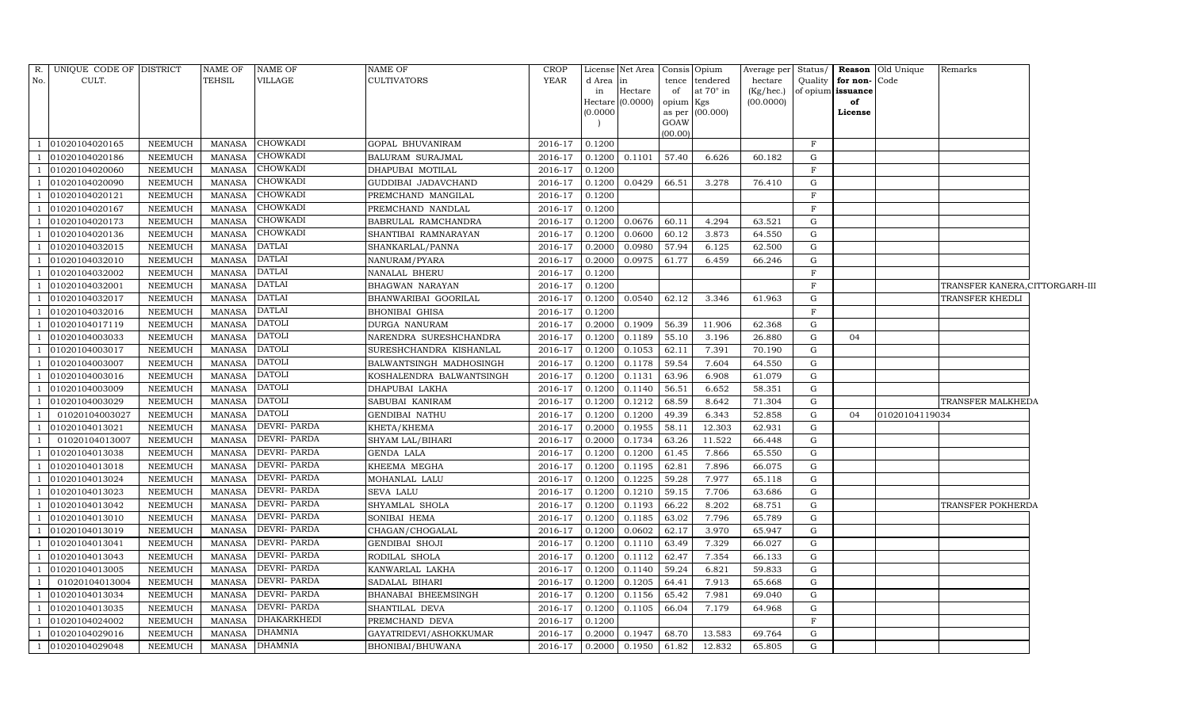| R. No. | UNIQUE CODE OF CULT. | DISTRICT | NAME OF TEHSIL | NAME OF VILLAGE | NAME OF CULTIVATORS | CROP YEAR | License d Area in Hectare (0.0000) | Net Area in Hectare (0.0000) | Consis tence of opium as per GOAW (00.00) | Opium tendered at 70° in Kgs (00.000) | Average per hectare (Kg/hec.) (00.0000) | Status/ Quality of opium | Reason for non-issuance of License | Old Unique Code | Remarks |
|---|---|---|---|---|---|---|---|---|---|---|---|---|---|---|---|
| 1 | 01020104020165 | NEEMUCH | MANASA | CHOWKADI | GOPAL BHUVANIRAM | 2016-17 | 0.1200 | | | | | F | | | |
| 1 | 01020104020186 | NEEMUCH | MANASA | CHOWKADI | BALURAM SURAJMAL | 2016-17 | 0.1200 | 0.1101 | 57.40 | 6.626 | 60.182 | G | | | |
| 1 | 01020104020060 | NEEMUCH | MANASA | CHOWKADI | DHAPUBAI MOTILAL | 2016-17 | 0.1200 | | | | | F | | | |
| 1 | 01020104020090 | NEEMUCH | MANASA | CHOWKADI | GUDDIBAI JADAVCHAND | 2016-17 | 0.1200 | 0.0429 | 66.51 | 3.278 | 76.410 | G | | | |
| 1 | 01020104020121 | NEEMUCH | MANASA | CHOWKADI | PREMCHAND MANGILAL | 2016-17 | 0.1200 | | | | | F | | | |
| 1 | 01020104020167 | NEEMUCH | MANASA | CHOWKADI | PREMCHAND NANDLAL | 2016-17 | 0.1200 | | | | | F | | | |
| 1 | 01020104020173 | NEEMUCH | MANASA | CHOWKADI | BABRULAL RAMCHANDRA | 2016-17 | 0.1200 | 0.0676 | 60.11 | 4.294 | 63.521 | G | | | |
| 1 | 01020104020136 | NEEMUCH | MANASA | CHOWKADI | SHANTIBAI RAMNARAYAN | 2016-17 | 0.1200 | 0.0600 | 60.12 | 3.873 | 64.550 | G | | | |
| 1 | 01020104032015 | NEEMUCH | MANASA | DATLAI | SHANKARLAL/PANNA | 2016-17 | 0.2000 | 0.0980 | 57.94 | 6.125 | 62.500 | G | | | |
| 1 | 01020104032010 | NEEMUCH | MANASA | DATLAI | NANURAM/PYARA | 2016-17 | 0.2000 | 0.0975 | 61.77 | 6.459 | 66.246 | G | | | |
| 1 | 01020104032002 | NEEMUCH | MANASA | DATLAI | NANALAL BHERU | 2016-17 | 0.1200 | | | | | F | | | |
| 1 | 01020104032001 | NEEMUCH | MANASA | DATLAI | BHAGWAN NARAYAN | 2016-17 | 0.1200 | | | | | F | | | TRANSFER KANERA,CITTORGARH-III |
| 1 | 01020104032017 | NEEMUCH | MANASA | DATLAI | BHANWARIBAI GOORILAL | 2016-17 | 0.1200 | 0.0540 | 62.12 | 3.346 | 61.963 | G | | | TRANSFER KHEDLI |
| 1 | 01020104032016 | NEEMUCH | MANASA | DATLAI | BHONIBAI GHISA | 2016-17 | 0.1200 | | | | | F | | | |
| 1 | 01020104017119 | NEEMUCH | MANASA | DATOLI | DURGA NANURAM | 2016-17 | 0.2000 | 0.1909 | 56.39 | 11.906 | 62.368 | G | | | |
| 1 | 01020104003033 | NEEMUCH | MANASA | DATOLI | NARENDRA SURESHCHANDRA | 2016-17 | 0.1200 | 0.1189 | 55.10 | 3.196 | 26.880 | G | 04 | | |
| 1 | 01020104003017 | NEEMUCH | MANASA | DATOLI | SURESHCHANDRA KISHANLAL | 2016-17 | 0.1200 | 0.1053 | 62.11 | 7.391 | 70.190 | G | | | |
| 1 | 01020104003007 | NEEMUCH | MANASA | DATOLI | BALWANTSINGH MADHOSINGH | 2016-17 | 0.1200 | 0.1178 | 59.54 | 7.604 | 64.550 | G | | | |
| 1 | 01020104003016 | NEEMUCH | MANASA | DATOLI | KOSHALENDRA BALWANTSINGH | 2016-17 | 0.1200 | 0.1131 | 63.96 | 6.908 | 61.079 | G | | | |
| 1 | 01020104003009 | NEEMUCH | MANASA | DATOLI | DHAPUBAI LAKHA | 2016-17 | 0.1200 | 0.1140 | 56.51 | 6.652 | 58.351 | G | | | |
| 1 | 01020104003029 | NEEMUCH | MANASA | DATOLI | SABUBAI KANIRAM | 2016-17 | 0.1200 | 0.1212 | 68.59 | 8.642 | 71.304 | G | | | TRANSFER MALKHEDA |
| 1 | 01020104003027 | NEEMUCH | MANASA | DATOLI | GENDIBAI NATHU | 2016-17 | 0.1200 | 0.1200 | 49.39 | 6.343 | 52.858 | G | 04 | 01020104119034 | |
| 1 | 01020104013021 | NEEMUCH | MANASA | DEVRI- PARDA | KHETA/KHEMA | 2016-17 | 0.2000 | 0.1955 | 58.11 | 12.303 | 62.931 | G | | | |
| 1 | 01020104013007 | NEEMUCH | MANASA | DEVRI- PARDA | SHYAM LAL/BIHARI | 2016-17 | 0.2000 | 0.1734 | 63.26 | 11.522 | 66.448 | G | | | |
| 1 | 01020104013038 | NEEMUCH | MANASA | DEVRI- PARDA | GENDA LALA | 2016-17 | 0.1200 | 0.1200 | 61.45 | 7.866 | 65.550 | G | | | |
| 1 | 01020104013018 | NEEMUCH | MANASA | DEVRI- PARDA | KHEEMA MEGHA | 2016-17 | 0.1200 | 0.1195 | 62.81 | 7.896 | 66.075 | G | | | |
| 1 | 01020104013024 | NEEMUCH | MANASA | DEVRI- PARDA | MOHANLAL LALU | 2016-17 | 0.1200 | 0.1225 | 59.28 | 7.977 | 65.118 | G | | | |
| 1 | 01020104013023 | NEEMUCH | MANASA | DEVRI- PARDA | SEVA LALU | 2016-17 | 0.1200 | 0.1210 | 59.15 | 7.706 | 63.686 | G | | | |
| 1 | 01020104013042 | NEEMUCH | MANASA | DEVRI- PARDA | SHYAMLAL SHOLA | 2016-17 | 0.1200 | 0.1193 | 66.22 | 8.202 | 68.751 | G | | | TRANSFER POKHERDA |
| 1 | 01020104013010 | NEEMUCH | MANASA | DEVRI- PARDA | SONIBAI HEMA | 2016-17 | 0.1200 | 0.1185 | 63.02 | 7.796 | 65.789 | G | | | |
| 1 | 01020104013019 | NEEMUCH | MANASA | DEVRI- PARDA | CHAGAN/CHOGALAL | 2016-17 | 0.1200 | 0.0602 | 62.17 | 3.970 | 65.947 | G | | | |
| 1 | 01020104013041 | NEEMUCH | MANASA | DEVRI- PARDA | GENDIBAI SHOJI | 2016-17 | 0.1200 | 0.1110 | 63.49 | 7.329 | 66.027 | G | | | |
| 1 | 01020104013043 | NEEMUCH | MANASA | DEVRI- PARDA | RODILAL SHOLA | 2016-17 | 0.1200 | 0.1112 | 62.47 | 7.354 | 66.133 | G | | | |
| 1 | 01020104013005 | NEEMUCH | MANASA | DEVRI- PARDA | KANWARLAL LAKHA | 2016-17 | 0.1200 | 0.1140 | 59.24 | 6.821 | 59.833 | G | | | |
| 1 | 01020104013004 | NEEMUCH | MANASA | DEVRI- PARDA | SADALAL BIHARI | 2016-17 | 0.1200 | 0.1205 | 64.41 | 7.913 | 65.668 | G | | | |
| 1 | 01020104013034 | NEEMUCH | MANASA | DEVRI- PARDA | BHANABAI BHEEMSINGH | 2016-17 | 0.1200 | 0.1156 | 65.42 | 7.981 | 69.040 | G | | | |
| 1 | 01020104013035 | NEEMUCH | MANASA | DEVRI- PARDA | SHANTILAL DEVA | 2016-17 | 0.1200 | 0.1105 | 66.04 | 7.179 | 64.968 | G | | | |
| 1 | 01020104024002 | NEEMUCH | MANASA | DHAKARKHEDI | PREMCHAND DEVA | 2016-17 | 0.1200 | | | | | F | | | |
| 1 | 01020104029016 | NEEMUCH | MANASA | DHAMNIA | GAYATRIDEVI/ASHOKKUMAR | 2016-17 | 0.2000 | 0.1947 | 68.70 | 13.583 | 69.764 | G | | | |
| 1 | 01020104029048 | NEEMUCH | MANASA | DHAMNIA | BHONIBAI/BHUWANA | 2016-17 | 0.2000 | 0.1950 | 61.82 | 12.832 | 65.805 | G | | | |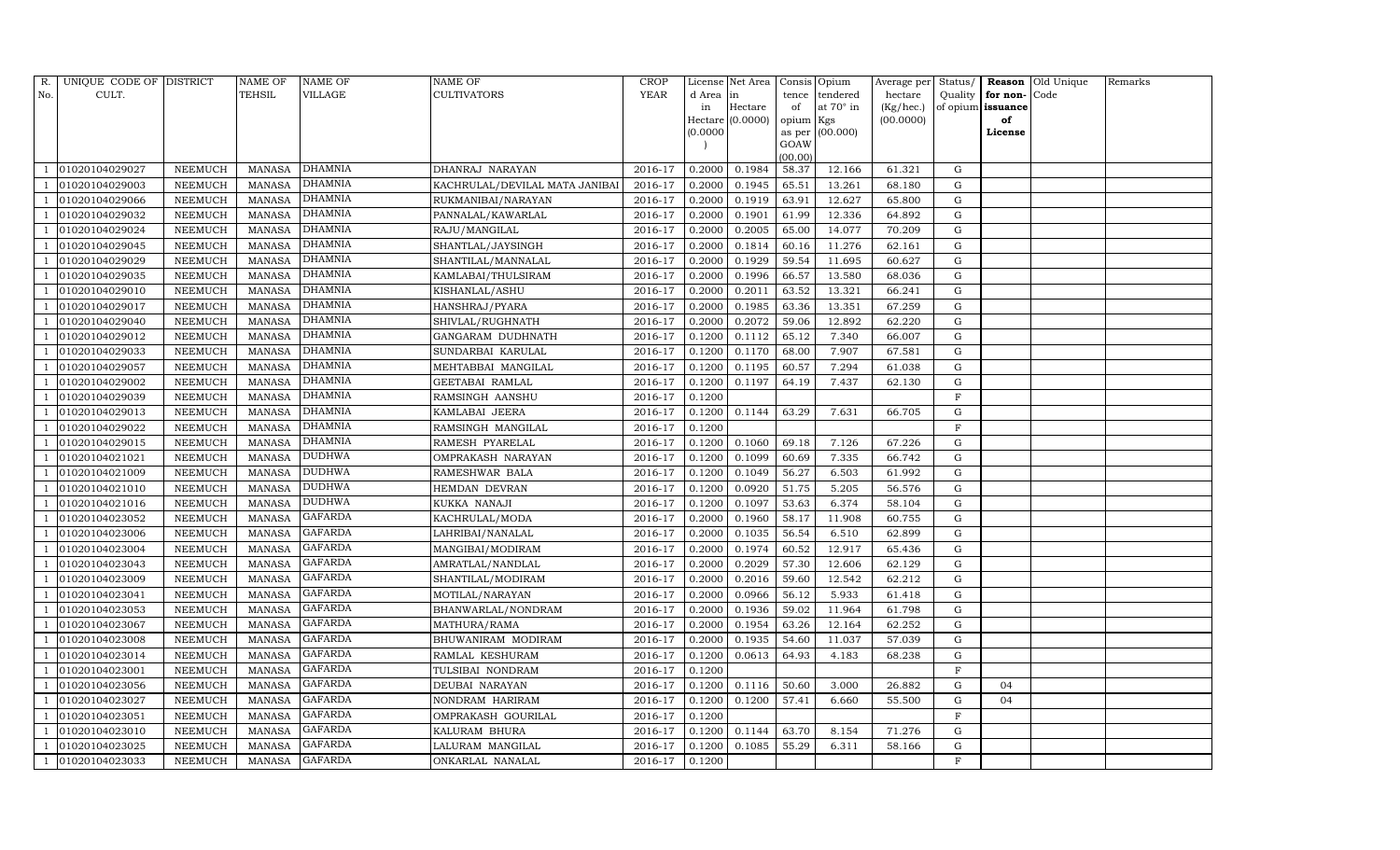| R. No. | UNIQUE CODE OF CULT. | DISTRICT | NAME OF TEHSIL | NAME OF VILLAGE | NAME OF CULTIVATORS | CROP YEAR | License d Area in Hectare (0.0000) | Net Area in Hectare (0.0000) | Consis tence of opium as per GOAW (00.00) | Opium tendered at 70° in Kgs (00.000) | Average per hectare (Kg/hec.) (00.0000) | Status/ Quality of opium | Reason for non-issuance of License | Old Unique Code | Remarks |
|---|---|---|---|---|---|---|---|---|---|---|---|---|---|---|---|
| 1 | 01020104029027 | NEEMUCH | MANASA | DHAMNIA | DHANRAJ NARAYAN | 2016-17 | 0.2000 | 0.1984 | 58.37 | 12.166 | 61.321 | G | | | |
| 1 | 01020104029003 | NEEMUCH | MANASA | DHAMNIA | KACHRULAL/DEVILAL MATA JANIBAI | 2016-17 | 0.2000 | 0.1945 | 65.51 | 13.261 | 68.180 | G | | | |
| 1 | 01020104029066 | NEEMUCH | MANASA | DHAMNIA | RUKMANIBAI/NARAYAN | 2016-17 | 0.2000 | 0.1919 | 63.91 | 12.627 | 65.800 | G | | | |
| 1 | 01020104029032 | NEEMUCH | MANASA | DHAMNIA | PANNALAL/KAWARLAL | 2016-17 | 0.2000 | 0.1901 | 61.99 | 12.336 | 64.892 | G | | | |
| 1 | 01020104029024 | NEEMUCH | MANASA | DHAMNIA | RAJU/MANGILAL | 2016-17 | 0.2000 | 0.2005 | 65.00 | 14.077 | 70.209 | G | | | |
| 1 | 01020104029045 | NEEMUCH | MANASA | DHAMNIA | SHANTLAL/JAYSINGH | 2016-17 | 0.2000 | 0.1814 | 60.16 | 11.276 | 62.161 | G | | | |
| 1 | 01020104029029 | NEEMUCH | MANASA | DHAMNIA | SHANTILAL/MANNALAL | 2016-17 | 0.2000 | 0.1929 | 59.54 | 11.695 | 60.627 | G | | | |
| 1 | 01020104029035 | NEEMUCH | MANASA | DHAMNIA | KAMLABAI/THULSIRAM | 2016-17 | 0.2000 | 0.1996 | 66.57 | 13.580 | 68.036 | G | | | |
| 1 | 01020104029010 | NEEMUCH | MANASA | DHAMNIA | KISHANLAL/ASHU | 2016-17 | 0.2000 | 0.2011 | 63.52 | 13.321 | 66.241 | G | | | |
| 1 | 01020104029017 | NEEMUCH | MANASA | DHAMNIA | HANSHRAJ/PYARA | 2016-17 | 0.2000 | 0.1985 | 63.36 | 13.351 | 67.259 | G | | | |
| 1 | 01020104029040 | NEEMUCH | MANASA | DHAMNIA | SHIVLAL/RUGHNATH | 2016-17 | 0.2000 | 0.2072 | 59.06 | 12.892 | 62.220 | G | | | |
| 1 | 01020104029012 | NEEMUCH | MANASA | DHAMNIA | GANGARAM DUDHNATH | 2016-17 | 0.1200 | 0.1112 | 65.12 | 7.340 | 66.007 | G | | | |
| 1 | 01020104029033 | NEEMUCH | MANASA | DHAMNIA | SUNDARBAI KARULAL | 2016-17 | 0.1200 | 0.1170 | 68.00 | 7.907 | 67.581 | G | | | |
| 1 | 01020104029057 | NEEMUCH | MANASA | DHAMNIA | MEHTABBAI MANGILAL | 2016-17 | 0.1200 | 0.1195 | 60.57 | 7.294 | 61.038 | G | | | |
| 1 | 01020104029002 | NEEMUCH | MANASA | DHAMNIA | GEETABAI RAMLAL | 2016-17 | 0.1200 | 0.1197 | 64.19 | 7.437 | 62.130 | G | | | |
| 1 | 01020104029039 | NEEMUCH | MANASA | DHAMNIA | RAMSINGH AANSHU | 2016-17 | 0.1200 | | | | | F | | | |
| 1 | 01020104029013 | NEEMUCH | MANASA | DHAMNIA | KAMLABAI JEERA | 2016-17 | 0.1200 | 0.1144 | 63.29 | 7.631 | 66.705 | G | | | |
| 1 | 01020104029022 | NEEMUCH | MANASA | DHAMNIA | RAMSINGH MANGILAL | 2016-17 | 0.1200 | | | | | F | | | |
| 1 | 01020104029015 | NEEMUCH | MANASA | DHAMNIA | RAMESH PYARELAL | 2016-17 | 0.1200 | 0.1060 | 69.18 | 7.126 | 67.226 | G | | | |
| 1 | 01020104021021 | NEEMUCH | MANASA | DUDHWA | OMPRAKASH NARAYAN | 2016-17 | 0.1200 | 0.1099 | 60.69 | 7.335 | 66.742 | G | | | |
| 1 | 01020104021009 | NEEMUCH | MANASA | DUDHWA | RAMESHWAR BALA | 2016-17 | 0.1200 | 0.1049 | 56.27 | 6.503 | 61.992 | G | | | |
| 1 | 01020104021010 | NEEMUCH | MANASA | DUDHWA | HEMDAN DEVRAN | 2016-17 | 0.1200 | 0.0920 | 51.75 | 5.205 | 56.576 | G | | | |
| 1 | 01020104021016 | NEEMUCH | MANASA | DUDHWA | KUKKA NANAJI | 2016-17 | 0.1200 | 0.1097 | 53.63 | 6.374 | 58.104 | G | | | |
| 1 | 01020104023052 | NEEMUCH | MANASA | GAFARDA | KACHRULAL/MODA | 2016-17 | 0.2000 | 0.1960 | 58.17 | 11.908 | 60.755 | G | | | |
| 1 | 01020104023006 | NEEMUCH | MANASA | GAFARDA | LAHRIBAI/NANALAL | 2016-17 | 0.2000 | 0.1035 | 56.54 | 6.510 | 62.899 | G | | | |
| 1 | 01020104023004 | NEEMUCH | MANASA | GAFARDA | MANGIBAI/MODIRAM | 2016-17 | 0.2000 | 0.1974 | 60.52 | 12.917 | 65.436 | G | | | |
| 1 | 01020104023043 | NEEMUCH | MANASA | GAFARDA | AMRATLAL/NANDLAL | 2016-17 | 0.2000 | 0.2029 | 57.30 | 12.606 | 62.129 | G | | | |
| 1 | 01020104023009 | NEEMUCH | MANASA | GAFARDA | SHANTILAL/MODIRAM | 2016-17 | 0.2000 | 0.2016 | 59.60 | 12.542 | 62.212 | G | | | |
| 1 | 01020104023041 | NEEMUCH | MANASA | GAFARDA | MOTILAL/NARAYAN | 2016-17 | 0.2000 | 0.0966 | 56.12 | 5.933 | 61.418 | G | | | |
| 1 | 01020104023053 | NEEMUCH | MANASA | GAFARDA | BHANWARLAL/NONDRAM | 2016-17 | 0.2000 | 0.1936 | 59.02 | 11.964 | 61.798 | G | | | |
| 1 | 01020104023067 | NEEMUCH | MANASA | GAFARDA | MATHURA/RAMA | 2016-17 | 0.2000 | 0.1954 | 63.26 | 12.164 | 62.252 | G | | | |
| 1 | 01020104023008 | NEEMUCH | MANASA | GAFARDA | BHUWANIRAM MODIRAM | 2016-17 | 0.2000 | 0.1935 | 54.60 | 11.037 | 57.039 | G | | | |
| 1 | 01020104023014 | NEEMUCH | MANASA | GAFARDA | RAMLAL KESHURAM | 2016-17 | 0.1200 | 0.0613 | 64.93 | 4.183 | 68.238 | G | | | |
| 1 | 01020104023001 | NEEMUCH | MANASA | GAFARDA | TULSIBAI NONDRAM | 2016-17 | 0.1200 | | | | | F | | | |
| 1 | 01020104023056 | NEEMUCH | MANASA | GAFARDA | DEUBAI NARAYAN | 2016-17 | 0.1200 | 0.1116 | 50.60 | 3.000 | 26.882 | G | 04 | | |
| 1 | 01020104023027 | NEEMUCH | MANASA | GAFARDA | NONDRAM HARIRAM | 2016-17 | 0.1200 | 0.1200 | 57.41 | 6.660 | 55.500 | G | 04 | | |
| 1 | 01020104023051 | NEEMUCH | MANASA | GAFARDA | OMPRAKASH GOURILAL | 2016-17 | 0.1200 | | | | | F | | | |
| 1 | 01020104023010 | NEEMUCH | MANASA | GAFARDA | KALURAM BHURA | 2016-17 | 0.1200 | 0.1144 | 63.70 | 8.154 | 71.276 | G | | | |
| 1 | 01020104023025 | NEEMUCH | MANASA | GAFARDA | LALURAM MANGILAL | 2016-17 | 0.1200 | 0.1085 | 55.29 | 6.311 | 58.166 | G | | | |
| 1 | 01020104023033 | NEEMUCH | MANASA | GAFARDA | ONKARLAL NANALAL | 2016-17 | 0.1200 | | | | | F | | | |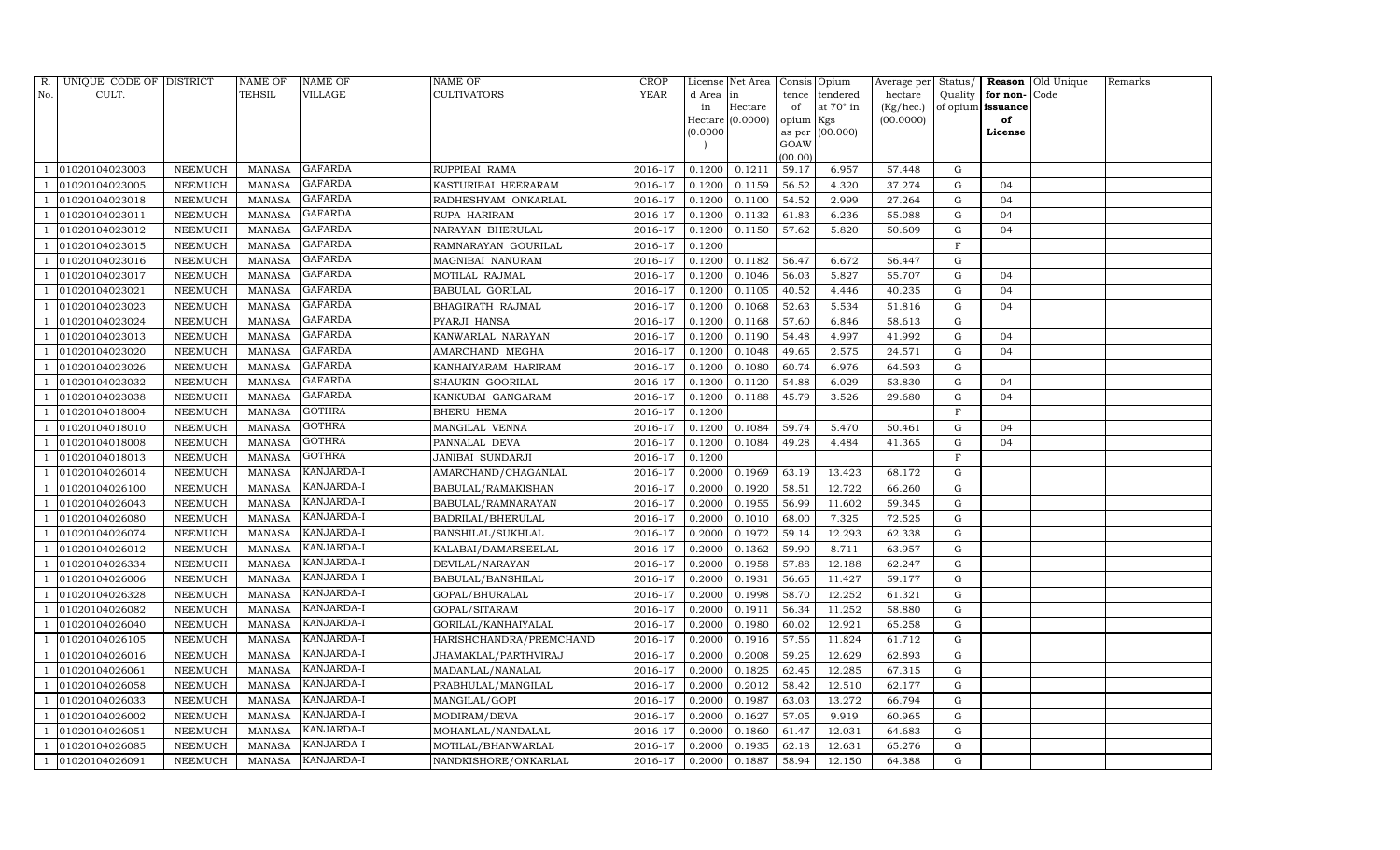| R. No. | UNIQUE CODE OF CULT. | DISTRICT | NAME OF TEHSIL | NAME OF VILLAGE | NAME OF CULTIVATORS | CROP YEAR | License d Area in Hectare (0.0000) | Net Area in Hectare (0.0000) | Consis tence of opium as per GOAW (00.00) | Opium tendered at 70° in Kgs (00.000) | Average per hectare (Kg/hec.) (00.0000) | Status/ Quality of opium | Reason for non-issuance of License | Old Unique Code | Remarks |
|---|---|---|---|---|---|---|---|---|---|---|---|---|---|---|---|
| 1 | 01020104023003 | NEEMUCH | MANASA | GAFARDA | RUPPIBAI RAMA | 2016-17 | 0.1200 | 0.1211 | 59.17 | 6.957 | 57.448 | G | | | |
| 1 | 01020104023005 | NEEMUCH | MANASA | GAFARDA | KASTURIBAI HEERARAM | 2016-17 | 0.1200 | 0.1159 | 56.52 | 4.320 | 37.274 | G | 04 | | |
| 1 | 01020104023018 | NEEMUCH | MANASA | GAFARDA | RADHESHYAM ONKARLAL | 2016-17 | 0.1200 | 0.1100 | 54.52 | 2.999 | 27.264 | G | 04 | | |
| 1 | 01020104023011 | NEEMUCH | MANASA | GAFARDA | RUPA HARIRAM | 2016-17 | 0.1200 | 0.1132 | 61.83 | 6.236 | 55.088 | G | 04 | | |
| 1 | 01020104023012 | NEEMUCH | MANASA | GAFARDA | NARAYAN BHERULAL | 2016-17 | 0.1200 | 0.1150 | 57.62 | 5.820 | 50.609 | G | 04 | | |
| 1 | 01020104023015 | NEEMUCH | MANASA | GAFARDA | RAMNARAYAN GOURILAL | 2016-17 | 0.1200 | | | | | F | | | |
| 1 | 01020104023016 | NEEMUCH | MANASA | GAFARDA | MAGNIBAI NANURAM | 2016-17 | 0.1200 | 0.1182 | 56.47 | 6.672 | 56.447 | G | | | |
| 1 | 01020104023017 | NEEMUCH | MANASA | GAFARDA | MOTILAL RAJMAL | 2016-17 | 0.1200 | 0.1046 | 56.03 | 5.827 | 55.707 | G | 04 | | |
| 1 | 01020104023021 | NEEMUCH | MANASA | GAFARDA | BABULAL GORILAL | 2016-17 | 0.1200 | 0.1105 | 40.52 | 4.446 | 40.235 | G | 04 | | |
| 1 | 01020104023023 | NEEMUCH | MANASA | GAFARDA | BHAGIRATH RAJMAL | 2016-17 | 0.1200 | 0.1068 | 52.63 | 5.534 | 51.816 | G | 04 | | |
| 1 | 01020104023024 | NEEMUCH | MANASA | GAFARDA | PYARJI HANSA | 2016-17 | 0.1200 | 0.1168 | 57.60 | 6.846 | 58.613 | G | | | |
| 1 | 01020104023013 | NEEMUCH | MANASA | GAFARDA | KANWARLAL NARAYAN | 2016-17 | 0.1200 | 0.1190 | 54.48 | 4.997 | 41.992 | G | 04 | | |
| 1 | 01020104023020 | NEEMUCH | MANASA | GAFARDA | AMARCHAND MEGHA | 2016-17 | 0.1200 | 0.1048 | 49.65 | 2.575 | 24.571 | G | 04 | | |
| 1 | 01020104023026 | NEEMUCH | MANASA | GAFARDA | KANHAIYARAM HARIRAM | 2016-17 | 0.1200 | 0.1080 | 60.74 | 6.976 | 64.593 | G | | | |
| 1 | 01020104023032 | NEEMUCH | MANASA | GAFARDA | SHAUKIN GOORILAL | 2016-17 | 0.1200 | 0.1120 | 54.88 | 6.029 | 53.830 | G | 04 | | |
| 1 | 01020104023038 | NEEMUCH | MANASA | GAFARDA | KANKUBAI GANGARAM | 2016-17 | 0.1200 | 0.1188 | 45.79 | 3.526 | 29.680 | G | 04 | | |
| 1 | 01020104018004 | NEEMUCH | MANASA | GOTHRA | BHERU HEMA | 2016-17 | 0.1200 | | | | | F | | | |
| 1 | 01020104018010 | NEEMUCH | MANASA | GOTHRA | MANGILAL VENNA | 2016-17 | 0.1200 | 0.1084 | 59.74 | 5.470 | 50.461 | G | 04 | | |
| 1 | 01020104018008 | NEEMUCH | MANASA | GOTHRA | PANNALAL DEVA | 2016-17 | 0.1200 | 0.1084 | 49.28 | 4.484 | 41.365 | G | 04 | | |
| 1 | 01020104018013 | NEEMUCH | MANASA | GOTHRA | JANIBAI SUNDARJI | 2016-17 | 0.1200 | | | | | F | | | |
| 1 | 01020104026014 | NEEMUCH | MANASA | KANJARDA-I | AMARCHAND/CHAGANLAL | 2016-17 | 0.2000 | 0.1969 | 63.19 | 13.423 | 68.172 | G | | | |
| 1 | 01020104026100 | NEEMUCH | MANASA | KANJARDA-I | BABULAL/RAMAKISHAN | 2016-17 | 0.2000 | 0.1920 | 58.51 | 12.722 | 66.260 | G | | | |
| 1 | 01020104026043 | NEEMUCH | MANASA | KANJARDA-I | BABULAL/RAMNARAYAN | 2016-17 | 0.2000 | 0.1955 | 56.99 | 11.602 | 59.345 | G | | | |
| 1 | 01020104026080 | NEEMUCH | MANASA | KANJARDA-I | BADRILAL/BHERULAL | 2016-17 | 0.2000 | 0.1010 | 68.00 | 7.325 | 72.525 | G | | | |
| 1 | 01020104026074 | NEEMUCH | MANASA | KANJARDA-I | BANSHILAL/SUKHLAL | 2016-17 | 0.2000 | 0.1972 | 59.14 | 12.293 | 62.338 | G | | | |
| 1 | 01020104026012 | NEEMUCH | MANASA | KANJARDA-I | KALABAI/DAMARSEELAL | 2016-17 | 0.2000 | 0.1362 | 59.90 | 8.711 | 63.957 | G | | | |
| 1 | 01020104026334 | NEEMUCH | MANASA | KANJARDA-I | DEVILAL/NARAYAN | 2016-17 | 0.2000 | 0.1958 | 57.88 | 12.188 | 62.247 | G | | | |
| 1 | 01020104026006 | NEEMUCH | MANASA | KANJARDA-I | BABULAL/BANSHILAL | 2016-17 | 0.2000 | 0.1931 | 56.65 | 11.427 | 59.177 | G | | | |
| 1 | 01020104026328 | NEEMUCH | MANASA | KANJARDA-I | GOPAL/BHURALAL | 2016-17 | 0.2000 | 0.1998 | 58.70 | 12.252 | 61.321 | G | | | |
| 1 | 01020104026082 | NEEMUCH | MANASA | KANJARDA-I | GOPAL/SITARAM | 2016-17 | 0.2000 | 0.1911 | 56.34 | 11.252 | 58.880 | G | | | |
| 1 | 01020104026040 | NEEMUCH | MANASA | KANJARDA-I | GORILAL/KANHAIYALAL | 2016-17 | 0.2000 | 0.1980 | 60.02 | 12.921 | 65.258 | G | | | |
| 1 | 01020104026105 | NEEMUCH | MANASA | KANJARDA-I | HARISHCHANDRA/PREMCHAND | 2016-17 | 0.2000 | 0.1916 | 57.56 | 11.824 | 61.712 | G | | | |
| 1 | 01020104026016 | NEEMUCH | MANASA | KANJARDA-I | JHAMAKLAL/PARTHVIRAJ | 2016-17 | 0.2000 | 0.2008 | 59.25 | 12.629 | 62.893 | G | | | |
| 1 | 01020104026061 | NEEMUCH | MANASA | KANJARDA-I | MADANLAL/NANALAL | 2016-17 | 0.2000 | 0.1825 | 62.45 | 12.285 | 67.315 | G | | | |
| 1 | 01020104026058 | NEEMUCH | MANASA | KANJARDA-I | PRABHULAL/MANGILAL | 2016-17 | 0.2000 | 0.2012 | 58.42 | 12.510 | 62.177 | G | | | |
| 1 | 01020104026033 | NEEMUCH | MANASA | KANJARDA-I | MANGILAL/GOPI | 2016-17 | 0.2000 | 0.1987 | 63.03 | 13.272 | 66.794 | G | | | |
| 1 | 01020104026002 | NEEMUCH | MANASA | KANJARDA-I | MODIRAM/DEVA | 2016-17 | 0.2000 | 0.1627 | 57.05 | 9.919 | 60.965 | G | | | |
| 1 | 01020104026051 | NEEMUCH | MANASA | KANJARDA-I | MOHANLAL/NANDALAL | 2016-17 | 0.2000 | 0.1860 | 61.47 | 12.031 | 64.683 | G | | | |
| 1 | 01020104026085 | NEEMUCH | MANASA | KANJARDA-I | MOTILAL/BHANWARLAL | 2016-17 | 0.2000 | 0.1935 | 62.18 | 12.631 | 65.276 | G | | | |
| 1 | 01020104026091 | NEEMUCH | MANASA | KANJARDA-I | NANDKISHORE/ONKARLAL | 2016-17 | 0.2000 | 0.1887 | 58.94 | 12.150 | 64.388 | G | | | |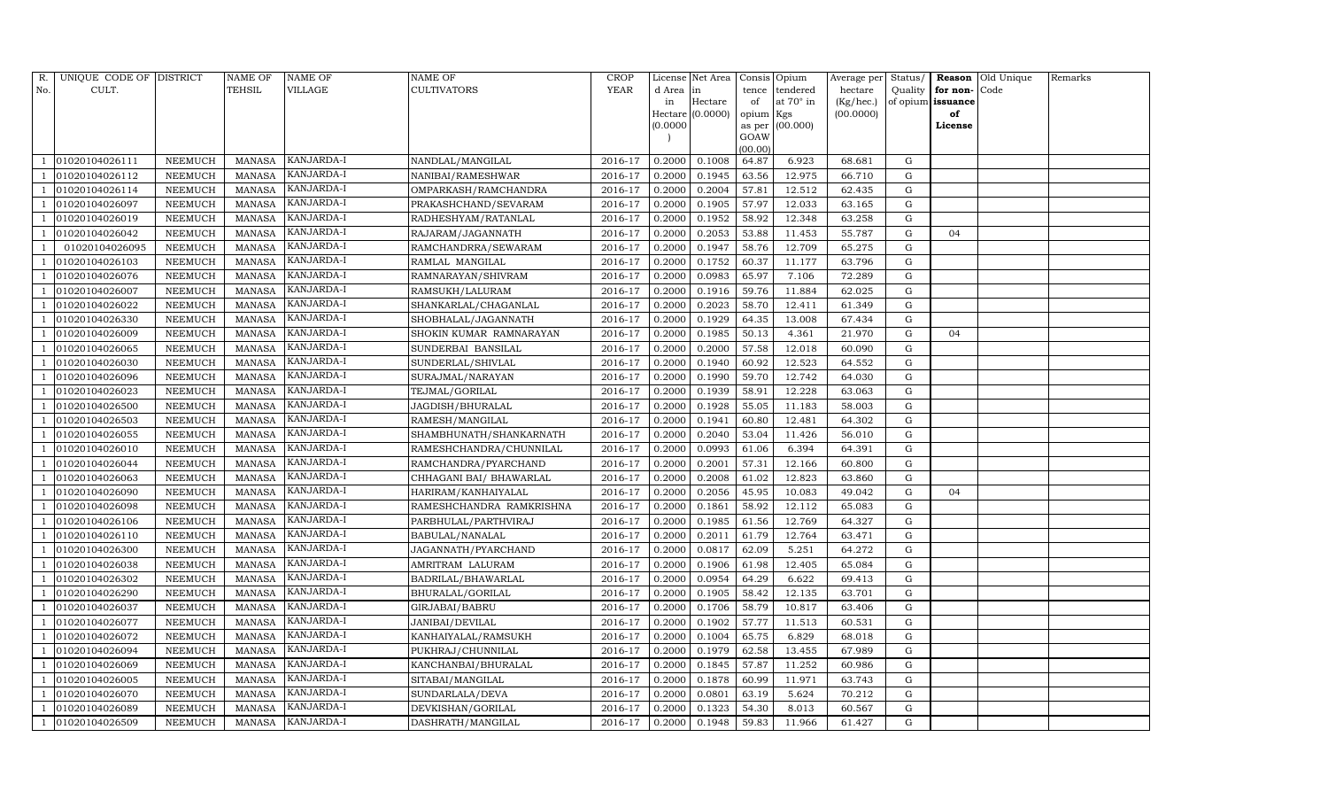| R. No. | UNIQUE CODE OF CULT. | DISTRICT | NAME OF TEHSIL | NAME OF VILLAGE | NAME OF CULTIVATORS | CROP YEAR | License d Area in Hectare (0.0000) | Net Area in Hectare (0.0000) | Consis tence of opium as per GOAW (00.00) | Opium tendered at 70° in Kgs (00.000) | Average per hectare (Kg/hec.) (00.0000) | Status/ Quality of opium | Reason for non-issuance of License | Old Unique Code | Remarks |
|---|---|---|---|---|---|---|---|---|---|---|---|---|---|---|---|
| 1 | 01020104026111 | NEEMUCH | MANASA | KANJARDA-I | NANDLAL/MANGILAL | 2016-17 | 0.2000 | 0.1008 | 64.87 | 6.923 | 68.681 | G | | | |
| 1 | 01020104026112 | NEEMUCH | MANASA | KANJARDA-I | NANIBAI/RAMESHWAR | 2016-17 | 0.2000 | 0.1945 | 63.56 | 12.975 | 66.710 | G | | | |
| 1 | 01020104026114 | NEEMUCH | MANASA | KANJARDA-I | OMPARKASH/RAMCHANDRA | 2016-17 | 0.2000 | 0.2004 | 57.81 | 12.512 | 62.435 | G | | | |
| 1 | 01020104026097 | NEEMUCH | MANASA | KANJARDA-I | PRAKASHCHAND/SEVARAM | 2016-17 | 0.2000 | 0.1905 | 57.97 | 12.033 | 63.165 | G | | | |
| 1 | 01020104026019 | NEEMUCH | MANASA | KANJARDA-I | RADHESHYAM/RATANLAL | 2016-17 | 0.2000 | 0.1952 | 58.92 | 12.348 | 63.258 | G | | | |
| 1 | 01020104026042 | NEEMUCH | MANASA | KANJARDA-I | RAJARAM/JAGANNATH | 2016-17 | 0.2000 | 0.2053 | 53.88 | 11.453 | 55.787 | G | 04 | | |
| 1 | 01020104026095 | NEEMUCH | MANASA | KANJARDA-I | RAMCHANDRRA/SEWARAM | 2016-17 | 0.2000 | 0.1947 | 58.76 | 12.709 | 65.275 | G | | | |
| 1 | 01020104026103 | NEEMUCH | MANASA | KANJARDA-I | RAMLAL MANGILAL | 2016-17 | 0.2000 | 0.1752 | 60.37 | 11.177 | 63.796 | G | | | |
| 1 | 01020104026076 | NEEMUCH | MANASA | KANJARDA-I | RAMNARAYAN/SHIVRAM | 2016-17 | 0.2000 | 0.0983 | 65.97 | 7.106 | 72.289 | G | | | |
| 1 | 01020104026007 | NEEMUCH | MANASA | KANJARDA-I | RAMSUKH/LALURAM | 2016-17 | 0.2000 | 0.1916 | 59.76 | 11.884 | 62.025 | G | | | |
| 1 | 01020104026022 | NEEMUCH | MANASA | KANJARDA-I | SHANKARLAL/CHAGANLAL | 2016-17 | 0.2000 | 0.2023 | 58.70 | 12.411 | 61.349 | G | | | |
| 1 | 01020104026330 | NEEMUCH | MANASA | KANJARDA-I | SHOBHALAL/JAGANNATH | 2016-17 | 0.2000 | 0.1929 | 64.35 | 13.008 | 67.434 | G | | | |
| 1 | 01020104026009 | NEEMUCH | MANASA | KANJARDA-I | SHOKIN KUMAR RAMNARAYAN | 2016-17 | 0.2000 | 0.1985 | 50.13 | 4.361 | 21.970 | G | 04 | | |
| 1 | 01020104026065 | NEEMUCH | MANASA | KANJARDA-I | SUNDERBAI BANSILAL | 2016-17 | 0.2000 | 0.2000 | 57.58 | 12.018 | 60.090 | G | | | |
| 1 | 01020104026030 | NEEMUCH | MANASA | KANJARDA-I | SUNDERLAL/SHIVLAL | 2016-17 | 0.2000 | 0.1940 | 60.92 | 12.523 | 64.552 | G | | | |
| 1 | 01020104026096 | NEEMUCH | MANASA | KANJARDA-I | SURAJMAL/NARAYAN | 2016-17 | 0.2000 | 0.1990 | 59.70 | 12.742 | 64.030 | G | | | |
| 1 | 01020104026023 | NEEMUCH | MANASA | KANJARDA-I | TEJMAL/GORILAL | 2016-17 | 0.2000 | 0.1939 | 58.91 | 12.228 | 63.063 | G | | | |
| 1 | 01020104026500 | NEEMUCH | MANASA | KANJARDA-I | JAGDISH/BHURALAL | 2016-17 | 0.2000 | 0.1928 | 55.05 | 11.183 | 58.003 | G | | | |
| 1 | 01020104026503 | NEEMUCH | MANASA | KANJARDA-I | RAMESH/MANGILAL | 2016-17 | 0.2000 | 0.1941 | 60.80 | 12.481 | 64.302 | G | | | |
| 1 | 01020104026055 | NEEMUCH | MANASA | KANJARDA-I | SHAMBHUNATH/SHANKARNATH | 2016-17 | 0.2000 | 0.2040 | 53.04 | 11.426 | 56.010 | G | | | |
| 1 | 01020104026010 | NEEMUCH | MANASA | KANJARDA-I | RAMESHCHANDRA/CHUNNILAL | 2016-17 | 0.2000 | 0.0993 | 61.06 | 6.394 | 64.391 | G | | | |
| 1 | 01020104026044 | NEEMUCH | MANASA | KANJARDA-I | RAMCHANDRA/PYARCHAND | 2016-17 | 0.2000 | 0.2001 | 57.31 | 12.166 | 60.800 | G | | | |
| 1 | 01020104026063 | NEEMUCH | MANASA | KANJARDA-I | CHHAGANI BAI/ BHAWARLAL | 2016-17 | 0.2000 | 0.2008 | 61.02 | 12.823 | 63.860 | G | | | |
| 1 | 01020104026090 | NEEMUCH | MANASA | KANJARDA-I | HARIRAM/KANHAIYALAL | 2016-17 | 0.2000 | 0.2056 | 45.95 | 10.083 | 49.042 | G | 04 | | |
| 1 | 01020104026098 | NEEMUCH | MANASA | KANJARDA-I | RAMESHCHANDRA RAMKRISHNA | 2016-17 | 0.2000 | 0.1861 | 58.92 | 12.112 | 65.083 | G | | | |
| 1 | 01020104026106 | NEEMUCH | MANASA | KANJARDA-I | PARBHULAL/PARTHVIRAJ | 2016-17 | 0.2000 | 0.1985 | 61.56 | 12.769 | 64.327 | G | | | |
| 1 | 01020104026110 | NEEMUCH | MANASA | KANJARDA-I | BABULAL/NANALAL | 2016-17 | 0.2000 | 0.2011 | 61.79 | 12.764 | 63.471 | G | | | |
| 1 | 01020104026300 | NEEMUCH | MANASA | KANJARDA-I | JAGANNATH/PYARCHAND | 2016-17 | 0.2000 | 0.0817 | 62.09 | 5.251 | 64.272 | G | | | |
| 1 | 01020104026038 | NEEMUCH | MANASA | KANJARDA-I | AMRITRAM LALURAM | 2016-17 | 0.2000 | 0.1906 | 61.98 | 12.405 | 65.084 | G | | | |
| 1 | 01020104026302 | NEEMUCH | MANASA | KANJARDA-I | BADRILAL/BHAWARLAL | 2016-17 | 0.2000 | 0.0954 | 64.29 | 6.622 | 69.413 | G | | | |
| 1 | 01020104026290 | NEEMUCH | MANASA | KANJARDA-I | BHURALAL/GORILAL | 2016-17 | 0.2000 | 0.1905 | 58.42 | 12.135 | 63.701 | G | | | |
| 1 | 01020104026037 | NEEMUCH | MANASA | KANJARDA-I | GIRJABAI/BABRU | 2016-17 | 0.2000 | 0.1706 | 58.79 | 10.817 | 63.406 | G | | | |
| 1 | 01020104026077 | NEEMUCH | MANASA | KANJARDA-I | JANIBAI/DEVILAL | 2016-17 | 0.2000 | 0.1902 | 57.77 | 11.513 | 60.531 | G | | | |
| 1 | 01020104026072 | NEEMUCH | MANASA | KANJARDA-I | KANHAIYALAL/RAMSUKH | 2016-17 | 0.2000 | 0.1004 | 65.75 | 6.829 | 68.018 | G | | | |
| 1 | 01020104026094 | NEEMUCH | MANASA | KANJARDA-I | PUKHRAJ/CHUNNILAL | 2016-17 | 0.2000 | 0.1979 | 62.58 | 13.455 | 67.989 | G | | | |
| 1 | 01020104026069 | NEEMUCH | MANASA | KANJARDA-I | KANCHANBAI/BHURALAL | 2016-17 | 0.2000 | 0.1845 | 57.87 | 11.252 | 60.986 | G | | | |
| 1 | 01020104026005 | NEEMUCH | MANASA | KANJARDA-I | SITABAI/MANGILAL | 2016-17 | 0.2000 | 0.1878 | 60.99 | 11.971 | 63.743 | G | | | |
| 1 | 01020104026070 | NEEMUCH | MANASA | KANJARDA-I | SUNDARLALA/DEVA | 2016-17 | 0.2000 | 0.0801 | 63.19 | 5.624 | 70.212 | G | | | |
| 1 | 01020104026089 | NEEMUCH | MANASA | KANJARDA-I | DEVKISHAN/GORILAL | 2016-17 | 0.2000 | 0.1323 | 54.30 | 8.013 | 60.567 | G | | | |
| 1 | 01020104026509 | NEEMUCH | MANASA | KANJARDA-I | DASHRATH/MANGILAL | 2016-17 | 0.2000 | 0.1948 | 59.83 | 11.966 | 61.427 | G | | | |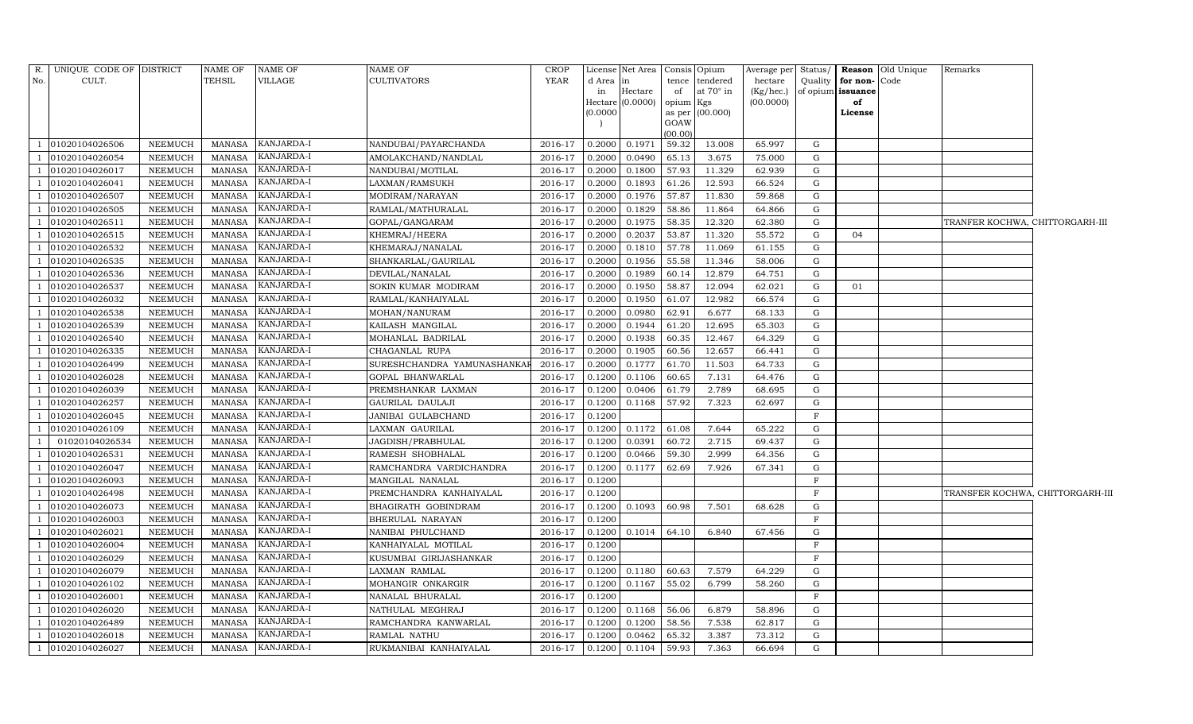| R. No. | UNIQUE CODE OF CULT. | DISTRICT | NAME OF TEHSIL | NAME OF VILLAGE | NAME OF CULTIVATORS | CROP YEAR | License d Area in Hectare (0.0000) | Net Area in Hectare (0.0000) | Consis tence of opium as per GOAW (00.00) | Opium tendered at 70° in Kgs (00.000) | Average per hectare (Kg/hec.) (00.0000) | Status/ Quality of opium | Reason for non-issuance of License | Old Unique Code | Remarks |
|---|---|---|---|---|---|---|---|---|---|---|---|---|---|---|---|
| 1 | 01020104026506 | NEEMUCH | MANASA | KANJARDA-I | NANDUBAI/PAYARCHANDA | 2016-17 | 0.2000 | 0.1971 | 59.32 | 13.008 | 65.997 | G | | | |
| 1 | 01020104026054 | NEEMUCH | MANASA | KANJARDA-I | AMOLAKCHAND/NANDLAL | 2016-17 | 0.2000 | 0.0490 | 65.13 | 3.675 | 75.000 | G | | | |
| 1 | 01020104026017 | NEEMUCH | MANASA | KANJARDA-I | NANDUBAI/MOTILAL | 2016-17 | 0.2000 | 0.1800 | 57.93 | 11.329 | 62.939 | G | | | |
| 1 | 01020104026041 | NEEMUCH | MANASA | KANJARDA-I | LAXMAN/RAMSUKH | 2016-17 | 0.2000 | 0.1893 | 61.26 | 12.593 | 66.524 | G | | | |
| 1 | 01020104026507 | NEEMUCH | MANASA | KANJARDA-I | MODIRAM/NARAYAN | 2016-17 | 0.2000 | 0.1976 | 57.87 | 11.830 | 59.868 | G | | | |
| 1 | 01020104026505 | NEEMUCH | MANASA | KANJARDA-I | RAMLAL/MATHURALAL | 2016-17 | 0.2000 | 0.1829 | 58.86 | 11.864 | 64.866 | G | | | |
| 1 | 01020104026511 | NEEMUCH | MANASA | KANJARDA-I | GOPAL/GANGARAM | 2016-17 | 0.2000 | 0.1975 | 58.35 | 12.320 | 62.380 | G | | | TRANFER KOCHWA, CHITTORGARH-III |
| 1 | 01020104026515 | NEEMUCH | MANASA | KANJARDA-I | KHEMRAJ/HEERA | 2016-17 | 0.2000 | 0.2037 | 53.87 | 11.320 | 55.572 | G | 04 | | |
| 1 | 01020104026532 | NEEMUCH | MANASA | KANJARDA-I | KHEMARAJ/NANALAL | 2016-17 | 0.2000 | 0.1810 | 57.78 | 11.069 | 61.155 | G | | | |
| 1 | 01020104026535 | NEEMUCH | MANASA | KANJARDA-I | SHANKARLAL/GAURILAL | 2016-17 | 0.2000 | 0.1956 | 55.58 | 11.346 | 58.006 | G | | | |
| 1 | 01020104026536 | NEEMUCH | MANASA | KANJARDA-I | DEVILAL/NANALAL | 2016-17 | 0.2000 | 0.1989 | 60.14 | 12.879 | 64.751 | G | | | |
| 1 | 01020104026537 | NEEMUCH | MANASA | KANJARDA-I | SOKIN KUMAR MODIRAM | 2016-17 | 0.2000 | 0.1950 | 58.87 | 12.094 | 62.021 | G | 01 | | |
| 1 | 01020104026032 | NEEMUCH | MANASA | KANJARDA-I | RAMLAL/KANHAIYALAL | 2016-17 | 0.2000 | 0.1950 | 61.07 | 12.982 | 66.574 | G | | | |
| 1 | 01020104026538 | NEEMUCH | MANASA | KANJARDA-I | MOHAN/NANURAM | 2016-17 | 0.2000 | 0.0980 | 62.91 | 6.677 | 68.133 | G | | | |
| 1 | 01020104026539 | NEEMUCH | MANASA | KANJARDA-I | KAILASH MANGILAL | 2016-17 | 0.2000 | 0.1944 | 61.20 | 12.695 | 65.303 | G | | | |
| 1 | 01020104026540 | NEEMUCH | MANASA | KANJARDA-I | MOHANLAL BADRILAL | 2016-17 | 0.2000 | 0.1938 | 60.35 | 12.467 | 64.329 | G | | | |
| 1 | 01020104026335 | NEEMUCH | MANASA | KANJARDA-I | CHAGANLAL RUPA | 2016-17 | 0.2000 | 0.1905 | 60.56 | 12.657 | 66.441 | G | | | |
| 1 | 01020104026499 | NEEMUCH | MANASA | KANJARDA-I | SURESHCHANDRA YAMUNASHANKAR | 2016-17 | 0.2000 | 0.1777 | 61.70 | 11.503 | 64.733 | G | | | |
| 1 | 01020104026028 | NEEMUCH | MANASA | KANJARDA-I | GOPAL BHANWARLAL | 2016-17 | 0.1200 | 0.1106 | 60.65 | 7.131 | 64.476 | G | | | |
| 1 | 01020104026039 | NEEMUCH | MANASA | KANJARDA-I | PREMSHANKAR LAXMAN | 2016-17 | 0.1200 | 0.0406 | 61.79 | 2.789 | 68.695 | G | | | |
| 1 | 01020104026257 | NEEMUCH | MANASA | KANJARDA-I | GAURILAL DAULAJI | 2016-17 | 0.1200 | 0.1168 | 57.92 | 7.323 | 62.697 | G | | | |
| 1 | 01020104026045 | NEEMUCH | MANASA | KANJARDA-I | JANIBAI GULABCHAND | 2016-17 | 0.1200 | | | | | F | | | |
| 1 | 01020104026109 | NEEMUCH | MANASA | KANJARDA-I | LAXMAN GAURILAL | 2016-17 | 0.1200 | 0.1172 | 61.08 | 7.644 | 65.222 | G | | | |
| 1 | 01020104026534 | NEEMUCH | MANASA | KANJARDA-I | JAGDISH/PRABHULAL | 2016-17 | 0.1200 | 0.0391 | 60.72 | 2.715 | 69.437 | G | | | |
| 1 | 01020104026531 | NEEMUCH | MANASA | KANJARDA-I | RAMESH SHOBHALAL | 2016-17 | 0.1200 | 0.0466 | 59.30 | 2.999 | 64.356 | G | | | |
| 1 | 01020104026047 | NEEMUCH | MANASA | KANJARDA-I | RAMCHANDRA VARDICHANDRA | 2016-17 | 0.1200 | 0.1177 | 62.69 | 7.926 | 67.341 | G | | | |
| 1 | 01020104026093 | NEEMUCH | MANASA | KANJARDA-I | MANGILAL NANALAL | 2016-17 | 0.1200 | | | | | F | | | |
| 1 | 01020104026498 | NEEMUCH | MANASA | KANJARDA-I | PREMCHANDRA KANHAIYALAL | 2016-17 | 0.1200 | | | | | F | | | TRANSFER KOCHWA, CHITTORGARH-III |
| 1 | 01020104026073 | NEEMUCH | MANASA | KANJARDA-I | BHAGIRATH GOBINDRAM | 2016-17 | 0.1200 | 0.1093 | 60.98 | 7.501 | 68.628 | G | | | |
| 1 | 01020104026003 | NEEMUCH | MANASA | KANJARDA-I | BHERULAL NARAYAN | 2016-17 | 0.1200 | | | | | F | | | |
| 1 | 01020104026021 | NEEMUCH | MANASA | KANJARDA-I | NANIBAI PHULCHAND | 2016-17 | 0.1200 | 0.1014 | 64.10 | 6.840 | 67.456 | G | | | |
| 1 | 01020104026004 | NEEMUCH | MANASA | KANJARDA-I | KANHAIYALAL MOTILAL | 2016-17 | 0.1200 | | | | | F | | | |
| 1 | 01020104026029 | NEEMUCH | MANASA | KANJARDA-I | KUSUMBAI GIRIJASHANKAR | 2016-17 | 0.1200 | | | | | F | | | |
| 1 | 01020104026079 | NEEMUCH | MANASA | KANJARDA-I | LAXMAN RAMLAL | 2016-17 | 0.1200 | 0.1180 | 60.63 | 7.579 | 64.229 | G | | | |
| 1 | 01020104026102 | NEEMUCH | MANASA | KANJARDA-I | MOHANGIR ONKARGIR | 2016-17 | 0.1200 | 0.1167 | 55.02 | 6.799 | 58.260 | G | | | |
| 1 | 01020104026001 | NEEMUCH | MANASA | KANJARDA-I | NANALAL BHURALAL | 2016-17 | 0.1200 | | | | | F | | | |
| 1 | 01020104026020 | NEEMUCH | MANASA | KANJARDA-I | NATHULAL MEGHRAJ | 2016-17 | 0.1200 | 0.1168 | 56.06 | 6.879 | 58.896 | G | | | |
| 1 | 01020104026489 | NEEMUCH | MANASA | KANJARDA-I | RAMCHANDRA KANWARLAL | 2016-17 | 0.1200 | 0.1200 | 58.56 | 7.538 | 62.817 | G | | | |
| 1 | 01020104026018 | NEEMUCH | MANASA | KANJARDA-I | RAMLAL NATHU | 2016-17 | 0.1200 | 0.0462 | 65.32 | 3.387 | 73.312 | G | | | |
| 1 | 01020104026027 | NEEMUCH | MANASA | KANJARDA-I | RUKMANIBAI KANHAIYALAL | 2016-17 | 0.1200 | 0.1104 | 59.93 | 7.363 | 66.694 | G | | | |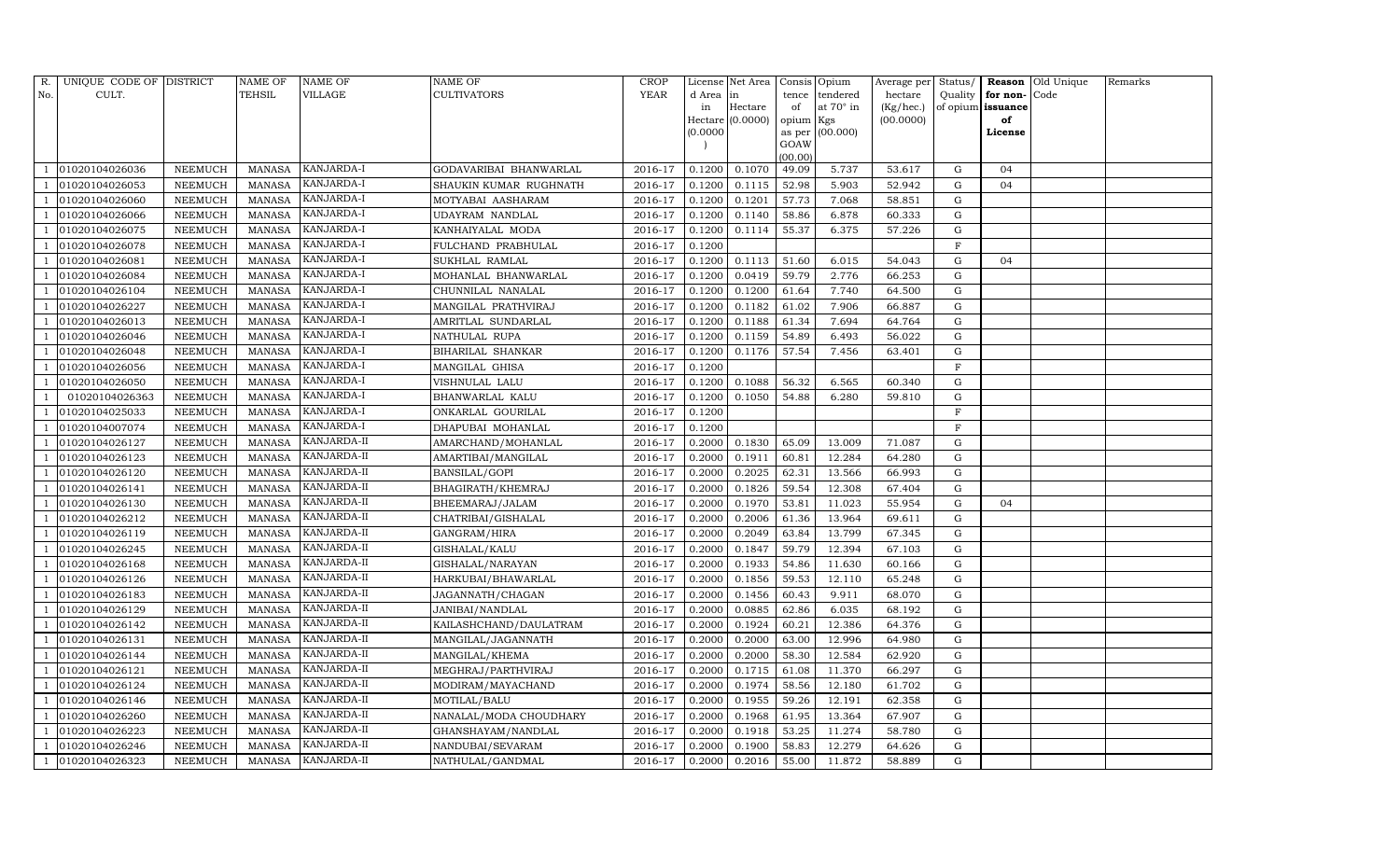| R. No. | UNIQUE CODE OF CULT. | DISTRICT | NAME OF TEHSIL | NAME OF VILLAGE | NAME OF CULTIVATORS | CROP YEAR | License d Area in Hectare (0.0000) | Net Area in Hectare (0.0000) | Consis tence of opium as per GOAW (00.00) | Opium tendered at 70° in Kgs (00.000) | Average per hectare (Kg/hec.) (00.0000) | Status/ Quality of opium | Reason for non-issuance of License | Old Unique Code | Remarks |
|---|---|---|---|---|---|---|---|---|---|---|---|---|---|---|---|
| 1 | 01020104026036 | NEEMUCH | MANASA | KANJARDA-I | GODAVARIBAI BHANWARLAL | 2016-17 | 0.1200 | 0.1070 | 49.09 | 5.737 | 53.617 | G | 04 | | |
| 1 | 01020104026053 | NEEMUCH | MANASA | KANJARDA-I | SHAUKIN KUMAR RUGHNATH | 2016-17 | 0.1200 | 0.1115 | 52.98 | 5.903 | 52.942 | G | 04 | | |
| 1 | 01020104026060 | NEEMUCH | MANASA | KANJARDA-I | MOTYABAI AASHARAM | 2016-17 | 0.1200 | 0.1201 | 57.73 | 7.068 | 58.851 | G | | | |
| 1 | 01020104026066 | NEEMUCH | MANASA | KANJARDA-I | UDAYRAM NANDLAL | 2016-17 | 0.1200 | 0.1140 | 58.86 | 6.878 | 60.333 | G | | | |
| 1 | 01020104026075 | NEEMUCH | MANASA | KANJARDA-I | KANHAIYALAL MODA | 2016-17 | 0.1200 | 0.1114 | 55.37 | 6.375 | 57.226 | G | | | |
| 1 | 01020104026078 | NEEMUCH | MANASA | KANJARDA-I | FULCHAND PRABHULAL | 2016-17 | 0.1200 | | | | | F | | | |
| 1 | 01020104026081 | NEEMUCH | MANASA | KANJARDA-I | SUKHLAL RAMLAL | 2016-17 | 0.1200 | 0.1113 | 51.60 | 6.015 | 54.043 | G | 04 | | |
| 1 | 01020104026084 | NEEMUCH | MANASA | KANJARDA-I | MOHANLAL BHANWARLAL | 2016-17 | 0.1200 | 0.0419 | 59.79 | 2.776 | 66.253 | G | | | |
| 1 | 01020104026104 | NEEMUCH | MANASA | KANJARDA-I | CHUNNILAL NANALAL | 2016-17 | 0.1200 | 0.1200 | 61.64 | 7.740 | 64.500 | G | | | |
| 1 | 01020104026227 | NEEMUCH | MANASA | KANJARDA-I | MANGILAL PRATHVIRAJ | 2016-17 | 0.1200 | 0.1182 | 61.02 | 7.906 | 66.887 | G | | | |
| 1 | 01020104026013 | NEEMUCH | MANASA | KANJARDA-I | AMRITLAL SUNDARLAL | 2016-17 | 0.1200 | 0.1188 | 61.34 | 7.694 | 64.764 | G | | | |
| 1 | 01020104026046 | NEEMUCH | MANASA | KANJARDA-I | NATHULAL RUPA | 2016-17 | 0.1200 | 0.1159 | 54.89 | 6.493 | 56.022 | G | | | |
| 1 | 01020104026048 | NEEMUCH | MANASA | KANJARDA-I | BIHARILAL SHANKAR | 2016-17 | 0.1200 | 0.1176 | 57.54 | 7.456 | 63.401 | G | | | |
| 1 | 01020104026056 | NEEMUCH | MANASA | KANJARDA-I | MANGILAL GHISA | 2016-17 | 0.1200 | | | | | F | | | |
| 1 | 01020104026050 | NEEMUCH | MANASA | KANJARDA-I | VISHNULAL LALU | 2016-17 | 0.1200 | 0.1088 | 56.32 | 6.565 | 60.340 | G | | | |
| 1 | 01020104026363 | NEEMUCH | MANASA | KANJARDA-I | BHANWARLAL KALU | 2016-17 | 0.1200 | 0.1050 | 54.88 | 6.280 | 59.810 | G | | | |
| 1 | 01020104025033 | NEEMUCH | MANASA | KANJARDA-I | ONKARLAL GOURILAL | 2016-17 | 0.1200 | | | | | F | | | |
| 1 | 01020104007074 | NEEMUCH | MANASA | KANJARDA-I | DHAPUBAI MOHANLAL | 2016-17 | 0.1200 | | | | | F | | | |
| 1 | 01020104026127 | NEEMUCH | MANASA | KANJARDA-II | AMARCHAND/MOHANLAL | 2016-17 | 0.2000 | 0.1830 | 65.09 | 13.009 | 71.087 | G | | | |
| 1 | 01020104026123 | NEEMUCH | MANASA | KANJARDA-II | AMARTIBAI/MANGILAL | 2016-17 | 0.2000 | 0.1911 | 60.81 | 12.284 | 64.280 | G | | | |
| 1 | 01020104026120 | NEEMUCH | MANASA | KANJARDA-II | BANSILAL/GOPI | 2016-17 | 0.2000 | 0.2025 | 62.31 | 13.566 | 66.993 | G | | | |
| 1 | 01020104026141 | NEEMUCH | MANASA | KANJARDA-II | BHAGIRATH/KHEMRAJ | 2016-17 | 0.2000 | 0.1826 | 59.54 | 12.308 | 67.404 | G | | | |
| 1 | 01020104026130 | NEEMUCH | MANASA | KANJARDA-II | BHEEMARAJ/JALAM | 2016-17 | 0.2000 | 0.1970 | 53.81 | 11.023 | 55.954 | G | 04 | | |
| 1 | 01020104026212 | NEEMUCH | MANASA | KANJARDA-II | CHATRIBAI/GISHALAL | 2016-17 | 0.2000 | 0.2006 | 61.36 | 13.964 | 69.611 | G | | | |
| 1 | 01020104026119 | NEEMUCH | MANASA | KANJARDA-II | GANGRAM/HIRA | 2016-17 | 0.2000 | 0.2049 | 63.84 | 13.799 | 67.345 | G | | | |
| 1 | 01020104026245 | NEEMUCH | MANASA | KANJARDA-II | GISHALAL/KALU | 2016-17 | 0.2000 | 0.1847 | 59.79 | 12.394 | 67.103 | G | | | |
| 1 | 01020104026168 | NEEMUCH | MANASA | KANJARDA-II | GISHALAL/NARAYAN | 2016-17 | 0.2000 | 0.1933 | 54.86 | 11.630 | 60.166 | G | | | |
| 1 | 01020104026126 | NEEMUCH | MANASA | KANJARDA-II | HARKUBAI/BHAWARLAL | 2016-17 | 0.2000 | 0.1856 | 59.53 | 12.110 | 65.248 | G | | | |
| 1 | 01020104026183 | NEEMUCH | MANASA | KANJARDA-II | JAGANNATH/CHAGAN | 2016-17 | 0.2000 | 0.1456 | 60.43 | 9.911 | 68.070 | G | | | |
| 1 | 01020104026129 | NEEMUCH | MANASA | KANJARDA-II | JANIBAI/NANDLAL | 2016-17 | 0.2000 | 0.0885 | 62.86 | 6.035 | 68.192 | G | | | |
| 1 | 01020104026142 | NEEMUCH | MANASA | KANJARDA-II | KAILASHCHAND/DAULATRAM | 2016-17 | 0.2000 | 0.1924 | 60.21 | 12.386 | 64.376 | G | | | |
| 1 | 01020104026131 | NEEMUCH | MANASA | KANJARDA-II | MANGILAL/JAGANNATH | 2016-17 | 0.2000 | 0.2000 | 63.00 | 12.996 | 64.980 | G | | | |
| 1 | 01020104026144 | NEEMUCH | MANASA | KANJARDA-II | MANGILAL/KHEMA | 2016-17 | 0.2000 | 0.2000 | 58.30 | 12.584 | 62.920 | G | | | |
| 1 | 01020104026121 | NEEMUCH | MANASA | KANJARDA-II | MEGHRAJ/PARTHVIRAJ | 2016-17 | 0.2000 | 0.1715 | 61.08 | 11.370 | 66.297 | G | | | |
| 1 | 01020104026124 | NEEMUCH | MANASA | KANJARDA-II | MODIRAM/MAYACHAND | 2016-17 | 0.2000 | 0.1974 | 58.56 | 12.180 | 61.702 | G | | | |
| 1 | 01020104026146 | NEEMUCH | MANASA | KANJARDA-II | MOTILAL/BALU | 2016-17 | 0.2000 | 0.1955 | 59.26 | 12.191 | 62.358 | G | | | |
| 1 | 01020104026260 | NEEMUCH | MANASA | KANJARDA-II | NANALAL/MODA CHOUDHARY | 2016-17 | 0.2000 | 0.1968 | 61.95 | 13.364 | 67.907 | G | | | |
| 1 | 01020104026223 | NEEMUCH | MANASA | KANJARDA-II | GHANSHAYAM/NANDLAL | 2016-17 | 0.2000 | 0.1918 | 53.25 | 11.274 | 58.780 | G | | | |
| 1 | 01020104026246 | NEEMUCH | MANASA | KANJARDA-II | NANDUBAI/SEVARAM | 2016-17 | 0.2000 | 0.1900 | 58.83 | 12.279 | 64.626 | G | | | |
| 1 | 01020104026323 | NEEMUCH | MANASA | KANJARDA-II | NATHULAL/GANDMAL | 2016-17 | 0.2000 | 0.2016 | 55.00 | 11.872 | 58.889 | G | | | |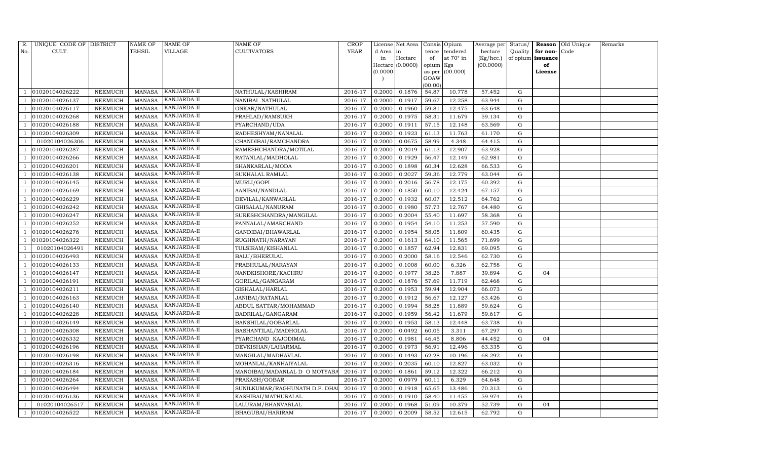| R. No. | UNIQUE CODE OF CULT. | DISTRICT | NAME OF TEHSIL | NAME OF VILLAGE | NAME OF CULTIVATORS | CROP YEAR | License d Area in Hectare (0.0000) | Net Area in Hectare (0.0000) | Consis tence of opium as per GOAW (00.00) | Opium tendered at 70° in Kgs (00.000) | Average per hectare (Kg/hec.) (00.0000) | Status/ Quality of opium | Reason for non- issuance of License | Old Unique Code | Remarks |
|---|---|---|---|---|---|---|---|---|---|---|---|---|---|---|---|
| 1 | 01020104026222 | NEEMUCH | MANASA | KANJARDA-II | NATHULAL/KASHIRAM | 2016-17 | 0.2000 | 0.1876 | 54.87 | 10.778 | 57.452 | G | | | |
| 1 | 01020104026137 | NEEMUCH | MANASA | KANJARDA-II | NANIBAI NATHULAL | 2016-17 | 0.2000 | 0.1917 | 59.67 | 12.258 | 63.944 | G | | | |
| 1 | 01020104026117 | NEEMUCH | MANASA | KANJARDA-II | ONKAR/NATHULAL | 2016-17 | 0.2000 | 0.1960 | 59.81 | 12.475 | 63.648 | G | | | |
| 1 | 01020104026268 | NEEMUCH | MANASA | KANJARDA-II | PRAHLAD/RAMSUKH | 2016-17 | 0.2000 | 0.1975 | 58.31 | 11.679 | 59.134 | G | | | |
| 1 | 01020104026188 | NEEMUCH | MANASA | KANJARDA-II | PYARCHAND/UDA | 2016-17 | 0.2000 | 0.1911 | 57.15 | 12.148 | 63.569 | G | | | |
| 1 | 01020104026309 | NEEMUCH | MANASA | KANJARDA-II | RADHESHYAM/NANALAL | 2016-17 | 0.2000 | 0.1923 | 61.13 | 11.763 | 61.170 | G | | | |
| 1 | 01020104026306 | NEEMUCH | MANASA | KANJARDA-II | CHANDIBAI/RAMCHANDRA | 2016-17 | 0.2000 | 0.0675 | 58.99 | 4.348 | 64.415 | G | | | |
| 1 | 01020104026287 | NEEMUCH | MANASA | KANJARDA-II | RAMESHCHANDRA/MOTILAL | 2016-17 | 0.2000 | 0.2019 | 61.13 | 12.907 | 63.928 | G | | | |
| 1 | 01020104026266 | NEEMUCH | MANASA | KANJARDA-II | RATANLAL/MADHOLAL | 2016-17 | 0.2000 | 0.1929 | 56.47 | 12.149 | 62.981 | G | | | |
| 1 | 01020104026201 | NEEMUCH | MANASA | KANJARDA-II | SHANKARLAL/MODA | 2016-17 | 0.2000 | 0.1898 | 60.34 | 12.628 | 66.533 | G | | | |
| 1 | 01020104026138 | NEEMUCH | MANASA | KANJARDA-II | SUKHALAL RAMLAL | 2016-17 | 0.2000 | 0.2027 | 59.36 | 12.779 | 63.044 | G | | | |
| 1 | 01020104026145 | NEEMUCH | MANASA | KANJARDA-II | MURLI/GOPI | 2016-17 | 0.2000 | 0.2016 | 56.78 | 12.175 | 60.392 | G | | | |
| 1 | 01020104026169 | NEEMUCH | MANASA | KANJARDA-II | AANIBAI/NANDLAL | 2016-17 | 0.2000 | 0.1850 | 60.10 | 12.424 | 67.157 | G | | | |
| 1 | 01020104026229 | NEEMUCH | MANASA | KANJARDA-II | DEVILAL/KANWARLAL | 2016-17 | 0.2000 | 0.1932 | 60.07 | 12.512 | 64.762 | G | | | |
| 1 | 01020104026242 | NEEMUCH | MANASA | KANJARDA-II | GHISALAL/NANURAM | 2016-17 | 0.2000 | 0.1980 | 57.73 | 12.767 | 64.480 | G | | | |
| 1 | 01020104026247 | NEEMUCH | MANASA | KANJARDA-II | SURESHCHANDRA/MANGILAL | 2016-17 | 0.2000 | 0.2004 | 55.40 | 11.697 | 58.368 | G | | | |
| 1 | 01020104026252 | NEEMUCH | MANASA | KANJARDA-II | PANNALAL/AMARCHAND | 2016-17 | 0.2000 | 0.1954 | 54.10 | 11.253 | 57.590 | G | | | |
| 1 | 01020104026276 | NEEMUCH | MANASA | KANJARDA-II | GANDIBAI/BHAWARLAL | 2016-17 | 0.2000 | 0.1954 | 58.05 | 11.809 | 60.435 | G | | | |
| 1 | 01020104026322 | NEEMUCH | MANASA | KANJARDA-II | RUGHNATH/NARAYAN | 2016-17 | 0.2000 | 0.1613 | 64.10 | 11.565 | 71.699 | G | | | |
| 1 | 01020104026491 | NEEMUCH | MANASA | KANJARDA-II | TULSIRAM/KISHANLAL | 2016-17 | 0.2000 | 0.1857 | 62.94 | 12.831 | 69.095 | G | | | |
| 1 | 01020104026493 | NEEMUCH | MANASA | KANJARDA-II | BALU/BHERULAL | 2016-17 | 0.2000 | 0.2000 | 58.16 | 12.546 | 62.730 | G | | | |
| 1 | 01020104026133 | NEEMUCH | MANASA | KANJARDA-II | PRABHULAL/NARAYAN | 2016-17 | 0.2000 | 0.1008 | 60.00 | 6.326 | 62.758 | G | | | |
| 1 | 01020104026147 | NEEMUCH | MANASA | KANJARDA-II | NANDKISHORE/KACHRU | 2016-17 | 0.2000 | 0.1977 | 38.26 | 7.887 | 39.894 | G | 04 | | |
| 1 | 01020104026191 | NEEMUCH | MANASA | KANJARDA-II | GORILAL/GANGARAM | 2016-17 | 0.2000 | 0.1876 | 57.69 | 11.719 | 62.468 | G | | | |
| 1 | 01020104026211 | NEEMUCH | MANASA | KANJARDA-II | GISHALAL/HARLAL | 2016-17 | 0.2000 | 0.1953 | 59.94 | 12.904 | 66.073 | G | | | |
| 1 | 01020104026163 | NEEMUCH | MANASA | KANJARDA-II | JANIBAI/RATANLAL | 2016-17 | 0.2000 | 0.1912 | 56.67 | 12.127 | 63.426 | G | | | |
| 1 | 01020104026140 | NEEMUCH | MANASA | KANJARDA-II | ABDUL SATTAR/MOHAMMAD | 2016-17 | 0.2000 | 0.1994 | 58.28 | 11.889 | 59.624 | G | | | |
| 1 | 01020104026228 | NEEMUCH | MANASA | KANJARDA-II | BADRILAL/GANGARAM | 2016-17 | 0.2000 | 0.1959 | 56.42 | 11.679 | 59.617 | G | | | |
| 1 | 01020104026149 | NEEMUCH | MANASA | KANJARDA-II | BANSHILAL/GOBARLAL | 2016-17 | 0.2000 | 0.1953 | 58.13 | 12.448 | 63.738 | G | | | |
| 1 | 01020104026308 | NEEMUCH | MANASA | KANJARDA-II | BASHANTILAL/MADHOLAL | 2016-17 | 0.2000 | 0.0492 | 60.05 | 3.311 | 67.297 | G | | | |
| 1 | 01020104026332 | NEEMUCH | MANASA | KANJARDA-II | PYARCHAND KAJODIMAL | 2016-17 | 0.2000 | 0.1981 | 46.45 | 8.806 | 44.452 | G | 04 | | |
| 1 | 01020104026196 | NEEMUCH | MANASA | KANJARDA-II | DEVKISHAN/LAHARMAL | 2016-17 | 0.2000 | 0.1973 | 56.91 | 12.496 | 63.335 | G | | | |
| 1 | 01020104026198 | NEEMUCH | MANASA | KANJARDA-II | MANGILAL/MADHAVLAL | 2016-17 | 0.2000 | 0.1493 | 62.28 | 10.196 | 68.292 | G | | | |
| 1 | 01020104026316 | NEEMUCH | MANASA | KANJARDA-II | MOHANLAL/KANHAIYALAL | 2016-17 | 0.2000 | 0.2035 | 60.10 | 12.827 | 63.032 | G | | | |
| 1 | 01020104026184 | NEEMUCH | MANASA | KANJARDA-II | MANGIBAI/MADANLAL D O MOTYABA | 2016-17 | 0.2000 | 0.1861 | 59.12 | 12.322 | 66.212 | G | | | |
| 1 | 01020104026264 | NEEMUCH | MANASA | KANJARDA-II | PRAKASH/GOBAR | 2016-17 | 0.2000 | 0.0979 | 60.11 | 6.329 | 64.648 | G | | | |
| 1 | 01020104026494 | NEEMUCH | MANASA | KANJARDA-II | SUNILKUMAR/RAGHUNATH D.P. DHA | 2016-17 | 0.2000 | 0.1918 | 65.65 | 13.486 | 70.313 | G | | | |
| 1 | 01020104026136 | NEEMUCH | MANASA | KANJARDA-II | KASHIBAI/MATHURALAL | 2016-17 | 0.2000 | 0.1910 | 58.40 | 11.455 | 59.974 | G | | | |
| 1 | 01020104026517 | NEEMUCH | MANASA | KANJARDA-II | LALURAM/BHANVARLAL | 2016-17 | 0.2000 | 0.1968 | 51.09 | 10.379 | 52.739 | G | 04 | | |
| 1 | 01020104026522 | NEEMUCH | MANASA | KANJARDA-II | BHAGUBAI/HARIRAM | 2016-17 | 0.2000 | 0.2009 | 58.52 | 12.615 | 62.792 | G | | | |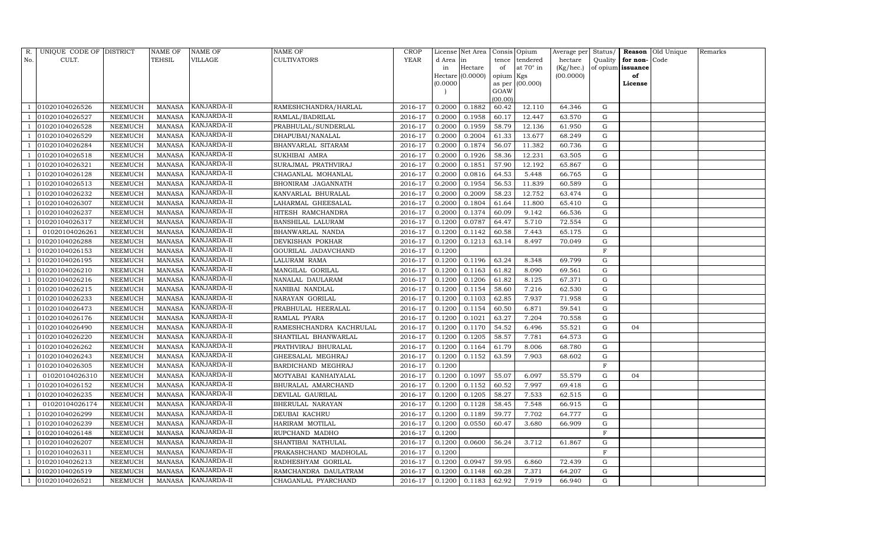| R. No. | UNIQUE CODE OF CULT. | DISTRICT | NAME OF TEHSIL | NAME OF VILLAGE | NAME OF CULTIVATORS | CROP YEAR | License d Area in Hectare (0.0000) | Net Area in Hectare (0.0000) | Consis tence of opium as per GOAW (00.00) | Opium tendered at 70° in Kgs (00.000) | Average per hectare (Kg/hec.) (00.0000) | Status/ Quality of opium | Reason for non-issuance of License | Old Unique Code | Remarks |
|---|---|---|---|---|---|---|---|---|---|---|---|---|---|---|---|
| 1 | 01020104026526 | NEEMUCH | MANASA | KANJARDA-II | RAMESHCHANDRA/HARLAL | 2016-17 | 0.2000 | 0.1882 | 60.42 | 12.110 | 64.346 | G | | | |
| 1 | 01020104026527 | NEEMUCH | MANASA | KANJARDA-II | RAMLAL/BADRILAL | 2016-17 | 0.2000 | 0.1958 | 60.17 | 12.447 | 63.570 | G | | | |
| 1 | 01020104026528 | NEEMUCH | MANASA | KANJARDA-II | PRABHULAL/SUNDERLAL | 2016-17 | 0.2000 | 0.1959 | 58.79 | 12.136 | 61.950 | G | | | |
| 1 | 01020104026529 | NEEMUCH | MANASA | KANJARDA-II | DHAPUBAI/NANALAL | 2016-17 | 0.2000 | 0.2004 | 61.33 | 13.677 | 68.249 | G | | | |
| 1 | 01020104026284 | NEEMUCH | MANASA | KANJARDA-II | BHANVARLAL SITARAM | 2016-17 | 0.2000 | 0.1874 | 56.07 | 11.382 | 60.736 | G | | | |
| 1 | 01020104026518 | NEEMUCH | MANASA | KANJARDA-II | SUKHIBAI AMRA | 2016-17 | 0.2000 | 0.1926 | 58.36 | 12.231 | 63.505 | G | | | |
| 1 | 01020104026321 | NEEMUCH | MANASA | KANJARDA-II | SURAJMAL PRATHVIRAJ | 2016-17 | 0.2000 | 0.1851 | 57.90 | 12.192 | 65.867 | G | | | |
| 1 | 01020104026128 | NEEMUCH | MANASA | KANJARDA-II | CHAGANLAL MOHANLAL | 2016-17 | 0.2000 | 0.0816 | 64.53 | 5.448 | 66.765 | G | | | |
| 1 | 01020104026513 | NEEMUCH | MANASA | KANJARDA-II | BHONIRAM JAGANNATH | 2016-17 | 0.2000 | 0.1954 | 56.53 | 11.839 | 60.589 | G | | | |
| 1 | 01020104026232 | NEEMUCH | MANASA | KANJARDA-II | KANVARLAL BHURALAL | 2016-17 | 0.2000 | 0.2009 | 58.23 | 12.752 | 63.474 | G | | | |
| 1 | 01020104026307 | NEEMUCH | MANASA | KANJARDA-II | LAHARMAL GHEESALAL | 2016-17 | 0.2000 | 0.1804 | 61.64 | 11.800 | 65.410 | G | | | |
| 1 | 01020104026237 | NEEMUCH | MANASA | KANJARDA-II | HITESH RAMCHANDRA | 2016-17 | 0.2000 | 0.1374 | 60.09 | 9.142 | 66.536 | G | | | |
| 1 | 01020104026317 | NEEMUCH | MANASA | KANJARDA-II | BANSHILAL LALURAM | 2016-17 | 0.1200 | 0.0787 | 64.47 | 5.710 | 72.554 | G | | | |
| 1 | 01020104026261 | NEEMUCH | MANASA | KANJARDA-II | BHANWARLAL NANDA | 2016-17 | 0.1200 | 0.1142 | 60.58 | 7.443 | 65.175 | G | | | |
| 1 | 01020104026288 | NEEMUCH | MANASA | KANJARDA-II | DEVKISHAN POKHAR | 2016-17 | 0.1200 | 0.1213 | 63.14 | 8.497 | 70.049 | G | | | |
| 1 | 01020104026153 | NEEMUCH | MANASA | KANJARDA-II | GOURILAL JADAVCHAND | 2016-17 | 0.1200 | | | | | F | | | |
| 1 | 01020104026195 | NEEMUCH | MANASA | KANJARDA-II | LALURAM RAMA | 2016-17 | 0.1200 | 0.1196 | 63.24 | 8.348 | 69.799 | G | | | |
| 1 | 01020104026210 | NEEMUCH | MANASA | KANJARDA-II | MANGILAL GORILAL | 2016-17 | 0.1200 | 0.1163 | 61.82 | 8.090 | 69.561 | G | | | |
| 1 | 01020104026216 | NEEMUCH | MANASA | KANJARDA-II | NANALAL DAULARAM | 2016-17 | 0.1200 | 0.1206 | 61.82 | 8.125 | 67.371 | G | | | |
| 1 | 01020104026215 | NEEMUCH | MANASA | KANJARDA-II | NANIBAI NANDLAL | 2016-17 | 0.1200 | 0.1154 | 58.60 | 7.216 | 62.530 | G | | | |
| 1 | 01020104026233 | NEEMUCH | MANASA | KANJARDA-II | NARAYAN GORILAL | 2016-17 | 0.1200 | 0.1103 | 62.85 | 7.937 | 71.958 | G | | | |
| 1 | 01020104026473 | NEEMUCH | MANASA | KANJARDA-II | PRABHULAL HEERALAL | 2016-17 | 0.1200 | 0.1154 | 60.50 | 6.871 | 59.541 | G | | | |
| 1 | 01020104026176 | NEEMUCH | MANASA | KANJARDA-II | RAMLAL PYARA | 2016-17 | 0.1200 | 0.1021 | 63.27 | 7.204 | 70.558 | G | | | |
| 1 | 01020104026490 | NEEMUCH | MANASA | KANJARDA-II | RAMESHCHANDRA KACHRULAL | 2016-17 | 0.1200 | 0.1170 | 54.52 | 6.496 | 55.521 | G | 04 | | |
| 1 | 01020104026220 | NEEMUCH | MANASA | KANJARDA-II | SHANTILAL BHANWARLAL | 2016-17 | 0.1200 | 0.1205 | 58.57 | 7.781 | 64.573 | G | | | |
| 1 | 01020104026262 | NEEMUCH | MANASA | KANJARDA-II | PRATHVIRAJ BHURALAL | 2016-17 | 0.1200 | 0.1164 | 61.79 | 8.006 | 68.780 | G | | | |
| 1 | 01020104026243 | NEEMUCH | MANASA | KANJARDA-II | GHEESALAL MEGHRAJ | 2016-17 | 0.1200 | 0.1152 | 63.59 | 7.903 | 68.602 | G | | | |
| 1 | 01020104026305 | NEEMUCH | MANASA | KANJARDA-II | BARDICHAND MEGHRAJ | 2016-17 | 0.1200 | | | | | F | | | |
| 1 | 01020104026310 | NEEMUCH | MANASA | KANJARDA-II | MOTYABAI KANHAIYALAL | 2016-17 | 0.1200 | 0.1097 | 55.07 | 6.097 | 55.579 | G | 04 | | |
| 1 | 01020104026152 | NEEMUCH | MANASA | KANJARDA-II | BHURALAL AMARCHAND | 2016-17 | 0.1200 | 0.1152 | 60.52 | 7.997 | 69.418 | G | | | |
| 1 | 01020104026235 | NEEMUCH | MANASA | KANJARDA-II | DEVILAL GAURILAL | 2016-17 | 0.1200 | 0.1205 | 58.27 | 7.533 | 62.515 | G | | | |
| 1 | 01020104026174 | NEEMUCH | MANASA | KANJARDA-II | BHERULAL NARAYAN | 2016-17 | 0.1200 | 0.1128 | 58.45 | 7.548 | 66.915 | G | | | |
| 1 | 01020104026299 | NEEMUCH | MANASA | KANJARDA-II | DEUBAI KACHRU | 2016-17 | 0.1200 | 0.1189 | 59.77 | 7.702 | 64.777 | G | | | |
| 1 | 01020104026239 | NEEMUCH | MANASA | KANJARDA-II | HARIRAM MOTILAL | 2016-17 | 0.1200 | 0.0550 | 60.47 | 3.680 | 66.909 | G | | | |
| 1 | 01020104026148 | NEEMUCH | MANASA | KANJARDA-II | RUPCHAND MADHO | 2016-17 | 0.1200 | | | | | F | | | |
| 1 | 01020104026207 | NEEMUCH | MANASA | KANJARDA-II | SHANTIBAI NATHULAL | 2016-17 | 0.1200 | 0.0600 | 56.24 | 3.712 | 61.867 | G | | | |
| 1 | 01020104026311 | NEEMUCH | MANASA | KANJARDA-II | PRAKASHCHAND MADHOLAL | 2016-17 | 0.1200 | | | | | F | | | |
| 1 | 01020104026213 | NEEMUCH | MANASA | KANJARDA-II | RADHESHYAM GORILAL | 2016-17 | 0.1200 | 0.0947 | 59.95 | 6.860 | 72.439 | G | | | |
| 1 | 01020104026519 | NEEMUCH | MANASA | KANJARDA-II | RAMCHANDRA DAULATRAM | 2016-17 | 0.1200 | 0.1148 | 60.28 | 7.371 | 64.207 | G | | | |
| 1 | 01020104026521 | NEEMUCH | MANASA | KANJARDA-II | CHAGANLAL PYARCHAND | 2016-17 | 0.1200 | 0.1183 | 62.92 | 7.919 | 66.940 | G | | | |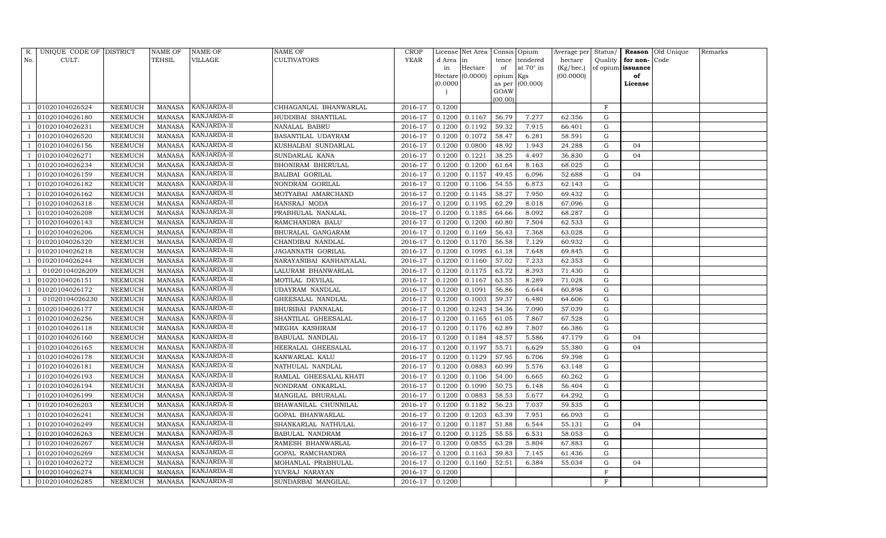| R. No. | UNIQUE CODE OF CULT. | DISTRICT | NAME OF TEHSIL | NAME OF VILLAGE | NAME OF CULTIVATORS | CROP YEAR | License d Area in Hectare (0.0000) | Net Area in Hectare (0.0000) | Consis tence of opium as per GOAW (00.00) | Opium tendered at 70° in Kgs (00.000) | Average per hectare (Kg/hec.) (00.0000) | Status/ Quality of opium | Reason for non-issuance of License | Old Unique Code | Remarks |
|---|---|---|---|---|---|---|---|---|---|---|---|---|---|---|---|
| 1 | 01020104026524 | NEEMUCH | MANASA | KANJARDA-II | CHHAGANLAL BHANWARLAL | 2016-17 | 0.1200 | | | | | F | | | |
| 1 | 01020104026180 | NEEMUCH | MANASA | KANJARDA-II | HUDDIBAI SHANTILAL | 2016-17 | 0.1200 | 0.1167 | 56.79 | 7.277 | 62.356 | G | | | |
| 1 | 01020104026231 | NEEMUCH | MANASA | KANJARDA-II | NANALAL BABRU | 2016-17 | 0.1200 | 0.1192 | 59.32 | 7.915 | 66.401 | G | | | |
| 1 | 01020104026520 | NEEMUCH | MANASA | KANJARDA-II | BASANTILAL UDAYRAM | 2016-17 | 0.1200 | 0.1072 | 58.47 | 6.281 | 58.591 | G | | | |
| 1 | 01020104026156 | NEEMUCH | MANASA | KANJARDA-II | KUSHALBAI SUNDARLAL | 2016-17 | 0.1200 | 0.0800 | 48.92 | 1.943 | 24.288 | G | 04 | | |
| 1 | 01020104026271 | NEEMUCH | MANASA | KANJARDA-II | SUNDARLAL KANA | 2016-17 | 0.1200 | 0.1221 | 38.25 | 4.497 | 36.830 | G | 04 | | |
| 1 | 01020104026234 | NEEMUCH | MANASA | KANJARDA-II | BHONIRAM BHERULAL | 2016-17 | 0.1200 | 0.1200 | 61.64 | 8.163 | 68.025 | G | | | |
| 1 | 01020104026159 | NEEMUCH | MANASA | KANJARDA-II | BALIBAI GORILAL | 2016-17 | 0.1200 | 0.1157 | 49.45 | 6.096 | 52.688 | G | 04 | | |
| 1 | 01020104026182 | NEEMUCH | MANASA | KANJARDA-II | NONDRAM GORILAL | 2016-17 | 0.1200 | 0.1106 | 54.55 | 6.873 | 62.143 | G | | | |
| 1 | 01020104026162 | NEEMUCH | MANASA | KANJARDA-II | MOTYABAI AMARCHAND | 2016-17 | 0.1200 | 0.1145 | 58.27 | 7.950 | 69.432 | G | | | |
| 1 | 01020104026318 | NEEMUCH | MANASA | KANJARDA-II | HANSRAJ MODA | 2016-17 | 0.1200 | 0.1195 | 62.29 | 8.018 | 67.096 | G | | | |
| 1 | 01020104026208 | NEEMUCH | MANASA | KANJARDA-II | PRABHULAL NANALAL | 2016-17 | 0.1200 | 0.1185 | 64.66 | 8.092 | 68.287 | G | | | |
| 1 | 01020104026143 | NEEMUCH | MANASA | KANJARDA-II | RAMCHANDRA BALU | 2016-17 | 0.1200 | 0.1200 | 60.80 | 7.504 | 62.533 | G | | | |
| 1 | 01020104026206 | NEEMUCH | MANASA | KANJARDA-II | BHURALAL GANGARAM | 2016-17 | 0.1200 | 0.1169 | 56.43 | 7.368 | 63.028 | G | | | |
| 1 | 01020104026320 | NEEMUCH | MANASA | KANJARDA-II | CHANDIBAI NANDLAL | 2016-17 | 0.1200 | 0.1170 | 56.58 | 7.129 | 60.932 | G | | | |
| 1 | 01020104026218 | NEEMUCH | MANASA | KANJARDA-II | JAGANNATH GORILAL | 2016-17 | 0.1200 | 0.1095 | 61.18 | 7.648 | 69.845 | G | | | |
| 1 | 01020104026244 | NEEMUCH | MANASA | KANJARDA-II | NARAYANIBAI KANHAIYALAL | 2016-17 | 0.1200 | 0.1160 | 57.02 | 7.233 | 62.353 | G | | | |
| 1 | 01020104026209 | NEEMUCH | MANASA | KANJARDA-II | LALURAM BHANWARLAL | 2016-17 | 0.1200 | 0.1175 | 63.72 | 8.393 | 71.430 | G | | | |
| 1 | 01020104026151 | NEEMUCH | MANASA | KANJARDA-II | MOTILAL DEVILAL | 2016-17 | 0.1200 | 0.1167 | 63.55 | 8.289 | 71.028 | G | | | |
| 1 | 01020104026172 | NEEMUCH | MANASA | KANJARDA-II | UDAYRAM NANDLAL | 2016-17 | 0.1200 | 0.1091 | 56.86 | 6.644 | 60.898 | G | | | |
| 1 | 01020104026230 | NEEMUCH | MANASA | KANJARDA-II | GHEESALAL NANDLAL | 2016-17 | 0.1200 | 0.1003 | 59.37 | 6.480 | 64.606 | G | | | |
| 1 | 01020104026177 | NEEMUCH | MANASA | KANJARDA-II | BHURIBAI PANNALAL | 2016-17 | 0.1200 | 0.1243 | 54.36 | 7.090 | 57.039 | G | | | |
| 1 | 01020104026256 | NEEMUCH | MANASA | KANJARDA-II | SHANTILAL GHEESALAL | 2016-17 | 0.1200 | 0.1165 | 61.05 | 7.867 | 67.528 | G | | | |
| 1 | 01020104026118 | NEEMUCH | MANASA | KANJARDA-II | MEGHA KASHIRAM | 2016-17 | 0.1200 | 0.1176 | 62.89 | 7.807 | 66.386 | G | | | |
| 1 | 01020104026160 | NEEMUCH | MANASA | KANJARDA-II | BABULAL NANDLAL | 2016-17 | 0.1200 | 0.1184 | 48.57 | 5.586 | 47.179 | G | 04 | | |
| 1 | 01020104026165 | NEEMUCH | MANASA | KANJARDA-II | HEERALAL GHEESALAL | 2016-17 | 0.1200 | 0.1197 | 55.71 | 6.629 | 55.380 | G | 04 | | |
| 1 | 01020104026178 | NEEMUCH | MANASA | KANJARDA-II | KANWARLAL KALU | 2016-17 | 0.1200 | 0.1129 | 57.95 | 6.706 | 59.398 | G | | | |
| 1 | 01020104026181 | NEEMUCH | MANASA | KANJARDA-II | NATHULAL NANDLAL | 2016-17 | 0.1200 | 0.0883 | 60.99 | 5.576 | 63.148 | G | | | |
| 1 | 01020104026193 | NEEMUCH | MANASA | KANJARDA-II | RAMLAL GHEESALAL KHATI | 2016-17 | 0.1200 | 0.1106 | 54.00 | 6.665 | 60.262 | G | | | |
| 1 | 01020104026194 | NEEMUCH | MANASA | KANJARDA-II | NONDRAM ONKARLAL | 2016-17 | 0.1200 | 0.1090 | 50.75 | 6.148 | 56.404 | G | | | |
| 1 | 01020104026199 | NEEMUCH | MANASA | KANJARDA-II | MANGILAL BHURALAL | 2016-17 | 0.1200 | 0.0883 | 58.53 | 5.677 | 64.292 | G | | | |
| 1 | 01020104026203 | NEEMUCH | MANASA | KANJARDA-II | BHAWANILAL CHUNNILAL | 2016-17 | 0.1200 | 0.1182 | 56.23 | 7.037 | 59.535 | G | | | |
| 1 | 01020104026241 | NEEMUCH | MANASA | KANJARDA-II | GOPAL BHANWARLAL | 2016-17 | 0.1200 | 0.1203 | 63.39 | 7.951 | 66.093 | G | | | |
| 1 | 01020104026249 | NEEMUCH | MANASA | KANJARDA-II | SHANKARLAL NATHULAL | 2016-17 | 0.1200 | 0.1187 | 51.88 | 6.544 | 55.131 | G | 04 | | |
| 1 | 01020104026263 | NEEMUCH | MANASA | KANJARDA-II | BABULAL NANDRAM | 2016-17 | 0.1200 | 0.1125 | 55.55 | 6.531 | 58.053 | G | | | |
| 1 | 01020104026267 | NEEMUCH | MANASA | KANJARDA-II | RAMESH BHANWARLAL | 2016-17 | 0.1200 | 0.0855 | 63.28 | 5.804 | 67.883 | G | | | |
| 1 | 01020104026269 | NEEMUCH | MANASA | KANJARDA-II | GOPAL RAMCHANDRA | 2016-17 | 0.1200 | 0.1163 | 59.83 | 7.145 | 61.436 | G | | | |
| 1 | 01020104026272 | NEEMUCH | MANASA | KANJARDA-II | MOHANLAL PRABHULAL | 2016-17 | 0.1200 | 0.1160 | 52.51 | 6.384 | 55.034 | G | 04 | | |
| 1 | 01020104026274 | NEEMUCH | MANASA | KANJARDA-II | YUVRAJ NARAYAN | 2016-17 | 0.1200 | | | | | F | | | |
| 1 | 01020104026285 | NEEMUCH | MANASA | KANJARDA-II | SUNDARBAI MANGILAL | 2016-17 | 0.1200 | | | | | F | | | |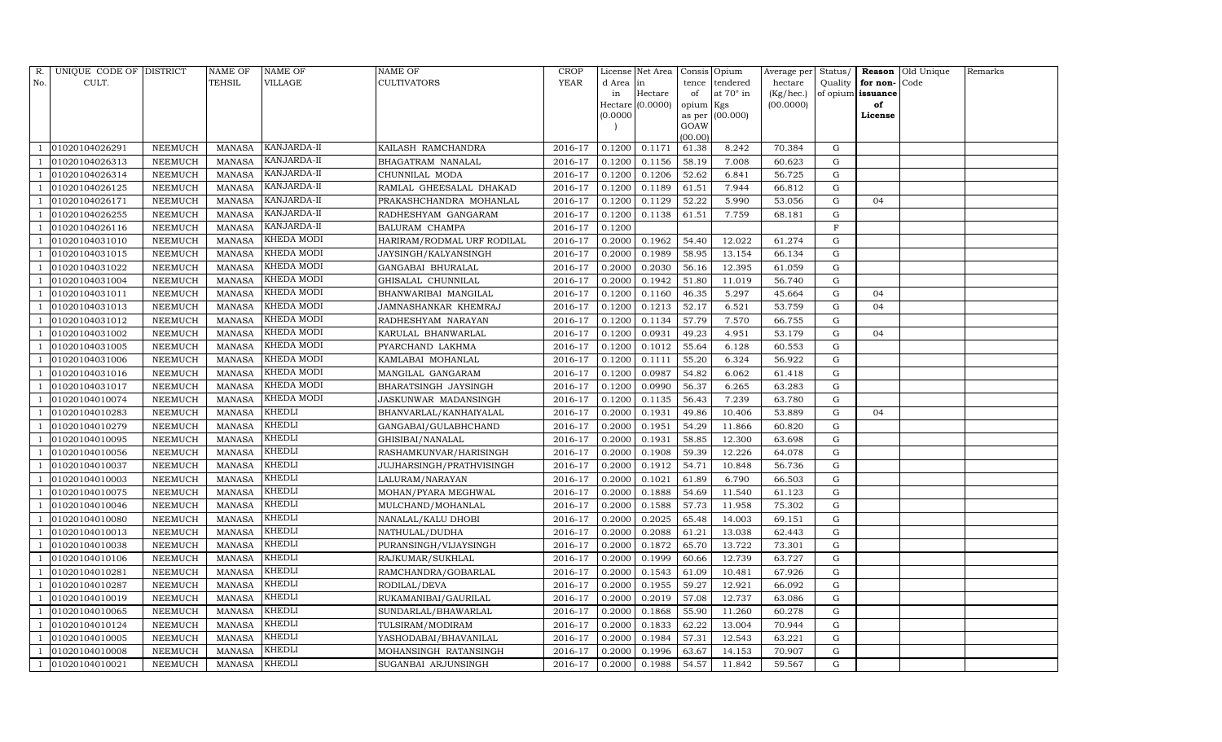| R. No. | UNIQUE CODE OF CULT. | DISTRICT | NAME OF TEHSIL | NAME OF VILLAGE | NAME OF CULTIVATORS | CROP YEAR | License d Area in Hectare (0.0000) | Net Area in Hectare (0.0000) | Consis tence of opium as per GOAW (00.00) | Opium tendered at 70° in Kgs (00.000) | Average per hectare (Kg/hec.) (00.0000) | Status/ Quality of opium | Reason for non-issuance of License | Old Unique Code | Remarks |
|---|---|---|---|---|---|---|---|---|---|---|---|---|---|---|---|
| 1 | 01020104026291 | NEEMUCH | MANASA | KANJARDA-II | KAILASH RAMCHANDRA | 2016-17 | 0.1200 | 0.1171 | 61.38 | 8.242 | 70.384 | G | | | |
| 1 | 01020104026313 | NEEMUCH | MANASA | KANJARDA-II | BHAGATRAM NANALAL | 2016-17 | 0.1200 | 0.1156 | 58.19 | 7.008 | 60.623 | G | | | |
| 1 | 01020104026314 | NEEMUCH | MANASA | KANJARDA-II | CHUNNILAL MODA | 2016-17 | 0.1200 | 0.1206 | 52.62 | 6.841 | 56.725 | G | | | |
| 1 | 01020104026125 | NEEMUCH | MANASA | KANJARDA-II | RAMLAL GHEESALAL DHAKAD | 2016-17 | 0.1200 | 0.1189 | 61.51 | 7.944 | 66.812 | G | | | |
| 1 | 01020104026171 | NEEMUCH | MANASA | KANJARDA-II | PRAKASHCHANDRA MOHANLAL | 2016-17 | 0.1200 | 0.1129 | 52.22 | 5.990 | 53.056 | G | 04 | | |
| 1 | 01020104026255 | NEEMUCH | MANASA | KANJARDA-II | RADHESHYAM GANGARAM | 2016-17 | 0.1200 | 0.1138 | 61.51 | 7.759 | 68.181 | G | | | |
| 1 | 01020104026116 | NEEMUCH | MANASA | KANJARDA-II | BALURAM CHAMPA | 2016-17 | 0.1200 | | | | | F | | | |
| 1 | 01020104031010 | NEEMUCH | MANASA | KHEDA MODI | HARIRAM/RODMAL URF RODILAL | 2016-17 | 0.2000 | 0.1962 | 54.40 | 12.022 | 61.274 | G | | | |
| 1 | 01020104031015 | NEEMUCH | MANASA | KHEDA MODI | JAYSINGH/KALYANSINGH | 2016-17 | 0.2000 | 0.1989 | 58.95 | 13.154 | 66.134 | G | | | |
| 1 | 01020104031022 | NEEMUCH | MANASA | KHEDA MODI | GANGABAI BHURALAL | 2016-17 | 0.2000 | 0.2030 | 56.16 | 12.395 | 61.059 | G | | | |
| 1 | 01020104031004 | NEEMUCH | MANASA | KHEDA MODI | GHISALAL CHUNNILAL | 2016-17 | 0.2000 | 0.1942 | 51.80 | 11.019 | 56.740 | G | | | |
| 1 | 01020104031011 | NEEMUCH | MANASA | KHEDA MODI | BHANWARIBAI MANGILAL | 2016-17 | 0.1200 | 0.1160 | 46.35 | 5.297 | 45.664 | G | 04 | | |
| 1 | 01020104031013 | NEEMUCH | MANASA | KHEDA MODI | JAMNASHANKAR KHEMRAJ | 2016-17 | 0.1200 | 0.1213 | 52.17 | 6.521 | 53.759 | G | 04 | | |
| 1 | 01020104031012 | NEEMUCH | MANASA | KHEDA MODI | RADHESHYAM NARAYAN | 2016-17 | 0.1200 | 0.1134 | 57.79 | 7.570 | 66.755 | G | | | |
| 1 | 01020104031002 | NEEMUCH | MANASA | KHEDA MODI | KARULAL BHANWARLAL | 2016-17 | 0.1200 | 0.0931 | 49.23 | 4.951 | 53.179 | G | 04 | | |
| 1 | 01020104031005 | NEEMUCH | MANASA | KHEDA MODI | PYARCHAND LAKHMA | 2016-17 | 0.1200 | 0.1012 | 55.64 | 6.128 | 60.553 | G | | | |
| 1 | 01020104031006 | NEEMUCH | MANASA | KHEDA MODI | KAMLABAI MOHANLAL | 2016-17 | 0.1200 | 0.1111 | 55.20 | 6.324 | 56.922 | G | | | |
| 1 | 01020104031016 | NEEMUCH | MANASA | KHEDA MODI | MANGILAL GANGARAM | 2016-17 | 0.1200 | 0.0987 | 54.82 | 6.062 | 61.418 | G | | | |
| 1 | 01020104031017 | NEEMUCH | MANASA | KHEDA MODI | BHARATSINGH JAYSINGH | 2016-17 | 0.1200 | 0.0990 | 56.37 | 6.265 | 63.283 | G | | | |
| 1 | 01020104010074 | NEEMUCH | MANASA | KHEDA MODI | JASKUNWAR MADANSINGH | 2016-17 | 0.1200 | 0.1135 | 56.43 | 7.239 | 63.780 | G | | | |
| 1 | 01020104010283 | NEEMUCH | MANASA | KHEDLI | BHANVARLAL/KANHAIYALAL | 2016-17 | 0.2000 | 0.1931 | 49.86 | 10.406 | 53.889 | G | 04 | | |
| 1 | 01020104010279 | NEEMUCH | MANASA | KHEDLI | GANGABAI/GULABHCHAND | 2016-17 | 0.2000 | 0.1951 | 54.29 | 11.866 | 60.820 | G | | | |
| 1 | 01020104010095 | NEEMUCH | MANASA | KHEDLI | GHISIBAI/NANALAL | 2016-17 | 0.2000 | 0.1931 | 58.85 | 12.300 | 63.698 | G | | | |
| 1 | 01020104010056 | NEEMUCH | MANASA | KHEDLI | RASHAMKUNVAR/HARISINGH | 2016-17 | 0.2000 | 0.1908 | 59.39 | 12.226 | 64.078 | G | | | |
| 1 | 01020104010037 | NEEMUCH | MANASA | KHEDLI | JUJHARSINGH/PRATHVISINGH | 2016-17 | 0.2000 | 0.1912 | 54.71 | 10.848 | 56.736 | G | | | |
| 1 | 01020104010003 | NEEMUCH | MANASA | KHEDLI | LALURAM/NARAYAN | 2016-17 | 0.2000 | 0.1021 | 61.89 | 6.790 | 66.503 | G | | | |
| 1 | 01020104010075 | NEEMUCH | MANASA | KHEDLI | MOHAN/PYARA MEGHWAL | 2016-17 | 0.2000 | 0.1888 | 54.69 | 11.540 | 61.123 | G | | | |
| 1 | 01020104010046 | NEEMUCH | MANASA | KHEDLI | MULCHAND/MOHANLAL | 2016-17 | 0.2000 | 0.1588 | 57.73 | 11.958 | 75.302 | G | | | |
| 1 | 01020104010080 | NEEMUCH | MANASA | KHEDLI | NANALAL/KALU DHOBI | 2016-17 | 0.2000 | 0.2025 | 65.48 | 14.003 | 69.151 | G | | | |
| 1 | 01020104010013 | NEEMUCH | MANASA | KHEDLI | NATHULAL/DUDHA | 2016-17 | 0.2000 | 0.2088 | 61.21 | 13.038 | 62.443 | G | | | |
| 1 | 01020104010038 | NEEMUCH | MANASA | KHEDLI | PURANSINGH/VIJAYSINGH | 2016-17 | 0.2000 | 0.1872 | 65.70 | 13.722 | 73.301 | G | | | |
| 1 | 01020104010106 | NEEMUCH | MANASA | KHEDLI | RAJKUMAR/SUKHLAL | 2016-17 | 0.2000 | 0.1999 | 60.66 | 12.739 | 63.727 | G | | | |
| 1 | 01020104010281 | NEEMUCH | MANASA | KHEDLI | RAMCHANDRA/GOBARLAL | 2016-17 | 0.2000 | 0.1543 | 61.09 | 10.481 | 67.926 | G | | | |
| 1 | 01020104010287 | NEEMUCH | MANASA | KHEDLI | RODILAL/DEVA | 2016-17 | 0.2000 | 0.1955 | 59.27 | 12.921 | 66.092 | G | | | |
| 1 | 01020104010019 | NEEMUCH | MANASA | KHEDLI | RUKAMANIBAI/GAURILAL | 2016-17 | 0.2000 | 0.2019 | 57.08 | 12.737 | 63.086 | G | | | |
| 1 | 01020104010065 | NEEMUCH | MANASA | KHEDLI | SUNDARLAL/BHAWARLAL | 2016-17 | 0.2000 | 0.1868 | 55.90 | 11.260 | 60.278 | G | | | |
| 1 | 01020104010124 | NEEMUCH | MANASA | KHEDLI | TULSIRAM/MODIRAM | 2016-17 | 0.2000 | 0.1833 | 62.22 | 13.004 | 70.944 | G | | | |
| 1 | 01020104010005 | NEEMUCH | MANASA | KHEDLI | YASHODABAI/BHAVANILAL | 2016-17 | 0.2000 | 0.1984 | 57.31 | 12.543 | 63.221 | G | | | |
| 1 | 01020104010008 | NEEMUCH | MANASA | KHEDLI | MOHANSINGH RATANSINGH | 2016-17 | 0.2000 | 0.1996 | 63.67 | 14.153 | 70.907 | G | | | |
| 1 | 01020104010021 | NEEMUCH | MANASA | KHEDLI | SUGANBAI ARJUNSINGH | 2016-17 | 0.2000 | 0.1988 | 54.57 | 11.842 | 59.567 | G | | | |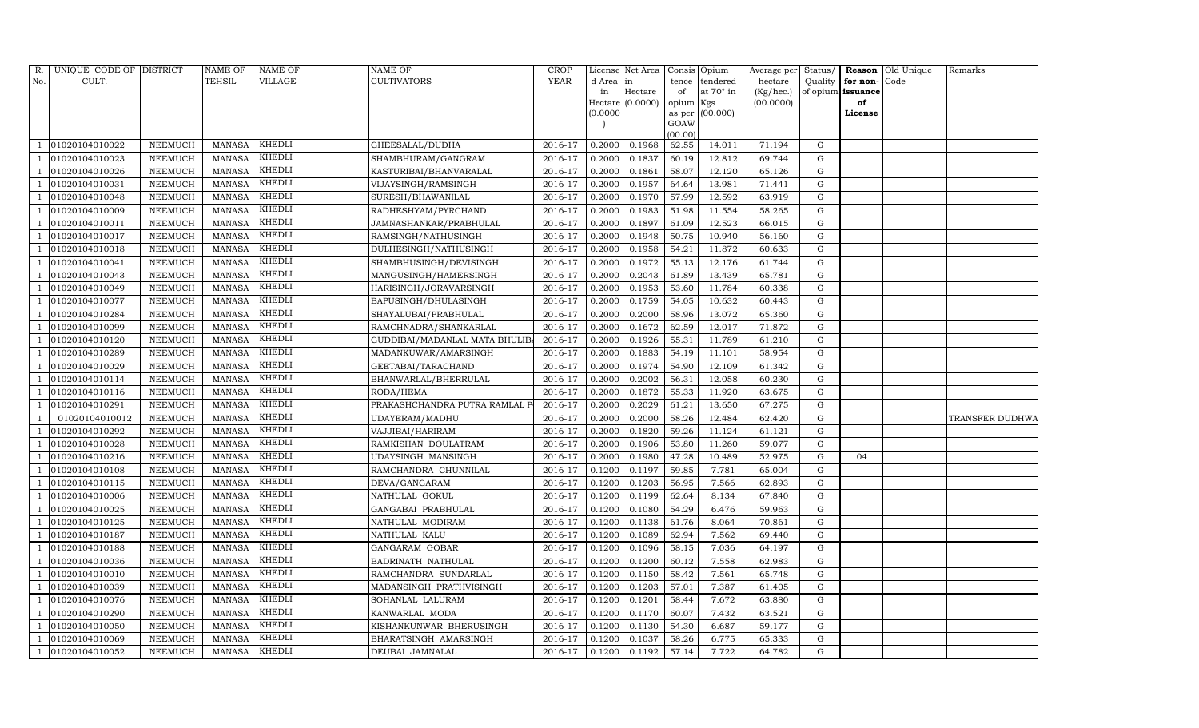| R. No. | UNIQUE CODE OF CULT. | DISTRICT | NAME OF TEHSIL | NAME OF VILLAGE | NAME OF CULTIVATORS | CROP YEAR | License d Area in Hectare (0.0000) | Net Area in Hectare (0.0000) | Consis tence of opium as per GOAW (00.00) | Opium tendered at 70° in Kgs (00.000) | Average per hectare (Kg/hec.) (00.0000) | Status/ Quality of opium | Reason for non-issuance of License | Old Unique Code | Remarks |
|---|---|---|---|---|---|---|---|---|---|---|---|---|---|---|---|
| 1 | 01020104010022 | NEEMUCH | MANASA | KHEDLI | GHEESALAL/DUDHA | 2016-17 | 0.2000 | 0.1968 | 62.55 | 14.011 | 71.194 | G | | | |
| 1 | 01020104010023 | NEEMUCH | MANASA | KHEDLI | SHAMBHURAM/GANGRAM | 2016-17 | 0.2000 | 0.1837 | 60.19 | 12.812 | 69.744 | G | | | |
| 1 | 01020104010026 | NEEMUCH | MANASA | KHEDLI | KASTURIBAI/BHANVARALAL | 2016-17 | 0.2000 | 0.1861 | 58.07 | 12.120 | 65.126 | G | | | |
| 1 | 01020104010031 | NEEMUCH | MANASA | KHEDLI | VIJAYSINGH/RAMSINGH | 2016-17 | 0.2000 | 0.1957 | 64.64 | 13.981 | 71.441 | G | | | |
| 1 | 01020104010048 | NEEMUCH | MANASA | KHEDLI | SURESH/BHAWANILAL | 2016-17 | 0.2000 | 0.1970 | 57.99 | 12.592 | 63.919 | G | | | |
| 1 | 01020104010009 | NEEMUCH | MANASA | KHEDLI | RADHESHYAM/PYRCHAND | 2016-17 | 0.2000 | 0.1983 | 51.98 | 11.554 | 58.265 | G | | | |
| 1 | 01020104010011 | NEEMUCH | MANASA | KHEDLI | JAMNASHANKAR/PRABHULAL | 2016-17 | 0.2000 | 0.1897 | 61.09 | 12.523 | 66.015 | G | | | |
| 1 | 01020104010017 | NEEMUCH | MANASA | KHEDLI | RAMSINGH/NATHUSINGH | 2016-17 | 0.2000 | 0.1948 | 50.75 | 10.940 | 56.160 | G | | | |
| 1 | 01020104010018 | NEEMUCH | MANASA | KHEDLI | DULHESINGH/NATHUSINGH | 2016-17 | 0.2000 | 0.1958 | 54.21 | 11.872 | 60.633 | G | | | |
| 1 | 01020104010041 | NEEMUCH | MANASA | KHEDLI | SHAMBHUSINGH/DEVISINGH | 2016-17 | 0.2000 | 0.1972 | 55.13 | 12.176 | 61.744 | G | | | |
| 1 | 01020104010043 | NEEMUCH | MANASA | KHEDLI | MANGUSINGH/HAMERSINGH | 2016-17 | 0.2000 | 0.2043 | 61.89 | 13.439 | 65.781 | G | | | |
| 1 | 01020104010049 | NEEMUCH | MANASA | KHEDLI | HARISINGH/JORAVARSINGH | 2016-17 | 0.2000 | 0.1953 | 53.60 | 11.784 | 60.338 | G | | | |
| 1 | 01020104010077 | NEEMUCH | MANASA | KHEDLI | BAPUSINGH/DHULASINGH | 2016-17 | 0.2000 | 0.1759 | 54.05 | 10.632 | 60.443 | G | | | |
| 1 | 01020104010284 | NEEMUCH | MANASA | KHEDLI | SHAYALUBAI/PRABHULAL | 2016-17 | 0.2000 | 0.2000 | 58.96 | 13.072 | 65.360 | G | | | |
| 1 | 01020104010099 | NEEMUCH | MANASA | KHEDLI | RAMCHNADRA/SHANKARLAL | 2016-17 | 0.2000 | 0.1672 | 62.59 | 12.017 | 71.872 | G | | | |
| 1 | 01020104010120 | NEEMUCH | MANASA | KHEDLI | GUDDIBAI/MADANLAL MATA BHULIB. | 2016-17 | 0.2000 | 0.1926 | 55.31 | 11.789 | 61.210 | G | | | |
| 1 | 01020104010289 | NEEMUCH | MANASA | KHEDLI | MADANKUWAR/AMARSINGH | 2016-17 | 0.2000 | 0.1883 | 54.19 | 11.101 | 58.954 | G | | | |
| 1 | 01020104010029 | NEEMUCH | MANASA | KHEDLI | GEETABAI/TARACHAND | 2016-17 | 0.2000 | 0.1974 | 54.90 | 12.109 | 61.342 | G | | | |
| 1 | 01020104010114 | NEEMUCH | MANASA | KHEDLI | BHANWARLAL/BHERRULAL | 2016-17 | 0.2000 | 0.2002 | 56.31 | 12.058 | 60.230 | G | | | |
| 1 | 01020104010116 | NEEMUCH | MANASA | KHEDLI | RODA/HEMA | 2016-17 | 0.2000 | 0.1872 | 55.33 | 11.920 | 63.675 | G | | | |
| 1 | 01020104010291 | NEEMUCH | MANASA | KHEDLI | PRAKASHCHANDRA PUTRA RAMLAL P | 2016-17 | 0.2000 | 0.2029 | 61.21 | 13.650 | 67.275 | G | | | |
| 1 | 01020104010012 | NEEMUCH | MANASA | KHEDLI | UDAYERAM/MADHU | 2016-17 | 0.2000 | 0.2000 | 58.26 | 12.484 | 62.420 | G | | | TRANSFER DUDHWA |
| 1 | 01020104010292 | NEEMUCH | MANASA | KHEDLI | VAJJIBAI/HARIRAM | 2016-17 | 0.2000 | 0.1820 | 59.26 | 11.124 | 61.121 | G | | | |
| 1 | 01020104010028 | NEEMUCH | MANASA | KHEDLI | RAMKISHAN DOULATRAM | 2016-17 | 0.2000 | 0.1906 | 53.80 | 11.260 | 59.077 | G | | | |
| 1 | 01020104010216 | NEEMUCH | MANASA | KHEDLI | UDAYSINGH MANSINGH | 2016-17 | 0.2000 | 0.1980 | 47.28 | 10.489 | 52.975 | G | 04 | | |
| 1 | 01020104010108 | NEEMUCH | MANASA | KHEDLI | RAMCHANDRA CHUNNILAL | 2016-17 | 0.1200 | 0.1197 | 59.85 | 7.781 | 65.004 | G | | | |
| 1 | 01020104010115 | NEEMUCH | MANASA | KHEDLI | DEVA/GANGARAM | 2016-17 | 0.1200 | 0.1203 | 56.95 | 7.566 | 62.893 | G | | | |
| 1 | 01020104010006 | NEEMUCH | MANASA | KHEDLI | NATHULAL GOKUL | 2016-17 | 0.1200 | 0.1199 | 62.64 | 8.134 | 67.840 | G | | | |
| 1 | 01020104010025 | NEEMUCH | MANASA | KHEDLI | GANGABAI PRABHULAL | 2016-17 | 0.1200 | 0.1080 | 54.29 | 6.476 | 59.963 | G | | | |
| 1 | 01020104010125 | NEEMUCH | MANASA | KHEDLI | NATHULAL MODIRAM | 2016-17 | 0.1200 | 0.1138 | 61.76 | 8.064 | 70.861 | G | | | |
| 1 | 01020104010187 | NEEMUCH | MANASA | KHEDLI | NATHULAL KALU | 2016-17 | 0.1200 | 0.1089 | 62.94 | 7.562 | 69.440 | G | | | |
| 1 | 01020104010188 | NEEMUCH | MANASA | KHEDLI | GANGARAM GOBAR | 2016-17 | 0.1200 | 0.1096 | 58.15 | 7.036 | 64.197 | G | | | |
| 1 | 01020104010036 | NEEMUCH | MANASA | KHEDLI | BADRINATH NATHULAL | 2016-17 | 0.1200 | 0.1200 | 60.12 | 7.558 | 62.983 | G | | | |
| 1 | 01020104010010 | NEEMUCH | MANASA | KHEDLI | RAMCHANDRA SUNDARLAL | 2016-17 | 0.1200 | 0.1150 | 58.42 | 7.561 | 65.748 | G | | | |
| 1 | 01020104010039 | NEEMUCH | MANASA | KHEDLI | MADANSINGH PRATHVISINGH | 2016-17 | 0.1200 | 0.1203 | 57.01 | 7.387 | 61.405 | G | | | |
| 1 | 01020104010076 | NEEMUCH | MANASA | KHEDLI | SOHANLAL LALURAM | 2016-17 | 0.1200 | 0.1201 | 58.44 | 7.672 | 63.880 | G | | | |
| 1 | 01020104010290 | NEEMUCH | MANASA | KHEDLI | KANWARLAL MODA | 2016-17 | 0.1200 | 0.1170 | 60.07 | 7.432 | 63.521 | G | | | |
| 1 | 01020104010050 | NEEMUCH | MANASA | KHEDLI | KISHANKUNWAR BHERUSINGH | 2016-17 | 0.1200 | 0.1130 | 54.30 | 6.687 | 59.177 | G | | | |
| 1 | 01020104010069 | NEEMUCH | MANASA | KHEDLI | BHARATSINGH AMARSINGH | 2016-17 | 0.1200 | 0.1037 | 58.26 | 6.775 | 65.333 | G | | | |
| 1 | 01020104010052 | NEEMUCH | MANASA | KHEDLI | DEUBAI JAMNALAL | 2016-17 | 0.1200 | 0.1192 | 57.14 | 7.722 | 64.782 | G | | | |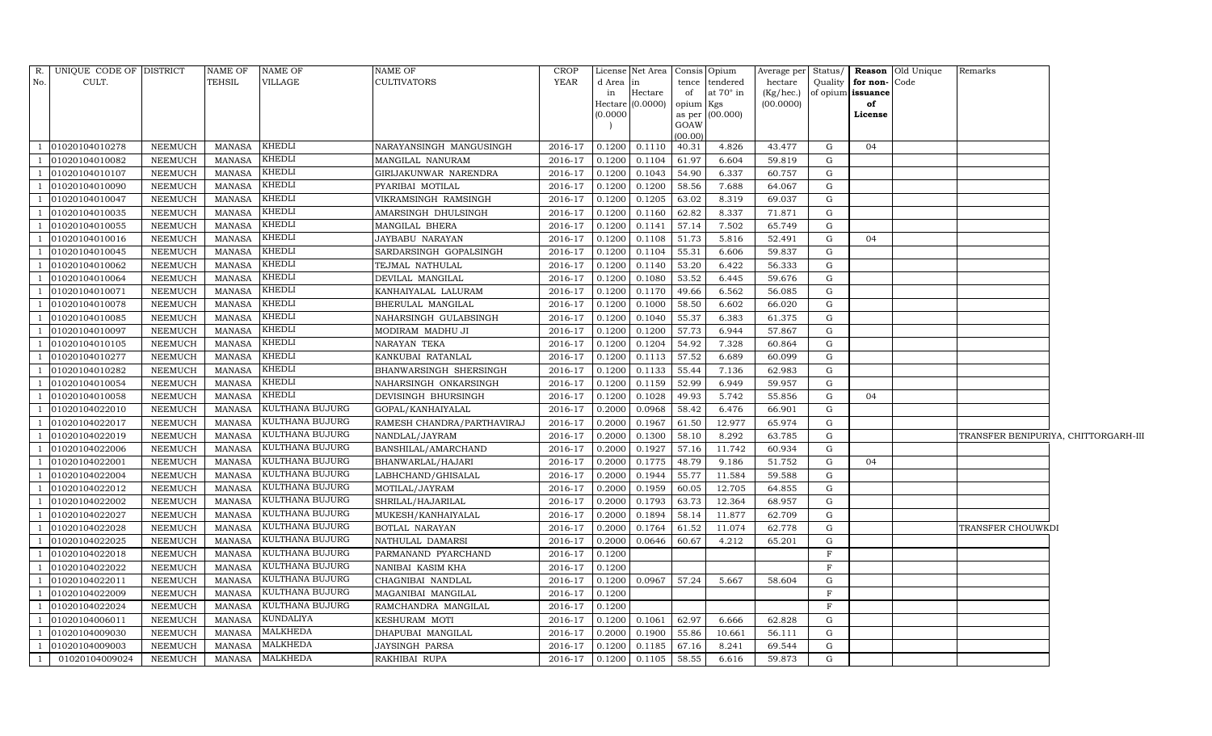| R. No. | UNIQUE CODE OF CULT. | DISTRICT | NAME OF TEHSIL | NAME OF VILLAGE | NAME OF CULTIVATORS | CROP YEAR | License d Area in Hectare (0.0000) | Net Area in Hectare (0.0000) | Consis tence of opium as per GOAW (00.00) | Opium tendered at 70° in Kgs (00.000) | Average per hectare (Kg/hec.) (00.0000) | Status/ Quality of opium | Reason for non-issuance of License | Old Unique Code | Remarks |
|---|---|---|---|---|---|---|---|---|---|---|---|---|---|---|---|
| 1 | 01020104010278 | NEEMUCH | MANASA | KHEDLI | NARAYANSINGH MANGUSINGH | 2016-17 | 0.1200 | 0.1110 | 40.31 | 4.826 | 43.477 | G | 04 | | |
| 1 | 01020104010082 | NEEMUCH | MANASA | KHEDLI | MANGILAL NANURAM | 2016-17 | 0.1200 | 0.1104 | 61.97 | 6.604 | 59.819 | G | | | |
| 1 | 01020104010107 | NEEMUCH | MANASA | KHEDLI | GIRIJAKUNWAR NARENDRA | 2016-17 | 0.1200 | 0.1043 | 54.90 | 6.337 | 60.757 | G | | | |
| 1 | 01020104010090 | NEEMUCH | MANASA | KHEDLI | PYARIBAI MOTILAL | 2016-17 | 0.1200 | 0.1200 | 58.56 | 7.688 | 64.067 | G | | | |
| 1 | 01020104010047 | NEEMUCH | MANASA | KHEDLI | VIKRAMSINGH RAMSINGH | 2016-17 | 0.1200 | 0.1205 | 63.02 | 8.319 | 69.037 | G | | | |
| 1 | 01020104010035 | NEEMUCH | MANASA | KHEDLI | AMARSINGH DHULSINGH | 2016-17 | 0.1200 | 0.1160 | 62.82 | 8.337 | 71.871 | G | | | |
| 1 | 01020104010055 | NEEMUCH | MANASA | KHEDLI | MANGILAL BHERA | 2016-17 | 0.1200 | 0.1141 | 57.14 | 7.502 | 65.749 | G | | | |
| 1 | 01020104010016 | NEEMUCH | MANASA | KHEDLI | JAYBABU NARAYAN | 2016-17 | 0.1200 | 0.1108 | 51.73 | 5.816 | 52.491 | G | 04 | | |
| 1 | 01020104010045 | NEEMUCH | MANASA | KHEDLI | SARDARSINGH GOPALSINGH | 2016-17 | 0.1200 | 0.1104 | 55.31 | 6.606 | 59.837 | G | | | |
| 1 | 01020104010062 | NEEMUCH | MANASA | KHEDLI | TEJMAL NATHULAL | 2016-17 | 0.1200 | 0.1140 | 53.20 | 6.422 | 56.333 | G | | | |
| 1 | 01020104010064 | NEEMUCH | MANASA | KHEDLI | DEVILAL MANGILAL | 2016-17 | 0.1200 | 0.1080 | 53.52 | 6.445 | 59.676 | G | | | |
| 1 | 01020104010071 | NEEMUCH | MANASA | KHEDLI | KANHAIYALAL LALURAM | 2016-17 | 0.1200 | 0.1170 | 49.66 | 6.562 | 56.085 | G | | | |
| 1 | 01020104010078 | NEEMUCH | MANASA | KHEDLI | BHERULAL MANGILAL | 2016-17 | 0.1200 | 0.1000 | 58.50 | 6.602 | 66.020 | G | | | |
| 1 | 01020104010085 | NEEMUCH | MANASA | KHEDLI | NAHARSINGH GULABSINGH | 2016-17 | 0.1200 | 0.1040 | 55.37 | 6.383 | 61.375 | G | | | |
| 1 | 01020104010097 | NEEMUCH | MANASA | KHEDLI | MODIRAM MADHU JI | 2016-17 | 0.1200 | 0.1200 | 57.73 | 6.944 | 57.867 | G | | | |
| 1 | 01020104010105 | NEEMUCH | MANASA | KHEDLI | NARAYAN TEKA | 2016-17 | 0.1200 | 0.1204 | 54.92 | 7.328 | 60.864 | G | | | |
| 1 | 01020104010277 | NEEMUCH | MANASA | KHEDLI | KANKUBAI RATANLAL | 2016-17 | 0.1200 | 0.1113 | 57.52 | 6.689 | 60.099 | G | | | |
| 1 | 01020104010282 | NEEMUCH | MANASA | KHEDLI | BHANWARSINGH SHERSINGH | 2016-17 | 0.1200 | 0.1133 | 55.44 | 7.136 | 62.983 | G | | | |
| 1 | 01020104010054 | NEEMUCH | MANASA | KHEDLI | NAHARSINGH ONKARSINGH | 2016-17 | 0.1200 | 0.1159 | 52.99 | 6.949 | 59.957 | G | | | |
| 1 | 01020104010058 | NEEMUCH | MANASA | KHEDLI | DEVISINGH BHURSINGH | 2016-17 | 0.1200 | 0.1028 | 49.93 | 5.742 | 55.856 | G | 04 | | |
| 1 | 01020104022010 | NEEMUCH | MANASA | KULTHANA BUJURG | GOPAL/KANHAIYALAL | 2016-17 | 0.2000 | 0.0968 | 58.42 | 6.476 | 66.901 | G | | | |
| 1 | 01020104022017 | NEEMUCH | MANASA | KULTHANA BUJURG | RAMESH CHANDRA/PARTHAVIRAJ | 2016-17 | 0.2000 | 0.1967 | 61.50 | 12.977 | 65.974 | G | | | |
| 1 | 01020104022019 | NEEMUCH | MANASA | KULTHANA BUJURG | NANDLAL/JAYRAM | 2016-17 | 0.2000 | 0.1300 | 58.10 | 8.292 | 63.785 | G | | | TRANSFER BENIPURIYA, CHITTORGARH-III |
| 1 | 01020104022006 | NEEMUCH | MANASA | KULTHANA BUJURG | BANSHILAL/AMARCHAND | 2016-17 | 0.2000 | 0.1927 | 57.16 | 11.742 | 60.934 | G | | | |
| 1 | 01020104022001 | NEEMUCH | MANASA | KULTHANA BUJURG | BHANWARLAL/HAJARI | 2016-17 | 0.2000 | 0.1775 | 48.79 | 9.186 | 51.752 | G | 04 | | |
| 1 | 01020104022004 | NEEMUCH | MANASA | KULTHANA BUJURG | LABHCHAND/GHISALAL | 2016-17 | 0.2000 | 0.1944 | 55.77 | 11.584 | 59.588 | G | | | |
| 1 | 01020104022012 | NEEMUCH | MANASA | KULTHANA BUJURG | MOTILAL/JAYRAM | 2016-17 | 0.2000 | 0.1959 | 60.05 | 12.705 | 64.855 | G | | | |
| 1 | 01020104022002 | NEEMUCH | MANASA | KULTHANA BUJURG | SHRILAL/HAJARILAL | 2016-17 | 0.2000 | 0.1793 | 63.73 | 12.364 | 68.957 | G | | | |
| 1 | 01020104022027 | NEEMUCH | MANASA | KULTHANA BUJURG | MUKESH/KANHAIYALAL | 2016-17 | 0.2000 | 0.1894 | 58.14 | 11.877 | 62.709 | G | | | |
| 1 | 01020104022028 | NEEMUCH | MANASA | KULTHANA BUJURG | BOTLAL NARAYAN | 2016-17 | 0.2000 | 0.1764 | 61.52 | 11.074 | 62.778 | G | | | TRANSFER CHOUWKDI |
| 1 | 01020104022025 | NEEMUCH | MANASA | KULTHANA BUJURG | NATHULAL DAMARSI | 2016-17 | 0.2000 | 0.0646 | 60.67 | 4.212 | 65.201 | G | | | |
| 1 | 01020104022018 | NEEMUCH | MANASA | KULTHANA BUJURG | PARMANAND PYARCHAND | 2016-17 | 0.1200 | | | | | F | | | |
| 1 | 01020104022022 | NEEMUCH | MANASA | KULTHANA BUJURG | NANIBAI KASIM KHA | 2016-17 | 0.1200 | | | | | F | | | |
| 1 | 01020104022011 | NEEMUCH | MANASA | KULTHANA BUJURG | CHAGNIBAI NANDLAL | 2016-17 | 0.1200 | 0.0967 | 57.24 | 5.667 | 58.604 | G | | | |
| 1 | 01020104022009 | NEEMUCH | MANASA | KULTHANA BUJURG | MAGANIBAI MANGILAL | 2016-17 | 0.1200 | | | | | F | | | |
| 1 | 01020104022024 | NEEMUCH | MANASA | KULTHANA BUJURG | RAMCHANDRA MANGILAL | 2016-17 | 0.1200 | | | | | F | | | |
| 1 | 01020104006011 | NEEMUCH | MANASA | KUNDALIYA | KESHURAM MOTI | 2016-17 | 0.1200 | 0.1061 | 62.97 | 6.666 | 62.828 | G | | | |
| 1 | 01020104009030 | NEEMUCH | MANASA | MALKHEDA | DHAPUBAI MANGILAL | 2016-17 | 0.2000 | 0.1900 | 55.86 | 10.661 | 56.111 | G | | | |
| 1 | 01020104009003 | NEEMUCH | MANASA | MALKHEDA | JAYSINGH PARSA | 2016-17 | 0.1200 | 0.1185 | 67.16 | 8.241 | 69.544 | G | | | |
| 1 | 01020104009024 | NEEMUCH | MANASA | MALKHEDA | RAKHIBAI RUPA | 2016-17 | 0.1200 | 0.1105 | 58.55 | 6.616 | 59.873 | G | | | |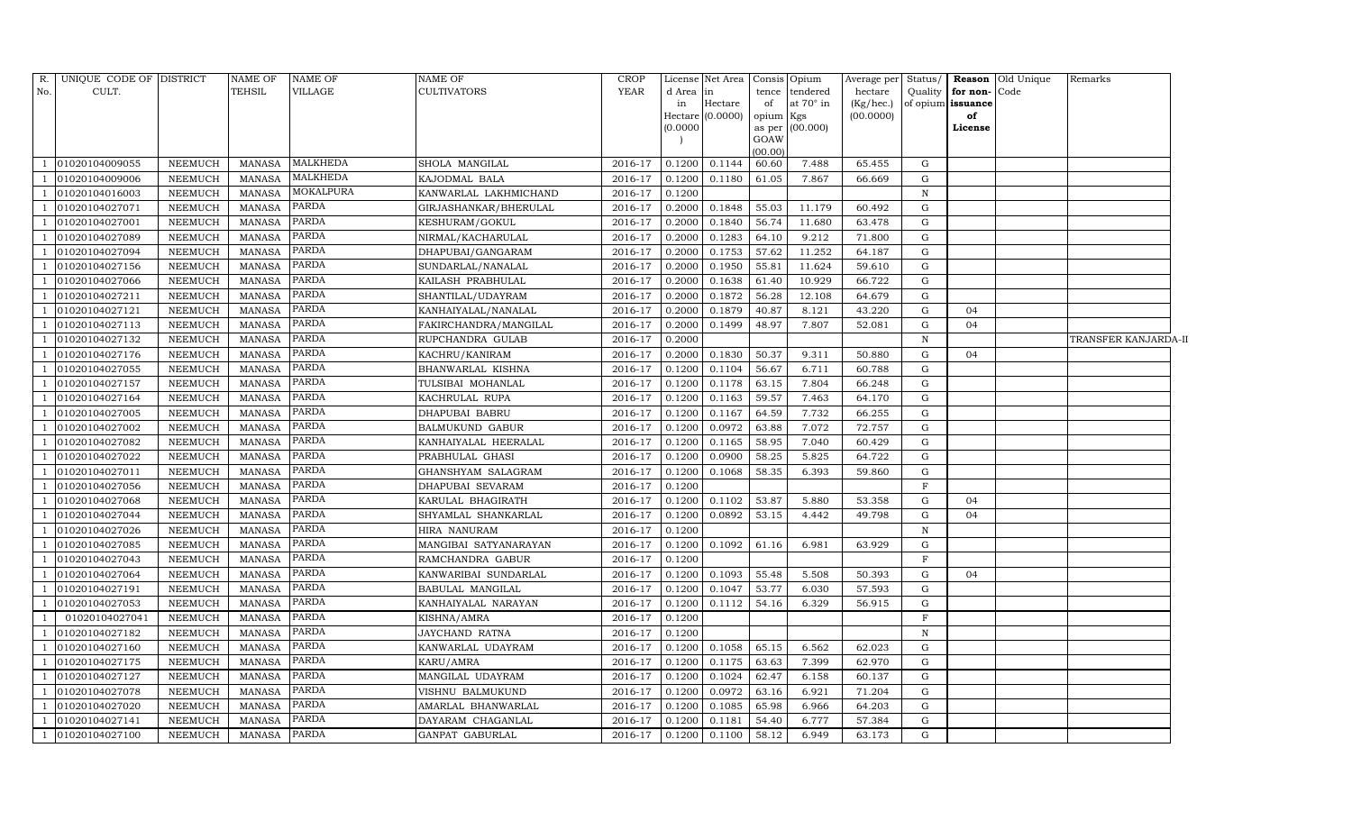| R. No. | UNIQUE CODE OF CULT. | DISTRICT | NAME OF TEHSIL | NAME OF VILLAGE | NAME OF CULTIVATORS | CROP YEAR | License d Area in Hectare (0.0000) | Net Area in Hectare (0.0000) | Consis tence of opium as per GOAW (00.00) | Opium tendered at 70° in Kgs (00.000) | Average per hectare (Kg/hec.) (00.0000) | Status/ Quality of opium | Reason for non- issuance of License | Old Unique Code | Remarks |
|---|---|---|---|---|---|---|---|---|---|---|---|---|---|---|---|
| 1 | 01020104009055 | NEEMUCH | MANASA | MALKHEDA | SHOLA MANGILAL | 2016-17 | 0.1200 | 0.1144 | 60.60 | 7.488 | 65.455 | G | | | |
| 1 | 01020104009006 | NEEMUCH | MANASA | MALKHEDA | KAJODMAL BALA | 2016-17 | 0.1200 | 0.1180 | 61.05 | 7.867 | 66.669 | G | | | |
| 1 | 01020104016003 | NEEMUCH | MANASA | MOKALPURA | KANWARLAL LAKHMICHAND | 2016-17 | 0.1200 | | | | | N | | | |
| 1 | 01020104027071 | NEEMUCH | MANASA | PARDA | GIRJASHANKAR/BHERULAL | 2016-17 | 0.2000 | 0.1848 | 55.03 | 11.179 | 60.492 | G | | | |
| 1 | 01020104027001 | NEEMUCH | MANASA | PARDA | KESHURAM/GOKUL | 2016-17 | 0.2000 | 0.1840 | 56.74 | 11.680 | 63.478 | G | | | |
| 1 | 01020104027089 | NEEMUCH | MANASA | PARDA | NIRMAL/KACHARULAL | 2016-17 | 0.2000 | 0.1283 | 64.10 | 9.212 | 71.800 | G | | | |
| 1 | 01020104027094 | NEEMUCH | MANASA | PARDA | DHAPUBAI/GANGARAM | 2016-17 | 0.2000 | 0.1753 | 57.62 | 11.252 | 64.187 | G | | | |
| 1 | 01020104027156 | NEEMUCH | MANASA | PARDA | SUNDARLAL/NANALAL | 2016-17 | 0.2000 | 0.1950 | 55.81 | 11.624 | 59.610 | G | | | |
| 1 | 01020104027066 | NEEMUCH | MANASA | PARDA | KAILASH PRABHULAL | 2016-17 | 0.2000 | 0.1638 | 61.40 | 10.929 | 66.722 | G | | | |
| 1 | 01020104027211 | NEEMUCH | MANASA | PARDA | SHANTILAL/UDAYRAM | 2016-17 | 0.2000 | 0.1872 | 56.28 | 12.108 | 64.679 | G | | | |
| 1 | 01020104027121 | NEEMUCH | MANASA | PARDA | KANHAIYALAL/NANALAL | 2016-17 | 0.2000 | 0.1879 | 40.87 | 8.121 | 43.220 | G | 04 | | |
| 1 | 01020104027113 | NEEMUCH | MANASA | PARDA | FAKIRCHANDRA/MANGILAL | 2016-17 | 0.2000 | 0.1499 | 48.97 | 7.807 | 52.081 | G | 04 | | |
| 1 | 01020104027132 | NEEMUCH | MANASA | PARDA | RUPCHANDRA GULAB | 2016-17 | 0.2000 | | | | | N | | | TRANSFER KANJARDA-II |
| 1 | 01020104027176 | NEEMUCH | MANASA | PARDA | KACHRU/KANIRAM | 2016-17 | 0.2000 | 0.1830 | 50.37 | 9.311 | 50.880 | G | 04 | | |
| 1 | 01020104027055 | NEEMUCH | MANASA | PARDA | BHANWARLAL KISHNA | 2016-17 | 0.1200 | 0.1104 | 56.67 | 6.711 | 60.788 | G | | | |
| 1 | 01020104027157 | NEEMUCH | MANASA | PARDA | TULSIBAI MOHANLAL | 2016-17 | 0.1200 | 0.1178 | 63.15 | 7.804 | 66.248 | G | | | |
| 1 | 01020104027164 | NEEMUCH | MANASA | PARDA | KACHRULAL RUPA | 2016-17 | 0.1200 | 0.1163 | 59.57 | 7.463 | 64.170 | G | | | |
| 1 | 01020104027005 | NEEMUCH | MANASA | PARDA | DHAPUBAI BABRU | 2016-17 | 0.1200 | 0.1167 | 64.59 | 7.732 | 66.255 | G | | | |
| 1 | 01020104027002 | NEEMUCH | MANASA | PARDA | BALMUKUND GABUR | 2016-17 | 0.1200 | 0.0972 | 63.88 | 7.072 | 72.757 | G | | | |
| 1 | 01020104027082 | NEEMUCH | MANASA | PARDA | KANHAIYALAL HEERALAL | 2016-17 | 0.1200 | 0.1165 | 58.95 | 7.040 | 60.429 | G | | | |
| 1 | 01020104027022 | NEEMUCH | MANASA | PARDA | PRABHULAL GHASI | 2016-17 | 0.1200 | 0.0900 | 58.25 | 5.825 | 64.722 | G | | | |
| 1 | 01020104027011 | NEEMUCH | MANASA | PARDA | GHANSHYAM SALAGRAM | 2016-17 | 0.1200 | 0.1068 | 58.35 | 6.393 | 59.860 | G | | | |
| 1 | 01020104027056 | NEEMUCH | MANASA | PARDA | DHAPUBAI SEVARAM | 2016-17 | 0.1200 | | | | | F | | | |
| 1 | 01020104027068 | NEEMUCH | MANASA | PARDA | KARULAL BHAGIRATH | 2016-17 | 0.1200 | 0.1102 | 53.87 | 5.880 | 53.358 | G | 04 | | |
| 1 | 01020104027044 | NEEMUCH | MANASA | PARDA | SHYAMLAL SHANKARLAL | 2016-17 | 0.1200 | 0.0892 | 53.15 | 4.442 | 49.798 | G | 04 | | |
| 1 | 01020104027026 | NEEMUCH | MANASA | PARDA | HIRA NANURAM | 2016-17 | 0.1200 | | | | | N | | | |
| 1 | 01020104027085 | NEEMUCH | MANASA | PARDA | MANGIBAI SATYANARAYAN | 2016-17 | 0.1200 | 0.1092 | 61.16 | 6.981 | 63.929 | G | | | |
| 1 | 01020104027043 | NEEMUCH | MANASA | PARDA | RAMCHANDRA GABUR | 2016-17 | 0.1200 | | | | | F | | | |
| 1 | 01020104027064 | NEEMUCH | MANASA | PARDA | KANWARIBAI SUNDARLAL | 2016-17 | 0.1200 | 0.1093 | 55.48 | 5.508 | 50.393 | G | 04 | | |
| 1 | 01020104027191 | NEEMUCH | MANASA | PARDA | BABULAL MANGILAL | 2016-17 | 0.1200 | 0.1047 | 53.77 | 6.030 | 57.593 | G | | | |
| 1 | 01020104027053 | NEEMUCH | MANASA | PARDA | KANHAIYALAL NARAYAN | 2016-17 | 0.1200 | 0.1112 | 54.16 | 6.329 | 56.915 | G | | | |
| 1 | 01020104027041 | NEEMUCH | MANASA | PARDA | KISHNA/AMRA | 2016-17 | 0.1200 | | | | | F | | | |
| 1 | 01020104027182 | NEEMUCH | MANASA | PARDA | JAYCHAND RATNA | 2016-17 | 0.1200 | | | | | N | | | |
| 1 | 01020104027160 | NEEMUCH | MANASA | PARDA | KANWARLAL UDAYRAM | 2016-17 | 0.1200 | 0.1058 | 65.15 | 6.562 | 62.023 | G | | | |
| 1 | 01020104027175 | NEEMUCH | MANASA | PARDA | KARU/AMRA | 2016-17 | 0.1200 | 0.1175 | 63.63 | 7.399 | 62.970 | G | | | |
| 1 | 01020104027127 | NEEMUCH | MANASA | PARDA | MANGILAL UDAYRAM | 2016-17 | 0.1200 | 0.1024 | 62.47 | 6.158 | 60.137 | G | | | |
| 1 | 01020104027078 | NEEMUCH | MANASA | PARDA | VISHNU BALMUKUND | 2016-17 | 0.1200 | 0.0972 | 63.16 | 6.921 | 71.204 | G | | | |
| 1 | 01020104027020 | NEEMUCH | MANASA | PARDA | AMARLAL BHANWARLAL | 2016-17 | 0.1200 | 0.1085 | 65.98 | 6.966 | 64.203 | G | | | |
| 1 | 01020104027141 | NEEMUCH | MANASA | PARDA | DAYARAM CHAGANLAL | 2016-17 | 0.1200 | 0.1181 | 54.40 | 6.777 | 57.384 | G | | | |
| 1 | 01020104027100 | NEEMUCH | MANASA | PARDA | GANPAT GABURLAL | 2016-17 | 0.1200 | 0.1100 | 58.12 | 6.949 | 63.173 | G | | | |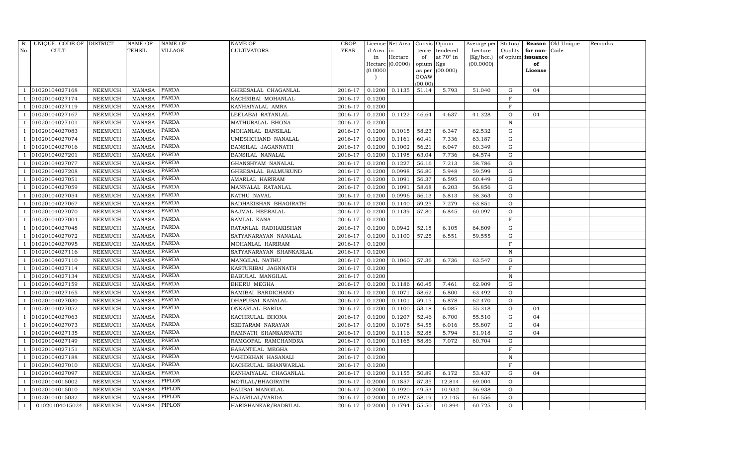| R. No. | UNIQUE CODE OF CULT. | DISTRICT | NAME OF TEHSIL | NAME OF VILLAGE | NAME OF CULTIVATORS | CROP YEAR | License d Area in Hectare (0.0000) | Net Area in Hectare (0.0000) | Consis tence of opium as per GOAW (00.00) | Opium tendered at 70° in Kgs (00.000) | Average per hectare (Kg/hec.) (00.0000) | Status/ Quality of opium | Reason for non-issuance of License | Old Unique Code | Remarks |
|---|---|---|---|---|---|---|---|---|---|---|---|---|---|---|---|
| 1 | 01020104027168 | NEEMUCH | MANASA | PARDA | GHEESALAL CHAGANLAL | 2016-17 | 0.1200 | 0.1135 | 51.14 | 5.793 | 51.040 | G | 04 | | |
| 1 | 01020104027174 | NEEMUCH | MANASA | PARDA | KACHRIBAI MOHANLAL | 2016-17 | 0.1200 | | | | | F | | | |
| 1 | 01020104027119 | NEEMUCH | MANASA | PARDA | KANHAIYALAL AMRA | 2016-17 | 0.1200 | | | | | F | | | |
| 1 | 01020104027167 | NEEMUCH | MANASA | PARDA | LEELABAI RATANLAL | 2016-17 | 0.1200 | 0.1122 | 46.64 | 4.637 | 41.328 | G | 04 | | |
| 1 | 01020104027101 | NEEMUCH | MANASA | PARDA | MATHURALAL BHONA | 2016-17 | 0.1200 | | | | | N | | | |
| 1 | 01020104027083 | NEEMUCH | MANASA | PARDA | MOHANLAL BANSILAL | 2016-17 | 0.1200 | 0.1015 | 58.23 | 6.347 | 62.532 | G | | | |
| 1 | 01020104027074 | NEEMUCH | MANASA | PARDA | UMESHCHAND NANALAL | 2016-17 | 0.1200 | 0.1161 | 60.41 | 7.336 | 63.187 | G | | | |
| 1 | 01020104027016 | NEEMUCH | MANASA | PARDA | BANSILAL JAGANNATH | 2016-17 | 0.1200 | 0.1002 | 56.21 | 6.047 | 60.349 | G | | | |
| 1 | 01020104027201 | NEEMUCH | MANASA | PARDA | BANSILAL NANALAL | 2016-17 | 0.1200 | 0.1198 | 63.04 | 7.736 | 64.574 | G | | | |
| 1 | 01020104027077 | NEEMUCH | MANASA | PARDA | GHANSHYAM NANALAL | 2016-17 | 0.1200 | 0.1227 | 56.16 | 7.213 | 58.786 | G | | | |
| 1 | 01020104027208 | NEEMUCH | MANASA | PARDA | GHEESALAL BALMUKUND | 2016-17 | 0.1200 | 0.0998 | 56.80 | 5.948 | 59.599 | G | | | |
| 1 | 01020104027051 | NEEMUCH | MANASA | PARDA | AMARLAL HARIRAM | 2016-17 | 0.1200 | 0.1091 | 56.37 | 6.595 | 60.449 | G | | | |
| 1 | 01020104027059 | NEEMUCH | MANASA | PARDA | MANNALAL RATANLAL | 2016-17 | 0.1200 | 0.1091 | 58.68 | 6.203 | 56.856 | G | | | |
| 1 | 01020104027054 | NEEMUCH | MANASA | PARDA | NATHU NAVAL | 2016-17 | 0.1200 | 0.0996 | 56.13 | 5.813 | 58.363 | G | | | |
| 1 | 01020104027067 | NEEMUCH | MANASA | PARDA | RADHAKISHAN BHAGIRATH | 2016-17 | 0.1200 | 0.1140 | 59.25 | 7.279 | 63.851 | G | | | |
| 1 | 01020104027070 | NEEMUCH | MANASA | PARDA | RAJMAL HEERALAL | 2016-17 | 0.1200 | 0.1139 | 57.80 | 6.845 | 60.097 | G | | | |
| 1 | 01020104027004 | NEEMUCH | MANASA | PARDA | RAMLAL KANA | 2016-17 | 0.1200 | | | | | F | | | |
| 1 | 01020104027048 | NEEMUCH | MANASA | PARDA | RATANLAL RADHAKISHAN | 2016-17 | 0.1200 | 0.0942 | 52.18 | 6.105 | 64.809 | G | | | |
| 1 | 01020104027072 | NEEMUCH | MANASA | PARDA | SATYANARAYAN NANALAL | 2016-17 | 0.1200 | 0.1100 | 57.25 | 6.551 | 59.555 | G | | | |
| 1 | 01020104027095 | NEEMUCH | MANASA | PARDA | MOHANLAL HARIRAM | 2016-17 | 0.1200 | | | | | F | | | |
| 1 | 01020104027116 | NEEMUCH | MANASA | PARDA | SATYANARAYAN SHANKARLAL | 2016-17 | 0.1200 | | | | | N | | | |
| 1 | 01020104027110 | NEEMUCH | MANASA | PARDA | MANGILAL NATHU | 2016-17 | 0.1200 | 0.1060 | 57.36 | 6.736 | 63.547 | G | | | |
| 1 | 01020104027114 | NEEMUCH | MANASA | PARDA | KASTURIBAI JAGNNATH | 2016-17 | 0.1200 | | | | | F | | | |
| 1 | 01020104027134 | NEEMUCH | MANASA | PARDA | BABULAL MANGILAL | 2016-17 | 0.1200 | | | | | N | | | |
| 1 | 01020104027159 | NEEMUCH | MANASA | PARDA | BHERU MEGHA | 2016-17 | 0.1200 | 0.1186 | 60.45 | 7.461 | 62.909 | G | | | |
| 1 | 01020104027165 | NEEMUCH | MANASA | PARDA | RAMIBAI BARDICHAND | 2016-17 | 0.1200 | 0.1071 | 58.62 | 6.800 | 63.492 | G | | | |
| 1 | 01020104027030 | NEEMUCH | MANASA | PARDA | DHAPUBAI NANALAL | 2016-17 | 0.1200 | 0.1101 | 59.15 | 6.878 | 62.470 | G | | | |
| 1 | 01020104027052 | NEEMUCH | MANASA | PARDA | ONKARLAL BARDA | 2016-17 | 0.1200 | 0.1100 | 53.18 | 6.085 | 55.318 | G | 04 | | |
| 1 | 01020104027063 | NEEMUCH | MANASA | PARDA | KACHRULAL BHONA | 2016-17 | 0.1200 | 0.1207 | 52.46 | 6.700 | 55.510 | G | 04 | | |
| 1 | 01020104027073 | NEEMUCH | MANASA | PARDA | SEETARAM NARAYAN | 2016-17 | 0.1200 | 0.1078 | 54.55 | 6.016 | 55.807 | G | 04 | | |
| 1 | 01020104027135 | NEEMUCH | MANASA | PARDA | RAMNATH SHANKARNATH | 2016-17 | 0.1200 | 0.1116 | 52.88 | 5.794 | 51.918 | G | 04 | | |
| 1 | 01020104027149 | NEEMUCH | MANASA | PARDA | RAMGOPAL RAMCHANDRA | 2016-17 | 0.1200 | 0.1165 | 58.86 | 7.072 | 60.704 | G | | | |
| 1 | 01020104027151 | NEEMUCH | MANASA | PARDA | BASANTILAL MEGHA | 2016-17 | 0.1200 | | | | | F | | | |
| 1 | 01020104027188 | NEEMUCH | MANASA | PARDA | VAHIDKHAN HASANALI | 2016-17 | 0.1200 | | | | | N | | | |
| 1 | 01020104027010 | NEEMUCH | MANASA | PARDA | KACHRULAL BHANWARLAL | 2016-17 | 0.1200 | | | | | F | | | |
| 1 | 01020104027097 | NEEMUCH | MANASA | PARDA | KANHAIYALAL CHAGANLAL | 2016-17 | 0.1200 | 0.1155 | 50.89 | 6.172 | 53.437 | G | 04 | | |
| 1 | 01020104015002 | NEEMUCH | MANASA | PIPLON | MOTILAL/BHAGIRATH | 2016-17 | 0.2000 | 0.1857 | 57.35 | 12.814 | 69.004 | G | | | |
| 1 | 01020104015010 | NEEMUCH | MANASA | PIPLON | BALIBAI MANGILAL | 2016-17 | 0.2000 | 0.1920 | 49.53 | 10.932 | 56.938 | G | | | |
| 1 | 01020104015032 | NEEMUCH | MANASA | PIPLON | HAJARILAL/VARDA | 2016-17 | 0.2000 | 0.1973 | 58.19 | 12.145 | 61.556 | G | | | |
| 1 | 01020104015024 | NEEMUCH | MANASA | PIPLON | HARISHANKAR/BADRILAL | 2016-17 | 0.2000 | 0.1794 | 55.50 | 10.894 | 60.725 | G | | | |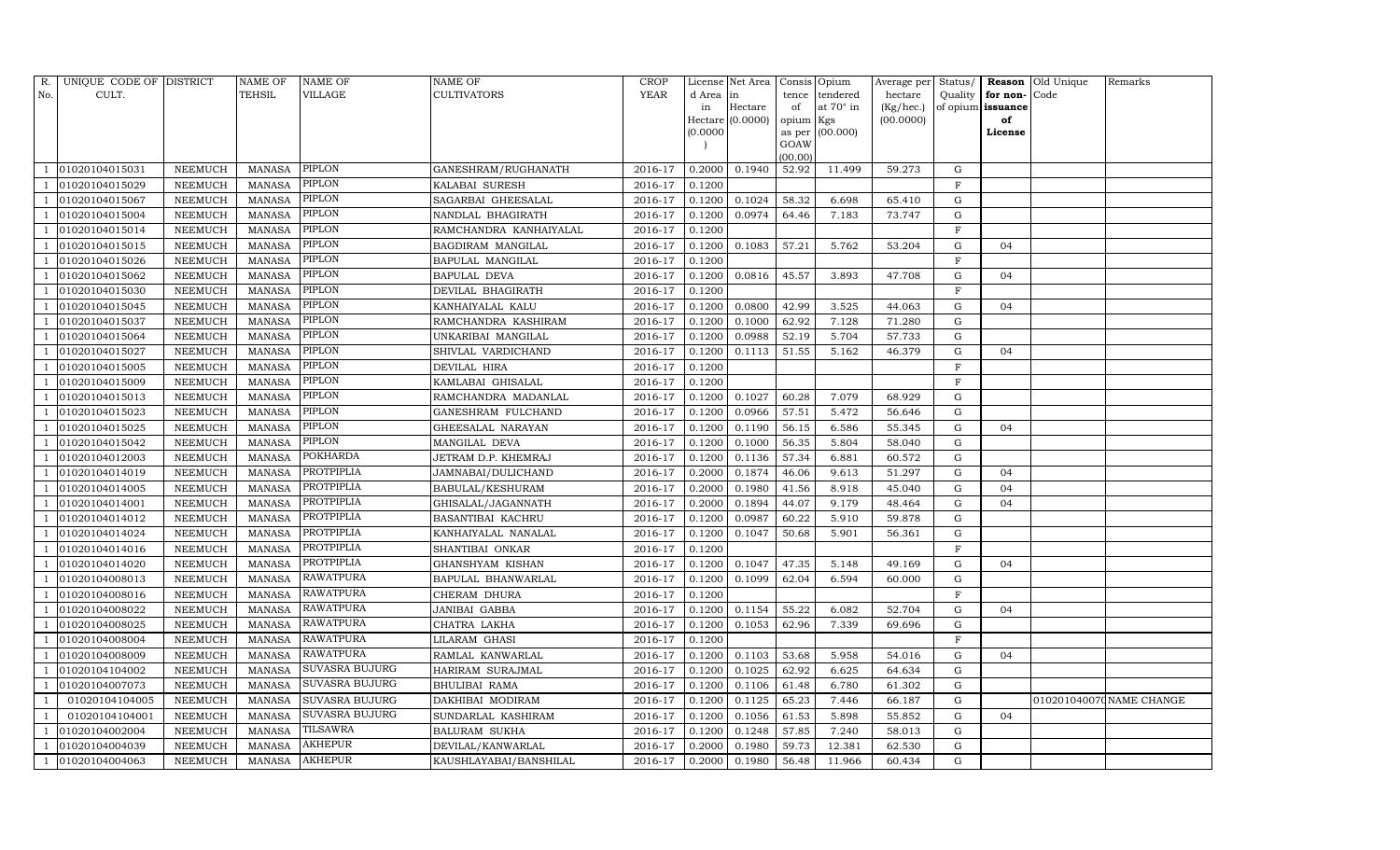| R. No. | UNIQUE CODE OF CULT. | DISTRICT | NAME OF TEHSIL | NAME OF VILLAGE | NAME OF CULTIVATORS | CROP YEAR | License d Area in Hectare (0.0000) | Net Area in Hectare (0.0000) | Consis tence of opium as per GOAW (00.00) | Opium tendered at 70° in Kgs (00.000) | Average per hectare (Kg/hec.) (00.0000) | Status/ Quality of opium | Reason for non-issuance of License | Old Unique Code | Remarks |
|---|---|---|---|---|---|---|---|---|---|---|---|---|---|---|---|
| 1 | 01020104015031 | NEEMUCH | MANASA | PIPLON | GANESHRAM/RUGHANATH | 2016-17 | 0.2000 | 0.1940 | 52.92 | 11.499 | 59.273 | G | | | |
| 1 | 01020104015029 | NEEMUCH | MANASA | PIPLON | KALABAI SURESH | 2016-17 | 0.1200 | | | | | F | | | |
| 1 | 01020104015067 | NEEMUCH | MANASA | PIPLON | SAGARBAI GHEESALAL | 2016-17 | 0.1200 | 0.1024 | 58.32 | 6.698 | 65.410 | G | | | |
| 1 | 01020104015004 | NEEMUCH | MANASA | PIPLON | NANDLAL BHAGIRATH | 2016-17 | 0.1200 | 0.0974 | 64.46 | 7.183 | 73.747 | G | | | |
| 1 | 01020104015014 | NEEMUCH | MANASA | PIPLON | RAMCHANDRA KANHAIYALAL | 2016-17 | 0.1200 | | | | | F | | | |
| 1 | 01020104015015 | NEEMUCH | MANASA | PIPLON | BAGDIRAM MANGILAL | 2016-17 | 0.1200 | 0.1083 | 57.21 | 5.762 | 53.204 | G | 04 | | |
| 1 | 01020104015026 | NEEMUCH | MANASA | PIPLON | BAPULAL MANGILAL | 2016-17 | 0.1200 | | | | | F | | | |
| 1 | 01020104015062 | NEEMUCH | MANASA | PIPLON | BAPULAL DEVA | 2016-17 | 0.1200 | 0.0816 | 45.57 | 3.893 | 47.708 | G | 04 | | |
| 1 | 01020104015030 | NEEMUCH | MANASA | PIPLON | DEVILAL BHAGIRATH | 2016-17 | 0.1200 | | | | | F | | | |
| 1 | 01020104015045 | NEEMUCH | MANASA | PIPLON | KANHAIYALAL KALU | 2016-17 | 0.1200 | 0.0800 | 42.99 | 3.525 | 44.063 | G | 04 | | |
| 1 | 01020104015037 | NEEMUCH | MANASA | PIPLON | RAMCHANDRA KASHIRAM | 2016-17 | 0.1200 | 0.1000 | 62.92 | 7.128 | 71.280 | G | | | |
| 1 | 01020104015064 | NEEMUCH | MANASA | PIPLON | UNKARIBAI MANGILAL | 2016-17 | 0.1200 | 0.0988 | 52.19 | 5.704 | 57.733 | G | | | |
| 1 | 01020104015027 | NEEMUCH | MANASA | PIPLON | SHIVLAL VARDICHAND | 2016-17 | 0.1200 | 0.1113 | 51.55 | 5.162 | 46.379 | G | 04 | | |
| 1 | 01020104015005 | NEEMUCH | MANASA | PIPLON | DEVILAL HIRA | 2016-17 | 0.1200 | | | | | F | | | |
| 1 | 01020104015009 | NEEMUCH | MANASA | PIPLON | KAMLABAI GHISALAL | 2016-17 | 0.1200 | | | | | F | | | |
| 1 | 01020104015013 | NEEMUCH | MANASA | PIPLON | RAMCHANDRA MADANLAL | 2016-17 | 0.1200 | 0.1027 | 60.28 | 7.079 | 68.929 | G | | | |
| 1 | 01020104015023 | NEEMUCH | MANASA | PIPLON | GANESHRAM FULCHAND | 2016-17 | 0.1200 | 0.0966 | 57.51 | 5.472 | 56.646 | G | | | |
| 1 | 01020104015025 | NEEMUCH | MANASA | PIPLON | GHEESALAL NARAYAN | 2016-17 | 0.1200 | 0.1190 | 56.15 | 6.586 | 55.345 | G | 04 | | |
| 1 | 01020104015042 | NEEMUCH | MANASA | PIPLON | MANGILAL DEVA | 2016-17 | 0.1200 | 0.1000 | 56.35 | 5.804 | 58.040 | G | | | |
| 1 | 01020104012003 | NEEMUCH | MANASA | POKHARDA | JETRAM D.P. KHEMRAJ | 2016-17 | 0.1200 | 0.1136 | 57.34 | 6.881 | 60.572 | G | | | |
| 1 | 01020104014019 | NEEMUCH | MANASA | PROTPIPLIA | JAMNABAI/DULICHAND | 2016-17 | 0.2000 | 0.1874 | 46.06 | 9.613 | 51.297 | G | 04 | | |
| 1 | 01020104014005 | NEEMUCH | MANASA | PROTPIPLIA | BABULAL/KESHURAM | 2016-17 | 0.2000 | 0.1980 | 41.56 | 8.918 | 45.040 | G | 04 | | |
| 1 | 01020104014001 | NEEMUCH | MANASA | PROTPIPLIA | GHISALAL/JAGANNATH | 2016-17 | 0.2000 | 0.1894 | 44.07 | 9.179 | 48.464 | G | 04 | | |
| 1 | 01020104014012 | NEEMUCH | MANASA | PROTPIPLIA | BASANTIBAI KACHRU | 2016-17 | 0.1200 | 0.0987 | 60.22 | 5.910 | 59.878 | G | | | |
| 1 | 01020104014024 | NEEMUCH | MANASA | PROTPIPLIA | KANHAIYALAL NANALAL | 2016-17 | 0.1200 | 0.1047 | 50.68 | 5.901 | 56.361 | G | | | |
| 1 | 01020104014016 | NEEMUCH | MANASA | PROTPIPLIA | SHANTIBAI ONKAR | 2016-17 | 0.1200 | | | | | F | | | |
| 1 | 01020104014020 | NEEMUCH | MANASA | PROTPIPLIA | GHANSHYAM KISHAN | 2016-17 | 0.1200 | 0.1047 | 47.35 | 5.148 | 49.169 | G | 04 | | |
| 1 | 01020104008013 | NEEMUCH | MANASA | RAWATPURA | BAPULAL BHANWARLAL | 2016-17 | 0.1200 | 0.1099 | 62.04 | 6.594 | 60.000 | G | | | |
| 1 | 01020104008016 | NEEMUCH | MANASA | RAWATPURA | CHERAM DHURA | 2016-17 | 0.1200 | | | | | F | | | |
| 1 | 01020104008022 | NEEMUCH | MANASA | RAWATPURA | JANIBAI GABBA | 2016-17 | 0.1200 | 0.1154 | 55.22 | 6.082 | 52.704 | G | 04 | | |
| 1 | 01020104008025 | NEEMUCH | MANASA | RAWATPURA | CHATRA LAKHA | 2016-17 | 0.1200 | 0.1053 | 62.96 | 7.339 | 69.696 | G | | | |
| 1 | 01020104008004 | NEEMUCH | MANASA | RAWATPURA | LILARAM GHASI | 2016-17 | 0.1200 | | | | | F | | | |
| 1 | 01020104008009 | NEEMUCH | MANASA | RAWATPURA | RAMLAL KANWARLAL | 2016-17 | 0.1200 | 0.1103 | 53.68 | 5.958 | 54.016 | G | 04 | | |
| 1 | 01020104104002 | NEEMUCH | MANASA | SUVASRA BUJURG | HARIRAM SURAJMAL | 2016-17 | 0.1200 | 0.1025 | 62.92 | 6.625 | 64.634 | G | | | |
| 1 | 01020104007073 | NEEMUCH | MANASA | SUVASRA BUJURG | BHULIBAI RAMA | 2016-17 | 0.1200 | 0.1106 | 61.48 | 6.780 | 61.302 | G | | | |
| 1 | 01020104104005 | NEEMUCH | MANASA | SUVASRA BUJURG | DAKHIBAI MODIRAM | 2016-17 | 0.1200 | 0.1125 | 65.23 | 7.446 | 66.187 | G | | 01020104007 | NAME CHANGE |
| 1 | 01020104104001 | NEEMUCH | MANASA | SUVASRA BUJURG | SUNDARLAL KASHIRAM | 2016-17 | 0.1200 | 0.1056 | 61.53 | 5.898 | 55.852 | G | 04 | | |
| 1 | 01020104002004 | NEEMUCH | MANASA | TILSAWRA | BALURAM SUKHA | 2016-17 | 0.1200 | 0.1248 | 57.85 | 7.240 | 58.013 | G | | | |
| 1 | 01020104004039 | NEEMUCH | MANASA | AKHEPUR | DEVILAL/KANWARLAL | 2016-17 | 0.2000 | 0.1980 | 59.73 | 12.381 | 62.530 | G | | | |
| 1 | 01020104004063 | NEEMUCH | MANASA | AKHEPUR | KAUSHLAYABAI/BANSHILAL | 2016-17 | 0.2000 | 0.1980 | 56.48 | 11.966 | 60.434 | G | | | |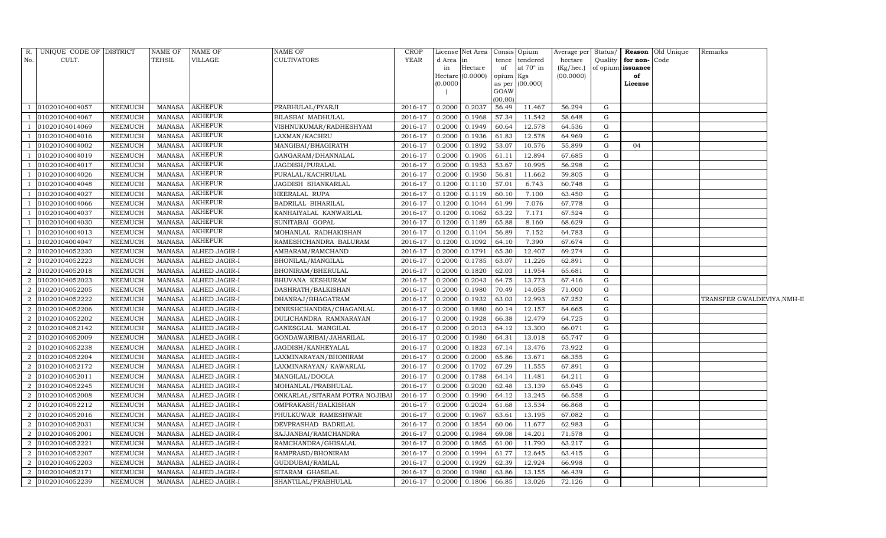| R. No. | UNIQUE CODE OF CULT. | DISTRICT | NAME OF TEHSIL | NAME OF VILLAGE | NAME OF CULTIVATORS | CROP YEAR | License d Area in Hectare (0.0000) | Net Area in Hectare (0.0000) | Consis tence of opium as per GOAW (00.00) | Opium tendered at 70° in Kgs (00.000) | Average per hectare (Kg/hec.) (00.0000) | Status/ Quality of opium | Reason for non-issuance of License | Old Unique Code | Remarks |
|---|---|---|---|---|---|---|---|---|---|---|---|---|---|---|---|
| 1 | 01020104004057 | NEEMUCH | MANASA | AKHEPUR | PRABHULAL/PYARJI | 2016-17 | 0.2000 | 0.2037 | 56.49 | 11.467 | 56.294 | G | | | |
| 1 | 01020104004067 | NEEMUCH | MANASA | AKHEPUR | BILASBAI MADHULAL | 2016-17 | 0.2000 | 0.1968 | 57.34 | 11.542 | 58.648 | G | | | |
| 1 | 01020104014069 | NEEMUCH | MANASA | AKHEPUR | VISHNUKUMAR/RADHESHYAM | 2016-17 | 0.2000 | 0.1949 | 60.64 | 12.578 | 64.536 | G | | | |
| 1 | 01020104004016 | NEEMUCH | MANASA | AKHEPUR | LAXMAN/KACHRU | 2016-17 | 0.2000 | 0.1936 | 61.83 | 12.578 | 64.969 | G | | | |
| 1 | 01020104004002 | NEEMUCH | MANASA | AKHEPUR | MANGIBAI/BHAGIRATH | 2016-17 | 0.2000 | 0.1892 | 53.07 | 10.576 | 55.899 | G | 04 | | |
| 1 | 01020104004019 | NEEMUCH | MANASA | AKHEPUR | GANGARAM/DHANNALAL | 2016-17 | 0.2000 | 0.1905 | 61.11 | 12.894 | 67.685 | G | | | |
| 1 | 01020104004017 | NEEMUCH | MANASA | AKHEPUR | JAGDISH/PURALAL | 2016-17 | 0.2000 | 0.1953 | 53.67 | 10.995 | 56.298 | G | | | |
| 1 | 01020104004026 | NEEMUCH | MANASA | AKHEPUR | PURALAL/KACHRULAL | 2016-17 | 0.2000 | 0.1950 | 56.81 | 11.662 | 59.805 | G | | | |
| 1 | 01020104004048 | NEEMUCH | MANASA | AKHEPUR | JAGDISH SHANKARLAL | 2016-17 | 0.1200 | 0.1110 | 57.01 | 6.743 | 60.748 | G | | | |
| 1 | 01020104004027 | NEEMUCH | MANASA | AKHEPUR | HEERALAL RUPA | 2016-17 | 0.1200 | 0.1119 | 60.10 | 7.100 | 63.450 | G | | | |
| 1 | 01020104004066 | NEEMUCH | MANASA | AKHEPUR | BADRILAL BIHARILAL | 2016-17 | 0.1200 | 0.1044 | 61.99 | 7.076 | 67.778 | G | | | |
| 1 | 01020104004037 | NEEMUCH | MANASA | AKHEPUR | KANHAIYALAL KANWARLAL | 2016-17 | 0.1200 | 0.1062 | 63.22 | 7.171 | 67.524 | G | | | |
| 1 | 01020104004030 | NEEMUCH | MANASA | AKHEPUR | SUNITABAI GOPAL | 2016-17 | 0.1200 | 0.1189 | 65.88 | 8.160 | 68.629 | G | | | |
| 1 | 01020104004013 | NEEMUCH | MANASA | AKHEPUR | MOHANLAL RADHAKISHAN | 2016-17 | 0.1200 | 0.1104 | 56.89 | 7.152 | 64.783 | G | | | |
| 1 | 01020104004047 | NEEMUCH | MANASA | AKHEPUR | RAMESHCHANDRA BALURAM | 2016-17 | 0.1200 | 0.1092 | 64.10 | 7.390 | 67.674 | G | | | |
| 2 | 01020104052230 | NEEMUCH | MANASA | ALHED JAGIR-I | AMBARAM/RAMCHAND | 2016-17 | 0.2000 | 0.1791 | 65.30 | 12.407 | 69.274 | G | | | |
| 2 | 01020104052223 | NEEMUCH | MANASA | ALHED JAGIR-I | BHONILAL/MANGILAL | 2016-17 | 0.2000 | 0.1785 | 63.07 | 11.226 | 62.891 | G | | | |
| 2 | 01020104052018 | NEEMUCH | MANASA | ALHED JAGIR-I | BHONIRAM/BHERULAL | 2016-17 | 0.2000 | 0.1820 | 62.03 | 11.954 | 65.681 | G | | | |
| 2 | 01020104052023 | NEEMUCH | MANASA | ALHED JAGIR-I | BHUVANA KESHURAM | 2016-17 | 0.2000 | 0.2043 | 64.75 | 13.773 | 67.416 | G | | | |
| 2 | 01020104052205 | NEEMUCH | MANASA | ALHED JAGIR-I | DASHRATH/BALKISHAN | 2016-17 | 0.2000 | 0.1980 | 70.49 | 14.058 | 71.000 | G | | | |
| 2 | 01020104052222 | NEEMUCH | MANASA | ALHED JAGIR-I | DHANRAJ/BHAGATRAM | 2016-17 | 0.2000 | 0.1932 | 63.03 | 12.993 | 67.252 | G | | | TRANSFER GWALDEVIYA,NMH-II |
| 2 | 01020104052206 | NEEMUCH | MANASA | ALHED JAGIR-I | DINESHCHANDRA/CHAGANLAL | 2016-17 | 0.2000 | 0.1880 | 60.14 | 12.157 | 64.665 | G | | | |
| 2 | 01020104052202 | NEEMUCH | MANASA | ALHED JAGIR-I | DULICHANDRA RAMNARAYAN | 2016-17 | 0.2000 | 0.1928 | 66.38 | 12.479 | 64.725 | G | | | |
| 2 | 01020104052142 | NEEMUCH | MANASA | ALHED JAGIR-I | GANESGLAL MANGILAL | 2016-17 | 0.2000 | 0.2013 | 64.12 | 13.300 | 66.071 | G | | | |
| 2 | 01020104052009 | NEEMUCH | MANASA | ALHED JAGIR-I | GONDAWARIBAI/JAHARILAL | 2016-17 | 0.2000 | 0.1980 | 64.31 | 13.018 | 65.747 | G | | | |
| 2 | 01020104052238 | NEEMUCH | MANASA | ALHED JAGIR-I | JAGDISH/KANHEYALAL | 2016-17 | 0.2000 | 0.1823 | 67.14 | 13.476 | 73.922 | G | | | |
| 2 | 01020104052204 | NEEMUCH | MANASA | ALHED JAGIR-I | LAXMINARAYAN/BHONIRAM | 2016-17 | 0.2000 | 0.2000 | 65.86 | 13.671 | 68.355 | G | | | |
| 2 | 01020104052172 | NEEMUCH | MANASA | ALHED JAGIR-I | LAXMINARAYAN/ KAWARLAL | 2016-17 | 0.2000 | 0.1702 | 67.29 | 11.555 | 67.891 | G | | | |
| 2 | 01020104052011 | NEEMUCH | MANASA | ALHED JAGIR-I | MANGILAL/DOOLA | 2016-17 | 0.2000 | 0.1788 | 64.14 | 11.481 | 64.211 | G | | | |
| 2 | 01020104052245 | NEEMUCH | MANASA | ALHED JAGIR-I | MOHANLAL/PRABHULAL | 2016-17 | 0.2000 | 0.2020 | 62.48 | 13.139 | 65.045 | G | | | |
| 2 | 01020104052008 | NEEMUCH | MANASA | ALHED JAGIR-I | ONKARLAL/SITARAM POTRA NOJIBAI | 2016-17 | 0.2000 | 0.1990 | 64.12 | 13.245 | 66.558 | G | | | |
| 2 | 01020104052212 | NEEMUCH | MANASA | ALHED JAGIR-I | OMPRAKASH/BALKISHAN | 2016-17 | 0.2000 | 0.2024 | 61.68 | 13.534 | 66.868 | G | | | |
| 2 | 01020104052016 | NEEMUCH | MANASA | ALHED JAGIR-I | PHULKUWAR RAMESHWAR | 2016-17 | 0.2000 | 0.1967 | 63.61 | 13.195 | 67.082 | G | | | |
| 2 | 01020104052031 | NEEMUCH | MANASA | ALHED JAGIR-I | DEVPRASHAD BADRILAL | 2016-17 | 0.2000 | 0.1854 | 60.06 | 11.677 | 62.983 | G | | | |
| 2 | 01020104052001 | NEEMUCH | MANASA | ALHED JAGIR-I | SAJJANBAI/RAMCHANDRA | 2016-17 | 0.2000 | 0.1984 | 69.08 | 14.201 | 71.578 | G | | | |
| 2 | 01020104052221 | NEEMUCH | MANASA | ALHED JAGIR-I | RAMCHANDRA/GHISALAL | 2016-17 | 0.2000 | 0.1865 | 61.00 | 11.790 | 63.217 | G | | | |
| 2 | 01020104052207 | NEEMUCH | MANASA | ALHED JAGIR-I | RAMPRASD/BHONIRAM | 2016-17 | 0.2000 | 0.1994 | 61.77 | 12.645 | 63.415 | G | | | |
| 2 | 01020104052203 | NEEMUCH | MANASA | ALHED JAGIR-I | GUDDUBAI/RAMLAL | 2016-17 | 0.2000 | 0.1929 | 62.39 | 12.924 | 66.998 | G | | | |
| 2 | 01020104052171 | NEEMUCH | MANASA | ALHED JAGIR-I | SITARAM GHASILAL | 2016-17 | 0.2000 | 0.1980 | 63.86 | 13.155 | 66.439 | G | | | |
| 2 | 01020104052239 | NEEMUCH | MANASA | ALHED JAGIR-I | SHANTILAL/PRABHULAL | 2016-17 | 0.2000 | 0.1806 | 66.85 | 13.026 | 72.126 | G | | | |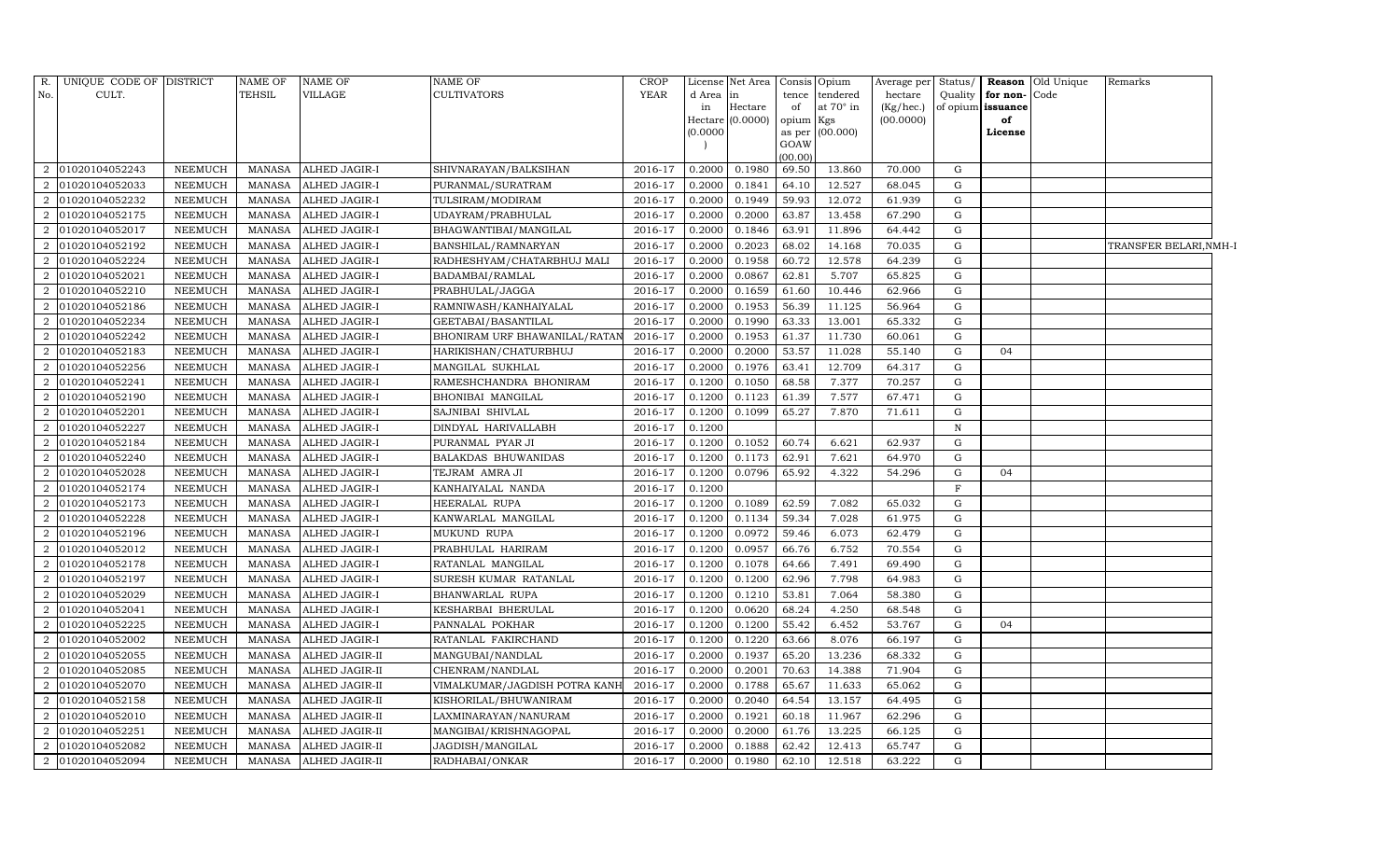| R. No. | UNIQUE CODE OF CULT. | DISTRICT | NAME OF TEHSIL | NAME OF VILLAGE | NAME OF CULTIVATORS | CROP YEAR | License d Area in Hectare (0.0000) | Net Area in Hectare (0.0000) | Consis tence of opium as per GOAW (00.00) | Opium tendered at 70° in Kgs (00.000) | Average per hectare (Kg/hec.) (00.0000) | Status/ Quality of opium | Reason for non-issuance of License | Old Unique Code | Remarks |
|---|---|---|---|---|---|---|---|---|---|---|---|---|---|---|---|
| 2 | 01020104052243 | NEEMUCH | MANASA | ALHED JAGIR-I | SHIVNARAYAN/BALKSIHAN | 2016-17 | 0.2000 | 0.1980 | 69.50 | 13.860 | 70.000 | G | | | |
| 2 | 01020104052033 | NEEMUCH | MANASA | ALHED JAGIR-I | PURANMAL/SURATRAM | 2016-17 | 0.2000 | 0.1841 | 64.10 | 12.527 | 68.045 | G | | | |
| 2 | 01020104052232 | NEEMUCH | MANASA | ALHED JAGIR-I | TULSIRAM/MODIRAM | 2016-17 | 0.2000 | 0.1949 | 59.93 | 12.072 | 61.939 | G | | | |
| 2 | 01020104052175 | NEEMUCH | MANASA | ALHED JAGIR-I | UDAYRAM/PRABHULAL | 2016-17 | 0.2000 | 0.2000 | 63.87 | 13.458 | 67.290 | G | | | |
| 2 | 01020104052017 | NEEMUCH | MANASA | ALHED JAGIR-I | BHAGWANTIBAI/MANGILAL | 2016-17 | 0.2000 | 0.1846 | 63.91 | 11.896 | 64.442 | G | | | |
| 2 | 01020104052192 | NEEMUCH | MANASA | ALHED JAGIR-I | BANSHILAL/RAMNARYAN | 2016-17 | 0.2000 | 0.2023 | 68.02 | 14.168 | 70.035 | G | | | TRANSFER BELARI,NMH-I |
| 2 | 01020104052224 | NEEMUCH | MANASA | ALHED JAGIR-I | RADHESHYAM/CHATARBHUJ MALI | 2016-17 | 0.2000 | 0.1958 | 60.72 | 12.578 | 64.239 | G | | | |
| 2 | 01020104052021 | NEEMUCH | MANASA | ALHED JAGIR-I | BADAMBAI/RAMLAL | 2016-17 | 0.2000 | 0.0867 | 62.81 | 5.707 | 65.825 | G | | | |
| 2 | 01020104052210 | NEEMUCH | MANASA | ALHED JAGIR-I | PRABHULAL/JAGGA | 2016-17 | 0.2000 | 0.1659 | 61.60 | 10.446 | 62.966 | G | | | |
| 2 | 01020104052186 | NEEMUCH | MANASA | ALHED JAGIR-I | RAMNIWASH/KANHAIYALAL | 2016-17 | 0.2000 | 0.1953 | 56.39 | 11.125 | 56.964 | G | | | |
| 2 | 01020104052234 | NEEMUCH | MANASA | ALHED JAGIR-I | GEETABAI/BASANTILAL | 2016-17 | 0.2000 | 0.1990 | 63.33 | 13.001 | 65.332 | G | | | |
| 2 | 01020104052242 | NEEMUCH | MANASA | ALHED JAGIR-I | BHONIRAM URF BHAWANILAL/RATAN | 2016-17 | 0.2000 | 0.1953 | 61.37 | 11.730 | 60.061 | G | | | |
| 2 | 01020104052183 | NEEMUCH | MANASA | ALHED JAGIR-I | HARIKISHAN/CHATURBHUJ | 2016-17 | 0.2000 | 0.2000 | 53.57 | 11.028 | 55.140 | G | 04 | | |
| 2 | 01020104052256 | NEEMUCH | MANASA | ALHED JAGIR-I | MANGILAL SUKHLAL | 2016-17 | 0.2000 | 0.1976 | 63.41 | 12.709 | 64.317 | G | | | |
| 2 | 01020104052241 | NEEMUCH | MANASA | ALHED JAGIR-I | RAMESHCHANDRA BHONIRAM | 2016-17 | 0.1200 | 0.1050 | 68.58 | 7.377 | 70.257 | G | | | |
| 2 | 01020104052190 | NEEMUCH | MANASA | ALHED JAGIR-I | BHONIBAI MANGILAL | 2016-17 | 0.1200 | 0.1123 | 61.39 | 7.577 | 67.471 | G | | | |
| 2 | 01020104052201 | NEEMUCH | MANASA | ALHED JAGIR-I | SAJNIBAI SHIVLAL | 2016-17 | 0.1200 | 0.1099 | 65.27 | 7.870 | 71.611 | G | | | |
| 2 | 01020104052227 | NEEMUCH | MANASA | ALHED JAGIR-I | DINDYAL HARIVALLABH | 2016-17 | 0.1200 | | | | | N | | | |
| 2 | 01020104052184 | NEEMUCH | MANASA | ALHED JAGIR-I | PURANMAL PYAR JI | 2016-17 | 0.1200 | 0.1052 | 60.74 | 6.621 | 62.937 | G | | | |
| 2 | 01020104052240 | NEEMUCH | MANASA | ALHED JAGIR-I | BALAKDAS BHUWANIDAS | 2016-17 | 0.1200 | 0.1173 | 62.91 | 7.621 | 64.970 | G | | | |
| 2 | 01020104052028 | NEEMUCH | MANASA | ALHED JAGIR-I | TEJRAM AMRA JI | 2016-17 | 0.1200 | 0.0796 | 65.92 | 4.322 | 54.296 | G | 04 | | |
| 2 | 01020104052174 | NEEMUCH | MANASA | ALHED JAGIR-I | KANHAIYALAL NANDA | 2016-17 | 0.1200 | | | | | F | | | |
| 2 | 01020104052173 | NEEMUCH | MANASA | ALHED JAGIR-I | HEERALAL RUPA | 2016-17 | 0.1200 | 0.1089 | 62.59 | 7.082 | 65.032 | G | | | |
| 2 | 01020104052228 | NEEMUCH | MANASA | ALHED JAGIR-I | KANWARLAL MANGILAL | 2016-17 | 0.1200 | 0.1134 | 59.34 | 7.028 | 61.975 | G | | | |
| 2 | 01020104052196 | NEEMUCH | MANASA | ALHED JAGIR-I | MUKUND RUPA | 2016-17 | 0.1200 | 0.0972 | 59.46 | 6.073 | 62.479 | G | | | |
| 2 | 01020104052012 | NEEMUCH | MANASA | ALHED JAGIR-I | PRABHULAL HARIRAM | 2016-17 | 0.1200 | 0.0957 | 66.76 | 6.752 | 70.554 | G | | | |
| 2 | 01020104052178 | NEEMUCH | MANASA | ALHED JAGIR-I | RATANLAL MANGILAL | 2016-17 | 0.1200 | 0.1078 | 64.66 | 7.491 | 69.490 | G | | | |
| 2 | 01020104052197 | NEEMUCH | MANASA | ALHED JAGIR-I | SURESH KUMAR RATANLAL | 2016-17 | 0.1200 | 0.1200 | 62.96 | 7.798 | 64.983 | G | | | |
| 2 | 01020104052029 | NEEMUCH | MANASA | ALHED JAGIR-I | BHANWARLAL RUPA | 2016-17 | 0.1200 | 0.1210 | 53.81 | 7.064 | 58.380 | G | | | |
| 2 | 01020104052041 | NEEMUCH | MANASA | ALHED JAGIR-I | KESHARBAI BHERULAL | 2016-17 | 0.1200 | 0.0620 | 68.24 | 4.250 | 68.548 | G | | | |
| 2 | 01020104052225 | NEEMUCH | MANASA | ALHED JAGIR-I | PANNALAL POKHAR | 2016-17 | 0.1200 | 0.1200 | 55.42 | 6.452 | 53.767 | G | 04 | | |
| 2 | 01020104052002 | NEEMUCH | MANASA | ALHED JAGIR-I | RATANLAL FAKIRCHAND | 2016-17 | 0.1200 | 0.1220 | 63.66 | 8.076 | 66.197 | G | | | |
| 2 | 01020104052055 | NEEMUCH | MANASA | ALHED JAGIR-II | MANGUBAI/NANDLAL | 2016-17 | 0.2000 | 0.1937 | 65.20 | 13.236 | 68.332 | G | | | |
| 2 | 01020104052085 | NEEMUCH | MANASA | ALHED JAGIR-II | CHENRAM/NANDLAL | 2016-17 | 0.2000 | 0.2001 | 70.63 | 14.388 | 71.904 | G | | | |
| 2 | 01020104052070 | NEEMUCH | MANASA | ALHED JAGIR-II | VIMALKUMAR/JAGDISH POTRA KANH | 2016-17 | 0.2000 | 0.1788 | 65.67 | 11.633 | 65.062 | G | | | |
| 2 | 01020104052158 | NEEMUCH | MANASA | ALHED JAGIR-II | KISHORILAL/BHUWANIRAM | 2016-17 | 0.2000 | 0.2040 | 64.54 | 13.157 | 64.495 | G | | | |
| 2 | 01020104052010 | NEEMUCH | MANASA | ALHED JAGIR-II | LAXMINARAYAN/NANURAM | 2016-17 | 0.2000 | 0.1921 | 60.18 | 11.967 | 62.296 | G | | | |
| 2 | 01020104052251 | NEEMUCH | MANASA | ALHED JAGIR-II | MANGIBAI/KRISHNAGOPAL | 2016-17 | 0.2000 | 0.2000 | 61.76 | 13.225 | 66.125 | G | | | |
| 2 | 01020104052082 | NEEMUCH | MANASA | ALHED JAGIR-II | JAGDISH/MANGILAL | 2016-17 | 0.2000 | 0.1888 | 62.42 | 12.413 | 65.747 | G | | | |
| 2 | 01020104052094 | NEEMUCH | MANASA | ALHED JAGIR-II | RADHABAI/ONKAR | 2016-17 | 0.2000 | 0.1980 | 62.10 | 12.518 | 63.222 | G | | | |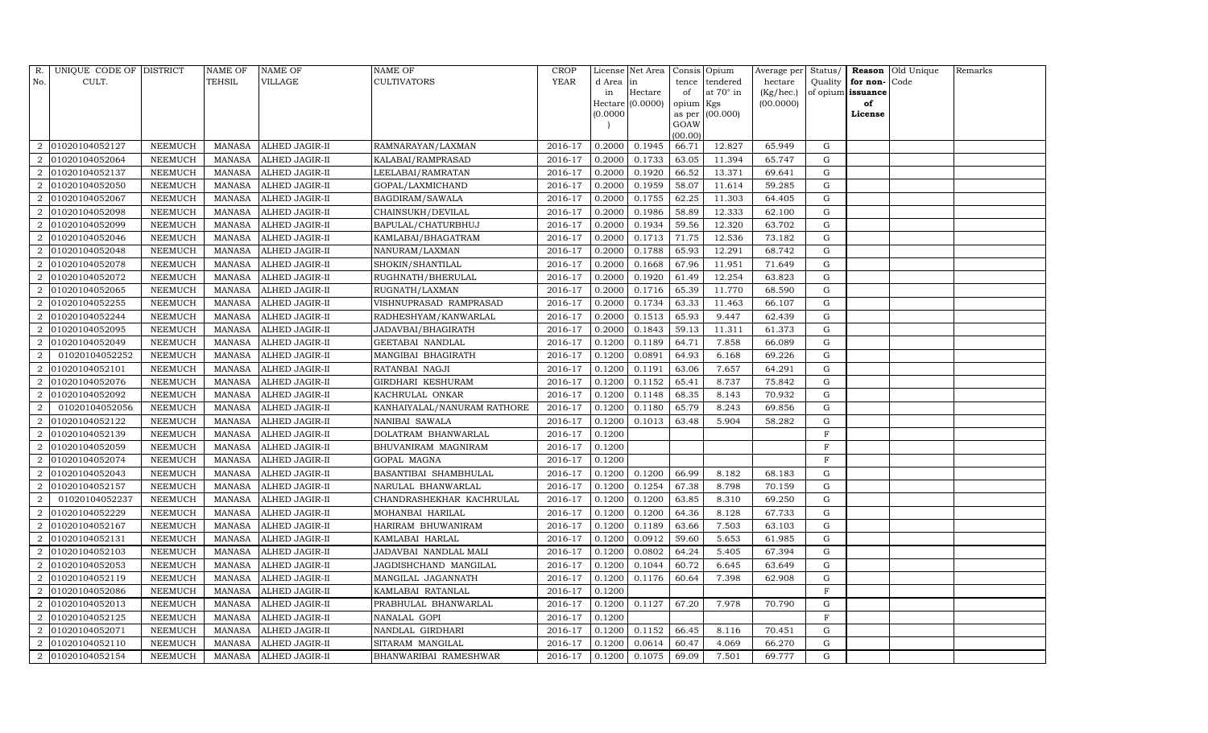| R. No. | UNIQUE CODE OF CULT. | DISTRICT | NAME OF TEHSIL | NAME OF VILLAGE | NAME OF CULTIVATORS | CROP YEAR | License d Area in Hectare (0.0000) | Net Area in Hectare (0.0000) | Consis tence of opium as per GOAW (00.00) | Opium tendered at 70° in Kgs (00.000) | Average per hectare (Kg/hec.) (00.0000) | Status/ Quality of opium | Reason for non-issuance of License | Old Unique Code | Remarks |
|---|---|---|---|---|---|---|---|---|---|---|---|---|---|---|---|
| 2 | 01020104052127 | NEEMUCH | MANASA | ALHED JAGIR-II | RAMNARAYAN/LAXMAN | 2016-17 | 0.2000 | 0.1945 | 66.71 | 12.827 | 65.949 | G | | | |
| 2 | 01020104052064 | NEEMUCH | MANASA | ALHED JAGIR-II | KALABAI/RAMPRASAD | 2016-17 | 0.2000 | 0.1733 | 63.05 | 11.394 | 65.747 | G | | | |
| 2 | 01020104052137 | NEEMUCH | MANASA | ALHED JAGIR-II | LEELABAI/RAMRATAN | 2016-17 | 0.2000 | 0.1920 | 66.52 | 13.371 | 69.641 | G | | | |
| 2 | 01020104052050 | NEEMUCH | MANASA | ALHED JAGIR-II | GOPAL/LAXMICHAND | 2016-17 | 0.2000 | 0.1959 | 58.07 | 11.614 | 59.285 | G | | | |
| 2 | 01020104052067 | NEEMUCH | MANASA | ALHED JAGIR-II | BAGDIRAM/SAWALA | 2016-17 | 0.2000 | 0.1755 | 62.25 | 11.303 | 64.405 | G | | | |
| 2 | 01020104052098 | NEEMUCH | MANASA | ALHED JAGIR-II | CHAINSUKH/DEVILAL | 2016-17 | 0.2000 | 0.1986 | 58.89 | 12.333 | 62.100 | G | | | |
| 2 | 01020104052099 | NEEMUCH | MANASA | ALHED JAGIR-II | BAPULAL/CHATURBHUJ | 2016-17 | 0.2000 | 0.1934 | 59.56 | 12.320 | 63.702 | G | | | |
| 2 | 01020104052046 | NEEMUCH | MANASA | ALHED JAGIR-II | KAMLABAI/BHAGATRAM | 2016-17 | 0.2000 | 0.1713 | 71.75 | 12.536 | 73.182 | G | | | |
| 2 | 01020104052048 | NEEMUCH | MANASA | ALHED JAGIR-II | NANURAM/LAXMAN | 2016-17 | 0.2000 | 0.1788 | 65.93 | 12.291 | 68.742 | G | | | |
| 2 | 01020104052078 | NEEMUCH | MANASA | ALHED JAGIR-II | SHOKIN/SHANTILAL | 2016-17 | 0.2000 | 0.1668 | 67.96 | 11.951 | 71.649 | G | | | |
| 2 | 01020104052072 | NEEMUCH | MANASA | ALHED JAGIR-II | RUGHNATH/BHERULAL | 2016-17 | 0.2000 | 0.1920 | 61.49 | 12.254 | 63.823 | G | | | |
| 2 | 01020104052065 | NEEMUCH | MANASA | ALHED JAGIR-II | RUGNATH/LAXMAN | 2016-17 | 0.2000 | 0.1716 | 65.39 | 11.770 | 68.590 | G | | | |
| 2 | 01020104052255 | NEEMUCH | MANASA | ALHED JAGIR-II | VISHNUPRASAD RAMPRASAD | 2016-17 | 0.2000 | 0.1734 | 63.33 | 11.463 | 66.107 | G | | | |
| 2 | 01020104052244 | NEEMUCH | MANASA | ALHED JAGIR-II | RADHESHYAM/KANWARLAL | 2016-17 | 0.2000 | 0.1513 | 65.93 | 9.447 | 62.439 | G | | | |
| 2 | 01020104052095 | NEEMUCH | MANASA | ALHED JAGIR-II | JADAVBAI/BHAGIRATH | 2016-17 | 0.2000 | 0.1843 | 59.13 | 11.311 | 61.373 | G | | | |
| 2 | 01020104052049 | NEEMUCH | MANASA | ALHED JAGIR-II | GEETABAI NANDLAL | 2016-17 | 0.1200 | 0.1189 | 64.71 | 7.858 | 66.089 | G | | | |
| 2 | 01020104052252 | NEEMUCH | MANASA | ALHED JAGIR-II | MANGIBAI BHAGIRATH | 2016-17 | 0.1200 | 0.0891 | 64.93 | 6.168 | 69.226 | G | | | |
| 2 | 01020104052101 | NEEMUCH | MANASA | ALHED JAGIR-II | RATANBAI NAGJI | 2016-17 | 0.1200 | 0.1191 | 63.06 | 7.657 | 64.291 | G | | | |
| 2 | 01020104052076 | NEEMUCH | MANASA | ALHED JAGIR-II | GIRDHARI KESHURAM | 2016-17 | 0.1200 | 0.1152 | 65.41 | 8.737 | 75.842 | G | | | |
| 2 | 01020104052092 | NEEMUCH | MANASA | ALHED JAGIR-II | KACHRULAL ONKAR | 2016-17 | 0.1200 | 0.1148 | 68.35 | 8.143 | 70.932 | G | | | |
| 2 | 01020104052056 | NEEMUCH | MANASA | ALHED JAGIR-II | KANHAIYALAL/NANURAM RATHORE | 2016-17 | 0.1200 | 0.1180 | 65.79 | 8.243 | 69.856 | G | | | |
| 2 | 01020104052122 | NEEMUCH | MANASA | ALHED JAGIR-II | NANIBAI SAWALA | 2016-17 | 0.1200 | 0.1013 | 63.48 | 5.904 | 58.282 | G | | | |
| 2 | 01020104052139 | NEEMUCH | MANASA | ALHED JAGIR-II | DOLATRAM BHANWARLAL | 2016-17 | 0.1200 | | | | | F | | | |
| 2 | 01020104052059 | NEEMUCH | MANASA | ALHED JAGIR-II | BHUVANIRAM MAGNIRAM | 2016-17 | 0.1200 | | | | | F | | | |
| 2 | 01020104052074 | NEEMUCH | MANASA | ALHED JAGIR-II | GOPAL MAGNA | 2016-17 | 0.1200 | | | | | F | | | |
| 2 | 01020104052043 | NEEMUCH | MANASA | ALHED JAGIR-II | BASANTIBAI SHAMBHULAL | 2016-17 | 0.1200 | 0.1200 | 66.99 | 8.182 | 68.183 | G | | | |
| 2 | 01020104052157 | NEEMUCH | MANASA | ALHED JAGIR-II | NARULAL BHANWARLAL | 2016-17 | 0.1200 | 0.1254 | 67.38 | 8.798 | 70.159 | G | | | |
| 2 | 01020104052237 | NEEMUCH | MANASA | ALHED JAGIR-II | CHANDRASHEKHAR KACHRULAL | 2016-17 | 0.1200 | 0.1200 | 63.85 | 8.310 | 69.250 | G | | | |
| 2 | 01020104052229 | NEEMUCH | MANASA | ALHED JAGIR-II | MOHANBAI HARILAL | 2016-17 | 0.1200 | 0.1200 | 64.36 | 8.128 | 67.733 | G | | | |
| 2 | 01020104052167 | NEEMUCH | MANASA | ALHED JAGIR-II | HARIRAM BHUWANIRAM | 2016-17 | 0.1200 | 0.1189 | 63.66 | 7.503 | 63.103 | G | | | |
| 2 | 01020104052131 | NEEMUCH | MANASA | ALHED JAGIR-II | KAMLABAI HARLAL | 2016-17 | 0.1200 | 0.0912 | 59.60 | 5.653 | 61.985 | G | | | |
| 2 | 01020104052103 | NEEMUCH | MANASA | ALHED JAGIR-II | JADAVBAI NANDLAL MALI | 2016-17 | 0.1200 | 0.0802 | 64.24 | 5.405 | 67.394 | G | | | |
| 2 | 01020104052053 | NEEMUCH | MANASA | ALHED JAGIR-II | JAGDISHCHAND MANGILAL | 2016-17 | 0.1200 | 0.1044 | 60.72 | 6.645 | 63.649 | G | | | |
| 2 | 01020104052119 | NEEMUCH | MANASA | ALHED JAGIR-II | MANGILAL JAGANNATH | 2016-17 | 0.1200 | 0.1176 | 60.64 | 7.398 | 62.908 | G | | | |
| 2 | 01020104052086 | NEEMUCH | MANASA | ALHED JAGIR-II | KAMLABAI RATANLAL | 2016-17 | 0.1200 | | | | | F | | | |
| 2 | 01020104052013 | NEEMUCH | MANASA | ALHED JAGIR-II | PRABHULAL BHANWARLAL | 2016-17 | 0.1200 | 0.1127 | 67.20 | 7.978 | 70.790 | G | | | |
| 2 | 01020104052125 | NEEMUCH | MANASA | ALHED JAGIR-II | NANALAL GOPI | 2016-17 | 0.1200 | | | | | F | | | |
| 2 | 01020104052071 | NEEMUCH | MANASA | ALHED JAGIR-II | NANDLAL GIRDHARI | 2016-17 | 0.1200 | 0.1152 | 66.45 | 8.116 | 70.451 | G | | | |
| 2 | 01020104052110 | NEEMUCH | MANASA | ALHED JAGIR-II | SITARAM MANGILAL | 2016-17 | 0.1200 | 0.0614 | 60.47 | 4.069 | 66.270 | G | | | |
| 2 | 01020104052154 | NEEMUCH | MANASA | ALHED JAGIR-II | BHANWARIBAI RAMESHWAR | 2016-17 | 0.1200 | 0.1075 | 69.09 | 7.501 | 69.777 | G | | | |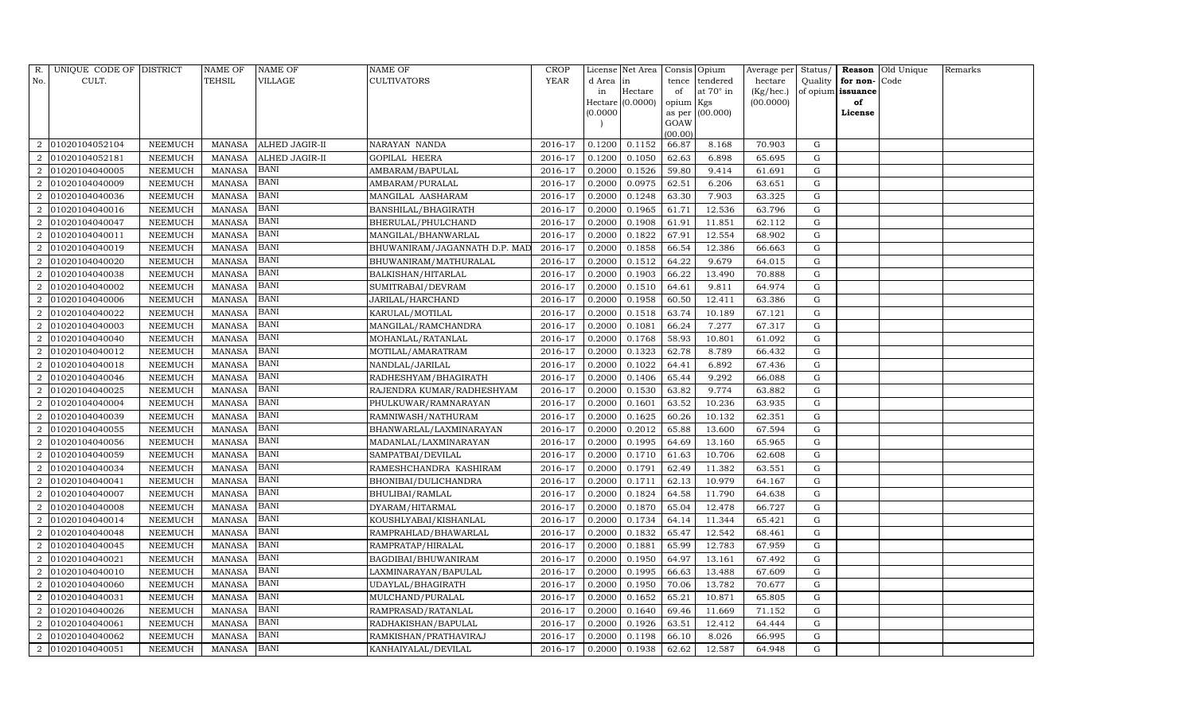| R. No. | UNIQUE CODE OF CULT. | DISTRICT | NAME OF TEHSIL | NAME OF VILLAGE | NAME OF CULTIVATORS | CROP YEAR | License d Area in Hectare (0.0000) | Net Area in Hectare (0.0000) | Consis tence of opium as per GOAW (00.00) | Opium tendered at 70° in Kgs (00.000) | Average per hectare (Kg/hec.) (00.0000) | Status/ Quality of opium | Reason for non-issuance of License | Old Unique Code | Remarks |
|---|---|---|---|---|---|---|---|---|---|---|---|---|---|---|---|
| 2 | 01020104052104 | NEEMUCH | MANASA | ALHED JAGIR-II | NARAYAN NANDA | 2016-17 | 0.1200 | 0.1152 | 66.87 | 8.168 | 70.903 | G | | | |
| 2 | 01020104052181 | NEEMUCH | MANASA | ALHED JAGIR-II | GOPILAL HEERA | 2016-17 | 0.1200 | 0.1050 | 62.63 | 6.898 | 65.695 | G | | | |
| 2 | 01020104040005 | NEEMUCH | MANASA | BANI | AMBARAM/BAPULAL | 2016-17 | 0.2000 | 0.1526 | 59.80 | 9.414 | 61.691 | G | | | |
| 2 | 01020104040009 | NEEMUCH | MANASA | BANI | AMBARAM/PURALAL | 2016-17 | 0.2000 | 0.0975 | 62.51 | 6.206 | 63.651 | G | | | |
| 2 | 01020104040036 | NEEMUCH | MANASA | BANI | MANGILAL AASHARAM | 2016-17 | 0.2000 | 0.1248 | 63.30 | 7.903 | 63.325 | G | | | |
| 2 | 01020104040016 | NEEMUCH | MANASA | BANI | BANSHILAL/BHAGIRATH | 2016-17 | 0.2000 | 0.1965 | 61.71 | 12.536 | 63.796 | G | | | |
| 2 | 01020104040047 | NEEMUCH | MANASA | BANI | BHERULAL/PHULCHAND | 2016-17 | 0.2000 | 0.1908 | 61.91 | 11.851 | 62.112 | G | | | |
| 2 | 01020104040011 | NEEMUCH | MANASA | BANI | MANGILAL/BHANWARLAL | 2016-17 | 0.2000 | 0.1822 | 67.91 | 12.554 | 68.902 | G | | | |
| 2 | 01020104040019 | NEEMUCH | MANASA | BANI | BHUWANIRAM/JAGANNATH D.P. MAD | 2016-17 | 0.2000 | 0.1858 | 66.54 | 12.386 | 66.663 | G | | | |
| 2 | 01020104040020 | NEEMUCH | MANASA | BANI | BHUWANIRAM/MATHURALAL | 2016-17 | 0.2000 | 0.1512 | 64.22 | 9.679 | 64.015 | G | | | |
| 2 | 01020104040038 | NEEMUCH | MANASA | BANI | BALKISHAN/HITARLAL | 2016-17 | 0.2000 | 0.1903 | 66.22 | 13.490 | 70.888 | G | | | |
| 2 | 01020104040002 | NEEMUCH | MANASA | BANI | SUMITRABAI/DEVRAM | 2016-17 | 0.2000 | 0.1510 | 64.61 | 9.811 | 64.974 | G | | | |
| 2 | 01020104040006 | NEEMUCH | MANASA | BANI | JARILAL/HARCHAND | 2016-17 | 0.2000 | 0.1958 | 60.50 | 12.411 | 63.386 | G | | | |
| 2 | 01020104040022 | NEEMUCH | MANASA | BANI | KARULAL/MOTILAL | 2016-17 | 0.2000 | 0.1518 | 63.74 | 10.189 | 67.121 | G | | | |
| 2 | 01020104040003 | NEEMUCH | MANASA | BANI | MANGILAL/RAMCHANDRA | 2016-17 | 0.2000 | 0.1081 | 66.24 | 7.277 | 67.317 | G | | | |
| 2 | 01020104040040 | NEEMUCH | MANASA | BANI | MOHANLAL/RATANLAL | 2016-17 | 0.2000 | 0.1768 | 58.93 | 10.801 | 61.092 | G | | | |
| 2 | 01020104040012 | NEEMUCH | MANASA | BANI | MOTILAL/AMARATRAM | 2016-17 | 0.2000 | 0.1323 | 62.78 | 8.789 | 66.432 | G | | | |
| 2 | 01020104040018 | NEEMUCH | MANASA | BANI | NANDLAL/JARILAL | 2016-17 | 0.2000 | 0.1022 | 64.41 | 6.892 | 67.436 | G | | | |
| 2 | 01020104040046 | NEEMUCH | MANASA | BANI | RADHESHYAM/BHAGIRATH | 2016-17 | 0.2000 | 0.1406 | 65.44 | 9.292 | 66.088 | G | | | |
| 2 | 01020104040025 | NEEMUCH | MANASA | BANI | RAJENDRA KUMAR/RADHESHYAM | 2016-17 | 0.2000 | 0.1530 | 63.82 | 9.774 | 63.882 | G | | | |
| 2 | 01020104040004 | NEEMUCH | MANASA | BANI | PHULKUWAR/RAMNARAYAN | 2016-17 | 0.2000 | 0.1601 | 63.52 | 10.236 | 63.935 | G | | | |
| 2 | 01020104040039 | NEEMUCH | MANASA | BANI | RAMNIWASH/NATHURAM | 2016-17 | 0.2000 | 0.1625 | 60.26 | 10.132 | 62.351 | G | | | |
| 2 | 01020104040055 | NEEMUCH | MANASA | BANI | BHANWARLAL/LAXMINARAYAN | 2016-17 | 0.2000 | 0.2012 | 65.88 | 13.600 | 67.594 | G | | | |
| 2 | 01020104040056 | NEEMUCH | MANASA | BANI | MADANLAL/LAXMINARAYAN | 2016-17 | 0.2000 | 0.1995 | 64.69 | 13.160 | 65.965 | G | | | |
| 2 | 01020104040059 | NEEMUCH | MANASA | BANI | SAMPATBAI/DEVILAL | 2016-17 | 0.2000 | 0.1710 | 61.63 | 10.706 | 62.608 | G | | | |
| 2 | 01020104040034 | NEEMUCH | MANASA | BANI | RAMESHCHANDRA KASHIRAM | 2016-17 | 0.2000 | 0.1791 | 62.49 | 11.382 | 63.551 | G | | | |
| 2 | 01020104040041 | NEEMUCH | MANASA | BANI | BHONIBAI/DULICHANDRA | 2016-17 | 0.2000 | 0.1711 | 62.13 | 10.979 | 64.167 | G | | | |
| 2 | 01020104040007 | NEEMUCH | MANASA | BANI | BHULIBAI/RAMLAL | 2016-17 | 0.2000 | 0.1824 | 64.58 | 11.790 | 64.638 | G | | | |
| 2 | 01020104040008 | NEEMUCH | MANASA | BANI | DYARAM/HITARMAL | 2016-17 | 0.2000 | 0.1870 | 65.04 | 12.478 | 66.727 | G | | | |
| 2 | 01020104040014 | NEEMUCH | MANASA | BANI | KOUSHLYABAI/KISHANLAL | 2016-17 | 0.2000 | 0.1734 | 64.14 | 11.344 | 65.421 | G | | | |
| 2 | 01020104040048 | NEEMUCH | MANASA | BANI | RAMPRAHLAD/BHAWARLAL | 2016-17 | 0.2000 | 0.1832 | 65.47 | 12.542 | 68.461 | G | | | |
| 2 | 01020104040045 | NEEMUCH | MANASA | BANI | RAMPRATAP/HIRALAL | 2016-17 | 0.2000 | 0.1881 | 65.99 | 12.783 | 67.959 | G | | | |
| 2 | 01020104040021 | NEEMUCH | MANASA | BANI | BAGDIBAI/BHUWANIRAM | 2016-17 | 0.2000 | 0.1950 | 64.97 | 13.161 | 67.492 | G | | | |
| 2 | 01020104040010 | NEEMUCH | MANASA | BANI | LAXMINARAYAN/BAPULAL | 2016-17 | 0.2000 | 0.1995 | 66.63 | 13.488 | 67.609 | G | | | |
| 2 | 01020104040060 | NEEMUCH | MANASA | BANI | UDAYLAL/BHAGIRATH | 2016-17 | 0.2000 | 0.1950 | 70.06 | 13.782 | 70.677 | G | | | |
| 2 | 01020104040031 | NEEMUCH | MANASA | BANI | MULCHAND/PURALAL | 2016-17 | 0.2000 | 0.1652 | 65.21 | 10.871 | 65.805 | G | | | |
| 2 | 01020104040026 | NEEMUCH | MANASA | BANI | RAMPRASAD/RATANLAL | 2016-17 | 0.2000 | 0.1640 | 69.46 | 11.669 | 71.152 | G | | | |
| 2 | 01020104040061 | NEEMUCH | MANASA | BANI | RADHAKISHAN/BAPULAL | 2016-17 | 0.2000 | 0.1926 | 63.51 | 12.412 | 64.444 | G | | | |
| 2 | 01020104040062 | NEEMUCH | MANASA | BANI | RAMKISHAN/PRATHAVIRAJ | 2016-17 | 0.2000 | 0.1198 | 66.10 | 8.026 | 66.995 | G | | | |
| 2 | 01020104040051 | NEEMUCH | MANASA | BANI | KANHAIYALAL/DEVILAL | 2016-17 | 0.2000 | 0.1938 | 62.62 | 12.587 | 64.948 | G | | | |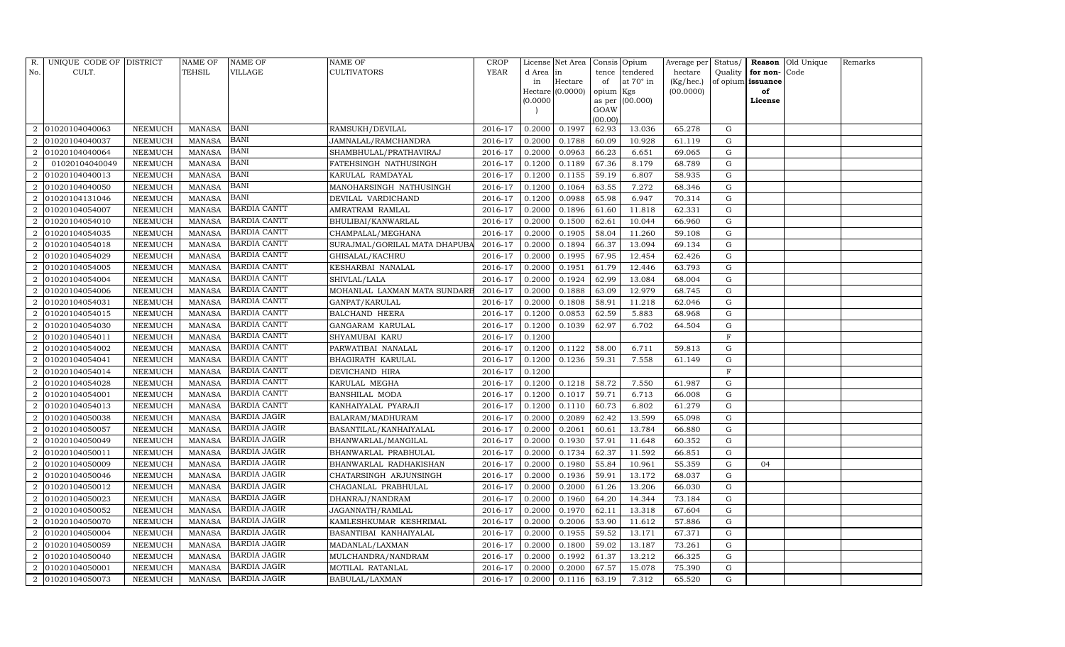| R. No. | UNIQUE CODE OF CULT. | DISTRICT | NAME OF TEHSIL | NAME OF VILLAGE | NAME OF CULTIVATORS | CROP YEAR | License d Area in Hectare (0.0000) | Net Area in Hectare (0.0000) | Consis tence of opium as per GOAW (00.00) | Opium tendered at 70° in Kgs (00.000) | Average per hectare (Kg/hec.) (00.0000) | Status/ Quality of opium | Reason for non-issuance of License | Old Unique Code | Remarks |
|---|---|---|---|---|---|---|---|---|---|---|---|---|---|---|---|
| 2 | 01020104040063 | NEEMUCH | MANASA | BANI | RAMSUKH/DEVILAL | 2016-17 | 0.2000 | 0.1997 | 62.93 | 13.036 | 65.278 | G | | | |
| 2 | 01020104040037 | NEEMUCH | MANASA | BANI | JAMNALAL/RAMCHANDRA | 2016-17 | 0.2000 | 0.1788 | 60.09 | 10.928 | 61.119 | G | | | |
| 2 | 01020104040064 | NEEMUCH | MANASA | BANI | SHAMBHULAL/PRATHAVIRAJ | 2016-17 | 0.2000 | 0.0963 | 66.23 | 6.651 | 69.065 | G | | | |
| 2 | 01020104040049 | NEEMUCH | MANASA | BANI | FATEHSINGH NATHUSINGH | 2016-17 | 0.1200 | 0.1189 | 67.36 | 8.179 | 68.789 | G | | | |
| 2 | 01020104040013 | NEEMUCH | MANASA | BANI | KARULAL RAMDAYAL | 2016-17 | 0.1200 | 0.1155 | 59.19 | 6.807 | 58.935 | G | | | |
| 2 | 01020104040050 | NEEMUCH | MANASA | BANI | MANOHARSINGH NATHUSINGH | 2016-17 | 0.1200 | 0.1064 | 63.55 | 7.272 | 68.346 | G | | | |
| 2 | 01020104131046 | NEEMUCH | MANASA | BANI | DEVILAL VARDICHAND | 2016-17 | 0.1200 | 0.0988 | 65.98 | 6.947 | 70.314 | G | | | |
| 2 | 01020104054007 | NEEMUCH | MANASA | BARDIA CANTT | AMRATRAM RAMLAL | 2016-17 | 0.2000 | 0.1896 | 61.60 | 11.818 | 62.331 | G | | | |
| 2 | 01020104054010 | NEEMUCH | MANASA | BARDIA CANTT | BHULIBAI/KANWARLAL | 2016-17 | 0.2000 | 0.1500 | 62.61 | 10.044 | 66.960 | G | | | |
| 2 | 01020104054035 | NEEMUCH | MANASA | BARDIA CANTT | CHAMPALAL/MEGHANA | 2016-17 | 0.2000 | 0.1905 | 58.04 | 11.260 | 59.108 | G | | | |
| 2 | 01020104054018 | NEEMUCH | MANASA | BARDIA CANTT | SURAJMAL/GORILAL MATA DHAPUBA | 2016-17 | 0.2000 | 0.1894 | 66.37 | 13.094 | 69.134 | G | | | |
| 2 | 01020104054029 | NEEMUCH | MANASA | BARDIA CANTT | GHISALAL/KACHRU | 2016-17 | 0.2000 | 0.1995 | 67.95 | 12.454 | 62.426 | G | | | |
| 2 | 01020104054005 | NEEMUCH | MANASA | BARDIA CANTT | KESHARBAI NANALAL | 2016-17 | 0.2000 | 0.1951 | 61.79 | 12.446 | 63.793 | G | | | |
| 2 | 01020104054004 | NEEMUCH | MANASA | BARDIA CANTT | SHIVLAL/LALA | 2016-17 | 0.2000 | 0.1924 | 62.99 | 13.084 | 68.004 | G | | | |
| 2 | 01020104054006 | NEEMUCH | MANASA | BARDIA CANTT | MOHANLAL LAXMAN MATA SUNDARB | 2016-17 | 0.2000 | 0.1888 | 63.09 | 12.979 | 68.745 | G | | | |
| 2 | 01020104054031 | NEEMUCH | MANASA | BARDIA CANTT | GANPAT/KARULAL | 2016-17 | 0.2000 | 0.1808 | 58.91 | 11.218 | 62.046 | G | | | |
| 2 | 01020104054015 | NEEMUCH | MANASA | BARDIA CANTT | BALCHAND HEERA | 2016-17 | 0.1200 | 0.0853 | 62.59 | 5.883 | 68.968 | G | | | |
| 2 | 01020104054030 | NEEMUCH | MANASA | BARDIA CANTT | GANGARAM KARULAL | 2016-17 | 0.1200 | 0.1039 | 62.97 | 6.702 | 64.504 | G | | | |
| 2 | 01020104054011 | NEEMUCH | MANASA | BARDIA CANTT | SHYAMUBAI KARU | 2016-17 | 0.1200 | | | | | F | | | |
| 2 | 01020104054002 | NEEMUCH | MANASA | BARDIA CANTT | PARWATIBAI NANALAL | 2016-17 | 0.1200 | 0.1122 | 58.00 | 6.711 | 59.813 | G | | | |
| 2 | 01020104054041 | NEEMUCH | MANASA | BARDIA CANTT | BHAGIRATH KARULAL | 2016-17 | 0.1200 | 0.1236 | 59.31 | 7.558 | 61.149 | G | | | |
| 2 | 01020104054014 | NEEMUCH | MANASA | BARDIA CANTT | DEVICHAND HIRA | 2016-17 | 0.1200 | | | | | F | | | |
| 2 | 01020104054028 | NEEMUCH | MANASA | BARDIA CANTT | KARULAL MEGHA | 2016-17 | 0.1200 | 0.1218 | 58.72 | 7.550 | 61.987 | G | | | |
| 2 | 01020104054001 | NEEMUCH | MANASA | BARDIA CANTT | BANSHILAL MODA | 2016-17 | 0.1200 | 0.1017 | 59.71 | 6.713 | 66.008 | G | | | |
| 2 | 01020104054013 | NEEMUCH | MANASA | BARDIA CANTT | KANHAIYALAL PYARAJI | 2016-17 | 0.1200 | 0.1110 | 60.73 | 6.802 | 61.279 | G | | | |
| 2 | 01020104050038 | NEEMUCH | MANASA | BARDIA JAGIR | BALARAM/MADHURAM | 2016-17 | 0.2000 | 0.2089 | 62.42 | 13.599 | 65.098 | G | | | |
| 2 | 01020104050057 | NEEMUCH | MANASA | BARDIA JAGIR | BASANTILAL/KANHAIYALAL | 2016-17 | 0.2000 | 0.2061 | 60.61 | 13.784 | 66.880 | G | | | |
| 2 | 01020104050049 | NEEMUCH | MANASA | BARDIA JAGIR | BHANWARLAL/MANGILAL | 2016-17 | 0.2000 | 0.1930 | 57.91 | 11.648 | 60.352 | G | | | |
| 2 | 01020104050011 | NEEMUCH | MANASA | BARDIA JAGIR | BHANWARLAL PRABHULAL | 2016-17 | 0.2000 | 0.1734 | 62.37 | 11.592 | 66.851 | G | | | |
| 2 | 01020104050009 | NEEMUCH | MANASA | BARDIA JAGIR | BHANWARLAL RADHAKISHAN | 2016-17 | 0.2000 | 0.1980 | 55.84 | 10.961 | 55.359 | G | 04 | | |
| 2 | 01020104050046 | NEEMUCH | MANASA | BARDIA JAGIR | CHATARSINGH ARJUNSINGH | 2016-17 | 0.2000 | 0.1936 | 59.91 | 13.172 | 68.037 | G | | | |
| 2 | 01020104050012 | NEEMUCH | MANASA | BARDIA JAGIR | CHAGANLAL PRABHULAL | 2016-17 | 0.2000 | 0.2000 | 61.26 | 13.206 | 66.030 | G | | | |
| 2 | 01020104050023 | NEEMUCH | MANASA | BARDIA JAGIR | DHANRAJ/NANDRAM | 2016-17 | 0.2000 | 0.1960 | 64.20 | 14.344 | 73.184 | G | | | |
| 2 | 01020104050052 | NEEMUCH | MANASA | BARDIA JAGIR | JAGANNATH/RAMLAL | 2016-17 | 0.2000 | 0.1970 | 62.11 | 13.318 | 67.604 | G | | | |
| 2 | 01020104050070 | NEEMUCH | MANASA | BARDIA JAGIR | KAMLESHKUMAR KESHRIMAL | 2016-17 | 0.2000 | 0.2006 | 53.90 | 11.612 | 57.886 | G | | | |
| 2 | 01020104050004 | NEEMUCH | MANASA | BARDIA JAGIR | BASANTIBAI KANHAIYALAL | 2016-17 | 0.2000 | 0.1955 | 59.52 | 13.171 | 67.371 | G | | | |
| 2 | 01020104050059 | NEEMUCH | MANASA | BARDIA JAGIR | MADANLAL/LAXMAN | 2016-17 | 0.2000 | 0.1800 | 59.02 | 13.187 | 73.261 | G | | | |
| 2 | 01020104050040 | NEEMUCH | MANASA | BARDIA JAGIR | MULCHANDRA/NANDRAM | 2016-17 | 0.2000 | 0.1992 | 61.37 | 13.212 | 66.325 | G | | | |
| 2 | 01020104050001 | NEEMUCH | MANASA | BARDIA JAGIR | MOTILAL RATANLAL | 2016-17 | 0.2000 | 0.2000 | 67.57 | 15.078 | 75.390 | G | | | |
| 2 | 01020104050073 | NEEMUCH | MANASA | BARDIA JAGIR | BABULAL/LAXMAN | 2016-17 | 0.2000 | 0.1116 | 63.19 | 7.312 | 65.520 | G | | | |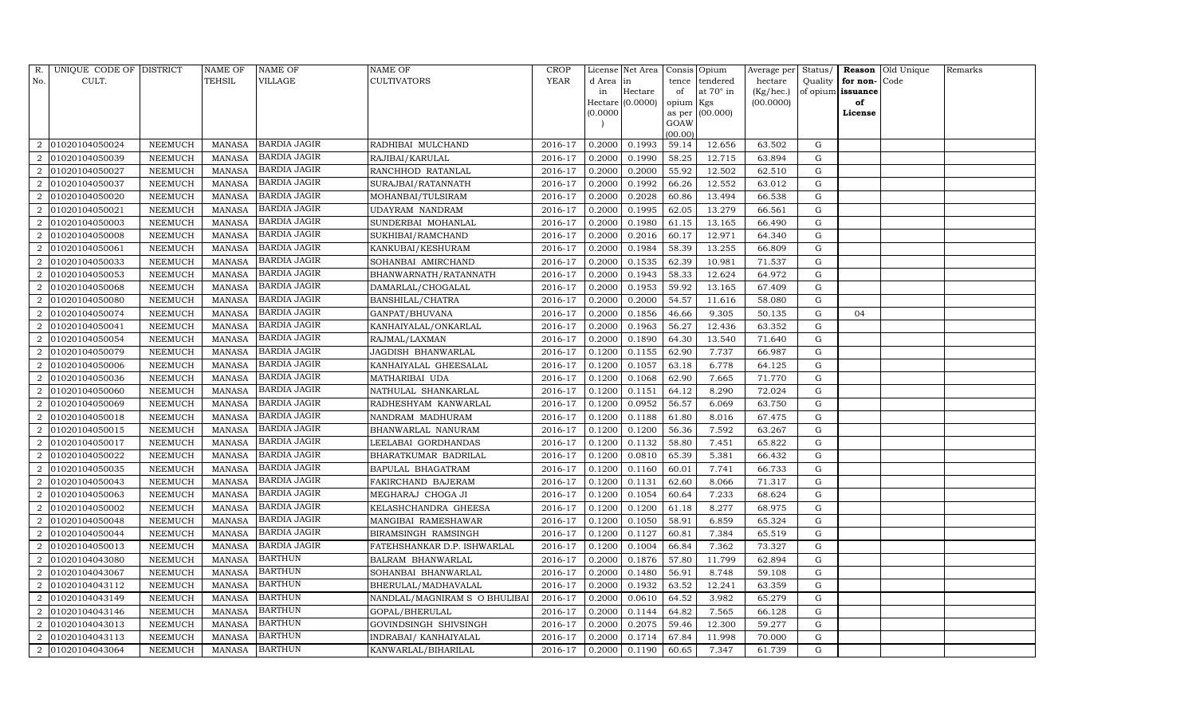| R. No. | UNIQUE CODE OF CULT. | DISTRICT | NAME OF TEHSIL | NAME OF VILLAGE | NAME OF CULTIVATORS | CROP YEAR | License d Area in Hectare (0.0000) | Net Area in Hectare (0.0000) | Consis tence of opium as per GOAW (00.00) | Opium tendered at 70° in Kgs (00.000) | Average per hectare (Kg/hec.) (00.0000) | Status/ Quality of opium | Reason for non-issuance of License | Old Unique Code | Remarks |
|---|---|---|---|---|---|---|---|---|---|---|---|---|---|---|---|
| 2 | 01020104050024 | NEEMUCH | MANASA | BARDIA JAGIR | RADHIBAI MULCHAND | 2016-17 | 0.2000 | 0.1993 | 59.14 | 12.656 | 63.502 | G | | | |
| 2 | 01020104050039 | NEEMUCH | MANASA | BARDIA JAGIR | RAJIBAI/KARULAL | 2016-17 | 0.2000 | 0.1990 | 58.25 | 12.715 | 63.894 | G | | | |
| 2 | 01020104050027 | NEEMUCH | MANASA | BARDIA JAGIR | RANCHHOD RATANLAL | 2016-17 | 0.2000 | 0.2000 | 55.92 | 12.502 | 62.510 | G | | | |
| 2 | 01020104050037 | NEEMUCH | MANASA | BARDIA JAGIR | SURAJBAI/RATANNATH | 2016-17 | 0.2000 | 0.1992 | 66.26 | 12.552 | 63.012 | G | | | |
| 2 | 01020104050020 | NEEMUCH | MANASA | BARDIA JAGIR | MOHANBAI/TULSIRAM | 2016-17 | 0.2000 | 0.2028 | 60.86 | 13.494 | 66.538 | G | | | |
| 2 | 01020104050021 | NEEMUCH | MANASA | BARDIA JAGIR | UDAYRAM NANDRAM | 2016-17 | 0.2000 | 0.1995 | 62.05 | 13.279 | 66.561 | G | | | |
| 2 | 01020104050003 | NEEMUCH | MANASA | BARDIA JAGIR | SUNDERBAI MOHANLAL | 2016-17 | 0.2000 | 0.1980 | 61.15 | 13.165 | 66.490 | G | | | |
| 2 | 01020104050008 | NEEMUCH | MANASA | BARDIA JAGIR | SUKHIBAI/RAMCHAND | 2016-17 | 0.2000 | 0.2016 | 60.17 | 12.971 | 64.340 | G | | | |
| 2 | 01020104050061 | NEEMUCH | MANASA | BARDIA JAGIR | KANKUBAI/KESHURAM | 2016-17 | 0.2000 | 0.1984 | 58.39 | 13.255 | 66.809 | G | | | |
| 2 | 01020104050033 | NEEMUCH | MANASA | BARDIA JAGIR | SOHANBAI AMIRCHAND | 2016-17 | 0.2000 | 0.1535 | 62.39 | 10.981 | 71.537 | G | | | |
| 2 | 01020104050053 | NEEMUCH | MANASA | BARDIA JAGIR | BHANWARNATH/RATANNATH | 2016-17 | 0.2000 | 0.1943 | 58.33 | 12.624 | 64.972 | G | | | |
| 2 | 01020104050068 | NEEMUCH | MANASA | BARDIA JAGIR | DAMARLAL/CHOGALAL | 2016-17 | 0.2000 | 0.1953 | 59.92 | 13.165 | 67.409 | G | | | |
| 2 | 01020104050080 | NEEMUCH | MANASA | BARDIA JAGIR | BANSHILAL/CHATRA | 2016-17 | 0.2000 | 0.2000 | 54.57 | 11.616 | 58.080 | G | | | |
| 2 | 01020104050074 | NEEMUCH | MANASA | BARDIA JAGIR | GANPAT/BHUVANA | 2016-17 | 0.2000 | 0.1856 | 46.66 | 9.305 | 50.135 | G | 04 | | |
| 2 | 01020104050041 | NEEMUCH | MANASA | BARDIA JAGIR | KANHAIYALAL/ONKARLAL | 2016-17 | 0.2000 | 0.1963 | 56.27 | 12.436 | 63.352 | G | | | |
| 2 | 01020104050054 | NEEMUCH | MANASA | BARDIA JAGIR | RAJMAL/LAXMAN | 2016-17 | 0.2000 | 0.1890 | 64.30 | 13.540 | 71.640 | G | | | |
| 2 | 01020104050079 | NEEMUCH | MANASA | BARDIA JAGIR | JAGDISH BHANWARLAL | 2016-17 | 0.1200 | 0.1155 | 62.90 | 7.737 | 66.987 | G | | | |
| 2 | 01020104050006 | NEEMUCH | MANASA | BARDIA JAGIR | KANHAIYALAL GHEESALAL | 2016-17 | 0.1200 | 0.1057 | 63.18 | 6.778 | 64.125 | G | | | |
| 2 | 01020104050036 | NEEMUCH | MANASA | BARDIA JAGIR | MATHARIBAI UDA | 2016-17 | 0.1200 | 0.1068 | 62.90 | 7.665 | 71.770 | G | | | |
| 2 | 01020104050060 | NEEMUCH | MANASA | BARDIA JAGIR | NATHULAL SHANKARLAL | 2016-17 | 0.1200 | 0.1151 | 64.12 | 8.290 | 72.024 | G | | | |
| 2 | 01020104050069 | NEEMUCH | MANASA | BARDIA JAGIR | RADHESHYAM KANWARLAL | 2016-17 | 0.1200 | 0.0952 | 56.57 | 6.069 | 63.750 | G | | | |
| 2 | 01020104050018 | NEEMUCH | MANASA | BARDIA JAGIR | NANDRAM MADHURAM | 2016-17 | 0.1200 | 0.1188 | 61.80 | 8.016 | 67.475 | G | | | |
| 2 | 01020104050015 | NEEMUCH | MANASA | BARDIA JAGIR | BHANWARLAL NANURAM | 2016-17 | 0.1200 | 0.1200 | 56.36 | 7.592 | 63.267 | G | | | |
| 2 | 01020104050017 | NEEMUCH | MANASA | BARDIA JAGIR | LEELABAI GORDHANDAS | 2016-17 | 0.1200 | 0.1132 | 58.80 | 7.451 | 65.822 | G | | | |
| 2 | 01020104050022 | NEEMUCH | MANASA | BARDIA JAGIR | BHARATKUMAR BADRILAL | 2016-17 | 0.1200 | 0.0810 | 65.39 | 5.381 | 66.432 | G | | | |
| 2 | 01020104050035 | NEEMUCH | MANASA | BARDIA JAGIR | BAPULAL BHAGATRAM | 2016-17 | 0.1200 | 0.1160 | 60.01 | 7.741 | 66.733 | G | | | |
| 2 | 01020104050043 | NEEMUCH | MANASA | BARDIA JAGIR | FAKIRCHAND BAJERAM | 2016-17 | 0.1200 | 0.1131 | 62.60 | 8.066 | 71.317 | G | | | |
| 2 | 01020104050063 | NEEMUCH | MANASA | BARDIA JAGIR | MEGHARAJ CHOGA JI | 2016-17 | 0.1200 | 0.1054 | 60.64 | 7.233 | 68.624 | G | | | |
| 2 | 01020104050002 | NEEMUCH | MANASA | BARDIA JAGIR | KELASHCHANDRA GHEESA | 2016-17 | 0.1200 | 0.1200 | 61.18 | 8.277 | 68.975 | G | | | |
| 2 | 01020104050048 | NEEMUCH | MANASA | BARDIA JAGIR | MANGIBAI RAMESHAWAR | 2016-17 | 0.1200 | 0.1050 | 58.91 | 6.859 | 65.324 | G | | | |
| 2 | 01020104050044 | NEEMUCH | MANASA | BARDIA JAGIR | BIRAMSINGH RAMSINGH | 2016-17 | 0.1200 | 0.1127 | 60.81 | 7.384 | 65.519 | G | | | |
| 2 | 01020104050013 | NEEMUCH | MANASA | BARDIA JAGIR | FATEHSHANKAR D.P. ISHWARLAL | 2016-17 | 0.1200 | 0.1004 | 66.84 | 7.362 | 73.327 | G | | | |
| 2 | 01020104043080 | NEEMUCH | MANASA | BARTHUN | BALRAM BHANWARLAL | 2016-17 | 0.2000 | 0.1876 | 57.80 | 11.799 | 62.894 | G | | | |
| 2 | 01020104043067 | NEEMUCH | MANASA | BARTHUN | SOHANBAI BHANWARLAL | 2016-17 | 0.2000 | 0.1480 | 56.91 | 8.748 | 59.108 | G | | | |
| 2 | 01020104043112 | NEEMUCH | MANASA | BARTHUN | BHERULAL/MADHAVALAL | 2016-17 | 0.2000 | 0.1932 | 63.52 | 12.241 | 63.359 | G | | | |
| 2 | 01020104043149 | NEEMUCH | MANASA | BARTHUN | NANDLAL/MAGNIRAM S O BHULIBAI | 2016-17 | 0.2000 | 0.0610 | 64.52 | 3.982 | 65.279 | G | | | |
| 2 | 01020104043146 | NEEMUCH | MANASA | BARTHUN | GOPAL/BHERULAL | 2016-17 | 0.2000 | 0.1144 | 64.82 | 7.565 | 66.128 | G | | | |
| 2 | 01020104043013 | NEEMUCH | MANASA | BARTHUN | GOVINDSINGH SHIVSINGH | 2016-17 | 0.2000 | 0.2075 | 59.46 | 12.300 | 59.277 | G | | | |
| 2 | 01020104043113 | NEEMUCH | MANASA | BARTHUN | INDRABAI/ KANHAIYALAL | 2016-17 | 0.2000 | 0.1714 | 67.84 | 11.998 | 70.000 | G | | | |
| 2 | 01020104043064 | NEEMUCH | MANASA | BARTHUN | KANWARLAL/BIHARILAL | 2016-17 | 0.2000 | 0.1190 | 60.65 | 7.347 | 61.739 | G | | | |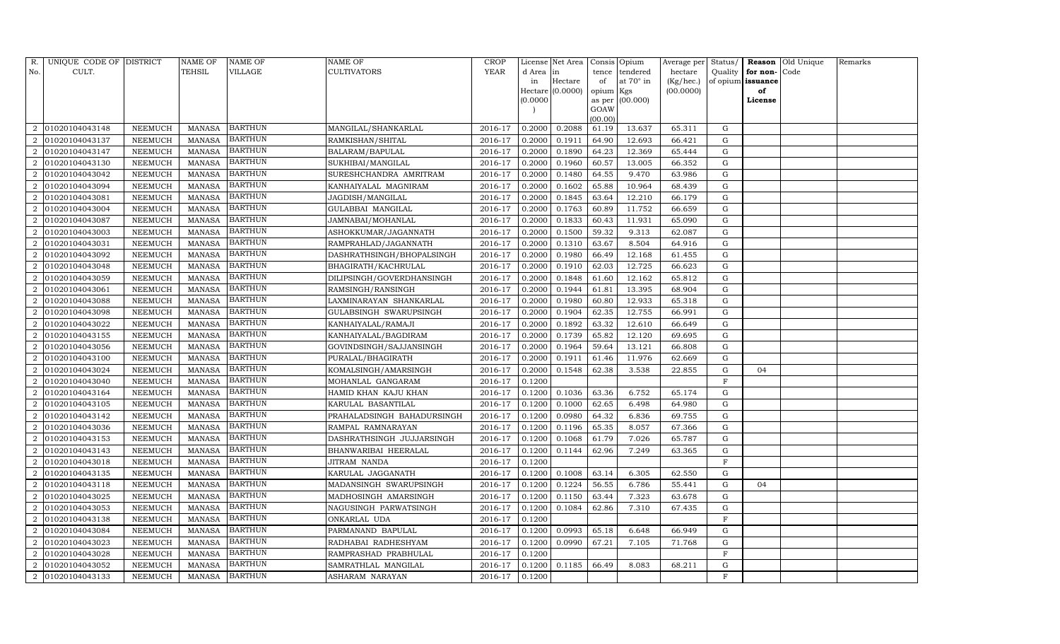| R. No. | UNIQUE CODE OF CULT. | DISTRICT | NAME OF TEHSIL | NAME OF VILLAGE | NAME OF CULTIVATORS | CROP YEAR | License d Area in Hectare (0.0000) | Net Area in Hectare (0.0000) | Consis tence of opium as per GOAW (00.00) | Opium tendered at 70° in Kgs (00.000) | Average per hectare (Kg/hec.) (00.0000) | Status/ Quality of opium | Reason for non-issuance of License | Old Unique Code | Remarks |
|---|---|---|---|---|---|---|---|---|---|---|---|---|---|---|---|
| 2 | 01020104043148 | NEEMUCH | MANASA | BARTHUN | MANGILAL/SHANKARLAL | 2016-17 | 0.2000 | 0.2088 | 61.19 | 13.637 | 65.311 | G | | | |
| 2 | 01020104043137 | NEEMUCH | MANASA | BARTHUN | RAMKISHAN/SHITAL | 2016-17 | 0.2000 | 0.1911 | 64.90 | 12.693 | 66.421 | G | | | |
| 2 | 01020104043147 | NEEMUCH | MANASA | BARTHUN | BALARAM/BAPULAL | 2016-17 | 0.2000 | 0.1890 | 64.23 | 12.369 | 65.444 | G | | | |
| 2 | 01020104043130 | NEEMUCH | MANASA | BARTHUN | SUKHIBAI/MANGILAL | 2016-17 | 0.2000 | 0.1960 | 60.57 | 13.005 | 66.352 | G | | | |
| 2 | 01020104043042 | NEEMUCH | MANASA | BARTHUN | SURESHCHANDRA AMRITRAM | 2016-17 | 0.2000 | 0.1480 | 64.55 | 9.470 | 63.986 | G | | | |
| 2 | 01020104043094 | NEEMUCH | MANASA | BARTHUN | KANHAIYALAL MAGNIRAM | 2016-17 | 0.2000 | 0.1602 | 65.88 | 10.964 | 68.439 | G | | | |
| 2 | 01020104043081 | NEEMUCH | MANASA | BARTHUN | JAGDISH/MANGILAL | 2016-17 | 0.2000 | 0.1845 | 63.64 | 12.210 | 66.179 | G | | | |
| 2 | 01020104043004 | NEEMUCH | MANASA | BARTHUN | GULABBAI MANGILAL | 2016-17 | 0.2000 | 0.1763 | 60.89 | 11.752 | 66.659 | G | | | |
| 2 | 01020104043087 | NEEMUCH | MANASA | BARTHUN | JAMNABAI/MOHANLAL | 2016-17 | 0.2000 | 0.1833 | 60.43 | 11.931 | 65.090 | G | | | |
| 2 | 01020104043003 | NEEMUCH | MANASA | BARTHUN | ASHOKKUMAR/JAGANNATH | 2016-17 | 0.2000 | 0.1500 | 59.32 | 9.313 | 62.087 | G | | | |
| 2 | 01020104043031 | NEEMUCH | MANASA | BARTHUN | RAMPRAHLAD/JAGANNATH | 2016-17 | 0.2000 | 0.1310 | 63.67 | 8.504 | 64.916 | G | | | |
| 2 | 01020104043092 | NEEMUCH | MANASA | BARTHUN | DASHRATHSINGH/BHOPALSINGH | 2016-17 | 0.2000 | 0.1980 | 66.49 | 12.168 | 61.455 | G | | | |
| 2 | 01020104043048 | NEEMUCH | MANASA | BARTHUN | BHAGIRATH/KACHRULAL | 2016-17 | 0.2000 | 0.1910 | 62.03 | 12.725 | 66.623 | G | | | |
| 2 | 01020104043059 | NEEMUCH | MANASA | BARTHUN | DILIPSINGH/GOVERDHANSINGH | 2016-17 | 0.2000 | 0.1848 | 61.60 | 12.162 | 65.812 | G | | | |
| 2 | 01020104043061 | NEEMUCH | MANASA | BARTHUN | RAMSINGH/RANSINGH | 2016-17 | 0.2000 | 0.1944 | 61.81 | 13.395 | 68.904 | G | | | |
| 2 | 01020104043088 | NEEMUCH | MANASA | BARTHUN | LAXMINARAYAN SHANKARLAL | 2016-17 | 0.2000 | 0.1980 | 60.80 | 12.933 | 65.318 | G | | | |
| 2 | 01020104043098 | NEEMUCH | MANASA | BARTHUN | GULABSINGH SWARUPSINGH | 2016-17 | 0.2000 | 0.1904 | 62.35 | 12.755 | 66.991 | G | | | |
| 2 | 01020104043022 | NEEMUCH | MANASA | BARTHUN | KANHAIYALAL/RAMAJI | 2016-17 | 0.2000 | 0.1892 | 63.32 | 12.610 | 66.649 | G | | | |
| 2 | 01020104043155 | NEEMUCH | MANASA | BARTHUN | KANHAIYALAL/BAGDIRAM | 2016-17 | 0.2000 | 0.1739 | 65.82 | 12.120 | 69.695 | G | | | |
| 2 | 01020104043056 | NEEMUCH | MANASA | BARTHUN | GOVINDSINGH/SAJJANSINGH | 2016-17 | 0.2000 | 0.1964 | 59.64 | 13.121 | 66.808 | G | | | |
| 2 | 01020104043100 | NEEMUCH | MANASA | BARTHUN | PURALAL/BHAGIRATH | 2016-17 | 0.2000 | 0.1911 | 61.46 | 11.976 | 62.669 | G | | | |
| 2 | 01020104043024 | NEEMUCH | MANASA | BARTHUN | KOMALSINGH/AMARSINGH | 2016-17 | 0.2000 | 0.1548 | 62.38 | 3.538 | 22.855 | G | 04 | | |
| 2 | 01020104043040 | NEEMUCH | MANASA | BARTHUN | MOHANLAL GANGARAM | 2016-17 | 0.1200 | | | | | F | | | |
| 2 | 01020104043164 | NEEMUCH | MANASA | BARTHUN | HAMID KHAN KAJU KHAN | 2016-17 | 0.1200 | 0.1036 | 63.36 | 6.752 | 65.174 | G | | | |
| 2 | 01020104043105 | NEEMUCH | MANASA | BARTHUN | KARULAL BASANTILAL | 2016-17 | 0.1200 | 0.1000 | 62.65 | 6.498 | 64.980 | G | | | |
| 2 | 01020104043142 | NEEMUCH | MANASA | BARTHUN | PRAHALADSINGH BAHADURSINGH | 2016-17 | 0.1200 | 0.0980 | 64.32 | 6.836 | 69.755 | G | | | |
| 2 | 01020104043036 | NEEMUCH | MANASA | BARTHUN | RAMPAL RAMNARAYAN | 2016-17 | 0.1200 | 0.1196 | 65.35 | 8.057 | 67.366 | G | | | |
| 2 | 01020104043153 | NEEMUCH | MANASA | BARTHUN | DASHRATHSINGH JUJJARSINGH | 2016-17 | 0.1200 | 0.1068 | 61.79 | 7.026 | 65.787 | G | | | |
| 2 | 01020104043143 | NEEMUCH | MANASA | BARTHUN | BHANWARIBAI HEERALAL | 2016-17 | 0.1200 | 0.1144 | 62.96 | 7.249 | 63.365 | G | | | |
| 2 | 01020104043018 | NEEMUCH | MANASA | BARTHUN | JITRAM NANDA | 2016-17 | 0.1200 | | | | | F | | | |
| 2 | 01020104043135 | NEEMUCH | MANASA | BARTHUN | KARULAL JAGGANATH | 2016-17 | 0.1200 | 0.1008 | 63.14 | 6.305 | 62.550 | G | | | |
| 2 | 01020104043118 | NEEMUCH | MANASA | BARTHUN | MADANSINGH SWARUPSINGH | 2016-17 | 0.1200 | 0.1224 | 56.55 | 6.786 | 55.441 | G | 04 | | |
| 2 | 01020104043025 | NEEMUCH | MANASA | BARTHUN | MADHOSINGH AMARSINGH | 2016-17 | 0.1200 | 0.1150 | 63.44 | 7.323 | 63.678 | G | | | |
| 2 | 01020104043053 | NEEMUCH | MANASA | BARTHUN | NAGUSINGH PARWATSINGH | 2016-17 | 0.1200 | 0.1084 | 62.86 | 7.310 | 67.435 | G | | | |
| 2 | 01020104043138 | NEEMUCH | MANASA | BARTHUN | ONKARLAL UDA | 2016-17 | 0.1200 | | | | | F | | | |
| 2 | 01020104043084 | NEEMUCH | MANASA | BARTHUN | PARMANAND BAPULAL | 2016-17 | 0.1200 | 0.0993 | 65.18 | 6.648 | 66.949 | G | | | |
| 2 | 01020104043023 | NEEMUCH | MANASA | BARTHUN | RADHABAI RADHESHYAM | 2016-17 | 0.1200 | 0.0990 | 67.21 | 7.105 | 71.768 | G | | | |
| 2 | 01020104043028 | NEEMUCH | MANASA | BARTHUN | RAMPRASHAD PRABHULAL | 2016-17 | 0.1200 | | | | | F | | | |
| 2 | 01020104043052 | NEEMUCH | MANASA | BARTHUN | SAMRATHLAL MANGILAL | 2016-17 | 0.1200 | 0.1185 | 66.49 | 8.083 | 68.211 | G | | | |
| 2 | 01020104043133 | NEEMUCH | MANASA | BARTHUN | ASHARAM NARAYAN | 2016-17 | 0.1200 | | | | | F | | | |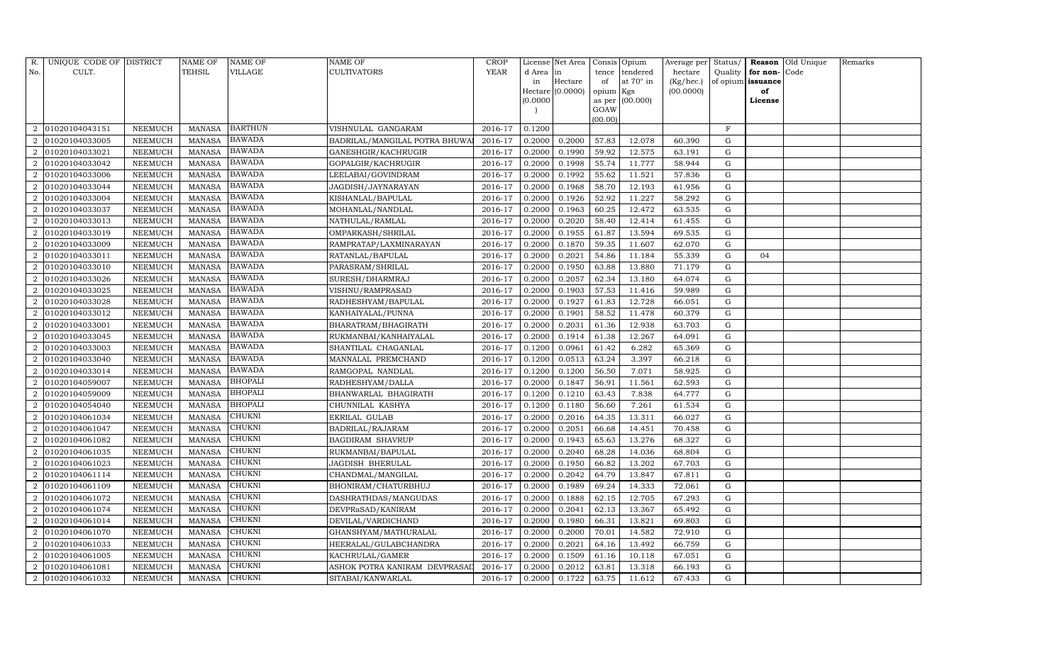| R. No. | UNIQUE CODE OF CULT. | DISTRICT | NAME OF TEHSIL | NAME OF VILLAGE | NAME OF CULTIVATORS | CROP YEAR | License d Area in Hectare (0.0000) | Net Area in Hectare (0.0000) | Consis tence of opium as per GOAW (00.00) | Opium tendered at 70° in Kgs (00.000) | Average per hectare (Kg/hec.) (00.0000) | Status/ Quality of opium | Reason for non-issuance of License | Old Unique Code | Remarks |
|---|---|---|---|---|---|---|---|---|---|---|---|---|---|---|---|
| 2 | 01020104043151 | NEEMUCH | MANASA | BARTHUN | VISHNULAL GANGARAM | 2016-17 | 0.1200 | | | | | F | | | |
| 2 | 01020104033005 | NEEMUCH | MANASA | BAWADA | BADRILAL/MANGILAL POTRA BHUWA | 2016-17 | 0.2000 | 0.2000 | 57.83 | 12.078 | 60.390 | G | | | |
| 2 | 01020104033021 | NEEMUCH | MANASA | BAWADA | GANESHGIR/KACHRUGIR | 2016-17 | 0.2000 | 0.1990 | 59.92 | 12.575 | 63.191 | G | | | |
| 2 | 01020104033042 | NEEMUCH | MANASA | BAWADA | GOPALGIR/KACHRUGIR | 2016-17 | 0.2000 | 0.1998 | 55.74 | 11.777 | 58.944 | G | | | |
| 2 | 01020104033006 | NEEMUCH | MANASA | BAWADA | LEELABAI/GOVINDRAM | 2016-17 | 0.2000 | 0.1992 | 55.62 | 11.521 | 57.836 | G | | | |
| 2 | 01020104033044 | NEEMUCH | MANASA | BAWADA | JAGDISH/JAYNARAYAN | 2016-17 | 0.2000 | 0.1968 | 58.70 | 12.193 | 61.956 | G | | | |
| 2 | 01020104033004 | NEEMUCH | MANASA | BAWADA | KISHANLAL/BAPULAL | 2016-17 | 0.2000 | 0.1926 | 52.92 | 11.227 | 58.292 | G | | | |
| 2 | 01020104033037 | NEEMUCH | MANASA | BAWADA | MOHANLAL/NANDLAL | 2016-17 | 0.2000 | 0.1963 | 60.25 | 12.472 | 63.535 | G | | | |
| 2 | 01020104033013 | NEEMUCH | MANASA | BAWADA | NATHULAL/RAMLAL | 2016-17 | 0.2000 | 0.2020 | 58.40 | 12.414 | 61.455 | G | | | |
| 2 | 01020104033019 | NEEMUCH | MANASA | BAWADA | OMPARKASH/SHRILAL | 2016-17 | 0.2000 | 0.1955 | 61.87 | 13.594 | 69.535 | G | | | |
| 2 | 01020104033009 | NEEMUCH | MANASA | BAWADA | RAMPRATAP/LAXMINARAYAN | 2016-17 | 0.2000 | 0.1870 | 59.35 | 11.607 | 62.070 | G | | | |
| 2 | 01020104033011 | NEEMUCH | MANASA | BAWADA | RATANLAL/BAPULAL | 2016-17 | 0.2000 | 0.2021 | 54.86 | 11.184 | 55.339 | G | 04 | | |
| 2 | 01020104033010 | NEEMUCH | MANASA | BAWADA | PARASRAM/SHRILAL | 2016-17 | 0.2000 | 0.1950 | 63.88 | 13.880 | 71.179 | G | | | |
| 2 | 01020104033026 | NEEMUCH | MANASA | BAWADA | SURESH/DHARMRAJ | 2016-17 | 0.2000 | 0.2057 | 62.34 | 13.180 | 64.074 | G | | | |
| 2 | 01020104033025 | NEEMUCH | MANASA | BAWADA | VISHNU/RAMPRASAD | 2016-17 | 0.2000 | 0.1903 | 57.53 | 11.416 | 59.989 | G | | | |
| 2 | 01020104033028 | NEEMUCH | MANASA | BAWADA | RADHESHYAM/BAPULAL | 2016-17 | 0.2000 | 0.1927 | 61.83 | 12.728 | 66.051 | G | | | |
| 2 | 01020104033012 | NEEMUCH | MANASA | BAWADA | KANHAIYALAL/PUNNA | 2016-17 | 0.2000 | 0.1901 | 58.52 | 11.478 | 60.379 | G | | | |
| 2 | 01020104033001 | NEEMUCH | MANASA | BAWADA | BHARATRAM/BHAGIRATH | 2016-17 | 0.2000 | 0.2031 | 61.36 | 12.938 | 63.703 | G | | | |
| 2 | 01020104033045 | NEEMUCH | MANASA | BAWADA | RUKMANBAI/KANHAIYALAL | 2016-17 | 0.2000 | 0.1914 | 61.38 | 12.267 | 64.091 | G | | | |
| 2 | 01020104033003 | NEEMUCH | MANASA | BAWADA | SHANTILAL CHAGANLAL | 2016-17 | 0.1200 | 0.0961 | 61.42 | 6.282 | 65.369 | G | | | |
| 2 | 01020104033040 | NEEMUCH | MANASA | BAWADA | MANNALAL PREMCHAND | 2016-17 | 0.1200 | 0.0513 | 63.24 | 3.397 | 66.218 | G | | | |
| 2 | 01020104033014 | NEEMUCH | MANASA | BAWADA | RAMGOPAL NANDLAL | 2016-17 | 0.1200 | 0.1200 | 56.50 | 7.071 | 58.925 | G | | | |
| 2 | 01020104059007 | NEEMUCH | MANASA | BHOPALI | RADHESHYAM/DALLA | 2016-17 | 0.2000 | 0.1847 | 56.91 | 11.561 | 62.593 | G | | | |
| 2 | 01020104059009 | NEEMUCH | MANASA | BHOPALI | BHANWARLAL BHAGIRATH | 2016-17 | 0.1200 | 0.1210 | 63.43 | 7.838 | 64.777 | G | | | |
| 2 | 01020104054040 | NEEMUCH | MANASA | BHOPALI | CHUNNILAL KASHYA | 2016-17 | 0.1200 | 0.1180 | 56.60 | 7.261 | 61.534 | G | | | |
| 2 | 01020104061034 | NEEMUCH | MANASA | CHUKNI | EKRILAL GULAB | 2016-17 | 0.2000 | 0.2016 | 64.35 | 13.311 | 66.027 | G | | | |
| 2 | 01020104061047 | NEEMUCH | MANASA | CHUKNI | BADRILAL/RAJARAM | 2016-17 | 0.2000 | 0.2051 | 66.68 | 14.451 | 70.458 | G | | | |
| 2 | 01020104061082 | NEEMUCH | MANASA | CHUKNI | BAGDIRAM SHAVRUP | 2016-17 | 0.2000 | 0.1943 | 65.63 | 13.276 | 68.327 | G | | | |
| 2 | 01020104061035 | NEEMUCH | MANASA | CHUKNI | RUKMANBAI/BAPULAL | 2016-17 | 0.2000 | 0.2040 | 68.28 | 14.036 | 68.804 | G | | | |
| 2 | 01020104061023 | NEEMUCH | MANASA | CHUKNI | JAGDISH BHERULAL | 2016-17 | 0.2000 | 0.1950 | 66.82 | 13.202 | 67.703 | G | | | |
| 2 | 01020104061114 | NEEMUCH | MANASA | CHUKNI | CHANDMAL/MANGILAL | 2016-17 | 0.2000 | 0.2042 | 64.79 | 13.847 | 67.811 | G | | | |
| 2 | 01020104061109 | NEEMUCH | MANASA | CHUKNI | BHONIRAM/CHATURBHUJ | 2016-17 | 0.2000 | 0.1989 | 69.24 | 14.333 | 72.061 | G | | | |
| 2 | 01020104061072 | NEEMUCH | MANASA | CHUKNI | DASHRATHDAS/MANGUDAS | 2016-17 | 0.2000 | 0.1888 | 62.15 | 12.705 | 67.293 | G | | | |
| 2 | 01020104061074 | NEEMUCH | MANASA | CHUKNI | DEVPRaSAD/KANIRAM | 2016-17 | 0.2000 | 0.2041 | 62.13 | 13.367 | 65.492 | G | | | |
| 2 | 01020104061014 | NEEMUCH | MANASA | CHUKNI | DEVILAL/VARDICHAND | 2016-17 | 0.2000 | 0.1980 | 66.31 | 13.821 | 69.803 | G | | | |
| 2 | 01020104061070 | NEEMUCH | MANASA | CHUKNI | GHANSHYAM/MATHURALAL | 2016-17 | 0.2000 | 0.2000 | 70.01 | 14.582 | 72.910 | G | | | |
| 2 | 01020104061033 | NEEMUCH | MANASA | CHUKNI | HEERALAL/GULABCHANDRA | 2016-17 | 0.2000 | 0.2021 | 64.16 | 13.492 | 66.759 | G | | | |
| 2 | 01020104061005 | NEEMUCH | MANASA | CHUKNI | KACHRULAL/GAMER | 2016-17 | 0.2000 | 0.1509 | 61.16 | 10.118 | 67.051 | G | | | |
| 2 | 01020104061081 | NEEMUCH | MANASA | CHUKNI | ASHOK POTRA KANIRAM DEVPRASAD | 2016-17 | 0.2000 | 0.2012 | 63.81 | 13.318 | 66.193 | G | | | |
| 2 | 01020104061032 | NEEMUCH | MANASA | CHUKNI | SITABAI/KANWARLAL | 2016-17 | 0.2000 | 0.1722 | 63.75 | 11.612 | 67.433 | G | | | |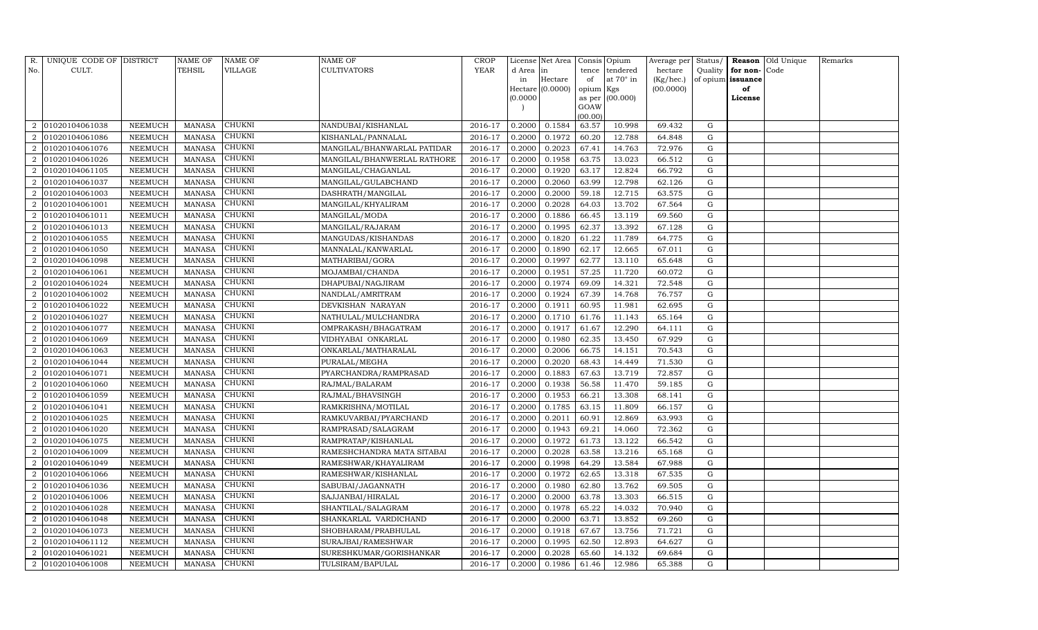| R. No. | UNIQUE CODE OF CULT. | DISTRICT | NAME OF TEHSIL | NAME OF VILLAGE | NAME OF CULTIVATORS | CROP YEAR | License d Area in Hectare (0.0000) | Net Area in Hectare (0.0000) | Consis tence of opium as per GOAW (00.00) | Opium tendered at 70° in Kgs (00.000) | Average per hectare (Kg/hec.) (00.0000) | Status/ Quality of opium | Reason for non-issuance of License | Old Unique Code | Remarks |
|---|---|---|---|---|---|---|---|---|---|---|---|---|---|---|---|
| 2 | 01020104061038 | NEEMUCH | MANASA | CHUKNI | NANDUBAI/KISHANLAL | 2016-17 | 0.2000 | 0.1584 | 63.57 | 10.998 | 69.432 | G | | | |
| 2 | 01020104061086 | NEEMUCH | MANASA | CHUKNI | KISHANLAL/PANNALAL | 2016-17 | 0.2000 | 0.1972 | 60.20 | 12.788 | 64.848 | G | | | |
| 2 | 01020104061076 | NEEMUCH | MANASA | CHUKNI | MANGILAL/BHANWARLAL PATIDAR | 2016-17 | 0.2000 | 0.2023 | 67.41 | 14.763 | 72.976 | G | | | |
| 2 | 01020104061026 | NEEMUCH | MANASA | CHUKNI | MANGILAL/BHANWERLAL RATHORE | 2016-17 | 0.2000 | 0.1958 | 63.75 | 13.023 | 66.512 | G | | | |
| 2 | 01020104061105 | NEEMUCH | MANASA | CHUKNI | MANGILAL/CHAGANLAL | 2016-17 | 0.2000 | 0.1920 | 63.17 | 12.824 | 66.792 | G | | | |
| 2 | 01020104061037 | NEEMUCH | MANASA | CHUKNI | MANGILAL/GULABCHAND | 2016-17 | 0.2000 | 0.2060 | 63.99 | 12.798 | 62.126 | G | | | |
| 2 | 01020104061003 | NEEMUCH | MANASA | CHUKNI | DASHRATH/MANGILAL | 2016-17 | 0.2000 | 0.2000 | 59.18 | 12.715 | 63.575 | G | | | |
| 2 | 01020104061001 | NEEMUCH | MANASA | CHUKNI | MANGILAL/KHYALIRAM | 2016-17 | 0.2000 | 0.2028 | 64.03 | 13.702 | 67.564 | G | | | |
| 2 | 01020104061011 | NEEMUCH | MANASA | CHUKNI | MANGILAL/MODA | 2016-17 | 0.2000 | 0.1886 | 66.45 | 13.119 | 69.560 | G | | | |
| 2 | 01020104061013 | NEEMUCH | MANASA | CHUKNI | MANGILAL/RAJARAM | 2016-17 | 0.2000 | 0.1995 | 62.37 | 13.392 | 67.128 | G | | | |
| 2 | 01020104061055 | NEEMUCH | MANASA | CHUKNI | MANGUDAS/KISHANDAS | 2016-17 | 0.2000 | 0.1820 | 61.22 | 11.789 | 64.775 | G | | | |
| 2 | 01020104061050 | NEEMUCH | MANASA | CHUKNI | MANNALAL/KANWARLAL | 2016-17 | 0.2000 | 0.1890 | 62.17 | 12.665 | 67.011 | G | | | |
| 2 | 01020104061098 | NEEMUCH | MANASA | CHUKNI | MATHARIBAI/GORA | 2016-17 | 0.2000 | 0.1997 | 62.77 | 13.110 | 65.648 | G | | | |
| 2 | 01020104061061 | NEEMUCH | MANASA | CHUKNI | MOJAMBAI/CHANDA | 2016-17 | 0.2000 | 0.1951 | 57.25 | 11.720 | 60.072 | G | | | |
| 2 | 01020104061024 | NEEMUCH | MANASA | CHUKNI | DHAPUBAI/NAGJIRAM | 2016-17 | 0.2000 | 0.1974 | 69.09 | 14.321 | 72.548 | G | | | |
| 2 | 01020104061002 | NEEMUCH | MANASA | CHUKNI | NANDLAL/AMRITRAM | 2016-17 | 0.2000 | 0.1924 | 67.39 | 14.768 | 76.757 | G | | | |
| 2 | 01020104061022 | NEEMUCH | MANASA | CHUKNI | DEVKISHAN NARAYAN | 2016-17 | 0.2000 | 0.1911 | 60.95 | 11.981 | 62.695 | G | | | |
| 2 | 01020104061027 | NEEMUCH | MANASA | CHUKNI | NATHULAL/MULCHANDRA | 2016-17 | 0.2000 | 0.1710 | 61.76 | 11.143 | 65.164 | G | | | |
| 2 | 01020104061077 | NEEMUCH | MANASA | CHUKNI | OMPRAKASH/BHAGATRAM | 2016-17 | 0.2000 | 0.1917 | 61.67 | 12.290 | 64.111 | G | | | |
| 2 | 01020104061069 | NEEMUCH | MANASA | CHUKNI | VIDHYABAI ONKARLAL | 2016-17 | 0.2000 | 0.1980 | 62.35 | 13.450 | 67.929 | G | | | |
| 2 | 01020104061063 | NEEMUCH | MANASA | CHUKNI | ONKARLAL/MATHARALAL | 2016-17 | 0.2000 | 0.2006 | 66.75 | 14.151 | 70.543 | G | | | |
| 2 | 01020104061044 | NEEMUCH | MANASA | CHUKNI | PURALAL/MEGHA | 2016-17 | 0.2000 | 0.2020 | 68.43 | 14.449 | 71.530 | G | | | |
| 2 | 01020104061071 | NEEMUCH | MANASA | CHUKNI | PYARCHANDRA/RAMPRASAD | 2016-17 | 0.2000 | 0.1883 | 67.63 | 13.719 | 72.857 | G | | | |
| 2 | 01020104061060 | NEEMUCH | MANASA | CHUKNI | RAJMAL/BALARAM | 2016-17 | 0.2000 | 0.1938 | 56.58 | 11.470 | 59.185 | G | | | |
| 2 | 01020104061059 | NEEMUCH | MANASA | CHUKNI | RAJMAL/BHAVSINGH | 2016-17 | 0.2000 | 0.1953 | 66.21 | 13.308 | 68.141 | G | | | |
| 2 | 01020104061041 | NEEMUCH | MANASA | CHUKNI | RAMKRISHNA/MOTILAL | 2016-17 | 0.2000 | 0.1785 | 63.15 | 11.809 | 66.157 | G | | | |
| 2 | 01020104061025 | NEEMUCH | MANASA | CHUKNI | RAMKUVARBAI/PYARCHAND | 2016-17 | 0.2000 | 0.2011 | 60.91 | 12.869 | 63.993 | G | | | |
| 2 | 01020104061020 | NEEMUCH | MANASA | CHUKNI | RAMPRASAD/SALAGRAM | 2016-17 | 0.2000 | 0.1943 | 69.21 | 14.060 | 72.362 | G | | | |
| 2 | 01020104061075 | NEEMUCH | MANASA | CHUKNI | RAMPRATAP/KISHANLAL | 2016-17 | 0.2000 | 0.1972 | 61.73 | 13.122 | 66.542 | G | | | |
| 2 | 01020104061009 | NEEMUCH | MANASA | CHUKNI | RAMESHCHANDRA MATA SITABAI | 2016-17 | 0.2000 | 0.2028 | 63.58 | 13.216 | 65.168 | G | | | |
| 2 | 01020104061049 | NEEMUCH | MANASA | CHUKNI | RAMESHWAR/KHAYALIRAM | 2016-17 | 0.2000 | 0.1998 | 64.29 | 13.584 | 67.988 | G | | | |
| 2 | 01020104061066 | NEEMUCH | MANASA | CHUKNI | RAMESHWAR/KISHANLAL | 2016-17 | 0.2000 | 0.1972 | 62.65 | 13.318 | 67.535 | G | | | |
| 2 | 01020104061036 | NEEMUCH | MANASA | CHUKNI | SABUBAI/JAGANNATH | 2016-17 | 0.2000 | 0.1980 | 62.80 | 13.762 | 69.505 | G | | | |
| 2 | 01020104061006 | NEEMUCH | MANASA | CHUKNI | SAJJANBAI/HIRALAL | 2016-17 | 0.2000 | 0.2000 | 63.78 | 13.303 | 66.515 | G | | | |
| 2 | 01020104061028 | NEEMUCH | MANASA | CHUKNI | SHANTILAL/SALAGRAM | 2016-17 | 0.2000 | 0.1978 | 65.22 | 14.032 | 70.940 | G | | | |
| 2 | 01020104061048 | NEEMUCH | MANASA | CHUKNI | SHANKARLAL VARDICHAND | 2016-17 | 0.2000 | 0.2000 | 63.71 | 13.852 | 69.260 | G | | | |
| 2 | 01020104061073 | NEEMUCH | MANASA | CHUKNI | SHOBHARAM/PRABHULAL | 2016-17 | 0.2000 | 0.1918 | 67.67 | 13.756 | 71.721 | G | | | |
| 2 | 01020104061112 | NEEMUCH | MANASA | CHUKNI | SURAJBAI/RAMESHWAR | 2016-17 | 0.2000 | 0.1995 | 62.50 | 12.893 | 64.627 | G | | | |
| 2 | 01020104061021 | NEEMUCH | MANASA | CHUKNI | SURESHKUMAR/GORISHANKAR | 2016-17 | 0.2000 | 0.2028 | 65.60 | 14.132 | 69.684 | G | | | |
| 2 | 01020104061008 | NEEMUCH | MANASA | CHUKNI | TULSIRAM/BAPULAL | 2016-17 | 0.2000 | 0.1986 | 61.46 | 12.986 | 65.388 | G | | | |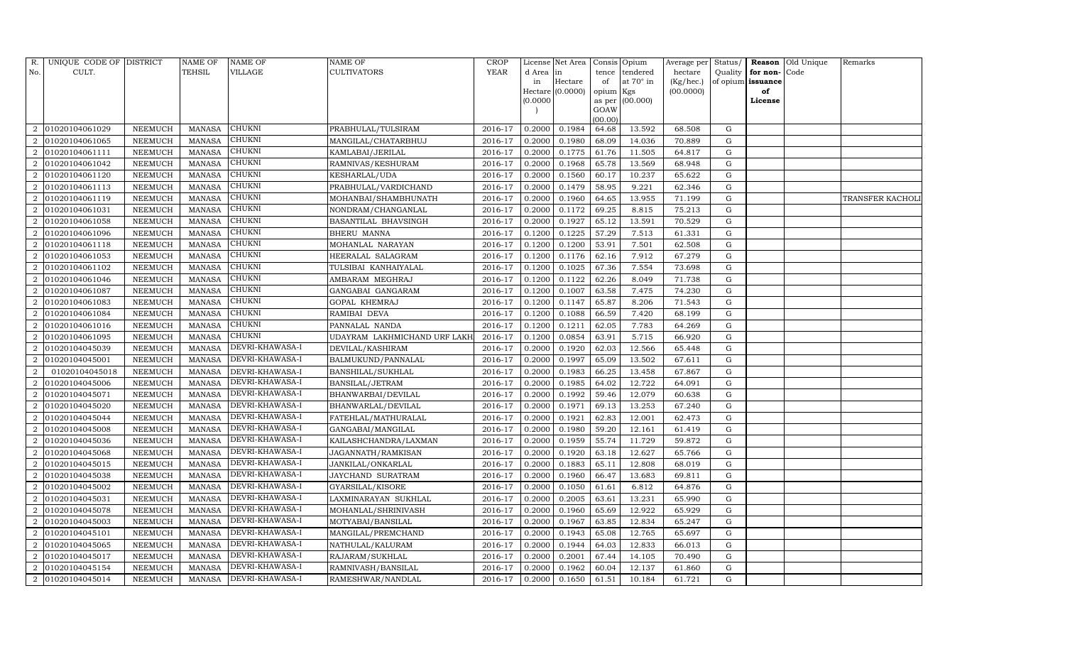| R. No. | UNIQUE CODE OF CULT. | DISTRICT | NAME OF TEHSIL | NAME OF VILLAGE | NAME OF CULTIVATORS | CROP YEAR | License d Area in Hectare (0.0000) | Net Area in Hectare (0.0000) | Consis tence of opium as per GOAW (00.00) | Opium tendered at 70° in Kgs (00.000) | Average per hectare (Kg/hec.) (00.0000) | Status/ Quality of opium | Reason for non-issuance of License | Old Unique Code | Remarks |
|---|---|---|---|---|---|---|---|---|---|---|---|---|---|---|---|
| 2 | 01020104061029 | NEEMUCH | MANASA | CHUKNI | PRABHULAL/TULSIRAM | 2016-17 | 0.2000 | 0.1984 | 64.68 | 13.592 | 68.508 | G | | | |
| 2 | 01020104061065 | NEEMUCH | MANASA | CHUKNI | MANGILAL/CHATARBHUJ | 2016-17 | 0.2000 | 0.1980 | 68.09 | 14.036 | 70.889 | G | | | |
| 2 | 01020104061111 | NEEMUCH | MANASA | CHUKNI | KAMLABAI/JERILAL | 2016-17 | 0.2000 | 0.1775 | 61.76 | 11.505 | 64.817 | G | | | |
| 2 | 01020104061042 | NEEMUCH | MANASA | CHUKNI | RAMNIVAS/KESHURAM | 2016-17 | 0.2000 | 0.1968 | 65.78 | 13.569 | 68.948 | G | | | |
| 2 | 01020104061120 | NEEMUCH | MANASA | CHUKNI | KESHARLAL/UDA | 2016-17 | 0.2000 | 0.1560 | 60.17 | 10.237 | 65.622 | G | | | |
| 2 | 01020104061113 | NEEMUCH | MANASA | CHUKNI | PRABHULAL/VARDICHAND | 2016-17 | 0.2000 | 0.1479 | 58.95 | 9.221 | 62.346 | G | | | |
| 2 | 01020104061119 | NEEMUCH | MANASA | CHUKNI | MOHANBAI/SHAMBHUNATH | 2016-17 | 0.2000 | 0.1960 | 64.65 | 13.955 | 71.199 | G | | | TRANSFER KACHOLI |
| 2 | 01020104061031 | NEEMUCH | MANASA | CHUKNI | NONDRAM/CHANGANLAL | 2016-17 | 0.2000 | 0.1172 | 69.25 | 8.815 | 75.213 | G | | | |
| 2 | 01020104061058 | NEEMUCH | MANASA | CHUKNI | BASANTILAL BHAVSINGH | 2016-17 | 0.2000 | 0.1927 | 65.12 | 13.591 | 70.529 | G | | | |
| 2 | 01020104061096 | NEEMUCH | MANASA | CHUKNI | BHERU MANNA | 2016-17 | 0.1200 | 0.1225 | 57.29 | 7.513 | 61.331 | G | | | |
| 2 | 01020104061118 | NEEMUCH | MANASA | CHUKNI | MOHANLAL NARAYAN | 2016-17 | 0.1200 | 0.1200 | 53.91 | 7.501 | 62.508 | G | | | |
| 2 | 01020104061053 | NEEMUCH | MANASA | CHUKNI | HEERALAL SALAGRAM | 2016-17 | 0.1200 | 0.1176 | 62.16 | 7.912 | 67.279 | G | | | |
| 2 | 01020104061102 | NEEMUCH | MANASA | CHUKNI | TULSIBAI KANHAIYALAL | 2016-17 | 0.1200 | 0.1025 | 67.36 | 7.554 | 73.698 | G | | | |
| 2 | 01020104061046 | NEEMUCH | MANASA | CHUKNI | AMBARAM MEGHRAJ | 2016-17 | 0.1200 | 0.1122 | 62.26 | 8.049 | 71.738 | G | | | |
| 2 | 01020104061087 | NEEMUCH | MANASA | CHUKNI | GANGABAI GANGARAM | 2016-17 | 0.1200 | 0.1007 | 63.58 | 7.475 | 74.230 | G | | | |
| 2 | 01020104061083 | NEEMUCH | MANASA | CHUKNI | GOPAL KHEMRAJ | 2016-17 | 0.1200 | 0.1147 | 65.87 | 8.206 | 71.543 | G | | | |
| 2 | 01020104061084 | NEEMUCH | MANASA | CHUKNI | RAMIBAI DEVA | 2016-17 | 0.1200 | 0.1088 | 66.59 | 7.420 | 68.199 | G | | | |
| 2 | 01020104061016 | NEEMUCH | MANASA | CHUKNI | PANNALAL NANDA | 2016-17 | 0.1200 | 0.1211 | 62.05 | 7.783 | 64.269 | G | | | |
| 2 | 01020104061095 | NEEMUCH | MANASA | CHUKNI | UDAYRAM LAKHMICHAND URF LAKH | 2016-17 | 0.1200 | 0.0854 | 63.91 | 5.715 | 66.920 | G | | | |
| 2 | 01020104045039 | NEEMUCH | MANASA | DEVRI-KHAWASA-I | DEVILAL/KASHIRAM | 2016-17 | 0.2000 | 0.1920 | 62.03 | 12.566 | 65.448 | G | | | |
| 2 | 01020104045001 | NEEMUCH | MANASA | DEVRI-KHAWASA-I | BALMUKUND/PANNALAL | 2016-17 | 0.2000 | 0.1997 | 65.09 | 13.502 | 67.611 | G | | | |
| 2 | 01020104045018 | NEEMUCH | MANASA | DEVRI-KHAWASA-I | BANSHILAL/SUKHLAL | 2016-17 | 0.2000 | 0.1983 | 66.25 | 13.458 | 67.867 | G | | | |
| 2 | 01020104045006 | NEEMUCH | MANASA | DEVRI-KHAWASA-I | BANSILAL/JETRAM | 2016-17 | 0.2000 | 0.1985 | 64.02 | 12.722 | 64.091 | G | | | |
| 2 | 01020104045071 | NEEMUCH | MANASA | DEVRI-KHAWASA-I | BHANWARBAI/DEVILAL | 2016-17 | 0.2000 | 0.1992 | 59.46 | 12.079 | 60.638 | G | | | |
| 2 | 01020104045020 | NEEMUCH | MANASA | DEVRI-KHAWASA-I | BHANWARLAL/DEVILAL | 2016-17 | 0.2000 | 0.1971 | 69.13 | 13.253 | 67.240 | G | | | |
| 2 | 01020104045044 | NEEMUCH | MANASA | DEVRI-KHAWASA-I | FATEHLAL/MATHURALAL | 2016-17 | 0.2000 | 0.1921 | 62.83 | 12.001 | 62.473 | G | | | |
| 2 | 01020104045008 | NEEMUCH | MANASA | DEVRI-KHAWASA-I | GANGABAI/MANGILAL | 2016-17 | 0.2000 | 0.1980 | 59.20 | 12.161 | 61.419 | G | | | |
| 2 | 01020104045036 | NEEMUCH | MANASA | DEVRI-KHAWASA-I | KAILASHCHANDRA/LAXMAN | 2016-17 | 0.2000 | 0.1959 | 55.74 | 11.729 | 59.872 | G | | | |
| 2 | 01020104045068 | NEEMUCH | MANASA | DEVRI-KHAWASA-I | JAGANNATH/RAMKISAN | 2016-17 | 0.2000 | 0.1920 | 63.18 | 12.627 | 65.766 | G | | | |
| 2 | 01020104045015 | NEEMUCH | MANASA | DEVRI-KHAWASA-I | JANKILAL/ONKARLAL | 2016-17 | 0.2000 | 0.1883 | 65.11 | 12.808 | 68.019 | G | | | |
| 2 | 01020104045038 | NEEMUCH | MANASA | DEVRI-KHAWASA-I | JAYCHAND SURATRAM | 2016-17 | 0.2000 | 0.1960 | 66.47 | 13.683 | 69.811 | G | | | |
| 2 | 01020104045002 | NEEMUCH | MANASA | DEVRI-KHAWASA-I | GYARSILAL/KISORE | 2016-17 | 0.2000 | 0.1050 | 61.61 | 6.812 | 64.876 | G | | | |
| 2 | 01020104045031 | NEEMUCH | MANASA | DEVRI-KHAWASA-I | LAXMINARAYAN SUKHLAL | 2016-17 | 0.2000 | 0.2005 | 63.61 | 13.231 | 65.990 | G | | | |
| 2 | 01020104045078 | NEEMUCH | MANASA | DEVRI-KHAWASA-I | MOHANLAL/SHRINIVASH | 2016-17 | 0.2000 | 0.1960 | 65.69 | 12.922 | 65.929 | G | | | |
| 2 | 01020104045003 | NEEMUCH | MANASA | DEVRI-KHAWASA-I | MOTYABAI/BANSILAL | 2016-17 | 0.2000 | 0.1967 | 63.85 | 12.834 | 65.247 | G | | | |
| 2 | 01020104045101 | NEEMUCH | MANASA | DEVRI-KHAWASA-I | MANGILAL/PREMCHAND | 2016-17 | 0.2000 | 0.1943 | 65.08 | 12.765 | 65.697 | G | | | |
| 2 | 01020104045065 | NEEMUCH | MANASA | DEVRI-KHAWASA-I | NATHULAL/KALURAM | 2016-17 | 0.2000 | 0.1944 | 64.03 | 12.833 | 66.013 | G | | | |
| 2 | 01020104045017 | NEEMUCH | MANASA | DEVRI-KHAWASA-I | RAJARAM/SUKHLAL | 2016-17 | 0.2000 | 0.2001 | 67.44 | 14.105 | 70.490 | G | | | |
| 2 | 01020104045154 | NEEMUCH | MANASA | DEVRI-KHAWASA-I | RAMNIVASH/BANSILAL | 2016-17 | 0.2000 | 0.1962 | 60.04 | 12.137 | 61.860 | G | | | |
| 2 | 01020104045014 | NEEMUCH | MANASA | DEVRI-KHAWASA-I | RAMESHWAR/NANDLAL | 2016-17 | 0.2000 | 0.1650 | 61.51 | 10.184 | 61.721 | G | | | |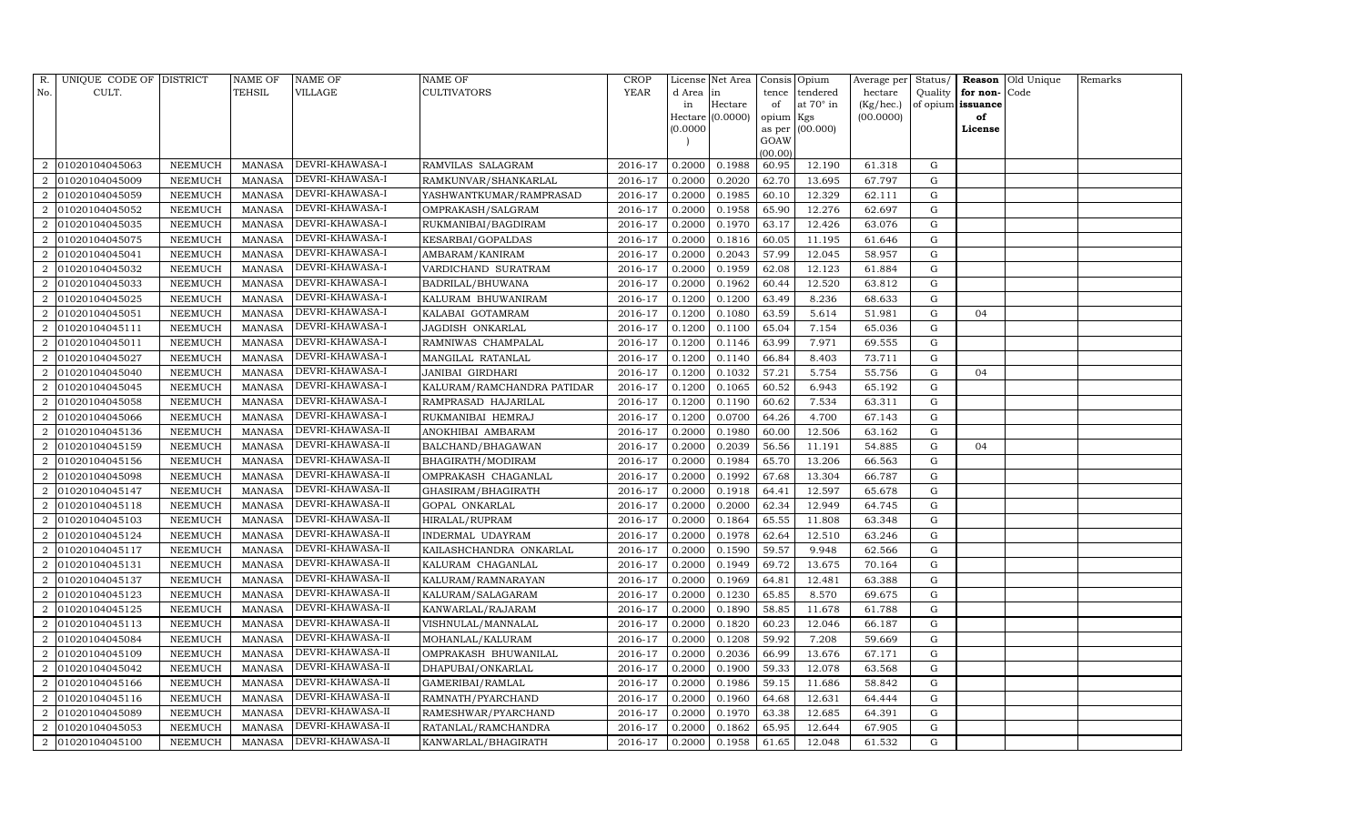| R. No. | UNIQUE CODE OF CULT. | DISTRICT | NAME OF TEHSIL | NAME OF VILLAGE | NAME OF CULTIVATORS | CROP YEAR | License d Area in Hectare (0.0000) | Net Area in Hectare (0.0000) | Consis tence of opium as per GOAW (00.00) | Opium tendered at 70° in Kgs (00.000) | Average per hectare (Kg/hec.) (00.0000) | Status/ Quality of opium | Reason for non-issuance of License | Old Unique Code | Remarks |
|---|---|---|---|---|---|---|---|---|---|---|---|---|---|---|---|
| 2 | 01020104045063 | NEEMUCH | MANASA | DEVRI-KHAWASA-I | RAMVILAS SALAGRAM | 2016-17 | 0.2000 | 0.1988 | 60.95 | 12.190 | 61.318 | G | | | |
| 2 | 01020104045009 | NEEMUCH | MANASA | DEVRI-KHAWASA-I | RAMKUNVAR/SHANKARLAL | 2016-17 | 0.2000 | 0.2020 | 62.70 | 13.695 | 67.797 | G | | | |
| 2 | 01020104045059 | NEEMUCH | MANASA | DEVRI-KHAWASA-I | YASHWANTKUMAR/RAMPRASAD | 2016-17 | 0.2000 | 0.1985 | 60.10 | 12.329 | 62.111 | G | | | |
| 2 | 01020104045052 | NEEMUCH | MANASA | DEVRI-KHAWASA-I | OMPRAKASH/SALGRAM | 2016-17 | 0.2000 | 0.1958 | 65.90 | 12.276 | 62.697 | G | | | |
| 2 | 01020104045035 | NEEMUCH | MANASA | DEVRI-KHAWASA-I | RUKMANIBAI/BAGDIRAM | 2016-17 | 0.2000 | 0.1970 | 63.17 | 12.426 | 63.076 | G | | | |
| 2 | 01020104045075 | NEEMUCH | MANASA | DEVRI-KHAWASA-I | KESARBAI/GOPALDAS | 2016-17 | 0.2000 | 0.1816 | 60.05 | 11.195 | 61.646 | G | | | |
| 2 | 01020104045041 | NEEMUCH | MANASA | DEVRI-KHAWASA-I | AMBARAM/KANIRAM | 2016-17 | 0.2000 | 0.2043 | 57.99 | 12.045 | 58.957 | G | | | |
| 2 | 01020104045032 | NEEMUCH | MANASA | DEVRI-KHAWASA-I | VARDICHAND SURATRAM | 2016-17 | 0.2000 | 0.1959 | 62.08 | 12.123 | 61.884 | G | | | |
| 2 | 01020104045033 | NEEMUCH | MANASA | DEVRI-KHAWASA-I | BADRILAL/BHUWANA | 2016-17 | 0.2000 | 0.1962 | 60.44 | 12.520 | 63.812 | G | | | |
| 2 | 01020104045025 | NEEMUCH | MANASA | DEVRI-KHAWASA-I | KALURAM BHUWANIRAM | 2016-17 | 0.1200 | 0.1200 | 63.49 | 8.236 | 68.633 | G | | | |
| 2 | 01020104045051 | NEEMUCH | MANASA | DEVRI-KHAWASA-I | KALABAI GOTAMRAM | 2016-17 | 0.1200 | 0.1080 | 63.59 | 5.614 | 51.981 | G | 04 | | |
| 2 | 01020104045111 | NEEMUCH | MANASA | DEVRI-KHAWASA-I | JAGDISH ONKARLAL | 2016-17 | 0.1200 | 0.1100 | 65.04 | 7.154 | 65.036 | G | | | |
| 2 | 01020104045011 | NEEMUCH | MANASA | DEVRI-KHAWASA-I | RAMNIWAS CHAMPALAL | 2016-17 | 0.1200 | 0.1146 | 63.99 | 7.971 | 69.555 | G | | | |
| 2 | 01020104045027 | NEEMUCH | MANASA | DEVRI-KHAWASA-I | MANGILAL RATANLAL | 2016-17 | 0.1200 | 0.1140 | 66.84 | 8.403 | 73.711 | G | | | |
| 2 | 01020104045040 | NEEMUCH | MANASA | DEVRI-KHAWASA-I | JANIBAI GIRDHARI | 2016-17 | 0.1200 | 0.1032 | 57.21 | 5.754 | 55.756 | G | 04 | | |
| 2 | 01020104045045 | NEEMUCH | MANASA | DEVRI-KHAWASA-I | KALURAM/RAMCHANDRA PATIDAR | 2016-17 | 0.1200 | 0.1065 | 60.52 | 6.943 | 65.192 | G | | | |
| 2 | 01020104045058 | NEEMUCH | MANASA | DEVRI-KHAWASA-I | RAMPRASAD HAJARILAL | 2016-17 | 0.1200 | 0.1190 | 60.62 | 7.534 | 63.311 | G | | | |
| 2 | 01020104045066 | NEEMUCH | MANASA | DEVRI-KHAWASA-I | RUKMANIBAI HEMRAJ | 2016-17 | 0.1200 | 0.0700 | 64.26 | 4.700 | 67.143 | G | | | |
| 2 | 01020104045136 | NEEMUCH | MANASA | DEVRI-KHAWASA-II | ANOKHIBAI AMBARAM | 2016-17 | 0.2000 | 0.1980 | 60.00 | 12.506 | 63.162 | G | | | |
| 2 | 01020104045159 | NEEMUCH | MANASA | DEVRI-KHAWASA-II | BALCHAND/BHAGAWAN | 2016-17 | 0.2000 | 0.2039 | 56.56 | 11.191 | 54.885 | G | 04 | | |
| 2 | 01020104045156 | NEEMUCH | MANASA | DEVRI-KHAWASA-II | BHAGIRATH/MODIRAM | 2016-17 | 0.2000 | 0.1984 | 65.70 | 13.206 | 66.563 | G | | | |
| 2 | 01020104045098 | NEEMUCH | MANASA | DEVRI-KHAWASA-II | OMPRAKASH CHAGANLAL | 2016-17 | 0.2000 | 0.1992 | 67.68 | 13.304 | 66.787 | G | | | |
| 2 | 01020104045147 | NEEMUCH | MANASA | DEVRI-KHAWASA-II | GHASIRAM/BHAGIRATH | 2016-17 | 0.2000 | 0.1918 | 64.41 | 12.597 | 65.678 | G | | | |
| 2 | 01020104045118 | NEEMUCH | MANASA | DEVRI-KHAWASA-II | GOPAL ONKARLAL | 2016-17 | 0.2000 | 0.2000 | 62.34 | 12.949 | 64.745 | G | | | |
| 2 | 01020104045103 | NEEMUCH | MANASA | DEVRI-KHAWASA-II | HIRALAL/RUPRAM | 2016-17 | 0.2000 | 0.1864 | 65.55 | 11.808 | 63.348 | G | | | |
| 2 | 01020104045124 | NEEMUCH | MANASA | DEVRI-KHAWASA-II | INDERMAL UDAYRAM | 2016-17 | 0.2000 | 0.1978 | 62.64 | 12.510 | 63.246 | G | | | |
| 2 | 01020104045117 | NEEMUCH | MANASA | DEVRI-KHAWASA-II | KAILASHCHANDRA ONKARLAL | 2016-17 | 0.2000 | 0.1590 | 59.57 | 9.948 | 62.566 | G | | | |
| 2 | 01020104045131 | NEEMUCH | MANASA | DEVRI-KHAWASA-II | KALURAM CHAGANLAL | 2016-17 | 0.2000 | 0.1949 | 69.72 | 13.675 | 70.164 | G | | | |
| 2 | 01020104045137 | NEEMUCH | MANASA | DEVRI-KHAWASA-II | KALURAM/RAMNARAYAN | 2016-17 | 0.2000 | 0.1969 | 64.81 | 12.481 | 63.388 | G | | | |
| 2 | 01020104045123 | NEEMUCH | MANASA | DEVRI-KHAWASA-II | KALURAM/SALAGARAM | 2016-17 | 0.2000 | 0.1230 | 65.85 | 8.570 | 69.675 | G | | | |
| 2 | 01020104045125 | NEEMUCH | MANASA | DEVRI-KHAWASA-II | KANWARLAL/RAJARAM | 2016-17 | 0.2000 | 0.1890 | 58.85 | 11.678 | 61.788 | G | | | |
| 2 | 01020104045113 | NEEMUCH | MANASA | DEVRI-KHAWASA-II | VISHNULAL/MANNALAL | 2016-17 | 0.2000 | 0.1820 | 60.23 | 12.046 | 66.187 | G | | | |
| 2 | 01020104045084 | NEEMUCH | MANASA | DEVRI-KHAWASA-II | MOHANLAL/KALURAM | 2016-17 | 0.2000 | 0.1208 | 59.92 | 7.208 | 59.669 | G | | | |
| 2 | 01020104045109 | NEEMUCH | MANASA | DEVRI-KHAWASA-II | OMPRAKASH BHUWANILAL | 2016-17 | 0.2000 | 0.2036 | 66.99 | 13.676 | 67.171 | G | | | |
| 2 | 01020104045042 | NEEMUCH | MANASA | DEVRI-KHAWASA-II | DHAPUBAI/ONKARLAL | 2016-17 | 0.2000 | 0.1900 | 59.33 | 12.078 | 63.568 | G | | | |
| 2 | 01020104045166 | NEEMUCH | MANASA | DEVRI-KHAWASA-II | GAMERIBAI/RAMLAL | 2016-17 | 0.2000 | 0.1986 | 59.15 | 11.686 | 58.842 | G | | | |
| 2 | 01020104045116 | NEEMUCH | MANASA | DEVRI-KHAWASA-II | RAMNATH/PYARCHAND | 2016-17 | 0.2000 | 0.1960 | 64.68 | 12.631 | 64.444 | G | | | |
| 2 | 01020104045089 | NEEMUCH | MANASA | DEVRI-KHAWASA-II | RAMESHWAR/PYARCHAND | 2016-17 | 0.2000 | 0.1970 | 63.38 | 12.685 | 64.391 | G | | | |
| 2 | 01020104045053 | NEEMUCH | MANASA | DEVRI-KHAWASA-II | RATANLAL/RAMCHANDRA | 2016-17 | 0.2000 | 0.1862 | 65.95 | 12.644 | 67.905 | G | | | |
| 2 | 01020104045100 | NEEMUCH | MANASA | DEVRI-KHAWASA-II | KANWARLAL/BHAGIRATH | 2016-17 | 0.2000 | 0.1958 | 61.65 | 12.048 | 61.532 | G | | | |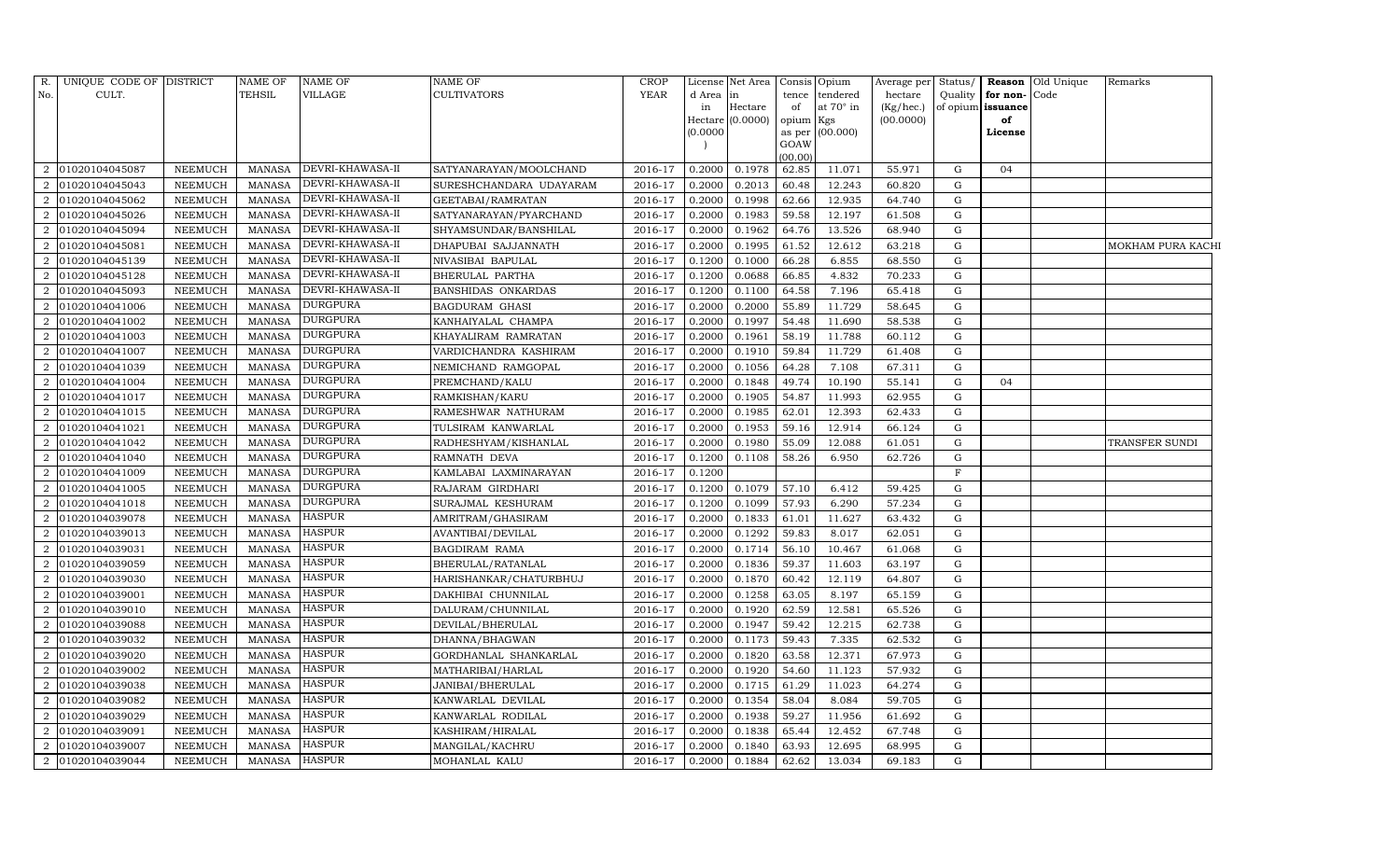| R. No. | UNIQUE CODE OF CULT. | DISTRICT | NAME OF TEHSIL | NAME OF VILLAGE | NAME OF CULTIVATORS | CROP YEAR | License d Area in Hectare (0.0000) | Net Area in Hectare (0.0000) | Consis tence of opium as per GOAW (00.00) | Opium tendered at 70° in Kgs (00.000) | Average per hectare (Kg/hec.) (00.0000) | Status/ Quality of opium | Reason for non-issuance of License | Old Unique Code | Remarks |
|---|---|---|---|---|---|---|---|---|---|---|---|---|---|---|---|
| 2 | 01020104045087 | NEEMUCH | MANASA | DEVRI-KHAWASA-II | SATYANARAYAN/MOOLCHAND | 2016-17 | 0.2000 | 0.1978 | 62.85 | 11.071 | 55.971 | G | 04 | | |
| 2 | 01020104045043 | NEEMUCH | MANASA | DEVRI-KHAWASA-II | SURESHCHANDARA UDAYARAM | 2016-17 | 0.2000 | 0.2013 | 60.48 | 12.243 | 60.820 | G | | | |
| 2 | 01020104045062 | NEEMUCH | MANASA | DEVRI-KHAWASA-II | GEETABAI/RAMRATAN | 2016-17 | 0.2000 | 0.1998 | 62.66 | 12.935 | 64.740 | G | | | |
| 2 | 01020104045026 | NEEMUCH | MANASA | DEVRI-KHAWASA-II | SATYANARAYAN/PYARCHAND | 2016-17 | 0.2000 | 0.1983 | 59.58 | 12.197 | 61.508 | G | | | |
| 2 | 01020104045094 | NEEMUCH | MANASA | DEVRI-KHAWASA-II | SHYAMSUNDAR/BANSHILAL | 2016-17 | 0.2000 | 0.1962 | 64.76 | 13.526 | 68.940 | G | | | |
| 2 | 01020104045081 | NEEMUCH | MANASA | DEVRI-KHAWASA-II | DHAPUBAI SAJJANNATH | 2016-17 | 0.2000 | 0.1995 | 61.52 | 12.612 | 63.218 | G | | | MOKHAM PURA KACHI |
| 2 | 01020104045139 | NEEMUCH | MANASA | DEVRI-KHAWASA-II | NIVASIBAI BAPULAL | 2016-17 | 0.1200 | 0.1000 | 66.28 | 6.855 | 68.550 | G | | | |
| 2 | 01020104045128 | NEEMUCH | MANASA | DEVRI-KHAWASA-II | BHERULAL PARTHA | 2016-17 | 0.1200 | 0.0688 | 66.85 | 4.832 | 70.233 | G | | | |
| 2 | 01020104045093 | NEEMUCH | MANASA | DEVRI-KHAWASA-II | BANSHIDAS ONKARDAS | 2016-17 | 0.1200 | 0.1100 | 64.58 | 7.196 | 65.418 | G | | | |
| 2 | 01020104041006 | NEEMUCH | MANASA | DURGPURA | BAGDURAM GHASI | 2016-17 | 0.2000 | 0.2000 | 55.89 | 11.729 | 58.645 | G | | | |
| 2 | 01020104041002 | NEEMUCH | MANASA | DURGPURA | KANHAIYALAL CHAMPA | 2016-17 | 0.2000 | 0.1997 | 54.48 | 11.690 | 58.538 | G | | | |
| 2 | 01020104041003 | NEEMUCH | MANASA | DURGPURA | KHAYALIRAM RAMRATAN | 2016-17 | 0.2000 | 0.1961 | 58.19 | 11.788 | 60.112 | G | | | |
| 2 | 01020104041007 | NEEMUCH | MANASA | DURGPURA | VARDICHANDRA KASHIRAM | 2016-17 | 0.2000 | 0.1910 | 59.84 | 11.729 | 61.408 | G | | | |
| 2 | 01020104041039 | NEEMUCH | MANASA | DURGPURA | NEMICHAND RAMGOPAL | 2016-17 | 0.2000 | 0.1056 | 64.28 | 7.108 | 67.311 | G | | | |
| 2 | 01020104041004 | NEEMUCH | MANASA | DURGPURA | PREMCHAND/KALU | 2016-17 | 0.2000 | 0.1848 | 49.74 | 10.190 | 55.141 | G | 04 | | |
| 2 | 01020104041017 | NEEMUCH | MANASA | DURGPURA | RAMKISHAN/KARU | 2016-17 | 0.2000 | 0.1905 | 54.87 | 11.993 | 62.955 | G | | | |
| 2 | 01020104041015 | NEEMUCH | MANASA | DURGPURA | RAMESHWAR NATHURAM | 2016-17 | 0.2000 | 0.1985 | 62.01 | 12.393 | 62.433 | G | | | |
| 2 | 01020104041021 | NEEMUCH | MANASA | DURGPURA | TULSIRAM KANWARLAL | 2016-17 | 0.2000 | 0.1953 | 59.16 | 12.914 | 66.124 | G | | | |
| 2 | 01020104041042 | NEEMUCH | MANASA | DURGPURA | RADHESHYAM/KISHANLAL | 2016-17 | 0.2000 | 0.1980 | 55.09 | 12.088 | 61.051 | G | | | TRANSFER SUNDI |
| 2 | 01020104041040 | NEEMUCH | MANASA | DURGPURA | RAMNATH DEVA | 2016-17 | 0.1200 | 0.1108 | 58.26 | 6.950 | 62.726 | G | | | |
| 2 | 01020104041009 | NEEMUCH | MANASA | DURGPURA | KAMLABAI LAXMINARAYAN | 2016-17 | 0.1200 | | | | | F | | | |
| 2 | 01020104041005 | NEEMUCH | MANASA | DURGPURA | RAJARAM GIRDHARI | 2016-17 | 0.1200 | 0.1079 | 57.10 | 6.412 | 59.425 | G | | | |
| 2 | 01020104041018 | NEEMUCH | MANASA | DURGPURA | SURAJMAL KESHURAM | 2016-17 | 0.1200 | 0.1099 | 57.93 | 6.290 | 57.234 | G | | | |
| 2 | 01020104039078 | NEEMUCH | MANASA | HASPUR | AMRITRAM/GHASIRAM | 2016-17 | 0.2000 | 0.1833 | 61.01 | 11.627 | 63.432 | G | | | |
| 2 | 01020104039013 | NEEMUCH | MANASA | HASPUR | AVANTIBAI/DEVILAL | 2016-17 | 0.2000 | 0.1292 | 59.83 | 8.017 | 62.051 | G | | | |
| 2 | 01020104039031 | NEEMUCH | MANASA | HASPUR | BAGDIRAM RAMA | 2016-17 | 0.2000 | 0.1714 | 56.10 | 10.467 | 61.068 | G | | | |
| 2 | 01020104039059 | NEEMUCH | MANASA | HASPUR | BHERULAL/RATANLAL | 2016-17 | 0.2000 | 0.1836 | 59.37 | 11.603 | 63.197 | G | | | |
| 2 | 01020104039030 | NEEMUCH | MANASA | HASPUR | HARISHANKAR/CHATURBHUJ | 2016-17 | 0.2000 | 0.1870 | 60.42 | 12.119 | 64.807 | G | | | |
| 2 | 01020104039001 | NEEMUCH | MANASA | HASPUR | DAKHIBAI CHUNNILAL | 2016-17 | 0.2000 | 0.1258 | 63.05 | 8.197 | 65.159 | G | | | |
| 2 | 01020104039010 | NEEMUCH | MANASA | HASPUR | DALURAM/CHUNNILAL | 2016-17 | 0.2000 | 0.1920 | 62.59 | 12.581 | 65.526 | G | | | |
| 2 | 01020104039088 | NEEMUCH | MANASA | HASPUR | DEVILAL/BHERULAL | 2016-17 | 0.2000 | 0.1947 | 59.42 | 12.215 | 62.738 | G | | | |
| 2 | 01020104039032 | NEEMUCH | MANASA | HASPUR | DHANNA/BHAGWAN | 2016-17 | 0.2000 | 0.1173 | 59.43 | 7.335 | 62.532 | G | | | |
| 2 | 01020104039020 | NEEMUCH | MANASA | HASPUR | GORDHANLAL SHANKARLAL | 2016-17 | 0.2000 | 0.1820 | 63.58 | 12.371 | 67.973 | G | | | |
| 2 | 01020104039002 | NEEMUCH | MANASA | HASPUR | MATHARIBAI/HARLAL | 2016-17 | 0.2000 | 0.1920 | 54.60 | 11.123 | 57.932 | G | | | |
| 2 | 01020104039038 | NEEMUCH | MANASA | HASPUR | JANIBAI/BHERULAL | 2016-17 | 0.2000 | 0.1715 | 61.29 | 11.023 | 64.274 | G | | | |
| 2 | 01020104039082 | NEEMUCH | MANASA | HASPUR | KANWARLAL DEVILAL | 2016-17 | 0.2000 | 0.1354 | 58.04 | 8.084 | 59.705 | G | | | |
| 2 | 01020104039029 | NEEMUCH | MANASA | HASPUR | KANWARLAL RODILAL | 2016-17 | 0.2000 | 0.1938 | 59.27 | 11.956 | 61.692 | G | | | |
| 2 | 01020104039091 | NEEMUCH | MANASA | HASPUR | KASHIRAM/HIRALAL | 2016-17 | 0.2000 | 0.1838 | 65.44 | 12.452 | 67.748 | G | | | |
| 2 | 01020104039007 | NEEMUCH | MANASA | HASPUR | MANGILAL/KACHRU | 2016-17 | 0.2000 | 0.1840 | 63.93 | 12.695 | 68.995 | G | | | |
| 2 | 01020104039044 | NEEMUCH | MANASA | HASPUR | MOHANLAL KALU | 2016-17 | 0.2000 | 0.1884 | 62.62 | 13.034 | 69.183 | G | | | |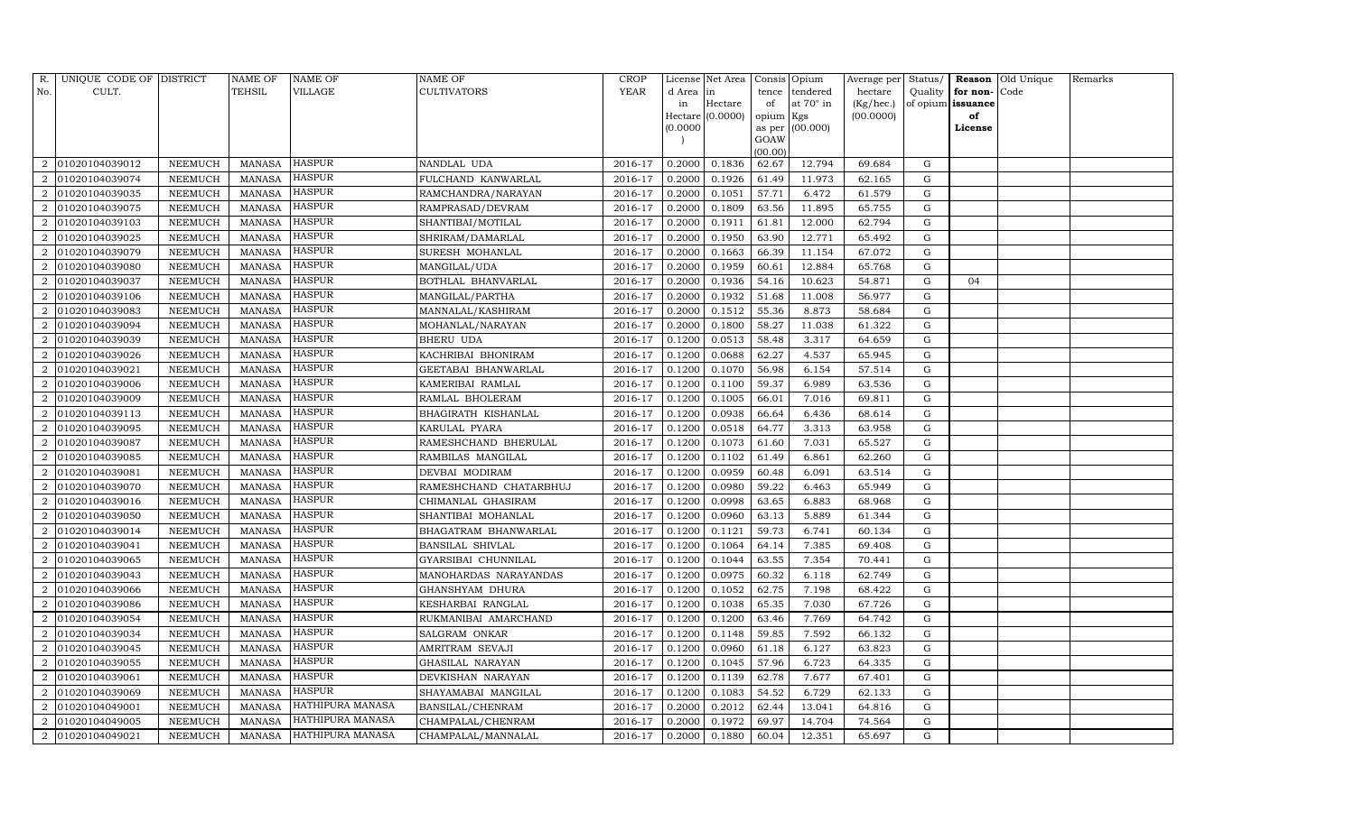| R. No. | UNIQUE CODE OF CULT. | DISTRICT | NAME OF TEHSIL | NAME OF VILLAGE | NAME OF CULTIVATORS | CROP YEAR | License d Area in Hectare (0.0000) | Net Area in Hectare (0.0000) | Consis tence of opium as per GOAW (00.00) | Opium tendered at 70° in Kgs (00.000) | Average per hectare (Kg/hec.) (00.0000) | Status/ Quality of opium | Reason for non-issuance of License | Old Unique Code | Remarks |
|---|---|---|---|---|---|---|---|---|---|---|---|---|---|---|---|
| 2 | 01020104039012 | NEEMUCH | MANASA | HASPUR | NANDLAL UDA | 2016-17 | 0.2000 | 0.1836 | 62.67 | 12.794 | 69.684 | G | | | |
| 2 | 01020104039074 | NEEMUCH | MANASA | HASPUR | FULCHAND KANWARLAL | 2016-17 | 0.2000 | 0.1926 | 61.49 | 11.973 | 62.165 | G | | | |
| 2 | 01020104039035 | NEEMUCH | MANASA | HASPUR | RAMCHANDRA/NARAYAN | 2016-17 | 0.2000 | 0.1051 | 57.71 | 6.472 | 61.579 | G | | | |
| 2 | 01020104039075 | NEEMUCH | MANASA | HASPUR | RAMPRASAD/DEVRAM | 2016-17 | 0.2000 | 0.1809 | 63.56 | 11.895 | 65.755 | G | | | |
| 2 | 01020104039103 | NEEMUCH | MANASA | HASPUR | SHANTIBAI/MOTILAL | 2016-17 | 0.2000 | 0.1911 | 61.81 | 12.000 | 62.794 | G | | | |
| 2 | 01020104039025 | NEEMUCH | MANASA | HASPUR | SHRIRAM/DAMARLAL | 2016-17 | 0.2000 | 0.1950 | 63.90 | 12.771 | 65.492 | G | | | |
| 2 | 01020104039079 | NEEMUCH | MANASA | HASPUR | SURESH MOHANLAL | 2016-17 | 0.2000 | 0.1663 | 66.39 | 11.154 | 67.072 | G | | | |
| 2 | 01020104039080 | NEEMUCH | MANASA | HASPUR | MANGILAL/UDA | 2016-17 | 0.2000 | 0.1959 | 60.61 | 12.884 | 65.768 | G | | | |
| 2 | 01020104039037 | NEEMUCH | MANASA | HASPUR | BOTHLAL BHANVARLAL | 2016-17 | 0.2000 | 0.1936 | 54.16 | 10.623 | 54.871 | G | 04 | | |
| 2 | 01020104039106 | NEEMUCH | MANASA | HASPUR | MANGILAL/PARTHA | 2016-17 | 0.2000 | 0.1932 | 51.68 | 11.008 | 56.977 | G | | | |
| 2 | 01020104039083 | NEEMUCH | MANASA | HASPUR | MANNALAL/KASHIRAM | 2016-17 | 0.2000 | 0.1512 | 55.36 | 8.873 | 58.684 | G | | | |
| 2 | 01020104039094 | NEEMUCH | MANASA | HASPUR | MOHANLAL/NARAYAN | 2016-17 | 0.2000 | 0.1800 | 58.27 | 11.038 | 61.322 | G | | | |
| 2 | 01020104039039 | NEEMUCH | MANASA | HASPUR | BHERU UDA | 2016-17 | 0.1200 | 0.0513 | 58.48 | 3.317 | 64.659 | G | | | |
| 2 | 01020104039026 | NEEMUCH | MANASA | HASPUR | KACHRIBAI BHONIRAM | 2016-17 | 0.1200 | 0.0688 | 62.27 | 4.537 | 65.945 | G | | | |
| 2 | 01020104039021 | NEEMUCH | MANASA | HASPUR | GEETABAI BHANWARLAL | 2016-17 | 0.1200 | 0.1070 | 56.98 | 6.154 | 57.514 | G | | | |
| 2 | 01020104039006 | NEEMUCH | MANASA | HASPUR | KAMERIBAI RAMLAL | 2016-17 | 0.1200 | 0.1100 | 59.37 | 6.989 | 63.536 | G | | | |
| 2 | 01020104039009 | NEEMUCH | MANASA | HASPUR | RAMLAL BHOLERAM | 2016-17 | 0.1200 | 0.1005 | 66.01 | 7.016 | 69.811 | G | | | |
| 2 | 01020104039113 | NEEMUCH | MANASA | HASPUR | BHAGIRATH KISHANLAL | 2016-17 | 0.1200 | 0.0938 | 66.64 | 6.436 | 68.614 | G | | | |
| 2 | 01020104039095 | NEEMUCH | MANASA | HASPUR | KARULAL PYARA | 2016-17 | 0.1200 | 0.0518 | 64.77 | 3.313 | 63.958 | G | | | |
| 2 | 01020104039087 | NEEMUCH | MANASA | HASPUR | RAMESHCHAND BHERULAL | 2016-17 | 0.1200 | 0.1073 | 61.60 | 7.031 | 65.527 | G | | | |
| 2 | 01020104039085 | NEEMUCH | MANASA | HASPUR | RAMBILAS MANGILAL | 2016-17 | 0.1200 | 0.1102 | 61.49 | 6.861 | 62.260 | G | | | |
| 2 | 01020104039081 | NEEMUCH | MANASA | HASPUR | DEVBAI MODIRAM | 2016-17 | 0.1200 | 0.0959 | 60.48 | 6.091 | 63.514 | G | | | |
| 2 | 01020104039070 | NEEMUCH | MANASA | HASPUR | RAMESHCHAND CHATARBHUJ | 2016-17 | 0.1200 | 0.0980 | 59.22 | 6.463 | 65.949 | G | | | |
| 2 | 01020104039016 | NEEMUCH | MANASA | HASPUR | CHIMANLAL GHASIRAM | 2016-17 | 0.1200 | 0.0998 | 63.65 | 6.883 | 68.968 | G | | | |
| 2 | 01020104039050 | NEEMUCH | MANASA | HASPUR | SHANTIBAI MOHANLAL | 2016-17 | 0.1200 | 0.0960 | 63.13 | 5.889 | 61.344 | G | | | |
| 2 | 01020104039014 | NEEMUCH | MANASA | HASPUR | BHAGATRAM BHANWARLAL | 2016-17 | 0.1200 | 0.1121 | 59.73 | 6.741 | 60.134 | G | | | |
| 2 | 01020104039041 | NEEMUCH | MANASA | HASPUR | BANSILAL SHIVLAL | 2016-17 | 0.1200 | 0.1064 | 64.14 | 7.385 | 69.408 | G | | | |
| 2 | 01020104039065 | NEEMUCH | MANASA | HASPUR | GYARSIBAI CHUNNILAL | 2016-17 | 0.1200 | 0.1044 | 63.55 | 7.354 | 70.441 | G | | | |
| 2 | 01020104039043 | NEEMUCH | MANASA | HASPUR | MANOHARDAS NARAYANDAS | 2016-17 | 0.1200 | 0.0975 | 60.32 | 6.118 | 62.749 | G | | | |
| 2 | 01020104039066 | NEEMUCH | MANASA | HASPUR | GHANSHYAM DHURA | 2016-17 | 0.1200 | 0.1052 | 62.75 | 7.198 | 68.422 | G | | | |
| 2 | 01020104039086 | NEEMUCH | MANASA | HASPUR | KESHARBAI RANGLAL | 2016-17 | 0.1200 | 0.1038 | 65.35 | 7.030 | 67.726 | G | | | |
| 2 | 01020104039054 | NEEMUCH | MANASA | HASPUR | RUKMANIBAI AMARCHAND | 2016-17 | 0.1200 | 0.1200 | 63.46 | 7.769 | 64.742 | G | | | |
| 2 | 01020104039034 | NEEMUCH | MANASA | HASPUR | SALGRAM ONKAR | 2016-17 | 0.1200 | 0.1148 | 59.85 | 7.592 | 66.132 | G | | | |
| 2 | 01020104039045 | NEEMUCH | MANASA | HASPUR | AMRITRAM SEVAJI | 2016-17 | 0.1200 | 0.0960 | 61.18 | 6.127 | 63.823 | G | | | |
| 2 | 01020104039055 | NEEMUCH | MANASA | HASPUR | GHASILAL NARAYAN | 2016-17 | 0.1200 | 0.1045 | 57.96 | 6.723 | 64.335 | G | | | |
| 2 | 01020104039061 | NEEMUCH | MANASA | HASPUR | DEVKISHAN NARAYAN | 2016-17 | 0.1200 | 0.1139 | 62.78 | 7.677 | 67.401 | G | | | |
| 2 | 01020104039069 | NEEMUCH | MANASA | HASPUR | SHAYAMABAI MANGILAL | 2016-17 | 0.1200 | 0.1083 | 54.52 | 6.729 | 62.133 | G | | | |
| 2 | 01020104049001 | NEEMUCH | MANASA | HATHIPURA MANASA | BANSILAL/CHENRAM | 2016-17 | 0.2000 | 0.2012 | 62.44 | 13.041 | 64.816 | G | | | |
| 2 | 01020104049005 | NEEMUCH | MANASA | HATHIPURA MANASA | CHAMPALAL/CHENRAM | 2016-17 | 0.2000 | 0.1972 | 69.97 | 14.704 | 74.564 | G | | | |
| 2 | 01020104049021 | NEEMUCH | MANASA | HATHIPURA MANASA | CHAMPALAL/MANNALAL | 2016-17 | 0.2000 | 0.1880 | 60.04 | 12.351 | 65.697 | G | | | |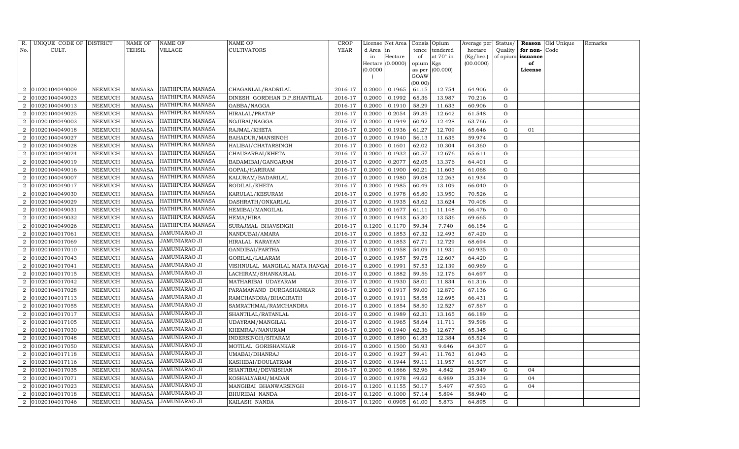| R. No. | UNIQUE CODE OF CULT. | DISTRICT | NAME OF TEHSIL | NAME OF VILLAGE | NAME OF CULTIVATORS | CROP YEAR | License d Area in Hectare (0.0000) | Net Area in Hectare (0.0000) | Consis tence of opium as per GOAW (00.00) | Opium tendered at 70° in Kgs (00.000) | Average per hectare (Kg/hec.) (00.0000) | Status/ Quality of opium | Reason for non- issuance of License | Old Unique Code | Remarks |
|---|---|---|---|---|---|---|---|---|---|---|---|---|---|---|---|
| 2 | 01020104049009 | NEEMUCH | MANASA | HATHIPURA MANASA | CHAGANLAL/BADRILAL | 2016-17 | 0.2000 | 0.1965 | 61.15 | 12.754 | 64.906 | G | | | |
| 2 | 01020104049023 | NEEMUCH | MANASA | HATHIPURA MANASA | DINESH GORDHAN D.P.SHANTILAL | 2016-17 | 0.2000 | 0.1992 | 65.36 | 13.987 | 70.216 | G | | | |
| 2 | 01020104049013 | NEEMUCH | MANASA | HATHIPURA MANASA | GABBA/NAGGA | 2016-17 | 0.2000 | 0.1910 | 58.29 | 11.633 | 60.906 | G | | | |
| 2 | 01020104049025 | NEEMUCH | MANASA | HATHIPURA MANASA | HIRALAL/PRATAP | 2016-17 | 0.2000 | 0.2054 | 59.35 | 12.642 | 61.548 | G | | | |
| 2 | 01020104049003 | NEEMUCH | MANASA | HATHIPURA MANASA | NOJIBAI/NAGGA | 2016-17 | 0.2000 | 0.1949 | 60.92 | 12.428 | 63.766 | G | | | |
| 2 | 01020104049018 | NEEMUCH | MANASA | HATHIPURA MANASA | RAJMAL/KHETA | 2016-17 | 0.2000 | 0.1936 | 61.27 | 12.709 | 65.646 | G | 01 | | |
| 2 | 01020104049027 | NEEMUCH | MANASA | HATHIPURA MANASA | BAHADUR/MANSINGH | 2016-17 | 0.2000 | 0.1940 | 56.13 | 11.635 | 59.974 | G | | | |
| 2 | 01020104049028 | NEEMUCH | MANASA | HATHIPURA MANASA | HALIBAI/CHATARSINGH | 2016-17 | 0.2000 | 0.1601 | 62.02 | 10.304 | 64.360 | G | | | |
| 2 | 01020104049024 | NEEMUCH | MANASA | HATHIPURA MANASA | CHAUSARBAI/KHETA | 2016-17 | 0.2000 | 0.1932 | 60.57 | 12.676 | 65.611 | G | | | |
| 2 | 01020104049019 | NEEMUCH | MANASA | HATHIPURA MANASA | BADAMIBAI/GANGARAM | 2016-17 | 0.2000 | 0.2077 | 62.05 | 13.376 | 64.401 | G | | | |
| 2 | 01020104049016 | NEEMUCH | MANASA | HATHIPURA MANASA | GOPAL/HARIRAM | 2016-17 | 0.2000 | 0.1900 | 60.21 | 11.603 | 61.068 | G | | | |
| 2 | 01020104049007 | NEEMUCH | MANASA | HATHIPURA MANASA | KALURAM/BADARILAL | 2016-17 | 0.2000 | 0.1980 | 59.08 | 12.263 | 61.934 | G | | | |
| 2 | 01020104049017 | NEEMUCH | MANASA | HATHIPURA MANASA | RODILAL/KHETA | 2016-17 | 0.2000 | 0.1985 | 60.49 | 13.109 | 66.040 | G | | | |
| 2 | 01020104049030 | NEEMUCH | MANASA | HATHIPURA MANASA | KARULAL/KESURAM | 2016-17 | 0.2000 | 0.1978 | 65.80 | 13.950 | 70.526 | G | | | |
| 2 | 01020104049029 | NEEMUCH | MANASA | HATHIPURA MANASA | DASHRATH/ONKARLAL | 2016-17 | 0.2000 | 0.1935 | 63.62 | 13.624 | 70.408 | G | | | |
| 2 | 01020104049031 | NEEMUCH | MANASA | HATHIPURA MANASA | HEMIBAI/MANGILAL | 2016-17 | 0.2000 | 0.1677 | 61.11 | 11.148 | 66.476 | G | | | |
| 2 | 01020104049032 | NEEMUCH | MANASA | HATHIPURA MANASA | HEMA/HIRA | 2016-17 | 0.2000 | 0.1943 | 65.30 | 13.536 | 69.665 | G | | | |
| 2 | 01020104049026 | NEEMUCH | MANASA | HATHIPURA MANASA | SURAJMAL BHAVSINGH | 2016-17 | 0.1200 | 0.1170 | 59.34 | 7.740 | 66.154 | G | | | |
| 2 | 01020104017061 | NEEMUCH | MANASA | JAMUNIARAO JI | NANDUBAI/AMARA | 2016-17 | 0.2000 | 0.1853 | 67.32 | 12.493 | 67.420 | G | | | |
| 2 | 01020104017069 | NEEMUCH | MANASA | JAMUNIARAO JI | HIRALAL NARAYAN | 2016-17 | 0.2000 | 0.1853 | 67.71 | 12.729 | 68.694 | G | | | |
| 2 | 01020104017010 | NEEMUCH | MANASA | JAMUNIARAO JI | GANDIBAI/PARTHA | 2016-17 | 0.2000 | 0.1958 | 54.09 | 11.931 | 60.935 | G | | | |
| 2 | 01020104017043 | NEEMUCH | MANASA | JAMUNIARAO JI | GORILAL/LALARAM | 2016-17 | 0.2000 | 0.1957 | 59.75 | 12.607 | 64.420 | G | | | |
| 2 | 01020104017041 | NEEMUCH | MANASA | JAMUNIARAO JI | VISHNULAL MANGILAL MATA HANGA | 2016-17 | 0.2000 | 0.1991 | 57.53 | 12.139 | 60.969 | G | | | |
| 2 | 01020104017015 | NEEMUCH | MANASA | JAMUNIARAO JI | LACHIRAM/SHANKARLAL | 2016-17 | 0.2000 | 0.1882 | 59.56 | 12.176 | 64.697 | G | | | |
| 2 | 01020104017042 | NEEMUCH | MANASA | JAMUNIARAO JI | MATHARIBAI UDAYARAM | 2016-17 | 0.2000 | 0.1930 | 58.01 | 11.834 | 61.316 | G | | | |
| 2 | 01020104017028 | NEEMUCH | MANASA | JAMUNIARAO JI | PARAMANAND DURGASHANKAR | 2016-17 | 0.2000 | 0.1917 | 59.00 | 12.870 | 67.136 | G | | | |
| 2 | 01020104017113 | NEEMUCH | MANASA | JAMUNIARAO JI | RAMCHANDRA/BHAGIRATH | 2016-17 | 0.2000 | 0.1911 | 58.58 | 12.695 | 66.431 | G | | | |
| 2 | 01020104017055 | NEEMUCH | MANASA | JAMUNIARAO JI | SAMRATHMAL/RAMCHANDRA | 2016-17 | 0.2000 | 0.1854 | 58.50 | 12.527 | 67.567 | G | | | |
| 2 | 01020104017017 | NEEMUCH | MANASA | JAMUNIARAO JI | SHANTILAL/RATANLAL | 2016-17 | 0.2000 | 0.1989 | 62.31 | 13.165 | 66.189 | G | | | |
| 2 | 01020104017105 | NEEMUCH | MANASA | JAMUNIARAO JI | UDAYRAM/MANGILAL | 2016-17 | 0.2000 | 0.1965 | 58.64 | 11.711 | 59.598 | G | | | |
| 2 | 01020104017030 | NEEMUCH | MANASA | JAMUNIARAO JI | KHEMRAJ/NANURAM | 2016-17 | 0.2000 | 0.1940 | 62.36 | 12.677 | 65.345 | G | | | |
| 2 | 01020104017048 | NEEMUCH | MANASA | JAMUNIARAO JI | INDERSINGH/SITARAM | 2016-17 | 0.2000 | 0.1890 | 61.83 | 12.384 | 65.524 | G | | | |
| 2 | 01020104017050 | NEEMUCH | MANASA | JAMUNIARAO JI | MOTILAL GORISHANKAR | 2016-17 | 0.2000 | 0.1500 | 56.93 | 9.646 | 64.307 | G | | | |
| 2 | 01020104017118 | NEEMUCH | MANASA | JAMUNIARAO JI | UMABAI/DHANRAJ | 2016-17 | 0.2000 | 0.1927 | 59.41 | 11.763 | 61.043 | G | | | |
| 2 | 01020104017116 | NEEMUCH | MANASA | JAMUNIARAO JI | KASHIBAI/DOULATRAM | 2016-17 | 0.2000 | 0.1944 | 59.11 | 11.957 | 61.507 | G | | | |
| 2 | 01020104017035 | NEEMUCH | MANASA | JAMUNIARAO JI | SHANTIBAI/DEVKISHAN | 2016-17 | 0.2000 | 0.1866 | 52.96 | 4.842 | 25.949 | G | 04 | | |
| 2 | 01020104017071 | NEEMUCH | MANASA | JAMUNIARAO JI | KOSHALYABAI/MADAN | 2016-17 | 0.2000 | 0.1978 | 49.62 | 6.989 | 35.334 | G | 04 | | |
| 2 | 01020104017023 | NEEMUCH | MANASA | JAMUNIARAO JI | MANGIBAI BHANWARSINGH | 2016-17 | 0.1200 | 0.1155 | 50.17 | 5.497 | 47.593 | G | 04 | | |
| 2 | 01020104017018 | NEEMUCH | MANASA | JAMUNIARAO JI | BHURIBAI NANDA | 2016-17 | 0.1200 | 0.1000 | 57.14 | 5.894 | 58.940 | G | | | |
| 2 | 01020104017046 | NEEMUCH | MANASA | JAMUNIARAO JI | KAILASH NANDA | 2016-17 | 0.1200 | 0.0905 | 61.00 | 5.873 | 64.895 | G | | | |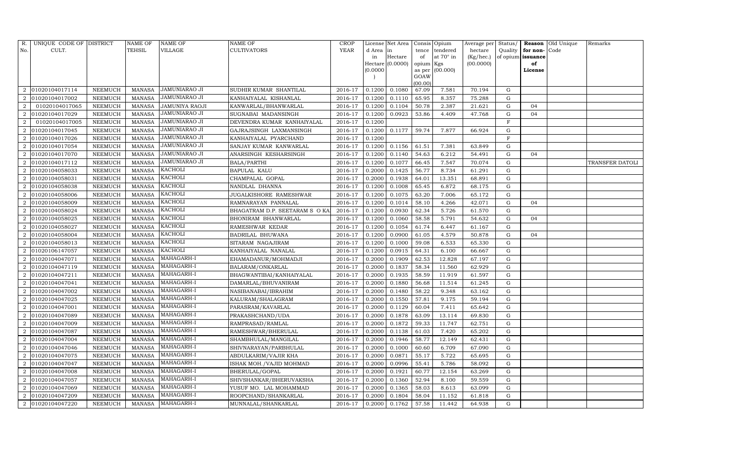| R. No. | UNIQUE CODE OF CULT. | DISTRICT | NAME OF TEHSIL | NAME OF VILLAGE | NAME OF CULTIVATORS | CROP YEAR | License d Area in Hectare (0.0000) | Net Area in Hectare (0.0000) | Consis tence of opium as per GOAW (00.00) | Opium tendered at 70° in Kgs (00.000) | Average per hectare (Kg/hec.) (00.0000) | Status/ Quality of opium | Reason for non-issuance of License | Old Unique Code | Remarks |
|---|---|---|---|---|---|---|---|---|---|---|---|---|---|---|---|
| 2 | 01020104017114 | NEEMUCH | MANASA | JAMUNIARAO JI | SUDHIR KUMAR SHANTILAL | 2016-17 | 0.1200 | 0.1080 | 67.09 | 7.581 | 70.194 | G | | | |
| 2 | 01020104017002 | NEEMUCH | MANASA | JAMUNIARAO JI | KANHAIYALAL KISHANLAL | 2016-17 | 0.1200 | 0.1110 | 65.95 | 8.357 | 75.288 | G | | | |
| 2 | 01020104017065 | NEEMUCH | MANASA | JAMUNIYA RAOJI | KANWARLAL/BHANWARLAL | 2016-17 | 0.1200 | 0.1104 | 50.78 | 2.387 | 21.621 | G | 04 | | |
| 2 | 01020104017029 | NEEMUCH | MANASA | JAMUNIARAO JI | SUGNABAI MADANSINGH | 2016-17 | 0.1200 | 0.0923 | 53.86 | 4.409 | 47.768 | G | 04 | | |
| 2 | 01020104017005 | NEEMUCH | MANASA | JAMUNIARAO JI | DEVENDRA KUMAR KANHAIYALAL | 2016-17 | 0.1200 | | | | | F | | | |
| 2 | 01020104017045 | NEEMUCH | MANASA | JAMUNIARAO JI | GAJRAJSINGH LAXMANSINGH | 2016-17 | 0.1200 | 0.1177 | 59.74 | 7.877 | 66.924 | G | | | |
| 2 | 01020104017026 | NEEMUCH | MANASA | JAMUNIARAO JI | KANHAIYALAL PYARCHAND | 2016-17 | 0.1200 | | | | | F | | | |
| 2 | 01020104017054 | NEEMUCH | MANASA | JAMUNIARAO JI | SANJAY KUMAR KANWARLAL | 2016-17 | 0.1200 | 0.1156 | 61.51 | 7.381 | 63.849 | G | | | |
| 2 | 01020104017070 | NEEMUCH | MANASA | JAMUNIARAO JI | ANARSINGH KESHARSINGH | 2016-17 | 0.1200 | 0.1140 | 54.63 | 6.212 | 54.491 | G | 04 | | |
| 2 | 01020104017112 | NEEMUCH | MANASA | JAMUNIARAO JI | BALA/PARTHI | 2016-17 | 0.1200 | 0.1077 | 66.45 | 7.547 | 70.074 | G | | | TRANSFER DATOLI |
| 2 | 01020104058033 | NEEMUCH | MANASA | KACHOLI | BAPULAL KALU | 2016-17 | 0.2000 | 0.1425 | 56.77 | 8.734 | 61.291 | G | | | |
| 2 | 01020104058031 | NEEMUCH | MANASA | KACHOLI | CHAMPALAL GOPAL | 2016-17 | 0.2000 | 0.1938 | 64.01 | 13.351 | 68.891 | G | | | |
| 2 | 01020104058038 | NEEMUCH | MANASA | KACHOLI | NANDLAL DHANNA | 2016-17 | 0.1200 | 0.1008 | 65.45 | 6.872 | 68.175 | G | | | |
| 2 | 01020104058006 | NEEMUCH | MANASA | KACHOLI | JUGALKISHORE RAMESHWAR | 2016-17 | 0.1200 | 0.1075 | 63.20 | 7.006 | 65.172 | G | | | |
| 2 | 01020104058009 | NEEMUCH | MANASA | KACHOLI | RAMNARAYAN PANNALAL | 2016-17 | 0.1200 | 0.1014 | 58.10 | 4.266 | 42.071 | G | 04 | | |
| 2 | 01020104058024 | NEEMUCH | MANASA | KACHOLI | BHAGATRAM D.P. SEETARAM S O KA | 2016-17 | 0.1200 | 0.0930 | 62.34 | 5.726 | 61.570 | G | | | |
| 2 | 01020104058025 | NEEMUCH | MANASA | KACHOLI | BHONIRAM BHANWARLAL | 2016-17 | 0.1200 | 0.1060 | 58.58 | 5.791 | 54.632 | G | 04 | | |
| 2 | 01020104058027 | NEEMUCH | MANASA | KACHOLI | RAMESHWAR KEDAR | 2016-17 | 0.1200 | 0.1054 | 61.74 | 6.447 | 61.167 | G | | | |
| 2 | 01020104058004 | NEEMUCH | MANASA | KACHOLI | BADRILAL BHUWANA | 2016-17 | 0.1200 | 0.0900 | 61.05 | 4.579 | 50.878 | G | 04 | | |
| 2 | 01020104058013 | NEEMUCH | MANASA | KACHOLI | SITARAM NAGAJIRAM | 2016-17 | 0.1200 | 0.1000 | 59.08 | 6.533 | 65.330 | G | | | |
| 2 | 01020106147057 | NEEMUCH | MANASA | KACHOLI | KANHAIYALAL NANALAL | 2016-17 | 0.1200 | 0.0915 | 64.31 | 6.100 | 66.667 | G | | | |
| 2 | 01020104047071 | NEEMUCH | MANASA | MAHAGARH-I | EHAMADANUR/MOHMADJI | 2016-17 | 0.2000 | 0.1909 | 62.53 | 12.828 | 67.197 | G | | | |
| 2 | 01020104047119 | NEEMUCH | MANASA | MAHAGARH-I | BALARAM/ONKARLAL | 2016-17 | 0.2000 | 0.1837 | 58.34 | 11.560 | 62.929 | G | | | |
| 2 | 01020104047211 | NEEMUCH | MANASA | MAHAGARH-I | BHAGWANTIBAI/KANHAIYALAL | 2016-17 | 0.2000 | 0.1935 | 58.59 | 11.919 | 61.597 | G | | | |
| 2 | 01020104047041 | NEEMUCH | MANASA | MAHAGARH-I | DAMARLAL/BHUVANIRAM | 2016-17 | 0.2000 | 0.1880 | 56.68 | 11.514 | 61.245 | G | | | |
| 2 | 01020104047002 | NEEMUCH | MANASA | MAHAGARH-I | NASIBANABAI/IBRAHIM | 2016-17 | 0.2000 | 0.1480 | 58.22 | 9.348 | 63.162 | G | | | |
| 2 | 01020104047025 | NEEMUCH | MANASA | MAHAGARH-I | KALURAM/SHALAGRAM | 2016-17 | 0.2000 | 0.1550 | 57.81 | 9.175 | 59.194 | G | | | |
| 2 | 01020104047001 | NEEMUCH | MANASA | MAHAGARH-I | PARASRAM/KAVARLAL | 2016-17 | 0.2000 | 0.1129 | 60.04 | 7.411 | 65.642 | G | | | |
| 2 | 01020104047089 | NEEMUCH | MANASA | MAHAGARH-I | PRAKASHCHAND/UDA | 2016-17 | 0.2000 | 0.1878 | 63.09 | 13.114 | 69.830 | G | | | |
| 2 | 01020104047009 | NEEMUCH | MANASA | MAHAGARH-I | RAMPRASAD/RAMLAL | 2016-17 | 0.2000 | 0.1872 | 59.33 | 11.747 | 62.751 | G | | | |
| 2 | 01020104047087 | NEEMUCH | MANASA | MAHAGARH-I | RAMESHWAR/BHERULAL | 2016-17 | 0.2000 | 0.1138 | 61.03 | 7.420 | 65.202 | G | | | |
| 2 | 01020104047004 | NEEMUCH | MANASA | MAHAGARH-I | SHAMBHULAL/MANGILAL | 2016-17 | 0.2000 | 0.1946 | 58.77 | 12.149 | 62.431 | G | | | |
| 2 | 01020104047046 | NEEMUCH | MANASA | MAHAGARH-I | SHIVNARAYAN/PARBHULAL | 2016-17 | 0.2000 | 0.1000 | 60.60 | 6.709 | 67.090 | G | | | |
| 2 | 01020104047075 | NEEMUCH | MANASA | MAHAGARH-I | ABDULKARIM/VAJIR KHA | 2016-17 | 0.2000 | 0.0871 | 55.17 | 5.722 | 65.695 | G | | | |
| 2 | 01020104047047 | NEEMUCH | MANASA | MAHAGARH-I | ISHAK MOH./VAJID MOHMAD | 2016-17 | 0.2000 | 0.0996 | 55.41 | 5.786 | 58.092 | G | | | |
| 2 | 01020104047008 | NEEMUCH | MANASA | MAHAGARH-I | BHERULAL/GOPAL | 2016-17 | 0.2000 | 0.1921 | 60.77 | 12.154 | 63.269 | G | | | |
| 2 | 01020104047057 | NEEMUCH | MANASA | MAHAGARH-I | SHIVSHANKAR/BHERUVAKSHA | 2016-17 | 0.2000 | 0.1360 | 52.94 | 8.100 | 59.559 | G | | | |
| 2 | 01020104047069 | NEEMUCH | MANASA | MAHAGARH-I | YUSUF MO. LAL MOHAMMAD | 2016-17 | 0.2000 | 0.1365 | 58.03 | 8.613 | 63.099 | G | | | |
| 2 | 01020104047209 | NEEMUCH | MANASA | MAHAGARH-I | ROOPCHAND/SHANKARLAL | 2016-17 | 0.2000 | 0.1804 | 58.04 | 11.152 | 61.818 | G | | | |
| 2 | 01020104047220 | NEEMUCH | MANASA | MAHAGARH-I | MUNNALAL/SHANKARLAL | 2016-17 | 0.2000 | 0.1762 | 57.58 | 11.442 | 64.938 | G | | | |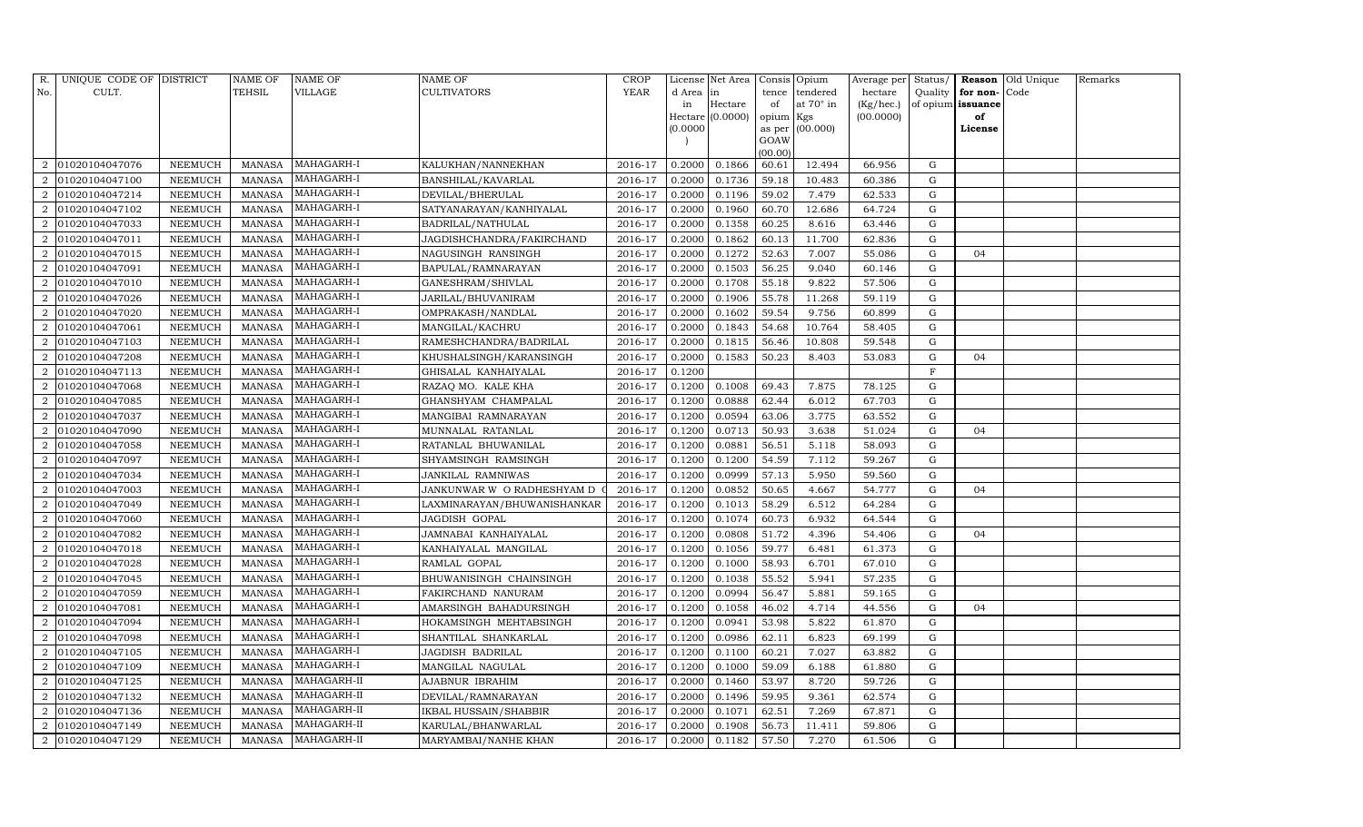| R. No. | UNIQUE CODE OF CULT. | DISTRICT | NAME OF TEHSIL | NAME OF VILLAGE | NAME OF CULTIVATORS | CROP YEAR | License d Area in Hectare (0.0000) | Net Area in Hectare (0.0000) | Consis tence of opium as per GOAW (00.00) | Opium tendered at 70° in Kgs (00.000) | Average per hectare (Kg/hec.) (00.0000) | Status/ Quality of opium | Reason for non- issuance of License | Old Unique Code | Remarks |
|---|---|---|---|---|---|---|---|---|---|---|---|---|---|---|---|
| 2 | 01020104047076 | NEEMUCH | MANASA | MAHAGARH-I | KALUKHAN/NANNEKHAN | 2016-17 | 0.2000 | 0.1866 | 60.61 | 12.494 | 66.956 | G | | | |
| 2 | 01020104047100 | NEEMUCH | MANASA | MAHAGARH-I | BANSHILAL/KAVARLAL | 2016-17 | 0.2000 | 0.1736 | 59.18 | 10.483 | 60.386 | G | | | |
| 2 | 01020104047214 | NEEMUCH | MANASA | MAHAGARH-I | DEVILAL/BHERULAL | 2016-17 | 0.2000 | 0.1196 | 59.02 | 7.479 | 62.533 | G | | | |
| 2 | 01020104047102 | NEEMUCH | MANASA | MAHAGARH-I | SATYANARAYAN/KANHIYALAL | 2016-17 | 0.2000 | 0.1960 | 60.70 | 12.686 | 64.724 | G | | | |
| 2 | 01020104047033 | NEEMUCH | MANASA | MAHAGARH-I | BADRILAL/NATHULAL | 2016-17 | 0.2000 | 0.1358 | 60.25 | 8.616 | 63.446 | G | | | |
| 2 | 01020104047011 | NEEMUCH | MANASA | MAHAGARH-I | JAGDISHCHANDRA/FAKIRCHAND | 2016-17 | 0.2000 | 0.1862 | 60.13 | 11.700 | 62.836 | G | | | |
| 2 | 01020104047015 | NEEMUCH | MANASA | MAHAGARH-I | NAGUSINGH RANSINGH | 2016-17 | 0.2000 | 0.1272 | 52.63 | 7.007 | 55.086 | G | 04 | | |
| 2 | 01020104047091 | NEEMUCH | MANASA | MAHAGARH-I | BAPULAL/RAMNARAYAN | 2016-17 | 0.2000 | 0.1503 | 56.25 | 9.040 | 60.146 | G | | | |
| 2 | 01020104047010 | NEEMUCH | MANASA | MAHAGARH-I | GANESHRAM/SHIVLAL | 2016-17 | 0.2000 | 0.1708 | 55.18 | 9.822 | 57.506 | G | | | |
| 2 | 01020104047026 | NEEMUCH | MANASA | MAHAGARH-I | JARILAL/BHUVANIRAM | 2016-17 | 0.2000 | 0.1906 | 55.78 | 11.268 | 59.119 | G | | | |
| 2 | 01020104047020 | NEEMUCH | MANASA | MAHAGARH-I | OMPRAKASH/NANDLAL | 2016-17 | 0.2000 | 0.1602 | 59.54 | 9.756 | 60.899 | G | | | |
| 2 | 01020104047061 | NEEMUCH | MANASA | MAHAGARH-I | MANGILAL/KACHRU | 2016-17 | 0.2000 | 0.1843 | 54.68 | 10.764 | 58.405 | G | | | |
| 2 | 01020104047103 | NEEMUCH | MANASA | MAHAGARH-I | RAMESHCHANDRA/BADRILAL | 2016-17 | 0.2000 | 0.1815 | 56.46 | 10.808 | 59.548 | G | | | |
| 2 | 01020104047208 | NEEMUCH | MANASA | MAHAGARH-I | KHUSHALSINGH/KARANSINGH | 2016-17 | 0.2000 | 0.1583 | 50.23 | 8.403 | 53.083 | G | 04 | | |
| 2 | 01020104047113 | NEEMUCH | MANASA | MAHAGARH-I | GHISALAL KANHAIYALAL | 2016-17 | 0.1200 | | | | | F | | | |
| 2 | 01020104047068 | NEEMUCH | MANASA | MAHAGARH-I | RAZAQ MO. KALE KHA | 2016-17 | 0.1200 | 0.1008 | 69.43 | 7.875 | 78.125 | G | | | |
| 2 | 01020104047085 | NEEMUCH | MANASA | MAHAGARH-I | GHANSHYAM CHAMPALAL | 2016-17 | 0.1200 | 0.0888 | 62.44 | 6.012 | 67.703 | G | | | |
| 2 | 01020104047037 | NEEMUCH | MANASA | MAHAGARH-I | MANGIBAI RAMNARAYAN | 2016-17 | 0.1200 | 0.0594 | 63.06 | 3.775 | 63.552 | G | | | |
| 2 | 01020104047090 | NEEMUCH | MANASA | MAHAGARH-I | MUNNALAL RATANLAL | 2016-17 | 0.1200 | 0.0713 | 50.93 | 3.638 | 51.024 | G | 04 | | |
| 2 | 01020104047058 | NEEMUCH | MANASA | MAHAGARH-I | RATANLAL BHUWANILAL | 2016-17 | 0.1200 | 0.0881 | 56.51 | 5.118 | 58.093 | G | | | |
| 2 | 01020104047097 | NEEMUCH | MANASA | MAHAGARH-I | SHYAMSINGH RAMSINGH | 2016-17 | 0.1200 | 0.1200 | 54.59 | 7.112 | 59.267 | G | | | |
| 2 | 01020104047034 | NEEMUCH | MANASA | MAHAGARH-I | JANKILAL RAMNIWAS | 2016-17 | 0.1200 | 0.0999 | 57.13 | 5.950 | 59.560 | G | | | |
| 2 | 01020104047003 | NEEMUCH | MANASA | MAHAGARH-I | JANKUNWAR W O RADHESHYAM D | 2016-17 | 0.1200 | 0.0852 | 50.65 | 4.667 | 54.777 | G | 04 | | |
| 2 | 01020104047049 | NEEMUCH | MANASA | MAHAGARH-I | LAXMINARAYAN/BHUWANISHANKAR | 2016-17 | 0.1200 | 0.1013 | 58.29 | 6.512 | 64.284 | G | | | |
| 2 | 01020104047060 | NEEMUCH | MANASA | MAHAGARH-I | JAGDISH GOPAL | 2016-17 | 0.1200 | 0.1074 | 60.73 | 6.932 | 64.544 | G | | | |
| 2 | 01020104047082 | NEEMUCH | MANASA | MAHAGARH-I | JAMNABAI KANHAIYALAL | 2016-17 | 0.1200 | 0.0808 | 51.72 | 4.396 | 54.406 | G | 04 | | |
| 2 | 01020104047018 | NEEMUCH | MANASA | MAHAGARH-I | KANHAIYALAL MANGILAL | 2016-17 | 0.1200 | 0.1056 | 59.77 | 6.481 | 61.373 | G | | | |
| 2 | 01020104047028 | NEEMUCH | MANASA | MAHAGARH-I | RAMLAL GOPAL | 2016-17 | 0.1200 | 0.1000 | 58.93 | 6.701 | 67.010 | G | | | |
| 2 | 01020104047045 | NEEMUCH | MANASA | MAHAGARH-I | BHUWANISINGH CHAINSINGH | 2016-17 | 0.1200 | 0.1038 | 55.52 | 5.941 | 57.235 | G | | | |
| 2 | 01020104047059 | NEEMUCH | MANASA | MAHAGARH-I | FAKIRCHAND NANURAM | 2016-17 | 0.1200 | 0.0994 | 56.47 | 5.881 | 59.165 | G | | | |
| 2 | 01020104047081 | NEEMUCH | MANASA | MAHAGARH-I | AMARSINGH BAHADURSINGH | 2016-17 | 0.1200 | 0.1058 | 46.02 | 4.714 | 44.556 | G | 04 | | |
| 2 | 01020104047094 | NEEMUCH | MANASA | MAHAGARH-I | HOKAMSINGH MEHTABSINGH | 2016-17 | 0.1200 | 0.0941 | 53.98 | 5.822 | 61.870 | G | | | |
| 2 | 01020104047098 | NEEMUCH | MANASA | MAHAGARH-I | SHANTILAL SHANKARLAL | 2016-17 | 0.1200 | 0.0986 | 62.11 | 6.823 | 69.199 | G | | | |
| 2 | 01020104047105 | NEEMUCH | MANASA | MAHAGARH-I | JAGDISH BADRILAL | 2016-17 | 0.1200 | 0.1100 | 60.21 | 7.027 | 63.882 | G | | | |
| 2 | 01020104047109 | NEEMUCH | MANASA | MAHAGARH-I | MANGILAL NAGULAL | 2016-17 | 0.1200 | 0.1000 | 59.09 | 6.188 | 61.880 | G | | | |
| 2 | 01020104047125 | NEEMUCH | MANASA | MAHAGARH-II | AJABNUR IBRAHIM | 2016-17 | 0.2000 | 0.1460 | 53.97 | 8.720 | 59.726 | G | | | |
| 2 | 01020104047132 | NEEMUCH | MANASA | MAHAGARH-II | DEVILAL/RAMNARAYAN | 2016-17 | 0.2000 | 0.1496 | 59.95 | 9.361 | 62.574 | G | | | |
| 2 | 01020104047136 | NEEMUCH | MANASA | MAHAGARH-II | IKBAL HUSSAIN/SHABBIR | 2016-17 | 0.2000 | 0.1071 | 62.51 | 7.269 | 67.871 | G | | | |
| 2 | 01020104047149 | NEEMUCH | MANASA | MAHAGARH-II | KARULAL/BHANWARLAL | 2016-17 | 0.2000 | 0.1908 | 56.73 | 11.411 | 59.806 | G | | | |
| 2 | 01020104047129 | NEEMUCH | MANASA | MAHAGARH-II | MARYAMBAI/NANHE KHAN | 2016-17 | 0.2000 | 0.1182 | 57.50 | 7.270 | 61.506 | G | | | |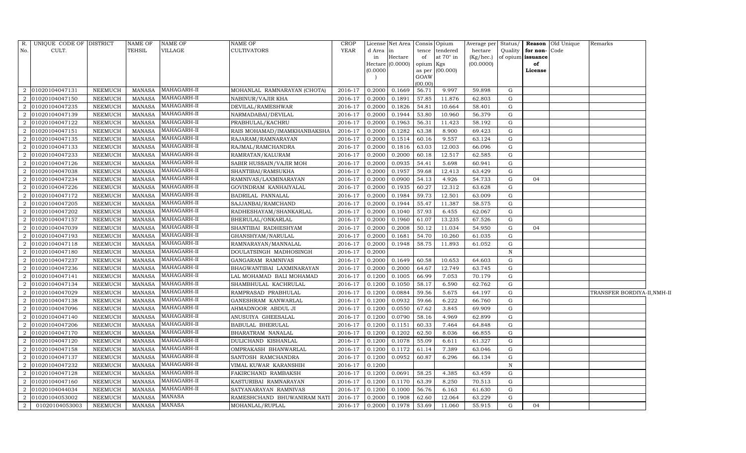| R. No. | UNIQUE CODE OF CULT. | DISTRICT | NAME OF TEHSIL | NAME OF VILLAGE | NAME OF CULTIVATORS | CROP YEAR | License d Area in Hectare (0.0000) | Net Area in Hectare (0.0000) | Consis tence of opium as per GOAW (00.00) | Opium tendered at 70° in Kgs (00.000) | Average per hectare (Kg/hec.) (00.0000) | Status/ Quality of opium | Reason for non-issuance of License | Old Unique Code | Remarks |
|---|---|---|---|---|---|---|---|---|---|---|---|---|---|---|---|
| 2 | 01020104047131 | NEEMUCH | MANASA | MAHAGARH-II | MOHANLAL RAMNARAYAN (CHOTA) | 2016-17 | 0.2000 | 0.1669 | 56.71 | 9.997 | 59.898 | G | | | |
| 2 | 01020104047150 | NEEMUCH | MANASA | MAHAGARH-II | NABINUR/VAJIR KHA | 2016-17 | 0.2000 | 0.1891 | 57.85 | 11.876 | 62.803 | G | | | |
| 2 | 01020104047235 | NEEMUCH | MANASA | MAHAGARH-II | DEVILAL/RAMESHWAR | 2016-17 | 0.2000 | 0.1826 | 54.81 | 10.664 | 58.401 | G | | | |
| 2 | 01020104047139 | NEEMUCH | MANASA | MAHAGARH-II | NARMADABAI/DEVILAL | 2016-17 | 0.2000 | 0.1944 | 53.80 | 10.960 | 56.379 | G | | | |
| 2 | 01020104047122 | NEEMUCH | MANASA | MAHAGARH-II | PRABHULAL/KACHRU | 2016-17 | 0.2000 | 0.1963 | 56.31 | 11.423 | 58.192 | G | | | |
| 2 | 01020104047151 | NEEMUCH | MANASA | MAHAGARH-II | RAIS MOHAMAD/IMAMKHANBAKSHA | 2016-17 | 0.2000 | 0.1282 | 63.38 | 8.900 | 69.423 | G | | | |
| 2 | 01020104047135 | NEEMUCH | MANASA | MAHAGARH-II | RAJARAM/RAMNARAYAN | 2016-17 | 0.2000 | 0.1514 | 60.16 | 9.557 | 63.124 | G | | | |
| 2 | 01020104047133 | NEEMUCH | MANASA | MAHAGARH-II | RAJMAL/RAMCHANDRA | 2016-17 | 0.2000 | 0.1816 | 63.03 | 12.003 | 66.096 | G | | | |
| 2 | 01020104047233 | NEEMUCH | MANASA | MAHAGARH-II | RAMRATAN/KALURAM | 2016-17 | 0.2000 | 0.2000 | 60.18 | 12.517 | 62.585 | G | | | |
| 2 | 01020104047126 | NEEMUCH | MANASA | MAHAGARH-II | SABIR HUSSAIN/VAJIR MOH | 2016-17 | 0.2000 | 0.0935 | 54.41 | 5.698 | 60.941 | G | | | |
| 2 | 01020104047038 | NEEMUCH | MANASA | MAHAGARH-II | SHANTIBAI/RAMSUKHA | 2016-17 | 0.2000 | 0.1957 | 59.68 | 12.413 | 63.429 | G | | | |
| 2 | 01020104047234 | NEEMUCH | MANASA | MAHAGARH-II | RAMNIVAS/LAXMINARAYAN | 2016-17 | 0.2000 | 0.0900 | 54.13 | 4.926 | 54.733 | G | 04 | | |
| 2 | 01020104047226 | NEEMUCH | MANASA | MAHAGARH-II | GOVINDRAM KANHAIYALAL | 2016-17 | 0.2000 | 0.1935 | 60.27 | 12.312 | 63.628 | G | | | |
| 2 | 01020104047172 | NEEMUCH | MANASA | MAHAGARH-II | BADRILAL PANNALAL | 2016-17 | 0.2000 | 0.1984 | 59.73 | 12.501 | 63.009 | G | | | |
| 2 | 01020104047205 | NEEMUCH | MANASA | MAHAGARH-II | SAJJANBAI/RAMCHAND | 2016-17 | 0.2000 | 0.1944 | 55.47 | 11.387 | 58.575 | G | | | |
| 2 | 01020104047202 | NEEMUCH | MANASA | MAHAGARH-II | RADHESHAYAM/SHANKARLAL | 2016-17 | 0.2000 | 0.1040 | 57.93 | 6.455 | 62.067 | G | | | |
| 2 | 01020104047157 | NEEMUCH | MANASA | MAHAGARH-II | BHERULAL/ONKARLAL | 2016-17 | 0.2000 | 0.1960 | 61.07 | 13.235 | 67.526 | G | | | |
| 2 | 01020104047039 | NEEMUCH | MANASA | MAHAGARH-II | SHANTIBAI RADHESHYAM | 2016-17 | 0.2000 | 0.2008 | 50.12 | 11.034 | 54.950 | G | 04 | | |
| 2 | 01020104047193 | NEEMUCH | MANASA | MAHAGARH-II | GHANSHYAM/NARULAL | 2016-17 | 0.2000 | 0.1681 | 54.70 | 10.260 | 61.035 | G | | | |
| 2 | 01020104047118 | NEEMUCH | MANASA | MAHAGARH-II | RAMNARAYAN/MANNALAL | 2016-17 | 0.2000 | 0.1948 | 58.75 | 11.893 | 61.052 | G | | | |
| 2 | 01020104047180 | NEEMUCH | MANASA | MAHAGARH-II | DOULATSINGH MADHOSINGH | 2016-17 | 0.2000 | | | | | N | | | |
| 2 | 01020104047237 | NEEMUCH | MANASA | MAHAGARH-II | GANGARAM RAMNIVAS | 2016-17 | 0.2000 | 0.1649 | 60.58 | 10.653 | 64.603 | G | | | |
| 2 | 01020104047236 | NEEMUCH | MANASA | MAHAGARH-II | BHAGWANTIBAI LAXMINARAYAN | 2016-17 | 0.2000 | 0.2000 | 64.67 | 12.749 | 63.745 | G | | | |
| 2 | 01020104047141 | NEEMUCH | MANASA | MAHAGARH-II | LAL MOHAMAD BALI MOHAMAD | 2016-17 | 0.1200 | 0.1005 | 66.99 | 7.053 | 70.179 | G | | | |
| 2 | 01020104047134 | NEEMUCH | MANASA | MAHAGARH-II | SHAMBHULAL KACHRULAL | 2016-17 | 0.1200 | 0.1050 | 58.17 | 6.590 | 62.762 | G | | | |
| 2 | 01020104047029 | NEEMUCH | MANASA | MAHAGARH-II | RAMPRASAD PRABHULAL | 2016-17 | 0.1200 | 0.0884 | 59.56 | 5.675 | 64.197 | G | | | TRANSFER BORDIYA-II,NMH-II |
| 2 | 01020104047138 | NEEMUCH | MANASA | MAHAGARH-II | GANESHRAM KANWARLAL | 2016-17 | 0.1200 | 0.0932 | 59.66 | 6.222 | 66.760 | G | | | |
| 2 | 01020104047096 | NEEMUCH | MANASA | MAHAGARH-II | AHMADNOOR ABDUL JI | 2016-17 | 0.1200 | 0.0550 | 67.62 | 3.845 | 69.909 | G | | | |
| 2 | 01020104047140 | NEEMUCH | MANASA | MAHAGARH-II | ANUSUIYA GHEESALAL | 2016-17 | 0.1200 | 0.0790 | 58.16 | 4.969 | 62.899 | G | | | |
| 2 | 01020104047206 | NEEMUCH | MANASA | MAHAGARH-II | BABULAL BHERULAL | 2016-17 | 0.1200 | 0.1151 | 60.33 | 7.464 | 64.848 | G | | | |
| 2 | 01020104047170 | NEEMUCH | MANASA | MAHAGARH-II | BHARATRAM NANALAL | 2016-17 | 0.1200 | 0.1202 | 62.50 | 8.036 | 66.855 | G | | | |
| 2 | 01020104047120 | NEEMUCH | MANASA | MAHAGARH-II | DULICHAND KISHANLAL | 2016-17 | 0.1200 | 0.1078 | 55.09 | 6.611 | 61.327 | G | | | |
| 2 | 01020104047158 | NEEMUCH | MANASA | MAHAGARH-II | OMPRAKASH BHANWARLAL | 2016-17 | 0.1200 | 0.1172 | 61.14 | 7.389 | 63.046 | G | | | |
| 2 | 01020104047137 | NEEMUCH | MANASA | MAHAGARH-II | SANTOSH RAMCHANDRA | 2016-17 | 0.1200 | 0.0952 | 60.87 | 6.296 | 66.134 | G | | | |
| 2 | 01020104047232 | NEEMUCH | MANASA | MAHAGARH-II | VIMAL KUWAR KARANSHIH | 2016-17 | 0.1200 | | | | | N | | | |
| 2 | 01020104047128 | NEEMUCH | MANASA | MAHAGARH-II | FAKIRCHAND RAMBAKSH | 2016-17 | 0.1200 | 0.0691 | 58.25 | 4.385 | 63.459 | G | | | |
| 2 | 01020104047160 | NEEMUCH | MANASA | MAHAGARH-II | KASTURIBAI RAMNARAYAN | 2016-17 | 0.1200 | 0.1170 | 63.39 | 8.250 | 70.513 | G | | | |
| 2 | 01020104044034 | NEEMUCH | MANASA | MAHAGARH-II | SATYANARAYAN RAMNIVAS | 2016-17 | 0.1200 | 0.1000 | 56.76 | 6.163 | 61.630 | G | | | |
| 2 | 01020104053002 | NEEMUCH | MANASA | MANASA | RAMESHCHAND BHUWANIRAM NATI | 2016-17 | 0.2000 | 0.1908 | 62.60 | 12.064 | 63.229 | G | | | |
| 2 | 01020104053003 | NEEMUCH | MANASA | MANASA | MOHANLAL/RUPLAL | 2016-17 | 0.2000 | 0.1978 | 53.69 | 11.060 | 55.915 | G | 04 | | |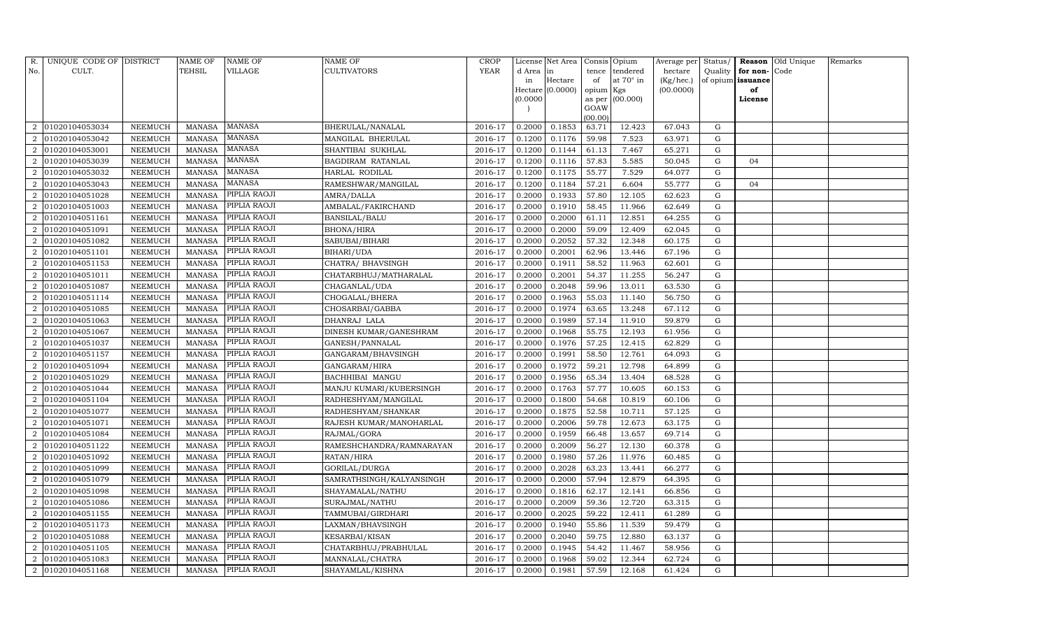| R. No. | UNIQUE CODE OF CULT. | DISTRICT | NAME OF TEHSIL | NAME OF VILLAGE | NAME OF CULTIVATORS | CROP YEAR | License d Area in Hectare (0.0000) | Net Area in Hectare (0.0000) | Consis tence of opium as per GOAW (00.00) | Opium tendered at 70° in Kgs (00.000) | Average per hectare (Kg/hec.) (00.0000) | Status/ Quality of opium | Reason for non-issuance of License | Old Unique Code | Remarks |
|---|---|---|---|---|---|---|---|---|---|---|---|---|---|---|---|
| 2 | 01020104053034 | NEEMUCH | MANASA | MANASA | BHERULAL/NANALAL | 2016-17 | 0.2000 | 0.1853 | 63.71 | 12.423 | 67.043 | G | | | |
| 2 | 01020104053042 | NEEMUCH | MANASA | MANASA | MANGILAL BHERULAL | 2016-17 | 0.1200 | 0.1176 | 59.98 | 7.523 | 63.971 | G | | | |
| 2 | 01020104053001 | NEEMUCH | MANASA | MANASA | SHANTIBAI SUKHLAL | 2016-17 | 0.1200 | 0.1144 | 61.13 | 7.467 | 65.271 | G | | | |
| 2 | 01020104053039 | NEEMUCH | MANASA | MANASA | BAGDIRAM RATANLAL | 2016-17 | 0.1200 | 0.1116 | 57.83 | 5.585 | 50.045 | G | 04 | | |
| 2 | 01020104053032 | NEEMUCH | MANASA | MANASA | HARLAL RODILAL | 2016-17 | 0.1200 | 0.1175 | 55.77 | 7.529 | 64.077 | G | | | |
| 2 | 01020104053043 | NEEMUCH | MANASA | MANASA | RAMESHWAR/MANGILAL | 2016-17 | 0.1200 | 0.1184 | 57.21 | 6.604 | 55.777 | G | 04 | | |
| 2 | 01020104051028 | NEEMUCH | MANASA | PIPLIA RAOJI | AMRA/DALLA | 2016-17 | 0.2000 | 0.1933 | 57.80 | 12.105 | 62.623 | G | | | |
| 2 | 01020104051003 | NEEMUCH | MANASA | PIPLIA RAOJI | AMBALAL/FAKIRCHAND | 2016-17 | 0.2000 | 0.1910 | 58.45 | 11.966 | 62.649 | G | | | |
| 2 | 01020104051161 | NEEMUCH | MANASA | PIPLIA RAOJI | BANSILAL/BALU | 2016-17 | 0.2000 | 0.2000 | 61.11 | 12.851 | 64.255 | G | | | |
| 2 | 01020104051091 | NEEMUCH | MANASA | PIPLIA RAOJI | BHONA/HIRA | 2016-17 | 0.2000 | 0.2000 | 59.09 | 12.409 | 62.045 | G | | | |
| 2 | 01020104051082 | NEEMUCH | MANASA | PIPLIA RAOJI | SABUBAI/BIHARI | 2016-17 | 0.2000 | 0.2052 | 57.32 | 12.348 | 60.175 | G | | | |
| 2 | 01020104051101 | NEEMUCH | MANASA | PIPLIA RAOJI | BIHARI/UDA | 2016-17 | 0.2000 | 0.2001 | 62.96 | 13.446 | 67.196 | G | | | |
| 2 | 01020104051153 | NEEMUCH | MANASA | PIPLIA RAOJI | CHATRA/ BHAVSINGH | 2016-17 | 0.2000 | 0.1911 | 58.52 | 11.963 | 62.601 | G | | | |
| 2 | 01020104051011 | NEEMUCH | MANASA | PIPLIA RAOJI | CHATARBHUJ/MATHARALAL | 2016-17 | 0.2000 | 0.2001 | 54.37 | 11.255 | 56.247 | G | | | |
| 2 | 01020104051087 | NEEMUCH | MANASA | PIPLIA RAOJI | CHAGANLAL/UDA | 2016-17 | 0.2000 | 0.2048 | 59.96 | 13.011 | 63.530 | G | | | |
| 2 | 01020104051114 | NEEMUCH | MANASA | PIPLIA RAOJI | CHOGALAL/BHERA | 2016-17 | 0.2000 | 0.1963 | 55.03 | 11.140 | 56.750 | G | | | |
| 2 | 01020104051085 | NEEMUCH | MANASA | PIPLIA RAOJI | CHOSARBAI/GABBA | 2016-17 | 0.2000 | 0.1974 | 63.65 | 13.248 | 67.112 | G | | | |
| 2 | 01020104051063 | NEEMUCH | MANASA | PIPLIA RAOJI | DHANRAJ LALA | 2016-17 | 0.2000 | 0.1989 | 57.14 | 11.910 | 59.879 | G | | | |
| 2 | 01020104051067 | NEEMUCH | MANASA | PIPLIA RAOJI | DINESH KUMAR/GANESHRAM | 2016-17 | 0.2000 | 0.1968 | 55.75 | 12.193 | 61.956 | G | | | |
| 2 | 01020104051037 | NEEMUCH | MANASA | PIPLIA RAOJI | GANESH/PANNALAL | 2016-17 | 0.2000 | 0.1976 | 57.25 | 12.415 | 62.829 | G | | | |
| 2 | 01020104051157 | NEEMUCH | MANASA | PIPLIA RAOJI | GANGARAM/BHAVSINGH | 2016-17 | 0.2000 | 0.1991 | 58.50 | 12.761 | 64.093 | G | | | |
| 2 | 01020104051094 | NEEMUCH | MANASA | PIPLIA RAOJI | GANGARAM/HIRA | 2016-17 | 0.2000 | 0.1972 | 59.21 | 12.798 | 64.899 | G | | | |
| 2 | 01020104051029 | NEEMUCH | MANASA | PIPLIA RAOJI | BACHHIBAI MANGU | 2016-17 | 0.2000 | 0.1956 | 65.34 | 13.404 | 68.528 | G | | | |
| 2 | 01020104051044 | NEEMUCH | MANASA | PIPLIA RAOJI | MANJU KUMARI/KUBERSINGH | 2016-17 | 0.2000 | 0.1763 | 57.77 | 10.605 | 60.153 | G | | | |
| 2 | 01020104051104 | NEEMUCH | MANASA | PIPLIA RAOJI | RADHESHYAM/MANGILAL | 2016-17 | 0.2000 | 0.1800 | 54.68 | 10.819 | 60.106 | G | | | |
| 2 | 01020104051077 | NEEMUCH | MANASA | PIPLIA RAOJI | RADHESHYAM/SHANKAR | 2016-17 | 0.2000 | 0.1875 | 52.58 | 10.711 | 57.125 | G | | | |
| 2 | 01020104051071 | NEEMUCH | MANASA | PIPLIA RAOJI | RAJESH KUMAR/MANOHARLAL | 2016-17 | 0.2000 | 0.2006 | 59.78 | 12.673 | 63.175 | G | | | |
| 2 | 01020104051084 | NEEMUCH | MANASA | PIPLIA RAOJI | RAJMAL/GORA | 2016-17 | 0.2000 | 0.1959 | 66.48 | 13.657 | 69.714 | G | | | |
| 2 | 01020104051122 | NEEMUCH | MANASA | PIPLIA RAOJI | RAMESHCHANDRA/RAMNARAYAN | 2016-17 | 0.2000 | 0.2009 | 56.27 | 12.130 | 60.378 | G | | | |
| 2 | 01020104051092 | NEEMUCH | MANASA | PIPLIA RAOJI | RATAN/HIRA | 2016-17 | 0.2000 | 0.1980 | 57.26 | 11.976 | 60.485 | G | | | |
| 2 | 01020104051099 | NEEMUCH | MANASA | PIPLIA RAOJI | GORILAL/DURGA | 2016-17 | 0.2000 | 0.2028 | 63.23 | 13.441 | 66.277 | G | | | |
| 2 | 01020104051079 | NEEMUCH | MANASA | PIPLIA RAOJI | SAMRATHSINGH/KALYANSINGH | 2016-17 | 0.2000 | 0.2000 | 57.94 | 12.879 | 64.395 | G | | | |
| 2 | 01020104051098 | NEEMUCH | MANASA | PIPLIA RAOJI | SHAYAMALAL/NATHU | 2016-17 | 0.2000 | 0.1816 | 62.17 | 12.141 | 66.856 | G | | | |
| 2 | 01020104051086 | NEEMUCH | MANASA | PIPLIA RAOJI | SURAJMAL/NATHU | 2016-17 | 0.2000 | 0.2009 | 59.36 | 12.720 | 63.315 | G | | | |
| 2 | 01020104051155 | NEEMUCH | MANASA | PIPLIA RAOJI | TAMMUBAI/GIRDHARI | 2016-17 | 0.2000 | 0.2025 | 59.22 | 12.411 | 61.289 | G | | | |
| 2 | 01020104051173 | NEEMUCH | MANASA | PIPLIA RAOJI | LAXMAN/BHAVSINGH | 2016-17 | 0.2000 | 0.1940 | 55.86 | 11.539 | 59.479 | G | | | |
| 2 | 01020104051088 | NEEMUCH | MANASA | PIPLIA RAOJI | KESARBAI/KISAN | 2016-17 | 0.2000 | 0.2040 | 59.75 | 12.880 | 63.137 | G | | | |
| 2 | 01020104051105 | NEEMUCH | MANASA | PIPLIA RAOJI | CHATARBHUJ/PRABHULAL | 2016-17 | 0.2000 | 0.1945 | 54.42 | 11.467 | 58.956 | G | | | |
| 2 | 01020104051083 | NEEMUCH | MANASA | PIPLIA RAOJI | MANNALAL/CHATRA | 2016-17 | 0.2000 | 0.1968 | 59.02 | 12.344 | 62.724 | G | | | |
| 2 | 01020104051168 | NEEMUCH | MANASA | PIPLIA RAOJI | SHAYAMLAL/KISHNA | 2016-17 | 0.2000 | 0.1981 | 57.59 | 12.168 | 61.424 | G | | | |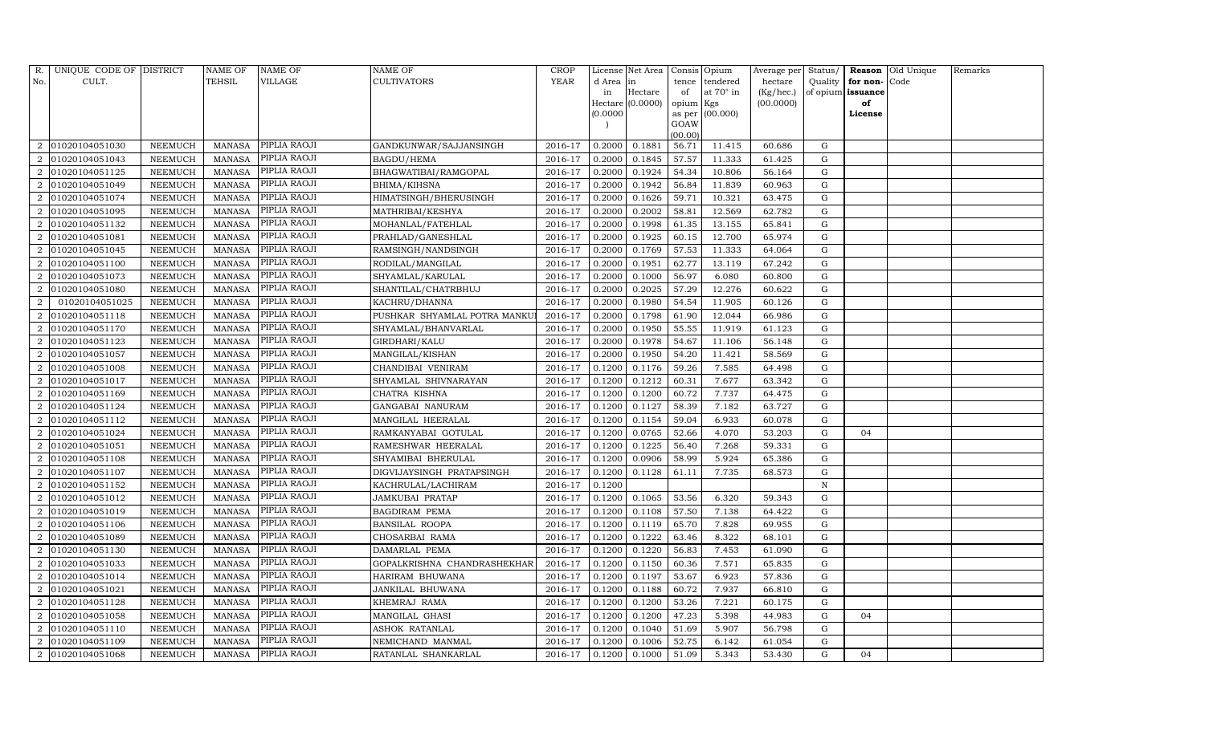| R. No. | UNIQUE CODE OF CULT. | DISTRICT | NAME OF TEHSIL | NAME OF VILLAGE | NAME OF CULTIVATORS | CROP YEAR | License d Area in Hectare (0.0000) | Net Area in Hectare (0.0000) | Consis tence of opium as per GOAW (00.00) | Opium tendered at 70° in Kgs (00.000) | Average per hectare (Kg/hec.) (00.0000) | Status/ Quality of opium | Reason for non-issuance of License | Old Unique Code | Remarks |
|---|---|---|---|---|---|---|---|---|---|---|---|---|---|---|---|
| 2 | 01020104051030 | NEEMUCH | MANASA | PIPLIA RAOJI | GANDKUNWAR/SAJJANSINGH | 2016-17 | 0.2000 | 0.1881 | 56.71 | 11.415 | 60.686 | G | | | |
| 2 | 01020104051043 | NEEMUCH | MANASA | PIPLIA RAOJI | BAGDU/HEMA | 2016-17 | 0.2000 | 0.1845 | 57.57 | 11.333 | 61.425 | G | | | |
| 2 | 01020104051125 | NEEMUCH | MANASA | PIPLIA RAOJI | BHAGWATIBAI/RAMGOPAL | 2016-17 | 0.2000 | 0.1924 | 54.34 | 10.806 | 56.164 | G | | | |
| 2 | 01020104051049 | NEEMUCH | MANASA | PIPLIA RAOJI | BHIMA/KIHSNA | 2016-17 | 0.2000 | 0.1942 | 56.84 | 11.839 | 60.963 | G | | | |
| 2 | 01020104051074 | NEEMUCH | MANASA | PIPLIA RAOJI | HIMATSINGH/BHERUSINGH | 2016-17 | 0.2000 | 0.1626 | 59.71 | 10.321 | 63.475 | G | | | |
| 2 | 01020104051095 | NEEMUCH | MANASA | PIPLIA RAOJI | MATHRIBAI/KESHYA | 2016-17 | 0.2000 | 0.2002 | 58.81 | 12.569 | 62.782 | G | | | |
| 2 | 01020104051132 | NEEMUCH | MANASA | PIPLIA RAOJI | MOHANLAL/FATEHLAL | 2016-17 | 0.2000 | 0.1998 | 61.35 | 13.155 | 65.841 | G | | | |
| 2 | 01020104051081 | NEEMUCH | MANASA | PIPLIA RAOJI | PRAHLAD/GANESHLAL | 2016-17 | 0.2000 | 0.1925 | 60.15 | 12.700 | 65.974 | G | | | |
| 2 | 01020104051045 | NEEMUCH | MANASA | PIPLIA RAOJI | RAMSINGH/NANDSINGH | 2016-17 | 0.2000 | 0.1769 | 57.53 | 11.333 | 64.064 | G | | | |
| 2 | 01020104051100 | NEEMUCH | MANASA | PIPLIA RAOJI | RODILAL/MANGILAL | 2016-17 | 0.2000 | 0.1951 | 62.77 | 13.119 | 67.242 | G | | | |
| 2 | 01020104051073 | NEEMUCH | MANASA | PIPLIA RAOJI | SHYAMLAL/KARULAL | 2016-17 | 0.2000 | 0.1000 | 56.97 | 6.080 | 60.800 | G | | | |
| 2 | 01020104051080 | NEEMUCH | MANASA | PIPLIA RAOJI | SHANTILAL/CHATRBHUJ | 2016-17 | 0.2000 | 0.2025 | 57.29 | 12.276 | 60.622 | G | | | |
| 2 | 01020104051025 | NEEMUCH | MANASA | PIPLIA RAOJI | KACHRU/DHANNA | 2016-17 | 0.2000 | 0.1980 | 54.54 | 11.905 | 60.126 | G | | | |
| 2 | 01020104051118 | NEEMUCH | MANASA | PIPLIA RAOJI | PUSHKAR SHYAMLAL POTRA MANKU | 2016-17 | 0.2000 | 0.1798 | 61.90 | 12.044 | 66.986 | G | | | |
| 2 | 01020104051170 | NEEMUCH | MANASA | PIPLIA RAOJI | SHYAMLAL/BHANVARLAL | 2016-17 | 0.2000 | 0.1950 | 55.55 | 11.919 | 61.123 | G | | | |
| 2 | 01020104051123 | NEEMUCH | MANASA | PIPLIA RAOJI | GIRDHARI/KALU | 2016-17 | 0.2000 | 0.1978 | 54.67 | 11.106 | 56.148 | G | | | |
| 2 | 01020104051057 | NEEMUCH | MANASA | PIPLIA RAOJI | MANGILAL/KISHAN | 2016-17 | 0.2000 | 0.1950 | 54.20 | 11.421 | 58.569 | G | | | |
| 2 | 01020104051008 | NEEMUCH | MANASA | PIPLIA RAOJI | CHANDIBAI VENIRAM | 2016-17 | 0.1200 | 0.1176 | 59.26 | 7.585 | 64.498 | G | | | |
| 2 | 01020104051017 | NEEMUCH | MANASA | PIPLIA RAOJI | SHYAMLAL SHIVNARAYAN | 2016-17 | 0.1200 | 0.1212 | 60.31 | 7.677 | 63.342 | G | | | |
| 2 | 01020104051169 | NEEMUCH | MANASA | PIPLIA RAOJI | CHATRA KISHNA | 2016-17 | 0.1200 | 0.1200 | 60.72 | 7.737 | 64.475 | G | | | |
| 2 | 01020104051124 | NEEMUCH | MANASA | PIPLIA RAOJI | GANGABAI NANURAM | 2016-17 | 0.1200 | 0.1127 | 58.39 | 7.182 | 63.727 | G | | | |
| 2 | 01020104051112 | NEEMUCH | MANASA | PIPLIA RAOJI | MANGILAL HEERALAL | 2016-17 | 0.1200 | 0.1154 | 59.04 | 6.933 | 60.078 | G | | | |
| 2 | 01020104051024 | NEEMUCH | MANASA | PIPLIA RAOJI | RAMKANYABAI GOTULAL | 2016-17 | 0.1200 | 0.0765 | 52.66 | 4.070 | 53.203 | G | 04 | | |
| 2 | 01020104051051 | NEEMUCH | MANASA | PIPLIA RAOJI | RAMESHWAR HEERALAL | 2016-17 | 0.1200 | 0.1225 | 56.40 | 7.268 | 59.331 | G | | | |
| 2 | 01020104051108 | NEEMUCH | MANASA | PIPLIA RAOJI | SHYAMIBAI BHERULAL | 2016-17 | 0.1200 | 0.0906 | 58.99 | 5.924 | 65.386 | G | | | |
| 2 | 01020104051107 | NEEMUCH | MANASA | PIPLIA RAOJI | DIGVIJAYSINGH PRATAPSINGH | 2016-17 | 0.1200 | 0.1128 | 61.11 | 7.735 | 68.573 | G | | | |
| 2 | 01020104051152 | NEEMUCH | MANASA | PIPLIA RAOJI | KACHRULAL/LACHIRAM | 2016-17 | 0.1200 | | | | | N | | | |
| 2 | 01020104051012 | NEEMUCH | MANASA | PIPLIA RAOJI | JAMKUBAI PRATAP | 2016-17 | 0.1200 | 0.1065 | 53.56 | 6.320 | 59.343 | G | | | |
| 2 | 01020104051019 | NEEMUCH | MANASA | PIPLIA RAOJI | BAGDIRAM PEMA | 2016-17 | 0.1200 | 0.1108 | 57.50 | 7.138 | 64.422 | G | | | |
| 2 | 01020104051106 | NEEMUCH | MANASA | PIPLIA RAOJI | BANSILAL ROOPA | 2016-17 | 0.1200 | 0.1119 | 65.70 | 7.828 | 69.955 | G | | | |
| 2 | 01020104051089 | NEEMUCH | MANASA | PIPLIA RAOJI | CHOSARBAI RAMA | 2016-17 | 0.1200 | 0.1222 | 63.46 | 8.322 | 68.101 | G | | | |
| 2 | 01020104051130 | NEEMUCH | MANASA | PIPLIA RAOJI | DAMARLAL PEMA | 2016-17 | 0.1200 | 0.1220 | 56.83 | 7.453 | 61.090 | G | | | |
| 2 | 01020104051033 | NEEMUCH | MANASA | PIPLIA RAOJI | GOPALKRISHNA CHANDRASHEKHAR | 2016-17 | 0.1200 | 0.1150 | 60.36 | 7.571 | 65.835 | G | | | |
| 2 | 01020104051014 | NEEMUCH | MANASA | PIPLIA RAOJI | HARIRAM BHUWANA | 2016-17 | 0.1200 | 0.1197 | 53.67 | 6.923 | 57.836 | G | | | |
| 2 | 01020104051021 | NEEMUCH | MANASA | PIPLIA RAOJI | JANKILAL BHUWANA | 2016-17 | 0.1200 | 0.1188 | 60.72 | 7.937 | 66.810 | G | | | |
| 2 | 01020104051128 | NEEMUCH | MANASA | PIPLIA RAOJI | KHEMRAJ RAMA | 2016-17 | 0.1200 | 0.1200 | 53.26 | 7.221 | 60.175 | G | | | |
| 2 | 01020104051058 | NEEMUCH | MANASA | PIPLIA RAOJI | MANGILAL GHASI | 2016-17 | 0.1200 | 0.1200 | 47.23 | 5.398 | 44.983 | G | 04 | | |
| 2 | 01020104051110 | NEEMUCH | MANASA | PIPLIA RAOJI | ASHOK RATANLAL | 2016-17 | 0.1200 | 0.1040 | 51.69 | 5.907 | 56.798 | G | | | |
| 2 | 01020104051109 | NEEMUCH | MANASA | PIPLIA RAOJI | NEMICHAND MANMAL | 2016-17 | 0.1200 | 0.1006 | 52.75 | 6.142 | 61.054 | G | | | |
| 2 | 01020104051068 | NEEMUCH | MANASA | PIPLIA RAOJI | RATANLAL SHANKARLAL | 2016-17 | 0.1200 | 0.1000 | 51.09 | 5.343 | 53.430 | G | 04 | | |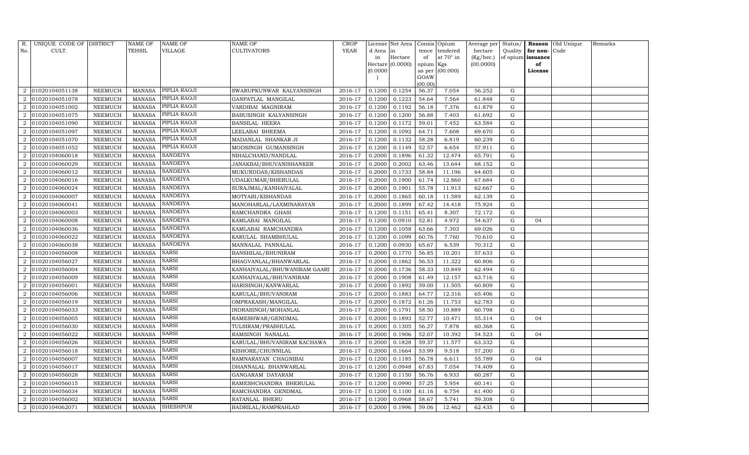| R. No. | UNIQUE CODE OF CULT. | DISTRICT | NAME OF TEHSIL | NAME OF VILLAGE | NAME OF CULTIVATORS | CROP YEAR | License d Area in Hectare (0.0000) | Net Area in Hectare (0.0000) | Consis tence of opium as per GOAW (00.00) | Opium tendered at 70° in Kgs (00.000) | Average per hectare (Kg/hec.) (00.0000) | Status/ Quality of opium | Reason for non-issuance of License | Old Unique Code | Remarks |
|---|---|---|---|---|---|---|---|---|---|---|---|---|---|---|---|
| 2 | 01020104051138 | NEEMUCH | MANASA | PIPLIA RAOJI | SWARUPKUNWAR KALYANSINGH | 2016-17 | 0.1200 | 0.1254 | 56.37 | 7.054 | 56.252 | G | | | |
| 2 | 01020104051078 | NEEMUCH | MANASA | PIPLIA RAOJI | GANPATLAL MANGILAL | 2016-17 | 0.1200 | 0.1223 | 54.64 | 7.564 | 61.848 | G | | | |
| 2 | 01020104051002 | NEEMUCH | MANASA | PIPLIA RAOJI | VARDIBAI MAGNIRAM | 2016-17 | 0.1200 | 0.1192 | 56.18 | 7.376 | 61.879 | G | | | |
| 2 | 01020104051075 | NEEMUCH | MANASA | PIPLIA RAOJI | BABUSINGH KALYANSINGH | 2016-17 | 0.1200 | 0.1200 | 56.88 | 7.403 | 61.692 | G | | | |
| 2 | 01020104051090 | NEEMUCH | MANASA | PIPLIA RAOJI | BANSILAL HEERA | 2016-17 | 0.1200 | 0.1172 | 59.01 | 7.452 | 63.584 | G | | | |
| 2 | 01020104051097 | NEEMUCH | MANASA | PIPLIA RAOJI | LEELABAI BHEEMA | 2016-17 | 0.1200 | 0.1092 | 64.71 | 7.608 | 69.670 | G | | | |
| 2 | 01020104051070 | NEEMUCH | MANASA | PIPLIA RAOJI | MADANLAL SHANKAR JI | 2016-17 | 0.1200 | 0.1132 | 58.28 | 6.819 | 60.239 | G | | | |
| 2 | 01020104051052 | NEEMUCH | MANASA | PIPLIA RAOJI | MODSINGH GUMANSINGH | 2016-17 | 0.1200 | 0.1149 | 52.57 | 6.654 | 57.911 | G | | | |
| 2 | 01020104060018 | NEEMUCH | MANASA | SANDEIYA | NIHALCHAND/NANDLAL | 2016-17 | 0.2000 | 0.1896 | 61.32 | 12.474 | 65.791 | G | | | |
| 2 | 01020104060029 | NEEMUCH | MANASA | SANDEIYA | JANAKBAI/BHUVANISHANKER | 2016-17 | 0.2000 | 0.2002 | 63.46 | 13.644 | 68.152 | G | | | |
| 2 | 01020104060012 | NEEMUCH | MANASA | SANDEIYA | MUKUNDDAS/KISHANDAS | 2016-17 | 0.2000 | 0.1733 | 58.84 | 11.196 | 64.605 | G | | | |
| 2 | 01020104060016 | NEEMUCH | MANASA | SANDEIYA | UDALKUMAR/BHERULAL | 2016-17 | 0.2000 | 0.1900 | 61.74 | 12.860 | 67.684 | G | | | |
| 2 | 01020104060024 | NEEMUCH | MANASA | SANDEIYA | SURAJMAL/KANHAIYALAL | 2016-17 | 0.2000 | 0.1901 | 55.78 | 11.913 | 62.667 | G | | | |
| 2 | 01020104060007 | NEEMUCH | MANASA | SANDEIYA | MOTYABI/KISHANDAS | 2016-17 | 0.2000 | 0.1865 | 60.18 | 11.589 | 62.139 | G | | | |
| 2 | 01020104060041 | NEEMUCH | MANASA | SANDEIYA | MANOHARLAL/LAXMINARAYAN | 2016-17 | 0.2000 | 0.1899 | 67.42 | 14.418 | 75.924 | G | | | |
| 2 | 01020104060003 | NEEMUCH | MANASA | SANDEIYA | RAMCHANDRA GHASI | 2016-17 | 0.1200 | 0.1151 | 65.41 | 8.307 | 72.172 | G | | | |
| 2 | 01020104060008 | NEEMUCH | MANASA | SANDEIYA | KAMLABAI MANGILAL | 2016-17 | 0.1200 | 0.0910 | 52.81 | 4.972 | 54.637 | G | 04 | | |
| 2 | 01020104060036 | NEEMUCH | MANASA | SANDEIYA | KAMLABAI RAMCHANDRA | 2016-17 | 0.1200 | 0.1058 | 63.66 | 7.303 | 69.026 | G | | | |
| 2 | 01020104060022 | NEEMUCH | MANASA | SANDEIYA | KARULAL SHAMBHULAL | 2016-17 | 0.1200 | 0.1099 | 60.76 | 7.760 | 70.610 | G | | | |
| 2 | 01020104060038 | NEEMUCH | MANASA | SANDEIYA | MANNALAL PANNALAL | 2016-17 | 0.1200 | 0.0930 | 65.67 | 6.539 | 70.312 | G | | | |
| 2 | 01020104056008 | NEEMUCH | MANASA | SARSI | BANSHILAL/BHUNIRAM | 2016-17 | 0.2000 | 0.1770 | 56.85 | 10.201 | 57.633 | G | | | |
| 2 | 01020104056027 | NEEMUCH | MANASA | SARSI | BHAGVANLAL/BHANWARLAL | 2016-17 | 0.2000 | 0.1862 | 56.53 | 11.322 | 60.806 | G | | | |
| 2 | 01020104056004 | NEEMUCH | MANASA | SARSI | KANHAIYALAL/BHUWANIRAM GAARI | 2016-17 | 0.2000 | 0.1736 | 58.33 | 10.849 | 62.494 | G | | | |
| 2 | 01020104056009 | NEEMUCH | MANASA | SARSI | KANHAIYALAL/BHUVANIRAM | 2016-17 | 0.2000 | 0.1908 | 61.49 | 12.157 | 63.716 | G | | | |
| 2 | 01020104056001 | NEEMUCH | MANASA | SARSI | HARISINGH/KANWARLAL | 2016-17 | 0.2000 | 0.1892 | 59.00 | 11.505 | 60.809 | G | | | |
| 2 | 01020104056006 | NEEMUCH | MANASA | SARSI | KARULAL/BHUVANIRAM | 2016-17 | 0.2000 | 0.1883 | 64.77 | 12.316 | 65.406 | G | | | |
| 2 | 01020104056019 | NEEMUCH | MANASA | SARSI | OMPRAKASH/MANGILAL | 2016-17 | 0.2000 | 0.1872 | 61.26 | 11.753 | 62.783 | G | | | |
| 2 | 01020104056033 | NEEMUCH | MANASA | SARSI | INDRASINGH/MOHANLAL | 2016-17 | 0.2000 | 0.1791 | 58.50 | 10.889 | 60.798 | G | | | |
| 2 | 01020104056005 | NEEMUCH | MANASA | SARSI | RAMESHWAR/GENDMAL | 2016-17 | 0.2000 | 0.1893 | 52.77 | 10.471 | 55.314 | G | 04 | | |
| 2 | 01020104056030 | NEEMUCH | MANASA | SARSI | TULSIRAM/PRABHULAL | 2016-17 | 0.2000 | 0.1305 | 56.27 | 7.878 | 60.368 | G | | | |
| 2 | 01020104056022 | NEEMUCH | MANASA | SARSI | RAMSINGH NANALAL | 2016-17 | 0.2000 | 0.1906 | 52.07 | 10.392 | 54.523 | G | 04 | | |
| 2 | 01020104056026 | NEEMUCH | MANASA | SARSI | KARULAL/BHUVANIRAM KACHAWA | 2016-17 | 0.2000 | 0.1828 | 59.37 | 11.577 | 63.332 | G | | | |
| 2 | 01020104056018 | NEEMUCH | MANASA | SARSI | KISHORE/CHUNNILAL | 2016-17 | 0.2000 | 0.1664 | 53.99 | 9.518 | 57.200 | G | | | |
| 2 | 01020104056007 | NEEMUCH | MANASA | SARSI | RAMNARAYAN CHAGNIBAI | 2016-17 | 0.1200 | 0.1185 | 56.78 | 6.611 | 55.789 | G | 04 | | |
| 2 | 01020104056017 | NEEMUCH | MANASA | SARSI | DHANNALAL BHANWARLAL | 2016-17 | 0.1200 | 0.0948 | 67.83 | 7.054 | 74.409 | G | | | |
| 2 | 01020104056028 | NEEMUCH | MANASA | SARSI | GANGARAM DAYARAM | 2016-17 | 0.1200 | 0.1150 | 56.76 | 6.933 | 60.287 | G | | | |
| 2 | 01020104056015 | NEEMUCH | MANASA | SARSI | RAMESHCHANDRA BHERULAL | 2016-17 | 0.1200 | 0.0990 | 57.25 | 5.954 | 60.141 | G | | | |
| 2 | 01020104056034 | NEEMUCH | MANASA | SARSI | RAMCHANDRA GENDMAL | 2016-17 | 0.1200 | 0.1100 | 61.16 | 6.754 | 61.400 | G | | | |
| 2 | 01020104056002 | NEEMUCH | MANASA | SARSI | RATANLAL BHERU | 2016-17 | 0.1200 | 0.0968 | 58.67 | 5.741 | 59.308 | G | | | |
| 2 | 01020104062071 | NEEMUCH | MANASA | SHESHPUR | BADRILAL/RAMPRAHLAD | 2016-17 | 0.2000 | 0.1996 | 59.06 | 12.462 | 62.435 | G | | | |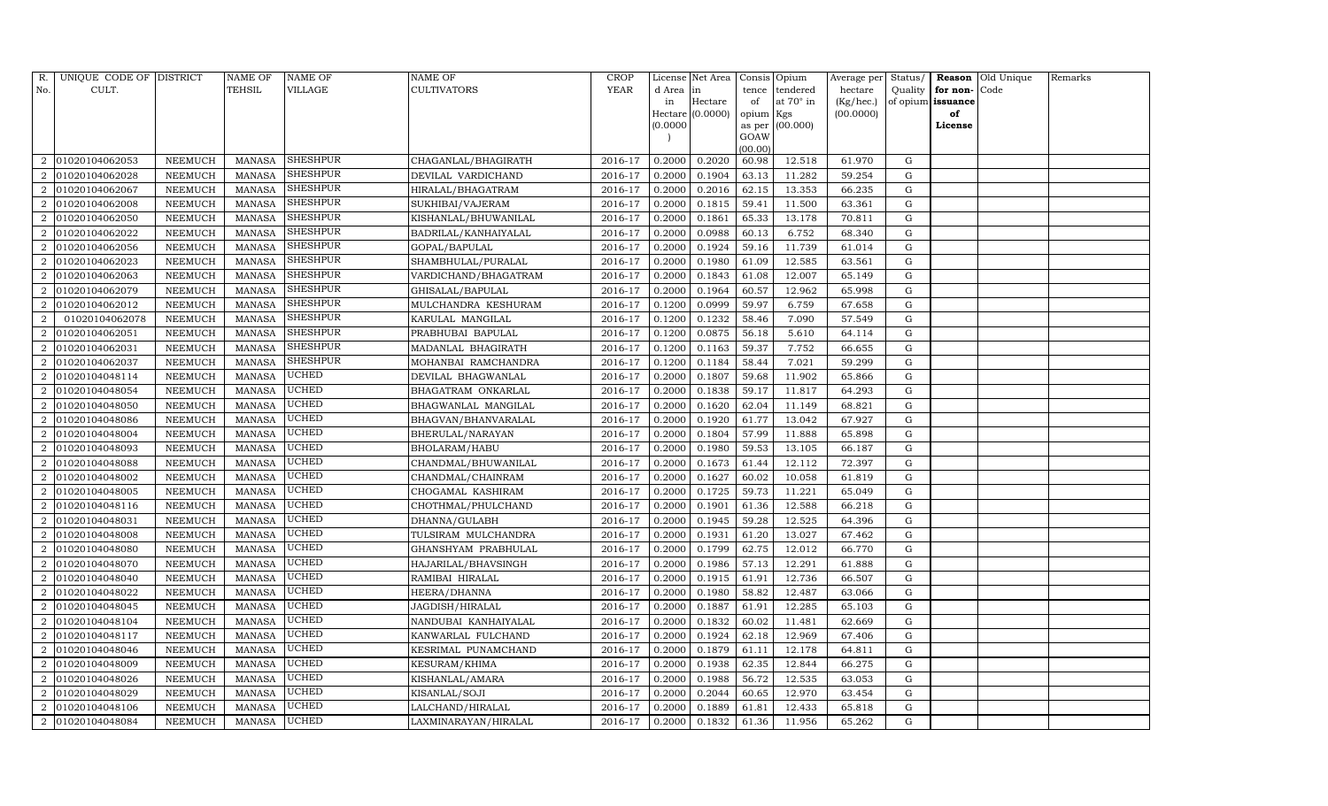| R. No. | UNIQUE CODE OF CULT. | DISTRICT | NAME OF TEHSIL | NAME OF VILLAGE | NAME OF CULTIVATORS | CROP YEAR | License d Area in Hectare (0.0000) | Net Area in Hectare (0.0000) | Consis tence of opium as per GOAW (00.00) | Opium tendered at 70° in Kgs (00.000) | Average per hectare (Kg/hec.) (00.0000) | Status/ Quality of opium | Reason for non-issuance of License | Old Unique Code | Remarks |
|---|---|---|---|---|---|---|---|---|---|---|---|---|---|---|---|
| 2 | 01020104062053 | NEEMUCH | MANASA | SHESHPUR | CHAGANLAL/BHAGIRATH | 2016-17 | 0.2000 | 0.2020 | 60.98 | 12.518 | 61.970 | G | | | |
| 2 | 01020104062028 | NEEMUCH | MANASA | SHESHPUR | DEVILAL VARDICHAND | 2016-17 | 0.2000 | 0.1904 | 63.13 | 11.282 | 59.254 | G | | | |
| 2 | 01020104062067 | NEEMUCH | MANASA | SHESHPUR | HIRALAL/BHAGATRAM | 2016-17 | 0.2000 | 0.2016 | 62.15 | 13.353 | 66.235 | G | | | |
| 2 | 01020104062008 | NEEMUCH | MANASA | SHESHPUR | SUKHIBAI/VAJERAM | 2016-17 | 0.2000 | 0.1815 | 59.41 | 11.500 | 63.361 | G | | | |
| 2 | 01020104062050 | NEEMUCH | MANASA | SHESHPUR | KISHANLAL/BHUWANILAL | 2016-17 | 0.2000 | 0.1861 | 65.33 | 13.178 | 70.811 | G | | | |
| 2 | 01020104062022 | NEEMUCH | MANASA | SHESHPUR | BADRILAL/KANHAIYALAL | 2016-17 | 0.2000 | 0.0988 | 60.13 | 6.752 | 68.340 | G | | | |
| 2 | 01020104062056 | NEEMUCH | MANASA | SHESHPUR | GOPAL/BAPULAL | 2016-17 | 0.2000 | 0.1924 | 59.16 | 11.739 | 61.014 | G | | | |
| 2 | 01020104062023 | NEEMUCH | MANASA | SHESHPUR | SHAMBHULAL/PURALAL | 2016-17 | 0.2000 | 0.1980 | 61.09 | 12.585 | 63.561 | G | | | |
| 2 | 01020104062063 | NEEMUCH | MANASA | SHESHPUR | VARDICHAND/BHAGATRAM | 2016-17 | 0.2000 | 0.1843 | 61.08 | 12.007 | 65.149 | G | | | |
| 2 | 01020104062079 | NEEMUCH | MANASA | SHESHPUR | GHISALAL/BAPULAL | 2016-17 | 0.2000 | 0.1964 | 60.57 | 12.962 | 65.998 | G | | | |
| 2 | 01020104062012 | NEEMUCH | MANASA | SHESHPUR | MULCHANDRA KESHURAM | 2016-17 | 0.1200 | 0.0999 | 59.97 | 6.759 | 67.658 | G | | | |
| 2 | 01020104062078 | NEEMUCH | MANASA | SHESHPUR | KARULAL MANGILAL | 2016-17 | 0.1200 | 0.1232 | 58.46 | 7.090 | 57.549 | G | | | |
| 2 | 01020104062051 | NEEMUCH | MANASA | SHESHPUR | PRABHUBAI BAPULAL | 2016-17 | 0.1200 | 0.0875 | 56.18 | 5.610 | 64.114 | G | | | |
| 2 | 01020104062031 | NEEMUCH | MANASA | SHESHPUR | MADANLAL BHAGIRATH | 2016-17 | 0.1200 | 0.1163 | 59.37 | 7.752 | 66.655 | G | | | |
| 2 | 01020104062037 | NEEMUCH | MANASA | SHESHPUR | MOHANBAI RAMCHANDRA | 2016-17 | 0.1200 | 0.1184 | 58.44 | 7.021 | 59.299 | G | | | |
| 2 | 01020104048114 | NEEMUCH | MANASA | UCHED | DEVILAL BHAGWANLAL | 2016-17 | 0.2000 | 0.1807 | 59.68 | 11.902 | 65.866 | G | | | |
| 2 | 01020104048054 | NEEMUCH | MANASA | UCHED | BHAGATRAM ONKARLAL | 2016-17 | 0.2000 | 0.1838 | 59.17 | 11.817 | 64.293 | G | | | |
| 2 | 01020104048050 | NEEMUCH | MANASA | UCHED | BHAGWANLAL MANGILAL | 2016-17 | 0.2000 | 0.1620 | 62.04 | 11.149 | 68.821 | G | | | |
| 2 | 01020104048086 | NEEMUCH | MANASA | UCHED | BHAGVAN/BHANVARALAL | 2016-17 | 0.2000 | 0.1920 | 61.77 | 13.042 | 67.927 | G | | | |
| 2 | 01020104048004 | NEEMUCH | MANASA | UCHED | BHERULAL/NARAYAN | 2016-17 | 0.2000 | 0.1804 | 57.99 | 11.888 | 65.898 | G | | | |
| 2 | 01020104048093 | NEEMUCH | MANASA | UCHED | BHOLARAM/HABU | 2016-17 | 0.2000 | 0.1980 | 59.53 | 13.105 | 66.187 | G | | | |
| 2 | 01020104048088 | NEEMUCH | MANASA | UCHED | CHANDMAL/BHUWANILAL | 2016-17 | 0.2000 | 0.1673 | 61.44 | 12.112 | 72.397 | G | | | |
| 2 | 01020104048002 | NEEMUCH | MANASA | UCHED | CHANDMAL/CHAINRAM | 2016-17 | 0.2000 | 0.1627 | 60.02 | 10.058 | 61.819 | G | | | |
| 2 | 01020104048005 | NEEMUCH | MANASA | UCHED | CHOGAMAL KASHIRAM | 2016-17 | 0.2000 | 0.1725 | 59.73 | 11.221 | 65.049 | G | | | |
| 2 | 01020104048116 | NEEMUCH | MANASA | UCHED | CHOTHMAL/PHULCHAND | 2016-17 | 0.2000 | 0.1901 | 61.36 | 12.588 | 66.218 | G | | | |
| 2 | 01020104048031 | NEEMUCH | MANASA | UCHED | DHANNA/GULABH | 2016-17 | 0.2000 | 0.1945 | 59.28 | 12.525 | 64.396 | G | | | |
| 2 | 01020104048008 | NEEMUCH | MANASA | UCHED | TULSIRAM MULCHANDRA | 2016-17 | 0.2000 | 0.1931 | 61.20 | 13.027 | 67.462 | G | | | |
| 2 | 01020104048080 | NEEMUCH | MANASA | UCHED | GHANSHYAM PRABHULAL | 2016-17 | 0.2000 | 0.1799 | 62.75 | 12.012 | 66.770 | G | | | |
| 2 | 01020104048070 | NEEMUCH | MANASA | UCHED | HAJARILAL/BHAVSINGH | 2016-17 | 0.2000 | 0.1986 | 57.13 | 12.291 | 61.888 | G | | | |
| 2 | 01020104048040 | NEEMUCH | MANASA | UCHED | RAMIBAI HIRALAL | 2016-17 | 0.2000 | 0.1915 | 61.91 | 12.736 | 66.507 | G | | | |
| 2 | 01020104048022 | NEEMUCH | MANASA | UCHED | HEERA/DHANNA | 2016-17 | 0.2000 | 0.1980 | 58.82 | 12.487 | 63.066 | G | | | |
| 2 | 01020104048045 | NEEMUCH | MANASA | UCHED | JAGDISH/HIRALAL | 2016-17 | 0.2000 | 0.1887 | 61.91 | 12.285 | 65.103 | G | | | |
| 2 | 01020104048104 | NEEMUCH | MANASA | UCHED | NANDUBAI KANHAIYALAL | 2016-17 | 0.2000 | 0.1832 | 60.02 | 11.481 | 62.669 | G | | | |
| 2 | 01020104048117 | NEEMUCH | MANASA | UCHED | KANWARLAL FULCHAND | 2016-17 | 0.2000 | 0.1924 | 62.18 | 12.969 | 67.406 | G | | | |
| 2 | 01020104048046 | NEEMUCH | MANASA | UCHED | KESRIMAL PUNAMCHAND | 2016-17 | 0.2000 | 0.1879 | 61.11 | 12.178 | 64.811 | G | | | |
| 2 | 01020104048009 | NEEMUCH | MANASA | UCHED | KESURAM/KHIMA | 2016-17 | 0.2000 | 0.1938 | 62.35 | 12.844 | 66.275 | G | | | |
| 2 | 01020104048026 | NEEMUCH | MANASA | UCHED | KISHANLAL/AMARA | 2016-17 | 0.2000 | 0.1988 | 56.72 | 12.535 | 63.053 | G | | | |
| 2 | 01020104048029 | NEEMUCH | MANASA | UCHED | KISANLAL/SOJI | 2016-17 | 0.2000 | 0.2044 | 60.65 | 12.970 | 63.454 | G | | | |
| 2 | 01020104048106 | NEEMUCH | MANASA | UCHED | LALCHAND/HIRALAL | 2016-17 | 0.2000 | 0.1889 | 61.81 | 12.433 | 65.818 | G | | | |
| 2 | 01020104048084 | NEEMUCH | MANASA | UCHED | LAXMINARAYAN/HIRALAL | 2016-17 | 0.2000 | 0.1832 | 61.36 | 11.956 | 65.262 | G | | | |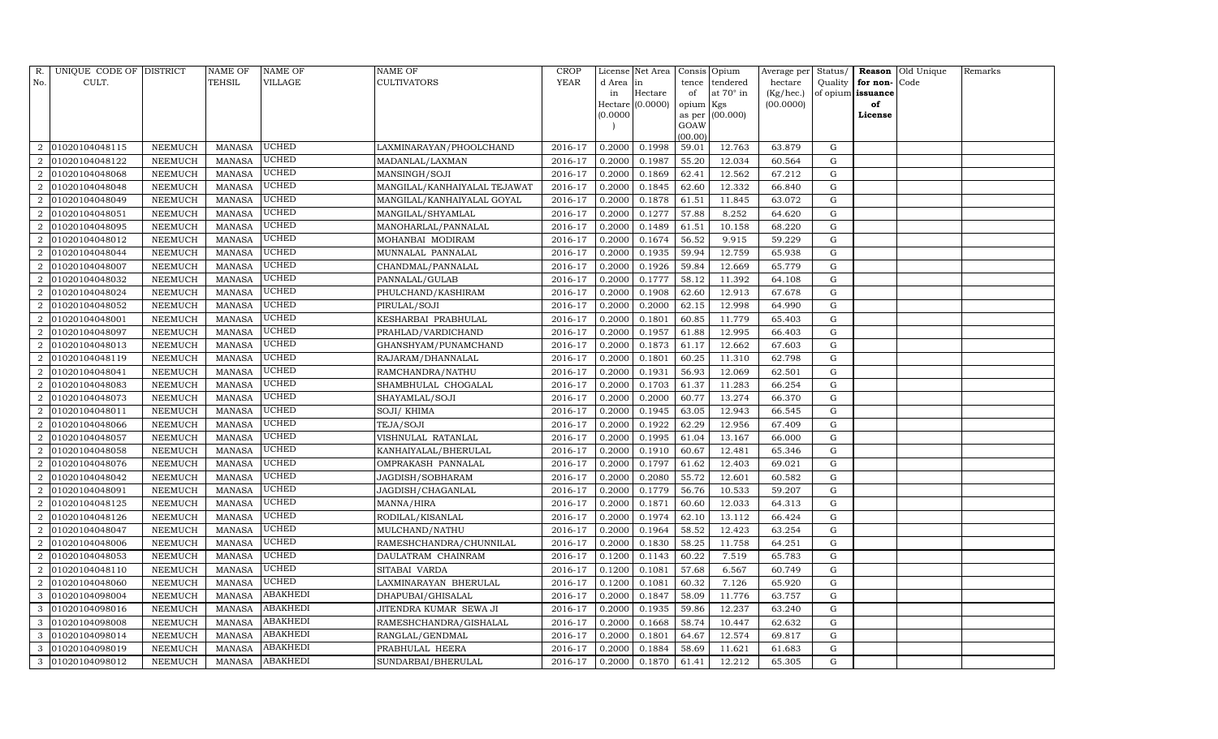| R. No. | UNIQUE CODE OF CULT. | DISTRICT | NAME OF TEHSIL | NAME OF VILLAGE | NAME OF CULTIVATORS | CROP YEAR | License d Area in Hectare (0.0000) | Net Area in Hectare (0.0000) | Consis tence of opium as per GOAW (00.00) | Opium tendered at 70° in Kgs (00.000) | Average per hectare (Kg/hec.) (00.0000) | Status/ Quality of opium | Reason for non-issuance of License | Old Unique Code | Remarks |
|---|---|---|---|---|---|---|---|---|---|---|---|---|---|---|---|
| 2 | 01020104048115 | NEEMUCH | MANASA | UCHED | LAXMINARAYAN/PHOOLCHAND | 2016-17 | 0.2000 | 0.1998 | 59.01 | 12.763 | 63.879 | G | | | |
| 2 | 01020104048122 | NEEMUCH | MANASA | UCHED | MADANLAL/LAXMAN | 2016-17 | 0.2000 | 0.1987 | 55.20 | 12.034 | 60.564 | G | | | |
| 2 | 01020104048068 | NEEMUCH | MANASA | UCHED | MANSINGH/SOJI | 2016-17 | 0.2000 | 0.1869 | 62.41 | 12.562 | 67.212 | G | | | |
| 2 | 01020104048048 | NEEMUCH | MANASA | UCHED | MANGILAL/KANHAIYALAL TEJAWAT | 2016-17 | 0.2000 | 0.1845 | 62.60 | 12.332 | 66.840 | G | | | |
| 2 | 01020104048049 | NEEMUCH | MANASA | UCHED | MANGILAL/KANHAIYALAL GOYAL | 2016-17 | 0.2000 | 0.1878 | 61.51 | 11.845 | 63.072 | G | | | |
| 2 | 01020104048051 | NEEMUCH | MANASA | UCHED | MANGILAL/SHYAMLAL | 2016-17 | 0.2000 | 0.1277 | 57.88 | 8.252 | 64.620 | G | | | |
| 2 | 01020104048095 | NEEMUCH | MANASA | UCHED | MANOHARLAL/PANNALAL | 2016-17 | 0.2000 | 0.1489 | 61.51 | 10.158 | 68.220 | G | | | |
| 2 | 01020104048012 | NEEMUCH | MANASA | UCHED | MOHANBAI MODIRAM | 2016-17 | 0.2000 | 0.1674 | 56.52 | 9.915 | 59.229 | G | | | |
| 2 | 01020104048044 | NEEMUCH | MANASA | UCHED | MUNNALAL PANNALAL | 2016-17 | 0.2000 | 0.1935 | 59.94 | 12.759 | 65.938 | G | | | |
| 2 | 01020104048007 | NEEMUCH | MANASA | UCHED | CHANDMAL/PANNALAL | 2016-17 | 0.2000 | 0.1926 | 59.84 | 12.669 | 65.779 | G | | | |
| 2 | 01020104048032 | NEEMUCH | MANASA | UCHED | PANNALAL/GULAB | 2016-17 | 0.2000 | 0.1777 | 58.12 | 11.392 | 64.108 | G | | | |
| 2 | 01020104048024 | NEEMUCH | MANASA | UCHED | PHULCHAND/KASHIRAM | 2016-17 | 0.2000 | 0.1908 | 62.60 | 12.913 | 67.678 | G | | | |
| 2 | 01020104048052 | NEEMUCH | MANASA | UCHED | PIRULAL/SOJI | 2016-17 | 0.2000 | 0.2000 | 62.15 | 12.998 | 64.990 | G | | | |
| 2 | 01020104048001 | NEEMUCH | MANASA | UCHED | KESHARBAI PRABHULAL | 2016-17 | 0.2000 | 0.1801 | 60.85 | 11.779 | 65.403 | G | | | |
| 2 | 01020104048097 | NEEMUCH | MANASA | UCHED | PRAHLAD/VARDICHAND | 2016-17 | 0.2000 | 0.1957 | 61.88 | 12.995 | 66.403 | G | | | |
| 2 | 01020104048013 | NEEMUCH | MANASA | UCHED | GHANSHYAM/PUNAMCHAND | 2016-17 | 0.2000 | 0.1873 | 61.17 | 12.662 | 67.603 | G | | | |
| 2 | 01020104048119 | NEEMUCH | MANASA | UCHED | RAJARAM/DHANNALAL | 2016-17 | 0.2000 | 0.1801 | 60.25 | 11.310 | 62.798 | G | | | |
| 2 | 01020104048041 | NEEMUCH | MANASA | UCHED | RAMCHANDRA/NATHU | 2016-17 | 0.2000 | 0.1931 | 56.93 | 12.069 | 62.501 | G | | | |
| 2 | 01020104048083 | NEEMUCH | MANASA | UCHED | SHAMBHULAL CHOGALAL | 2016-17 | 0.2000 | 0.1703 | 61.37 | 11.283 | 66.254 | G | | | |
| 2 | 01020104048073 | NEEMUCH | MANASA | UCHED | SHAYAMLAL/SOJI | 2016-17 | 0.2000 | 0.2000 | 60.77 | 13.274 | 66.370 | G | | | |
| 2 | 01020104048011 | NEEMUCH | MANASA | UCHED | SOJI/ KHIMA | 2016-17 | 0.2000 | 0.1945 | 63.05 | 12.943 | 66.545 | G | | | |
| 2 | 01020104048066 | NEEMUCH | MANASA | UCHED | TEJA/SOJI | 2016-17 | 0.2000 | 0.1922 | 62.29 | 12.956 | 67.409 | G | | | |
| 2 | 01020104048057 | NEEMUCH | MANASA | UCHED | VISHNULAL RATANLAL | 2016-17 | 0.2000 | 0.1995 | 61.04 | 13.167 | 66.000 | G | | | |
| 2 | 01020104048058 | NEEMUCH | MANASA | UCHED | KANHAIYALAL/BHERULAL | 2016-17 | 0.2000 | 0.1910 | 60.67 | 12.481 | 65.346 | G | | | |
| 2 | 01020104048076 | NEEMUCH | MANASA | UCHED | OMPRAKASH PANNALAL | 2016-17 | 0.2000 | 0.1797 | 61.62 | 12.403 | 69.021 | G | | | |
| 2 | 01020104048042 | NEEMUCH | MANASA | UCHED | JAGDISH/SOBHARAM | 2016-17 | 0.2000 | 0.2080 | 55.72 | 12.601 | 60.582 | G | | | |
| 2 | 01020104048091 | NEEMUCH | MANASA | UCHED | JAGDISH/CHAGANLAL | 2016-17 | 0.2000 | 0.1779 | 56.76 | 10.533 | 59.207 | G | | | |
| 2 | 01020104048125 | NEEMUCH | MANASA | UCHED | MANNA/HIRA | 2016-17 | 0.2000 | 0.1871 | 60.60 | 12.033 | 64.313 | G | | | |
| 2 | 01020104048126 | NEEMUCH | MANASA | UCHED | RODILAL/KISANLAL | 2016-17 | 0.2000 | 0.1974 | 62.10 | 13.112 | 66.424 | G | | | |
| 2 | 01020104048047 | NEEMUCH | MANASA | UCHED | MULCHAND/NATHU | 2016-17 | 0.2000 | 0.1964 | 58.52 | 12.423 | 63.254 | G | | | |
| 2 | 01020104048006 | NEEMUCH | MANASA | UCHED | RAMESHCHANDRA/CHUNNILAL | 2016-17 | 0.2000 | 0.1830 | 58.25 | 11.758 | 64.251 | G | | | |
| 2 | 01020104048053 | NEEMUCH | MANASA | UCHED | DAULATRAM CHAINRAM | 2016-17 | 0.1200 | 0.1143 | 60.22 | 7.519 | 65.783 | G | | | |
| 2 | 01020104048110 | NEEMUCH | MANASA | UCHED | SITABAI VARDA | 2016-17 | 0.1200 | 0.1081 | 57.68 | 6.567 | 60.749 | G | | | |
| 2 | 01020104048060 | NEEMUCH | MANASA | UCHED | LAXMINARAYAN BHERULAL | 2016-17 | 0.1200 | 0.1081 | 60.32 | 7.126 | 65.920 | G | | | |
| 3 | 01020104098004 | NEEMUCH | MANASA | ABAKHEDI | DHAPUBAI/GHISALAL | 2016-17 | 0.2000 | 0.1847 | 58.09 | 11.776 | 63.757 | G | | | |
| 3 | 01020104098016 | NEEMUCH | MANASA | ABAKHEDI | JITENDRA KUMAR SEWA JI | 2016-17 | 0.2000 | 0.1935 | 59.86 | 12.237 | 63.240 | G | | | |
| 3 | 01020104098008 | NEEMUCH | MANASA | ABAKHEDI | RAMESHCHANDRA/GISHALAL | 2016-17 | 0.2000 | 0.1668 | 58.74 | 10.447 | 62.632 | G | | | |
| 3 | 01020104098014 | NEEMUCH | MANASA | ABAKHEDI | RANGLAL/GENDMAL | 2016-17 | 0.2000 | 0.1801 | 64.67 | 12.574 | 69.817 | G | | | |
| 3 | 01020104098019 | NEEMUCH | MANASA | ABAKHEDI | PRABHULAL HEERA | 2016-17 | 0.2000 | 0.1884 | 58.69 | 11.621 | 61.683 | G | | | |
| 3 | 01020104098012 | NEEMUCH | MANASA | ABAKHEDI | SUNDARBAI/BHERULAL | 2016-17 | 0.2000 | 0.1870 | 61.41 | 12.212 | 65.305 | G | | | |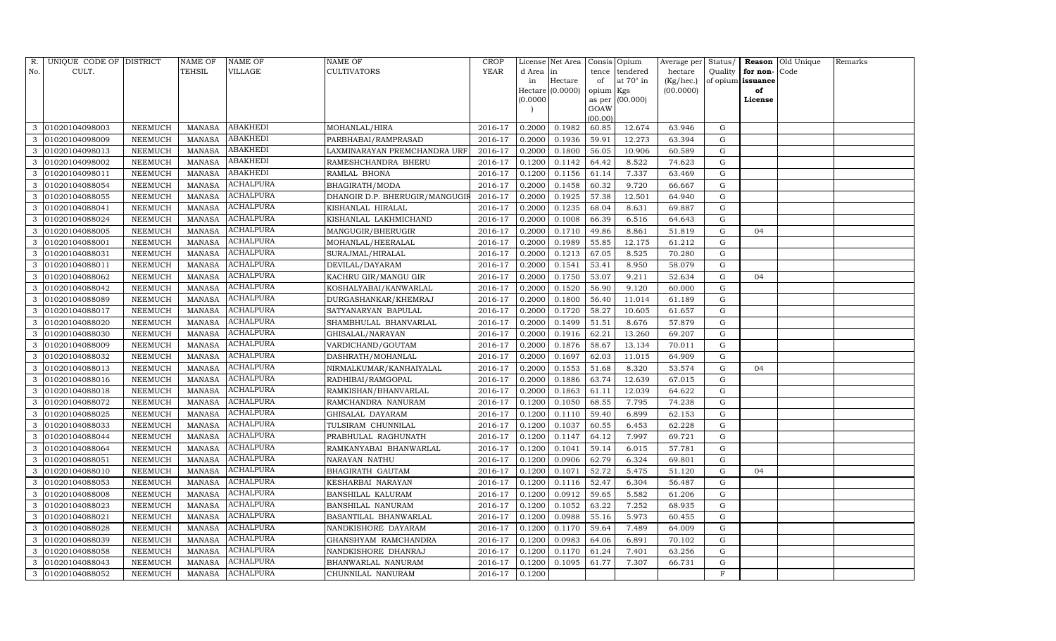| R. No. | UNIQUE CODE OF CULT. | DISTRICT | NAME OF TEHSIL | NAME OF VILLAGE | NAME OF CULTIVATORS | CROP YEAR | License d Area in Hectare (0.0000) | Net Area in Hectare (0.0000) | Consis tence of opium as per GOAW (00.00) | Opium tendered at 70° in Kgs (00.000) | Average per hectare (Kg/hec.) (00.0000) | Status/ Quality of opium | Reason for non-issuance of License | Old Unique Code | Remarks |
|---|---|---|---|---|---|---|---|---|---|---|---|---|---|---|---|
| 3 | 01020104098003 | NEEMUCH | MANASA | ABAKHEDI | MOHANLAL/HIRA | 2016-17 | 0.2000 | 0.1982 | 60.85 | 12.674 | 63.946 | G | | | |
| 3 | 01020104098009 | NEEMUCH | MANASA | ABAKHEDI | PARBHABAI/RAMPRASAD | 2016-17 | 0.2000 | 0.1936 | 59.91 | 12.273 | 63.394 | G | | | |
| 3 | 01020104098013 | NEEMUCH | MANASA | ABAKHEDI | LAXMINARAYAN PREMCHANDRA URF | 2016-17 | 0.2000 | 0.1800 | 56.05 | 10.906 | 60.589 | G | | | |
| 3 | 01020104098002 | NEEMUCH | MANASA | ABAKHEDI | RAMESHCHANDRA BHERU | 2016-17 | 0.1200 | 0.1142 | 64.42 | 8.522 | 74.623 | G | | | |
| 3 | 01020104098011 | NEEMUCH | MANASA | ABAKHEDI | RAMLAL BHONA | 2016-17 | 0.1200 | 0.1156 | 61.14 | 7.337 | 63.469 | G | | | |
| 3 | 01020104088054 | NEEMUCH | MANASA | ACHALPURA | BHAGIRATH/MODA | 2016-17 | 0.2000 | 0.1458 | 60.32 | 9.720 | 66.667 | G | | | |
| 3 | 01020104088055 | NEEMUCH | MANASA | ACHALPURA | DHANGIR D.P. BHERUGIR/MANGUGIR | 2016-17 | 0.2000 | 0.1925 | 57.38 | 12.501 | 64.940 | G | | | |
| 3 | 01020104088041 | NEEMUCH | MANASA | ACHALPURA | KISHANLAL HIRALAL | 2016-17 | 0.2000 | 0.1235 | 68.04 | 8.631 | 69.887 | G | | | |
| 3 | 01020104088024 | NEEMUCH | MANASA | ACHALPURA | KISHANLAL LAKHMICHAND | 2016-17 | 0.2000 | 0.1008 | 66.39 | 6.516 | 64.643 | G | | | |
| 3 | 01020104088005 | NEEMUCH | MANASA | ACHALPURA | MANGUGIR/BHERUGIR | 2016-17 | 0.2000 | 0.1710 | 49.86 | 8.861 | 51.819 | G | 04 | | |
| 3 | 01020104088001 | NEEMUCH | MANASA | ACHALPURA | MOHANLAL/HEERALAL | 2016-17 | 0.2000 | 0.1989 | 55.85 | 12.175 | 61.212 | G | | | |
| 3 | 01020104088031 | NEEMUCH | MANASA | ACHALPURA | SURAJMAL/HIRALAL | 2016-17 | 0.2000 | 0.1213 | 67.05 | 8.525 | 70.280 | G | | | |
| 3 | 01020104088011 | NEEMUCH | MANASA | ACHALPURA | DEVILAL/DAYARAM | 2016-17 | 0.2000 | 0.1541 | 53.41 | 8.950 | 58.079 | G | | | |
| 3 | 01020104088062 | NEEMUCH | MANASA | ACHALPURA | KACHRU GIR/MANGU GIR | 2016-17 | 0.2000 | 0.1750 | 53.07 | 9.211 | 52.634 | G | 04 | | |
| 3 | 01020104088042 | NEEMUCH | MANASA | ACHALPURA | KOSHALYABAI/KANWARLAL | 2016-17 | 0.2000 | 0.1520 | 56.90 | 9.120 | 60.000 | G | | | |
| 3 | 01020104088089 | NEEMUCH | MANASA | ACHALPURA | DURGASHANKAR/KHEMRAJ | 2016-17 | 0.2000 | 0.1800 | 56.40 | 11.014 | 61.189 | G | | | |
| 3 | 01020104088017 | NEEMUCH | MANASA | ACHALPURA | SATYANARYAN BAPULAL | 2016-17 | 0.2000 | 0.1720 | 58.27 | 10.605 | 61.657 | G | | | |
| 3 | 01020104088020 | NEEMUCH | MANASA | ACHALPURA | SHAMBHULAL BHANVARLAL | 2016-17 | 0.2000 | 0.1499 | 51.51 | 8.676 | 57.879 | G | | | |
| 3 | 01020104088030 | NEEMUCH | MANASA | ACHALPURA | GHISALAL/NARAYAN | 2016-17 | 0.2000 | 0.1916 | 62.21 | 13.260 | 69.207 | G | | | |
| 3 | 01020104088009 | NEEMUCH | MANASA | ACHALPURA | VARDICHAND/GOUTAM | 2016-17 | 0.2000 | 0.1876 | 58.67 | 13.134 | 70.011 | G | | | |
| 3 | 01020104088032 | NEEMUCH | MANASA | ACHALPURA | DASHRATH/MOHANLAL | 2016-17 | 0.2000 | 0.1697 | 62.03 | 11.015 | 64.909 | G | | | |
| 3 | 01020104088013 | NEEMUCH | MANASA | ACHALPURA | NIRMALKUMAR/KANHAIYALAL | 2016-17 | 0.2000 | 0.1553 | 51.68 | 8.320 | 53.574 | G | 04 | | |
| 3 | 01020104088016 | NEEMUCH | MANASA | ACHALPURA | RADHIBAI/RAMGOPAL | 2016-17 | 0.2000 | 0.1886 | 63.74 | 12.639 | 67.015 | G | | | |
| 3 | 01020104088018 | NEEMUCH | MANASA | ACHALPURA | RAMKISHAN/BHANVARLAL | 2016-17 | 0.2000 | 0.1863 | 61.11 | 12.039 | 64.622 | G | | | |
| 3 | 01020104088072 | NEEMUCH | MANASA | ACHALPURA | RAMCHANDRA NANURAM | 2016-17 | 0.1200 | 0.1050 | 68.55 | 7.795 | 74.238 | G | | | |
| 3 | 01020104088025 | NEEMUCH | MANASA | ACHALPURA | GHISALAL DAYARAM | 2016-17 | 0.1200 | 0.1110 | 59.40 | 6.899 | 62.153 | G | | | |
| 3 | 01020104088033 | NEEMUCH | MANASA | ACHALPURA | TULSIRAM CHUNNILAL | 2016-17 | 0.1200 | 0.1037 | 60.55 | 6.453 | 62.228 | G | | | |
| 3 | 01020104088044 | NEEMUCH | MANASA | ACHALPURA | PRABHULAL RAGHUNATH | 2016-17 | 0.1200 | 0.1147 | 64.12 | 7.997 | 69.721 | G | | | |
| 3 | 01020104088064 | NEEMUCH | MANASA | ACHALPURA | RAMKANYABAI BHANWARLAL | 2016-17 | 0.1200 | 0.1041 | 59.14 | 6.015 | 57.781 | G | | | |
| 3 | 01020104088051 | NEEMUCH | MANASA | ACHALPURA | NARAYAN NATHU | 2016-17 | 0.1200 | 0.0906 | 62.79 | 6.324 | 69.801 | G | | | |
| 3 | 01020104088010 | NEEMUCH | MANASA | ACHALPURA | BHAGIRATH GAUTAM | 2016-17 | 0.1200 | 0.1071 | 52.72 | 5.475 | 51.120 | G | 04 | | |
| 3 | 01020104088053 | NEEMUCH | MANASA | ACHALPURA | KESHARBAI NARAYAN | 2016-17 | 0.1200 | 0.1116 | 52.47 | 6.304 | 56.487 | G | | | |
| 3 | 01020104088008 | NEEMUCH | MANASA | ACHALPURA | BANSHILAL KALURAM | 2016-17 | 0.1200 | 0.0912 | 59.65 | 5.582 | 61.206 | G | | | |
| 3 | 01020104088023 | NEEMUCH | MANASA | ACHALPURA | BANSHILAL NANURAM | 2016-17 | 0.1200 | 0.1052 | 63.22 | 7.252 | 68.935 | G | | | |
| 3 | 01020104088021 | NEEMUCH | MANASA | ACHALPURA | BASANTILAL BHANWARLAL | 2016-17 | 0.1200 | 0.0988 | 55.16 | 5.973 | 60.455 | G | | | |
| 3 | 01020104088028 | NEEMUCH | MANASA | ACHALPURA | NANDKISHORE DAYARAM | 2016-17 | 0.1200 | 0.1170 | 59.64 | 7.489 | 64.009 | G | | | |
| 3 | 01020104088039 | NEEMUCH | MANASA | ACHALPURA | GHANSHYAM RAMCHANDRA | 2016-17 | 0.1200 | 0.0983 | 64.06 | 6.891 | 70.102 | G | | | |
| 3 | 01020104088058 | NEEMUCH | MANASA | ACHALPURA | NANDKISHORE DHANRAJ | 2016-17 | 0.1200 | 0.1170 | 61.24 | 7.401 | 63.256 | G | | | |
| 3 | 01020104088043 | NEEMUCH | MANASA | ACHALPURA | BHANWARLAL NANURAM | 2016-17 | 0.1200 | 0.1095 | 61.77 | 7.307 | 66.731 | G | | | |
| 3 | 01020104088052 | NEEMUCH | MANASA | ACHALPURA | CHUNNILAL NANURAM | 2016-17 | 0.1200 | | | | | F | | | |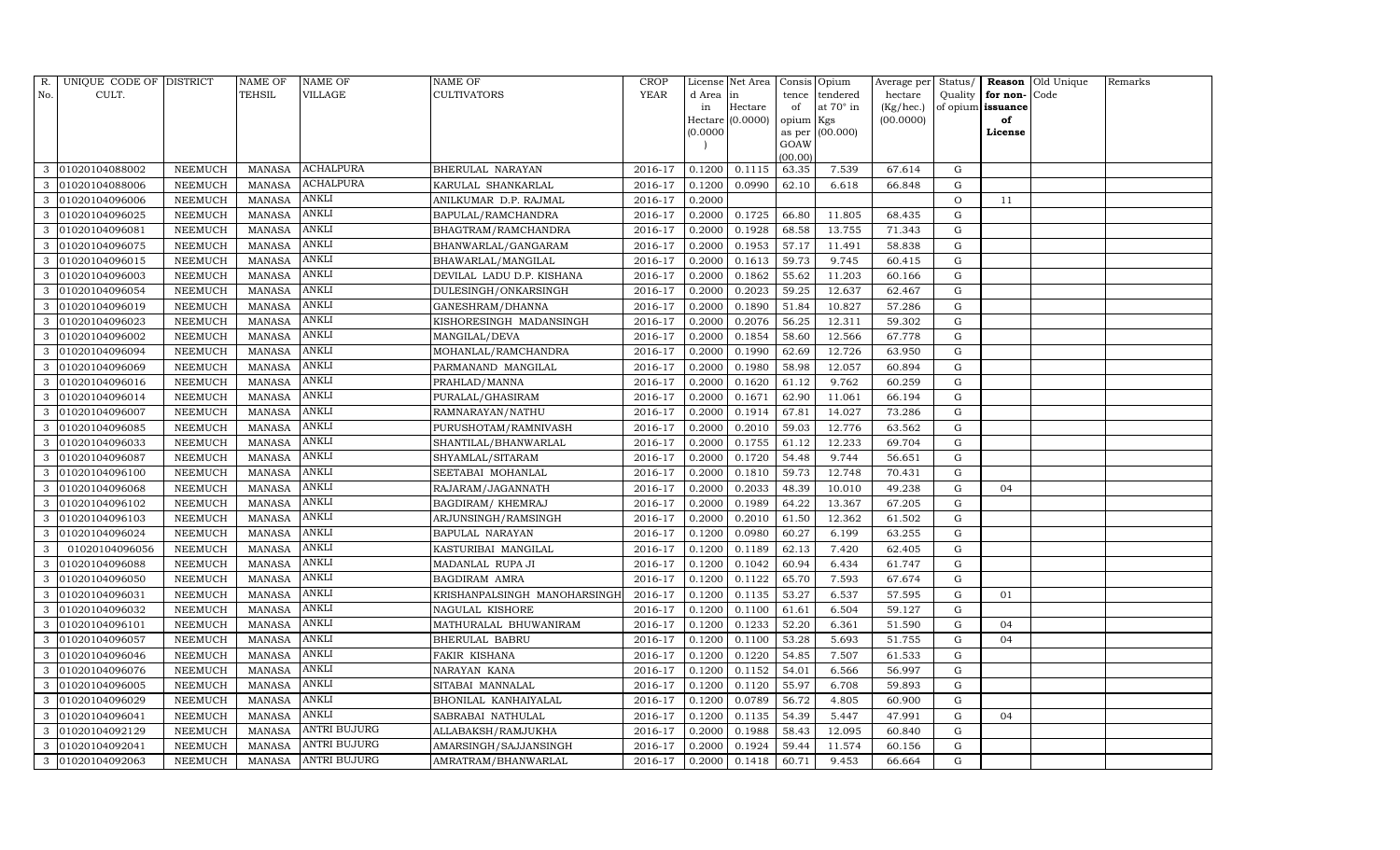| R. No. | UNIQUE CODE OF CULT. | DISTRICT | NAME OF TEHSIL | NAME OF VILLAGE | NAME OF CULTIVATORS | CROP YEAR | License d Area in Hectare (0.0000) | Net Area in Hectare (0.0000) | Consis tence of opium as per GOAW (00.00) | Opium tendered at 70° in Kgs (00.000) | Average per hectare (Kg/hec.) (00.0000) | Status/ Quality of opium | Reason for non-issuance of License | Old Unique Code | Remarks |
|---|---|---|---|---|---|---|---|---|---|---|---|---|---|---|---|
| 3 | 01020104088002 | NEEMUCH | MANASA | ACHALPURA | BHERULAL NARAYAN | 2016-17 | 0.1200 | 0.1115 | 63.35 | 7.539 | 67.614 | G | | | |
| 3 | 01020104088006 | NEEMUCH | MANASA | ACHALPURA | KARULAL SHANKARLAL | 2016-17 | 0.1200 | 0.0990 | 62.10 | 6.618 | 66.848 | G | | | |
| 3 | 01020104096006 | NEEMUCH | MANASA | ANKLI | ANILKUMAR D.P. RAJMAL | 2016-17 | 0.2000 | | | | | O | 11 | | |
| 3 | 01020104096025 | NEEMUCH | MANASA | ANKLI | BAPULAL/RAMCHANDRA | 2016-17 | 0.2000 | 0.1725 | 66.80 | 11.805 | 68.435 | G | | | |
| 3 | 01020104096081 | NEEMUCH | MANASA | ANKLI | BHAGTRAM/RAMCHANDRA | 2016-17 | 0.2000 | 0.1928 | 68.58 | 13.755 | 71.343 | G | | | |
| 3 | 01020104096075 | NEEMUCH | MANASA | ANKLI | BHANWARLAL/GANGARAM | 2016-17 | 0.2000 | 0.1953 | 57.17 | 11.491 | 58.838 | G | | | |
| 3 | 01020104096015 | NEEMUCH | MANASA | ANKLI | BHAWARLAL/MANGILAL | 2016-17 | 0.2000 | 0.1613 | 59.73 | 9.745 | 60.415 | G | | | |
| 3 | 01020104096003 | NEEMUCH | MANASA | ANKLI | DEVILAL LADU D.P. KISHANA | 2016-17 | 0.2000 | 0.1862 | 55.62 | 11.203 | 60.166 | G | | | |
| 3 | 01020104096054 | NEEMUCH | MANASA | ANKLI | DULESINGH/ONKARSINGH | 2016-17 | 0.2000 | 0.2023 | 59.25 | 12.637 | 62.467 | G | | | |
| 3 | 01020104096019 | NEEMUCH | MANASA | ANKLI | GANESHRAM/DHANNA | 2016-17 | 0.2000 | 0.1890 | 51.84 | 10.827 | 57.286 | G | | | |
| 3 | 01020104096023 | NEEMUCH | MANASA | ANKLI | KISHORESINGH MADANSINGH | 2016-17 | 0.2000 | 0.2076 | 56.25 | 12.311 | 59.302 | G | | | |
| 3 | 01020104096002 | NEEMUCH | MANASA | ANKLI | MANGILAL/DEVA | 2016-17 | 0.2000 | 0.1854 | 58.60 | 12.566 | 67.778 | G | | | |
| 3 | 01020104096094 | NEEMUCH | MANASA | ANKLI | MOHANLAL/RAMCHANDRA | 2016-17 | 0.2000 | 0.1990 | 62.69 | 12.726 | 63.950 | G | | | |
| 3 | 01020104096069 | NEEMUCH | MANASA | ANKLI | PARMANAND MANGILAL | 2016-17 | 0.2000 | 0.1980 | 58.98 | 12.057 | 60.894 | G | | | |
| 3 | 01020104096016 | NEEMUCH | MANASA | ANKLI | PRAHLAD/MANNA | 2016-17 | 0.2000 | 0.1620 | 61.12 | 9.762 | 60.259 | G | | | |
| 3 | 01020104096014 | NEEMUCH | MANASA | ANKLI | PURALAL/GHASIRAM | 2016-17 | 0.2000 | 0.1671 | 62.90 | 11.061 | 66.194 | G | | | |
| 3 | 01020104096007 | NEEMUCH | MANASA | ANKLI | RAMNARAYAN/NATHU | 2016-17 | 0.2000 | 0.1914 | 67.81 | 14.027 | 73.286 | G | | | |
| 3 | 01020104096085 | NEEMUCH | MANASA | ANKLI | PURUSHOTAM/RAMNIVASH | 2016-17 | 0.2000 | 0.2010 | 59.03 | 12.776 | 63.562 | G | | | |
| 3 | 01020104096033 | NEEMUCH | MANASA | ANKLI | SHANTILAL/BHANWARLAL | 2016-17 | 0.2000 | 0.1755 | 61.12 | 12.233 | 69.704 | G | | | |
| 3 | 01020104096087 | NEEMUCH | MANASA | ANKLI | SHYAMLAL/SITARAM | 2016-17 | 0.2000 | 0.1720 | 54.48 | 9.744 | 56.651 | G | | | |
| 3 | 01020104096100 | NEEMUCH | MANASA | ANKLI | SEETABAI MOHANLAL | 2016-17 | 0.2000 | 0.1810 | 59.73 | 12.748 | 70.431 | G | | | |
| 3 | 01020104096068 | NEEMUCH | MANASA | ANKLI | RAJARAM/JAGANNATH | 2016-17 | 0.2000 | 0.2033 | 48.39 | 10.010 | 49.238 | G | 04 | | |
| 3 | 01020104096102 | NEEMUCH | MANASA | ANKLI | BAGDIRAM/ KHEMRAJ | 2016-17 | 0.2000 | 0.1989 | 64.22 | 13.367 | 67.205 | G | | | |
| 3 | 01020104096103 | NEEMUCH | MANASA | ANKLI | ARJUNSINGH/RAMSINGH | 2016-17 | 0.2000 | 0.2010 | 61.50 | 12.362 | 61.502 | G | | | |
| 3 | 01020104096024 | NEEMUCH | MANASA | ANKLI | BAPULAL NARAYAN | 2016-17 | 0.1200 | 0.0980 | 60.27 | 6.199 | 63.255 | G | | | |
| 3 | 01020104096056 | NEEMUCH | MANASA | ANKLI | KASTURIBAI MANGILAL | 2016-17 | 0.1200 | 0.1189 | 62.13 | 7.420 | 62.405 | G | | | |
| 3 | 01020104096088 | NEEMUCH | MANASA | ANKLI | MADANLAL RUPA JI | 2016-17 | 0.1200 | 0.1042 | 60.94 | 6.434 | 61.747 | G | | | |
| 3 | 01020104096050 | NEEMUCH | MANASA | ANKLI | BAGDIRAM AMRA | 2016-17 | 0.1200 | 0.1122 | 65.70 | 7.593 | 67.674 | G | | | |
| 3 | 01020104096031 | NEEMUCH | MANASA | ANKLI | KRISHANPALSINGH MANOHARSINGH | 2016-17 | 0.1200 | 0.1135 | 53.27 | 6.537 | 57.595 | G | 01 | | |
| 3 | 01020104096032 | NEEMUCH | MANASA | ANKLI | NAGULAL KISHORE | 2016-17 | 0.1200 | 0.1100 | 61.61 | 6.504 | 59.127 | G | | | |
| 3 | 01020104096101 | NEEMUCH | MANASA | ANKLI | MATHURALAL BHUWANIRAM | 2016-17 | 0.1200 | 0.1233 | 52.20 | 6.361 | 51.590 | G | 04 | | |
| 3 | 01020104096057 | NEEMUCH | MANASA | ANKLI | BHERULAL BABRU | 2016-17 | 0.1200 | 0.1100 | 53.28 | 5.693 | 51.755 | G | 04 | | |
| 3 | 01020104096046 | NEEMUCH | MANASA | ANKLI | FAKIR KISHANA | 2016-17 | 0.1200 | 0.1220 | 54.85 | 7.507 | 61.533 | G | | | |
| 3 | 01020104096076 | NEEMUCH | MANASA | ANKLI | NARAYAN KANA | 2016-17 | 0.1200 | 0.1152 | 54.01 | 6.566 | 56.997 | G | | | |
| 3 | 01020104096005 | NEEMUCH | MANASA | ANKLI | SITABAI MANNALAL | 2016-17 | 0.1200 | 0.1120 | 55.97 | 6.708 | 59.893 | G | | | |
| 3 | 01020104096029 | NEEMUCH | MANASA | ANKLI | BHONILAL KANHAIYALAL | 2016-17 | 0.1200 | 0.0789 | 56.72 | 4.805 | 60.900 | G | | | |
| 3 | 01020104096041 | NEEMUCH | MANASA | ANKLI | SABRABAI NATHULAL | 2016-17 | 0.1200 | 0.1135 | 54.39 | 5.447 | 47.991 | G | 04 | | |
| 3 | 01020104092129 | NEEMUCH | MANASA | ANTRI BUJURG | ALLABAKSH/RAMJUKHA | 2016-17 | 0.2000 | 0.1988 | 58.43 | 12.095 | 60.840 | G | | | |
| 3 | 01020104092041 | NEEMUCH | MANASA | ANTRI BUJURG | AMARSINGH/SAJJANSINGH | 2016-17 | 0.2000 | 0.1924 | 59.44 | 11.574 | 60.156 | G | | | |
| 3 | 01020104092063 | NEEMUCH | MANASA | ANTRI BUJURG | AMRATRAM/BHANWARLAL | 2016-17 | 0.2000 | 0.1418 | 60.71 | 9.453 | 66.664 | G | | | |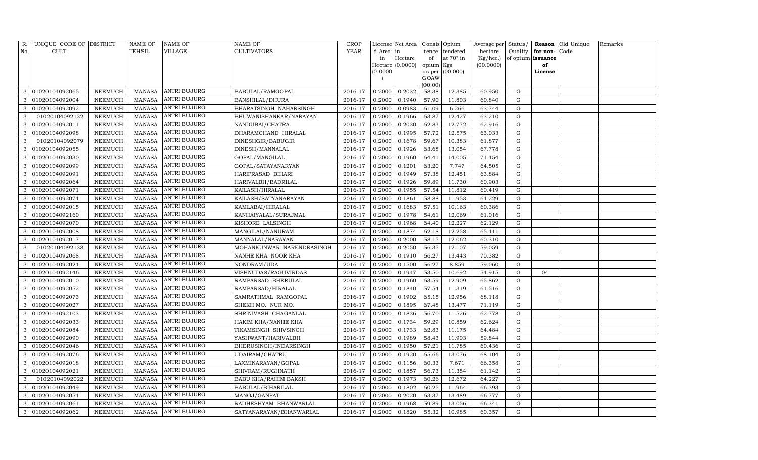| R. No. | UNIQUE CODE OF CULT. | DISTRICT | NAME OF TEHSIL | NAME OF VILLAGE | NAME OF CULTIVATORS | CROP YEAR | License d Area in Hectare (0.0000) | Net Area in Hectare (0.0000) | Consis tence of opium as per GOAW (00.00) | Opium tendered at 70° in Kgs (00.000) | Average per hectare (Kg/hec.) (00.0000) | Status/ Quality of opium | Reason for non-issuance of License | Old Unique Code | Remarks |
|---|---|---|---|---|---|---|---|---|---|---|---|---|---|---|---|
| 3 | 01020104092065 | NEEMUCH | MANASA | ANTRI BUJURG | BABULAL/RAMGOPAL | 2016-17 | 0.2000 | 0.2032 | 58.38 | 12.385 | 60.950 | G | | | |
| 3 | 01020104092004 | NEEMUCH | MANASA | ANTRI BUJURG | BANSHILAL/DHURA | 2016-17 | 0.2000 | 0.1940 | 57.90 | 11.803 | 60.840 | G | | | |
| 3 | 01020104092092 | NEEMUCH | MANASA | ANTRI BUJURG | BHARATSINGH NAHARSINGH | 2016-17 | 0.2000 | 0.0983 | 61.09 | 6.266 | 63.744 | G | | | |
| 3 | 01020104092132 | NEEMUCH | MANASA | ANTRI BUJURG | BHUWANISHANKAR/NARAYAN | 2016-17 | 0.2000 | 0.1966 | 63.87 | 12.427 | 63.210 | G | | | |
| 3 | 01020104092011 | NEEMUCH | MANASA | ANTRI BUJURG | NANDUBAI/CHATRA | 2016-17 | 0.2000 | 0.2030 | 62.83 | 12.772 | 62.916 | G | | | |
| 3 | 01020104092098 | NEEMUCH | MANASA | ANTRI BUJURG | DHARAMCHAND HIRALAL | 2016-17 | 0.2000 | 0.1995 | 57.72 | 12.575 | 63.033 | G | | | |
| 3 | 01020104092079 | NEEMUCH | MANASA | ANTRI BUJURG | DINESHGIR/BABUGIR | 2016-17 | 0.2000 | 0.1678 | 59.67 | 10.383 | 61.877 | G | | | |
| 3 | 01020104092055 | NEEMUCH | MANASA | ANTRI BUJURG | DINESH/MANNALAL | 2016-17 | 0.2000 | 0.1926 | 63.68 | 13.054 | 67.778 | G | | | |
| 3 | 01020104092030 | NEEMUCH | MANASA | ANTRI BUJURG | GOPAL/MANGILAL | 2016-17 | 0.2000 | 0.1960 | 64.41 | 14.005 | 71.454 | G | | | |
| 3 | 01020104092099 | NEEMUCH | MANASA | ANTRI BUJURG | GOPAL/SATAYANARYAN | 2016-17 | 0.2000 | 0.1201 | 63.20 | 7.747 | 64.505 | G | | | |
| 3 | 01020104092091 | NEEMUCH | MANASA | ANTRI BUJURG | HARIPRASAD BIHARI | 2016-17 | 0.2000 | 0.1949 | 57.38 | 12.451 | 63.884 | G | | | |
| 3 | 01020104092064 | NEEMUCH | MANASA | ANTRI BUJURG | HARIVALBH/BADRILAL | 2016-17 | 0.2000 | 0.1926 | 59.89 | 11.730 | 60.903 | G | | | |
| 3 | 01020104092071 | NEEMUCH | MANASA | ANTRI BUJURG | KAILASH/HIRALAL | 2016-17 | 0.2000 | 0.1955 | 57.54 | 11.812 | 60.419 | G | | | |
| 3 | 01020104092074 | NEEMUCH | MANASA | ANTRI BUJURG | KAILASH/SATYANARAYAN | 2016-17 | 0.2000 | 0.1861 | 58.88 | 11.953 | 64.229 | G | | | |
| 3 | 01020104092015 | NEEMUCH | MANASA | ANTRI BUJURG | KAMLABAI/HIRALAL | 2016-17 | 0.2000 | 0.1683 | 57.51 | 10.163 | 60.386 | G | | | |
| 3 | 01020104092160 | NEEMUCH | MANASA | ANTRI BUJURG | KANHAIYALAL/SURAJMAL | 2016-17 | 0.2000 | 0.1978 | 54.61 | 12.069 | 61.016 | G | | | |
| 3 | 01020104092070 | NEEMUCH | MANASA | ANTRI BUJURG | KISHORE LALSINGH | 2016-17 | 0.2000 | 0.1968 | 64.40 | 12.227 | 62.129 | G | | | |
| 3 | 01020104092008 | NEEMUCH | MANASA | ANTRI BUJURG | MANGILAL/NANURAM | 2016-17 | 0.2000 | 0.1874 | 62.18 | 12.258 | 65.411 | G | | | |
| 3 | 01020104092017 | NEEMUCH | MANASA | ANTRI BUJURG | MANNALAL/NARAYAN | 2016-17 | 0.2000 | 0.2000 | 58.15 | 12.062 | 60.310 | G | | | |
| 3 | 01020104092138 | NEEMUCH | MANASA | ANTRI BUJURG | MOHANKUNWAR NARENDRASINGH | 2016-17 | 0.2000 | 0.2050 | 56.35 | 12.107 | 59.059 | G | | | |
| 3 | 01020104092068 | NEEMUCH | MANASA | ANTRI BUJURG | NANHE KHA NOOR KHA | 2016-17 | 0.2000 | 0.1910 | 66.27 | 13.443 | 70.382 | G | | | |
| 3 | 01020104092024 | NEEMUCH | MANASA | ANTRI BUJURG | NONDRAM/UDA | 2016-17 | 0.2000 | 0.1500 | 56.27 | 8.859 | 59.060 | G | | | |
| 3 | 01020104092146 | NEEMUCH | MANASA | ANTRI BUJURG | VISHNUDAS/RAGUVIRDAS | 2016-17 | 0.2000 | 0.1947 | 53.50 | 10.692 | 54.915 | G | 04 | | |
| 3 | 01020104092010 | NEEMUCH | MANASA | ANTRI BUJURG | RAMPARSAD BHERULAL | 2016-17 | 0.2000 | 0.1960 | 63.59 | 12.909 | 65.862 | G | | | |
| 3 | 01020104092052 | NEEMUCH | MANASA | ANTRI BUJURG | RAMPARSAD/HIRALAL | 2016-17 | 0.2000 | 0.1840 | 57.54 | 11.319 | 61.516 | G | | | |
| 3 | 01020104092073 | NEEMUCH | MANASA | ANTRI BUJURG | SAMRATHMAL RAMGOPAL | 2016-17 | 0.2000 | 0.1902 | 65.15 | 12.956 | 68.118 | G | | | |
| 3 | 01020104092027 | NEEMUCH | MANASA | ANTRI BUJURG | SHEKH MO. NUR MO. | 2016-17 | 0.2000 | 0.1895 | 67.48 | 13.477 | 71.119 | G | | | |
| 3 | 01020104092103 | NEEMUCH | MANASA | ANTRI BUJURG | SHRINIVASH CHAGANLAL | 2016-17 | 0.2000 | 0.1836 | 56.70 | 11.526 | 62.778 | G | | | |
| 3 | 01020104092033 | NEEMUCH | MANASA | ANTRI BUJURG | HAKIM KHA/NANHE KHA | 2016-17 | 0.2000 | 0.1734 | 59.29 | 10.859 | 62.624 | G | | | |
| 3 | 01020104092084 | NEEMUCH | MANASA | ANTRI BUJURG | TIKAMSINGH SHIVSINGH | 2016-17 | 0.2000 | 0.1733 | 62.83 | 11.175 | 64.484 | G | | | |
| 3 | 01020104092090 | NEEMUCH | MANASA | ANTRI BUJURG | YASHWANT/HARIVALBH | 2016-17 | 0.2000 | 0.1989 | 58.43 | 11.903 | 59.844 | G | | | |
| 3 | 01020104092046 | NEEMUCH | MANASA | ANTRI BUJURG | BHERUSINGH/INDARSINGH | 2016-17 | 0.2000 | 0.1950 | 57.21 | 11.785 | 60.436 | G | | | |
| 3 | 01020104092076 | NEEMUCH | MANASA | ANTRI BUJURG | UDAIRAM/CHATRU | 2016-17 | 0.2000 | 0.1920 | 65.66 | 13.076 | 68.104 | G | | | |
| 3 | 01020104092018 | NEEMUCH | MANASA | ANTRI BUJURG | LAXMINARAYAN/GOPAL | 2016-17 | 0.2000 | 0.1156 | 60.33 | 7.671 | 66.358 | G | | | |
| 3 | 01020104092021 | NEEMUCH | MANASA | ANTRI BUJURG | SHIVRAM/RUGHNATH | 2016-17 | 0.2000 | 0.1857 | 56.73 | 11.354 | 61.142 | G | | | |
| 3 | 01020104092022 | NEEMUCH | MANASA | ANTRI BUJURG | BABU KHA/RAHIM BAKSH | 2016-17 | 0.2000 | 0.1973 | 60.26 | 12.672 | 64.227 | G | | | |
| 3 | 01020104092049 | NEEMUCH | MANASA | ANTRI BUJURG | BABULAL/BIHARILAL | 2016-17 | 0.2000 | 0.1802 | 60.25 | 11.964 | 66.393 | G | | | |
| 3 | 01020104092054 | NEEMUCH | MANASA | ANTRI BUJURG | MANOJ/GANPAT | 2016-17 | 0.2000 | 0.2020 | 63.37 | 13.489 | 66.777 | G | | | |
| 3 | 01020104092061 | NEEMUCH | MANASA | ANTRI BUJURG | RADHESHYAM BHANWARLAL | 2016-17 | 0.2000 | 0.1968 | 59.89 | 13.056 | 66.341 | G | | | |
| 3 | 01020104092062 | NEEMUCH | MANASA | ANTRI BUJURG | SATYANARAYAN/BHANWARLAL | 2016-17 | 0.2000 | 0.1820 | 55.32 | 10.985 | 60.357 | G | | | |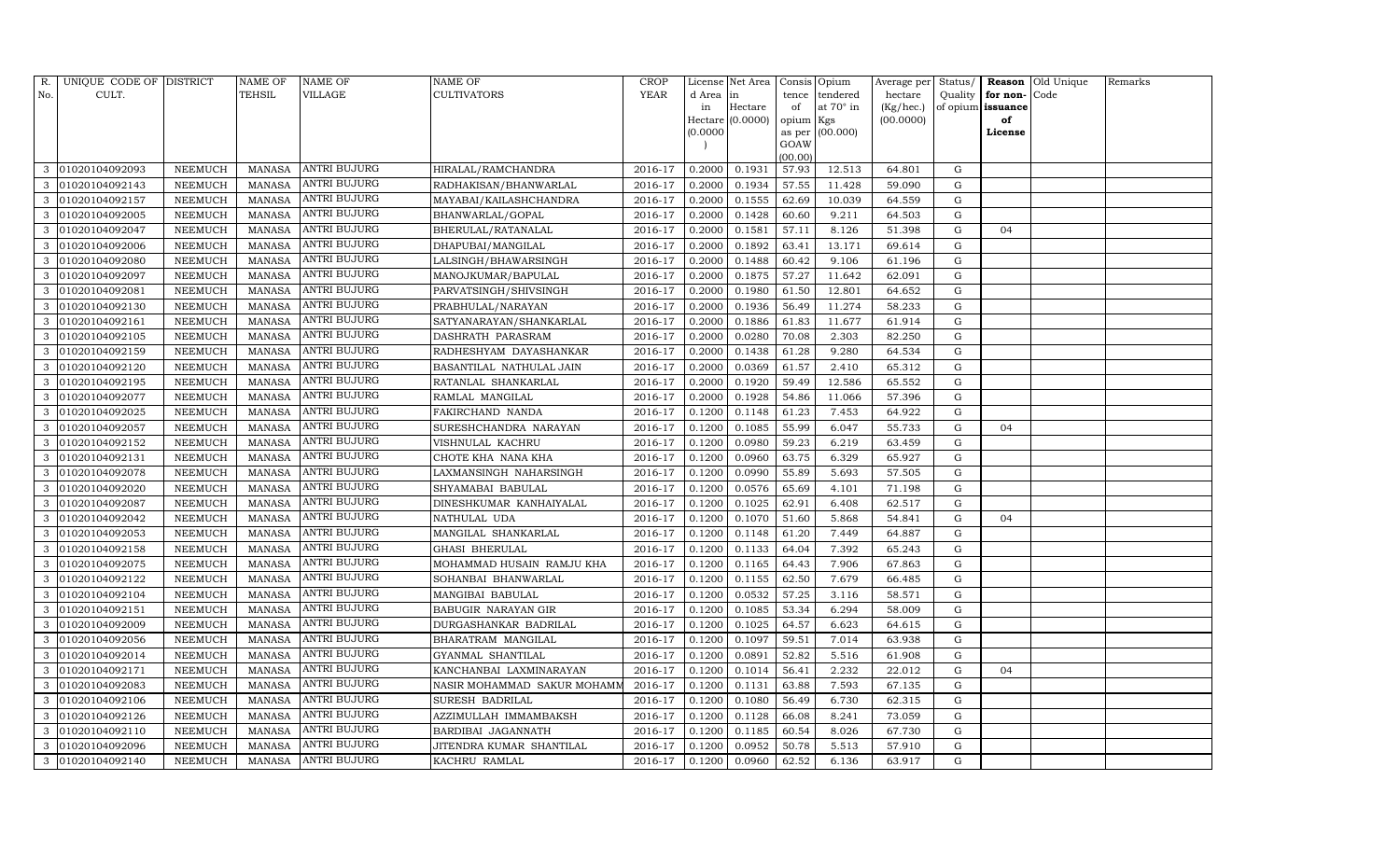| R. No. | UNIQUE CODE OF CULT. | DISTRICT | NAME OF TEHSIL | NAME OF VILLAGE | NAME OF CULTIVATORS | CROP YEAR | License d Area in Hectare (0.0000) | Net Area in Hectare (0.0000) | Consis tence of opium as per GOAW (00.00) | Opium tendered at 70° in Kgs (00.000) | Average per hectare (Kg/hec.) (00.0000) | Status/ Quality of opium | Reason for non-issuance of License | Old Unique Code | Remarks |
|---|---|---|---|---|---|---|---|---|---|---|---|---|---|---|---|
| 3 | 01020104092093 | NEEMUCH | MANASA | ANTRI BUJURG | HIRALAL/RAMCHANDRA | 2016-17 | 0.2000 | 0.1931 | 57.93 | 12.513 | 64.801 | G | | | |
| 3 | 01020104092143 | NEEMUCH | MANASA | ANTRI BUJURG | RADHAKISAN/BHANWARLAL | 2016-17 | 0.2000 | 0.1934 | 57.55 | 11.428 | 59.090 | G | | | |
| 3 | 01020104092157 | NEEMUCH | MANASA | ANTRI BUJURG | MAYABAI/KAILASHCHANDRA | 2016-17 | 0.2000 | 0.1555 | 62.69 | 10.039 | 64.559 | G | | | |
| 3 | 01020104092005 | NEEMUCH | MANASA | ANTRI BUJURG | BHANWARLAL/GOPAL | 2016-17 | 0.2000 | 0.1428 | 60.60 | 9.211 | 64.503 | G | | | |
| 3 | 01020104092047 | NEEMUCH | MANASA | ANTRI BUJURG | BHERULAL/RATANALAL | 2016-17 | 0.2000 | 0.1581 | 57.11 | 8.126 | 51.398 | G | 04 | | |
| 3 | 01020104092006 | NEEMUCH | MANASA | ANTRI BUJURG | DHAPUBAI/MANGILAL | 2016-17 | 0.2000 | 0.1892 | 63.41 | 13.171 | 69.614 | G | | | |
| 3 | 01020104092080 | NEEMUCH | MANASA | ANTRI BUJURG | LALSINGH/BHAWARSINGH | 2016-17 | 0.2000 | 0.1488 | 60.42 | 9.106 | 61.196 | G | | | |
| 3 | 01020104092097 | NEEMUCH | MANASA | ANTRI BUJURG | MANOJKUMAR/BAPULAL | 2016-17 | 0.2000 | 0.1875 | 57.27 | 11.642 | 62.091 | G | | | |
| 3 | 01020104092081 | NEEMUCH | MANASA | ANTRI BUJURG | PARVATSINGH/SHIVSINGH | 2016-17 | 0.2000 | 0.1980 | 61.50 | 12.801 | 64.652 | G | | | |
| 3 | 01020104092130 | NEEMUCH | MANASA | ANTRI BUJURG | PRABHULAL/NARAYAN | 2016-17 | 0.2000 | 0.1936 | 56.49 | 11.274 | 58.233 | G | | | |
| 3 | 01020104092161 | NEEMUCH | MANASA | ANTRI BUJURG | SATYANARAYAN/SHANKARLAL | 2016-17 | 0.2000 | 0.1886 | 61.83 | 11.677 | 61.914 | G | | | |
| 3 | 01020104092105 | NEEMUCH | MANASA | ANTRI BUJURG | DASHRATH PARASRAM | 2016-17 | 0.2000 | 0.0280 | 70.08 | 2.303 | 82.250 | G | | | |
| 3 | 01020104092159 | NEEMUCH | MANASA | ANTRI BUJURG | RADHESHYAM DAYASHANKAR | 2016-17 | 0.2000 | 0.1438 | 61.28 | 9.280 | 64.534 | G | | | |
| 3 | 01020104092120 | NEEMUCH | MANASA | ANTRI BUJURG | BASANTILAL NATHULAL JAIN | 2016-17 | 0.2000 | 0.0369 | 61.57 | 2.410 | 65.312 | G | | | |
| 3 | 01020104092195 | NEEMUCH | MANASA | ANTRI BUJURG | RATANLAL SHANKARLAL | 2016-17 | 0.2000 | 0.1920 | 59.49 | 12.586 | 65.552 | G | | | |
| 3 | 01020104092077 | NEEMUCH | MANASA | ANTRI BUJURG | RAMLAL MANGILAL | 2016-17 | 0.2000 | 0.1928 | 54.86 | 11.066 | 57.396 | G | | | |
| 3 | 01020104092025 | NEEMUCH | MANASA | ANTRI BUJURG | FAKIRCHAND NANDA | 2016-17 | 0.1200 | 0.1148 | 61.23 | 7.453 | 64.922 | G | | | |
| 3 | 01020104092057 | NEEMUCH | MANASA | ANTRI BUJURG | SURESHCHANDRA NARAYAN | 2016-17 | 0.1200 | 0.1085 | 55.99 | 6.047 | 55.733 | G | 04 | | |
| 3 | 01020104092152 | NEEMUCH | MANASA | ANTRI BUJURG | VISHNULAL KACHRU | 2016-17 | 0.1200 | 0.0980 | 59.23 | 6.219 | 63.459 | G | | | |
| 3 | 01020104092131 | NEEMUCH | MANASA | ANTRI BUJURG | CHOTE KHA NANA KHA | 2016-17 | 0.1200 | 0.0960 | 63.75 | 6.329 | 65.927 | G | | | |
| 3 | 01020104092078 | NEEMUCH | MANASA | ANTRI BUJURG | LAXMANSINGH NAHARSINGH | 2016-17 | 0.1200 | 0.0990 | 55.89 | 5.693 | 57.505 | G | | | |
| 3 | 01020104092020 | NEEMUCH | MANASA | ANTRI BUJURG | SHYAMABAI BABULAL | 2016-17 | 0.1200 | 0.0576 | 65.69 | 4.101 | 71.198 | G | | | |
| 3 | 01020104092087 | NEEMUCH | MANASA | ANTRI BUJURG | DINESHKUMAR KANHAIYALAL | 2016-17 | 0.1200 | 0.1025 | 62.91 | 6.408 | 62.517 | G | | | |
| 3 | 01020104092042 | NEEMUCH | MANASA | ANTRI BUJURG | NATHULAL UDA | 2016-17 | 0.1200 | 0.1070 | 51.60 | 5.868 | 54.841 | G | 04 | | |
| 3 | 01020104092053 | NEEMUCH | MANASA | ANTRI BUJURG | MANGILAL SHANKARLAL | 2016-17 | 0.1200 | 0.1148 | 61.20 | 7.449 | 64.887 | G | | | |
| 3 | 01020104092158 | NEEMUCH | MANASA | ANTRI BUJURG | GHASI BHERULAL | 2016-17 | 0.1200 | 0.1133 | 64.04 | 7.392 | 65.243 | G | | | |
| 3 | 01020104092075 | NEEMUCH | MANASA | ANTRI BUJURG | MOHAMMAD HUSAIN RAMJU KHA | 2016-17 | 0.1200 | 0.1165 | 64.43 | 7.906 | 67.863 | G | | | |
| 3 | 01020104092122 | NEEMUCH | MANASA | ANTRI BUJURG | SOHANBAI BHANWARLAL | 2016-17 | 0.1200 | 0.1155 | 62.50 | 7.679 | 66.485 | G | | | |
| 3 | 01020104092104 | NEEMUCH | MANASA | ANTRI BUJURG | MANGIBAI BABULAL | 2016-17 | 0.1200 | 0.0532 | 57.25 | 3.116 | 58.571 | G | | | |
| 3 | 01020104092151 | NEEMUCH | MANASA | ANTRI BUJURG | BABUGIR NARAYAN GIR | 2016-17 | 0.1200 | 0.1085 | 53.34 | 6.294 | 58.009 | G | | | |
| 3 | 01020104092009 | NEEMUCH | MANASA | ANTRI BUJURG | DURGASHANKAR BADRILAL | 2016-17 | 0.1200 | 0.1025 | 64.57 | 6.623 | 64.615 | G | | | |
| 3 | 01020104092056 | NEEMUCH | MANASA | ANTRI BUJURG | BHARATRAM MANGILAL | 2016-17 | 0.1200 | 0.1097 | 59.51 | 7.014 | 63.938 | G | | | |
| 3 | 01020104092014 | NEEMUCH | MANASA | ANTRI BUJURG | GYANMAL SHANTILAL | 2016-17 | 0.1200 | 0.0891 | 52.82 | 5.516 | 61.908 | G | | | |
| 3 | 01020104092171 | NEEMUCH | MANASA | ANTRI BUJURG | KANCHANBAI LAXMINARAYAN | 2016-17 | 0.1200 | 0.1014 | 56.41 | 2.232 | 22.012 | G | 04 | | |
| 3 | 01020104092083 | NEEMUCH | MANASA | ANTRI BUJURG | NASIR MOHAMMAD SAKUR MOHAMM | 2016-17 | 0.1200 | 0.1131 | 63.88 | 7.593 | 67.135 | G | | | |
| 3 | 01020104092106 | NEEMUCH | MANASA | ANTRI BUJURG | SURESH BADRILAL | 2016-17 | 0.1200 | 0.1080 | 56.49 | 6.730 | 62.315 | G | | | |
| 3 | 01020104092126 | NEEMUCH | MANASA | ANTRI BUJURG | AZZIMULLAH IMMAMBAKSH | 2016-17 | 0.1200 | 0.1128 | 66.08 | 8.241 | 73.059 | G | | | |
| 3 | 01020104092110 | NEEMUCH | MANASA | ANTRI BUJURG | BARDIBAI JAGANNATH | 2016-17 | 0.1200 | 0.1185 | 60.54 | 8.026 | 67.730 | G | | | |
| 3 | 01020104092096 | NEEMUCH | MANASA | ANTRI BUJURG | JITENDRA KUMAR SHANTILAL | 2016-17 | 0.1200 | 0.0952 | 50.78 | 5.513 | 57.910 | G | | | |
| 3 | 01020104092140 | NEEMUCH | MANASA | ANTRI BUJURG | KACHRU RAMLAL | 2016-17 | 0.1200 | 0.0960 | 62.52 | 6.136 | 63.917 | G | | | |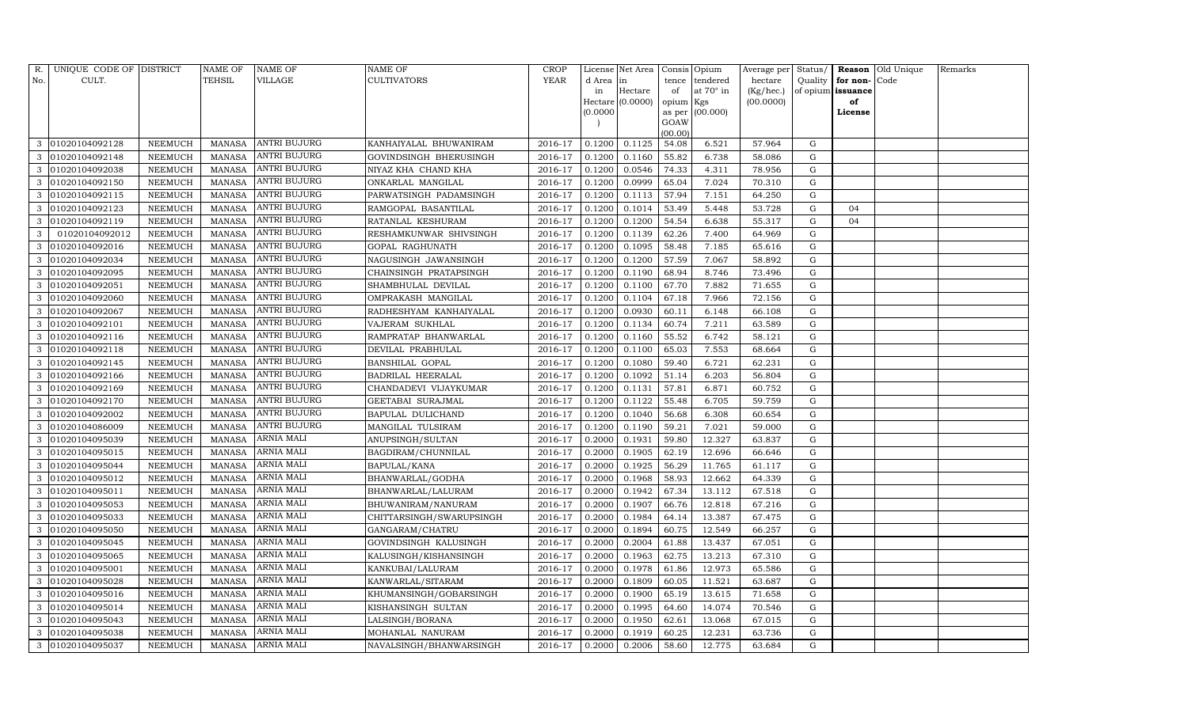| R. No. | UNIQUE CODE OF CULT. | DISTRICT | NAME OF TEHSIL | NAME OF VILLAGE | NAME OF CULTIVATORS | CROP YEAR | License d Area in Hectare (0.0000) | Net Area in Hectare (0.0000) | Consis tence of opium as per GOAW (00.00) | Opium tendered at 70° in Kgs (00.000) | Average per hectare (Kg/hec.) (00.0000) | Status/ Quality of opium | Reason for non-issuance of License | Old Unique Code | Remarks |
|---|---|---|---|---|---|---|---|---|---|---|---|---|---|---|---|
| 3 | 01020104092128 | NEEMUCH | MANASA | ANTRI BUJURG | KANHAIYALAL BHUWANIRAM | 2016-17 | 0.1200 | 0.1125 | 54.08 | 6.521 | 57.964 | G | | | |
| 3 | 01020104092148 | NEEMUCH | MANASA | ANTRI BUJURG | GOVINDSINGH BHERUSINGH | 2016-17 | 0.1200 | 0.1160 | 55.82 | 6.738 | 58.086 | G | | | |
| 3 | 01020104092038 | NEEMUCH | MANASA | ANTRI BUJURG | NIYAZ KHA CHAND KHA | 2016-17 | 0.1200 | 0.0546 | 74.33 | 4.311 | 78.956 | G | | | |
| 3 | 01020104092150 | NEEMUCH | MANASA | ANTRI BUJURG | ONKARLAL MANGILAL | 2016-17 | 0.1200 | 0.0999 | 65.04 | 7.024 | 70.310 | G | | | |
| 3 | 01020104092115 | NEEMUCH | MANASA | ANTRI BUJURG | PARWATSINGH PADAMSINGH | 2016-17 | 0.1200 | 0.1113 | 57.94 | 7.151 | 64.250 | G | | | |
| 3 | 01020104092123 | NEEMUCH | MANASA | ANTRI BUJURG | RAMGOPAL BASANTILAL | 2016-17 | 0.1200 | 0.1014 | 53.49 | 5.448 | 53.728 | G | 04 | | |
| 3 | 01020104092119 | NEEMUCH | MANASA | ANTRI BUJURG | RATANLAL KESHURAM | 2016-17 | 0.1200 | 0.1200 | 54.54 | 6.638 | 55.317 | G | 04 | | |
| 3 | 01020104092012 | NEEMUCH | MANASA | ANTRI BUJURG | RESHAMKUNWAR SHIVSINGH | 2016-17 | 0.1200 | 0.1139 | 62.26 | 7.400 | 64.969 | G | | | |
| 3 | 01020104092016 | NEEMUCH | MANASA | ANTRI BUJURG | GOPAL RAGHUNATH | 2016-17 | 0.1200 | 0.1095 | 58.48 | 7.185 | 65.616 | G | | | |
| 3 | 01020104092034 | NEEMUCH | MANASA | ANTRI BUJURG | NAGUSINGH JAWANSINGH | 2016-17 | 0.1200 | 0.1200 | 57.59 | 7.067 | 58.892 | G | | | |
| 3 | 01020104092095 | NEEMUCH | MANASA | ANTRI BUJURG | CHAINSINGH PRATAPSINGH | 2016-17 | 0.1200 | 0.1190 | 68.94 | 8.746 | 73.496 | G | | | |
| 3 | 01020104092051 | NEEMUCH | MANASA | ANTRI BUJURG | SHAMBHULAL DEVILAL | 2016-17 | 0.1200 | 0.1100 | 67.70 | 7.882 | 71.655 | G | | | |
| 3 | 01020104092060 | NEEMUCH | MANASA | ANTRI BUJURG | OMPRAKASH MANGILAL | 2016-17 | 0.1200 | 0.1104 | 67.18 | 7.966 | 72.156 | G | | | |
| 3 | 01020104092067 | NEEMUCH | MANASA | ANTRI BUJURG | RADHESHYAM KANHAIYALAL | 2016-17 | 0.1200 | 0.0930 | 60.11 | 6.148 | 66.108 | G | | | |
| 3 | 01020104092101 | NEEMUCH | MANASA | ANTRI BUJURG | VAJERAM SUKHLAL | 2016-17 | 0.1200 | 0.1134 | 60.74 | 7.211 | 63.589 | G | | | |
| 3 | 01020104092116 | NEEMUCH | MANASA | ANTRI BUJURG | RAMPRATAP BHANWARLAL | 2016-17 | 0.1200 | 0.1160 | 55.52 | 6.742 | 58.121 | G | | | |
| 3 | 01020104092118 | NEEMUCH | MANASA | ANTRI BUJURG | DEVILAL PRABHULAL | 2016-17 | 0.1200 | 0.1100 | 65.03 | 7.553 | 68.664 | G | | | |
| 3 | 01020104092145 | NEEMUCH | MANASA | ANTRI BUJURG | BANSHILAL GOPAL | 2016-17 | 0.1200 | 0.1080 | 59.40 | 6.721 | 62.231 | G | | | |
| 3 | 01020104092166 | NEEMUCH | MANASA | ANTRI BUJURG | BADRILAL HEERALAL | 2016-17 | 0.1200 | 0.1092 | 51.14 | 6.203 | 56.804 | G | | | |
| 3 | 01020104092169 | NEEMUCH | MANASA | ANTRI BUJURG | CHANDADEVI VIJAYKUMAR | 2016-17 | 0.1200 | 0.1131 | 57.81 | 6.871 | 60.752 | G | | | |
| 3 | 01020104092170 | NEEMUCH | MANASA | ANTRI BUJURG | GEETABAI SURAJMAL | 2016-17 | 0.1200 | 0.1122 | 55.48 | 6.705 | 59.759 | G | | | |
| 3 | 01020104092002 | NEEMUCH | MANASA | ANTRI BUJURG | BAPULAL DULICHAND | 2016-17 | 0.1200 | 0.1040 | 56.68 | 6.308 | 60.654 | G | | | |
| 3 | 01020104086009 | NEEMUCH | MANASA | ANTRI BUJURG | MANGILAL TULSIRAM | 2016-17 | 0.1200 | 0.1190 | 59.21 | 7.021 | 59.000 | G | | | |
| 3 | 01020104095039 | NEEMUCH | MANASA | ARNIA MALI | ANUPSINGH/SULTAN | 2016-17 | 0.2000 | 0.1931 | 59.80 | 12.327 | 63.837 | G | | | |
| 3 | 01020104095015 | NEEMUCH | MANASA | ARNIA MALI | BAGDIRAM/CHUNNILAL | 2016-17 | 0.2000 | 0.1905 | 62.19 | 12.696 | 66.646 | G | | | |
| 3 | 01020104095044 | NEEMUCH | MANASA | ARNIA MALI | BAPULAL/KANA | 2016-17 | 0.2000 | 0.1925 | 56.29 | 11.765 | 61.117 | G | | | |
| 3 | 01020104095012 | NEEMUCH | MANASA | ARNIA MALI | BHANWARLAL/GODHA | 2016-17 | 0.2000 | 0.1968 | 58.93 | 12.662 | 64.339 | G | | | |
| 3 | 01020104095011 | NEEMUCH | MANASA | ARNIA MALI | BHANWARLAL/LALURAM | 2016-17 | 0.2000 | 0.1942 | 67.34 | 13.112 | 67.518 | G | | | |
| 3 | 01020104095053 | NEEMUCH | MANASA | ARNIA MALI | BHUWANIRAM/NANURAM | 2016-17 | 0.2000 | 0.1907 | 66.76 | 12.818 | 67.216 | G | | | |
| 3 | 01020104095033 | NEEMUCH | MANASA | ARNIA MALI | CHITTARSINGH/SWARUPSINGH | 2016-17 | 0.2000 | 0.1984 | 64.14 | 13.387 | 67.475 | G | | | |
| 3 | 01020104095050 | NEEMUCH | MANASA | ARNIA MALI | GANGARAM/CHATRU | 2016-17 | 0.2000 | 0.1894 | 60.75 | 12.549 | 66.257 | G | | | |
| 3 | 01020104095045 | NEEMUCH | MANASA | ARNIA MALI | GOVINDSINGH KALUSINGH | 2016-17 | 0.2000 | 0.2004 | 61.88 | 13.437 | 67.051 | G | | | |
| 3 | 01020104095065 | NEEMUCH | MANASA | ARNIA MALI | KALUSINGH/KISHANSINGH | 2016-17 | 0.2000 | 0.1963 | 62.75 | 13.213 | 67.310 | G | | | |
| 3 | 01020104095001 | NEEMUCH | MANASA | ARNIA MALI | KANKUBAI/LALURAM | 2016-17 | 0.2000 | 0.1978 | 61.86 | 12.973 | 65.586 | G | | | |
| 3 | 01020104095028 | NEEMUCH | MANASA | ARNIA MALI | KANWARLAL/SITARAM | 2016-17 | 0.2000 | 0.1809 | 60.05 | 11.521 | 63.687 | G | | | |
| 3 | 01020104095016 | NEEMUCH | MANASA | ARNIA MALI | KHUMANSINGH/GOBARSINGH | 2016-17 | 0.2000 | 0.1900 | 65.19 | 13.615 | 71.658 | G | | | |
| 3 | 01020104095014 | NEEMUCH | MANASA | ARNIA MALI | KISHANSINGH SULTAN | 2016-17 | 0.2000 | 0.1995 | 64.60 | 14.074 | 70.546 | G | | | |
| 3 | 01020104095043 | NEEMUCH | MANASA | ARNIA MALI | LALSINGH/BORANA | 2016-17 | 0.2000 | 0.1950 | 62.61 | 13.068 | 67.015 | G | | | |
| 3 | 01020104095038 | NEEMUCH | MANASA | ARNIA MALI | MOHANLAL NANURAM | 2016-17 | 0.2000 | 0.1919 | 60.25 | 12.231 | 63.736 | G | | | |
| 3 | 01020104095037 | NEEMUCH | MANASA | ARNIA MALI | NAVALSINGH/BHANWARSINGH | 2016-17 | 0.2000 | 0.2006 | 58.60 | 12.775 | 63.684 | G | | | |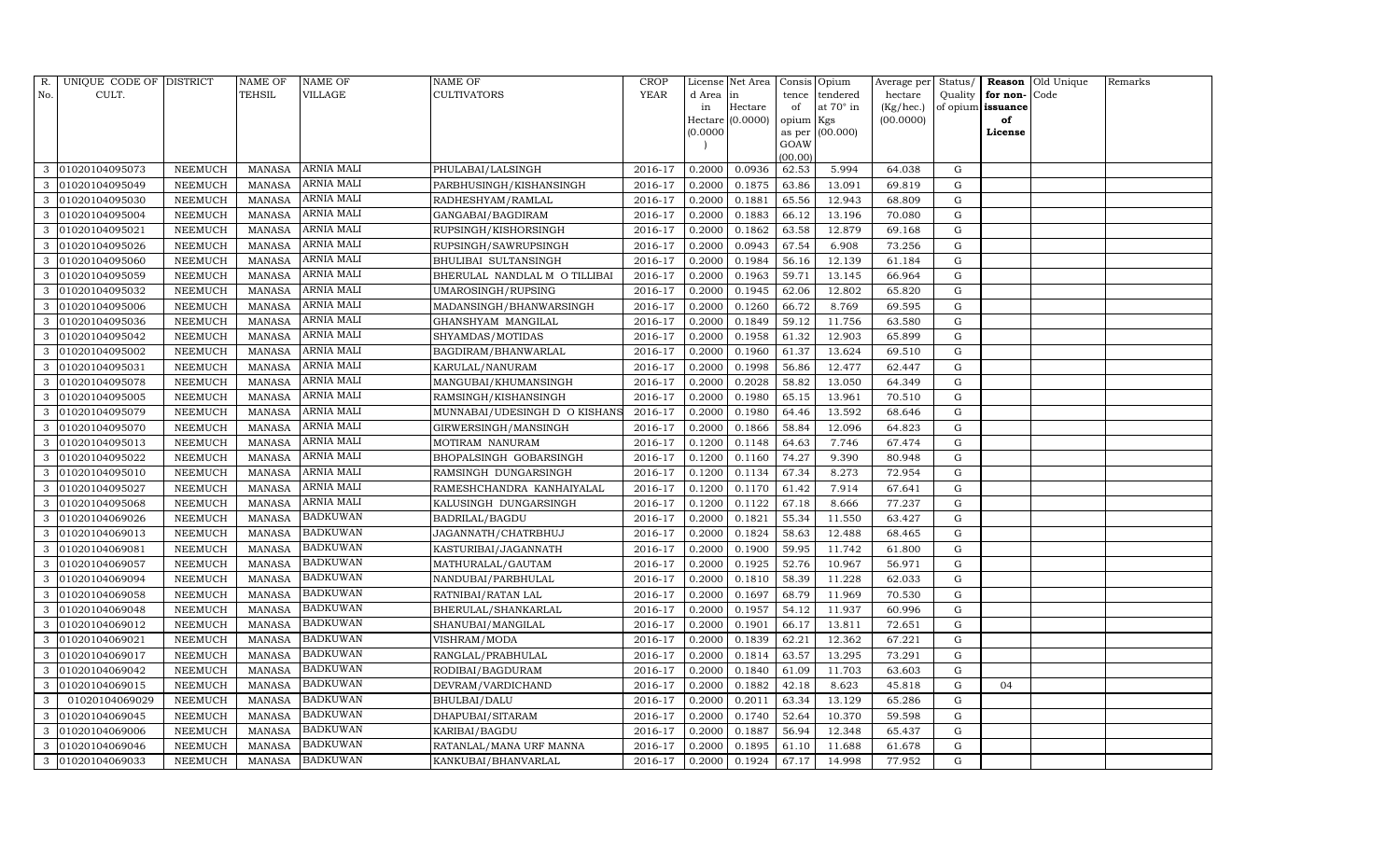| R. No. | UNIQUE CODE OF CULT. | DISTRICT | NAME OF TEHSIL | NAME OF VILLAGE | NAME OF CULTIVATORS | CROP YEAR | License d Area in Hectare (0.0000) | Net Area in Hectare (0.0000) | Consis tence of opium as per GOAW (00.00) | Opium tendered at 70° in Kgs (00.000) | Average per hectare (Kg/hec.) (00.0000) | Status/ Quality of opium | Reason for non-issuance of License | Old Unique Code | Remarks |
|---|---|---|---|---|---|---|---|---|---|---|---|---|---|---|---|
| 3 | 01020104095073 | NEEMUCH | MANASA | ARNIA MALI | PHULABAI/LALSINGH | 2016-17 | 0.2000 | 0.0936 | 62.53 | 5.994 | 64.038 | G | | | |
| 3 | 01020104095049 | NEEMUCH | MANASA | ARNIA MALI | PARBHUSINGH/KISHANSINGH | 2016-17 | 0.2000 | 0.1875 | 63.86 | 13.091 | 69.819 | G | | | |
| 3 | 01020104095030 | NEEMUCH | MANASA | ARNIA MALI | RADHESHYAM/RAMLAL | 2016-17 | 0.2000 | 0.1881 | 65.56 | 12.943 | 68.809 | G | | | |
| 3 | 01020104095004 | NEEMUCH | MANASA | ARNIA MALI | GANGABAI/BAGDIRAM | 2016-17 | 0.2000 | 0.1883 | 66.12 | 13.196 | 70.080 | G | | | |
| 3 | 01020104095021 | NEEMUCH | MANASA | ARNIA MALI | RUPSINGH/KISHORSINGH | 2016-17 | 0.2000 | 0.1862 | 63.58 | 12.879 | 69.168 | G | | | |
| 3 | 01020104095026 | NEEMUCH | MANASA | ARNIA MALI | RUPSINGH/SAWRUPSINGH | 2016-17 | 0.2000 | 0.0943 | 67.54 | 6.908 | 73.256 | G | | | |
| 3 | 01020104095060 | NEEMUCH | MANASA | ARNIA MALI | BHULIBAI SULTANSINGH | 2016-17 | 0.2000 | 0.1984 | 56.16 | 12.139 | 61.184 | G | | | |
| 3 | 01020104095059 | NEEMUCH | MANASA | ARNIA MALI | BHERULAL NANDLAL M O TILLIBAI | 2016-17 | 0.2000 | 0.1963 | 59.71 | 13.145 | 66.964 | G | | | |
| 3 | 01020104095032 | NEEMUCH | MANASA | ARNIA MALI | UMAROSINGH/RUPSING | 2016-17 | 0.2000 | 0.1945 | 62.06 | 12.802 | 65.820 | G | | | |
| 3 | 01020104095006 | NEEMUCH | MANASA | ARNIA MALI | MADANSINGH/BHANWARSINGH | 2016-17 | 0.2000 | 0.1260 | 66.72 | 8.769 | 69.595 | G | | | |
| 3 | 01020104095036 | NEEMUCH | MANASA | ARNIA MALI | GHANSHYAM MANGILAL | 2016-17 | 0.2000 | 0.1849 | 59.12 | 11.756 | 63.580 | G | | | |
| 3 | 01020104095042 | NEEMUCH | MANASA | ARNIA MALI | SHYAMDAS/MOTIDAS | 2016-17 | 0.2000 | 0.1958 | 61.32 | 12.903 | 65.899 | G | | | |
| 3 | 01020104095002 | NEEMUCH | MANASA | ARNIA MALI | BAGDIRAM/BHANWARLAL | 2016-17 | 0.2000 | 0.1960 | 61.37 | 13.624 | 69.510 | G | | | |
| 3 | 01020104095031 | NEEMUCH | MANASA | ARNIA MALI | KARULAL/NANURAM | 2016-17 | 0.2000 | 0.1998 | 56.86 | 12.477 | 62.447 | G | | | |
| 3 | 01020104095078 | NEEMUCH | MANASA | ARNIA MALI | MANGUBAI/KHUMANSINGH | 2016-17 | 0.2000 | 0.2028 | 58.82 | 13.050 | 64.349 | G | | | |
| 3 | 01020104095005 | NEEMUCH | MANASA | ARNIA MALI | RAMSINGH/KISHANSINGH | 2016-17 | 0.2000 | 0.1980 | 65.15 | 13.961 | 70.510 | G | | | |
| 3 | 01020104095079 | NEEMUCH | MANASA | ARNIA MALI | MUNNABAI/UDESINGH D O KISHANS | 2016-17 | 0.2000 | 0.1980 | 64.46 | 13.592 | 68.646 | G | | | |
| 3 | 01020104095070 | NEEMUCH | MANASA | ARNIA MALI | GIRWERSINGH/MANSINGH | 2016-17 | 0.2000 | 0.1866 | 58.84 | 12.096 | 64.823 | G | | | |
| 3 | 01020104095013 | NEEMUCH | MANASA | ARNIA MALI | MOTIRAM NANURAM | 2016-17 | 0.1200 | 0.1148 | 64.63 | 7.746 | 67.474 | G | | | |
| 3 | 01020104095022 | NEEMUCH | MANASA | ARNIA MALI | BHOPALSINGH GOBARSINGH | 2016-17 | 0.1200 | 0.1160 | 74.27 | 9.390 | 80.948 | G | | | |
| 3 | 01020104095010 | NEEMUCH | MANASA | ARNIA MALI | RAMSINGH DUNGARSINGH | 2016-17 | 0.1200 | 0.1134 | 67.34 | 8.273 | 72.954 | G | | | |
| 3 | 01020104095027 | NEEMUCH | MANASA | ARNIA MALI | RAMESHCHANDRA KANHAIYALAL | 2016-17 | 0.1200 | 0.1170 | 61.42 | 7.914 | 67.641 | G | | | |
| 3 | 01020104095068 | NEEMUCH | MANASA | ARNIA MALI | KALUSINGH DUNGARSINGH | 2016-17 | 0.1200 | 0.1122 | 67.18 | 8.666 | 77.237 | G | | | |
| 3 | 01020104069026 | NEEMUCH | MANASA | BADKUWAN | BADRILAL/BAGDU | 2016-17 | 0.2000 | 0.1821 | 55.34 | 11.550 | 63.427 | G | | | |
| 3 | 01020104069013 | NEEMUCH | MANASA | BADKUWAN | JAGANNATH/CHATRBHUJ | 2016-17 | 0.2000 | 0.1824 | 58.63 | 12.488 | 68.465 | G | | | |
| 3 | 01020104069081 | NEEMUCH | MANASA | BADKUWAN | KASTURIBAI/JAGANNATH | 2016-17 | 0.2000 | 0.1900 | 59.95 | 11.742 | 61.800 | G | | | |
| 3 | 01020104069057 | NEEMUCH | MANASA | BADKUWAN | MATHURALAL/GAUTAM | 2016-17 | 0.2000 | 0.1925 | 52.76 | 10.967 | 56.971 | G | | | |
| 3 | 01020104069094 | NEEMUCH | MANASA | BADKUWAN | NANDUBAI/PARBHULAL | 2016-17 | 0.2000 | 0.1810 | 58.39 | 11.228 | 62.033 | G | | | |
| 3 | 01020104069058 | NEEMUCH | MANASA | BADKUWAN | RATNIBAI/RATAN LAL | 2016-17 | 0.2000 | 0.1697 | 68.79 | 11.969 | 70.530 | G | | | |
| 3 | 01020104069048 | NEEMUCH | MANASA | BADKUWAN | BHERULAL/SHANKARLAL | 2016-17 | 0.2000 | 0.1957 | 54.12 | 11.937 | 60.996 | G | | | |
| 3 | 01020104069012 | NEEMUCH | MANASA | BADKUWAN | SHANUBAI/MANGILAL | 2016-17 | 0.2000 | 0.1901 | 66.17 | 13.811 | 72.651 | G | | | |
| 3 | 01020104069021 | NEEMUCH | MANASA | BADKUWAN | VISHRAM/MODA | 2016-17 | 0.2000 | 0.1839 | 62.21 | 12.362 | 67.221 | G | | | |
| 3 | 01020104069017 | NEEMUCH | MANASA | BADKUWAN | RANGLAL/PRABHULAL | 2016-17 | 0.2000 | 0.1814 | 63.57 | 13.295 | 73.291 | G | | | |
| 3 | 01020104069042 | NEEMUCH | MANASA | BADKUWAN | RODIBAI/BAGDURAM | 2016-17 | 0.2000 | 0.1840 | 61.09 | 11.703 | 63.603 | G | | | |
| 3 | 01020104069015 | NEEMUCH | MANASA | BADKUWAN | DEVRAM/VARDICHAND | 2016-17 | 0.2000 | 0.1882 | 42.18 | 8.623 | 45.818 | G | 04 | | |
| 3 | 01020104069029 | NEEMUCH | MANASA | BADKUWAN | BHULBAI/DALU | 2016-17 | 0.2000 | 0.2011 | 63.34 | 13.129 | 65.286 | G | | | |
| 3 | 01020104069045 | NEEMUCH | MANASA | BADKUWAN | DHAPUBAI/SITARAM | 2016-17 | 0.2000 | 0.1740 | 52.64 | 10.370 | 59.598 | G | | | |
| 3 | 01020104069006 | NEEMUCH | MANASA | BADKUWAN | KARIBAI/BAGDU | 2016-17 | 0.2000 | 0.1887 | 56.94 | 12.348 | 65.437 | G | | | |
| 3 | 01020104069046 | NEEMUCH | MANASA | BADKUWAN | RATANLAL/MANA URF MANNA | 2016-17 | 0.2000 | 0.1895 | 61.10 | 11.688 | 61.678 | G | | | |
| 3 | 01020104069033 | NEEMUCH | MANASA | BADKUWAN | KANKUBAI/BHANVARLAL | 2016-17 | 0.2000 | 0.1924 | 67.17 | 14.998 | 77.952 | G | | | |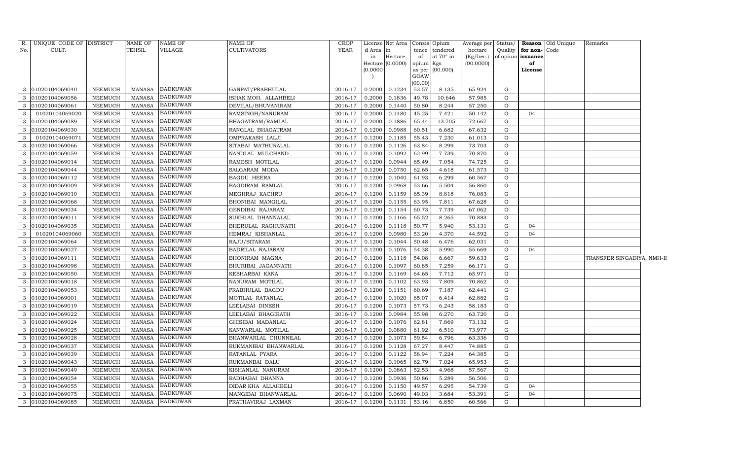| R. No. | UNIQUE CODE OF CULT. | DISTRICT | NAME OF TEHSIL | NAME OF VILLAGE | NAME OF CULTIVATORS | CROP YEAR | License d Area in Hectare (0.0000) | Net Area in Hectare (0.0000) | Consis tence of opium as per GOAW (00.00) | Opium tendered at 70° in Kgs (00.000) | Average per hectare (Kg/hec.) (00.0000) | Status/ Quality of opium | Reason for non-issuance of License | Old Unique Code | Remarks |
|---|---|---|---|---|---|---|---|---|---|---|---|---|---|---|---|
| 3 | 01020104069040 | NEEMUCH | MANASA | BADKUWAN | GANPAT/PRABHULAL | 2016-17 | 0.2000 | 0.1234 | 53.57 | 8.135 | 65.924 | G | | | |
| 3 | 01020104069056 | NEEMUCH | MANASA | BADKUWAN | ISHAK MOH. ALLAHBELI | 2016-17 | 0.2000 | 0.1836 | 49.78 | 10.646 | 57.985 | G | | | |
| 3 | 01020104069061 | NEEMUCH | MANASA | BADKUWAN | DEVILAL/BHUVANIRAM | 2016-17 | 0.2000 | 0.1440 | 50.80 | 8.244 | 57.250 | G | | | |
| 3 | 01020104069020 | NEEMUCH | MANASA | BADKUWAN | RAMSINGH/NANURAM | 2016-17 | 0.2000 | 0.1480 | 45.25 | 7.421 | 50.142 | G | 04 | | |
| 3 | 01020104069089 | NEEMUCH | MANASA | BADKUWAN | BHAGATRAM/RAMLAL | 2016-17 | 0.2000 | 0.1886 | 65.44 | 13.705 | 72.667 | G | | | |
| 3 | 01020104069030 | NEEMUCH | MANASA | BADKUWAN | RANGLAL BHAGATRAM | 2016-17 | 0.1200 | 0.0988 | 60.51 | 6.682 | 67.632 | G | | | |
| 3 | 01020104069071 | NEEMUCH | MANASA | BADKUWAN | OMPRAKASH LALJI | 2016-17 | 0.1200 | 0.1185 | 55.43 | 7.230 | 61.013 | G | | | |
| 3 | 01020104069066 | NEEMUCH | MANASA | BADKUWAN | SITABAI MATHURALAL | 2016-17 | 0.1200 | 0.1126 | 63.84 | 8.299 | 73.703 | G | | | |
| 3 | 01020104069059 | NEEMUCH | MANASA | BADKUWAN | NANDLAL MULCHAND | 2016-17 | 0.1200 | 0.1092 | 62.99 | 7.739 | 70.870 | G | | | |
| 3 | 01020104069014 | NEEMUCH | MANASA | BADKUWAN | RAMESH MOTILAL | 2016-17 | 0.1200 | 0.0944 | 65.49 | 7.054 | 74.725 | G | | | |
| 3 | 01020104069044 | NEEMUCH | MANASA | BADKUWAN | SALGARAM MODA | 2016-17 | 0.1200 | 0.0750 | 62.65 | 4.618 | 61.573 | G | | | |
| 3 | 01020104069112 | NEEMUCH | MANASA | BADKUWAN | BAGDU HEERA | 2016-17 | 0.1200 | 0.1040 | 61.93 | 6.299 | 60.567 | G | | | |
| 3 | 01020104069009 | NEEMUCH | MANASA | BADKUWAN | BAGDIRAM RAMLAL | 2016-17 | 0.1200 | 0.0968 | 53.66 | 5.504 | 56.860 | G | | | |
| 3 | 01020104069010 | NEEMUCH | MANASA | BADKUWAN | MEGHRAJ KACHRU | 2016-17 | 0.1200 | 0.1159 | 65.39 | 8.818 | 76.083 | G | | | |
| 3 | 01020104069068 | NEEMUCH | MANASA | BADKUWAN | BHONIBAI MANGILAL | 2016-17 | 0.1200 | 0.1155 | 63.95 | 7.811 | 67.628 | G | | | |
| 3 | 01020104069034 | NEEMUCH | MANASA | BADKUWAN | GENDIBAI RAJARAM | 2016-17 | 0.1200 | 0.1154 | 60.73 | 7.739 | 67.062 | G | | | |
| 3 | 01020104069011 | NEEMUCH | MANASA | BADKUWAN | SUKHLAL DHANNALAL | 2016-17 | 0.1200 | 0.1166 | 65.52 | 8.265 | 70.883 | G | | | |
| 3 | 01020104069035 | NEEMUCH | MANASA | BADKUWAN | BHERULAL RAGHUNATH | 2016-17 | 0.1200 | 0.1118 | 50.77 | 5.940 | 53.131 | G | 04 | | |
| 3 | 01020104069060 | NEEMUCH | MANASA | BADKUWAN | HEMRAJ KISHANLAL | 2016-17 | 0.1200 | 0.0980 | 53.20 | 4.370 | 44.592 | G | 04 | | |
| 3 | 01020104069064 | NEEMUCH | MANASA | BADKUWAN | RAJU/SITARAM | 2016-17 | 0.1200 | 0.1044 | 50.48 | 6.476 | 62.031 | G | | | |
| 3 | 01020104069027 | NEEMUCH | MANASA | BADKUWAN | BADRILAL RAJARAM | 2016-17 | 0.1200 | 0.1076 | 54.38 | 5.990 | 55.669 | G | 04 | | |
| 3 | 01020104069111 | NEEMUCH | MANASA | BADKUWAN | BHONIRAM MAGNA | 2016-17 | 0.1200 | 0.1118 | 54.08 | 6.667 | 59.633 | G | | | TRANSFER SINGADIYA, NMH-II |
| 3 | 01020104069098 | NEEMUCH | MANASA | BADKUWAN | BHURIBAI JAGANNATH | 2016-17 | 0.1200 | 0.1097 | 60.85 | 7.259 | 66.171 | G | | | |
| 3 | 01020104069050 | NEEMUCH | MANASA | BADKUWAN | KESHARBAI KANA | 2016-17 | 0.1200 | 0.1169 | 64.65 | 7.712 | 65.971 | G | | | |
| 3 | 01020104069018 | NEEMUCH | MANASA | BADKUWAN | NANURAM MOTILAL | 2016-17 | 0.1200 | 0.1102 | 63.93 | 7.809 | 70.862 | G | | | |
| 3 | 01020104069053 | NEEMUCH | MANASA | BADKUWAN | PRABHULAL BAGDU | 2016-17 | 0.1200 | 0.1151 | 60.69 | 7.187 | 62.441 | G | | | |
| 3 | 01020104069001 | NEEMUCH | MANASA | BADKUWAN | MOTILAL RATANLAL | 2016-17 | 0.1200 | 0.1020 | 65.07 | 6.414 | 62.882 | G | | | |
| 3 | 01020104069019 | NEEMUCH | MANASA | BADKUWAN | LEELABAI DINESH | 2016-17 | 0.1200 | 0.1073 | 57.73 | 6.243 | 58.183 | G | | | |
| 3 | 01020104069022 | NEEMUCH | MANASA | BADKUWAN | LEELABAI BHAGIRATH | 2016-17 | 0.1200 | 0.0984 | 55.98 | 6.270 | 63.720 | G | | | |
| 3 | 01020104069024 | NEEMUCH | MANASA | BADKUWAN | GHISIBAI MADANLAL | 2016-17 | 0.1200 | 0.1076 | 62.81 | 7.869 | 73.132 | G | | | |
| 3 | 01020104069025 | NEEMUCH | MANASA | BADKUWAN | KANWARLAL MOTILAL | 2016-17 | 0.1200 | 0.0880 | 61.92 | 6.510 | 73.977 | G | | | |
| 3 | 01020104069028 | NEEMUCH | MANASA | BADKUWAN | BHANWARLAL CHUNNILAL | 2016-17 | 0.1200 | 0.1073 | 59.54 | 6.796 | 63.336 | G | | | |
| 3 | 01020104069037 | NEEMUCH | MANASA | BADKUWAN | RUKMANIBAI BHANWARLAL | 2016-17 | 0.1200 | 0.1128 | 67.27 | 8.447 | 74.885 | G | | | |
| 3 | 01020104069039 | NEEMUCH | MANASA | BADKUWAN | RATANLAL PYARA | 2016-17 | 0.1200 | 0.1122 | 58.94 | 7.224 | 64.385 | G | | | |
| 3 | 01020104069043 | NEEMUCH | MANASA | BADKUWAN | RUKMANBAI DALU | 2016-17 | 0.1200 | 0.1065 | 62.79 | 7.024 | 65.953 | G | | | |
| 3 | 01020104069049 | NEEMUCH | MANASA | BADKUWAN | KISHANLAL NANURAM | 2016-17 | 0.1200 | 0.0863 | 52.53 | 4.968 | 57.567 | G | | | |
| 3 | 01020104069054 | NEEMUCH | MANASA | BADKUWAN | RADHABAI DHANNA | 2016-17 | 0.1200 | 0.0936 | 50.86 | 5.289 | 56.506 | G | | | |
| 3 | 01020104069055 | NEEMUCH | MANASA | BADKUWAN | DIDAR KHA ALLAHBELI | 2016-17 | 0.1200 | 0.1150 | 49.57 | 6.295 | 54.739 | G | 04 | | |
| 3 | 01020104069075 | NEEMUCH | MANASA | BADKUWAN | MANGIBAI BHANWARLAL | 2016-17 | 0.1200 | 0.0690 | 49.03 | 3.684 | 53.391 | G | 04 | | |
| 3 | 01020104069085 | NEEMUCH | MANASA | BADKUWAN | PRATHAVIRAJ LAXMAN | 2016-17 | 0.1200 | 0.1131 | 53.16 | 6.850 | 60.566 | G | | | |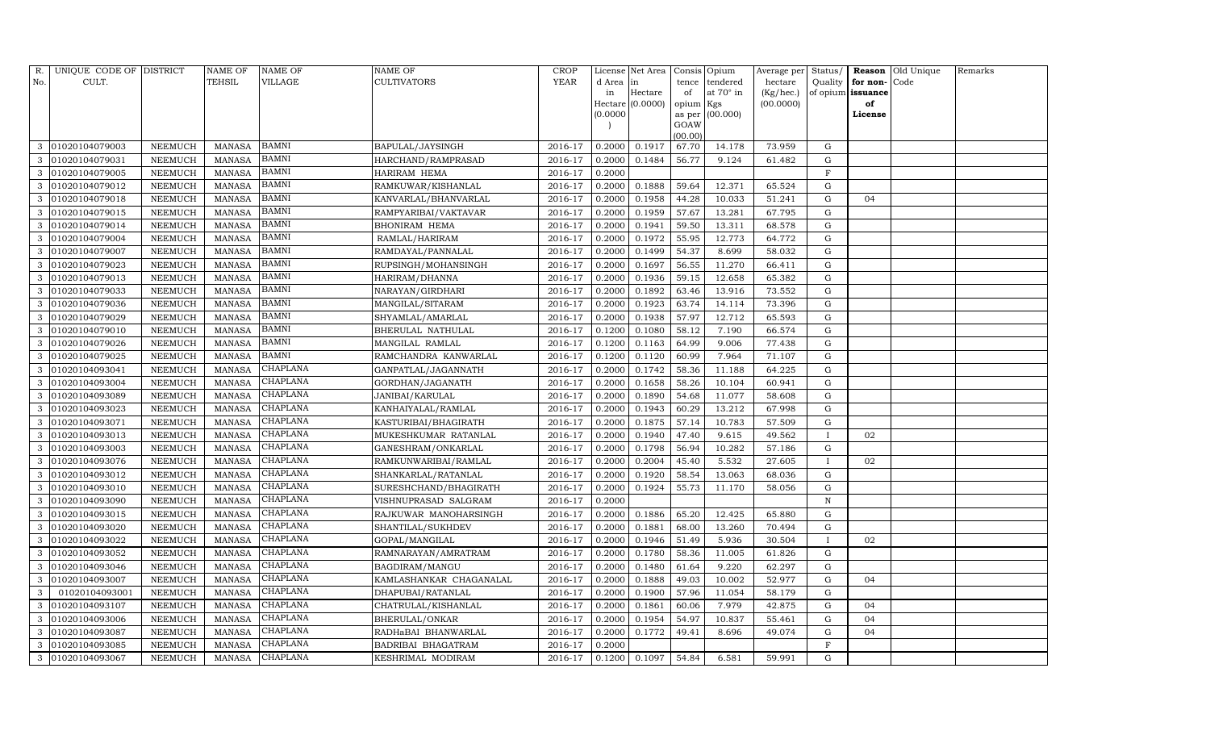| R. No. | UNIQUE CODE OF CULT. | DISTRICT | NAME OF TEHSIL | NAME OF VILLAGE | NAME OF CULTIVATORS | CROP YEAR | License d Area in Hectare (0.0000) | Net Area in Hectare (0.0000) | Consis tence of opium as per GOAW (00.00) | Opium tendered at 70° in Kgs (00.000) | Average per hectare (Kg/hec.) (00.0000) | Status/ Quality of opium | Reason for non-issuance of License | Old Unique Code | Remarks |
|---|---|---|---|---|---|---|---|---|---|---|---|---|---|---|---|
| 3 | 01020104079003 | NEEMUCH | MANASA | BAMNI | BAPULAL/JAYSINGH | 2016-17 | 0.2000 | 0.1917 | 67.70 | 14.178 | 73.959 | G | | | |
| 3 | 01020104079031 | NEEMUCH | MANASA | BAMNI | HARCHAND/RAMPRASAD | 2016-17 | 0.2000 | 0.1484 | 56.77 | 9.124 | 61.482 | G | | | |
| 3 | 01020104079005 | NEEMUCH | MANASA | BAMNI | HARIRAM HEMA | 2016-17 | 0.2000 | | | | | F | | | |
| 3 | 01020104079012 | NEEMUCH | MANASA | BAMNI | RAMKUWAR/KISHANLAL | 2016-17 | 0.2000 | 0.1888 | 59.64 | 12.371 | 65.524 | G | | | |
| 3 | 01020104079018 | NEEMUCH | MANASA | BAMNI | KANVARLAL/BHANVARLAL | 2016-17 | 0.2000 | 0.1958 | 44.28 | 10.033 | 51.241 | G | 04 | | |
| 3 | 01020104079015 | NEEMUCH | MANASA | BAMNI | RAMPYARIBAI/VAKTAVAR | 2016-17 | 0.2000 | 0.1959 | 57.67 | 13.281 | 67.795 | G | | | |
| 3 | 01020104079014 | NEEMUCH | MANASA | BAMNI | BHONIRAM HEMA | 2016-17 | 0.2000 | 0.1941 | 59.50 | 13.311 | 68.578 | G | | | |
| 3 | 01020104079004 | NEEMUCH | MANASA | BAMNI | RAMLAL/HARIRAM | 2016-17 | 0.2000 | 0.1972 | 55.95 | 12.773 | 64.772 | G | | | |
| 3 | 01020104079007 | NEEMUCH | MANASA | BAMNI | RAMDAYAL/PANNALAL | 2016-17 | 0.2000 | 0.1499 | 54.37 | 8.699 | 58.032 | G | | | |
| 3 | 01020104079023 | NEEMUCH | MANASA | BAMNI | RUPSINGH/MOHANSINGH | 2016-17 | 0.2000 | 0.1697 | 56.55 | 11.270 | 66.411 | G | | | |
| 3 | 01020104079013 | NEEMUCH | MANASA | BAMNI | HARIRAM/DHANNA | 2016-17 | 0.2000 | 0.1936 | 59.15 | 12.658 | 65.382 | G | | | |
| 3 | 01020104079033 | NEEMUCH | MANASA | BAMNI | NARAYAN/GIRDHARI | 2016-17 | 0.2000 | 0.1892 | 63.46 | 13.916 | 73.552 | G | | | |
| 3 | 01020104079036 | NEEMUCH | MANASA | BAMNI | MANGILAL/SITARAM | 2016-17 | 0.2000 | 0.1923 | 63.74 | 14.114 | 73.396 | G | | | |
| 3 | 01020104079029 | NEEMUCH | MANASA | BAMNI | SHYAMLAL/AMARLAL | 2016-17 | 0.2000 | 0.1938 | 57.97 | 12.712 | 65.593 | G | | | |
| 3 | 01020104079010 | NEEMUCH | MANASA | BAMNI | BHERULAL NATHULAL | 2016-17 | 0.1200 | 0.1080 | 58.12 | 7.190 | 66.574 | G | | | |
| 3 | 01020104079026 | NEEMUCH | MANASA | BAMNI | MANGILAL RAMLAL | 2016-17 | 0.1200 | 0.1163 | 64.99 | 9.006 | 77.438 | G | | | |
| 3 | 01020104079025 | NEEMUCH | MANASA | BAMNI | RAMCHANDRA KANWARLAL | 2016-17 | 0.1200 | 0.1120 | 60.99 | 7.964 | 71.107 | G | | | |
| 3 | 01020104093041 | NEEMUCH | MANASA | CHAPLANA | GANPATLAL/JAGANNATH | 2016-17 | 0.2000 | 0.1742 | 58.36 | 11.188 | 64.225 | G | | | |
| 3 | 01020104093004 | NEEMUCH | MANASA | CHAPLANA | GORDHAN/JAGANATH | 2016-17 | 0.2000 | 0.1658 | 58.26 | 10.104 | 60.941 | G | | | |
| 3 | 01020104093089 | NEEMUCH | MANASA | CHAPLANA | JANIBAI/KARULAL | 2016-17 | 0.2000 | 0.1890 | 54.68 | 11.077 | 58.608 | G | | | |
| 3 | 01020104093023 | NEEMUCH | MANASA | CHAPLANA | KANHAIYALAL/RAMLAL | 2016-17 | 0.2000 | 0.1943 | 60.29 | 13.212 | 67.998 | G | | | |
| 3 | 01020104093071 | NEEMUCH | MANASA | CHAPLANA | KASTURIBAI/BHAGIRATH | 2016-17 | 0.2000 | 0.1875 | 57.14 | 10.783 | 57.509 | G | | | |
| 3 | 01020104093013 | NEEMUCH | MANASA | CHAPLANA | MUKESHKUMAR RATANLAL | 2016-17 | 0.2000 | 0.1940 | 47.40 | 9.615 | 49.562 | I | 02 | | |
| 3 | 01020104093003 | NEEMUCH | MANASA | CHAPLANA | GANESHRAM/ONKARLAL | 2016-17 | 0.2000 | 0.1798 | 56.94 | 10.282 | 57.186 | G | | | |
| 3 | 01020104093076 | NEEMUCH | MANASA | CHAPLANA | RAMKUNWARIBAI/RAMLAL | 2016-17 | 0.2000 | 0.2004 | 45.40 | 5.532 | 27.605 | I | 02 | | |
| 3 | 01020104093012 | NEEMUCH | MANASA | CHAPLANA | SHANKARLAL/RATANLAL | 2016-17 | 0.2000 | 0.1920 | 58.54 | 13.063 | 68.036 | G | | | |
| 3 | 01020104093010 | NEEMUCH | MANASA | CHAPLANA | SURESHCHAND/BHAGIRATH | 2016-17 | 0.2000 | 0.1924 | 55.73 | 11.170 | 58.056 | G | | | |
| 3 | 01020104093090 | NEEMUCH | MANASA | CHAPLANA | VISHNUPRASAD SALGRAM | 2016-17 | 0.2000 | | | | | N | | | |
| 3 | 01020104093015 | NEEMUCH | MANASA | CHAPLANA | RAJKUWAR MANOHARSINGH | 2016-17 | 0.2000 | 0.1886 | 65.20 | 12.425 | 65.880 | G | | | |
| 3 | 01020104093020 | NEEMUCH | MANASA | CHAPLANA | SHANTILAL/SUKHDEV | 2016-17 | 0.2000 | 0.1881 | 68.00 | 13.260 | 70.494 | G | | | |
| 3 | 01020104093022 | NEEMUCH | MANASA | CHAPLANA | GOPAL/MANGILAL | 2016-17 | 0.2000 | 0.1946 | 51.49 | 5.936 | 30.504 | I | 02 | | |
| 3 | 01020104093052 | NEEMUCH | MANASA | CHAPLANA | RAMNARAYAN/AMRATRAM | 2016-17 | 0.2000 | 0.1780 | 58.36 | 11.005 | 61.826 | G | | | |
| 3 | 01020104093046 | NEEMUCH | MANASA | CHAPLANA | BAGDIRAM/MANGU | 2016-17 | 0.2000 | 0.1480 | 61.64 | 9.220 | 62.297 | G | | | |
| 3 | 01020104093007 | NEEMUCH | MANASA | CHAPLANA | KAMLASHANKAR CHAGANALAL | 2016-17 | 0.2000 | 0.1888 | 49.03 | 10.002 | 52.977 | G | 04 | | |
| 3 | 01020104093001 | NEEMUCH | MANASA | CHAPLANA | DHAPUBAI/RATANLAL | 2016-17 | 0.2000 | 0.1900 | 57.96 | 11.054 | 58.179 | G | | | |
| 3 | 01020104093107 | NEEMUCH | MANASA | CHAPLANA | CHATRULAL/KISHANLAL | 2016-17 | 0.2000 | 0.1861 | 60.06 | 7.979 | 42.875 | G | 04 | | |
| 3 | 01020104093006 | NEEMUCH | MANASA | CHAPLANA | BHERULAL/ONKAR | 2016-17 | 0.2000 | 0.1954 | 54.97 | 10.837 | 55.461 | G | 04 | | |
| 3 | 01020104093087 | NEEMUCH | MANASA | CHAPLANA | RADHaBAI BHANWARLAL | 2016-17 | 0.2000 | 0.1772 | 49.41 | 8.696 | 49.074 | G | 04 | | |
| 3 | 01020104093085 | NEEMUCH | MANASA | CHAPLANA | BADRIBAI BHAGATRAM | 2016-17 | 0.2000 | | | | | F | | | |
| 3 | 01020104093067 | NEEMUCH | MANASA | CHAPLANA | KESHRIMAL MODIRAM | 2016-17 | 0.1200 | 0.1097 | 54.84 | 6.581 | 59.991 | G | | | |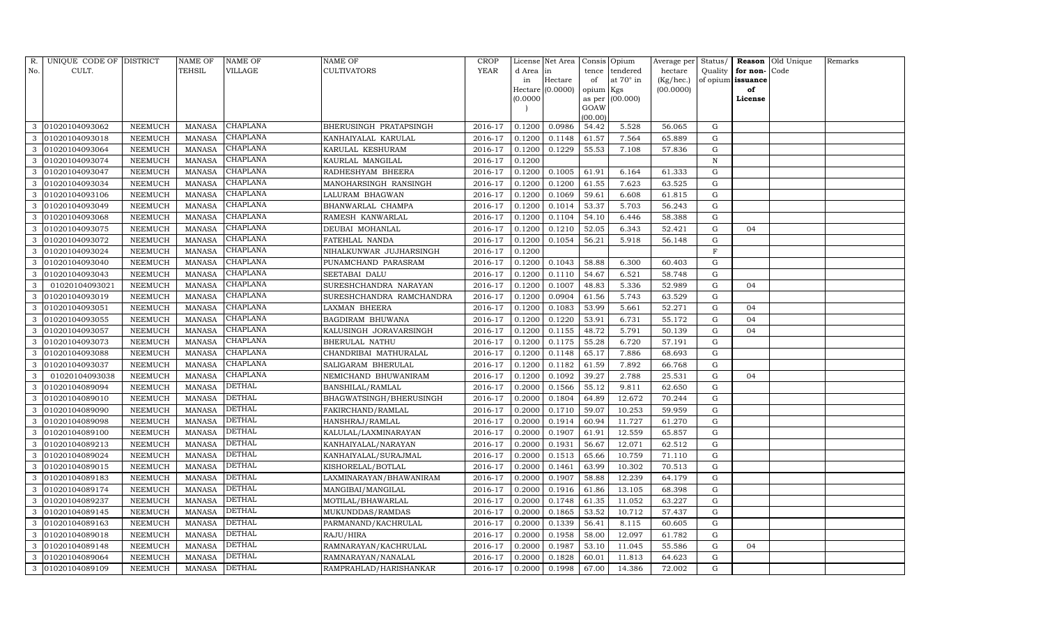| R. No. | UNIQUE CODE OF CULT. | DISTRICT | NAME OF TEHSIL | NAME OF VILLAGE | NAME OF CULTIVATORS | CROP YEAR | License d Area in Hectare (0.0000) | Net Area in Hectare (0.0000) | Consis tence of opium as per GOAW (00.00) | Opium tendered at 70° in Kgs (00.000) | Average per hectare (Kg/hec.) (00.0000) | Status/ Quality of opium | Reason for non-issuance of License | Old Unique Code | Remarks |
|---|---|---|---|---|---|---|---|---|---|---|---|---|---|---|---|
| 3 | 01020104093062 | NEEMUCH | MANASA | CHAPLANA | BHERUSINGH PRATAPSINGH | 2016-17 | 0.1200 | 0.0986 | 54.42 | 5.528 | 56.065 | G | | | |
| 3 | 01020104093018 | NEEMUCH | MANASA | CHAPLANA | KANHAIYALAL KARULAL | 2016-17 | 0.1200 | 0.1148 | 61.57 | 7.564 | 65.889 | G | | | |
| 3 | 01020104093064 | NEEMUCH | MANASA | CHAPLANA | KARULAL KESHURAM | 2016-17 | 0.1200 | 0.1229 | 55.53 | 7.108 | 57.836 | G | | | |
| 3 | 01020104093074 | NEEMUCH | MANASA | CHAPLANA | KAURLAL MANGILAL | 2016-17 | 0.1200 | | | | | N | | | |
| 3 | 01020104093047 | NEEMUCH | MANASA | CHAPLANA | RADHESHYAM BHEERA | 2016-17 | 0.1200 | 0.1005 | 61.91 | 6.164 | 61.333 | G | | | |
| 3 | 01020104093034 | NEEMUCH | MANASA | CHAPLANA | MANOHARSINGH RANSINGH | 2016-17 | 0.1200 | 0.1200 | 61.55 | 7.623 | 63.525 | G | | | |
| 3 | 01020104093106 | NEEMUCH | MANASA | CHAPLANA | LALURAM BHAGWAN | 2016-17 | 0.1200 | 0.1069 | 59.61 | 6.608 | 61.815 | G | | | |
| 3 | 01020104093049 | NEEMUCH | MANASA | CHAPLANA | BHANWARLAL CHAMPA | 2016-17 | 0.1200 | 0.1014 | 53.37 | 5.703 | 56.243 | G | | | |
| 3 | 01020104093068 | NEEMUCH | MANASA | CHAPLANA | RAMESH KANWARLAL | 2016-17 | 0.1200 | 0.1104 | 54.10 | 6.446 | 58.388 | G | | | |
| 3 | 01020104093075 | NEEMUCH | MANASA | CHAPLANA | DEUBAI MOHANLAL | 2016-17 | 0.1200 | 0.1210 | 52.05 | 6.343 | 52.421 | G | 04 | | |
| 3 | 01020104093072 | NEEMUCH | MANASA | CHAPLANA | FATEHLAL NANDA | 2016-17 | 0.1200 | 0.1054 | 56.21 | 5.918 | 56.148 | G | | | |
| 3 | 01020104093024 | NEEMUCH | MANASA | CHAPLANA | NIHALKUNWAR JUJHARSINGH | 2016-17 | 0.1200 | | | | | F | | | |
| 3 | 01020104093040 | NEEMUCH | MANASA | CHAPLANA | PUNAMCHAND PARASRAM | 2016-17 | 0.1200 | 0.1043 | 58.88 | 6.300 | 60.403 | G | | | |
| 3 | 01020104093043 | NEEMUCH | MANASA | CHAPLANA | SEETABAI DALU | 2016-17 | 0.1200 | 0.1110 | 54.67 | 6.521 | 58.748 | G | | | |
| 3 | 01020104093021 | NEEMUCH | MANASA | CHAPLANA | SURESHCHANDRA NARAYAN | 2016-17 | 0.1200 | 0.1007 | 48.83 | 5.336 | 52.989 | G | 04 | | |
| 3 | 01020104093019 | NEEMUCH | MANASA | CHAPLANA | SURESHCHANDRA RAMCHANDRA | 2016-17 | 0.1200 | 0.0904 | 61.56 | 5.743 | 63.529 | G | | | |
| 3 | 01020104093051 | NEEMUCH | MANASA | CHAPLANA | LAXMAN BHEERA | 2016-17 | 0.1200 | 0.1083 | 53.99 | 5.661 | 52.271 | G | 04 | | |
| 3 | 01020104093055 | NEEMUCH | MANASA | CHAPLANA | BAGDIRAM BHUWANA | 2016-17 | 0.1200 | 0.1220 | 53.91 | 6.731 | 55.172 | G | 04 | | |
| 3 | 01020104093057 | NEEMUCH | MANASA | CHAPLANA | KALUSINGH JORAVARSINGH | 2016-17 | 0.1200 | 0.1155 | 48.72 | 5.791 | 50.139 | G | 04 | | |
| 3 | 01020104093073 | NEEMUCH | MANASA | CHAPLANA | BHERULAL NATHU | 2016-17 | 0.1200 | 0.1175 | 55.28 | 6.720 | 57.191 | G | | | |
| 3 | 01020104093088 | NEEMUCH | MANASA | CHAPLANA | CHANDRIBAI MATHURALAL | 2016-17 | 0.1200 | 0.1148 | 65.17 | 7.886 | 68.693 | G | | | |
| 3 | 01020104093037 | NEEMUCH | MANASA | CHAPLANA | SALIGARAM BHERULAL | 2016-17 | 0.1200 | 0.1182 | 61.59 | 7.892 | 66.768 | G | | | |
| 3 | 01020104093038 | NEEMUCH | MANASA | CHAPLANA | NEMICHAND BHUWANIRAM | 2016-17 | 0.1200 | 0.1092 | 39.27 | 2.788 | 25.531 | G | 04 | | |
| 3 | 01020104089094 | NEEMUCH | MANASA | DETHAL | BANSHILAL/RAMLAL | 2016-17 | 0.2000 | 0.1566 | 55.12 | 9.811 | 62.650 | G | | | |
| 3 | 01020104089010 | NEEMUCH | MANASA | DETHAL | BHAGWATSINGH/BHERUSINGH | 2016-17 | 0.2000 | 0.1804 | 64.89 | 12.672 | 70.244 | G | | | |
| 3 | 01020104089090 | NEEMUCH | MANASA | DETHAL | FAKIRCHAND/RAMLAL | 2016-17 | 0.2000 | 0.1710 | 59.07 | 10.253 | 59.959 | G | | | |
| 3 | 01020104089098 | NEEMUCH | MANASA | DETHAL | HANSHRAJ/RAMLAL | 2016-17 | 0.2000 | 0.1914 | 60.94 | 11.727 | 61.270 | G | | | |
| 3 | 01020104089100 | NEEMUCH | MANASA | DETHAL | KALULAL/LAXMINARAYAN | 2016-17 | 0.2000 | 0.1907 | 61.91 | 12.559 | 65.857 | G | | | |
| 3 | 01020104089213 | NEEMUCH | MANASA | DETHAL | KANHAIYALAL/NARAYAN | 2016-17 | 0.2000 | 0.1931 | 56.67 | 12.071 | 62.512 | G | | | |
| 3 | 01020104089024 | NEEMUCH | MANASA | DETHAL | KANHAIYALAL/SURAJMAL | 2016-17 | 0.2000 | 0.1513 | 65.66 | 10.759 | 71.110 | G | | | |
| 3 | 01020104089015 | NEEMUCH | MANASA | DETHAL | KISHORELAL/BOTLAL | 2016-17 | 0.2000 | 0.1461 | 63.99 | 10.302 | 70.513 | G | | | |
| 3 | 01020104089183 | NEEMUCH | MANASA | DETHAL | LAXMINARAYAN/BHAWANIRAM | 2016-17 | 0.2000 | 0.1907 | 58.88 | 12.239 | 64.179 | G | | | |
| 3 | 01020104089174 | NEEMUCH | MANASA | DETHAL | MANGIBAI/MANGILAL | 2016-17 | 0.2000 | 0.1916 | 61.86 | 13.105 | 68.398 | G | | | |
| 3 | 01020104089237 | NEEMUCH | MANASA | DETHAL | MOTILAL/BHAWARLAL | 2016-17 | 0.2000 | 0.1748 | 61.35 | 11.052 | 63.227 | G | | | |
| 3 | 01020104089145 | NEEMUCH | MANASA | DETHAL | MUKUNDDAS/RAMDAS | 2016-17 | 0.2000 | 0.1865 | 53.52 | 10.712 | 57.437 | G | | | |
| 3 | 01020104089163 | NEEMUCH | MANASA | DETHAL | PARMANAND/KACHRULAL | 2016-17 | 0.2000 | 0.1339 | 56.41 | 8.115 | 60.605 | G | | | |
| 3 | 01020104089018 | NEEMUCH | MANASA | DETHAL | RAJU/HIRA | 2016-17 | 0.2000 | 0.1958 | 58.00 | 12.097 | 61.782 | G | | | |
| 3 | 01020104089148 | NEEMUCH | MANASA | DETHAL | RAMNARAYAN/KACHRULAL | 2016-17 | 0.2000 | 0.1987 | 53.10 | 11.045 | 55.586 | G | 04 | | |
| 3 | 01020104089064 | NEEMUCH | MANASA | DETHAL | RAMNARAYAN/NANALAL | 2016-17 | 0.2000 | 0.1828 | 60.01 | 11.813 | 64.623 | G | | | |
| 3 | 01020104089109 | NEEMUCH | MANASA | DETHAL | RAMPRAHLAD/HARISHANKAR | 2016-17 | 0.2000 | 0.1998 | 67.00 | 14.386 | 72.002 | G | | | |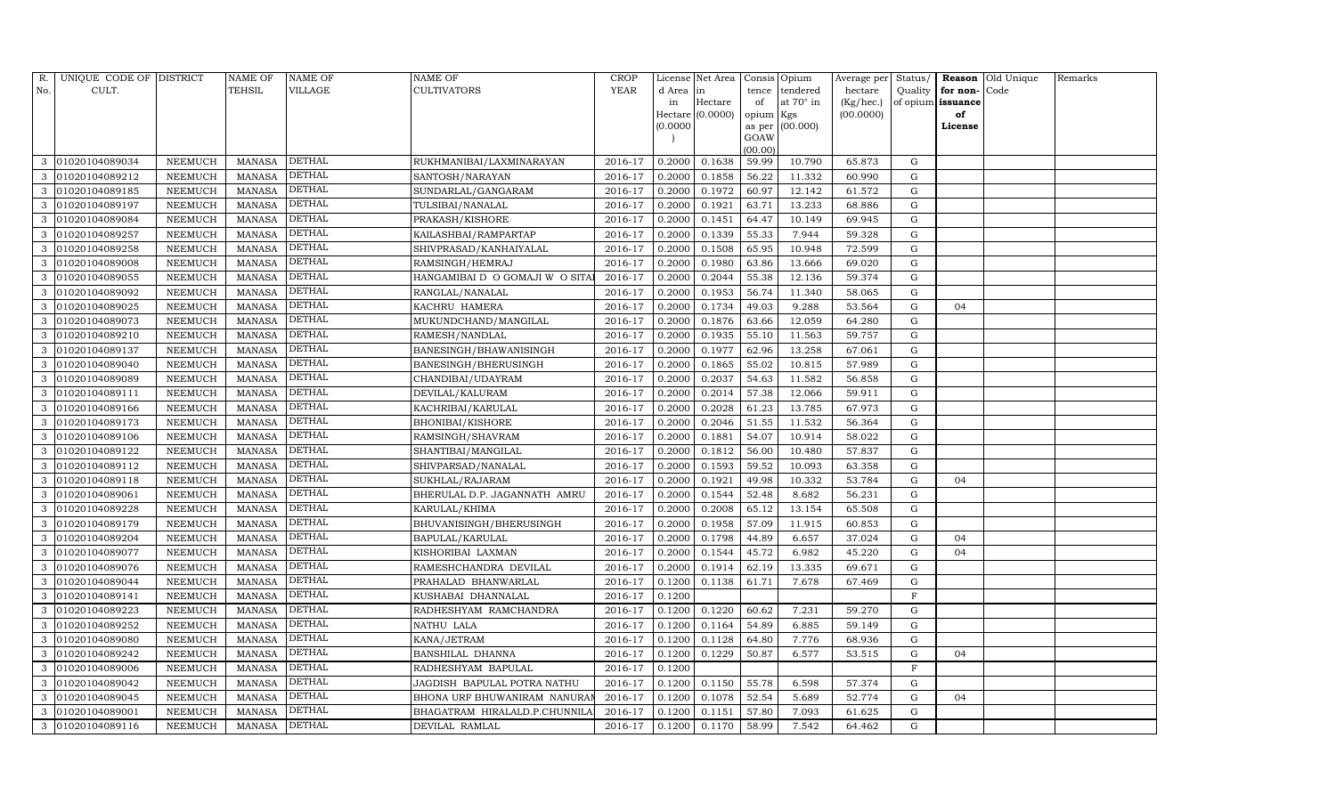| R. No. | UNIQUE CODE OF CULT. | DISTRICT | NAME OF TEHSIL | NAME OF VILLAGE | NAME OF CULTIVATORS | CROP YEAR | License d Area in Hectare (0.0000) | Net Area in Hectare (0.0000) | Consis tence of opium as per GOAW (00.00) | Opium tendered at 70° in Kgs (00.000) | Average per hectare (Kg/hec.) (00.0000) | Status/ Quality of opium | Reason for non-issuance of License | Old Unique Code | Remarks |
|---|---|---|---|---|---|---|---|---|---|---|---|---|---|---|---|
| 3 | 01020104089034 | NEEMUCH | MANASA | DETHAL | RUKHMANIBAI/LAXMINARAYAN | 2016-17 | 0.2000 | 0.1638 | 59.99 | 10.790 | 65.873 | G | | | |
| 3 | 01020104089212 | NEEMUCH | MANASA | DETHAL | SANTOSH/NARAYAN | 2016-17 | 0.2000 | 0.1858 | 56.22 | 11.332 | 60.990 | G | | | |
| 3 | 01020104089185 | NEEMUCH | MANASA | DETHAL | SUNDARLAL/GANGARAM | 2016-17 | 0.2000 | 0.1972 | 60.97 | 12.142 | 61.572 | G | | | |
| 3 | 01020104089197 | NEEMUCH | MANASA | DETHAL | TULSIBAI/NANALAL | 2016-17 | 0.2000 | 0.1921 | 63.71 | 13.233 | 68.886 | G | | | |
| 3 | 01020104089084 | NEEMUCH | MANASA | DETHAL | PRAKASH/KISHORE | 2016-17 | 0.2000 | 0.1451 | 64.47 | 10.149 | 69.945 | G | | | |
| 3 | 01020104089257 | NEEMUCH | MANASA | DETHAL | KAILASHBAI/RAMPARTAP | 2016-17 | 0.2000 | 0.1339 | 55.33 | 7.944 | 59.328 | G | | | |
| 3 | 01020104089258 | NEEMUCH | MANASA | DETHAL | SHIVPRASAD/KANHAIYALAL | 2016-17 | 0.2000 | 0.1508 | 65.95 | 10.948 | 72.599 | G | | | |
| 3 | 01020104089008 | NEEMUCH | MANASA | DETHAL | RAMSINGH/HEMRAJ | 2016-17 | 0.2000 | 0.1980 | 63.86 | 13.666 | 69.020 | G | | | |
| 3 | 01020104089055 | NEEMUCH | MANASA | DETHAL | HANGAMIBAI D O GOMAJI W O SITA | 2016-17 | 0.2000 | 0.2044 | 55.38 | 12.136 | 59.374 | G | | | |
| 3 | 01020104089092 | NEEMUCH | MANASA | DETHAL | RANGLAL/NANALAL | 2016-17 | 0.2000 | 0.1953 | 56.74 | 11.340 | 58.065 | G | | | |
| 3 | 01020104089025 | NEEMUCH | MANASA | DETHAL | KACHRU HAMERA | 2016-17 | 0.2000 | 0.1734 | 49.03 | 9.288 | 53.564 | G | 04 | | |
| 3 | 01020104089073 | NEEMUCH | MANASA | DETHAL | MUKUNDCHAND/MANGILAL | 2016-17 | 0.2000 | 0.1876 | 63.66 | 12.059 | 64.280 | G | | | |
| 3 | 01020104089210 | NEEMUCH | MANASA | DETHAL | RAMESH/NANDLAL | 2016-17 | 0.2000 | 0.1935 | 55.10 | 11.563 | 59.757 | G | | | |
| 3 | 01020104089137 | NEEMUCH | MANASA | DETHAL | BANESINGH/BHAWANISINGH | 2016-17 | 0.2000 | 0.1977 | 62.96 | 13.258 | 67.061 | G | | | |
| 3 | 01020104089040 | NEEMUCH | MANASA | DETHAL | BANESINGH/BHERUSINGH | 2016-17 | 0.2000 | 0.1865 | 55.02 | 10.815 | 57.989 | G | | | |
| 3 | 01020104089089 | NEEMUCH | MANASA | DETHAL | CHANDIBAI/UDAYRAM | 2016-17 | 0.2000 | 0.2037 | 54.63 | 11.582 | 56.858 | G | | | |
| 3 | 01020104089111 | NEEMUCH | MANASA | DETHAL | DEVILAL/KALURAM | 2016-17 | 0.2000 | 0.2014 | 57.38 | 12.066 | 59.911 | G | | | |
| 3 | 01020104089166 | NEEMUCH | MANASA | DETHAL | KACHRIBAI/KARULAL | 2016-17 | 0.2000 | 0.2028 | 61.23 | 13.785 | 67.973 | G | | | |
| 3 | 01020104089173 | NEEMUCH | MANASA | DETHAL | BHONIBAI/KISHORE | 2016-17 | 0.2000 | 0.2046 | 51.55 | 11.532 | 56.364 | G | | | |
| 3 | 01020104089106 | NEEMUCH | MANASA | DETHAL | RAMSINGH/SHAVRAM | 2016-17 | 0.2000 | 0.1881 | 54.07 | 10.914 | 58.022 | G | | | |
| 3 | 01020104089122 | NEEMUCH | MANASA | DETHAL | SHANTIBAI/MANGILAL | 2016-17 | 0.2000 | 0.1812 | 56.00 | 10.480 | 57.837 | G | | | |
| 3 | 01020104089112 | NEEMUCH | MANASA | DETHAL | SHIVPARSAD/NANALAL | 2016-17 | 0.2000 | 0.1593 | 59.52 | 10.093 | 63.358 | G | | | |
| 3 | 01020104089118 | NEEMUCH | MANASA | DETHAL | SUKHLAL/RAJARAM | 2016-17 | 0.2000 | 0.1921 | 49.98 | 10.332 | 53.784 | G | 04 | | |
| 3 | 01020104089061 | NEEMUCH | MANASA | DETHAL | BHERULAL D.P. JAGANNATH AMRU | 2016-17 | 0.2000 | 0.1544 | 52.48 | 8.682 | 56.231 | G | | | |
| 3 | 01020104089228 | NEEMUCH | MANASA | DETHAL | KARULAL/KHIMA | 2016-17 | 0.2000 | 0.2008 | 65.12 | 13.154 | 65.508 | G | | | |
| 3 | 01020104089179 | NEEMUCH | MANASA | DETHAL | BHUVANISINGH/BHERUSINGH | 2016-17 | 0.2000 | 0.1958 | 57.09 | 11.915 | 60.853 | G | | | |
| 3 | 01020104089204 | NEEMUCH | MANASA | DETHAL | BAPULAL/KARULAL | 2016-17 | 0.2000 | 0.1798 | 44.89 | 6.657 | 37.024 | G | 04 | | |
| 3 | 01020104089077 | NEEMUCH | MANASA | DETHAL | KISHORIBAI LAXMAN | 2016-17 | 0.2000 | 0.1544 | 45.72 | 6.982 | 45.220 | G | 04 | | |
| 3 | 01020104089076 | NEEMUCH | MANASA | DETHAL | RAMESHCHANDRA DEVILAL | 2016-17 | 0.2000 | 0.1914 | 62.19 | 13.335 | 69.671 | G | | | |
| 3 | 01020104089044 | NEEMUCH | MANASA | DETHAL | PRAHALAD BHANWARLAL | 2016-17 | 0.1200 | 0.1138 | 61.71 | 7.678 | 67.469 | G | | | |
| 3 | 01020104089141 | NEEMUCH | MANASA | DETHAL | KUSHABAI DHANNALAL | 2016-17 | 0.1200 | | | | | F | | | |
| 3 | 01020104089223 | NEEMUCH | MANASA | DETHAL | RADHESHYAM RAMCHANDRA | 2016-17 | 0.1200 | 0.1220 | 60.62 | 7.231 | 59.270 | G | | | |
| 3 | 01020104089252 | NEEMUCH | MANASA | DETHAL | NATHU LALA | 2016-17 | 0.1200 | 0.1164 | 54.89 | 6.885 | 59.149 | G | | | |
| 3 | 01020104089080 | NEEMUCH | MANASA | DETHAL | KANA/JETRAM | 2016-17 | 0.1200 | 0.1128 | 64.80 | 7.776 | 68.936 | G | | | |
| 3 | 01020104089242 | NEEMUCH | MANASA | DETHAL | BANSHILAL DHANNA | 2016-17 | 0.1200 | 0.1229 | 50.87 | 6.577 | 53.515 | G | 04 | | |
| 3 | 01020104089006 | NEEMUCH | MANASA | DETHAL | RADHESHYAM BAPULAL | 2016-17 | 0.1200 | | | | | F | | | |
| 3 | 01020104089042 | NEEMUCH | MANASA | DETHAL | JAGDISH BAPULAL POTRA NATHU | 2016-17 | 0.1200 | 0.1150 | 55.78 | 6.598 | 57.374 | G | | | |
| 3 | 01020104089045 | NEEMUCH | MANASA | DETHAL | BHONA URF BHUWANIRAM NANURAM | 2016-17 | 0.1200 | 0.1078 | 52.54 | 5.689 | 52.774 | G | 04 | | |
| 3 | 01020104089001 | NEEMUCH | MANASA | DETHAL | BHAGATRAM HIRALALD.P.CHUNNILAL | 2016-17 | 0.1200 | 0.1151 | 57.80 | 7.093 | 61.625 | G | | | |
| 3 | 01020104089116 | NEEMUCH | MANASA | DETHAL | DEVILAL RAMLAL | 2016-17 | 0.1200 | 0.1170 | 58.99 | 7.542 | 64.462 | G | | | |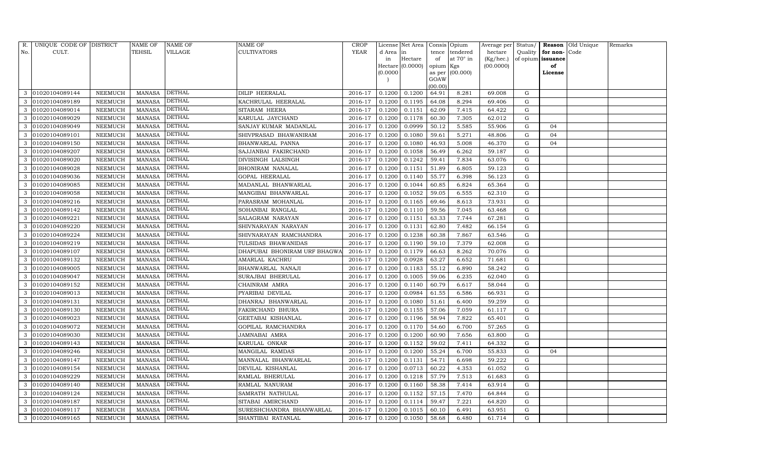| R. No. | UNIQUE CODE OF CULT. | DISTRICT | NAME OF TEHSIL | NAME OF VILLAGE | NAME OF CULTIVATORS | CROP YEAR | License d Area in Hectare (0.0000) | Net Area in Hectare (0.0000) | Consis tence of opium as per GOAW (00.00) | Opium tendered at 70° in Kgs (00.000) | Average per hectare (Kg/hec.) (00.0000) | Status/ Quality of opium | Reason for non-issuance of License | Old Unique Code | Remarks |
|---|---|---|---|---|---|---|---|---|---|---|---|---|---|---|---|
| 3 | 01020104089144 | NEEMUCH | MANASA | DETHAL | DILIP HEERALAL | 2016-17 | 0.1200 | 0.1200 | 64.91 | 8.281 | 69.008 | G | | | |
| 3 | 01020104089189 | NEEMUCH | MANASA | DETHAL | KACHRULAL HEERALAL | 2016-17 | 0.1200 | 0.1195 | 64.08 | 8.294 | 69.406 | G | | | |
| 3 | 01020104089014 | NEEMUCH | MANASA | DETHAL | SITARAM HEERA | 2016-17 | 0.1200 | 0.1151 | 62.09 | 7.415 | 64.422 | G | | | |
| 3 | 01020104089029 | NEEMUCH | MANASA | DETHAL | KARULAL JAYCHAND | 2016-17 | 0.1200 | 0.1178 | 60.30 | 7.305 | 62.012 | G | | | |
| 3 | 01020104089049 | NEEMUCH | MANASA | DETHAL | SANJAY KUMAR MADANLAL | 2016-17 | 0.1200 | 0.0999 | 50.12 | 5.585 | 55.906 | G | 04 | | |
| 3 | 01020104089101 | NEEMUCH | MANASA | DETHAL | SHIVPRASAD BHAWANIRAM | 2016-17 | 0.1200 | 0.1080 | 59.61 | 5.271 | 48.806 | G | 04 | | |
| 3 | 01020104089150 | NEEMUCH | MANASA | DETHAL | BHANWARLAL PANNA | 2016-17 | 0.1200 | 0.1080 | 46.93 | 5.008 | 46.370 | G | 04 | | |
| 3 | 01020104089207 | NEEMUCH | MANASA | DETHAL | SAJJANBAI FAKIRCHAND | 2016-17 | 0.1200 | 0.1058 | 56.49 | 6.262 | 59.187 | G | | | |
| 3 | 01020104089020 | NEEMUCH | MANASA | DETHAL | DIVISINGH LALSINGH | 2016-17 | 0.1200 | 0.1242 | 59.41 | 7.834 | 63.076 | G | | | |
| 3 | 01020104089028 | NEEMUCH | MANASA | DETHAL | BHONIRAM NANALAL | 2016-17 | 0.1200 | 0.1151 | 51.89 | 6.805 | 59.123 | G | | | |
| 3 | 01020104089036 | NEEMUCH | MANASA | DETHAL | GOPAL HEERALAL | 2016-17 | 0.1200 | 0.1140 | 55.77 | 6.398 | 56.123 | G | | | |
| 3 | 01020104089085 | NEEMUCH | MANASA | DETHAL | MADANLAL BHANWARLAL | 2016-17 | 0.1200 | 0.1044 | 60.85 | 6.824 | 65.364 | G | | | |
| 3 | 01020104089058 | NEEMUCH | MANASA | DETHAL | MANGIBAI BHANWARLAL | 2016-17 | 0.1200 | 0.1052 | 59.05 | 6.555 | 62.310 | G | | | |
| 3 | 01020104089216 | NEEMUCH | MANASA | DETHAL | PARASRAM MOHANLAL | 2016-17 | 0.1200 | 0.1165 | 69.46 | 8.613 | 73.931 | G | | | |
| 3 | 01020104089142 | NEEMUCH | MANASA | DETHAL | SOHANBAI RANGLAL | 2016-17 | 0.1200 | 0.1110 | 59.56 | 7.045 | 63.468 | G | | | |
| 3 | 01020104089221 | NEEMUCH | MANASA | DETHAL | SALAGRAM NARAYAN | 2016-17 | 0.1200 | 0.1151 | 63.33 | 7.744 | 67.281 | G | | | |
| 3 | 01020104089220 | NEEMUCH | MANASA | DETHAL | SHIVNARAYAN NARAYAN | 2016-17 | 0.1200 | 0.1131 | 62.80 | 7.482 | 66.154 | G | | | |
| 3 | 01020104089224 | NEEMUCH | MANASA | DETHAL | SHIVNARAYAN RAMCHANDRA | 2016-17 | 0.1200 | 0.1238 | 60.38 | 7.867 | 63.546 | G | | | |
| 3 | 01020104089219 | NEEMUCH | MANASA | DETHAL | TULSIDAS BHAWANIDAS | 2016-17 | 0.1200 | 0.1190 | 59.10 | 7.379 | 62.008 | G | | | |
| 3 | 01020104089107 | NEEMUCH | MANASA | DETHAL | DHAPUBAI BHONIRAM URF BHAGWA | 2016-17 | 0.1200 | 0.1179 | 66.63 | 8.262 | 70.076 | G | | | |
| 3 | 01020104089132 | NEEMUCH | MANASA | DETHAL | AMARLAL KACHRU | 2016-17 | 0.1200 | 0.0928 | 63.27 | 6.652 | 71.681 | G | | | |
| 3 | 01020104089005 | NEEMUCH | MANASA | DETHAL | BHANWARLAL NANAJI | 2016-17 | 0.1200 | 0.1183 | 55.12 | 6.890 | 58.242 | G | | | |
| 3 | 01020104089047 | NEEMUCH | MANASA | DETHAL | SURAJBAI BHERULAL | 2016-17 | 0.1200 | 0.1005 | 59.06 | 6.235 | 62.040 | G | | | |
| 3 | 01020104089152 | NEEMUCH | MANASA | DETHAL | CHAINRAM AMRA | 2016-17 | 0.1200 | 0.1140 | 60.79 | 6.617 | 58.044 | G | | | |
| 3 | 01020104089013 | NEEMUCH | MANASA | DETHAL | PYARIBAI DEVILAL | 2016-17 | 0.1200 | 0.0984 | 61.55 | 6.586 | 66.931 | G | | | |
| 3 | 01020104089131 | NEEMUCH | MANASA | DETHAL | DHANRAJ BHANWARLAL | 2016-17 | 0.1200 | 0.1080 | 51.61 | 6.400 | 59.259 | G | | | |
| 3 | 01020104089130 | NEEMUCH | MANASA | DETHAL | FAKIRCHAND BHURA | 2016-17 | 0.1200 | 0.1155 | 57.06 | 7.059 | 61.117 | G | | | |
| 3 | 01020104089023 | NEEMUCH | MANASA | DETHAL | GEETABAI KISHANLAL | 2016-17 | 0.1200 | 0.1196 | 58.94 | 7.822 | 65.401 | G | | | |
| 3 | 01020104089072 | NEEMUCH | MANASA | DETHAL | GOPILAL RAMCHANDRA | 2016-17 | 0.1200 | 0.1170 | 54.60 | 6.700 | 57.265 | G | | | |
| 3 | 01020104089030 | NEEMUCH | MANASA | DETHAL | JAMNABAI AMRA | 2016-17 | 0.1200 | 0.1200 | 60.90 | 7.656 | 63.800 | G | | | |
| 3 | 01020104089143 | NEEMUCH | MANASA | DETHAL | KARULAL ONKAR | 2016-17 | 0.1200 | 0.1152 | 59.02 | 7.411 | 64.332 | G | | | |
| 3 | 01020104089246 | NEEMUCH | MANASA | DETHAL | MANGILAL RAMDAS | 2016-17 | 0.1200 | 0.1200 | 55.24 | 6.700 | 55.833 | G | 04 | | |
| 3 | 01020104089147 | NEEMUCH | MANASA | DETHAL | MANNALAL BHANWARLAL | 2016-17 | 0.1200 | 0.1131 | 54.71 | 6.698 | 59.222 | G | | | |
| 3 | 01020104089154 | NEEMUCH | MANASA | DETHAL | DEVILAL KISHANLAL | 2016-17 | 0.1200 | 0.0713 | 60.22 | 4.353 | 61.052 | G | | | |
| 3 | 01020104089229 | NEEMUCH | MANASA | DETHAL | RAMLAL BHERULAL | 2016-17 | 0.1200 | 0.1218 | 57.79 | 7.513 | 61.683 | G | | | |
| 3 | 01020104089140 | NEEMUCH | MANASA | DETHAL | RAMLAL NANURAM | 2016-17 | 0.1200 | 0.1160 | 58.38 | 7.414 | 63.914 | G | | | |
| 3 | 01020104089124 | NEEMUCH | MANASA | DETHAL | SAMRATH NATHULAL | 2016-17 | 0.1200 | 0.1152 | 57.15 | 7.470 | 64.844 | G | | | |
| 3 | 01020104089187 | NEEMUCH | MANASA | DETHAL | SITABAI AMIRCHAND | 2016-17 | 0.1200 | 0.1114 | 59.47 | 7.221 | 64.820 | G | | | |
| 3 | 01020104089117 | NEEMUCH | MANASA | DETHAL | SURESHCHANDRA BHANWARLAL | 2016-17 | 0.1200 | 0.1015 | 60.10 | 6.491 | 63.951 | G | | | |
| 3 | 01020104089165 | NEEMUCH | MANASA | DETHAL | SHANTIBAI RATANLAL | 2016-17 | 0.1200 | 0.1050 | 58.68 | 6.480 | 61.714 | G | | | |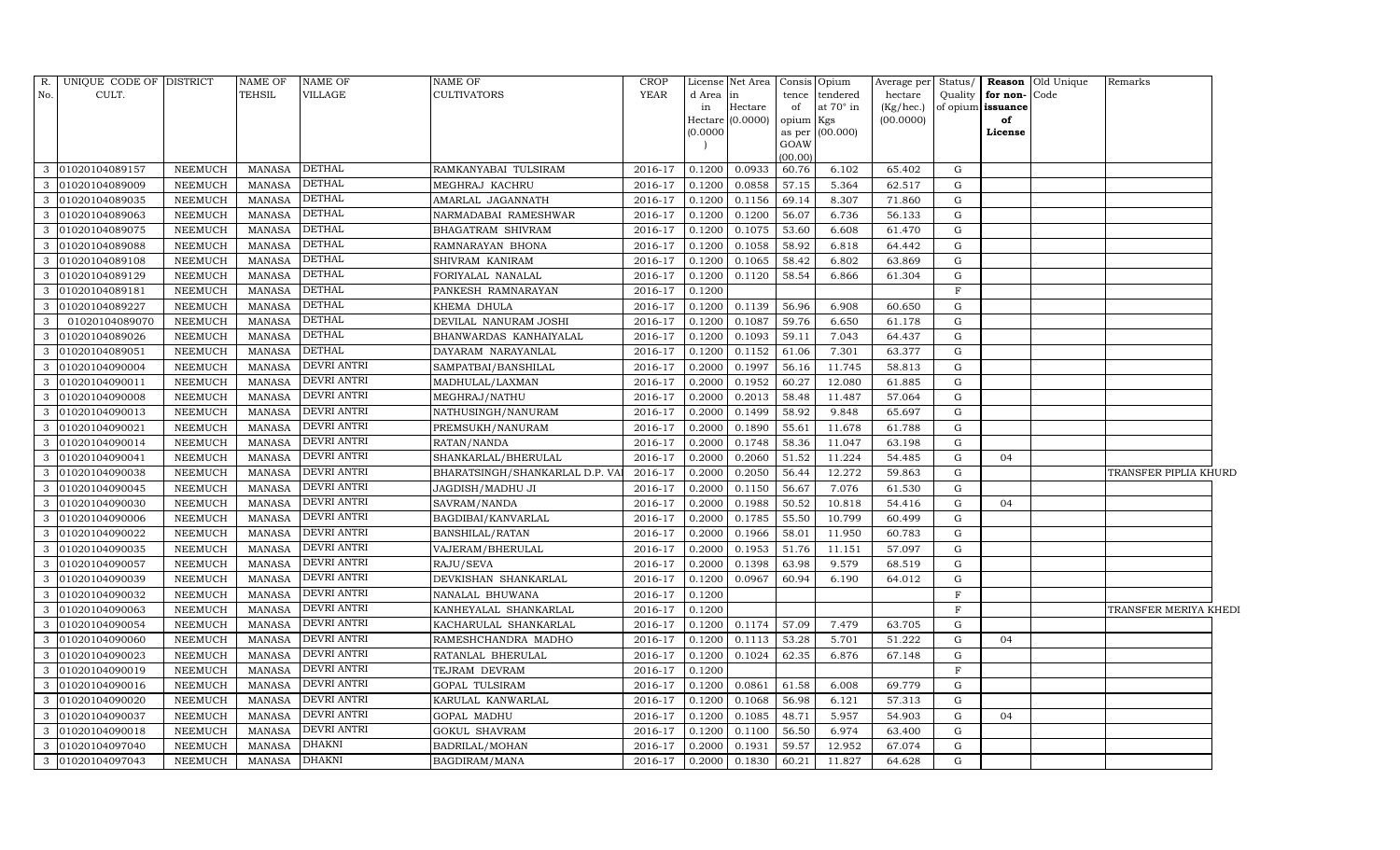| R. No. | UNIQUE CODE OF CULT. | DISTRICT | NAME OF TEHSIL | NAME OF VILLAGE | NAME OF CULTIVATORS | CROP YEAR | License d Area in Hectare (0.0000) | Net Area in Hectare (0.0000) | Consis tence of opium as per GOAW (00.00) | Opium tendered at 70° in Kgs (00.000) | Average per hectare (Kg/hec.) (00.0000) | Status/ Quality of opium | Reason for non-issuance of License | Old Unique Code | Remarks |
|---|---|---|---|---|---|---|---|---|---|---|---|---|---|---|---|
| 3 | 01020104089157 | NEEMUCH | MANASA | DETHAL | RAMKANYABAI TULSIRAM | 2016-17 | 0.1200 | 0.0933 | 60.76 | 6.102 | 65.402 | G | | | |
| 3 | 01020104089009 | NEEMUCH | MANASA | DETHAL | MEGHRAJ KACHRU | 2016-17 | 0.1200 | 0.0858 | 57.15 | 5.364 | 62.517 | G | | | |
| 3 | 01020104089035 | NEEMUCH | MANASA | DETHAL | AMARLAL JAGANNATH | 2016-17 | 0.1200 | 0.1156 | 69.14 | 8.307 | 71.860 | G | | | |
| 3 | 01020104089063 | NEEMUCH | MANASA | DETHAL | NARMADABAI RAMESHWAR | 2016-17 | 0.1200 | 0.1200 | 56.07 | 6.736 | 56.133 | G | | | |
| 3 | 01020104089075 | NEEMUCH | MANASA | DETHAL | BHAGATRAM SHIVRAM | 2016-17 | 0.1200 | 0.1075 | 53.60 | 6.608 | 61.470 | G | | | |
| 3 | 01020104089088 | NEEMUCH | MANASA | DETHAL | RAMNARAYAN BHONA | 2016-17 | 0.1200 | 0.1058 | 58.92 | 6.818 | 64.442 | G | | | |
| 3 | 01020104089108 | NEEMUCH | MANASA | DETHAL | SHIVRAM KANIRAM | 2016-17 | 0.1200 | 0.1065 | 58.42 | 6.802 | 63.869 | G | | | |
| 3 | 01020104089129 | NEEMUCH | MANASA | DETHAL | FORIYALAL NANALAL | 2016-17 | 0.1200 | 0.1120 | 58.54 | 6.866 | 61.304 | G | | | |
| 3 | 01020104089181 | NEEMUCH | MANASA | DETHAL | PANKESH RAMNARAYAN | 2016-17 | 0.1200 | | | | | F | | | |
| 3 | 01020104089227 | NEEMUCH | MANASA | DETHAL | KHEMA DHULA | 2016-17 | 0.1200 | 0.1139 | 56.96 | 6.908 | 60.650 | G | | | |
| 3 | 01020104089070 | NEEMUCH | MANASA | DETHAL | DEVILAL NANURAM JOSHI | 2016-17 | 0.1200 | 0.1087 | 59.76 | 6.650 | 61.178 | G | | | |
| 3 | 01020104089026 | NEEMUCH | MANASA | DETHAL | BHANWARDAS KANHAIYALAL | 2016-17 | 0.1200 | 0.1093 | 59.11 | 7.043 | 64.437 | G | | | |
| 3 | 01020104089051 | NEEMUCH | MANASA | DETHAL | DAYARAM NARAYANLAL | 2016-17 | 0.1200 | 0.1152 | 61.06 | 7.301 | 63.377 | G | | | |
| 3 | 01020104090004 | NEEMUCH | MANASA | DEVRI ANTRI | SAMPATBAI/BANSHILAL | 2016-17 | 0.2000 | 0.1997 | 56.16 | 11.745 | 58.813 | G | | | |
| 3 | 01020104090011 | NEEMUCH | MANASA | DEVRI ANTRI | MADHULAL/LAXMAN | 2016-17 | 0.2000 | 0.1952 | 60.27 | 12.080 | 61.885 | G | | | |
| 3 | 01020104090008 | NEEMUCH | MANASA | DEVRI ANTRI | MEGHRAJ/NATHU | 2016-17 | 0.2000 | 0.2013 | 58.48 | 11.487 | 57.064 | G | | | |
| 3 | 01020104090013 | NEEMUCH | MANASA | DEVRI ANTRI | NATHUSINGH/NANURAM | 2016-17 | 0.2000 | 0.1499 | 58.92 | 9.848 | 65.697 | G | | | |
| 3 | 01020104090021 | NEEMUCH | MANASA | DEVRI ANTRI | PREMSUKH/NANURAM | 2016-17 | 0.2000 | 0.1890 | 55.61 | 11.678 | 61.788 | G | | | |
| 3 | 01020104090014 | NEEMUCH | MANASA | DEVRI ANTRI | RATAN/NANDA | 2016-17 | 0.2000 | 0.1748 | 58.36 | 11.047 | 63.198 | G | | | |
| 3 | 01020104090041 | NEEMUCH | MANASA | DEVRI ANTRI | SHANKARLAL/BHERULAL | 2016-17 | 0.2000 | 0.2060 | 51.52 | 11.224 | 54.485 | G | 04 | | |
| 3 | 01020104090038 | NEEMUCH | MANASA | DEVRI ANTRI | BHARATSINGH/SHANKARLAL D.P. VA | 2016-17 | 0.2000 | 0.2050 | 56.44 | 12.272 | 59.863 | G | | | TRANSFER PIPLIA KHURD |
| 3 | 01020104090045 | NEEMUCH | MANASA | DEVRI ANTRI | JAGDISH/MADHU JI | 2016-17 | 0.2000 | 0.1150 | 56.67 | 7.076 | 61.530 | G | | | |
| 3 | 01020104090030 | NEEMUCH | MANASA | DEVRI ANTRI | SAVRAM/NANDA | 2016-17 | 0.2000 | 0.1988 | 50.52 | 10.818 | 54.416 | G | 04 | | |
| 3 | 01020104090006 | NEEMUCH | MANASA | DEVRI ANTRI | BAGDIBAI/KANVARLAL | 2016-17 | 0.2000 | 0.1785 | 55.50 | 10.799 | 60.499 | G | | | |
| 3 | 01020104090022 | NEEMUCH | MANASA | DEVRI ANTRI | BANSHILAL/RATAN | 2016-17 | 0.2000 | 0.1966 | 58.01 | 11.950 | 60.783 | G | | | |
| 3 | 01020104090035 | NEEMUCH | MANASA | DEVRI ANTRI | VAJERAM/BHERULAL | 2016-17 | 0.2000 | 0.1953 | 51.76 | 11.151 | 57.097 | G | | | |
| 3 | 01020104090057 | NEEMUCH | MANASA | DEVRI ANTRI | RAJU/SEVA | 2016-17 | 0.2000 | 0.1398 | 63.98 | 9.579 | 68.519 | G | | | |
| 3 | 01020104090039 | NEEMUCH | MANASA | DEVRI ANTRI | DEVKISHAN SHANKARLAL | 2016-17 | 0.1200 | 0.0967 | 60.94 | 6.190 | 64.012 | G | | | |
| 3 | 01020104090032 | NEEMUCH | MANASA | DEVRI ANTRI | NANALAL BHUWANA | 2016-17 | 0.1200 | | | | | F | | | |
| 3 | 01020104090063 | NEEMUCH | MANASA | DEVRI ANTRI | KANHEYALAL SHANKARLAL | 2016-17 | 0.1200 | | | | | F | | | TRANSFER MERIYA KHEDI |
| 3 | 01020104090054 | NEEMUCH | MANASA | DEVRI ANTRI | KACHARULAL SHANKARLAL | 2016-17 | 0.1200 | 0.1174 | 57.09 | 7.479 | 63.705 | G | | | |
| 3 | 01020104090060 | NEEMUCH | MANASA | DEVRI ANTRI | RAMESHCHANDRA MADHO | 2016-17 | 0.1200 | 0.1113 | 53.28 | 5.701 | 51.222 | G | 04 | | |
| 3 | 01020104090023 | NEEMUCH | MANASA | DEVRI ANTRI | RATANLAL BHERULAL | 2016-17 | 0.1200 | 0.1024 | 62.35 | 6.876 | 67.148 | G | | | |
| 3 | 01020104090019 | NEEMUCH | MANASA | DEVRI ANTRI | TEJRAM DEVRAM | 2016-17 | 0.1200 | | | | | F | | | |
| 3 | 01020104090016 | NEEMUCH | MANASA | DEVRI ANTRI | GOPAL TULSIRAM | 2016-17 | 0.1200 | 0.0861 | 61.58 | 6.008 | 69.779 | G | | | |
| 3 | 01020104090020 | NEEMUCH | MANASA | DEVRI ANTRI | KARULAL KANWARLAL | 2016-17 | 0.1200 | 0.1068 | 56.98 | 6.121 | 57.313 | G | | | |
| 3 | 01020104090037 | NEEMUCH | MANASA | DEVRI ANTRI | GOPAL MADHU | 2016-17 | 0.1200 | 0.1085 | 48.71 | 5.957 | 54.903 | G | 04 | | |
| 3 | 01020104090018 | NEEMUCH | MANASA | DEVRI ANTRI | GOKUL SHAVRAM | 2016-17 | 0.1200 | 0.1100 | 56.50 | 6.974 | 63.400 | G | | | |
| 3 | 01020104097040 | NEEMUCH | MANASA | DHAKNI | BADRILAL/MOHAN | 2016-17 | 0.2000 | 0.1931 | 59.57 | 12.952 | 67.074 | G | | | |
| 3 | 01020104097043 | NEEMUCH | MANASA | DHAKNI | BAGDIRAM/MANA | 2016-17 | 0.2000 | 0.1830 | 60.21 | 11.827 | 64.628 | G | | | |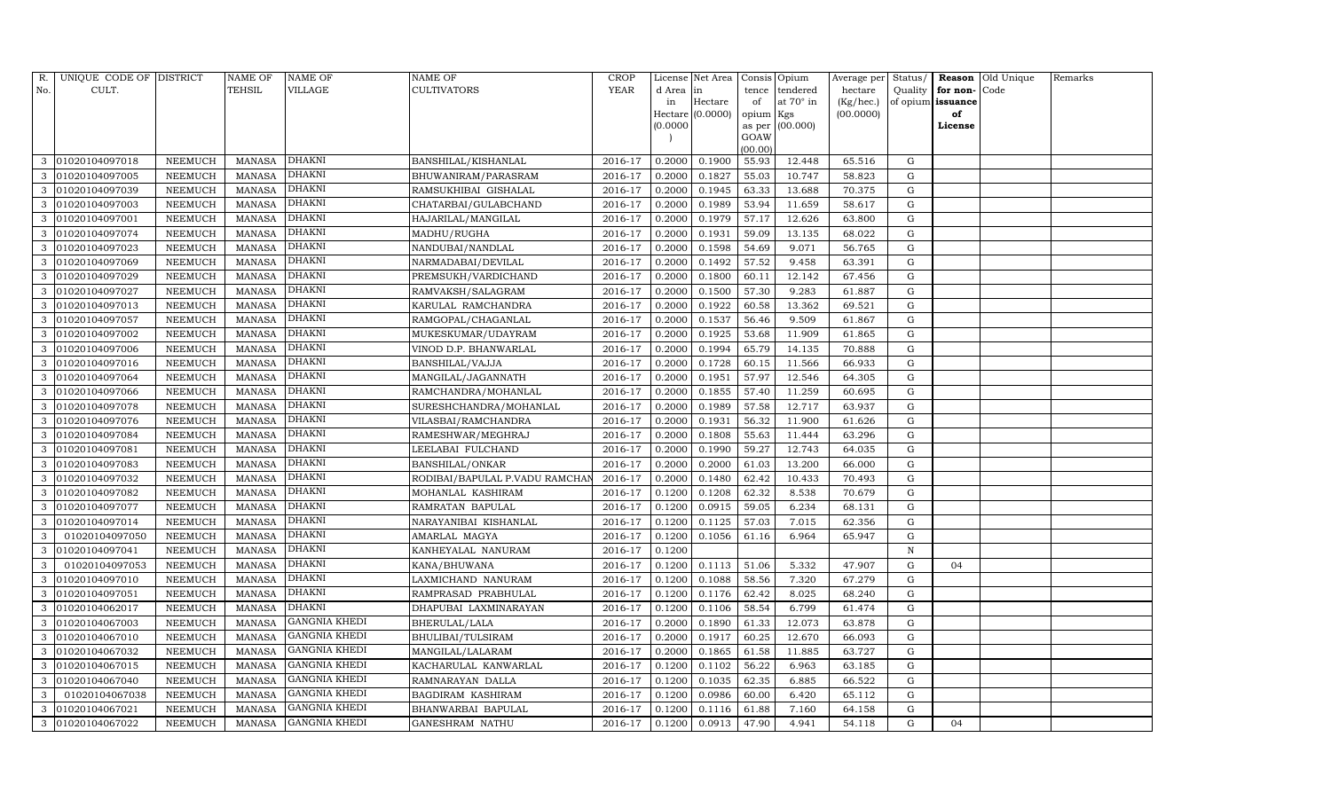| R. No. | UNIQUE CODE OF CULT. | DISTRICT | NAME OF TEHSIL | NAME OF VILLAGE | NAME OF CULTIVATORS | CROP YEAR | License d Area in Hectare (0.0000) | Net Area in Hectare (0.0000) | Consis tence of opium as per GOAW (00.00) | Opium tendered at 70° in Kgs (00.000) | Average per hectare (Kg/hec.) (00.0000) | Status/ Quality of opium | Reason for non-issuance of License | Old Unique Code | Remarks |
|---|---|---|---|---|---|---|---|---|---|---|---|---|---|---|---|
| 3 | 01020104097018 | NEEMUCH | MANASA | DHAKNI | BANSHILAL/KISHANLAL | 2016-17 | 0.2000 | 0.1900 | 55.93 | 12.448 | 65.516 | G | | | |
| 3 | 01020104097005 | NEEMUCH | MANASA | DHAKNI | BHUWANIRAM/PARASRAM | 2016-17 | 0.2000 | 0.1827 | 55.03 | 10.747 | 58.823 | G | | | |
| 3 | 01020104097039 | NEEMUCH | MANASA | DHAKNI | RAMSUKHIBAI GISHALAL | 2016-17 | 0.2000 | 0.1945 | 63.33 | 13.688 | 70.375 | G | | | |
| 3 | 01020104097003 | NEEMUCH | MANASA | DHAKNI | CHATARBAI/GULABCHAND | 2016-17 | 0.2000 | 0.1989 | 53.94 | 11.659 | 58.617 | G | | | |
| 3 | 01020104097001 | NEEMUCH | MANASA | DHAKNI | HAJARILAL/MANGILAL | 2016-17 | 0.2000 | 0.1979 | 57.17 | 12.626 | 63.800 | G | | | |
| 3 | 01020104097074 | NEEMUCH | MANASA | DHAKNI | MADHU/RUGHA | 2016-17 | 0.2000 | 0.1931 | 59.09 | 13.135 | 68.022 | G | | | |
| 3 | 01020104097023 | NEEMUCH | MANASA | DHAKNI | NANDUBAI/NANDLAL | 2016-17 | 0.2000 | 0.1598 | 54.69 | 9.071 | 56.765 | G | | | |
| 3 | 01020104097069 | NEEMUCH | MANASA | DHAKNI | NARMADABAI/DEVILAL | 2016-17 | 0.2000 | 0.1492 | 57.52 | 9.458 | 63.391 | G | | | |
| 3 | 01020104097029 | NEEMUCH | MANASA | DHAKNI | PREMSUKH/VARDICHAND | 2016-17 | 0.2000 | 0.1800 | 60.11 | 12.142 | 67.456 | G | | | |
| 3 | 01020104097027 | NEEMUCH | MANASA | DHAKNI | RAMVAKSH/SALAGRAM | 2016-17 | 0.2000 | 0.1500 | 57.30 | 9.283 | 61.887 | G | | | |
| 3 | 01020104097013 | NEEMUCH | MANASA | DHAKNI | KARULAL RAMCHANDRA | 2016-17 | 0.2000 | 0.1922 | 60.58 | 13.362 | 69.521 | G | | | |
| 3 | 01020104097057 | NEEMUCH | MANASA | DHAKNI | RAMGOPAL/CHAGANLAL | 2016-17 | 0.2000 | 0.1537 | 56.46 | 9.509 | 61.867 | G | | | |
| 3 | 01020104097002 | NEEMUCH | MANASA | DHAKNI | MUKESKUMAR/UDAYRAM | 2016-17 | 0.2000 | 0.1925 | 53.68 | 11.909 | 61.865 | G | | | |
| 3 | 01020104097006 | NEEMUCH | MANASA | DHAKNI | VINOD D.P. BHANWARLAL | 2016-17 | 0.2000 | 0.1994 | 65.79 | 14.135 | 70.888 | G | | | |
| 3 | 01020104097016 | NEEMUCH | MANASA | DHAKNI | BANSHILAL/VAJJA | 2016-17 | 0.2000 | 0.1728 | 60.15 | 11.566 | 66.933 | G | | | |
| 3 | 01020104097064 | NEEMUCH | MANASA | DHAKNI | MANGILAL/JAGANNATH | 2016-17 | 0.2000 | 0.1951 | 57.97 | 12.546 | 64.305 | G | | | |
| 3 | 01020104097066 | NEEMUCH | MANASA | DHAKNI | RAMCHANDRA/MOHANLAL | 2016-17 | 0.2000 | 0.1855 | 57.40 | 11.259 | 60.695 | G | | | |
| 3 | 01020104097078 | NEEMUCH | MANASA | DHAKNI | SURESHCHANDRA/MOHANLAL | 2016-17 | 0.2000 | 0.1989 | 57.58 | 12.717 | 63.937 | G | | | |
| 3 | 01020104097076 | NEEMUCH | MANASA | DHAKNI | VILASBAI/RAMCHANDRA | 2016-17 | 0.2000 | 0.1931 | 56.32 | 11.900 | 61.626 | G | | | |
| 3 | 01020104097084 | NEEMUCH | MANASA | DHAKNI | RAMESHWAR/MEGHRAJ | 2016-17 | 0.2000 | 0.1808 | 55.63 | 11.444 | 63.296 | G | | | |
| 3 | 01020104097081 | NEEMUCH | MANASA | DHAKNI | LEELABAI FULCHAND | 2016-17 | 0.2000 | 0.1990 | 59.27 | 12.743 | 64.035 | G | | | |
| 3 | 01020104097083 | NEEMUCH | MANASA | DHAKNI | BANSHILAL/ONKAR | 2016-17 | 0.2000 | 0.2000 | 61.03 | 13.200 | 66.000 | G | | | |
| 3 | 01020104097032 | NEEMUCH | MANASA | DHAKNI | RODIBAI/BAPULAL P.VADU RAMCHAN | 2016-17 | 0.2000 | 0.1480 | 62.42 | 10.433 | 70.493 | G | | | |
| 3 | 01020104097082 | NEEMUCH | MANASA | DHAKNI | MOHANLAL KASHIRAM | 2016-17 | 0.1200 | 0.1208 | 62.32 | 8.538 | 70.679 | G | | | |
| 3 | 01020104097077 | NEEMUCH | MANASA | DHAKNI | RAMRATAN BAPULAL | 2016-17 | 0.1200 | 0.0915 | 59.05 | 6.234 | 68.131 | G | | | |
| 3 | 01020104097014 | NEEMUCH | MANASA | DHAKNI | NARAYANIBAI KISHANLAL | 2016-17 | 0.1200 | 0.1125 | 57.03 | 7.015 | 62.356 | G | | | |
| 3 | 01020104097050 | NEEMUCH | MANASA | DHAKNI | AMARLAL MAGYA | 2016-17 | 0.1200 | 0.1056 | 61.16 | 6.964 | 65.947 | G | | | |
| 3 | 01020104097041 | NEEMUCH | MANASA | DHAKNI | KANHEYALAL NANURAM | 2016-17 | 0.1200 | | | | | N | | | |
| 3 | 01020104097053 | NEEMUCH | MANASA | DHAKNI | KANA/BHUWANA | 2016-17 | 0.1200 | 0.1113 | 51.06 | 5.332 | 47.907 | G | 04 | | |
| 3 | 01020104097010 | NEEMUCH | MANASA | DHAKNI | LAXMICHAND NANURAM | 2016-17 | 0.1200 | 0.1088 | 58.56 | 7.320 | 67.279 | G | | | |
| 3 | 01020104097051 | NEEMUCH | MANASA | DHAKNI | RAMPRASAD PRABHULAL | 2016-17 | 0.1200 | 0.1176 | 62.42 | 8.025 | 68.240 | G | | | |
| 3 | 01020104062017 | NEEMUCH | MANASA | DHAKNI | DHAPUBAI LAXMINARAYAN | 2016-17 | 0.1200 | 0.1106 | 58.54 | 6.799 | 61.474 | G | | | |
| 3 | 01020104067003 | NEEMUCH | MANASA | GANGNIA KHEDI | BHERULAL/LALA | 2016-17 | 0.2000 | 0.1890 | 61.33 | 12.073 | 63.878 | G | | | |
| 3 | 01020104067010 | NEEMUCH | MANASA | GANGNIA KHEDI | BHULIBAI/TULSIRAM | 2016-17 | 0.2000 | 0.1917 | 60.25 | 12.670 | 66.093 | G | | | |
| 3 | 01020104067032 | NEEMUCH | MANASA | GANGNIA KHEDI | MANGILAL/LALARAM | 2016-17 | 0.2000 | 0.1865 | 61.58 | 11.885 | 63.727 | G | | | |
| 3 | 01020104067015 | NEEMUCH | MANASA | GANGNIA KHEDI | KACHARULAL KANWARLAL | 2016-17 | 0.1200 | 0.1102 | 56.22 | 6.963 | 63.185 | G | | | |
| 3 | 01020104067040 | NEEMUCH | MANASA | GANGNIA KHEDI | RAMNARAYAN DALLA | 2016-17 | 0.1200 | 0.1035 | 62.35 | 6.885 | 66.522 | G | | | |
| 3 | 01020104067038 | NEEMUCH | MANASA | GANGNIA KHEDI | BAGDIRAM KASHIRAM | 2016-17 | 0.1200 | 0.0986 | 60.00 | 6.420 | 65.112 | G | | | |
| 3 | 01020104067021 | NEEMUCH | MANASA | GANGNIA KHEDI | BHANWARBAI BAPULAL | 2016-17 | 0.1200 | 0.1116 | 61.88 | 7.160 | 64.158 | G | | | |
| 3 | 01020104067022 | NEEMUCH | MANASA | GANGNIA KHEDI | GANESHRAM NATHU | 2016-17 | 0.1200 | 0.0913 | 47.90 | 4.941 | 54.118 | G | 04 | | |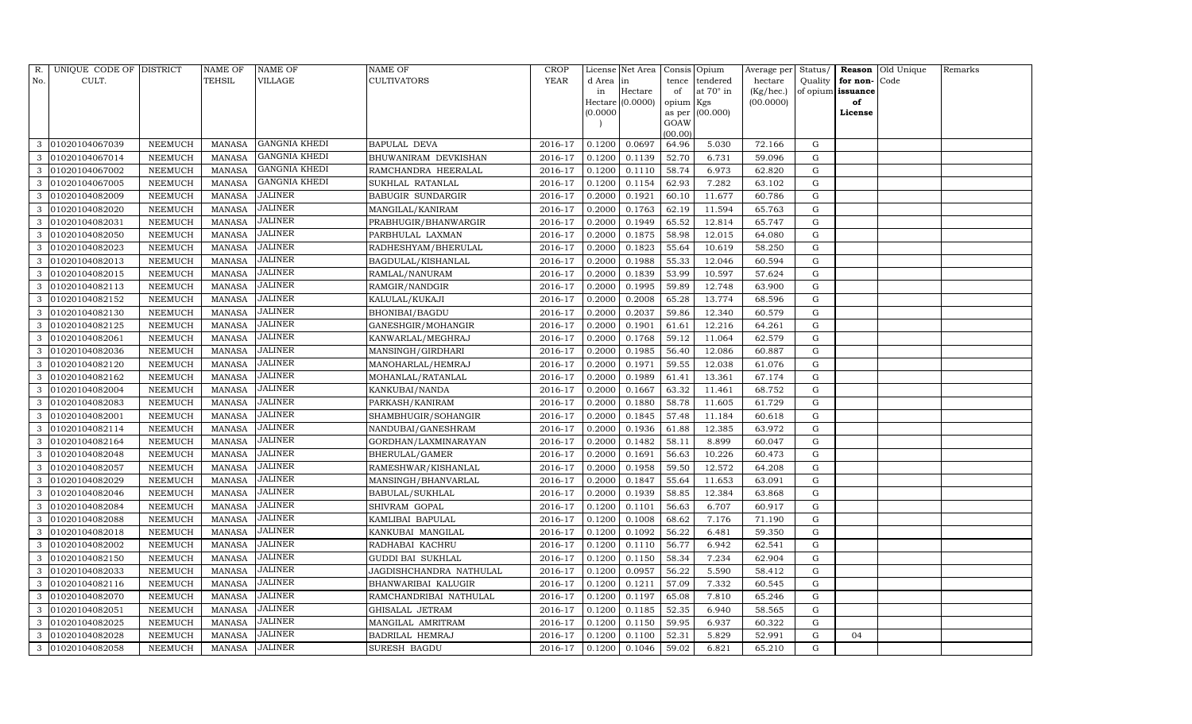| R. No. | UNIQUE CODE OF CULT. | DISTRICT | NAME OF TEHSIL | NAME OF VILLAGE | NAME OF CULTIVATORS | CROP YEAR | License d Area in Hectare (0.0000) | Net Area in Hectare (0.0000) | Consis tence of opium as per GOAW (00.00) | Opium tendered at 70° in Kgs (00.000) | Average per hectare (Kg/hec.) (00.0000) | Status/ Quality of opium | Reason for non-issuance of License | Old Unique Code | Remarks |
|---|---|---|---|---|---|---|---|---|---|---|---|---|---|---|---|
| 3 | 01020104067039 | NEEMUCH | MANASA | GANGNIA KHEDI | BAPULAL DEVA | 2016-17 | 0.1200 | 0.0697 | 64.96 | 5.030 | 72.166 | G | | | |
| 3 | 01020104067014 | NEEMUCH | MANASA | GANGNIA KHEDI | BHUWANIRAM DEVKISHAN | 2016-17 | 0.1200 | 0.1139 | 52.70 | 6.731 | 59.096 | G | | | |
| 3 | 01020104067002 | NEEMUCH | MANASA | GANGNIA KHEDI | RAMCHANDRA HEERALAL | 2016-17 | 0.1200 | 0.1110 | 58.74 | 6.973 | 62.820 | G | | | |
| 3 | 01020104067005 | NEEMUCH | MANASA | GANGNIA KHEDI | SUKHLAL RATANLAL | 2016-17 | 0.1200 | 0.1154 | 62.93 | 7.282 | 63.102 | G | | | |
| 3 | 01020104082009 | NEEMUCH | MANASA | JALINER | BABUGIR SUNDARGIR | 2016-17 | 0.2000 | 0.1921 | 60.10 | 11.677 | 60.786 | G | | | |
| 3 | 01020104082020 | NEEMUCH | MANASA | JALINER | MANGILAL/KANIRAM | 2016-17 | 0.2000 | 0.1763 | 62.19 | 11.594 | 65.763 | G | | | |
| 3 | 01020104082031 | NEEMUCH | MANASA | JALINER | PRABHUGIR/BHANWARGIR | 2016-17 | 0.2000 | 0.1949 | 65.52 | 12.814 | 65.747 | G | | | |
| 3 | 01020104082050 | NEEMUCH | MANASA | JALINER | PARBHULAL LAXMAN | 2016-17 | 0.2000 | 0.1875 | 58.98 | 12.015 | 64.080 | G | | | |
| 3 | 01020104082023 | NEEMUCH | MANASA | JALINER | RADHESHYAM/BHERULAL | 2016-17 | 0.2000 | 0.1823 | 55.64 | 10.619 | 58.250 | G | | | |
| 3 | 01020104082013 | NEEMUCH | MANASA | JALINER | BAGDULAL/KISHANLAL | 2016-17 | 0.2000 | 0.1988 | 55.33 | 12.046 | 60.594 | G | | | |
| 3 | 01020104082015 | NEEMUCH | MANASA | JALINER | RAMLAL/NANURAM | 2016-17 | 0.2000 | 0.1839 | 53.99 | 10.597 | 57.624 | G | | | |
| 3 | 01020104082113 | NEEMUCH | MANASA | JALINER | RAMGIR/NANDGIR | 2016-17 | 0.2000 | 0.1995 | 59.89 | 12.748 | 63.900 | G | | | |
| 3 | 01020104082152 | NEEMUCH | MANASA | JALINER | KALULAL/KUKAJI | 2016-17 | 0.2000 | 0.2008 | 65.28 | 13.774 | 68.596 | G | | | |
| 3 | 01020104082130 | NEEMUCH | MANASA | JALINER | BHONIBAI/BAGDU | 2016-17 | 0.2000 | 0.2037 | 59.86 | 12.340 | 60.579 | G | | | |
| 3 | 01020104082125 | NEEMUCH | MANASA | JALINER | GANESHGIR/MOHANGIR | 2016-17 | 0.2000 | 0.1901 | 61.61 | 12.216 | 64.261 | G | | | |
| 3 | 01020104082061 | NEEMUCH | MANASA | JALINER | KANWARLAL/MEGHRAJ | 2016-17 | 0.2000 | 0.1768 | 59.12 | 11.064 | 62.579 | G | | | |
| 3 | 01020104082036 | NEEMUCH | MANASA | JALINER | MANSINGH/GIRDHARI | 2016-17 | 0.2000 | 0.1985 | 56.40 | 12.086 | 60.887 | G | | | |
| 3 | 01020104082120 | NEEMUCH | MANASA | JALINER | MANOHARLAL/HEMRAJ | 2016-17 | 0.2000 | 0.1971 | 59.55 | 12.038 | 61.076 | G | | | |
| 3 | 01020104082162 | NEEMUCH | MANASA | JALINER | MOHANLAL/RATANLAL | 2016-17 | 0.2000 | 0.1989 | 61.41 | 13.361 | 67.174 | G | | | |
| 3 | 01020104082004 | NEEMUCH | MANASA | JALINER | KANKUBAI/NANDA | 2016-17 | 0.2000 | 0.1667 | 63.32 | 11.461 | 68.752 | G | | | |
| 3 | 01020104082083 | NEEMUCH | MANASA | JALINER | PARKASH/KANIRAM | 2016-17 | 0.2000 | 0.1880 | 58.78 | 11.605 | 61.729 | G | | | |
| 3 | 01020104082001 | NEEMUCH | MANASA | JALINER | SHAMBHUGIR/SOHANGIR | 2016-17 | 0.2000 | 0.1845 | 57.48 | 11.184 | 60.618 | G | | | |
| 3 | 01020104082114 | NEEMUCH | MANASA | JALINER | NANDUBAI/GANESHRAM | 2016-17 | 0.2000 | 0.1936 | 61.88 | 12.385 | 63.972 | G | | | |
| 3 | 01020104082164 | NEEMUCH | MANASA | JALINER | GORDHAN/LAXMINARAYAN | 2016-17 | 0.2000 | 0.1482 | 58.11 | 8.899 | 60.047 | G | | | |
| 3 | 01020104082048 | NEEMUCH | MANASA | JALINER | BHERULAL/GAMER | 2016-17 | 0.2000 | 0.1691 | 56.63 | 10.226 | 60.473 | G | | | |
| 3 | 01020104082057 | NEEMUCH | MANASA | JALINER | RAMESHWAR/KISHANLAL | 2016-17 | 0.2000 | 0.1958 | 59.50 | 12.572 | 64.208 | G | | | |
| 3 | 01020104082029 | NEEMUCH | MANASA | JALINER | MANSINGH/BHANVARLAL | 2016-17 | 0.2000 | 0.1847 | 55.64 | 11.653 | 63.091 | G | | | |
| 3 | 01020104082046 | NEEMUCH | MANASA | JALINER | BABULAL/SUKHLAL | 2016-17 | 0.2000 | 0.1939 | 58.85 | 12.384 | 63.868 | G | | | |
| 3 | 01020104082084 | NEEMUCH | MANASA | JALINER | SHIVRAM GOPAL | 2016-17 | 0.1200 | 0.1101 | 56.63 | 6.707 | 60.917 | G | | | |
| 3 | 01020104082088 | NEEMUCH | MANASA | JALINER | KAMLIBAI BAPULAL | 2016-17 | 0.1200 | 0.1008 | 68.62 | 7.176 | 71.190 | G | | | |
| 3 | 01020104082018 | NEEMUCH | MANASA | JALINER | KANKUBAI MANGILAL | 2016-17 | 0.1200 | 0.1092 | 56.22 | 6.481 | 59.350 | G | | | |
| 3 | 01020104082002 | NEEMUCH | MANASA | JALINER | RADHABAI KACHRU | 2016-17 | 0.1200 | 0.1110 | 56.77 | 6.942 | 62.541 | G | | | |
| 3 | 01020104082150 | NEEMUCH | MANASA | JALINER | GUDDI BAI SUKHLAL | 2016-17 | 0.1200 | 0.1150 | 58.34 | 7.234 | 62.904 | G | | | |
| 3 | 01020104082033 | NEEMUCH | MANASA | JALINER | JAGDISHCHANDRA NATHULAL | 2016-17 | 0.1200 | 0.0957 | 56.22 | 5.590 | 58.412 | G | | | |
| 3 | 01020104082116 | NEEMUCH | MANASA | JALINER | BHANWARIBAI KALUGIR | 2016-17 | 0.1200 | 0.1211 | 57.09 | 7.332 | 60.545 | G | | | |
| 3 | 01020104082070 | NEEMUCH | MANASA | JALINER | RAMCHANDRIBAI NATHULAL | 2016-17 | 0.1200 | 0.1197 | 65.08 | 7.810 | 65.246 | G | | | |
| 3 | 01020104082051 | NEEMUCH | MANASA | JALINER | GHISALAL JETRAM | 2016-17 | 0.1200 | 0.1185 | 52.35 | 6.940 | 58.565 | G | | | |
| 3 | 01020104082025 | NEEMUCH | MANASA | JALINER | MANGILAL AMRITRAM | 2016-17 | 0.1200 | 0.1150 | 59.95 | 6.937 | 60.322 | G | | | |
| 3 | 01020104082028 | NEEMUCH | MANASA | JALINER | BADRILAL HEMRAJ | 2016-17 | 0.1200 | 0.1100 | 52.31 | 5.829 | 52.991 | G | 04 | | |
| 3 | 01020104082058 | NEEMUCH | MANASA | JALINER | SURESH BAGDU | 2016-17 | 0.1200 | 0.1046 | 59.02 | 6.821 | 65.210 | G | | | |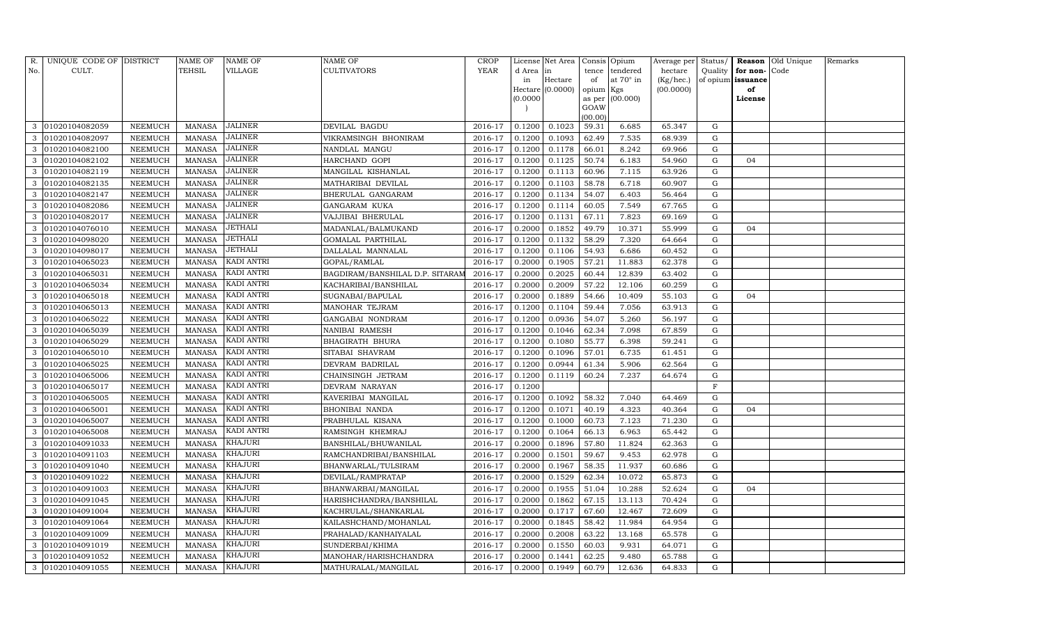| R. No. | UNIQUE CODE OF CULT. | DISTRICT | NAME OF TEHSIL | NAME OF VILLAGE | NAME OF CULTIVATORS | CROP YEAR | License d Area in Hectare (0.0000) | Net Area in Hectare (0.0000) | Consis tence of opium as per GOAW (00.00) | Opium tendered at 70° in Kgs (00.000) | Average per hectare (Kg/hec.) (00.0000) | Status/ Quality of opium | Reason for non- issuance of License | Old Unique Code | Remarks |
|---|---|---|---|---|---|---|---|---|---|---|---|---|---|---|---|
| 3 | 01020104082059 | NEEMUCH | MANASA | JALINER | DEVILAL BAGDU | 2016-17 | 0.1200 | 0.1023 | 59.31 | 6.685 | 65.347 | G | | | |
| 3 | 01020104082097 | NEEMUCH | MANASA | JALINER | VIKRAMSINGH BHONIRAM | 2016-17 | 0.1200 | 0.1093 | 62.49 | 7.535 | 68.939 | G | | | |
| 3 | 01020104082100 | NEEMUCH | MANASA | JALINER | NANDLAL MANGU | 2016-17 | 0.1200 | 0.1178 | 66.01 | 8.242 | 69.966 | G | | | |
| 3 | 01020104082102 | NEEMUCH | MANASA | JALINER | HARCHAND GOPI | 2016-17 | 0.1200 | 0.1125 | 50.74 | 6.183 | 54.960 | G | 04 | | |
| 3 | 01020104082119 | NEEMUCH | MANASA | JALINER | MANGILAL KISHANLAL | 2016-17 | 0.1200 | 0.1113 | 60.96 | 7.115 | 63.926 | G | | | |
| 3 | 01020104082135 | NEEMUCH | MANASA | JALINER | MATHARIBAI DEVILAL | 2016-17 | 0.1200 | 0.1103 | 58.78 | 6.718 | 60.907 | G | | | |
| 3 | 01020104082147 | NEEMUCH | MANASA | JALINER | BHERULAL GANGARAM | 2016-17 | 0.1200 | 0.1134 | 54.07 | 6.403 | 56.464 | G | | | |
| 3 | 01020104082086 | NEEMUCH | MANASA | JALINER | GANGARAM KUKA | 2016-17 | 0.1200 | 0.1114 | 60.05 | 7.549 | 67.765 | G | | | |
| 3 | 01020104082017 | NEEMUCH | MANASA | JALINER | VAJJIBAI BHERULAL | 2016-17 | 0.1200 | 0.1131 | 67.11 | 7.823 | 69.169 | G | | | |
| 3 | 01020104076010 | NEEMUCH | MANASA | JETHALI | MADANLAL/BALMUKAND | 2016-17 | 0.2000 | 0.1852 | 49.79 | 10.371 | 55.999 | G | 04 | | |
| 3 | 01020104098020 | NEEMUCH | MANASA | JETHALI | GOMALAL PARTHILAL | 2016-17 | 0.1200 | 0.1132 | 58.29 | 7.320 | 64.664 | G | | | |
| 3 | 01020104098017 | NEEMUCH | MANASA | JETHALI | DALLALAL MANNALAL | 2016-17 | 0.1200 | 0.1106 | 54.93 | 6.686 | 60.452 | G | | | |
| 3 | 01020104065023 | NEEMUCH | MANASA | KADI ANTRI | GOPAL/RAMLAL | 2016-17 | 0.2000 | 0.1905 | 57.21 | 11.883 | 62.378 | G | | | |
| 3 | 01020104065031 | NEEMUCH | MANASA | KADI ANTRI | BAGDIRAM/BANSHILAL D.P. SITARAM | 2016-17 | 0.2000 | 0.2025 | 60.44 | 12.839 | 63.402 | G | | | |
| 3 | 01020104065034 | NEEMUCH | MANASA | KADI ANTRI | KACHARIBAI/BANSHILAL | 2016-17 | 0.2000 | 0.2009 | 57.22 | 12.106 | 60.259 | G | | | |
| 3 | 01020104065018 | NEEMUCH | MANASA | KADI ANTRI | SUGNABAI/BAPULAL | 2016-17 | 0.2000 | 0.1889 | 54.66 | 10.409 | 55.103 | G | 04 | | |
| 3 | 01020104065013 | NEEMUCH | MANASA | KADI ANTRI | MANOHAR TEJRAM | 2016-17 | 0.1200 | 0.1104 | 59.44 | 7.056 | 63.913 | G | | | |
| 3 | 01020104065022 | NEEMUCH | MANASA | KADI ANTRI | GANGABAI NONDRAM | 2016-17 | 0.1200 | 0.0936 | 54.07 | 5.260 | 56.197 | G | | | |
| 3 | 01020104065039 | NEEMUCH | MANASA | KADI ANTRI | NANIBAI RAMESH | 2016-17 | 0.1200 | 0.1046 | 62.34 | 7.098 | 67.859 | G | | | |
| 3 | 01020104065029 | NEEMUCH | MANASA | KADI ANTRI | BHAGIRATH BHURA | 2016-17 | 0.1200 | 0.1080 | 55.77 | 6.398 | 59.241 | G | | | |
| 3 | 01020104065010 | NEEMUCH | MANASA | KADI ANTRI | SITABAI SHAVRAM | 2016-17 | 0.1200 | 0.1096 | 57.01 | 6.735 | 61.451 | G | | | |
| 3 | 01020104065025 | NEEMUCH | MANASA | KADI ANTRI | DEVRAM BADRILAL | 2016-17 | 0.1200 | 0.0944 | 61.34 | 5.906 | 62.564 | G | | | |
| 3 | 01020104065006 | NEEMUCH | MANASA | KADI ANTRI | CHAINSINGH JETRAM | 2016-17 | 0.1200 | 0.1119 | 60.24 | 7.237 | 64.674 | G | | | |
| 3 | 01020104065017 | NEEMUCH | MANASA | KADI ANTRI | DEVRAM NARAYAN | 2016-17 | 0.1200 | | | | | F | | | |
| 3 | 01020104065005 | NEEMUCH | MANASA | KADI ANTRI | KAVERIBAI MANGILAL | 2016-17 | 0.1200 | 0.1092 | 58.32 | 7.040 | 64.469 | G | | | |
| 3 | 01020104065001 | NEEMUCH | MANASA | KADI ANTRI | BHONIBAI NANDA | 2016-17 | 0.1200 | 0.1071 | 40.19 | 4.323 | 40.364 | G | 04 | | |
| 3 | 01020104065007 | NEEMUCH | MANASA | KADI ANTRI | PRABHULAL KISANA | 2016-17 | 0.1200 | 0.1000 | 60.73 | 7.123 | 71.230 | G | | | |
| 3 | 01020104065008 | NEEMUCH | MANASA | KADI ANTRI | RAMSINGH KHEMRAJ | 2016-17 | 0.1200 | 0.1064 | 66.13 | 6.963 | 65.442 | G | | | |
| 3 | 01020104091033 | NEEMUCH | MANASA | KHAJURI | BANSHILAL/BHUWANILAL | 2016-17 | 0.2000 | 0.1896 | 57.80 | 11.824 | 62.363 | G | | | |
| 3 | 01020104091103 | NEEMUCH | MANASA | KHAJURI | RAMCHANDRIBAI/BANSHILAL | 2016-17 | 0.2000 | 0.1501 | 59.67 | 9.453 | 62.978 | G | | | |
| 3 | 01020104091040 | NEEMUCH | MANASA | KHAJURI | BHANWARLAL/TULSIRAM | 2016-17 | 0.2000 | 0.1967 | 58.35 | 11.937 | 60.686 | G | | | |
| 3 | 01020104091022 | NEEMUCH | MANASA | KHAJURI | DEVILAL/RAMPRATAP | 2016-17 | 0.2000 | 0.1529 | 62.34 | 10.072 | 65.873 | G | | | |
| 3 | 01020104091003 | NEEMUCH | MANASA | KHAJURI | BHANWARBAI/MANGILAL | 2016-17 | 0.2000 | 0.1955 | 51.04 | 10.288 | 52.624 | G | 04 | | |
| 3 | 01020104091045 | NEEMUCH | MANASA | KHAJURI | HARISHCHANDRA/BANSHILAL | 2016-17 | 0.2000 | 0.1862 | 67.15 | 13.113 | 70.424 | G | | | |
| 3 | 01020104091004 | NEEMUCH | MANASA | KHAJURI | KACHRULAL/SHANKARLAL | 2016-17 | 0.2000 | 0.1717 | 67.60 | 12.467 | 72.609 | G | | | |
| 3 | 01020104091064 | NEEMUCH | MANASA | KHAJURI | KAILASHCHAND/MOHANLAL | 2016-17 | 0.2000 | 0.1845 | 58.42 | 11.984 | 64.954 | G | | | |
| 3 | 01020104091009 | NEEMUCH | MANASA | KHAJURI | PRAHALAD/KANHAIYALAL | 2016-17 | 0.2000 | 0.2008 | 63.22 | 13.168 | 65.578 | G | | | |
| 3 | 01020104091019 | NEEMUCH | MANASA | KHAJURI | SUNDERBAI/KHIMA | 2016-17 | 0.2000 | 0.1550 | 60.03 | 9.931 | 64.071 | G | | | |
| 3 | 01020104091052 | NEEMUCH | MANASA | KHAJURI | MANOHAR/HARISHCHANDRA | 2016-17 | 0.2000 | 0.1441 | 62.25 | 9.480 | 65.788 | G | | | |
| 3 | 01020104091055 | NEEMUCH | MANASA | KHAJURI | MATHURALAL/MANGILAL | 2016-17 | 0.2000 | 0.1949 | 60.79 | 12.636 | 64.833 | G | | | |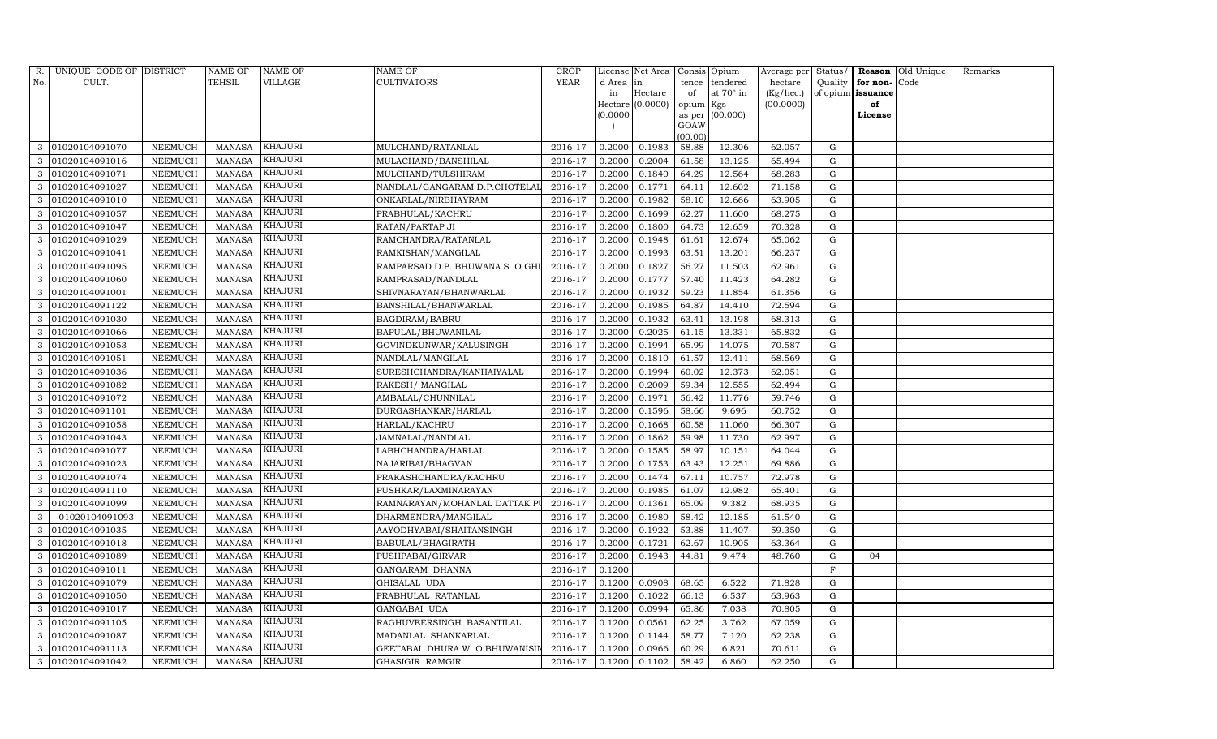| R. No. | UNIQUE CODE OF CULT. | DISTRICT | NAME OF TEHSIL | NAME OF VILLAGE | NAME OF CULTIVATORS | CROP YEAR | License d Area in Hectare (0.0000) | Net Area in Hectare (0.0000) | Consis tence of opium as per GOAW (00.00) | Opium tendered at 70° in Kgs (00.000) | Average per hectare (Kg/hec.) (00.0000) | Status/ Quality of opium | Reason for non-issuance of License | Old Unique Code | Remarks |
|---|---|---|---|---|---|---|---|---|---|---|---|---|---|---|---|
| 3 | 01020104091070 | NEEMUCH | MANASA | KHAJURI | MULCHAND/RATANLAL | 2016-17 | 0.2000 | 0.1983 | 58.88 | 12.306 | 62.057 | G | | | |
| 3 | 01020104091016 | NEEMUCH | MANASA | KHAJURI | MULACHAND/BANSHILAL | 2016-17 | 0.2000 | 0.2004 | 61.58 | 13.125 | 65.494 | G | | | |
| 3 | 01020104091071 | NEEMUCH | MANASA | KHAJURI | MULCHAND/TULSHIRAM | 2016-17 | 0.2000 | 0.1840 | 64.29 | 12.564 | 68.283 | G | | | |
| 3 | 01020104091027 | NEEMUCH | MANASA | KHAJURI | NANDLAL/GANGARAM D.P.CHOTELAL | 2016-17 | 0.2000 | 0.1771 | 64.11 | 12.602 | 71.158 | G | | | |
| 3 | 01020104091010 | NEEMUCH | MANASA | KHAJURI | ONKARLAL/NIRBHAYRAM | 2016-17 | 0.2000 | 0.1982 | 58.10 | 12.666 | 63.905 | G | | | |
| 3 | 01020104091057 | NEEMUCH | MANASA | KHAJURI | PRABHULAL/KACHRU | 2016-17 | 0.2000 | 0.1699 | 62.27 | 11.600 | 68.275 | G | | | |
| 3 | 01020104091047 | NEEMUCH | MANASA | KHAJURI | RATAN/PARTAP JI | 2016-17 | 0.2000 | 0.1800 | 64.73 | 12.659 | 70.328 | G | | | |
| 3 | 01020104091029 | NEEMUCH | MANASA | KHAJURI | RAMCHANDRA/RATANLAL | 2016-17 | 0.2000 | 0.1948 | 61.61 | 12.674 | 65.062 | G | | | |
| 3 | 01020104091041 | NEEMUCH | MANASA | KHAJURI | RAMKISHAN/MANGILAL | 2016-17 | 0.2000 | 0.1993 | 63.51 | 13.201 | 66.237 | G | | | |
| 3 | 01020104091095 | NEEMUCH | MANASA | KHAJURI | RAMPARSAD D.P. BHUWANA S O GHI | 2016-17 | 0.2000 | 0.1827 | 56.27 | 11.503 | 62.961 | G | | | |
| 3 | 01020104091060 | NEEMUCH | MANASA | KHAJURI | RAMPRASAD/NANDLAL | 2016-17 | 0.2000 | 0.1777 | 57.40 | 11.423 | 64.282 | G | | | |
| 3 | 01020104091001 | NEEMUCH | MANASA | KHAJURI | SHIVNARAYAN/BHANWARLAL | 2016-17 | 0.2000 | 0.1932 | 59.23 | 11.854 | 61.356 | G | | | |
| 3 | 01020104091122 | NEEMUCH | MANASA | KHAJURI | BANSHILAL/BHANWARLAL | 2016-17 | 0.2000 | 0.1985 | 64.87 | 14.410 | 72.594 | G | | | |
| 3 | 01020104091030 | NEEMUCH | MANASA | KHAJURI | BAGDIRAM/BABRU | 2016-17 | 0.2000 | 0.1932 | 63.41 | 13.198 | 68.313 | G | | | |
| 3 | 01020104091066 | NEEMUCH | MANASA | KHAJURI | BAPULAL/BHUWANILAL | 2016-17 | 0.2000 | 0.2025 | 61.15 | 13.331 | 65.832 | G | | | |
| 3 | 01020104091053 | NEEMUCH | MANASA | KHAJURI | GOVINDKUNWAR/KALUSINGH | 2016-17 | 0.2000 | 0.1994 | 65.99 | 14.075 | 70.587 | G | | | |
| 3 | 01020104091051 | NEEMUCH | MANASA | KHAJURI | NANDLAL/MANGILAL | 2016-17 | 0.2000 | 0.1810 | 61.57 | 12.411 | 68.569 | G | | | |
| 3 | 01020104091036 | NEEMUCH | MANASA | KHAJURI | SURESHCHANDRA/KANHAIYALAL | 2016-17 | 0.2000 | 0.1994 | 60.02 | 12.373 | 62.051 | G | | | |
| 3 | 01020104091082 | NEEMUCH | MANASA | KHAJURI | RAKESH/ MANGILAL | 2016-17 | 0.2000 | 0.2009 | 59.34 | 12.555 | 62.494 | G | | | |
| 3 | 01020104091072 | NEEMUCH | MANASA | KHAJURI | AMBALAL/CHUNNILAL | 2016-17 | 0.2000 | 0.1971 | 56.42 | 11.776 | 59.746 | G | | | |
| 3 | 01020104091101 | NEEMUCH | MANASA | KHAJURI | DURGASHANKAR/HARLAL | 2016-17 | 0.2000 | 0.1596 | 58.66 | 9.696 | 60.752 | G | | | |
| 3 | 01020104091058 | NEEMUCH | MANASA | KHAJURI | HARLAL/KACHRU | 2016-17 | 0.2000 | 0.1668 | 60.58 | 11.060 | 66.307 | G | | | |
| 3 | 01020104091043 | NEEMUCH | MANASA | KHAJURI | JAMNALAL/NANDLAL | 2016-17 | 0.2000 | 0.1862 | 59.98 | 11.730 | 62.997 | G | | | |
| 3 | 01020104091077 | NEEMUCH | MANASA | KHAJURI | LABHCHANDRA/HARLAL | 2016-17 | 0.2000 | 0.1585 | 58.97 | 10.151 | 64.044 | G | | | |
| 3 | 01020104091023 | NEEMUCH | MANASA | KHAJURI | NAJARIBAI/BHAGVAN | 2016-17 | 0.2000 | 0.1753 | 63.43 | 12.251 | 69.886 | G | | | |
| 3 | 01020104091074 | NEEMUCH | MANASA | KHAJURI | PRAKASHCHANDRA/KACHRU | 2016-17 | 0.2000 | 0.1474 | 67.11 | 10.757 | 72.978 | G | | | |
| 3 | 01020104091110 | NEEMUCH | MANASA | KHAJURI | PUSHKAR/LAXMINARAYAN | 2016-17 | 0.2000 | 0.1985 | 61.07 | 12.982 | 65.401 | G | | | |
| 3 | 01020104091099 | NEEMUCH | MANASA | KHAJURI | RAMNARAYAN/MOHANLAL DATTAK PU | 2016-17 | 0.2000 | 0.1361 | 65.09 | 9.382 | 68.935 | G | | | |
| 3 | 01020104091093 | NEEMUCH | MANASA | KHAJURI | DHARMENDRA/MANGILAL | 2016-17 | 0.2000 | 0.1980 | 58.42 | 12.185 | 61.540 | G | | | |
| 3 | 01020104091035 | NEEMUCH | MANASA | KHAJURI | AAYODHYABAI/SHAITANSINGH | 2016-17 | 0.2000 | 0.1922 | 53.88 | 11.407 | 59.350 | G | | | |
| 3 | 01020104091018 | NEEMUCH | MANASA | KHAJURI | BABULAL/BHAGIRATH | 2016-17 | 0.2000 | 0.1721 | 62.67 | 10.905 | 63.364 | G | | | |
| 3 | 01020104091089 | NEEMUCH | MANASA | KHAJURI | PUSHPABAI/GIRVAR | 2016-17 | 0.2000 | 0.1943 | 44.81 | 9.474 | 48.760 | G | 04 | | |
| 3 | 01020104091011 | NEEMUCH | MANASA | KHAJURI | GANGARAM DHANNA | 2016-17 | 0.1200 | | | | | F | | | |
| 3 | 01020104091079 | NEEMUCH | MANASA | KHAJURI | GHISALAL UDA | 2016-17 | 0.1200 | 0.0908 | 68.65 | 6.522 | 71.828 | G | | | |
| 3 | 01020104091050 | NEEMUCH | MANASA | KHAJURI | PRABHULAL RATANLAL | 2016-17 | 0.1200 | 0.1022 | 66.13 | 6.537 | 63.963 | G | | | |
| 3 | 01020104091017 | NEEMUCH | MANASA | KHAJURI | GANGABAI UDA | 2016-17 | 0.1200 | 0.0994 | 65.86 | 7.038 | 70.805 | G | | | |
| 3 | 01020104091105 | NEEMUCH | MANASA | KHAJURI | RAGHUVEERSINGH BASANTILAL | 2016-17 | 0.1200 | 0.0561 | 62.25 | 3.762 | 67.059 | G | | | |
| 3 | 01020104091087 | NEEMUCH | MANASA | KHAJURI | MADANLAL SHANKARLAL | 2016-17 | 0.1200 | 0.1144 | 58.77 | 7.120 | 62.238 | G | | | |
| 3 | 01020104091113 | NEEMUCH | MANASA | KHAJURI | GEETABAI DHURA W O BHUWANISIN | 2016-17 | 0.1200 | 0.0966 | 60.29 | 6.821 | 70.611 | G | | | |
| 3 | 01020104091042 | NEEMUCH | MANASA | KHAJURI | GHASIGIR RAMGIR | 2016-17 | 0.1200 | 0.1102 | 58.42 | 6.860 | 62.250 | G | | | |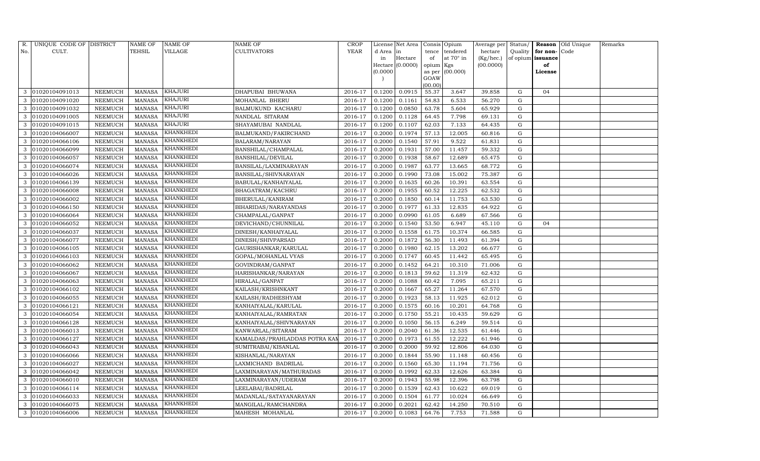| R. No. | UNIQUE CODE OF CULT. | DISTRICT | NAME OF TEHSIL | NAME OF VILLAGE | NAME OF CULTIVATORS | CROP YEAR | License d Area in Hectare (0.0000) | Net Area in Hectare (0.0000) | Consis tence of opium as per GOAW (00.00) | Opium tendered at 70° in Kgs (00.000) | Average per hectare (Kg/hec.) (00.0000) | Status/ Quality of opium | Reason for non-issuance of License | Old Unique Code | Remarks |
|---|---|---|---|---|---|---|---|---|---|---|---|---|---|---|---|
| 3 | 01020104091013 | NEEMUCH | MANASA | KHAJURI | DHAPUBAI BHUWANA | 2016-17 | 0.1200 | 0.0915 | 55.37 | 3.647 | 39.858 | G | 04 | | |
| 3 | 01020104091020 | NEEMUCH | MANASA | KHAJURI | MOHANLAL BHERU | 2016-17 | 0.1200 | 0.1161 | 54.83 | 6.533 | 56.270 | G | | | |
| 3 | 01020104091032 | NEEMUCH | MANASA | KHAJURI | BALMUKUND KACHARU | 2016-17 | 0.1200 | 0.0850 | 63.78 | 5.604 | 65.929 | G | | | |
| 3 | 01020104091005 | NEEMUCH | MANASA | KHAJURI | NANDLAL SITARAM | 2016-17 | 0.1200 | 0.1128 | 64.45 | 7.798 | 69.131 | G | | | |
| 3 | 01020104091015 | NEEMUCH | MANASA | KHAJURI | SHAYAMUBAI NANDLAL | 2016-17 | 0.1200 | 0.1107 | 62.03 | 7.133 | 64.435 | G | | | |
| 3 | 01020104066007 | NEEMUCH | MANASA | KHANKHEDI | BALMUKAND/FAKIRCHAND | 2016-17 | 0.2000 | 0.1974 | 57.13 | 12.005 | 60.816 | G | | | |
| 3 | 01020104066106 | NEEMUCH | MANASA | KHANKHEDI | BALARAM/NARAYAN | 2016-17 | 0.2000 | 0.1540 | 57.91 | 9.522 | 61.831 | G | | | |
| 3 | 01020104066099 | NEEMUCH | MANASA | KHANKHEDI | BANSHILAL/CHAMPALAL | 2016-17 | 0.2000 | 0.1931 | 57.00 | 11.457 | 59.332 | G | | | |
| 3 | 01020104066057 | NEEMUCH | MANASA | KHANKHEDI | BANSHILAL/DEVILAL | 2016-17 | 0.2000 | 0.1938 | 58.67 | 12.689 | 65.475 | G | | | |
| 3 | 01020104066074 | NEEMUCH | MANASA | KHANKHEDI | BANSILAL/LAXMINARAYAN | 2016-17 | 0.2000 | 0.1987 | 63.77 | 13.665 | 68.772 | G | | | |
| 3 | 01020104066026 | NEEMUCH | MANASA | KHANKHEDI | BANSILAL/SHIVNARAYAN | 2016-17 | 0.2000 | 0.1990 | 73.08 | 15.002 | 75.387 | G | | | |
| 3 | 01020104066139 | NEEMUCH | MANASA | KHANKHEDI | BABULAL/KANHAIYALAL | 2016-17 | 0.2000 | 0.1635 | 60.26 | 10.391 | 63.554 | G | | | |
| 3 | 01020104066008 | NEEMUCH | MANASA | KHANKHEDI | BHAGATRAM/KACHRU | 2016-17 | 0.2000 | 0.1955 | 60.52 | 12.225 | 62.532 | G | | | |
| 3 | 01020104066002 | NEEMUCH | MANASA | KHANKHEDI | BHERULAL/KANIRAM | 2016-17 | 0.2000 | 0.1850 | 60.14 | 11.753 | 63.530 | G | | | |
| 3 | 01020104066150 | NEEMUCH | MANASA | KHANKHEDI | BIHARIDAS/NARAYANDAS | 2016-17 | 0.2000 | 0.1977 | 61.33 | 12.835 | 64.922 | G | | | |
| 3 | 01020104066064 | NEEMUCH | MANASA | KHANKHEDI | CHAMPALAL/GANPAT | 2016-17 | 0.2000 | 0.0990 | 61.05 | 6.689 | 67.566 | G | | | |
| 3 | 01020104066052 | NEEMUCH | MANASA | KHANKHEDI | DEVICHAND/CHUNNILAL | 2016-17 | 0.2000 | 0.1540 | 53.50 | 6.947 | 45.110 | G | 04 | | |
| 3 | 01020104066037 | NEEMUCH | MANASA | KHANKHEDI | DINESH/KANHAIYALAL | 2016-17 | 0.2000 | 0.1558 | 61.75 | 10.374 | 66.585 | G | | | |
| 3 | 01020104066077 | NEEMUCH | MANASA | KHANKHEDI | DINESH/SHIVPARSAD | 2016-17 | 0.2000 | 0.1872 | 56.30 | 11.493 | 61.394 | G | | | |
| 3 | 01020104066105 | NEEMUCH | MANASA | KHANKHEDI | GAURISHANKAR/KARULAL | 2016-17 | 0.2000 | 0.1980 | 62.15 | 13.202 | 66.677 | G | | | |
| 3 | 01020104066103 | NEEMUCH | MANASA | KHANKHEDI | GOPAL/MOHANLAL VYAS | 2016-17 | 0.2000 | 0.1747 | 60.45 | 11.442 | 65.495 | G | | | |
| 3 | 01020104066062 | NEEMUCH | MANASA | KHANKHEDI | GOVINDRAM/GANPAT | 2016-17 | 0.2000 | 0.1452 | 64.21 | 10.310 | 71.006 | G | | | |
| 3 | 01020104066067 | NEEMUCH | MANASA | KHANKHEDI | HARISHANKAR/NARAYAN | 2016-17 | 0.2000 | 0.1813 | 59.62 | 11.319 | 62.432 | G | | | |
| 3 | 01020104066063 | NEEMUCH | MANASA | KHANKHEDI | HIRALAL/GANPAT | 2016-17 | 0.2000 | 0.1088 | 60.42 | 7.095 | 65.211 | G | | | |
| 3 | 01020104066102 | NEEMUCH | MANASA | KHANKHEDI | KAILASH/KRISHNKANT | 2016-17 | 0.2000 | 0.1667 | 65.27 | 11.264 | 67.570 | G | | | |
| 3 | 01020104066055 | NEEMUCH | MANASA | KHANKHEDI | KAILASH/RADHESHYAM | 2016-17 | 0.2000 | 0.1923 | 58.13 | 11.925 | 62.012 | G | | | |
| 3 | 01020104066121 | NEEMUCH | MANASA | KHANKHEDI | KANHAIYALAL/KARULAL | 2016-17 | 0.2000 | 0.1575 | 60.16 | 10.201 | 64.768 | G | | | |
| 3 | 01020104066054 | NEEMUCH | MANASA | KHANKHEDI | KANHAIYALAL/RAMRATAN | 2016-17 | 0.2000 | 0.1750 | 55.21 | 10.435 | 59.629 | G | | | |
| 3 | 01020104066128 | NEEMUCH | MANASA | KHANKHEDI | KANHAIYALAL/SHIVNARAYAN | 2016-17 | 0.2000 | 0.1050 | 56.15 | 6.249 | 59.514 | G | | | |
| 3 | 01020104066013 | NEEMUCH | MANASA | KHANKHEDI | KANWARLAL/SITARAM | 2016-17 | 0.2000 | 0.2040 | 61.36 | 12.535 | 61.446 | G | | | |
| 3 | 01020104066127 | NEEMUCH | MANASA | KHANKHEDI | KAMALDAS/PRAHLADDAS POTRA KAN | 2016-17 | 0.2000 | 0.1973 | 61.55 | 12.222 | 61.946 | G | | | |
| 3 | 01020104066043 | NEEMUCH | MANASA | KHANKHEDI | SUMITRABAI/KISANLAL | 2016-17 | 0.2000 | 0.2000 | 59.92 | 12.806 | 64.030 | G | | | |
| 3 | 01020104066066 | NEEMUCH | MANASA | KHANKHEDI | KISHANLAL/NARAYAN | 2016-17 | 0.2000 | 0.1844 | 55.90 | 11.148 | 60.456 | G | | | |
| 3 | 01020104066027 | NEEMUCH | MANASA | KHANKHEDI | LAXMICHAND BADRILAL | 2016-17 | 0.2000 | 0.1560 | 65.30 | 11.194 | 71.756 | G | | | |
| 3 | 01020104066042 | NEEMUCH | MANASA | KHANKHEDI | LAXMINARAYAN/MATHURADAS | 2016-17 | 0.2000 | 0.1992 | 62.33 | 12.626 | 63.384 | G | | | |
| 3 | 01020104066010 | NEEMUCH | MANASA | KHANKHEDI | LAXMINARAYAN/UDERAM | 2016-17 | 0.2000 | 0.1943 | 55.98 | 12.396 | 63.798 | G | | | |
| 3 | 01020104066114 | NEEMUCH | MANASA | KHANKHEDI | LEELABAI/BADRILAL | 2016-17 | 0.2000 | 0.1539 | 62.43 | 10.622 | 69.019 | G | | | |
| 3 | 01020104066033 | NEEMUCH | MANASA | KHANKHEDI | MADANLAL/SATAYANARAYAN | 2016-17 | 0.2000 | 0.1504 | 61.77 | 10.024 | 66.649 | G | | | |
| 3 | 01020104066075 | NEEMUCH | MANASA | KHANKHEDI | MANGILAL/RAMCHANDRA | 2016-17 | 0.2000 | 0.2021 | 62.42 | 14.250 | 70.510 | G | | | |
| 3 | 01020104066006 | NEEMUCH | MANASA | KHANKHEDI | MAHESH MOHANLAL | 2016-17 | 0.2000 | 0.1083 | 64.76 | 7.753 | 71.588 | G | | | |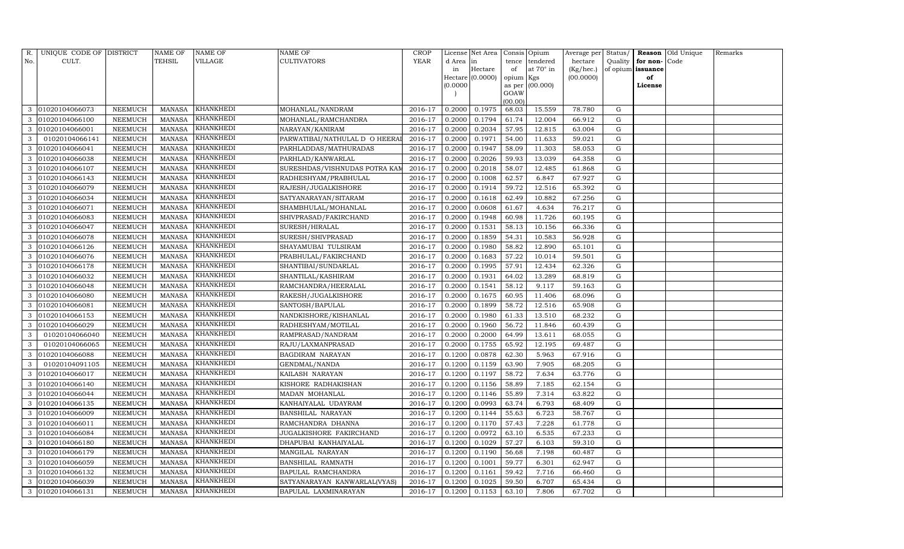| R. No. | UNIQUE CODE OF CULT. | DISTRICT | NAME OF TEHSIL | NAME OF VILLAGE | NAME OF CULTIVATORS | CROP YEAR | License d Area in Hectare (0.0000) | Net Area in Hectare (0.0000) | Consis tence of opium as per GOAW (00.00) | Opium tendered at 70° in Kgs (00.000) | Average per hectare (Kg/hec.) (00.0000) | Status/ Quality of opium | Reason for non-issuance of License | Old Unique Code | Remarks |
|---|---|---|---|---|---|---|---|---|---|---|---|---|---|---|---|
| 3 | 01020104066073 | NEEMUCH | MANASA | KHANKHEDI | MOHANLAL/NANDRAM | 2016-17 | 0.2000 | 0.1975 | 68.03 | 15.559 | 78.780 | G | | | |
| 3 | 01020104066100 | NEEMUCH | MANASA | KHANKHEDI | MOHANLAL/RAMCHANDRA | 2016-17 | 0.2000 | 0.1794 | 61.74 | 12.004 | 66.912 | G | | | |
| 3 | 01020104066001 | NEEMUCH | MANASA | KHANKHEDI | NARAYAN/KANIRAM | 2016-17 | 0.2000 | 0.2034 | 57.95 | 12.815 | 63.004 | G | | | |
| 3 | 01020104066141 | NEEMUCH | MANASA | KHANKHEDI | PARWATIBAI/NATHULAL D O HEERAI | 2016-17 | 0.2000 | 0.1971 | 54.00 | 11.633 | 59.021 | G | | | |
| 3 | 01020104066041 | NEEMUCH | MANASA | KHANKHEDI | PARHLADDAS/MATHURADAS | 2016-17 | 0.2000 | 0.1947 | 58.09 | 11.303 | 58.053 | G | | | |
| 3 | 01020104066038 | NEEMUCH | MANASA | KHANKHEDI | PARHLAD/KANWARLAL | 2016-17 | 0.2000 | 0.2026 | 59.93 | 13.039 | 64.358 | G | | | |
| 3 | 01020104066107 | NEEMUCH | MANASA | KHANKHEDI | SURESHDAS/VISHNUDAS POTRA KAM | 2016-17 | 0.2000 | 0.2018 | 58.07 | 12.485 | 61.868 | G | | | |
| 3 | 01020104066143 | NEEMUCH | MANASA | KHANKHEDI | RADHESHYAM/PRABHULAL | 2016-17 | 0.2000 | 0.1008 | 62.57 | 6.847 | 67.927 | G | | | |
| 3 | 01020104066079 | NEEMUCH | MANASA | KHANKHEDI | RAJESH/JUGALKISHORE | 2016-17 | 0.2000 | 0.1914 | 59.72 | 12.516 | 65.392 | G | | | |
| 3 | 01020104066034 | NEEMUCH | MANASA | KHANKHEDI | SATYANARAYAN/SITARAM | 2016-17 | 0.2000 | 0.1618 | 62.49 | 10.882 | 67.256 | G | | | |
| 3 | 01020104066071 | NEEMUCH | MANASA | KHANKHEDI | SHAMBHULAL/MOHANLAL | 2016-17 | 0.2000 | 0.0608 | 61.67 | 4.634 | 76.217 | G | | | |
| 3 | 01020104066083 | NEEMUCH | MANASA | KHANKHEDI | SHIVPRASAD/FAKIRCHAND | 2016-17 | 0.2000 | 0.1948 | 60.98 | 11.726 | 60.195 | G | | | |
| 3 | 01020104066047 | NEEMUCH | MANASA | KHANKHEDI | SURESH/HIRALAL | 2016-17 | 0.2000 | 0.1531 | 58.13 | 10.156 | 66.336 | G | | | |
| 3 | 01020104066078 | NEEMUCH | MANASA | KHANKHEDI | SURESH/SHIVPRASAD | 2016-17 | 0.2000 | 0.1859 | 54.31 | 10.583 | 56.928 | G | | | |
| 3 | 01020104066126 | NEEMUCH | MANASA | KHANKHEDI | SHAYAMUBAI TULSIRAM | 2016-17 | 0.2000 | 0.1980 | 58.82 | 12.890 | 65.101 | G | | | |
| 3 | 01020104066076 | NEEMUCH | MANASA | KHANKHEDI | PRABHULAL/FAKIRCHAND | 2016-17 | 0.2000 | 0.1683 | 57.22 | 10.014 | 59.501 | G | | | |
| 3 | 01020104066178 | NEEMUCH | MANASA | KHANKHEDI | SHANTIBAI/SUNDARLAL | 2016-17 | 0.2000 | 0.1995 | 57.91 | 12.434 | 62.326 | G | | | |
| 3 | 01020104066032 | NEEMUCH | MANASA | KHANKHEDI | SHANTILAL/KASHIRAM | 2016-17 | 0.2000 | 0.1931 | 64.02 | 13.289 | 68.819 | G | | | |
| 3 | 01020104066048 | NEEMUCH | MANASA | KHANKHEDI | RAMCHANDRA/HEERALAL | 2016-17 | 0.2000 | 0.1541 | 58.12 | 9.117 | 59.163 | G | | | |
| 3 | 01020104066080 | NEEMUCH | MANASA | KHANKHEDI | RAKESH/JUGALKISHORE | 2016-17 | 0.2000 | 0.1675 | 60.95 | 11.406 | 68.096 | G | | | |
| 3 | 01020104066081 | NEEMUCH | MANASA | KHANKHEDI | SANTOSH/BAPULAL | 2016-17 | 0.2000 | 0.1899 | 58.72 | 12.516 | 65.908 | G | | | |
| 3 | 01020104066153 | NEEMUCH | MANASA | KHANKHEDI | NANDKISHORE/KISHANLAL | 2016-17 | 0.2000 | 0.1980 | 61.33 | 13.510 | 68.232 | G | | | |
| 3 | 01020104066029 | NEEMUCH | MANASA | KHANKHEDI | RADHESHYAM/MOTILAL | 2016-17 | 0.2000 | 0.1960 | 56.72 | 11.846 | 60.439 | G | | | |
| 3 | 01020104066040 | NEEMUCH | MANASA | KHANKHEDI | RAMPRASAD/NANDRAM | 2016-17 | 0.2000 | 0.2000 | 64.99 | 13.611 | 68.055 | G | | | |
| 3 | 01020104066065 | NEEMUCH | MANASA | KHANKHEDI | RAJU/LAXMANPRASAD | 2016-17 | 0.2000 | 0.1755 | 65.92 | 12.195 | 69.487 | G | | | |
| 3 | 01020104066088 | NEEMUCH | MANASA | KHANKHEDI | BAGDIRAM NARAYAN | 2016-17 | 0.1200 | 0.0878 | 62.30 | 5.963 | 67.916 | G | | | |
| 3 | 01020104091105 | NEEMUCH | MANASA | KHANKHEDI | GENDMAL/NANDA | 2016-17 | 0.1200 | 0.1159 | 63.90 | 7.905 | 68.205 | G | | | |
| 3 | 01020104066017 | NEEMUCH | MANASA | KHANKHEDI | KAILASH NARAYAN | 2016-17 | 0.1200 | 0.1197 | 58.72 | 7.634 | 63.776 | G | | | |
| 3 | 01020104066140 | NEEMUCH | MANASA | KHANKHEDI | KISHORE RADHAKISHAN | 2016-17 | 0.1200 | 0.1156 | 58.89 | 7.185 | 62.154 | G | | | |
| 3 | 01020104066044 | NEEMUCH | MANASA | KHANKHEDI | MADAN MOHANLAL | 2016-17 | 0.1200 | 0.1146 | 55.89 | 7.314 | 63.822 | G | | | |
| 3 | 01020104066135 | NEEMUCH | MANASA | KHANKHEDI | KANHAIYALAL UDAYRAM | 2016-17 | 0.1200 | 0.0993 | 63.74 | 6.793 | 68.409 | G | | | |
| 3 | 01020104066009 | NEEMUCH | MANASA | KHANKHEDI | BANSHILAL NARAYAN | 2016-17 | 0.1200 | 0.1144 | 55.63 | 6.723 | 58.767 | G | | | |
| 3 | 01020104066011 | NEEMUCH | MANASA | KHANKHEDI | RAMCHANDRA DHANNA | 2016-17 | 0.1200 | 0.1170 | 57.43 | 7.228 | 61.778 | G | | | |
| 3 | 01020104066084 | NEEMUCH | MANASA | KHANKHEDI | JUGALKISHORE FAKIRCHAND | 2016-17 | 0.1200 | 0.0972 | 63.10 | 6.535 | 67.233 | G | | | |
| 3 | 01020104066180 | NEEMUCH | MANASA | KHANKHEDI | DHAPUBAI KANHAIYALAL | 2016-17 | 0.1200 | 0.1029 | 57.27 | 6.103 | 59.310 | G | | | |
| 3 | 01020104066179 | NEEMUCH | MANASA | KHANKHEDI | MANGILAL NARAYAN | 2016-17 | 0.1200 | 0.1190 | 56.68 | 7.198 | 60.487 | G | | | |
| 3 | 01020104066059 | NEEMUCH | MANASA | KHANKHEDI | BANSHILAL RAMNATH | 2016-17 | 0.1200 | 0.1001 | 59.77 | 6.301 | 62.947 | G | | | |
| 3 | 01020104066132 | NEEMUCH | MANASA | KHANKHEDI | BAPULAL RAMCHANDRA | 2016-17 | 0.1200 | 0.1161 | 59.42 | 7.716 | 66.460 | G | | | |
| 3 | 01020104066039 | NEEMUCH | MANASA | KHANKHEDI | SATYANARAYAN KANWARLAL(VYAS) | 2016-17 | 0.1200 | 0.1025 | 59.50 | 6.707 | 65.434 | G | | | |
| 3 | 01020104066131 | NEEMUCH | MANASA | KHANKHEDI | BAPULAL LAXMINARAYAN | 2016-17 | 0.1200 | 0.1153 | 63.10 | 7.806 | 67.702 | G | | | |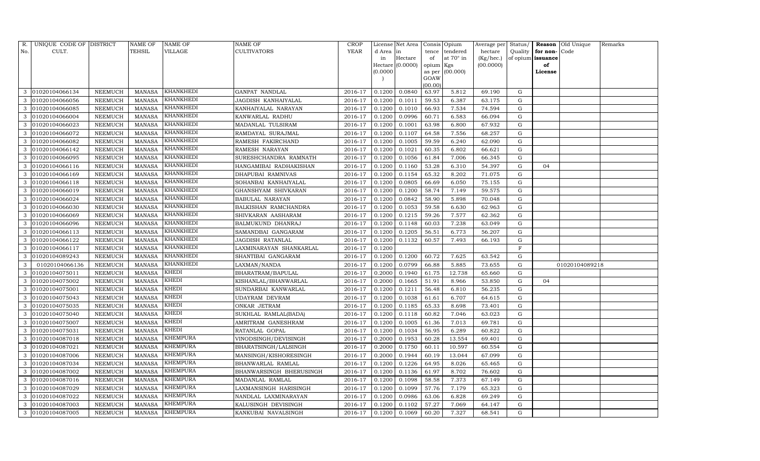| R. No. | UNIQUE CODE OF CULT. | DISTRICT | NAME OF TEHSIL | NAME OF VILLAGE | NAME OF CULTIVATORS | CROP YEAR | License d Area in Hectare (0.0000) | Net Area in Hectare (0.0000) | Consis tence of opium as per GOAW (00.00) | Opium tendered at 70° in Kgs (00.000) | Average per hectare (Kg/hec.) (00.0000) | Status/ Quality of opium | Reason for non-issuance of License | Old Unique Code | Remarks |
|---|---|---|---|---|---|---|---|---|---|---|---|---|---|---|---|
| 3 | 01020104066134 | NEEMUCH | MANASA | KHANKHEDI | GANPAT NANDLAL | 2016-17 | 0.1200 | 0.0840 | 63.97 | 5.812 | 69.190 | G | | | |
| 3 | 01020104066056 | NEEMUCH | MANASA | KHANKHEDI | JAGDISH KANHAIYALAL | 2016-17 | 0.1200 | 0.1011 | 59.53 | 6.387 | 63.175 | G | | | |
| 3 | 01020104066085 | NEEMUCH | MANASA | KHANKHEDI | KANHAIYALAL NARAYAN | 2016-17 | 0.1200 | 0.1010 | 66.93 | 7.534 | 74.594 | G | | | |
| 3 | 01020104066004 | NEEMUCH | MANASA | KHANKHEDI | KANWARLAL RADHU | 2016-17 | 0.1200 | 0.0996 | 60.71 | 6.583 | 66.094 | G | | | |
| 3 | 01020104066023 | NEEMUCH | MANASA | KHANKHEDI | MADANLAL TULSIRAM | 2016-17 | 0.1200 | 0.1001 | 63.98 | 6.800 | 67.932 | G | | | |
| 3 | 01020104066072 | NEEMUCH | MANASA | KHANKHEDI | RAMDAYAL SURAJMAL | 2016-17 | 0.1200 | 0.1107 | 64.58 | 7.556 | 68.257 | G | | | |
| 3 | 01020104066082 | NEEMUCH | MANASA | KHANKHEDI | RAMESH FAKIRCHAND | 2016-17 | 0.1200 | 0.1005 | 59.59 | 6.240 | 62.090 | G | | | |
| 3 | 01020104066142 | NEEMUCH | MANASA | KHANKHEDI | RAMESH NARAYAN | 2016-17 | 0.1200 | 0.1021 | 60.35 | 6.802 | 66.621 | G | | | |
| 3 | 01020104066095 | NEEMUCH | MANASA | KHANKHEDI | SURESHCHANDRA RAMNATH | 2016-17 | 0.1200 | 0.1056 | 61.84 | 7.006 | 66.345 | G | | | |
| 3 | 01020104066116 | NEEMUCH | MANASA | KHANKHEDI | HANGAMIBAI RADHAKISHAN | 2016-17 | 0.1200 | 0.1160 | 53.28 | 6.310 | 54.397 | G | 04 | | |
| 3 | 01020104066169 | NEEMUCH | MANASA | KHANKHEDI | DHAPUBAI RAMNIVAS | 2016-17 | 0.1200 | 0.1154 | 65.32 | 8.202 | 71.075 | G | | | |
| 3 | 01020104066118 | NEEMUCH | MANASA | KHANKHEDI | SOHANBAI KANHAIYALAL | 2016-17 | 0.1200 | 0.0805 | 66.69 | 6.050 | 75.155 | G | | | |
| 3 | 01020104066019 | NEEMUCH | MANASA | KHANKHEDI | GHANSHYAM SHIVKARAN | 2016-17 | 0.1200 | 0.1200 | 58.74 | 7.149 | 59.575 | G | | | |
| 3 | 01020104066024 | NEEMUCH | MANASA | KHANKHEDI | BABULAL NARAYAN | 2016-17 | 0.1200 | 0.0842 | 58.90 | 5.898 | 70.048 | G | | | |
| 3 | 01020104066030 | NEEMUCH | MANASA | KHANKHEDI | BALKISHAN RAMCHANDRA | 2016-17 | 0.1200 | 0.1053 | 59.58 | 6.630 | 62.963 | G | | | |
| 3 | 01020104066069 | NEEMUCH | MANASA | KHANKHEDI | SHIVKARAN AASHARAM | 2016-17 | 0.1200 | 0.1215 | 59.26 | 7.577 | 62.362 | G | | | |
| 3 | 01020104066096 | NEEMUCH | MANASA | KHANKHEDI | BALMUKUND DHANRAJ | 2016-17 | 0.1200 | 0.1148 | 60.03 | 7.238 | 63.049 | G | | | |
| 3 | 01020104066113 | NEEMUCH | MANASA | KHANKHEDI | SAMANDBAI GANGARAM | 2016-17 | 0.1200 | 0.1205 | 56.51 | 6.773 | 56.207 | G | | | |
| 3 | 01020104066122 | NEEMUCH | MANASA | KHANKHEDI | JAGDISH RATANLAL | 2016-17 | 0.1200 | 0.1132 | 60.57 | 7.493 | 66.193 | G | | | |
| 3 | 01020104066117 | NEEMUCH | MANASA | KHANKHEDI | LAXMINARAYAN SHANKARLAL | 2016-17 | 0.1200 | | | | | F | | | |
| 3 | 01020104089243 | NEEMUCH | MANASA | KHANKHEDI | SHANTIBAI GANGARAM | 2016-17 | 0.1200 | 0.1200 | 60.72 | 7.625 | 63.542 | G | | | |
| 3 | 01020104066136 | NEEMUCH | MANASA | KHANKHEDI | LAXMAN/NANDA | 2016-17 | 0.1200 | 0.0799 | 66.88 | 5.885 | 73.655 | G | | 01020104089218 | |
| 3 | 01020104075011 | NEEMUCH | MANASA | KHEDI | BHARATRAM/BAPULAL | 2016-17 | 0.2000 | 0.1940 | 61.75 | 12.738 | 65.660 | G | | | |
| 3 | 01020104075002 | NEEMUCH | MANASA | KHEDI | KISHANLAL/BHANWARLAL | 2016-17 | 0.2000 | 0.1665 | 51.91 | 8.966 | 53.850 | G | 04 | | |
| 3 | 01020104075001 | NEEMUCH | MANASA | KHEDI | SUNDARBAI KANWARLAL | 2016-17 | 0.1200 | 0.1211 | 56.48 | 6.810 | 56.235 | G | | | |
| 3 | 01020104075043 | NEEMUCH | MANASA | KHEDI | UDAYRAM DEVRAM | 2016-17 | 0.1200 | 0.1038 | 61.61 | 6.707 | 64.615 | G | | | |
| 3 | 01020104075035 | NEEMUCH | MANASA | KHEDI | ONKAR JETRAM | 2016-17 | 0.1200 | 0.1185 | 65.33 | 8.698 | 73.401 | G | | | |
| 3 | 01020104075040 | NEEMUCH | MANASA | KHEDI | SUKHLAL RAMLAL(BADA) | 2016-17 | 0.1200 | 0.1118 | 60.82 | 7.046 | 63.023 | G | | | |
| 3 | 01020104075007 | NEEMUCH | MANASA | KHEDI | AMRITRAM GANESHRAM | 2016-17 | 0.1200 | 0.1005 | 61.36 | 7.013 | 69.781 | G | | | |
| 3 | 01020104075031 | NEEMUCH | MANASA | KHEDI | RATANLAL GOPAL | 2016-17 | 0.1200 | 0.1034 | 56.95 | 6.289 | 60.822 | G | | | |
| 3 | 01020104087018 | NEEMUCH | MANASA | KHEMPURA | VINODSINGH/DEVISINGH | 2016-17 | 0.2000 | 0.1953 | 60.28 | 13.554 | 69.401 | G | | | |
| 3 | 01020104087021 | NEEMUCH | MANASA | KHEMPURA | BHARATSINGH/LALSINGH | 2016-17 | 0.2000 | 0.1750 | 60.11 | 10.597 | 60.554 | G | | | |
| 3 | 01020104087006 | NEEMUCH | MANASA | KHEMPURA | MANSINGH/KISHORESINGH | 2016-17 | 0.2000 | 0.1944 | 60.19 | 13.044 | 67.099 | G | | | |
| 3 | 01020104087034 | NEEMUCH | MANASA | KHEMPURA | BHANWARLAL RAMLAL | 2016-17 | 0.1200 | 0.1226 | 64.95 | 8.026 | 65.465 | G | | | |
| 3 | 01020104087002 | NEEMUCH | MANASA | KHEMPURA | BHANWARSINGH BHERUSINGH | 2016-17 | 0.1200 | 0.1136 | 61.97 | 8.702 | 76.602 | G | | | |
| 3 | 01020104087016 | NEEMUCH | MANASA | KHEMPURA | MADANLAL RAMLAL | 2016-17 | 0.1200 | 0.1098 | 58.58 | 7.373 | 67.149 | G | | | |
| 3 | 01020104087029 | NEEMUCH | MANASA | KHEMPURA | LAXMANSINGH HARISINGH | 2016-17 | 0.1200 | 0.1099 | 57.76 | 7.179 | 65.323 | G | | | |
| 3 | 01020104087022 | NEEMUCH | MANASA | KHEMPURA | NANDLAL LAXMINARAYAN | 2016-17 | 0.1200 | 0.0986 | 63.06 | 6.828 | 69.249 | G | | | |
| 3 | 01020104087003 | NEEMUCH | MANASA | KHEMPURA | KALUSINGH DEVISINGH | 2016-17 | 0.1200 | 0.1102 | 57.27 | 7.069 | 64.147 | G | | | |
| 3 | 01020104087005 | NEEMUCH | MANASA | KHEMPURA | KANKUBAI NAVALSINGH | 2016-17 | 0.1200 | 0.1069 | 60.20 | 7.327 | 68.541 | G | | | |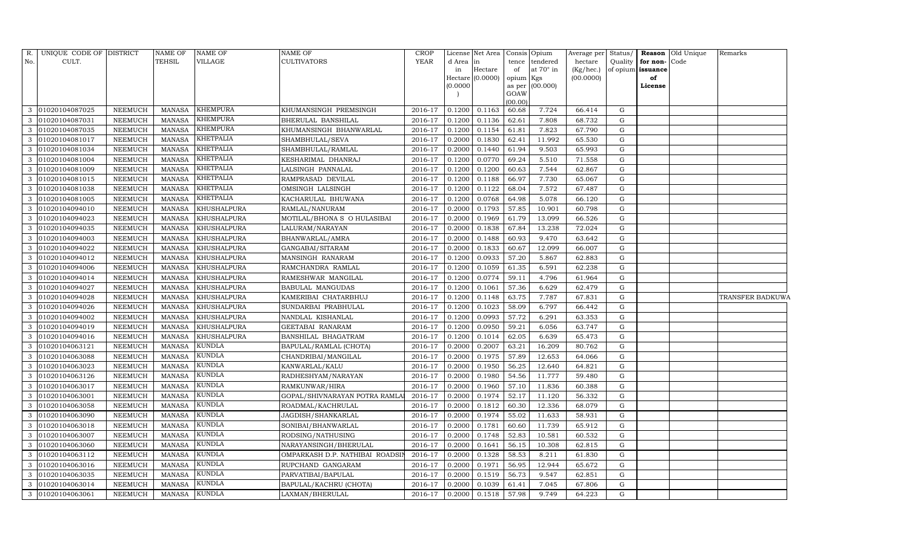| R. No. | UNIQUE CODE OF CULT. | DISTRICT | NAME OF TEHSIL | NAME OF VILLAGE | NAME OF CULTIVATORS | CROP YEAR | License d Area in Hectare (0.0000) | Net Area in Hectare (0.0000) | Consis tence of opium as per GOAW (00.00) | Opium tendered at 70° in Kgs (00.000) | Average per hectare (Kg/hec.) (00.0000) | Status/ Quality of opium | Reason for non-issuance of License | Old Unique Code | Remarks |
|---|---|---|---|---|---|---|---|---|---|---|---|---|---|---|---|
| 3 | 01020104087025 | NEEMUCH | MANASA | KHEMPURA | KHUMANSINGH PREMSINGH | 2016-17 | 0.1200 | 0.1163 | 60.68 | 7.724 | 66.414 | G | | | |
| 3 | 01020104087031 | NEEMUCH | MANASA | KHEMPURA | BHERULAL BANSHILAL | 2016-17 | 0.1200 | 0.1136 | 62.61 | 7.808 | 68.732 | G | | | |
| 3 | 01020104087035 | NEEMUCH | MANASA | KHEMPURA | KHUMANSINGH BHANWARLAL | 2016-17 | 0.1200 | 0.1154 | 61.81 | 7.823 | 67.790 | G | | | |
| 3 | 01020104081017 | NEEMUCH | MANASA | KHETPALIA | SHAMBHULAL/SEVA | 2016-17 | 0.2000 | 0.1830 | 62.41 | 11.992 | 65.530 | G | | | |
| 3 | 01020104081034 | NEEMUCH | MANASA | KHETPALIA | SHAMBHULAL/RAMLAL | 2016-17 | 0.2000 | 0.1440 | 61.94 | 9.503 | 65.993 | G | | | |
| 3 | 01020104081004 | NEEMUCH | MANASA | KHETPALIA | KESHARIMAL DHANRAJ | 2016-17 | 0.1200 | 0.0770 | 69.24 | 5.510 | 71.558 | G | | | |
| 3 | 01020104081009 | NEEMUCH | MANASA | KHETPALIA | LALSINGH PANNALAL | 2016-17 | 0.1200 | 0.1200 | 60.63 | 7.544 | 62.867 | G | | | |
| 3 | 01020104081015 | NEEMUCH | MANASA | KHETPALIA | RAMPRASAD DEVILAL | 2016-17 | 0.1200 | 0.1188 | 66.97 | 7.730 | 65.067 | G | | | |
| 3 | 01020104081038 | NEEMUCH | MANASA | KHETPALIA | OMSINGH LALSINGH | 2016-17 | 0.1200 | 0.1122 | 68.04 | 7.572 | 67.487 | G | | | |
| 3 | 01020104081005 | NEEMUCH | MANASA | KHETPALIA | KACHARULAL BHUWANA | 2016-17 | 0.1200 | 0.0768 | 64.98 | 5.078 | 66.120 | G | | | |
| 3 | 01020104094010 | NEEMUCH | MANASA | KHUSHALPURA | RAMLAL/NANURAM | 2016-17 | 0.2000 | 0.1793 | 57.85 | 10.901 | 60.798 | G | | | |
| 3 | 01020104094023 | NEEMUCH | MANASA | KHUSHALPURA | MOTILAL/BHONA S O HULASIBAI | 2016-17 | 0.2000 | 0.1969 | 61.79 | 13.099 | 66.526 | G | | | |
| 3 | 01020104094035 | NEEMUCH | MANASA | KHUSHALPURA | LALURAM/NARAYAN | 2016-17 | 0.2000 | 0.1838 | 67.84 | 13.238 | 72.024 | G | | | |
| 3 | 01020104094003 | NEEMUCH | MANASA | KHUSHALPURA | BHANWARLAL/AMRA | 2016-17 | 0.2000 | 0.1488 | 60.93 | 9.470 | 63.642 | G | | | |
| 3 | 01020104094022 | NEEMUCH | MANASA | KHUSHALPURA | GANGABAI/SITARAM | 2016-17 | 0.2000 | 0.1833 | 60.67 | 12.099 | 66.007 | G | | | |
| 3 | 01020104094012 | NEEMUCH | MANASA | KHUSHALPURA | MANSINGH RANARAM | 2016-17 | 0.1200 | 0.0933 | 57.20 | 5.867 | 62.883 | G | | | |
| 3 | 01020104094006 | NEEMUCH | MANASA | KHUSHALPURA | RAMCHANDRA RAMLAL | 2016-17 | 0.1200 | 0.1059 | 61.35 | 6.591 | 62.238 | G | | | |
| 3 | 01020104094014 | NEEMUCH | MANASA | KHUSHALPURA | RAMESHWAR MANGILAL | 2016-17 | 0.1200 | 0.0774 | 59.11 | 4.796 | 61.964 | G | | | |
| 3 | 01020104094027 | NEEMUCH | MANASA | KHUSHALPURA | BABULAL MANGUDAS | 2016-17 | 0.1200 | 0.1061 | 57.36 | 6.629 | 62.479 | G | | | |
| 3 | 01020104094028 | NEEMUCH | MANASA | KHUSHALPURA | KAMERIBAI CHATARBHUJ | 2016-17 | 0.1200 | 0.1148 | 63.75 | 7.787 | 67.831 | G | | | TRANSFER BADKUWA |
| 3 | 01020104094026 | NEEMUCH | MANASA | KHUSHALPURA | SUNDARBAI PRABHULAL | 2016-17 | 0.1200 | 0.1023 | 58.09 | 6.797 | 66.442 | G | | | |
| 3 | 01020104094002 | NEEMUCH | MANASA | KHUSHALPURA | NANDLAL KISHANLAL | 2016-17 | 0.1200 | 0.0993 | 57.72 | 6.291 | 63.353 | G | | | |
| 3 | 01020104094019 | NEEMUCH | MANASA | KHUSHALPURA | GEETABAI RANARAM | 2016-17 | 0.1200 | 0.0950 | 59.21 | 6.056 | 63.747 | G | | | |
| 3 | 01020104094016 | NEEMUCH | MANASA | KHUSHALPURA | BANSHILAL BHAGATRAM | 2016-17 | 0.1200 | 0.1014 | 62.05 | 6.639 | 65.473 | G | | | |
| 3 | 01020104063121 | NEEMUCH | MANASA | KUNDLA | BAPULAL/RAMLAL (CHOTA) | 2016-17 | 0.2000 | 0.2007 | 63.21 | 16.209 | 80.762 | G | | | |
| 3 | 01020104063088 | NEEMUCH | MANASA | KUNDLA | CHANDRIBAI/MANGILAL | 2016-17 | 0.2000 | 0.1975 | 57.89 | 12.653 | 64.066 | G | | | |
| 3 | 01020104063023 | NEEMUCH | MANASA | KUNDLA | KANWARLAL/KALU | 2016-17 | 0.2000 | 0.1950 | 56.25 | 12.640 | 64.821 | G | | | |
| 3 | 01020104063126 | NEEMUCH | MANASA | KUNDLA | RADHESHYAM/NARAYAN | 2016-17 | 0.2000 | 0.1980 | 54.56 | 11.777 | 59.480 | G | | | |
| 3 | 01020104063017 | NEEMUCH | MANASA | KUNDLA | RAMKUNWAR/HIRA | 2016-17 | 0.2000 | 0.1960 | 57.10 | 11.836 | 60.388 | G | | | |
| 3 | 01020104063001 | NEEMUCH | MANASA | KUNDLA | GOPAL/SHIVNARAYAN POTRA RAMLAL | 2016-17 | 0.2000 | 0.1974 | 52.17 | 11.120 | 56.332 | G | | | |
| 3 | 01020104063058 | NEEMUCH | MANASA | KUNDLA | ROADMAL/KACHRULAL | 2016-17 | 0.2000 | 0.1812 | 60.30 | 12.336 | 68.079 | G | | | |
| 3 | 01020104063090 | NEEMUCH | MANASA | KUNDLA | JAGDISH/SHANKARLAL | 2016-17 | 0.2000 | 0.1974 | 55.02 | 11.633 | 58.931 | G | | | |
| 3 | 01020104063018 | NEEMUCH | MANASA | KUNDLA | SONIBAI/BHANWARLAL | 2016-17 | 0.2000 | 0.1781 | 60.60 | 11.739 | 65.912 | G | | | |
| 3 | 01020104063007 | NEEMUCH | MANASA | KUNDLA | RODSING/NATHUSING | 2016-17 | 0.2000 | 0.1748 | 52.83 | 10.581 | 60.532 | G | | | |
| 3 | 01020104063060 | NEEMUCH | MANASA | KUNDLA | NARAYANSINGH/BHERULAL | 2016-17 | 0.2000 | 0.1641 | 56.15 | 10.308 | 62.815 | G | | | |
| 3 | 01020104063112 | NEEMUCH | MANASA | KUNDLA | OMPARKASH D.P. NATHIBAI ROADSIN | 2016-17 | 0.2000 | 0.1328 | 58.53 | 8.211 | 61.830 | G | | | |
| 3 | 01020104063016 | NEEMUCH | MANASA | KUNDLA | RUPCHAND GANGARAM | 2016-17 | 0.2000 | 0.1971 | 56.95 | 12.944 | 65.672 | G | | | |
| 3 | 01020104063035 | NEEMUCH | MANASA | KUNDLA | PARVATIBAI/BAPULAL | 2016-17 | 0.2000 | 0.1519 | 56.73 | 9.547 | 62.851 | G | | | |
| 3 | 01020104063014 | NEEMUCH | MANASA | KUNDLA | BAPULAL/KACHRU (CHOTA) | 2016-17 | 0.2000 | 0.1039 | 61.41 | 7.045 | 67.806 | G | | | |
| 3 | 01020104063061 | NEEMUCH | MANASA | KUNDLA | LAXMAN/BHERULAL | 2016-17 | 0.2000 | 0.1518 | 57.98 | 9.749 | 64.223 | G | | | |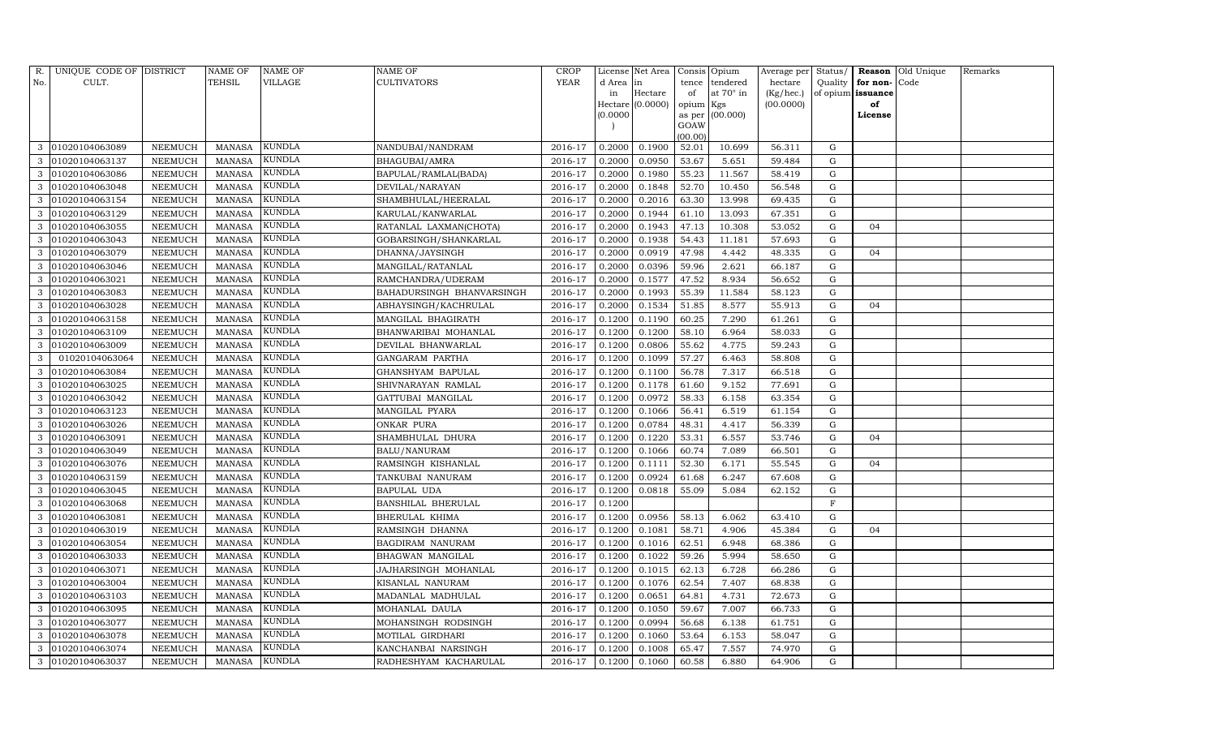| R. No. | UNIQUE CODE OF CULT. | DISTRICT | NAME OF TEHSIL | NAME OF VILLAGE | NAME OF CULTIVATORS | CROP YEAR | License d Area in Hectare (0.0000) | Net Area in Hectare (0.0000) | Consis tence of opium as per GOAW (00.00) | Opium tendered at 70° in Kgs (00.000) | Average per hectare (Kg/hec.) (00.0000) | Status/ Quality of opium | Reason for non-issuance of License | Old Unique Code | Remarks |
|---|---|---|---|---|---|---|---|---|---|---|---|---|---|---|---|
| 3 | 01020104063089 | NEEMUCH | MANASA | KUNDLA | NANDUBAI/NANDRAM | 2016-17 | 0.2000 | 0.1900 | 52.01 | 10.699 | 56.311 | G | | | |
| 3 | 01020104063137 | NEEMUCH | MANASA | KUNDLA | BHAGUBAI/AMRA | 2016-17 | 0.2000 | 0.0950 | 53.67 | 5.651 | 59.484 | G | | | |
| 3 | 01020104063086 | NEEMUCH | MANASA | KUNDLA | BAPULAL/RAMLAL(BADA) | 2016-17 | 0.2000 | 0.1980 | 55.23 | 11.567 | 58.419 | G | | | |
| 3 | 01020104063048 | NEEMUCH | MANASA | KUNDLA | DEVILAL/NARAYAN | 2016-17 | 0.2000 | 0.1848 | 52.70 | 10.450 | 56.548 | G | | | |
| 3 | 01020104063154 | NEEMUCH | MANASA | KUNDLA | SHAMBHULAL/HEERALAL | 2016-17 | 0.2000 | 0.2016 | 63.30 | 13.998 | 69.435 | G | | | |
| 3 | 01020104063129 | NEEMUCH | MANASA | KUNDLA | KARULAL/KANWARLAL | 2016-17 | 0.2000 | 0.1944 | 61.10 | 13.093 | 67.351 | G | | | |
| 3 | 01020104063055 | NEEMUCH | MANASA | KUNDLA | RATANLAL LAXMAN(CHOTA) | 2016-17 | 0.2000 | 0.1943 | 47.13 | 10.308 | 53.052 | G | 04 | | |
| 3 | 01020104063043 | NEEMUCH | MANASA | KUNDLA | GOBARSINGH/SHANKARLAL | 2016-17 | 0.2000 | 0.1938 | 54.43 | 11.181 | 57.693 | G | | | |
| 3 | 01020104063079 | NEEMUCH | MANASA | KUNDLA | DHANNA/JAYSINGH | 2016-17 | 0.2000 | 0.0919 | 47.98 | 4.442 | 48.335 | G | 04 | | |
| 3 | 01020104063046 | NEEMUCH | MANASA | KUNDLA | MANGILAL/RATANLAL | 2016-17 | 0.2000 | 0.0396 | 59.96 | 2.621 | 66.187 | G | | | |
| 3 | 01020104063021 | NEEMUCH | MANASA | KUNDLA | RAMCHANDRA/UDERAM | 2016-17 | 0.2000 | 0.1577 | 47.52 | 8.934 | 56.652 | G | | | |
| 3 | 01020104063083 | NEEMUCH | MANASA | KUNDLA | BAHADURSINGH BHANVARSINGH | 2016-17 | 0.2000 | 0.1993 | 55.39 | 11.584 | 58.123 | G | | | |
| 3 | 01020104063028 | NEEMUCH | MANASA | KUNDLA | ABHAYSINGH/KACHRULAL | 2016-17 | 0.2000 | 0.1534 | 51.85 | 8.577 | 55.913 | G | 04 | | |
| 3 | 01020104063158 | NEEMUCH | MANASA | KUNDLA | MANGILAL BHAGIRATH | 2016-17 | 0.1200 | 0.1190 | 60.25 | 7.290 | 61.261 | G | | | |
| 3 | 01020104063109 | NEEMUCH | MANASA | KUNDLA | BHANWARIBAI MOHANLAL | 2016-17 | 0.1200 | 0.1200 | 58.10 | 6.964 | 58.033 | G | | | |
| 3 | 01020104063009 | NEEMUCH | MANASA | KUNDLA | DEVILAL BHANWARLAL | 2016-17 | 0.1200 | 0.0806 | 55.62 | 4.775 | 59.243 | G | | | |
| 3 | 01020104063064 | NEEMUCH | MANASA | KUNDLA | GANGARAM PARTHA | 2016-17 | 0.1200 | 0.1099 | 57.27 | 6.463 | 58.808 | G | | | |
| 3 | 01020104063084 | NEEMUCH | MANASA | KUNDLA | GHANSHYAM BAPULAL | 2016-17 | 0.1200 | 0.1100 | 56.78 | 7.317 | 66.518 | G | | | |
| 3 | 01020104063025 | NEEMUCH | MANASA | KUNDLA | SHIVNARAYAN RAMLAL | 2016-17 | 0.1200 | 0.1178 | 61.60 | 9.152 | 77.691 | G | | | |
| 3 | 01020104063042 | NEEMUCH | MANASA | KUNDLA | GATTUBAI MANGILAL | 2016-17 | 0.1200 | 0.0972 | 58.33 | 6.158 | 63.354 | G | | | |
| 3 | 01020104063123 | NEEMUCH | MANASA | KUNDLA | MANGILAL PYARA | 2016-17 | 0.1200 | 0.1066 | 56.41 | 6.519 | 61.154 | G | | | |
| 3 | 01020104063026 | NEEMUCH | MANASA | KUNDLA | ONKAR PURA | 2016-17 | 0.1200 | 0.0784 | 48.31 | 4.417 | 56.339 | G | | | |
| 3 | 01020104063091 | NEEMUCH | MANASA | KUNDLA | SHAMBHULAL DHURA | 2016-17 | 0.1200 | 0.1220 | 53.31 | 6.557 | 53.746 | G | 04 | | |
| 3 | 01020104063049 | NEEMUCH | MANASA | KUNDLA | BALU/NANURAM | 2016-17 | 0.1200 | 0.1066 | 60.74 | 7.089 | 66.501 | G | | | |
| 3 | 01020104063076 | NEEMUCH | MANASA | KUNDLA | RAMSINGH KISHANLAL | 2016-17 | 0.1200 | 0.1111 | 52.30 | 6.171 | 55.545 | G | 04 | | |
| 3 | 01020104063159 | NEEMUCH | MANASA | KUNDLA | TANKUBAI NANURAM | 2016-17 | 0.1200 | 0.0924 | 61.68 | 6.247 | 67.608 | G | | | |
| 3 | 01020104063045 | NEEMUCH | MANASA | KUNDLA | BAPULAL UDA | 2016-17 | 0.1200 | 0.0818 | 55.09 | 5.084 | 62.152 | G | | | |
| 3 | 01020104063068 | NEEMUCH | MANASA | KUNDLA | BANSHILAL BHERULAL | 2016-17 | 0.1200 | | | | | F | | | |
| 3 | 01020104063081 | NEEMUCH | MANASA | KUNDLA | BHERULAL KHIMA | 2016-17 | 0.1200 | 0.0956 | 58.13 | 6.062 | 63.410 | G | | | |
| 3 | 01020104063019 | NEEMUCH | MANASA | KUNDLA | RAMSINGH DHANNA | 2016-17 | 0.1200 | 0.1081 | 58.71 | 4.906 | 45.384 | G | 04 | | |
| 3 | 01020104063054 | NEEMUCH | MANASA | KUNDLA | BAGDIRAM NANURAM | 2016-17 | 0.1200 | 0.1016 | 62.51 | 6.948 | 68.386 | G | | | |
| 3 | 01020104063033 | NEEMUCH | MANASA | KUNDLA | BHAGWAN MANGILAL | 2016-17 | 0.1200 | 0.1022 | 59.26 | 5.994 | 58.650 | G | | | |
| 3 | 01020104063071 | NEEMUCH | MANASA | KUNDLA | JAJHARSINGH MOHANLAL | 2016-17 | 0.1200 | 0.1015 | 62.13 | 6.728 | 66.286 | G | | | |
| 3 | 01020104063004 | NEEMUCH | MANASA | KUNDLA | KISANLAL NANURAM | 2016-17 | 0.1200 | 0.1076 | 62.54 | 7.407 | 68.838 | G | | | |
| 3 | 01020104063103 | NEEMUCH | MANASA | KUNDLA | MADANLAL MADHULAL | 2016-17 | 0.1200 | 0.0651 | 64.81 | 4.731 | 72.673 | G | | | |
| 3 | 01020104063095 | NEEMUCH | MANASA | KUNDLA | MOHANLAL DAULA | 2016-17 | 0.1200 | 0.1050 | 59.67 | 7.007 | 66.733 | G | | | |
| 3 | 01020104063077 | NEEMUCH | MANASA | KUNDLA | MOHANSINGH RODSINGH | 2016-17 | 0.1200 | 0.0994 | 56.68 | 6.138 | 61.751 | G | | | |
| 3 | 01020104063078 | NEEMUCH | MANASA | KUNDLA | MOTILAL GIRDHARI | 2016-17 | 0.1200 | 0.1060 | 53.64 | 6.153 | 58.047 | G | | | |
| 3 | 01020104063074 | NEEMUCH | MANASA | KUNDLA | KANCHANBAI NARSINGH | 2016-17 | 0.1200 | 0.1008 | 65.47 | 7.557 | 74.970 | G | | | |
| 3 | 01020104063037 | NEEMUCH | MANASA | KUNDLA | RADHESHYAM KACHARULAL | 2016-17 | 0.1200 | 0.1060 | 60.58 | 6.880 | 64.906 | G | | | |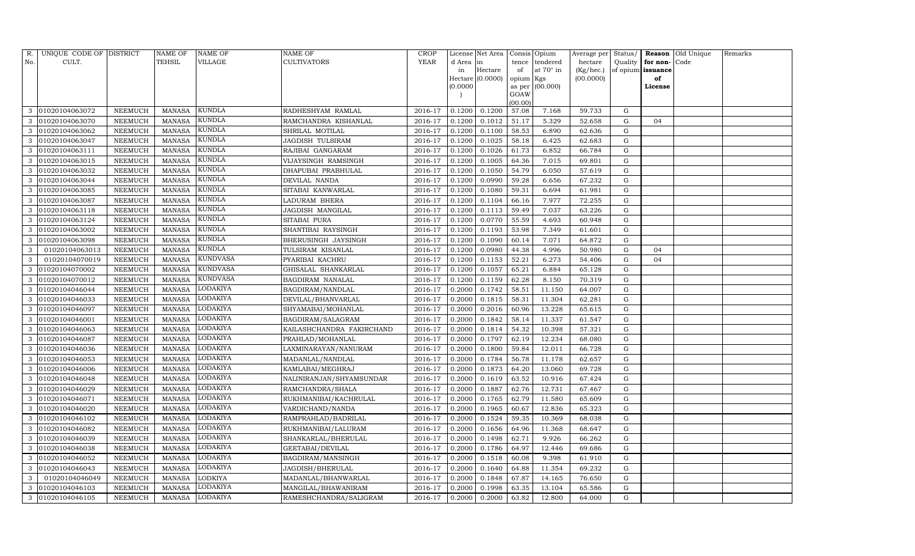| R. No. | UNIQUE CODE OF CULT. | DISTRICT | NAME OF TEHSIL | NAME OF VILLAGE | NAME OF CULTIVATORS | CROP YEAR | License d Area in Hectare (0.0000) | Net Area in Hectare (0.0000) | Consis tence of opium as per GOAW (00.00) | Opium tendered at 70° in Kgs (00.000) | Average per hectare (Kg/hec.) (00.0000) | Status/ Quality of opium | Reason for non-issuance of License | Old Unique Code | Remarks |
|---|---|---|---|---|---|---|---|---|---|---|---|---|---|---|---|
| 3 | 01020104063072 | NEEMUCH | MANASA | KUNDLA | RADHESHYAM RAMLAL | 2016-17 | 0.1200 | 0.1200 | 57.08 | 7.168 | 59.733 | G | | | |
| 3 | 01020104063070 | NEEMUCH | MANASA | KUNDLA | RAMCHANDRA KISHANLAL | 2016-17 | 0.1200 | 0.1012 | 51.17 | 5.329 | 52.658 | G | 04 | | |
| 3 | 01020104063062 | NEEMUCH | MANASA | KUNDLA | SHRILAL MOTILAL | 2016-17 | 0.1200 | 0.1100 | 58.53 | 6.890 | 62.636 | G | | | |
| 3 | 01020104063047 | NEEMUCH | MANASA | KUNDLA | JAGDISH TULSIRAM | 2016-17 | 0.1200 | 0.1025 | 58.18 | 6.425 | 62.683 | G | | | |
| 3 | 01020104063111 | NEEMUCH | MANASA | KUNDLA | RAJIBAI GANGARAM | 2016-17 | 0.1200 | 0.1026 | 61.73 | 6.852 | 66.784 | G | | | |
| 3 | 01020104063015 | NEEMUCH | MANASA | KUNDLA | VIJAYSINGH RAMSINGH | 2016-17 | 0.1200 | 0.1005 | 64.36 | 7.015 | 69.801 | G | | | |
| 3 | 01020104063032 | NEEMUCH | MANASA | KUNDLA | DHAPUBAI PRABHULAL | 2016-17 | 0.1200 | 0.1050 | 54.79 | 6.050 | 57.619 | G | | | |
| 3 | 01020104063044 | NEEMUCH | MANASA | KUNDLA | DEVILAL NANDA | 2016-17 | 0.1200 | 0.0990 | 59.28 | 6.656 | 67.232 | G | | | |
| 3 | 01020104063085 | NEEMUCH | MANASA | KUNDLA | SITABAI KANWARLAL | 2016-17 | 0.1200 | 0.1080 | 59.31 | 6.694 | 61.981 | G | | | |
| 3 | 01020104063087 | NEEMUCH | MANASA | KUNDLA | LADURAM BHERA | 2016-17 | 0.1200 | 0.1104 | 66.16 | 7.977 | 72.255 | G | | | |
| 3 | 01020104063118 | NEEMUCH | MANASA | KUNDLA | JAGDISH MANGILAL | 2016-17 | 0.1200 | 0.1113 | 59.49 | 7.037 | 63.226 | G | | | |
| 3 | 01020104063124 | NEEMUCH | MANASA | KUNDLA | SITABAI PURA | 2016-17 | 0.1200 | 0.0770 | 55.59 | 4.693 | 60.948 | G | | | |
| 3 | 01020104063002 | NEEMUCH | MANASA | KUNDLA | SHANTIBAI RAYSINGH | 2016-17 | 0.1200 | 0.1193 | 53.98 | 7.349 | 61.601 | G | | | |
| 3 | 01020104063098 | NEEMUCH | MANASA | KUNDLA | BHERUSINGH JAYSINGH | 2016-17 | 0.1200 | 0.1090 | 60.14 | 7.071 | 64.872 | G | | | |
| 3 | 01020104063013 | NEEMUCH | MANASA | KUNDLA | TULSIRAM KISANLAL | 2016-17 | 0.1200 | 0.0980 | 44.38 | 4.996 | 50.980 | G | 04 | | |
| 3 | 01020104070019 | NEEMUCH | MANASA | KUNDVASA | PYARIBAI KACHRU | 2016-17 | 0.1200 | 0.1153 | 52.21 | 6.273 | 54.406 | G | 04 | | |
| 3 | 01020104070002 | NEEMUCH | MANASA | KUNDVASA | GHISALAL SHANKARLAL | 2016-17 | 0.1200 | 0.1057 | 65.21 | 6.884 | 65.128 | G | | | |
| 3 | 01020104070012 | NEEMUCH | MANASA | KUNDVASA | BAGDIRAM NANALAL | 2016-17 | 0.1200 | 0.1159 | 62.28 | 8.150 | 70.319 | G | | | |
| 3 | 01020104046044 | NEEMUCH | MANASA | LODAKIYA | BAGDIRAM/NANDLAL | 2016-17 | 0.2000 | 0.1742 | 58.51 | 11.150 | 64.007 | G | | | |
| 3 | 01020104046033 | NEEMUCH | MANASA | LODAKIYA | DEVILAL/BHANVARLAL | 2016-17 | 0.2000 | 0.1815 | 58.31 | 11.304 | 62.281 | G | | | |
| 3 | 01020104046097 | NEEMUCH | MANASA | LODAKIYA | SHYAMABAI/MOHANLAL | 2016-17 | 0.2000 | 0.2016 | 60.96 | 13.228 | 65.615 | G | | | |
| 3 | 01020104046001 | NEEMUCH | MANASA | LODAKIYA | BAGDIRAM/SALAGRAM | 2016-17 | 0.2000 | 0.1842 | 58.14 | 11.337 | 61.547 | G | | | |
| 3 | 01020104046063 | NEEMUCH | MANASA | LODAKIYA | KAILASHCHANDRA FAKIRCHAND | 2016-17 | 0.2000 | 0.1814 | 54.32 | 10.398 | 57.321 | G | | | |
| 3 | 01020104046087 | NEEMUCH | MANASA | LODAKIYA | PRAHLAD/MOHANLAL | 2016-17 | 0.2000 | 0.1797 | 62.19 | 12.234 | 68.080 | G | | | |
| 3 | 01020104046036 | NEEMUCH | MANASA | LODAKIYA | LAXMINARAYAN/NANURAM | 2016-17 | 0.2000 | 0.1800 | 59.84 | 12.011 | 66.728 | G | | | |
| 3 | 01020104046053 | NEEMUCH | MANASA | LODAKIYA | MADANLAL/NANDLAL | 2016-17 | 0.2000 | 0.1784 | 56.78 | 11.178 | 62.657 | G | | | |
| 3 | 01020104046006 | NEEMUCH | MANASA | LODAKIYA | KAMLABAI/MEGHRAJ | 2016-17 | 0.2000 | 0.1873 | 64.20 | 13.060 | 69.728 | G | | | |
| 3 | 01020104046048 | NEEMUCH | MANASA | LODAKIYA | NALINIRANJAN/SHYAMSUNDAR | 2016-17 | 0.2000 | 0.1619 | 63.52 | 10.916 | 67.424 | G | | | |
| 3 | 01020104046029 | NEEMUCH | MANASA | LODAKIYA | RAMCHANDRA/SHALA | 2016-17 | 0.2000 | 0.1887 | 62.76 | 12.731 | 67.467 | G | | | |
| 3 | 01020104046071 | NEEMUCH | MANASA | LODAKIYA | RUKHMANIBAI/KACHRULAL | 2016-17 | 0.2000 | 0.1765 | 62.79 | 11.580 | 65.609 | G | | | |
| 3 | 01020104046020 | NEEMUCH | MANASA | LODAKIYA | VARDICHAND/NANDA | 2016-17 | 0.2000 | 0.1965 | 60.67 | 12.836 | 65.323 | G | | | |
| 3 | 01020104046102 | NEEMUCH | MANASA | LODAKIYA | RAMPRAHLAD/BADRILAL | 2016-17 | 0.2000 | 0.1524 | 59.35 | 10.369 | 68.038 | G | | | |
| 3 | 01020104046082 | NEEMUCH | MANASA | LODAKIYA | RUKHMANIBAI/LALURAM | 2016-17 | 0.2000 | 0.1656 | 64.96 | 11.368 | 68.647 | G | | | |
| 3 | 01020104046039 | NEEMUCH | MANASA | LODAKIYA | SHANKARLAL/BHERULAL | 2016-17 | 0.2000 | 0.1498 | 62.71 | 9.926 | 66.262 | G | | | |
| 3 | 01020104046038 | NEEMUCH | MANASA | LODAKIYA | GEETABAI/DEVILAL | 2016-17 | 0.2000 | 0.1786 | 64.97 | 12.446 | 69.686 | G | | | |
| 3 | 01020104046052 | NEEMUCH | MANASA | LODAKIYA | BAGDIRAM/MANSINGH | 2016-17 | 0.2000 | 0.1518 | 60.08 | 9.398 | 61.910 | G | | | |
| 3 | 01020104046043 | NEEMUCH | MANASA | LODAKIYA | JAGDISH/BHERULAL | 2016-17 | 0.2000 | 0.1640 | 64.88 | 11.354 | 69.232 | G | | | |
| 3 | 01020104046049 | NEEMUCH | MANASA | LODKIYA | MADANLAL/BHANWARLAL | 2016-17 | 0.2000 | 0.1848 | 67.87 | 14.165 | 76.650 | G | | | |
| 3 | 01020104046103 | NEEMUCH | MANASA | LODAKIYA | MANGILAL/BHAWANIRAM | 2016-17 | 0.2000 | 0.1998 | 63.35 | 13.104 | 65.586 | G | | | |
| 3 | 01020104046105 | NEEMUCH | MANASA | LODAKIYA | RAMESHCHANDRA/SALIGRAM | 2016-17 | 0.2000 | 0.2000 | 63.82 | 12.800 | 64.000 | G | | | |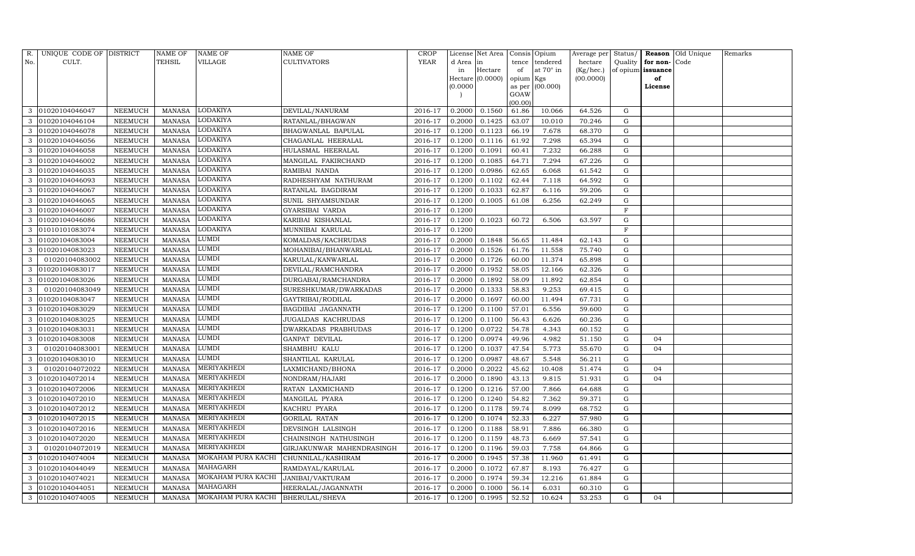| R. No. | UNIQUE CODE OF CULT. | DISTRICT | NAME OF TEHSIL | NAME OF VILLAGE | NAME OF CULTIVATORS | CROP YEAR | License d Area in Hectare (0.0000) | Net Area in Hectare (0.0000) | Consis tence of opium as per GOAW (00.00) | Opium tendered at 70° in Kgs (00.000) | Average per hectare (Kg/hec.) (00.0000) | Status/ Quality of opium | Reason for non-issuance of License | Old Unique Code | Remarks |
|---|---|---|---|---|---|---|---|---|---|---|---|---|---|---|---|
| 3 | 01020104046047 | NEEMUCH | MANASA | LODAKIYA | DEVILAL/NANURAM | 2016-17 | 0.2000 | 0.1560 | 61.86 | 10.066 | 64.526 | G | | | |
| 3 | 01020104046104 | NEEMUCH | MANASA | LODAKIYA | RATANLAL/BHAGWAN | 2016-17 | 0.2000 | 0.1425 | 63.07 | 10.010 | 70.246 | G | | | |
| 3 | 01020104046078 | NEEMUCH | MANASA | LODAKIYA | BHAGWANLAL BAPULAL | 2016-17 | 0.1200 | 0.1123 | 66.19 | 7.678 | 68.370 | G | | | |
| 3 | 01020104046056 | NEEMUCH | MANASA | LODAKIYA | CHAGANLAL HEERALAL | 2016-17 | 0.1200 | 0.1116 | 61.92 | 7.298 | 65.394 | G | | | |
| 3 | 01020104046058 | NEEMUCH | MANASA | LODAKIYA | HULASMAL HEERALAL | 2016-17 | 0.1200 | 0.1091 | 60.41 | 7.232 | 66.288 | G | | | |
| 3 | 01020104046002 | NEEMUCH | MANASA | LODAKIYA | MANGILAL FAKIRCHAND | 2016-17 | 0.1200 | 0.1085 | 64.71 | 7.294 | 67.226 | G | | | |
| 3 | 01020104046035 | NEEMUCH | MANASA | LODAKIYA | RAMIBAI NANDA | 2016-17 | 0.1200 | 0.0986 | 62.65 | 6.068 | 61.542 | G | | | |
| 3 | 01020104046093 | NEEMUCH | MANASA | LODAKIYA | RADHESHYAM NATHURAM | 2016-17 | 0.1200 | 0.1102 | 62.44 | 7.118 | 64.592 | G | | | |
| 3 | 01020104046067 | NEEMUCH | MANASA | LODAKIYA | RATANLAL BAGDIRAM | 2016-17 | 0.1200 | 0.1033 | 62.87 | 6.116 | 59.206 | G | | | |
| 3 | 01020104046065 | NEEMUCH | MANASA | LODAKIYA | SUNIL SHYAMSUNDAR | 2016-17 | 0.1200 | 0.1005 | 61.08 | 6.256 | 62.249 | G | | | |
| 3 | 01020104046007 | NEEMUCH | MANASA | LODAKIYA | GYARSIBAI VARDA | 2016-17 | 0.1200 | | | | | F | | | |
| 3 | 01020104046086 | NEEMUCH | MANASA | LODAKIYA | KARIBAI KISHANLAL | 2016-17 | 0.1200 | 0.1023 | 60.72 | 6.506 | 63.597 | G | | | |
| 3 | 01010101083074 | NEEMUCH | MANASA | LODAKIYA | MUNNIBAI KARULAL | 2016-17 | 0.1200 | | | | | F | | | |
| 3 | 01020104083004 | NEEMUCH | MANASA | LUMDI | KOMALDAS/KACHRUDAS | 2016-17 | 0.2000 | 0.1848 | 56.65 | 11.484 | 62.143 | G | | | |
| 3 | 01020104083023 | NEEMUCH | MANASA | LUMDI | MOHANIBAI/BHANWARLAL | 2016-17 | 0.2000 | 0.1526 | 61.76 | 11.558 | 75.740 | G | | | |
| 3 | 01020104083002 | NEEMUCH | MANASA | LUMDI | KARULAL/KANWARLAL | 2016-17 | 0.2000 | 0.1726 | 60.00 | 11.374 | 65.898 | G | | | |
| 3 | 01020104083017 | NEEMUCH | MANASA | LUMDI | DEVILAL/RAMCHANDRA | 2016-17 | 0.2000 | 0.1952 | 58.05 | 12.166 | 62.326 | G | | | |
| 3 | 01020104083026 | NEEMUCH | MANASA | LUMDI | DURGABAI/RAMCHANDRA | 2016-17 | 0.2000 | 0.1892 | 58.09 | 11.892 | 62.854 | G | | | |
| 3 | 01020104083049 | NEEMUCH | MANASA | LUMDI | SURESHKUMAR/DWARKADAS | 2016-17 | 0.2000 | 0.1333 | 58.83 | 9.253 | 69.415 | G | | | |
| 3 | 01020104083047 | NEEMUCH | MANASA | LUMDI | GAYTRIBAI/RODILAL | 2016-17 | 0.2000 | 0.1697 | 60.00 | 11.494 | 67.731 | G | | | |
| 3 | 01020104083029 | NEEMUCH | MANASA | LUMDI | BAGDIBAI JAGANNATH | 2016-17 | 0.1200 | 0.1100 | 57.01 | 6.556 | 59.600 | G | | | |
| 3 | 01020104083025 | NEEMUCH | MANASA | LUMDI | JUGALDAS KACHRUDAS | 2016-17 | 0.1200 | 0.1100 | 56.43 | 6.626 | 60.236 | G | | | |
| 3 | 01020104083031 | NEEMUCH | MANASA | LUMDI | DWARKADAS PRABHUDAS | 2016-17 | 0.1200 | 0.0722 | 54.78 | 4.343 | 60.152 | G | | | |
| 3 | 01020104083008 | NEEMUCH | MANASA | LUMDI | GANPAT DEVILAL | 2016-17 | 0.1200 | 0.0974 | 49.96 | 4.982 | 51.150 | G | 04 | | |
| 3 | 01020104083001 | NEEMUCH | MANASA | LUMDI | SHAMBHU KALU | 2016-17 | 0.1200 | 0.1037 | 47.54 | 5.773 | 55.670 | G | 04 | | |
| 3 | 01020104083010 | NEEMUCH | MANASA | LUMDI | SHANTILAL KARULAL | 2016-17 | 0.1200 | 0.0987 | 48.67 | 5.548 | 56.211 | G | | | |
| 3 | 01020104072022 | NEEMUCH | MANASA | MERIYAKHEDI | LAXMICHAND/BHONA | 2016-17 | 0.2000 | 0.2022 | 45.62 | 10.408 | 51.474 | G | 04 | | |
| 3 | 01020104072014 | NEEMUCH | MANASA | MERIYAKHEDI | NONDRAM/HAJARI | 2016-17 | 0.2000 | 0.1890 | 43.13 | 9.815 | 51.931 | G | 04 | | |
| 3 | 01020104072006 | NEEMUCH | MANASA | MERIYAKHEDI | RATAN LAXMICHAND | 2016-17 | 0.1200 | 0.1216 | 57.00 | 7.866 | 64.688 | G | | | |
| 3 | 01020104072010 | NEEMUCH | MANASA | MERIYAKHEDI | MANGILAL PYARA | 2016-17 | 0.1200 | 0.1240 | 54.82 | 7.362 | 59.371 | G | | | |
| 3 | 01020104072012 | NEEMUCH | MANASA | MERIYAKHEDI | KACHRU PYARA | 2016-17 | 0.1200 | 0.1178 | 59.74 | 8.099 | 68.752 | G | | | |
| 3 | 01020104072015 | NEEMUCH | MANASA | MERIYAKHEDI | GORILAL RATAN | 2016-17 | 0.1200 | 0.1074 | 52.33 | 6.227 | 57.980 | G | | | |
| 3 | 01020104072016 | NEEMUCH | MANASA | MERIYAKHEDI | DEVSINGH LALSINGH | 2016-17 | 0.1200 | 0.1188 | 58.91 | 7.886 | 66.380 | G | | | |
| 3 | 01020104072020 | NEEMUCH | MANASA | MERIYAKHEDI | CHAINSINGH NATHUSINGH | 2016-17 | 0.1200 | 0.1159 | 48.73 | 6.669 | 57.541 | G | | | |
| 3 | 01020104072019 | NEEMUCH | MANASA | MERIYAKHEDI | GIRJAKUNWAR MAHENDRASINGH | 2016-17 | 0.1200 | 0.1196 | 59.03 | 7.758 | 64.866 | G | | | |
| 3 | 01020104074004 | NEEMUCH | MANASA | MOKAHAM PURA KACHI | CHUNNILAL/KASHIRAM | 2016-17 | 0.2000 | 0.1945 | 57.38 | 11.960 | 61.491 | G | | | |
| 3 | 01020104044049 | NEEMUCH | MANASA | MAHAGARH | RAMDAYAL/KARULAL | 2016-17 | 0.2000 | 0.1072 | 67.87 | 8.193 | 76.427 | G | | | |
| 3 | 01020104074021 | NEEMUCH | MANASA | MOKAHAM PURA KACHI | JANIBAI/VAKTURAM | 2016-17 | 0.2000 | 0.1974 | 59.34 | 12.216 | 61.884 | G | | | |
| 3 | 01020104044051 | NEEMUCH | MANASA | MAHAGARH | HEERALAL/JAGANNATH | 2016-17 | 0.2000 | 0.1000 | 56.14 | 6.031 | 60.310 | G | | | |
| 3 | 01020104074005 | NEEMUCH | MANASA | MOKAHAM PURA KACHI | BHERULAL/SHEVA | 2016-17 | 0.1200 | 0.1995 | 52.52 | 10.624 | 53.253 | G | 04 | | |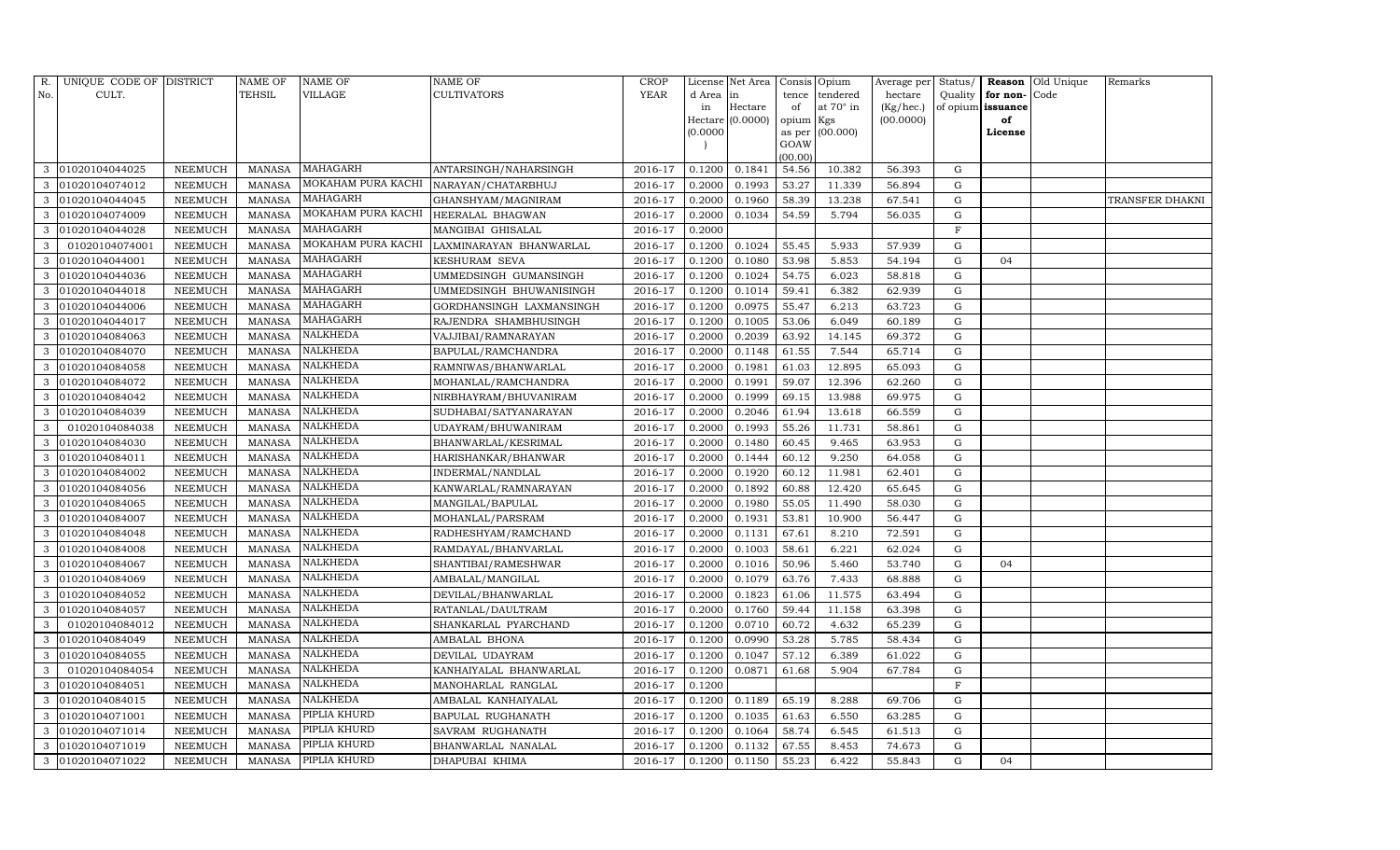| R. No. | UNIQUE CODE OF CULT. | DISTRICT | NAME OF TEHSIL | NAME OF VILLAGE | NAME OF CULTIVATORS | CROP YEAR | License d Area in Hectare (0.0000) | Net Area in Hectare (0.0000) | Consis tence of opium as per GOAW (00.00) | Opium tendered at 70° in Kgs (00.000) | Average per hectare (Kg/hec.) (00.0000) | Status/ Quality of opium | Reason for non-issuance of License | Old Unique Code | Remarks |
|---|---|---|---|---|---|---|---|---|---|---|---|---|---|---|---|
| 3 | 01020104044025 | NEEMUCH | MANASA | MAHAGARH | ANTARSINGH/NAHARSINGH | 2016-17 | 0.1200 | 0.1841 | 54.56 | 10.382 | 56.393 | G | | | |
| 3 | 01020104074012 | NEEMUCH | MANASA | MOKAHAM PURA KACHI | NARAYAN/CHATARBHUJ | 2016-17 | 0.2000 | 0.1993 | 53.27 | 11.339 | 56.894 | G | | | |
| 3 | 01020104044045 | NEEMUCH | MANASA | MAHAGARH | GHANSHYAM/MAGNIRAM | 2016-17 | 0.2000 | 0.1960 | 58.39 | 13.238 | 67.541 | G | | | TRANSFER DHAKNI |
| 3 | 01020104074009 | NEEMUCH | MANASA | MOKAHAM PURA KACHI | HEERALAL BHAGWAN | 2016-17 | 0.2000 | 0.1034 | 54.59 | 5.794 | 56.035 | G | | | |
| 3 | 01020104044028 | NEEMUCH | MANASA | MAHAGARH | MANGIBAI GHISALAL | 2016-17 | 0.2000 | | | | | F | | | |
| 3 | 01020104074001 | NEEMUCH | MANASA | MOKAHAM PURA KACHI | LAXMINARAYAN BHANWARLAL | 2016-17 | 0.1200 | 0.1024 | 55.45 | 5.933 | 57.939 | G | | | |
| 3 | 01020104044001 | NEEMUCH | MANASA | MAHAGARH | KESHURAM SEVA | 2016-17 | 0.1200 | 0.1080 | 53.98 | 5.853 | 54.194 | G | 04 | | |
| 3 | 01020104044036 | NEEMUCH | MANASA | MAHAGARH | UMMEDSINGH GUMANSINGH | 2016-17 | 0.1200 | 0.1024 | 54.75 | 6.023 | 58.818 | G | | | |
| 3 | 01020104044018 | NEEMUCH | MANASA | MAHAGARH | UMMEDSINGH BHUWANISINGH | 2016-17 | 0.1200 | 0.1014 | 59.41 | 6.382 | 62.939 | G | | | |
| 3 | 01020104044006 | NEEMUCH | MANASA | MAHAGARH | GORDHANSINGH LAXMANSINGH | 2016-17 | 0.1200 | 0.0975 | 55.47 | 6.213 | 63.723 | G | | | |
| 3 | 01020104044017 | NEEMUCH | MANASA | MAHAGARH | RAJENDRA SHAMBHUSINGH | 2016-17 | 0.1200 | 0.1005 | 53.06 | 6.049 | 60.189 | G | | | |
| 3 | 01020104084063 | NEEMUCH | MANASA | NALKHEDA | VAJJIBAI/RAMNARAYAN | 2016-17 | 0.2000 | 0.2039 | 63.92 | 14.145 | 69.372 | G | | | |
| 3 | 01020104084070 | NEEMUCH | MANASA | NALKHEDA | BAPULAL/RAMCHANDRA | 2016-17 | 0.2000 | 0.1148 | 61.55 | 7.544 | 65.714 | G | | | |
| 3 | 01020104084058 | NEEMUCH | MANASA | NALKHEDA | RAMNIWAS/BHANWARLAL | 2016-17 | 0.2000 | 0.1981 | 61.03 | 12.895 | 65.093 | G | | | |
| 3 | 01020104084072 | NEEMUCH | MANASA | NALKHEDA | MOHANLAL/RAMCHANDRA | 2016-17 | 0.2000 | 0.1991 | 59.07 | 12.396 | 62.260 | G | | | |
| 3 | 01020104084042 | NEEMUCH | MANASA | NALKHEDA | NIRBHAYRAM/BHUVANIRAM | 2016-17 | 0.2000 | 0.1999 | 69.15 | 13.988 | 69.975 | G | | | |
| 3 | 01020104084039 | NEEMUCH | MANASA | NALKHEDA | SUDHABAI/SATYANARAYAN | 2016-17 | 0.2000 | 0.2046 | 61.94 | 13.618 | 66.559 | G | | | |
| 3 | 01020104084038 | NEEMUCH | MANASA | NALKHEDA | UDAYRAM/BHUWANIRAM | 2016-17 | 0.2000 | 0.1993 | 55.26 | 11.731 | 58.861 | G | | | |
| 3 | 01020104084030 | NEEMUCH | MANASA | NALKHEDA | BHANWARLAL/KESRIMAL | 2016-17 | 0.2000 | 0.1480 | 60.45 | 9.465 | 63.953 | G | | | |
| 3 | 01020104084011 | NEEMUCH | MANASA | NALKHEDA | HARISHANKAR/BHANWAR | 2016-17 | 0.2000 | 0.1444 | 60.12 | 9.250 | 64.058 | G | | | |
| 3 | 01020104084002 | NEEMUCH | MANASA | NALKHEDA | INDERMAL/NANDLAL | 2016-17 | 0.2000 | 0.1920 | 60.12 | 11.981 | 62.401 | G | | | |
| 3 | 01020104084056 | NEEMUCH | MANASA | NALKHEDA | KANWARLAL/RAMNARAYAN | 2016-17 | 0.2000 | 0.1892 | 60.88 | 12.420 | 65.645 | G | | | |
| 3 | 01020104084065 | NEEMUCH | MANASA | NALKHEDA | MANGILAL/BAPULAL | 2016-17 | 0.2000 | 0.1980 | 55.05 | 11.490 | 58.030 | G | | | |
| 3 | 01020104084007 | NEEMUCH | MANASA | NALKHEDA | MOHANLAL/PARSRAM | 2016-17 | 0.2000 | 0.1931 | 53.81 | 10.900 | 56.447 | G | | | |
| 3 | 01020104084048 | NEEMUCH | MANASA | NALKHEDA | RADHESHYAM/RAMCHAND | 2016-17 | 0.2000 | 0.1131 | 67.61 | 8.210 | 72.591 | G | | | |
| 3 | 01020104084008 | NEEMUCH | MANASA | NALKHEDA | RAMDAYAL/BHANVARLAL | 2016-17 | 0.2000 | 0.1003 | 58.61 | 6.221 | 62.024 | G | | | |
| 3 | 01020104084067 | NEEMUCH | MANASA | NALKHEDA | SHANTIBAI/RAMESHWAR | 2016-17 | 0.2000 | 0.1016 | 50.96 | 5.460 | 53.740 | G | 04 | | |
| 3 | 01020104084069 | NEEMUCH | MANASA | NALKHEDA | AMBALAL/MANGILAL | 2016-17 | 0.2000 | 0.1079 | 63.76 | 7.433 | 68.888 | G | | | |
| 3 | 01020104084052 | NEEMUCH | MANASA | NALKHEDA | DEVILAL/BHANWARLAL | 2016-17 | 0.2000 | 0.1823 | 61.06 | 11.575 | 63.494 | G | | | |
| 3 | 01020104084057 | NEEMUCH | MANASA | NALKHEDA | RATANLAL/DAULTRAM | 2016-17 | 0.2000 | 0.1760 | 59.44 | 11.158 | 63.398 | G | | | |
| 3 | 01020104084012 | NEEMUCH | MANASA | NALKHEDA | SHANKARLAL PYARCHAND | 2016-17 | 0.1200 | 0.0710 | 60.72 | 4.632 | 65.239 | G | | | |
| 3 | 01020104084049 | NEEMUCH | MANASA | NALKHEDA | AMBALAL BHONA | 2016-17 | 0.1200 | 0.0990 | 53.28 | 5.785 | 58.434 | G | | | |
| 3 | 01020104084055 | NEEMUCH | MANASA | NALKHEDA | DEVILAL UDAYRAM | 2016-17 | 0.1200 | 0.1047 | 57.12 | 6.389 | 61.022 | G | | | |
| 3 | 01020104084054 | NEEMUCH | MANASA | NALKHEDA | KANHAIYALAL BHANWARLAL | 2016-17 | 0.1200 | 0.0871 | 61.68 | 5.904 | 67.784 | G | | | |
| 3 | 01020104084051 | NEEMUCH | MANASA | NALKHEDA | MANOHARLAL RANGLAL | 2016-17 | 0.1200 | | | | | F | | | |
| 3 | 01020104084015 | NEEMUCH | MANASA | NALKHEDA | AMBALAL KANHAIYALAL | 2016-17 | 0.1200 | 0.1189 | 65.19 | 8.288 | 69.706 | G | | | |
| 3 | 01020104071001 | NEEMUCH | MANASA | PIPLIA KHURD | BAPULAL RUGHANATH | 2016-17 | 0.1200 | 0.1035 | 61.63 | 6.550 | 63.285 | G | | | |
| 3 | 01020104071014 | NEEMUCH | MANASA | PIPLIA KHURD | SAVRAM RUGHANATH | 2016-17 | 0.1200 | 0.1064 | 58.74 | 6.545 | 61.513 | G | | | |
| 3 | 01020104071019 | NEEMUCH | MANASA | PIPLIA KHURD | BHANWARLAL NANALAL | 2016-17 | 0.1200 | 0.1132 | 67.55 | 8.453 | 74.673 | G | | | |
| 3 | 01020104071022 | NEEMUCH | MANASA | PIPLIA KHURD | DHAPUBAI KHIMA | 2016-17 | 0.1200 | 0.1150 | 55.23 | 6.422 | 55.843 | G | 04 | | |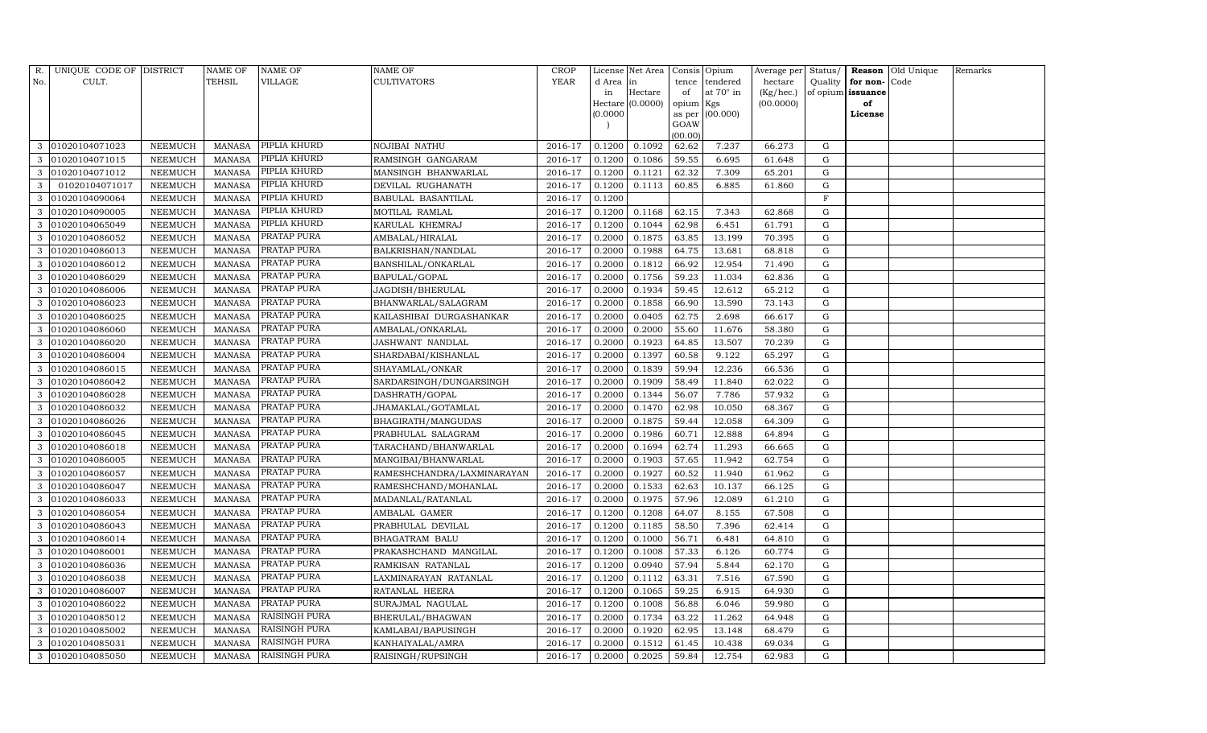| R. No. | UNIQUE CODE OF CULT. | DISTRICT | NAME OF TEHSIL | NAME OF VILLAGE | NAME OF CULTIVATORS | CROP YEAR | License d Area in Hectare (0.0000) | Net Area in Hectare (0.0000) | Consis tence of opium as per GOAW (00.00) | Opium tendered at 70° in Kgs (00.000) | Average per hectare (Kg/hec.) (00.0000) | Status/ Quality of opium | Reason for non- issuance of License | Old Unique Code | Remarks |
|---|---|---|---|---|---|---|---|---|---|---|---|---|---|---|---|
| 3 | 01020104071023 | NEEMUCH | MANASA | PIPLIA KHURD | NOJIBAI NATHU | 2016-17 | 0.1200 | 0.1092 | 62.62 | 7.237 | 66.273 | G | | | |
| 3 | 01020104071015 | NEEMUCH | MANASA | PIPLIA KHURD | RAMSINGH GANGARAM | 2016-17 | 0.1200 | 0.1086 | 59.55 | 6.695 | 61.648 | G | | | |
| 3 | 01020104071012 | NEEMUCH | MANASA | PIPLIA KHURD | MANSINGH BHANWARLAL | 2016-17 | 0.1200 | 0.1121 | 62.32 | 7.309 | 65.201 | G | | | |
| 3 | 01020104071017 | NEEMUCH | MANASA | PIPLIA KHURD | DEVILAL RUGHANATH | 2016-17 | 0.1200 | 0.1113 | 60.85 | 6.885 | 61.860 | G | | | |
| 3 | 01020104090064 | NEEMUCH | MANASA | PIPLIA KHURD | BABULAL BASANTILAL | 2016-17 | 0.1200 | | | | | F | | | |
| 3 | 01020104090005 | NEEMUCH | MANASA | PIPLIA KHURD | MOTILAL RAMLAL | 2016-17 | 0.1200 | 0.1168 | 62.15 | 7.343 | 62.868 | G | | | |
| 3 | 01020104065049 | NEEMUCH | MANASA | PIPLIA KHURD | KARULAL KHEMRAJ | 2016-17 | 0.1200 | 0.1044 | 62.98 | 6.451 | 61.791 | G | | | |
| 3 | 01020104086052 | NEEMUCH | MANASA | PRATAP PURA | AMBALAL/HIRALAL | 2016-17 | 0.2000 | 0.1875 | 63.85 | 13.199 | 70.395 | G | | | |
| 3 | 01020104086013 | NEEMUCH | MANASA | PRATAP PURA | BALKRISHAN/NANDLAL | 2016-17 | 0.2000 | 0.1988 | 64.75 | 13.681 | 68.818 | G | | | |
| 3 | 01020104086012 | NEEMUCH | MANASA | PRATAP PURA | BANSHILAL/ONKARLAL | 2016-17 | 0.2000 | 0.1812 | 66.92 | 12.954 | 71.490 | G | | | |
| 3 | 01020104086029 | NEEMUCH | MANASA | PRATAP PURA | BAPULAL/GOPAL | 2016-17 | 0.2000 | 0.1756 | 59.23 | 11.034 | 62.836 | G | | | |
| 3 | 01020104086006 | NEEMUCH | MANASA | PRATAP PURA | JAGDISH/BHERULAL | 2016-17 | 0.2000 | 0.1934 | 59.45 | 12.612 | 65.212 | G | | | |
| 3 | 01020104086023 | NEEMUCH | MANASA | PRATAP PURA | BHANWARLAL/SALAGRAM | 2016-17 | 0.2000 | 0.1858 | 66.90 | 13.590 | 73.143 | G | | | |
| 3 | 01020104086025 | NEEMUCH | MANASA | PRATAP PURA | KAILASHIBAI DURGASHANKAR | 2016-17 | 0.2000 | 0.0405 | 62.75 | 2.698 | 66.617 | G | | | |
| 3 | 01020104086060 | NEEMUCH | MANASA | PRATAP PURA | AMBALAL/ONKARLAL | 2016-17 | 0.2000 | 0.2000 | 55.60 | 11.676 | 58.380 | G | | | |
| 3 | 01020104086020 | NEEMUCH | MANASA | PRATAP PURA | JASHWANT NANDLAL | 2016-17 | 0.2000 | 0.1923 | 64.85 | 13.507 | 70.239 | G | | | |
| 3 | 01020104086004 | NEEMUCH | MANASA | PRATAP PURA | SHARDABAI/KISHANLAL | 2016-17 | 0.2000 | 0.1397 | 60.58 | 9.122 | 65.297 | G | | | |
| 3 | 01020104086015 | NEEMUCH | MANASA | PRATAP PURA | SHAYAMLAL/ONKAR | 2016-17 | 0.2000 | 0.1839 | 59.94 | 12.236 | 66.536 | G | | | |
| 3 | 01020104086042 | NEEMUCH | MANASA | PRATAP PURA | SARDARSINGH/DUNGARSINGH | 2016-17 | 0.2000 | 0.1909 | 58.49 | 11.840 | 62.022 | G | | | |
| 3 | 01020104086028 | NEEMUCH | MANASA | PRATAP PURA | DASHRATH/GOPAL | 2016-17 | 0.2000 | 0.1344 | 56.07 | 7.786 | 57.932 | G | | | |
| 3 | 01020104086032 | NEEMUCH | MANASA | PRATAP PURA | JHAMAKLAL/GOTAMLAL | 2016-17 | 0.2000 | 0.1470 | 62.98 | 10.050 | 68.367 | G | | | |
| 3 | 01020104086026 | NEEMUCH | MANASA | PRATAP PURA | BHAGIRATH/MANGUDAS | 2016-17 | 0.2000 | 0.1875 | 59.44 | 12.058 | 64.309 | G | | | |
| 3 | 01020104086045 | NEEMUCH | MANASA | PRATAP PURA | PRABHULAL SALAGRAM | 2016-17 | 0.2000 | 0.1986 | 60.71 | 12.888 | 64.894 | G | | | |
| 3 | 01020104086018 | NEEMUCH | MANASA | PRATAP PURA | TARACHAND/BHANWARLAL | 2016-17 | 0.2000 | 0.1694 | 62.74 | 11.293 | 66.665 | G | | | |
| 3 | 01020104086005 | NEEMUCH | MANASA | PRATAP PURA | MANGIBAI/BHANWARLAL | 2016-17 | 0.2000 | 0.1903 | 57.65 | 11.942 | 62.754 | G | | | |
| 3 | 01020104086057 | NEEMUCH | MANASA | PRATAP PURA | RAMESHCHANDRA/LAXMINARAYAN | 2016-17 | 0.2000 | 0.1927 | 60.52 | 11.940 | 61.962 | G | | | |
| 3 | 01020104086047 | NEEMUCH | MANASA | PRATAP PURA | RAMESHCHAND/MOHANLAL | 2016-17 | 0.2000 | 0.1533 | 62.63 | 10.137 | 66.125 | G | | | |
| 3 | 01020104086033 | NEEMUCH | MANASA | PRATAP PURA | MADANLAL/RATANLAL | 2016-17 | 0.2000 | 0.1975 | 57.96 | 12.089 | 61.210 | G | | | |
| 3 | 01020104086054 | NEEMUCH | MANASA | PRATAP PURA | AMBALAL GAMER | 2016-17 | 0.1200 | 0.1208 | 64.07 | 8.155 | 67.508 | G | | | |
| 3 | 01020104086043 | NEEMUCH | MANASA | PRATAP PURA | PRABHULAL DEVILAL | 2016-17 | 0.1200 | 0.1185 | 58.50 | 7.396 | 62.414 | G | | | |
| 3 | 01020104086014 | NEEMUCH | MANASA | PRATAP PURA | BHAGATRAM BALU | 2016-17 | 0.1200 | 0.1000 | 56.71 | 6.481 | 64.810 | G | | | |
| 3 | 01020104086001 | NEEMUCH | MANASA | PRATAP PURA | PRAKASHCHAND MANGILAL | 2016-17 | 0.1200 | 0.1008 | 57.33 | 6.126 | 60.774 | G | | | |
| 3 | 01020104086036 | NEEMUCH | MANASA | PRATAP PURA | RAMKISAN RATANLAL | 2016-17 | 0.1200 | 0.0940 | 57.94 | 5.844 | 62.170 | G | | | |
| 3 | 01020104086038 | NEEMUCH | MANASA | PRATAP PURA | LAXMINARAYAN RATANLAL | 2016-17 | 0.1200 | 0.1112 | 63.31 | 7.516 | 67.590 | G | | | |
| 3 | 01020104086007 | NEEMUCH | MANASA | PRATAP PURA | RATANLAL HEERA | 2016-17 | 0.1200 | 0.1065 | 59.25 | 6.915 | 64.930 | G | | | |
| 3 | 01020104086022 | NEEMUCH | MANASA | PRATAP PURA | SURAJMAL NAGULAL | 2016-17 | 0.1200 | 0.1008 | 56.88 | 6.046 | 59.980 | G | | | |
| 3 | 01020104085012 | NEEMUCH | MANASA | RAISINGH PURA | BHERULAL/BHAGWAN | 2016-17 | 0.2000 | 0.1734 | 63.22 | 11.262 | 64.948 | G | | | |
| 3 | 01020104085002 | NEEMUCH | MANASA | RAISINGH PURA | KAMLABAI/BAPUSINGH | 2016-17 | 0.2000 | 0.1920 | 62.95 | 13.148 | 68.479 | G | | | |
| 3 | 01020104085031 | NEEMUCH | MANASA | RAISINGH PURA | KANHAIYALAL/AMRA | 2016-17 | 0.2000 | 0.1512 | 61.45 | 10.438 | 69.034 | G | | | |
| 3 | 01020104085050 | NEEMUCH | MANASA | RAISINGH PURA | RAISINGH/RUPSINGH | 2016-17 | 0.2000 | 0.2025 | 59.84 | 12.754 | 62.983 | G | | | |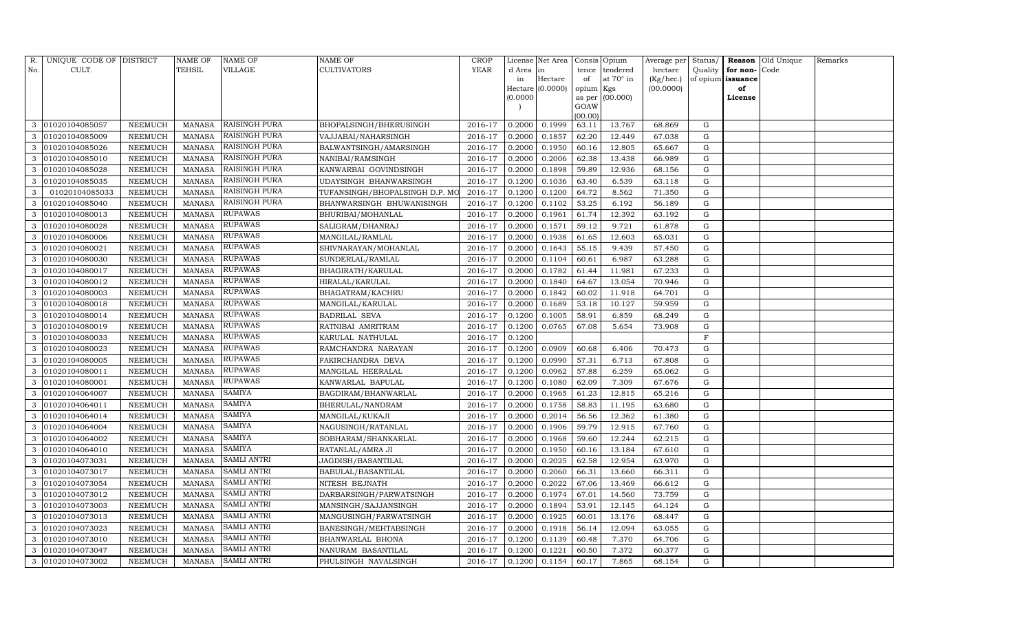| R. No. | UNIQUE CODE OF CULT. | DISTRICT | NAME OF TEHSIL | NAME OF VILLAGE | NAME OF CULTIVATORS | CROP YEAR | License d Area in Hectare (0.0000) | Net Area in Hectare (0.0000) | Consis tence of opium as per GOAW (00.00) | Opium tendered at 70° in Kgs (00.000) | Average per hectare (Kg/hec.) (00.0000) | Status/ Quality of opium | Reason for non-issuance of License | Old Unique Code | Remarks |
|---|---|---|---|---|---|---|---|---|---|---|---|---|---|---|---|
| 3 | 01020104085057 | NEEMUCH | MANASA | RAISINGH PURA | BHOPALSINGH/BHERUSINGH | 2016-17 | 0.2000 | 0.1999 | 63.11 | 13.767 | 68.869 | G | | | |
| 3 | 01020104085009 | NEEMUCH | MANASA | RAISINGH PURA | VAJJABAI/NAHARSINGH | 2016-17 | 0.2000 | 0.1857 | 62.20 | 12.449 | 67.038 | G | | | |
| 3 | 01020104085026 | NEEMUCH | MANASA | RAISINGH PURA | BALWANTSINGH/AMARSINGH | 2016-17 | 0.2000 | 0.1950 | 60.16 | 12.805 | 65.667 | G | | | |
| 3 | 01020104085010 | NEEMUCH | MANASA | RAISINGH PURA | NANIBAI/RAMSINGH | 2016-17 | 0.2000 | 0.2006 | 62.38 | 13.438 | 66.989 | G | | | |
| 3 | 01020104085028 | NEEMUCH | MANASA | RAISINGH PURA | KANWARBAI GOVINDSINGH | 2016-17 | 0.2000 | 0.1898 | 59.89 | 12.936 | 68.156 | G | | | |
| 3 | 01020104085035 | NEEMUCH | MANASA | RAISINGH PURA | UDAYSINGH BHANWARSINGH | 2016-17 | 0.1200 | 0.1036 | 63.40 | 6.539 | 63.118 | G | | | |
| 3 | 01020104085033 | NEEMUCH | MANASA | RAISINGH PURA | TUFANSINGH/BHOPALSINGH D.P. MO | 2016-17 | 0.1200 | 0.1200 | 64.72 | 8.562 | 71.350 | G | | | |
| 3 | 01020104085040 | NEEMUCH | MANASA | RAISINGH PURA | BHANWARSINGH BHUWANISINGH | 2016-17 | 0.1200 | 0.1102 | 53.25 | 6.192 | 56.189 | G | | | |
| 3 | 01020104080013 | NEEMUCH | MANASA | RUPAWAS | BHURIBAI/MOHANLAL | 2016-17 | 0.2000 | 0.1961 | 61.74 | 12.392 | 63.192 | G | | | |
| 3 | 01020104080028 | NEEMUCH | MANASA | RUPAWAS | SALIGRAM/DHANRAJ | 2016-17 | 0.2000 | 0.1571 | 59.12 | 9.721 | 61.878 | G | | | |
| 3 | 01020104080006 | NEEMUCH | MANASA | RUPAWAS | MANGILAL/RAMLAL | 2016-17 | 0.2000 | 0.1938 | 61.65 | 12.603 | 65.031 | G | | | |
| 3 | 01020104080021 | NEEMUCH | MANASA | RUPAWAS | SHIVNARAYAN/MOHANLAL | 2016-17 | 0.2000 | 0.1643 | 55.15 | 9.439 | 57.450 | G | | | |
| 3 | 01020104080030 | NEEMUCH | MANASA | RUPAWAS | SUNDERLAL/RAMLAL | 2016-17 | 0.2000 | 0.1104 | 60.61 | 6.987 | 63.288 | G | | | |
| 3 | 01020104080017 | NEEMUCH | MANASA | RUPAWAS | BHAGIRATH/KARULAL | 2016-17 | 0.2000 | 0.1782 | 61.44 | 11.981 | 67.233 | G | | | |
| 3 | 01020104080012 | NEEMUCH | MANASA | RUPAWAS | HIRALAL/KARULAL | 2016-17 | 0.2000 | 0.1840 | 64.67 | 13.054 | 70.946 | G | | | |
| 3 | 01020104080003 | NEEMUCH | MANASA | RUPAWAS | BHAGATRAM/KACHRU | 2016-17 | 0.2000 | 0.1842 | 60.02 | 11.918 | 64.701 | G | | | |
| 3 | 01020104080018 | NEEMUCH | MANASA | RUPAWAS | MANGILAL/KARULAL | 2016-17 | 0.2000 | 0.1689 | 53.18 | 10.127 | 59.959 | G | | | |
| 3 | 01020104080014 | NEEMUCH | MANASA | RUPAWAS | BADRILAL SEVA | 2016-17 | 0.1200 | 0.1005 | 58.91 | 6.859 | 68.249 | G | | | |
| 3 | 01020104080019 | NEEMUCH | MANASA | RUPAWAS | RATNIBAI AMRITRAM | 2016-17 | 0.1200 | 0.0765 | 67.08 | 5.654 | 73.908 | G | | | |
| 3 | 01020104080033 | NEEMUCH | MANASA | RUPAWAS | KARULAL NATHULAL | 2016-17 | 0.1200 | | | | | F | | | |
| 3 | 01020104080023 | NEEMUCH | MANASA | RUPAWAS | RAMCHANDRA NARAYAN | 2016-17 | 0.1200 | 0.0909 | 60.68 | 6.406 | 70.473 | G | | | |
| 3 | 01020104080005 | NEEMUCH | MANASA | RUPAWAS | FAKIRCHANDRA DEVA | 2016-17 | 0.1200 | 0.0990 | 57.31 | 6.713 | 67.808 | G | | | |
| 3 | 01020104080011 | NEEMUCH | MANASA | RUPAWAS | MANGILAL HEERALAL | 2016-17 | 0.1200 | 0.0962 | 57.88 | 6.259 | 65.062 | G | | | |
| 3 | 01020104080001 | NEEMUCH | MANASA | RUPAWAS | KANWARLAL BAPULAL | 2016-17 | 0.1200 | 0.1080 | 62.09 | 7.309 | 67.676 | G | | | |
| 3 | 01020104064007 | NEEMUCH | MANASA | SAMIYA | BAGDIRAM/BHANWARLAL | 2016-17 | 0.2000 | 0.1965 | 61.23 | 12.815 | 65.216 | G | | | |
| 3 | 01020104064011 | NEEMUCH | MANASA | SAMIYA | BHERULAL/NANDRAM | 2016-17 | 0.2000 | 0.1758 | 58.83 | 11.195 | 63.680 | G | | | |
| 3 | 01020104064014 | NEEMUCH | MANASA | SAMIYA | MANGILAL/KUKAJI | 2016-17 | 0.2000 | 0.2014 | 56.56 | 12.362 | 61.380 | G | | | |
| 3 | 01020104064004 | NEEMUCH | MANASA | SAMIYA | NAGUSINGH/RATANLAL | 2016-17 | 0.2000 | 0.1906 | 59.79 | 12.915 | 67.760 | G | | | |
| 3 | 01020104064002 | NEEMUCH | MANASA | SAMIYA | SOBHARAM/SHANKARLAL | 2016-17 | 0.2000 | 0.1968 | 59.60 | 12.244 | 62.215 | G | | | |
| 3 | 01020104064010 | NEEMUCH | MANASA | SAMIYA | RATANLAL/AMRA JI | 2016-17 | 0.2000 | 0.1950 | 60.16 | 13.184 | 67.610 | G | | | |
| 3 | 01020104073031 | NEEMUCH | MANASA | SAMLI ANTRI | JAGDISH/BASANTILAL | 2016-17 | 0.2000 | 0.2025 | 62.58 | 12.954 | 63.970 | G | | | |
| 3 | 01020104073017 | NEEMUCH | MANASA | SAMLI ANTRI | BABULAL/BASANTILAL | 2016-17 | 0.2000 | 0.2060 | 66.31 | 13.660 | 66.311 | G | | | |
| 3 | 01020104073054 | NEEMUCH | MANASA | SAMLI ANTRI | NITESH BEJNATH | 2016-17 | 0.2000 | 0.2022 | 67.06 | 13.469 | 66.612 | G | | | |
| 3 | 01020104073012 | NEEMUCH | MANASA | SAMLI ANTRI | DARBARSINGH/PARWATSINGH | 2016-17 | 0.2000 | 0.1974 | 67.01 | 14.560 | 73.759 | G | | | |
| 3 | 01020104073003 | NEEMUCH | MANASA | SAMLI ANTRI | MANSINGH/SAJJANSINGH | 2016-17 | 0.2000 | 0.1894 | 53.91 | 12.145 | 64.124 | G | | | |
| 3 | 01020104073013 | NEEMUCH | MANASA | SAMLI ANTRI | MANGUSINGH/PARWATSINGH | 2016-17 | 0.2000 | 0.1925 | 60.01 | 13.176 | 68.447 | G | | | |
| 3 | 01020104073023 | NEEMUCH | MANASA | SAMLI ANTRI | BANESINGH/MEHTABSINGH | 2016-17 | 0.2000 | 0.1918 | 56.14 | 12.094 | 63.055 | G | | | |
| 3 | 01020104073010 | NEEMUCH | MANASA | SAMLI ANTRI | BHANWARLAL BHONA | 2016-17 | 0.1200 | 0.1139 | 60.48 | 7.370 | 64.706 | G | | | |
| 3 | 01020104073047 | NEEMUCH | MANASA | SAMLI ANTRI | NANURAM BASANTILAL | 2016-17 | 0.1200 | 0.1221 | 60.50 | 7.372 | 60.377 | G | | | |
| 3 | 01020104073002 | NEEMUCH | MANASA | SAMLI ANTRI | PHULSINGH NAVALSINGH | 2016-17 | 0.1200 | 0.1154 | 60.17 | 7.865 | 68.154 | G | | | |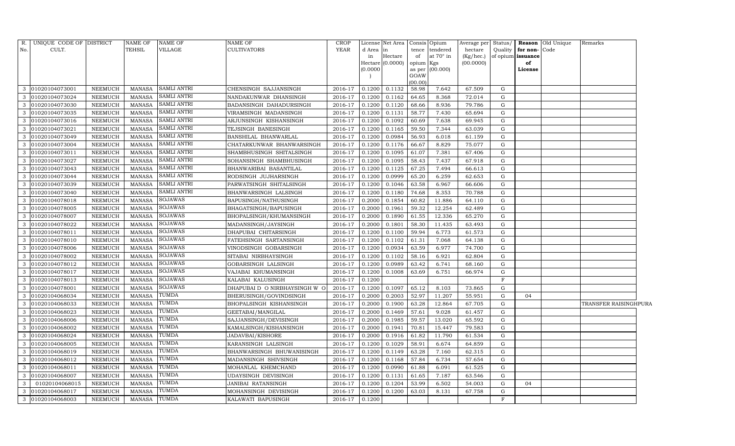| R. No. | UNIQUE CODE OF CULT. | DISTRICT | NAME OF TEHSIL | NAME OF VILLAGE | NAME OF CULTIVATORS | CROP YEAR | License d Area in Hectare (0.0000) | Net Area in Hectare (0.0000) | Consis tence of opium as per GOAW (00.00) | Opium tendered at 70° in Kgs (00.000) | Average per hectare (Kg/hec.) (00.0000) | Status/ Quality of opium | Reason for non-issuance of License | Old Unique Code | Remarks |
|---|---|---|---|---|---|---|---|---|---|---|---|---|---|---|---|
| 3 | 01020104073001 | NEEMUCH | MANASA | SAMLI ANTRI | CHENSINGH SAJJANSINGH | 2016-17 | 0.1200 | 0.1132 | 58.98 | 7.642 | 67.509 | G | | | |
| 3 | 01020104073024 | NEEMUCH | MANASA | SAMLI ANTRI | NANDAKUNWAR DHANSINGH | 2016-17 | 0.1200 | 0.1162 | 64.65 | 8.368 | 72.014 | G | | | |
| 3 | 01020104073030 | NEEMUCH | MANASA | SAMLI ANTRI | BADANSINGH DAHADURSINGH | 2016-17 | 0.1200 | 0.1120 | 68.66 | 8.936 | 79.786 | G | | | |
| 3 | 01020104073035 | NEEMUCH | MANASA | SAMLI ANTRI | VIRAMSINGH MADANSINGH | 2016-17 | 0.1200 | 0.1131 | 58.77 | 7.430 | 65.694 | G | | | |
| 3 | 01020104073016 | NEEMUCH | MANASA | SAMLI ANTRI | ARJUNSINGH KISHANSINGH | 2016-17 | 0.1200 | 0.1092 | 60.69 | 7.638 | 69.945 | G | | | |
| 3 | 01020104073021 | NEEMUCH | MANASA | SAMLI ANTRI | TEJSINGH BANESINGH | 2016-17 | 0.1200 | 0.1165 | 59.50 | 7.344 | 63.039 | G | | | |
| 3 | 01020104073049 | NEEMUCH | MANASA | SAMLI ANTRI | BANSHILAL BHANWARLAL | 2016-17 | 0.1200 | 0.0984 | 56.93 | 6.018 | 61.159 | G | | | |
| 3 | 01020104073004 | NEEMUCH | MANASA | SAMLI ANTRI | CHATARKUNWAR BHANWARSINGH | 2016-17 | 0.1200 | 0.1176 | 66.67 | 8.829 | 75.077 | G | | | |
| 3 | 01020104073011 | NEEMUCH | MANASA | SAMLI ANTRI | SHAMBHUSINGH SHITALSINGH | 2016-17 | 0.1200 | 0.1095 | 61.07 | 7.381 | 67.406 | G | | | |
| 3 | 01020104073027 | NEEMUCH | MANASA | SAMLI ANTRI | SOHANSINGH SHAMBHUSINGH | 2016-17 | 0.1200 | 0.1095 | 58.43 | 7.437 | 67.918 | G | | | |
| 3 | 01020104073043 | NEEMUCH | MANASA | SAMLI ANTRI | BHANWARIBAI BASANTILAL | 2016-17 | 0.1200 | 0.1125 | 67.25 | 7.494 | 66.613 | G | | | |
| 3 | 01020104073044 | NEEMUCH | MANASA | SAMLI ANTRI | RODSINGH JUJHARSINGH | 2016-17 | 0.1200 | 0.0999 | 65.20 | 6.259 | 62.653 | G | | | |
| 3 | 01020104073039 | NEEMUCH | MANASA | SAMLI ANTRI | PARWATSINGH SHITALSINGH | 2016-17 | 0.1200 | 0.1046 | 63.58 | 6.967 | 66.606 | G | | | |
| 3 | 01020104073040 | NEEMUCH | MANASA | SAMLI ANTRI | BHANWARSINGH LALSINGH | 2016-17 | 0.1200 | 0.1180 | 74.68 | 8.353 | 70.788 | G | | | |
| 3 | 01020104078018 | NEEMUCH | MANASA | SOJAWAS | BAPUSINGH/NATHUSINGH | 2016-17 | 0.2000 | 0.1854 | 60.82 | 11.886 | 64.110 | G | | | |
| 3 | 01020104078005 | NEEMUCH | MANASA | SOJAWAS | BHAGATSINGH/BAPUSINGH | 2016-17 | 0.2000 | 0.1961 | 59.32 | 12.254 | 62.489 | G | | | |
| 3 | 01020104078007 | NEEMUCH | MANASA | SOJAWAS | BHOPALSINGH/KHUMANSINGH | 2016-17 | 0.2000 | 0.1890 | 61.55 | 12.336 | 65.270 | G | | | |
| 3 | 01020104078022 | NEEMUCH | MANASA | SOJAWAS | MADANSINGH/JAYSINGH | 2016-17 | 0.2000 | 0.1801 | 58.30 | 11.435 | 63.493 | G | | | |
| 3 | 01020104078011 | NEEMUCH | MANASA | SOJAWAS | DHAPUBAI CHITARSINGH | 2016-17 | 0.1200 | 0.1100 | 59.94 | 6.773 | 61.573 | G | | | |
| 3 | 01020104078010 | NEEMUCH | MANASA | SOJAWAS | FATEHSINGH SARTANSINGH | 2016-17 | 0.1200 | 0.1102 | 61.31 | 7.068 | 64.138 | G | | | |
| 3 | 01020104078006 | NEEMUCH | MANASA | SOJAWAS | VINODSINGH GOBARSINGH | 2016-17 | 0.1200 | 0.0934 | 63.59 | 6.977 | 74.700 | G | | | |
| 3 | 01020104078002 | NEEMUCH | MANASA | SOJAWAS | SITABAI NIRBHAYSINGH | 2016-17 | 0.1200 | 0.1102 | 58.16 | 6.921 | 62.804 | G | | | |
| 3 | 01020104078012 | NEEMUCH | MANASA | SOJAWAS | GOBARSINGH LALSINGH | 2016-17 | 0.1200 | 0.0989 | 63.42 | 6.741 | 68.160 | G | | | |
| 3 | 01020104078017 | NEEMUCH | MANASA | SOJAWAS | VAJABAI KHUMANSINGH | 2016-17 | 0.1200 | 0.1008 | 63.69 | 6.751 | 66.974 | G | | | |
| 3 | 01020104078013 | NEEMUCH | MANASA | SOJAWAS | KALABAI KALUSINGH | 2016-17 | 0.1200 | | | | | F | | | |
| 3 | 01020104078001 | NEEMUCH | MANASA | SOJAWAS | DHAPUBAI D O NIRBHAYSINGH W O | 2016-17 | 0.1200 | 0.1097 | 65.12 | 8.103 | 73.865 | G | | | |
| 3 | 01020104068034 | NEEMUCH | MANASA | TUMDA | BHERUSINGH/GOVINDSINGH | 2016-17 | 0.2000 | 0.2003 | 52.97 | 11.207 | 55.951 | G | 04 | | |
| 3 | 01020104068033 | NEEMUCH | MANASA | TUMDA | BHOPALSINGH KISHANSINGH | 2016-17 | 0.2000 | 0.1900 | 63.28 | 12.864 | 67.705 | G | | | TRANSFER RAISINGHPURA |
| 3 | 01020104068023 | NEEMUCH | MANASA | TUMDA | GEETABAI/MANGILAL | 2016-17 | 0.2000 | 0.1469 | 57.61 | 9.028 | 61.457 | G | | | |
| 3 | 01020104068006 | NEEMUCH | MANASA | TUMDA | SAJJANSINGH/DEVISINGH | 2016-17 | 0.2000 | 0.1985 | 59.57 | 13.020 | 65.592 | G | | | |
| 3 | 01020104068002 | NEEMUCH | MANASA | TUMDA | KAMALSINGH/KISHANSINGH | 2016-17 | 0.2000 | 0.1941 | 70.81 | 15.447 | 79.583 | G | | | |
| 3 | 01020104068024 | NEEMUCH | MANASA | TUMDA | JADAVBAI/KISHORE | 2016-17 | 0.2000 | 0.1916 | 61.82 | 11.790 | 61.534 | G | | | |
| 3 | 01020104068005 | NEEMUCH | MANASA | TUMDA | KARANSINGH LALSINGH | 2016-17 | 0.1200 | 0.1029 | 58.91 | 6.674 | 64.859 | G | | | |
| 3 | 01020104068019 | NEEMUCH | MANASA | TUMDA | BHANWARSINGH BHUWANISINGH | 2016-17 | 0.1200 | 0.1149 | 63.28 | 7.160 | 62.315 | G | | | |
| 3 | 01020104068012 | NEEMUCH | MANASA | TUMDA | MADANSINGH SHIVSINGH | 2016-17 | 0.1200 | 0.1168 | 57.84 | 6.734 | 57.654 | G | | | |
| 3 | 01020104068011 | NEEMUCH | MANASA | TUMDA | MOHANLAL KHEMCHAND | 2016-17 | 0.1200 | 0.0990 | 61.88 | 6.091 | 61.525 | G | | | |
| 3 | 01020104068007 | NEEMUCH | MANASA | TUMDA | UDAYSINGH DEVISINGH | 2016-17 | 0.1200 | 0.1131 | 61.65 | 7.187 | 63.546 | G | | | |
| 3 | 01020104068015 | NEEMUCH | MANASA | TUMDA | JANIBAI RATANSINGH | 2016-17 | 0.1200 | 0.1204 | 53.99 | 6.502 | 54.003 | G | 04 | | |
| 3 | 01020104068017 | NEEMUCH | MANASA | TUMDA | MOHANSINGH DEVISINGH | 2016-17 | 0.1200 | 0.1200 | 63.03 | 8.131 | 67.758 | G | | | |
| 3 | 01020104068003 | NEEMUCH | MANASA | TUMDA | KALAWATI BAPUSINGH | 2016-17 | 0.1200 | | | | | F | | | |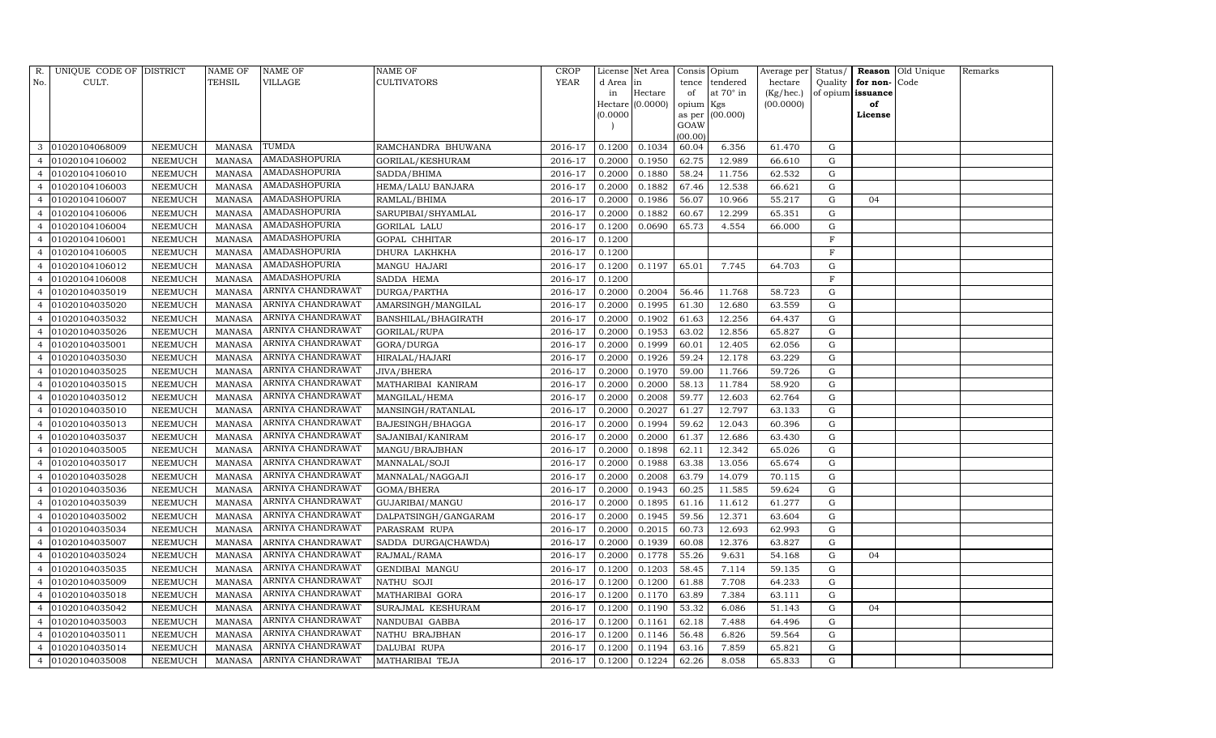| R. No. | UNIQUE CODE OF CULT. | DISTRICT | NAME OF TEHSIL | NAME OF VILLAGE | NAME OF CULTIVATORS | CROP YEAR | License d Area in Hectare (0.0000) | Net Area in Hectare (0.0000) | Consis tence of opium as per GOAW (00.00) | Opium tendered at 70° in Kgs (00.000) | Average per hectare (Kg/hec.) (00.0000) | Status/ Quality of opium | Reason for non-issuance of License | Old Unique Code | Remarks |
|---|---|---|---|---|---|---|---|---|---|---|---|---|---|---|---|
| 3 | 01020104068009 | NEEMUCH | MANASA | TUMDA | RAMCHANDRA BHUWANA | 2016-17 | 0.1200 | 0.1034 | 60.04 | 6.356 | 61.470 | G | | | |
| 4 | 01020104106002 | NEEMUCH | MANASA | AMADASHOPURIA | GORILAL/KESHURAM | 2016-17 | 0.2000 | 0.1950 | 62.75 | 12.989 | 66.610 | G | | | |
| 4 | 01020104106010 | NEEMUCH | MANASA | AMADASHOPURIA | SADDA/BHIMA | 2016-17 | 0.2000 | 0.1880 | 58.24 | 11.756 | 62.532 | G | | | |
| 4 | 01020104106003 | NEEMUCH | MANASA | AMADASHOPURIA | HEMA/LALU BANJARA | 2016-17 | 0.2000 | 0.1882 | 67.46 | 12.538 | 66.621 | G | | | |
| 4 | 01020104106007 | NEEMUCH | MANASA | AMADASHOPURIA | RAMLAL/BHIMA | 2016-17 | 0.2000 | 0.1986 | 56.07 | 10.966 | 55.217 | G | 04 | | |
| 4 | 01020104106006 | NEEMUCH | MANASA | AMADASHOPURIA | SARUPIBAI/SHYAMLAL | 2016-17 | 0.2000 | 0.1882 | 60.67 | 12.299 | 65.351 | G | | | |
| 4 | 01020104106004 | NEEMUCH | MANASA | AMADASHOPURIA | GORILAL LALU | 2016-17 | 0.1200 | 0.0690 | 65.73 | 4.554 | 66.000 | G | | | |
| 4 | 01020104106001 | NEEMUCH | MANASA | AMADASHOPURIA | GOPAL CHHITAR | 2016-17 | 0.1200 | | | | | F | | | |
| 4 | 01020104106005 | NEEMUCH | MANASA | AMADASHOPURIA | DHURA LAKHKHA | 2016-17 | 0.1200 | | | | | F | | | |
| 4 | 01020104106012 | NEEMUCH | MANASA | AMADASHOPURIA | MANGU HAJARI | 2016-17 | 0.1200 | 0.1197 | 65.01 | 7.745 | 64.703 | G | | | |
| 4 | 01020104106008 | NEEMUCH | MANASA | AMADASHOPURIA | SADDA HEMA | 2016-17 | 0.1200 | | | | | F | | | |
| 4 | 01020104035019 | NEEMUCH | MANASA | ARNIYA CHANDRAWAT | DURGA/PARTHA | 2016-17 | 0.2000 | 0.2004 | 56.46 | 11.768 | 58.723 | G | | | |
| 4 | 01020104035020 | NEEMUCH | MANASA | ARNIYA CHANDRAWAT | AMARSINGH/MANGILAL | 2016-17 | 0.2000 | 0.1995 | 61.30 | 12.680 | 63.559 | G | | | |
| 4 | 01020104035032 | NEEMUCH | MANASA | ARNIYA CHANDRAWAT | BANSHILAL/BHAGIRATH | 2016-17 | 0.2000 | 0.1902 | 61.63 | 12.256 | 64.437 | G | | | |
| 4 | 01020104035026 | NEEMUCH | MANASA | ARNIYA CHANDRAWAT | GORILAL/RUPA | 2016-17 | 0.2000 | 0.1953 | 63.02 | 12.856 | 65.827 | G | | | |
| 4 | 01020104035001 | NEEMUCH | MANASA | ARNIYA CHANDRAWAT | GORA/DURGA | 2016-17 | 0.2000 | 0.1999 | 60.01 | 12.405 | 62.056 | G | | | |
| 4 | 01020104035030 | NEEMUCH | MANASA | ARNIYA CHANDRAWAT | HIRALAL/HAJARI | 2016-17 | 0.2000 | 0.1926 | 59.24 | 12.178 | 63.229 | G | | | |
| 4 | 01020104035025 | NEEMUCH | MANASA | ARNIYA CHANDRAWAT | JIVA/BHERA | 2016-17 | 0.2000 | 0.1970 | 59.00 | 11.766 | 59.726 | G | | | |
| 4 | 01020104035015 | NEEMUCH | MANASA | ARNIYA CHANDRAWAT | MATHARIBAI KANIRAM | 2016-17 | 0.2000 | 0.2000 | 58.13 | 11.784 | 58.920 | G | | | |
| 4 | 01020104035012 | NEEMUCH | MANASA | ARNIYA CHANDRAWAT | MANGILAL/HEMA | 2016-17 | 0.2000 | 0.2008 | 59.77 | 12.603 | 62.764 | G | | | |
| 4 | 01020104035010 | NEEMUCH | MANASA | ARNIYA CHANDRAWAT | MANSINGH/RATANLAL | 2016-17 | 0.2000 | 0.2027 | 61.27 | 12.797 | 63.133 | G | | | |
| 4 | 01020104035013 | NEEMUCH | MANASA | ARNIYA CHANDRAWAT | BAJESINGH/BHAGGA | 2016-17 | 0.2000 | 0.1994 | 59.62 | 12.043 | 60.396 | G | | | |
| 4 | 01020104035037 | NEEMUCH | MANASA | ARNIYA CHANDRAWAT | SAJANIBAI/KANIRAM | 2016-17 | 0.2000 | 0.2000 | 61.37 | 12.686 | 63.430 | G | | | |
| 4 | 01020104035005 | NEEMUCH | MANASA | ARNIYA CHANDRAWAT | MANGU/BRAJBHAN | 2016-17 | 0.2000 | 0.1898 | 62.11 | 12.342 | 65.026 | G | | | |
| 4 | 01020104035017 | NEEMUCH | MANASA | ARNIYA CHANDRAWAT | MANNALAL/SOJI | 2016-17 | 0.2000 | 0.1988 | 63.38 | 13.056 | 65.674 | G | | | |
| 4 | 01020104035028 | NEEMUCH | MANASA | ARNIYA CHANDRAWAT | MANNALAL/NAGGAJI | 2016-17 | 0.2000 | 0.2008 | 63.79 | 14.079 | 70.115 | G | | | |
| 4 | 01020104035036 | NEEMUCH | MANASA | ARNIYA CHANDRAWAT | GOMA/BHERA | 2016-17 | 0.2000 | 0.1943 | 60.25 | 11.585 | 59.624 | G | | | |
| 4 | 01020104035039 | NEEMUCH | MANASA | ARNIYA CHANDRAWAT | GUJARIBAI/MANGU | 2016-17 | 0.2000 | 0.1895 | 61.16 | 11.612 | 61.277 | G | | | |
| 4 | 01020104035002 | NEEMUCH | MANASA | ARNIYA CHANDRAWAT | DALPATSINGH/GANGARAM | 2016-17 | 0.2000 | 0.1945 | 59.56 | 12.371 | 63.604 | G | | | |
| 4 | 01020104035034 | NEEMUCH | MANASA | ARNIYA CHANDRAWAT | PARASRAM RUPA | 2016-17 | 0.2000 | 0.2015 | 60.73 | 12.693 | 62.993 | G | | | |
| 4 | 01020104035007 | NEEMUCH | MANASA | ARNIYA CHANDRAWAT | SADDA DURGA(CHAWDA) | 2016-17 | 0.2000 | 0.1939 | 60.08 | 12.376 | 63.827 | G | | | |
| 4 | 01020104035024 | NEEMUCH | MANASA | ARNIYA CHANDRAWAT | RAJMAL/RAMA | 2016-17 | 0.2000 | 0.1778 | 55.26 | 9.631 | 54.168 | G | 04 | | |
| 4 | 01020104035035 | NEEMUCH | MANASA | ARNIYA CHANDRAWAT | GENDIBAI MANGU | 2016-17 | 0.1200 | 0.1203 | 58.45 | 7.114 | 59.135 | G | | | |
| 4 | 01020104035009 | NEEMUCH | MANASA | ARNIYA CHANDRAWAT | NATHU SOJI | 2016-17 | 0.1200 | 0.1200 | 61.88 | 7.708 | 64.233 | G | | | |
| 4 | 01020104035018 | NEEMUCH | MANASA | ARNIYA CHANDRAWAT | MATHARIBAI GORA | 2016-17 | 0.1200 | 0.1170 | 63.89 | 7.384 | 63.111 | G | | | |
| 4 | 01020104035042 | NEEMUCH | MANASA | ARNIYA CHANDRAWAT | SURAJMAL KESHURAM | 2016-17 | 0.1200 | 0.1190 | 53.32 | 6.086 | 51.143 | G | 04 | | |
| 4 | 01020104035003 | NEEMUCH | MANASA | ARNIYA CHANDRAWAT | NANDUBAI GABBA | 2016-17 | 0.1200 | 0.1161 | 62.18 | 7.488 | 64.496 | G | | | |
| 4 | 01020104035011 | NEEMUCH | MANASA | ARNIYA CHANDRAWAT | NATHU BRAJBHAN | 2016-17 | 0.1200 | 0.1146 | 56.48 | 6.826 | 59.564 | G | | | |
| 4 | 01020104035014 | NEEMUCH | MANASA | ARNIYA CHANDRAWAT | DALUBAI RUPA | 2016-17 | 0.1200 | 0.1194 | 63.16 | 7.859 | 65.821 | G | | | |
| 4 | 01020104035008 | NEEMUCH | MANASA | ARNIYA CHANDRAWAT | MATHARIBAI TEJA | 2016-17 | 0.1200 | 0.1224 | 62.26 | 8.058 | 65.833 | G | | | |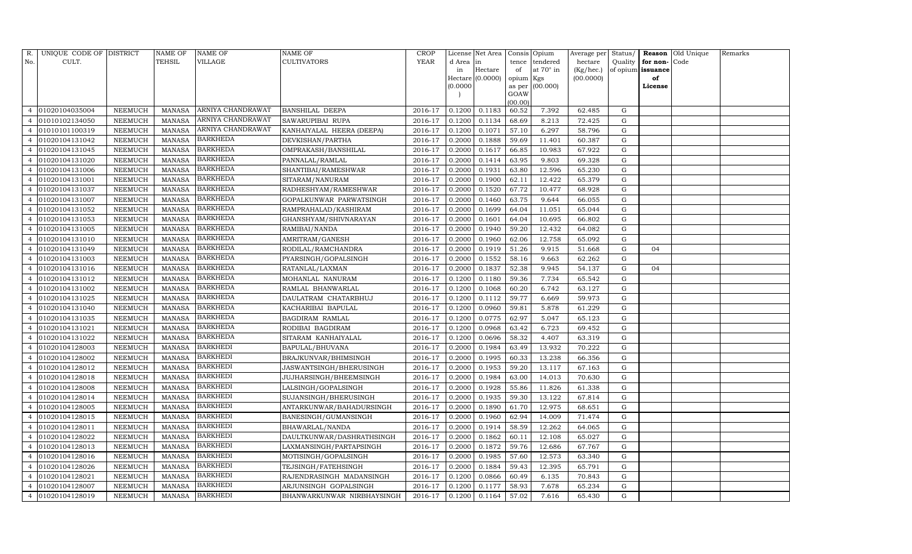| R. No. | UNIQUE CODE OF CULT. | DISTRICT | NAME OF TEHSIL | NAME OF VILLAGE | NAME OF CULTIVATORS | CROP YEAR | License d Area in Hectare (0.0000) | Net Area in Hectare (0.0000) | Consis tence of opium as per GOAW (00.00) | Opium tendered at 70° in Kgs (00.000) | Average per hectare (Kg/hec.) (00.0000) | Status/ Quality of opium | Reason for non- issuance of License | Old Unique Code | Remarks |
|---|---|---|---|---|---|---|---|---|---|---|---|---|---|---|---|
| 4 | 01020104035004 | NEEMUCH | MANASA | ARNIYA CHANDRAWAT | BANSHILAL DEEPA | 2016-17 | 0.1200 | 0.1183 | 60.52 | 7.392 | 62.485 | G | | | |
| 4 | 01010102134050 | NEEMUCH | MANASA | ARNIYA CHANDRAWAT | SAWARUPIBAI RUPA | 2016-17 | 0.1200 | 0.1134 | 68.69 | 8.213 | 72.425 | G | | | |
| 4 | 01010101100319 | NEEMUCH | MANASA | ARNIYA CHANDRAWAT | KANHAIYALAL HEERA (DEEPA) | 2016-17 | 0.1200 | 0.1071 | 57.10 | 6.297 | 58.796 | G | | | |
| 4 | 01020104131042 | NEEMUCH | MANASA | BARKHEDA | DEVKISHAN/PARTHA | 2016-17 | 0.2000 | 0.1888 | 59.69 | 11.401 | 60.387 | G | | | |
| 4 | 01020104131045 | NEEMUCH | MANASA | BARKHEDA | OMPRAKASH/BANSHILAL | 2016-17 | 0.2000 | 0.1617 | 66.85 | 10.983 | 67.922 | G | | | |
| 4 | 01020104131020 | NEEMUCH | MANASA | BARKHEDA | PANNALAL/RAMLAL | 2016-17 | 0.2000 | 0.1414 | 63.95 | 9.803 | 69.328 | G | | | |
| 4 | 01020104131006 | NEEMUCH | MANASA | BARKHEDA | SHANTIBAI/RAMESHWAR | 2016-17 | 0.2000 | 0.1931 | 63.80 | 12.596 | 65.230 | G | | | |
| 4 | 01020104131001 | NEEMUCH | MANASA | BARKHEDA | SITARAM/NANURAM | 2016-17 | 0.2000 | 0.1900 | 62.11 | 12.422 | 65.379 | G | | | |
| 4 | 01020104131037 | NEEMUCH | MANASA | BARKHEDA | RADHESHYAM/RAMESHWAR | 2016-17 | 0.2000 | 0.1520 | 67.72 | 10.477 | 68.928 | G | | | |
| 4 | 01020104131007 | NEEMUCH | MANASA | BARKHEDA | GOPALKUNWAR PARWATSINGH | 2016-17 | 0.2000 | 0.1460 | 63.75 | 9.644 | 66.055 | G | | | |
| 4 | 01020104131052 | NEEMUCH | MANASA | BARKHEDA | RAMPRAHALAD/KASHIRAM | 2016-17 | 0.2000 | 0.1699 | 64.04 | 11.051 | 65.044 | G | | | |
| 4 | 01020104131053 | NEEMUCH | MANASA | BARKHEDA | GHANSHYAM/SHIVNARAYAN | 2016-17 | 0.2000 | 0.1601 | 64.04 | 10.695 | 66.802 | G | | | |
| 4 | 01020104131005 | NEEMUCH | MANASA | BARKHEDA | RAMIBAI/NANDA | 2016-17 | 0.2000 | 0.1940 | 59.20 | 12.432 | 64.082 | G | | | |
| 4 | 01020104131010 | NEEMUCH | MANASA | BARKHEDA | AMRITRAM/GANESH | 2016-17 | 0.2000 | 0.1960 | 62.06 | 12.758 | 65.092 | G | | | |
| 4 | 01020104131049 | NEEMUCH | MANASA | BARKHEDA | RODILAL/RAMCHANDRA | 2016-17 | 0.2000 | 0.1919 | 51.26 | 9.915 | 51.668 | G | 04 | | |
| 4 | 01020104131003 | NEEMUCH | MANASA | BARKHEDA | PYARSINGH/GOPALSINGH | 2016-17 | 0.2000 | 0.1552 | 58.16 | 9.663 | 62.262 | G | | | |
| 4 | 01020104131016 | NEEMUCH | MANASA | BARKHEDA | RATANLAL/LAXMAN | 2016-17 | 0.2000 | 0.1837 | 52.38 | 9.945 | 54.137 | G | 04 | | |
| 4 | 01020104131012 | NEEMUCH | MANASA | BARKHEDA | MOHANLAL NANURAM | 2016-17 | 0.1200 | 0.1180 | 59.36 | 7.734 | 65.542 | G | | | |
| 4 | 01020104131002 | NEEMUCH | MANASA | BARKHEDA | RAMLAL BHANWARLAL | 2016-17 | 0.1200 | 0.1068 | 60.20 | 6.742 | 63.127 | G | | | |
| 4 | 01020104131025 | NEEMUCH | MANASA | BARKHEDA | DAULATRAM CHATARBHUJ | 2016-17 | 0.1200 | 0.1112 | 59.77 | 6.669 | 59.973 | G | | | |
| 4 | 01020104131040 | NEEMUCH | MANASA | BARKHEDA | KACHARIBAI BAPULAL | 2016-17 | 0.1200 | 0.0960 | 59.81 | 5.878 | 61.229 | G | | | |
| 4 | 01020104131035 | NEEMUCH | MANASA | BARKHEDA | BAGDIRAM RAMLAL | 2016-17 | 0.1200 | 0.0775 | 62.97 | 5.047 | 65.123 | G | | | |
| 4 | 01020104131021 | NEEMUCH | MANASA | BARKHEDA | RODIBAI BAGDIRAM | 2016-17 | 0.1200 | 0.0968 | 63.42 | 6.723 | 69.452 | G | | | |
| 4 | 01020104131022 | NEEMUCH | MANASA | BARKHEDA | SITARAM KANHAIYALAL | 2016-17 | 0.1200 | 0.0696 | 58.32 | 4.407 | 63.319 | G | | | |
| 4 | 01020104128003 | NEEMUCH | MANASA | BARKHEDI | BAPULAL/BHUVANA | 2016-17 | 0.2000 | 0.1984 | 63.49 | 13.932 | 70.222 | G | | | |
| 4 | 01020104128002 | NEEMUCH | MANASA | BARKHEDI | BRAJKUNVAR/BHIMSINGH | 2016-17 | 0.2000 | 0.1995 | 60.33 | 13.238 | 66.356 | G | | | |
| 4 | 01020104128012 | NEEMUCH | MANASA | BARKHEDI | JASWANTSINGH/BHERUSINGH | 2016-17 | 0.2000 | 0.1953 | 59.20 | 13.117 | 67.163 | G | | | |
| 4 | 01020104128018 | NEEMUCH | MANASA | BARKHEDI | JUJHARSINGH/BHEEMSINGH | 2016-17 | 0.2000 | 0.1984 | 63.00 | 14.013 | 70.630 | G | | | |
| 4 | 01020104128008 | NEEMUCH | MANASA | BARKHEDI | LALSINGH/GOPALSINGH | 2016-17 | 0.2000 | 0.1928 | 55.86 | 11.826 | 61.338 | G | | | |
| 4 | 01020104128014 | NEEMUCH | MANASA | BARKHEDI | SUJANSINGH/BHERUSINGH | 2016-17 | 0.2000 | 0.1935 | 59.30 | 13.122 | 67.814 | G | | | |
| 4 | 01020104128005 | NEEMUCH | MANASA | BARKHEDI | ANTARKUNWAR/BAHADURSINGH | 2016-17 | 0.2000 | 0.1890 | 61.70 | 12.975 | 68.651 | G | | | |
| 4 | 01020104128015 | NEEMUCH | MANASA | BARKHEDI | BANESINGH/GUMANSINGH | 2016-17 | 0.2000 | 0.1960 | 62.94 | 14.009 | 71.474 | G | | | |
| 4 | 01020104128011 | NEEMUCH | MANASA | BARKHEDI | BHAWARLAL/NANDA | 2016-17 | 0.2000 | 0.1914 | 58.59 | 12.262 | 64.065 | G | | | |
| 4 | 01020104128022 | NEEMUCH | MANASA | BARKHEDI | DAULTKUNWAR/DASHRATHSINGH | 2016-17 | 0.2000 | 0.1862 | 60.11 | 12.108 | 65.027 | G | | | |
| 4 | 01020104128013 | NEEMUCH | MANASA | BARKHEDI | LAXMANSINGH/PARTAPSINGH | 2016-17 | 0.2000 | 0.1872 | 59.76 | 12.686 | 67.767 | G | | | |
| 4 | 01020104128016 | NEEMUCH | MANASA | BARKHEDI | MOTISINGH/GOPALSINGH | 2016-17 | 0.2000 | 0.1985 | 57.60 | 12.573 | 63.340 | G | | | |
| 4 | 01020104128026 | NEEMUCH | MANASA | BARKHEDI | TEJSINGH/FATEHSINGH | 2016-17 | 0.2000 | 0.1884 | 59.43 | 12.395 | 65.791 | G | | | |
| 4 | 01020104128021 | NEEMUCH | MANASA | BARKHEDI | RAJENDRASINGH MADANSINGH | 2016-17 | 0.1200 | 0.0866 | 60.49 | 6.135 | 70.843 | G | | | |
| 4 | 01020104128007 | NEEMUCH | MANASA | BARKHEDI | ARJUNSINGH GOPALSINGH | 2016-17 | 0.1200 | 0.1177 | 58.93 | 7.678 | 65.234 | G | | | |
| 4 | 01020104128019 | NEEMUCH | MANASA | BARKHEDI | BHANWARKUNWAR NIRBHAYSINGH | 2016-17 | 0.1200 | 0.1164 | 57.02 | 7.616 | 65.430 | G | | | |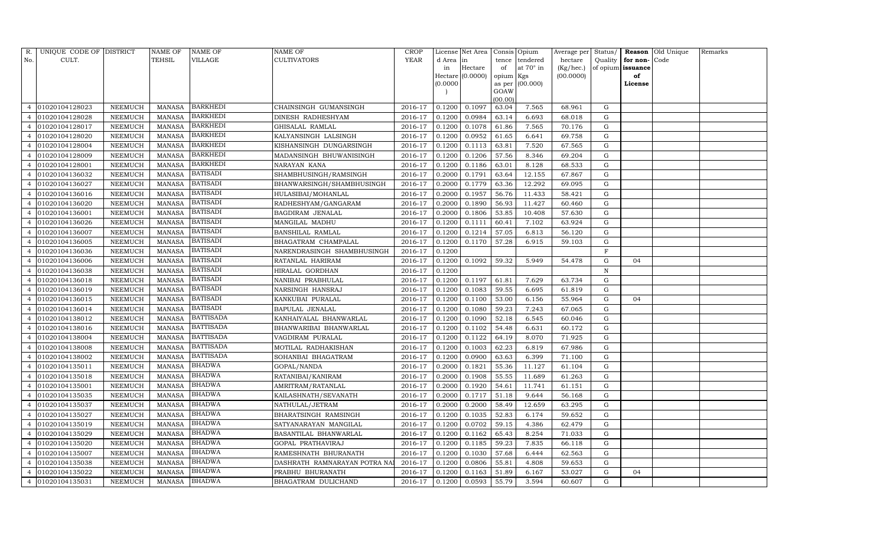| R. No. | UNIQUE CODE OF CULT. | DISTRICT | NAME OF TEHSIL | NAME OF VILLAGE | NAME OF CULTIVATORS | CROP YEAR | License d Area in Hectare (0.0000) | Net Area in Hectare (0.0000) | Consis tence of opium as per GOAW (00.00) | Opium tendered at 70° in Kgs (00.000) | Average per hectare (Kg/hec.) (00.0000) | Status/ Quality of opium | Reason for non-issuance of License | Old Unique Code | Remarks |
|---|---|---|---|---|---|---|---|---|---|---|---|---|---|---|---|
| 4 | 01020104128023 | NEEMUCH | MANASA | BARKHEDI | CHAINSINGH GUMANSINGH | 2016-17 | 0.1200 | 0.1097 | 63.04 | 7.565 | 68.961 | G | | | |
| 4 | 01020104128028 | NEEMUCH | MANASA | BARKHEDI | DINESH RADHESHYAM | 2016-17 | 0.1200 | 0.0984 | 63.14 | 6.693 | 68.018 | G | | | |
| 4 | 01020104128017 | NEEMUCH | MANASA | BARKHEDI | GHISALAL RAMLAL | 2016-17 | 0.1200 | 0.1078 | 61.86 | 7.565 | 70.176 | G | | | |
| 4 | 01020104128020 | NEEMUCH | MANASA | BARKHEDI | KALYANSINGH LALSINGH | 2016-17 | 0.1200 | 0.0952 | 61.65 | 6.641 | 69.758 | G | | | |
| 4 | 01020104128004 | NEEMUCH | MANASA | BARKHEDI | KISHANSINGH DUNGARSINGH | 2016-17 | 0.1200 | 0.1113 | 63.81 | 7.520 | 67.565 | G | | | |
| 4 | 01020104128009 | NEEMUCH | MANASA | BARKHEDI | MADANSINGH BHUWANISINGH | 2016-17 | 0.1200 | 0.1206 | 57.56 | 8.346 | 69.204 | G | | | |
| 4 | 01020104128001 | NEEMUCH | MANASA | BARKHEDI | NARAYAN KANA | 2016-17 | 0.1200 | 0.1186 | 63.01 | 8.128 | 68.533 | G | | | |
| 4 | 01020104136032 | NEEMUCH | MANASA | BATISADI | SHAMBHUSINGH/RAMSINGH | 2016-17 | 0.2000 | 0.1791 | 63.64 | 12.155 | 67.867 | G | | | |
| 4 | 01020104136027 | NEEMUCH | MANASA | BATISADI | BHANWARSINGH/SHAMBHUSINGH | 2016-17 | 0.2000 | 0.1779 | 63.36 | 12.292 | 69.095 | G | | | |
| 4 | 01020104136016 | NEEMUCH | MANASA | BATISADI | HULASIBAI/MOHANLAL | 2016-17 | 0.2000 | 0.1957 | 56.76 | 11.433 | 58.421 | G | | | |
| 4 | 01020104136020 | NEEMUCH | MANASA | BATISADI | RADHESHYAM/GANGARAM | 2016-17 | 0.2000 | 0.1890 | 56.93 | 11.427 | 60.460 | G | | | |
| 4 | 01020104136001 | NEEMUCH | MANASA | BATISADI | BAGDIRAM JENALAL | 2016-17 | 0.2000 | 0.1806 | 53.85 | 10.408 | 57.630 | G | | | |
| 4 | 01020104136026 | NEEMUCH | MANASA | BATISADI | MANGILAL MADHU | 2016-17 | 0.1200 | 0.1111 | 60.41 | 7.102 | 63.924 | G | | | |
| 4 | 01020104136007 | NEEMUCH | MANASA | BATISADI | BANSHILAL RAMLAL | 2016-17 | 0.1200 | 0.1214 | 57.05 | 6.813 | 56.120 | G | | | |
| 4 | 01020104136005 | NEEMUCH | MANASA | BATISADI | BHAGATRAM CHAMPALAL | 2016-17 | 0.1200 | 0.1170 | 57.28 | 6.915 | 59.103 | G | | | |
| 4 | 01020104136036 | NEEMUCH | MANASA | BATISADI | NARENDRASINGH SHAMBHUSINGH | 2016-17 | 0.1200 | | | | | F | | | |
| 4 | 01020104136006 | NEEMUCH | MANASA | BATISADI | RATANLAL HARIRAM | 2016-17 | 0.1200 | 0.1092 | 59.32 | 5.949 | 54.478 | G | 04 | | |
| 4 | 01020104136038 | NEEMUCH | MANASA | BATISADI | HIRALAL GORDHAN | 2016-17 | 0.1200 | | | | | N | | | |
| 4 | 01020104136018 | NEEMUCH | MANASA | BATISADI | NANIBAI PRABHULAL | 2016-17 | 0.1200 | 0.1197 | 61.81 | 7.629 | 63.734 | G | | | |
| 4 | 01020104136019 | NEEMUCH | MANASA | BATISADI | NARSINGH HANSRAJ | 2016-17 | 0.1200 | 0.1083 | 59.55 | 6.695 | 61.819 | G | | | |
| 4 | 01020104136015 | NEEMUCH | MANASA | BATISADI | KANKUBAI PURALAL | 2016-17 | 0.1200 | 0.1100 | 53.00 | 6.156 | 55.964 | G | 04 | | |
| 4 | 01020104136014 | NEEMUCH | MANASA | BATISADI | BAPULAL JENALAL | 2016-17 | 0.1200 | 0.1080 | 59.23 | 7.243 | 67.065 | G | | | |
| 4 | 01020104138012 | NEEMUCH | MANASA | BATTISADA | KANHAIYALAL BHANWARLAL | 2016-17 | 0.1200 | 0.1090 | 52.18 | 6.545 | 60.046 | G | | | |
| 4 | 01020104138016 | NEEMUCH | MANASA | BATTISADA | BHANWARIBAI BHANWARLAL | 2016-17 | 0.1200 | 0.1102 | 54.48 | 6.631 | 60.172 | G | | | |
| 4 | 01020104138004 | NEEMUCH | MANASA | BATTISADA | VAGDIRAM PURALAL | 2016-17 | 0.1200 | 0.1122 | 64.19 | 8.070 | 71.925 | G | | | |
| 4 | 01020104138008 | NEEMUCH | MANASA | BATTISADA | MOTILAL RADHAKISHAN | 2016-17 | 0.1200 | 0.1003 | 62.23 | 6.819 | 67.986 | G | | | |
| 4 | 01020104138002 | NEEMUCH | MANASA | BATTISADA | SOHANBAI BHAGATRAM | 2016-17 | 0.1200 | 0.0900 | 63.63 | 6.399 | 71.100 | G | | | |
| 4 | 01020104135011 | NEEMUCH | MANASA | BHADWA | GOPAL/NANDA | 2016-17 | 0.2000 | 0.1821 | 55.36 | 11.127 | 61.104 | G | | | |
| 4 | 01020104135018 | NEEMUCH | MANASA | BHADWA | RATANIBAI/KANIRAM | 2016-17 | 0.2000 | 0.1908 | 55.55 | 11.689 | 61.263 | G | | | |
| 4 | 01020104135001 | NEEMUCH | MANASA | BHADWA | AMRITRAM/RATANLAL | 2016-17 | 0.2000 | 0.1920 | 54.61 | 11.741 | 61.151 | G | | | |
| 4 | 01020104135035 | NEEMUCH | MANASA | BHADWA | KAILASHNATH/SEVANATH | 2016-17 | 0.2000 | 0.1717 | 51.18 | 9.644 | 56.168 | G | | | |
| 4 | 01020104135037 | NEEMUCH | MANASA | BHADWA | NATHULAL/JETRAM | 2016-17 | 0.2000 | 0.2000 | 58.49 | 12.659 | 63.295 | G | | | |
| 4 | 01020104135027 | NEEMUCH | MANASA | BHADWA | BHARATSINGH RAMSINGH | 2016-17 | 0.1200 | 0.1035 | 52.83 | 6.174 | 59.652 | G | | | |
| 4 | 01020104135019 | NEEMUCH | MANASA | BHADWA | SATYANARAYAN MANGILAL | 2016-17 | 0.1200 | 0.0702 | 59.15 | 4.386 | 62.479 | G | | | |
| 4 | 01020104135029 | NEEMUCH | MANASA | BHADWA | BASANTILAL BHANWARLAL | 2016-17 | 0.1200 | 0.1162 | 65.43 | 8.254 | 71.033 | G | | | |
| 4 | 01020104135020 | NEEMUCH | MANASA | BHADWA | GOPAL PRATHAVIRAJ | 2016-17 | 0.1200 | 0.1185 | 59.23 | 7.835 | 66.118 | G | | | |
| 4 | 01020104135007 | NEEMUCH | MANASA | BHADWA | RAMESHNATH BHURANATH | 2016-17 | 0.1200 | 0.1030 | 57.68 | 6.444 | 62.563 | G | | | |
| 4 | 01020104135038 | NEEMUCH | MANASA | BHADWA | DASHRATH RAMNARAYAN POTRA NA | 2016-17 | 0.1200 | 0.0806 | 55.81 | 4.808 | 59.653 | G | | | |
| 4 | 01020104135022 | NEEMUCH | MANASA | BHADWA | PRABHU BHURANATH | 2016-17 | 0.1200 | 0.1163 | 51.89 | 6.167 | 53.027 | G | 04 | | |
| 4 | 01020104135031 | NEEMUCH | MANASA | BHADWA | BHAGATRAM DULICHAND | 2016-17 | 0.1200 | 0.0593 | 55.79 | 3.594 | 60.607 | G | | | |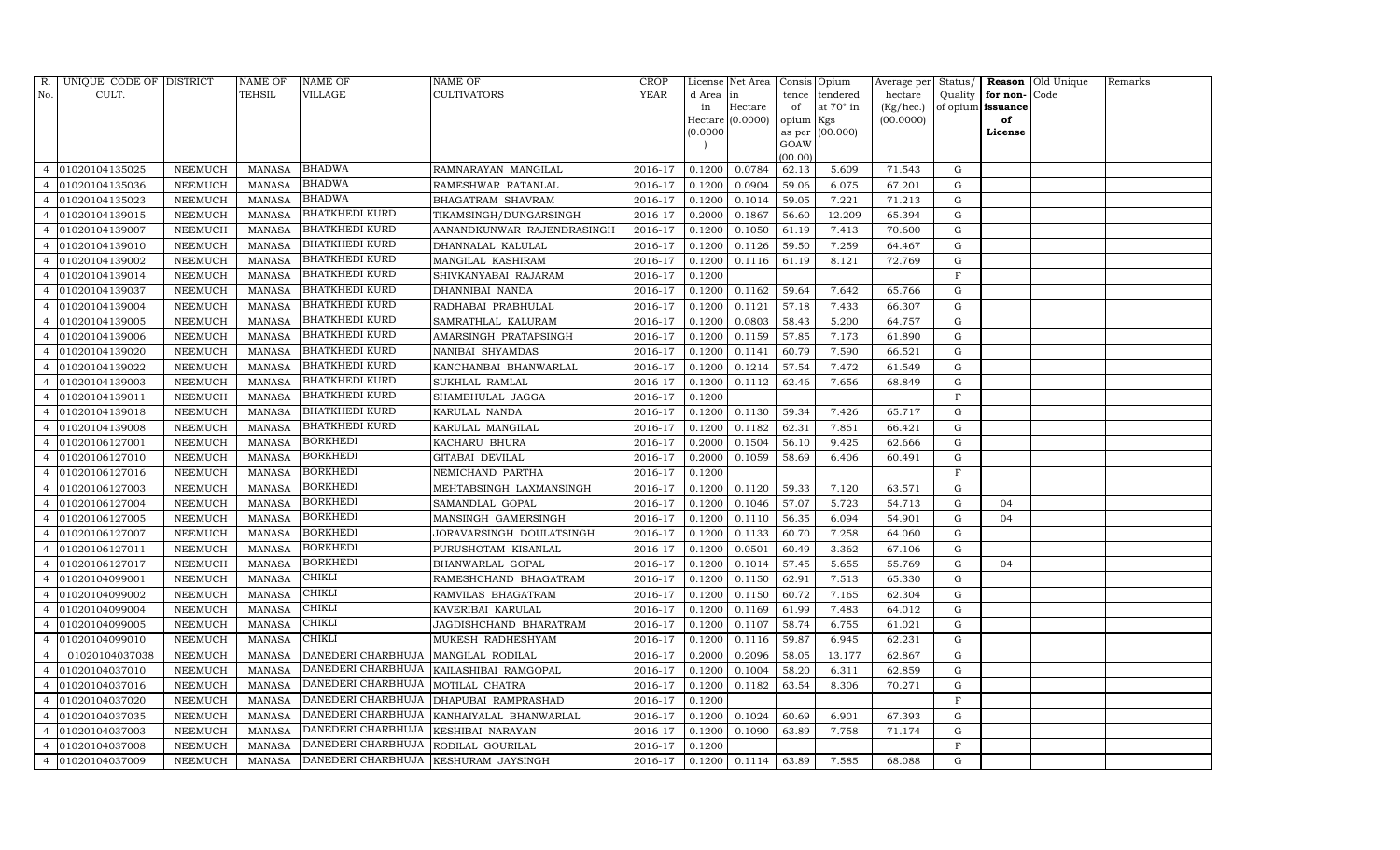| R. No. | UNIQUE CODE OF CULT. | DISTRICT | NAME OF TEHSIL | NAME OF VILLAGE | NAME OF CULTIVATORS | CROP YEAR | License d Area in Hectare (0.0000) | Net Area in Hectare (0.0000) | Consis tence of opium as per GOAW (00.00) | Opium tendered at 70° in Kgs (00.000) | Average per hectare (Kg/hec.) (00.0000) | Status/ Quality of opium | Reason for non-issuance of License | Old Unique Code | Remarks |
|---|---|---|---|---|---|---|---|---|---|---|---|---|---|---|---|
| 4 | 01020104135025 | NEEMUCH | MANASA | BHADWA | RAMNARAYAN MANGILAL | 2016-17 | 0.1200 | 0.0784 | 62.13 | 5.609 | 71.543 | G | | | |
| 4 | 01020104135036 | NEEMUCH | MANASA | BHADWA | RAMESHWAR RATANLAL | 2016-17 | 0.1200 | 0.0904 | 59.06 | 6.075 | 67.201 | G | | | |
| 4 | 01020104135023 | NEEMUCH | MANASA | BHADWA | BHAGATRAM SHAVRAM | 2016-17 | 0.1200 | 0.1014 | 59.05 | 7.221 | 71.213 | G | | | |
| 4 | 01020104139015 | NEEMUCH | MANASA | BHATKHEDI KURD | TIKAMSINGH/DUNGARSINGH | 2016-17 | 0.2000 | 0.1867 | 56.60 | 12.209 | 65.394 | G | | | |
| 4 | 01020104139007 | NEEMUCH | MANASA | BHATKHEDI KURD | AANANDKUNWAR RAJENDRASINGH | 2016-17 | 0.1200 | 0.1050 | 61.19 | 7.413 | 70.600 | G | | | |
| 4 | 01020104139010 | NEEMUCH | MANASA | BHATKHEDI KURD | DHANNALAL KALULAL | 2016-17 | 0.1200 | 0.1126 | 59.50 | 7.259 | 64.467 | G | | | |
| 4 | 01020104139002 | NEEMUCH | MANASA | BHATKHEDI KURD | MANGILAL KASHIRAM | 2016-17 | 0.1200 | 0.1116 | 61.19 | 8.121 | 72.769 | G | | | |
| 4 | 01020104139014 | NEEMUCH | MANASA | BHATKHEDI KURD | SHIVKANYABAI RAJARAM | 2016-17 | 0.1200 | | | | | F | | | |
| 4 | 01020104139037 | NEEMUCH | MANASA | BHATKHEDI KURD | DHANNIBAI NANDA | 2016-17 | 0.1200 | 0.1162 | 59.64 | 7.642 | 65.766 | G | | | |
| 4 | 01020104139004 | NEEMUCH | MANASA | BHATKHEDI KURD | RADHABAI PRABHULAL | 2016-17 | 0.1200 | 0.1121 | 57.18 | 7.433 | 66.307 | G | | | |
| 4 | 01020104139005 | NEEMUCH | MANASA | BHATKHEDI KURD | SAMRATHLAL KALURAM | 2016-17 | 0.1200 | 0.0803 | 58.43 | 5.200 | 64.757 | G | | | |
| 4 | 01020104139006 | NEEMUCH | MANASA | BHATKHEDI KURD | AMARSINGH PRATAPSINGH | 2016-17 | 0.1200 | 0.1159 | 57.85 | 7.173 | 61.890 | G | | | |
| 4 | 01020104139020 | NEEMUCH | MANASA | BHATKHEDI KURD | NANIBAI SHYAMDAS | 2016-17 | 0.1200 | 0.1141 | 60.79 | 7.590 | 66.521 | G | | | |
| 4 | 01020104139022 | NEEMUCH | MANASA | BHATKHEDI KURD | KANCHANBAI BHANWARLAL | 2016-17 | 0.1200 | 0.1214 | 57.54 | 7.472 | 61.549 | G | | | |
| 4 | 01020104139003 | NEEMUCH | MANASA | BHATKHEDI KURD | SUKHLAL RAMLAL | 2016-17 | 0.1200 | 0.1112 | 62.46 | 7.656 | 68.849 | G | | | |
| 4 | 01020104139011 | NEEMUCH | MANASA | BHATKHEDI KURD | SHAMBHULAL JAGGA | 2016-17 | 0.1200 | | | | | F | | | |
| 4 | 01020104139018 | NEEMUCH | MANASA | BHATKHEDI KURD | KARULAL NANDA | 2016-17 | 0.1200 | 0.1130 | 59.34 | 7.426 | 65.717 | G | | | |
| 4 | 01020104139008 | NEEMUCH | MANASA | BHATKHEDI KURD | KARULAL MANGILAL | 2016-17 | 0.1200 | 0.1182 | 62.31 | 7.851 | 66.421 | G | | | |
| 4 | 01020106127001 | NEEMUCH | MANASA | BORKHEDI | KACHARU BHURA | 2016-17 | 0.2000 | 0.1504 | 56.10 | 9.425 | 62.666 | G | | | |
| 4 | 01020106127010 | NEEMUCH | MANASA | BORKHEDI | GITABAI DEVILAL | 2016-17 | 0.2000 | 0.1059 | 58.69 | 6.406 | 60.491 | G | | | |
| 4 | 01020106127016 | NEEMUCH | MANASA | BORKHEDI | NEMICHAND PARTHA | 2016-17 | 0.1200 | | | | | F | | | |
| 4 | 01020106127003 | NEEMUCH | MANASA | BORKHEDI | MEHTABSINGH LAXMANSINGH | 2016-17 | 0.1200 | 0.1120 | 59.33 | 7.120 | 63.571 | G | | | |
| 4 | 01020106127004 | NEEMUCH | MANASA | BORKHEDI | SAMANDLAL GOPAL | 2016-17 | 0.1200 | 0.1046 | 57.07 | 5.723 | 54.713 | G | 04 | | |
| 4 | 01020106127005 | NEEMUCH | MANASA | BORKHEDI | MANSINGH GAMERSINGH | 2016-17 | 0.1200 | 0.1110 | 56.35 | 6.094 | 54.901 | G | 04 | | |
| 4 | 01020106127007 | NEEMUCH | MANASA | BORKHEDI | JORAVARSINGH DOULATSINGH | 2016-17 | 0.1200 | 0.1133 | 60.70 | 7.258 | 64.060 | G | | | |
| 4 | 01020106127011 | NEEMUCH | MANASA | BORKHEDI | PURUSHOTAM KISANLAL | 2016-17 | 0.1200 | 0.0501 | 60.49 | 3.362 | 67.106 | G | | | |
| 4 | 01020106127017 | NEEMUCH | MANASA | BORKHEDI | BHANWARLAL GOPAL | 2016-17 | 0.1200 | 0.1014 | 57.45 | 5.655 | 55.769 | G | 04 | | |
| 4 | 01020104099001 | NEEMUCH | MANASA | CHIKLI | RAMESHCHAND BHAGATRAM | 2016-17 | 0.1200 | 0.1150 | 62.91 | 7.513 | 65.330 | G | | | |
| 4 | 01020104099002 | NEEMUCH | MANASA | CHIKLI | RAMVILAS BHAGATRAM | 2016-17 | 0.1200 | 0.1150 | 60.72 | 7.165 | 62.304 | G | | | |
| 4 | 01020104099004 | NEEMUCH | MANASA | CHIKLI | KAVERIBAI KARULAL | 2016-17 | 0.1200 | 0.1169 | 61.99 | 7.483 | 64.012 | G | | | |
| 4 | 01020104099005 | NEEMUCH | MANASA | CHIKLI | JAGDISHCHAND BHARATRAM | 2016-17 | 0.1200 | 0.1107 | 58.74 | 6.755 | 61.021 | G | | | |
| 4 | 01020104099010 | NEEMUCH | MANASA | CHIKLI | MUKESH RADHESHYAM | 2016-17 | 0.1200 | 0.1116 | 59.87 | 6.945 | 62.231 | G | | | |
| 4 | 01020104037038 | NEEMUCH | MANASA | DANEDERI CHARBHUJA | MANGILAL RODILAL | 2016-17 | 0.2000 | 0.2096 | 58.05 | 13.177 | 62.867 | G | | | |
| 4 | 01020104037010 | NEEMUCH | MANASA | DANEDERI CHARBHUJA | KAILASHIBAI RAMGOPAL | 2016-17 | 0.1200 | 0.1004 | 58.20 | 6.311 | 62.859 | G | | | |
| 4 | 01020104037016 | NEEMUCH | MANASA | DANEDERI CHARBHUJA | MOTILAL CHATRA | 2016-17 | 0.1200 | 0.1182 | 63.54 | 8.306 | 70.271 | G | | | |
| 4 | 01020104037020 | NEEMUCH | MANASA | DANEDERI CHARBHUJA | DHAPUBAI RAMPRASHAD | 2016-17 | 0.1200 | | | | | F | | | |
| 4 | 01020104037035 | NEEMUCH | MANASA | DANEDERI CHARBHUJA | KANHAIYALAL BHANWARLAL | 2016-17 | 0.1200 | 0.1024 | 60.69 | 6.901 | 67.393 | G | | | |
| 4 | 01020104037003 | NEEMUCH | MANASA | DANEDERI CHARBHUJA | KESHIBAI NARAYAN | 2016-17 | 0.1200 | 0.1090 | 63.89 | 7.758 | 71.174 | G | | | |
| 4 | 01020104037008 | NEEMUCH | MANASA | DANEDERI CHARBHUJA | RODILAL GOURILAL | 2016-17 | 0.1200 | | | | | F | | | |
| 4 | 01020104037009 | NEEMUCH | MANASA | DANEDERI CHARBHUJA | KESHURAM JAYSINGH | 2016-17 | 0.1200 | 0.1114 | 63.89 | 7.585 | 68.088 | G | | | |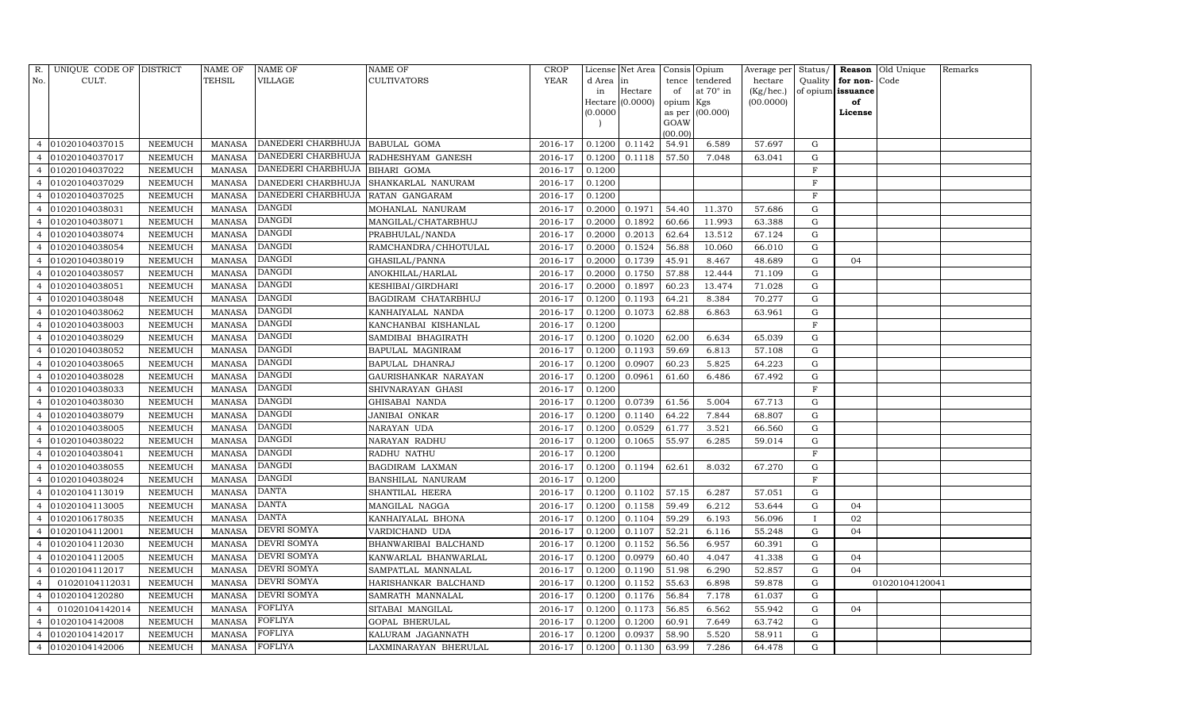| R. No. | UNIQUE CODE OF CULT. | DISTRICT | NAME OF TEHSIL | NAME OF VILLAGE | NAME OF CULTIVATORS | CROP YEAR | License d Area in Hectare (0.0000) | Net Area in Hectare (0.0000) | Consis tence of opium as per GOAW (00.00) | Opium tendered at 70° in Kgs (00.000) | Average per hectare (Kg/hec.) (00.0000) | Status/ Quality of opium | Reason for non-issuance of License | Old Unique Code | Remarks |
|---|---|---|---|---|---|---|---|---|---|---|---|---|---|---|---|
| 4 | 01020104037015 | NEEMUCH | MANASA | DANEDERI CHARBHUJA | BABULAL GOMA | 2016-17 | 0.1200 | 0.1142 | 54.91 | 6.589 | 57.697 | G | | | |
| 4 | 01020104037017 | NEEMUCH | MANASA | DANEDERI CHARBHUJA | RADHESHYAM GANESH | 2016-17 | 0.1200 | 0.1118 | 57.50 | 7.048 | 63.041 | G | | | |
| 4 | 01020104037022 | NEEMUCH | MANASA | DANEDERI CHARBHUJA | BIHARI GOMA | 2016-17 | 0.1200 | | | | | F | | | |
| 4 | 01020104037029 | NEEMUCH | MANASA | DANEDERI CHARBHUJA | SHANKARLAL NANURAM | 2016-17 | 0.1200 | | | | | F | | | |
| 4 | 01020104037025 | NEEMUCH | MANASA | DANEDERI CHARBHUJA | RATAN GANGARAM | 2016-17 | 0.1200 | | | | | F | | | |
| 4 | 01020104038031 | NEEMUCH | MANASA | DANGDI | MOHANLAL NANURAM | 2016-17 | 0.2000 | 0.1971 | 54.40 | 11.370 | 57.686 | G | | | |
| 4 | 01020104038071 | NEEMUCH | MANASA | DANGDI | MANGILAL/CHATARBHUJ | 2016-17 | 0.2000 | 0.1892 | 60.66 | 11.993 | 63.388 | G | | | |
| 4 | 01020104038074 | NEEMUCH | MANASA | DANGDI | PRABHULAL/NANDA | 2016-17 | 0.2000 | 0.2013 | 62.64 | 13.512 | 67.124 | G | | | |
| 4 | 01020104038054 | NEEMUCH | MANASA | DANGDI | RAMCHANDRA/CHHOTULAL | 2016-17 | 0.2000 | 0.1524 | 56.88 | 10.060 | 66.010 | G | | | |
| 4 | 01020104038019 | NEEMUCH | MANASA | DANGDI | GHASILAL/PANNA | 2016-17 | 0.2000 | 0.1739 | 45.91 | 8.467 | 48.689 | G | 04 | | |
| 4 | 01020104038057 | NEEMUCH | MANASA | DANGDI | ANOKHILAL/HARLAL | 2016-17 | 0.2000 | 0.1750 | 57.88 | 12.444 | 71.109 | G | | | |
| 4 | 01020104038051 | NEEMUCH | MANASA | DANGDI | KESHIBAI/GIRDHARI | 2016-17 | 0.2000 | 0.1897 | 60.23 | 13.474 | 71.028 | G | | | |
| 4 | 01020104038048 | NEEMUCH | MANASA | DANGDI | BAGDIRAM CHATARBHUJ | 2016-17 | 0.1200 | 0.1193 | 64.21 | 8.384 | 70.277 | G | | | |
| 4 | 01020104038062 | NEEMUCH | MANASA | DANGDI | KANHAIYALAL NANDA | 2016-17 | 0.1200 | 0.1073 | 62.88 | 6.863 | 63.961 | G | | | |
| 4 | 01020104038003 | NEEMUCH | MANASA | DANGDI | KANCHANBAI KISHANLAL | 2016-17 | 0.1200 | | | | | F | | | |
| 4 | 01020104038029 | NEEMUCH | MANASA | DANGDI | SAMDIBAI BHAGIRATH | 2016-17 | 0.1200 | 0.1020 | 62.00 | 6.634 | 65.039 | G | | | |
| 4 | 01020104038052 | NEEMUCH | MANASA | DANGDI | BAPULAL MAGNIRAM | 2016-17 | 0.1200 | 0.1193 | 59.69 | 6.813 | 57.108 | G | | | |
| 4 | 01020104038065 | NEEMUCH | MANASA | DANGDI | BAPULAL DHANRAJ | 2016-17 | 0.1200 | 0.0907 | 60.23 | 5.825 | 64.223 | G | | | |
| 4 | 01020104038028 | NEEMUCH | MANASA | DANGDI | GAURISHANKAR NARAYAN | 2016-17 | 0.1200 | 0.0961 | 61.60 | 6.486 | 67.492 | G | | | |
| 4 | 01020104038033 | NEEMUCH | MANASA | DANGDI | SHIVNARAYAN GHASI | 2016-17 | 0.1200 | | | | | F | | | |
| 4 | 01020104038030 | NEEMUCH | MANASA | DANGDI | GHISABAI NANDA | 2016-17 | 0.1200 | 0.0739 | 61.56 | 5.004 | 67.713 | G | | | |
| 4 | 01020104038079 | NEEMUCH | MANASA | DANGDI | JANIBAI ONKAR | 2016-17 | 0.1200 | 0.1140 | 64.22 | 7.844 | 68.807 | G | | | |
| 4 | 01020104038005 | NEEMUCH | MANASA | DANGDI | NARAYAN UDA | 2016-17 | 0.1200 | 0.0529 | 61.77 | 3.521 | 66.560 | G | | | |
| 4 | 01020104038022 | NEEMUCH | MANASA | DANGDI | NARAYAN RADHU | 2016-17 | 0.1200 | 0.1065 | 55.97 | 6.285 | 59.014 | G | | | |
| 4 | 01020104038041 | NEEMUCH | MANASA | DANGDI | RADHU NATHU | 2016-17 | 0.1200 | | | | | F | | | |
| 4 | 01020104038055 | NEEMUCH | MANASA | DANGDI | BAGDIRAM LAXMAN | 2016-17 | 0.1200 | 0.1194 | 62.61 | 8.032 | 67.270 | G | | | |
| 4 | 01020104038024 | NEEMUCH | MANASA | DANGDI | BANSHILAL NANURAM | 2016-17 | 0.1200 | | | | | F | | | |
| 4 | 01020104113019 | NEEMUCH | MANASA | DANTA | SHANTILAL HEERA | 2016-17 | 0.1200 | 0.1102 | 57.15 | 6.287 | 57.051 | G | | | |
| 4 | 01020104113005 | NEEMUCH | MANASA | DANTA | MANGILAL NAGGA | 2016-17 | 0.1200 | 0.1158 | 59.49 | 6.212 | 53.644 | G | 04 | | |
| 4 | 01020106178035 | NEEMUCH | MANASA | DANTA | KANHAIYALAL BHONA | 2016-17 | 0.1200 | 0.1104 | 59.29 | 6.193 | 56.096 | I | 02 | | |
| 4 | 01020104112001 | NEEMUCH | MANASA | DEVRI SOMYA | VARDICHAND UDA | 2016-17 | 0.1200 | 0.1107 | 52.21 | 6.116 | 55.248 | G | 04 | | |
| 4 | 01020104112030 | NEEMUCH | MANASA | DEVRI SOMYA | BHANWARIBAI BALCHAND | 2016-17 | 0.1200 | 0.1152 | 56.56 | 6.957 | 60.391 | G | | | |
| 4 | 01020104112005 | NEEMUCH | MANASA | DEVRI SOMYA | KANWARLAL BHANWARLAL | 2016-17 | 0.1200 | 0.0979 | 60.40 | 4.047 | 41.338 | G | 04 | | |
| 4 | 01020104112017 | NEEMUCH | MANASA | DEVRI SOMYA | SAMPATLAL MANNALAL | 2016-17 | 0.1200 | 0.1190 | 51.98 | 6.290 | 52.857 | G | 04 | | |
| 4 | 01020104112031 | NEEMUCH | MANASA | DEVRI SOMYA | HARISHANKAR BALCHAND | 2016-17 | 0.1200 | 0.1152 | 55.63 | 6.898 | 59.878 | G | | 01020104120041 | |
| 4 | 01020104120280 | NEEMUCH | MANASA | DEVRI SOMYA | SAMRATH MANNALAL | 2016-17 | 0.1200 | 0.1176 | 56.84 | 7.178 | 61.037 | G | | | |
| 4 | 01020104142014 | NEEMUCH | MANASA | FOFLIYA | SITABAI MANGILAL | 2016-17 | 0.1200 | 0.1173 | 56.85 | 6.562 | 55.942 | G | 04 | | |
| 4 | 01020104142008 | NEEMUCH | MANASA | FOFLIYA | GOPAL BHERULAL | 2016-17 | 0.1200 | 0.1200 | 60.91 | 7.649 | 63.742 | G | | | |
| 4 | 01020104142017 | NEEMUCH | MANASA | FOFLIYA | KALURAM JAGANNATH | 2016-17 | 0.1200 | 0.0937 | 58.90 | 5.520 | 58.911 | G | | | |
| 4 | 01020104142006 | NEEMUCH | MANASA | FOFLIYA | LAXMINARAYAN BHERULAL | 2016-17 | 0.1200 | 0.1130 | 63.99 | 7.286 | 64.478 | G | | | |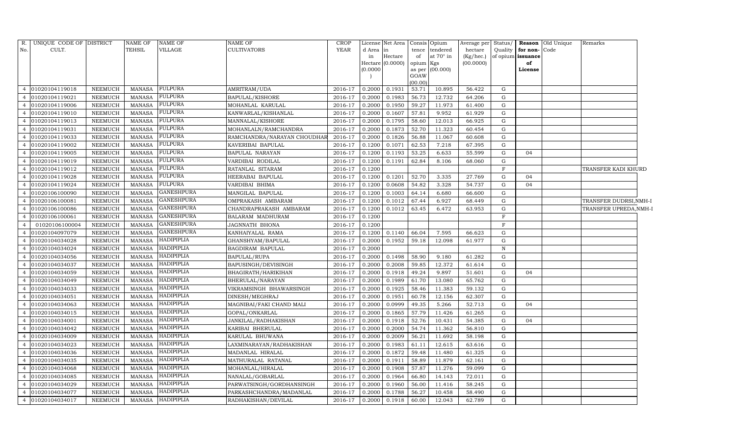| R. No. | UNIQUE CODE OF CULT. | DISTRICT | NAME OF TEHSIL | NAME OF VILLAGE | NAME OF CULTIVATORS | CROP YEAR | License d Area in Hectare (0.0000) | Net Area in Hectare (0.0000) | Consis tence of opium as per GOAW (00.00) | Opium tendered at 70° in Kgs (00.000) | Average per hectare (Kg/hec.) (00.0000) | Status/ Quality of opium | Reason for non-issuance of License | Old Unique Code | Remarks |
|---|---|---|---|---|---|---|---|---|---|---|---|---|---|---|---|
| 4 | 01020104119018 | NEEMUCH | MANASA | FULPURA | AMRITRAM/UDA | 2016-17 | 0.2000 | 0.1931 | 53.71 | 10.895 | 56.422 | G | | | |
| 4 | 01020104119021 | NEEMUCH | MANASA | FULPURA | BAPULAL/KISHORE | 2016-17 | 0.2000 | 0.1983 | 56.73 | 12.732 | 64.206 | G | | | |
| 4 | 01020104119006 | NEEMUCH | MANASA | FULPURA | MOHANLAL KARULAL | 2016-17 | 0.2000 | 0.1950 | 59.27 | 11.973 | 61.400 | G | | | |
| 4 | 01020104119010 | NEEMUCH | MANASA | FULPURA | KANWARLAL/KISHANLAL | 2016-17 | 0.2000 | 0.1607 | 57.81 | 9.952 | 61.929 | G | | | |
| 4 | 01020104119013 | NEEMUCH | MANASA | FULPURA | MANNALAL/KISHORE | 2016-17 | 0.2000 | 0.1795 | 58.60 | 12.013 | 66.925 | G | | | |
| 4 | 01020104119031 | NEEMUCH | MANASA | FULPURA | MOHANLALN/RAMCHANDRA | 2016-17 | 0.2000 | 0.1873 | 52.70 | 11.323 | 60.454 | G | | | |
| 4 | 01020104119033 | NEEMUCH | MANASA | FULPURA | RAMCHANDRA/NARAYAN CHOUDHAR | 2016-17 | 0.2000 | 0.1826 | 56.88 | 11.067 | 60.608 | G | | | |
| 4 | 01020104119002 | NEEMUCH | MANASA | FULPURA | KAVERIBAI BAPULAL | 2016-17 | 0.1200 | 0.1071 | 62.53 | 7.218 | 67.395 | G | | | |
| 4 | 01020104119005 | NEEMUCH | MANASA | FULPURA | BAPULAL NARAYAN | 2016-17 | 0.1200 | 0.1193 | 53.25 | 6.633 | 55.599 | G | 04 | | |
| 4 | 01020104119019 | NEEMUCH | MANASA | FULPURA | VARDIBAI RODILAL | 2016-17 | 0.1200 | 0.1191 | 62.84 | 8.106 | 68.060 | G | | | |
| 4 | 01020104119012 | NEEMUCH | MANASA | FULPURA | RATANLAL SITARAM | 2016-17 | 0.1200 | | | | | F | | | TRANSFER KADI KHURD |
| 4 | 01020104119028 | NEEMUCH | MANASA | FULPURA | HEERABAI BAPULAL | 2016-17 | 0.1200 | 0.1201 | 52.70 | 3.335 | 27.769 | G | 04 | | |
| 4 | 01020104119024 | NEEMUCH | MANASA | FULPURA | VARDIBAI BHIMA | 2016-17 | 0.1200 | 0.0608 | 54.82 | 3.328 | 54.737 | G | 04 | | |
| 4 | 01020106100090 | NEEMUCH | MANASA | GANESHPURA | MANGILAL BAPULAL | 2016-17 | 0.1200 | 0.1003 | 64.14 | 6.680 | 66.600 | G | | | |
| 4 | 01020106100081 | NEEMUCH | MANASA | GANESHPURA | OMPRAKASH AMBARAM | 2016-17 | 0.1200 | 0.1012 | 67.44 | 6.927 | 68.449 | G | | | TRANSFER DUDRSI,NMH-I |
| 4 | 01020106100086 | NEEMUCH | MANASA | GANESHPURA | CHANDRAPRAKASH AMBARAM | 2016-17 | 0.1200 | 0.1012 | 63.45 | 6.472 | 63.953 | G | | | TRANSFER UPREDA,NMH-I |
| 4 | 01020106100061 | NEEMUCH | MANASA | GANESHPURA | BALARAM MADHURAM | 2016-17 | 0.1200 | | | | | F | | | |
| 4 | 01020106100004 | NEEMUCH | MANASA | GANESHPURA | JAGNNATH BHONA | 2016-17 | 0.1200 | | | | | F | | | |
| 4 | 01020104097079 | NEEMUCH | MANASA | GANESHPURA | KANHAIYALAL RAMA | 2016-17 | 0.1200 | 0.1140 | 66.04 | 7.595 | 66.623 | G | | | |
| 4 | 01020104034028 | NEEMUCH | MANASA | HADIPIPLIA | GHANSHYAM/BAPULAL | 2016-17 | 0.2000 | 0.1952 | 59.18 | 12.098 | 61.977 | G | | | |
| 4 | 01020104034024 | NEEMUCH | MANASA | HADIPIPLIA | BAGDIRAM BAPULAL | 2016-17 | 0.2000 | | | | | N | | | |
| 4 | 01020104034056 | NEEMUCH | MANASA | HADIPIPLIA | BAPULAL/RUPA | 2016-17 | 0.2000 | 0.1498 | 58.90 | 9.180 | 61.282 | G | | | |
| 4 | 01020104034037 | NEEMUCH | MANASA | HADIPIPLIA | BAPUSINGH/DEVISINGH | 2016-17 | 0.2000 | 0.2008 | 59.85 | 12.372 | 61.614 | G | | | |
| 4 | 01020104034059 | NEEMUCH | MANASA | HADIPIPLIA | BHAGIRATH/HARIKIHAN | 2016-17 | 0.2000 | 0.1918 | 49.24 | 9.897 | 51.601 | G | 04 | | |
| 4 | 01020104034049 | NEEMUCH | MANASA | HADIPIPLIA | BHERULAL/NARAYAN | 2016-17 | 0.2000 | 0.1989 | 61.70 | 13.080 | 65.762 | G | | | |
| 4 | 01020104034033 | NEEMUCH | MANASA | HADIPIPLIA | VIKRAMSINGH BHAWARSINGH | 2016-17 | 0.2000 | 0.1925 | 58.46 | 11.383 | 59.132 | G | | | |
| 4 | 01020104034051 | NEEMUCH | MANASA | HADIPIPLIA | DINESH/MEGHRAJ | 2016-17 | 0.2000 | 0.1951 | 60.78 | 12.156 | 62.307 | G | | | |
| 4 | 01020104034063 | NEEMUCH | MANASA | HADIPIPLIA | MAGNIBAI/FAKI CHAND MALI | 2016-17 | 0.2000 | 0.0999 | 49.35 | 5.266 | 52.713 | G | 04 | | |
| 4 | 01020104034015 | NEEMUCH | MANASA | HADIPIPLIA | GOPAL/ONKARLAL | 2016-17 | 0.2000 | 0.1865 | 57.79 | 11.426 | 61.265 | G | | | |
| 4 | 01020104034001 | NEEMUCH | MANASA | HADIPIPLIA | JANKILAL/RADHAKISHAN | 2016-17 | 0.2000 | 0.1918 | 52.76 | 10.431 | 54.385 | G | 04 | | |
| 4 | 01020104034042 | NEEMUCH | MANASA | HADIPIPLIA | KARIBAI BHERULAL | 2016-17 | 0.2000 | 0.2000 | 54.74 | 11.362 | 56.810 | G | | | |
| 4 | 01020104034009 | NEEMUCH | MANASA | HADIPIPLIA | KARULAL BHUWANA | 2016-17 | 0.2000 | 0.2009 | 56.21 | 11.692 | 58.198 | G | | | |
| 4 | 01020104034023 | NEEMUCH | MANASA | HADIPIPLIA | LAXMINARAYAN/RADHAKISHAN | 2016-17 | 0.2000 | 0.1983 | 61.11 | 12.615 | 63.616 | G | | | |
| 4 | 01020104034036 | NEEMUCH | MANASA | HADIPIPLIA | MADANLAL HIRALAL | 2016-17 | 0.2000 | 0.1872 | 59.48 | 11.480 | 61.325 | G | | | |
| 4 | 01020104034035 | NEEMUCH | MANASA | HADIPIPLIA | MATHURALAL RATANAL | 2016-17 | 0.2000 | 0.1911 | 58.89 | 11.879 | 62.161 | G | | | |
| 4 | 01020104034068 | NEEMUCH | MANASA | HADIPIPLIA | MOHANLAL/HIRALAL | 2016-17 | 0.2000 | 0.1908 | 57.87 | 11.276 | 59.099 | G | | | |
| 4 | 01020104034085 | NEEMUCH | MANASA | HADIPIPLIA | NANALAL/GOBARLAL | 2016-17 | 0.2000 | 0.1964 | 66.80 | 14.143 | 72.011 | G | | | |
| 4 | 01020104034029 | NEEMUCH | MANASA | HADIPIPLIA | PARWATSINGH/GORDHANSINGH | 2016-17 | 0.2000 | 0.1960 | 56.00 | 11.416 | 58.245 | G | | | |
| 4 | 01020104034077 | NEEMUCH | MANASA | HADIPIPLIA | PARKASHCHANDRA/MADANLAL | 2016-17 | 0.2000 | 0.1788 | 56.27 | 10.458 | 58.490 | G | | | |
| 4 | 01020104034017 | NEEMUCH | MANASA | HADIPIPLIA | RADHAKISHAN/DEVILAL | 2016-17 | 0.2000 | 0.1918 | 60.00 | 12.043 | 62.789 | G | | | |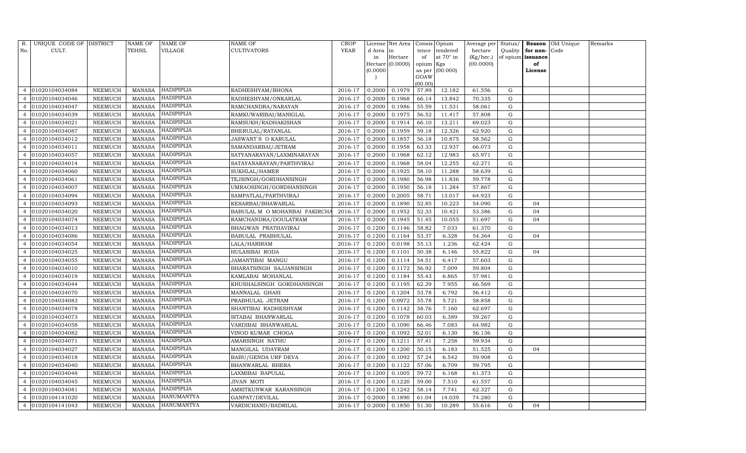| R. No. | UNIQUE CODE OF CULT. | DISTRICT | NAME OF TEHSIL | NAME OF VILLAGE | NAME OF CULTIVATORS | CROP YEAR | License d Area in Hectare (0.0000) | Net Area in Hectare (0.0000) | Consis tence of opium as per GOAW (00.00) | Opium tendered at 70° in Kgs (00.000) | Average per hectare (Kg/hec.) (00.0000) | Status/ Quality of opium | Reason for non-issuance of License | Old Unique Code | Remarks |
|---|---|---|---|---|---|---|---|---|---|---|---|---|---|---|---|
| 4 | 01020104034084 | NEEMUCH | MANASA | HADIPIPLIA | RADHESHYAM/BHONA | 2016-17 | 0.2000 | 0.1979 | 57.89 | 12.182 | 61.556 | G | | | |
| 4 | 01020104034046 | NEEMUCH | MANASA | HADIPIPLIA | RADHESHYAM/ONKARLAL | 2016-17 | 0.2000 | 0.1968 | 66.14 | 13.842 | 70.335 | G | | | |
| 4 | 01020104034047 | NEEMUCH | MANASA | HADIPIPLIA | RAMCHANDRA/NARAYAN | 2016-17 | 0.2000 | 0.1986 | 55.59 | 11.531 | 58.061 | G | | | |
| 4 | 01020104034039 | NEEMUCH | MANASA | HADIPIPLIA | RAMKUWARIBAI/MANIGLAL | 2016-17 | 0.2000 | 0.1975 | 56.52 | 11.417 | 57.808 | G | | | |
| 4 | 01020104034021 | NEEMUCH | MANASA | HADIPIPLIA | RAMSUKH/RADHAKISHAN | 2016-17 | 0.2000 | 0.1914 | 66.10 | 13.211 | 69.023 | G | | | |
| 4 | 01020104034087 | NEEMUCH | MANASA | HADIPIPLIA | BHERULAL/RATANLAL | 2016-17 | 0.2000 | 0.1959 | 59.18 | 12.326 | 62.920 | G | | | |
| 4 | 01020104034012 | NEEMUCH | MANASA | HADIPIPLIA | JASWANT S O KARULAL | 2016-17 | 0.2000 | 0.1857 | 56.18 | 10.875 | 58.562 | G | | | |
| 4 | 01020104034011 | NEEMUCH | MANASA | HADIPIPLIA | SAMANDARBAI/JETRAM | 2016-17 | 0.2000 | 0.1958 | 63.33 | 12.937 | 66.073 | G | | | |
| 4 | 01020104034057 | NEEMUCH | MANASA | HADIPIPLIA | SATYANARAYAN/LAXMINARAYAN | 2016-17 | 0.2000 | 0.1968 | 62.12 | 12.983 | 65.971 | G | | | |
| 4 | 01020104034014 | NEEMUCH | MANASA | HADIPIPLIA | SATAYANARAYAN/PARTHVIRAJ | 2016-17 | 0.2000 | 0.1968 | 58.04 | 12.255 | 62.271 | G | | | |
| 4 | 01020104034060 | NEEMUCH | MANASA | HADIPIPLIA | SUKHLAL/HAMER | 2016-17 | 0.2000 | 0.1925 | 58.10 | 11.288 | 58.639 | G | | | |
| 4 | 01020104034061 | NEEMUCH | MANASA | HADIPIPLIA | TEJSINGH/GORDHANSINGH | 2016-17 | 0.2000 | 0.1980 | 56.98 | 11.836 | 59.778 | G | | | |
| 4 | 01020104034007 | NEEMUCH | MANASA | HADIPIPLIA | UMRAOSINGH/GORDHANSINGH | 2016-17 | 0.2000 | 0.1950 | 56.18 | 11.284 | 57.867 | G | | | |
| 4 | 01020104034094 | NEEMUCH | MANASA | HADIPIPLIA | SAMPATLAL/PARTHVIRAJ | 2016-17 | 0.2000 | 0.2005 | 58.71 | 13.017 | 64.923 | G | | | |
| 4 | 01020104034093 | NEEMUCH | MANASA | HADIPIPLIA | KESARBAI/BHAWARLAL | 2016-17 | 0.2000 | 0.1890 | 52.85 | 10.223 | 54.090 | G | 04 | | |
| 4 | 01020104034020 | NEEMUCH | MANASA | HADIPIPLIA | BABULAL M O MOHANBAI FAKIRCHA | 2016-17 | 0.2000 | 0.1952 | 52.33 | 10.421 | 53.386 | G | 04 | | |
| 4 | 01020104034074 | NEEMUCH | MANASA | HADIPIPLIA | RAMCHANDRA/DOULATRAM | 2016-17 | 0.2000 | 0.1945 | 51.45 | 10.055 | 51.697 | G | 04 | | |
| 4 | 01020104034013 | NEEMUCH | MANASA | HADIPIPLIA | BHAGWAN PRATHAVIRAJ | 2016-17 | 0.1200 | 0.1146 | 58.82 | 7.033 | 61.370 | G | | | |
| 4 | 01020104034086 | NEEMUCH | MANASA | HADIPIPLIA | BABULAL PRABHULAL | 2016-17 | 0.1200 | 0.1164 | 53.37 | 6.328 | 54.364 | G | 04 | | |
| 4 | 01020104034054 | NEEMUCH | MANASA | HADIPIPLIA | LALA/HARIRAM | 2016-17 | 0.1200 | 0.0198 | 55.13 | 1.236 | 62.424 | G | | | |
| 4 | 01020104034025 | NEEMUCH | MANASA | HADIPIPLIA | HULASIBAI RODA | 2016-17 | 0.1200 | 0.1101 | 50.38 | 6.146 | 55.822 | G | 04 | | |
| 4 | 01020104034055 | NEEMUCH | MANASA | HADIPIPLIA | JAMANTIBAI MANGU | 2016-17 | 0.1200 | 0.1114 | 54.51 | 6.417 | 57.603 | G | | | |
| 4 | 01020104034010 | NEEMUCH | MANASA | HADIPIPLIA | BHARATSINGH SAJJANSINGH | 2016-17 | 0.1200 | 0.1172 | 56.92 | 7.009 | 59.804 | G | | | |
| 4 | 01020104034019 | NEEMUCH | MANASA | HADIPIPLIA | KAMLABAI MOHANLAL | 2016-17 | 0.1200 | 0.1184 | 55.43 | 6.865 | 57.981 | G | | | |
| 4 | 01020104034044 | NEEMUCH | MANASA | HADIPIPLIA | KHUSHALSINGH GORDHANSINGH | 2016-17 | 0.1200 | 0.1195 | 62.29 | 7.955 | 66.569 | G | | | |
| 4 | 01020104034070 | NEEMUCH | MANASA | HADIPIPLIA | MANNALAL GHASI | 2016-17 | 0.1200 | 0.1204 | 53.78 | 6.792 | 56.412 | G | | | |
| 4 | 01020104034083 | NEEMUCH | MANASA | HADIPIPLIA | PRABHULAL JETRAM | 2016-17 | 0.1200 | 0.0972 | 55.78 | 5.721 | 58.858 | G | | | |
| 4 | 01020104034078 | NEEMUCH | MANASA | HADIPIPLIA | SHANTIBAI RADHESHYAM | 2016-17 | 0.1200 | 0.1142 | 58.76 | 7.160 | 62.697 | G | | | |
| 4 | 01020104034073 | NEEMUCH | MANASA | HADIPIPLIA | SITABAI BHANWARLAL | 2016-17 | 0.1200 | 0.1078 | 60.03 | 6.389 | 59.267 | G | | | |
| 4 | 01020104034058 | NEEMUCH | MANASA | HADIPIPLIA | VARDIBAI BHANWARLAL | 2016-17 | 0.1200 | 0.1090 | 66.46 | 7.083 | 64.982 | G | | | |
| 4 | 01020104034082 | NEEMUCH | MANASA | HADIPIPLIA | VINOD KUMAR CHOGA | 2016-17 | 0.1200 | 0.1092 | 52.01 | 6.130 | 56.136 | G | | | |
| 4 | 01020104034071 | NEEMUCH | MANASA | HADIPIPLIA | AMARSINGH NATHU | 2016-17 | 0.1200 | 0.1211 | 57.41 | 7.258 | 59.934 | G | | | |
| 4 | 01020104034027 | NEEMUCH | MANASA | HADIPIPLIA | MANGILAL UDAYRAM | 2016-17 | 0.1200 | 0.1200 | 50.15 | 6.183 | 51.525 | G | 04 | | |
| 4 | 01020104034018 | NEEMUCH | MANASA | HADIPIPLIA | BABU/GENDA URF DEVA | 2016-17 | 0.1200 | 0.1092 | 57.24 | 6.542 | 59.908 | G | | | |
| 4 | 01020104034040 | NEEMUCH | MANASA | HADIPIPLIA | BHANWARLAL BHERA | 2016-17 | 0.1200 | 0.1122 | 57.06 | 6.709 | 59.795 | G | | | |
| 4 | 01020104034048 | NEEMUCH | MANASA | HADIPIPLIA | LAXMIBAI BAPULAL | 2016-17 | 0.1200 | 0.1005 | 59.72 | 6.168 | 61.373 | G | | | |
| 4 | 01020104034045 | NEEMUCH | MANASA | HADIPIPLIA | JIVAN MOTI | 2016-17 | 0.1200 | 0.1220 | 59.00 | 7.510 | 61.557 | G | | | |
| 4 | 01020104034081 | NEEMUCH | MANASA | HADIPIPLIA | AMRITKUNWAR KARANSINGH | 2016-17 | 0.1200 | 0.1242 | 58.14 | 7.741 | 62.327 | G | | | |
| 4 | 01020104141020 | NEEMUCH | MANASA | HANUMANTYA | GANPAT/DEVILAL | 2016-17 | 0.2000 | 0.1890 | 61.04 | 14.039 | 74.280 | G | | | |
| 4 | 01020104141043 | NEEMUCH | MANASA | HANUMANTYA | VARDICHAND/BADRILAL | 2016-17 | 0.2000 | 0.1850 | 51.30 | 10.289 | 55.616 | G | 04 | | |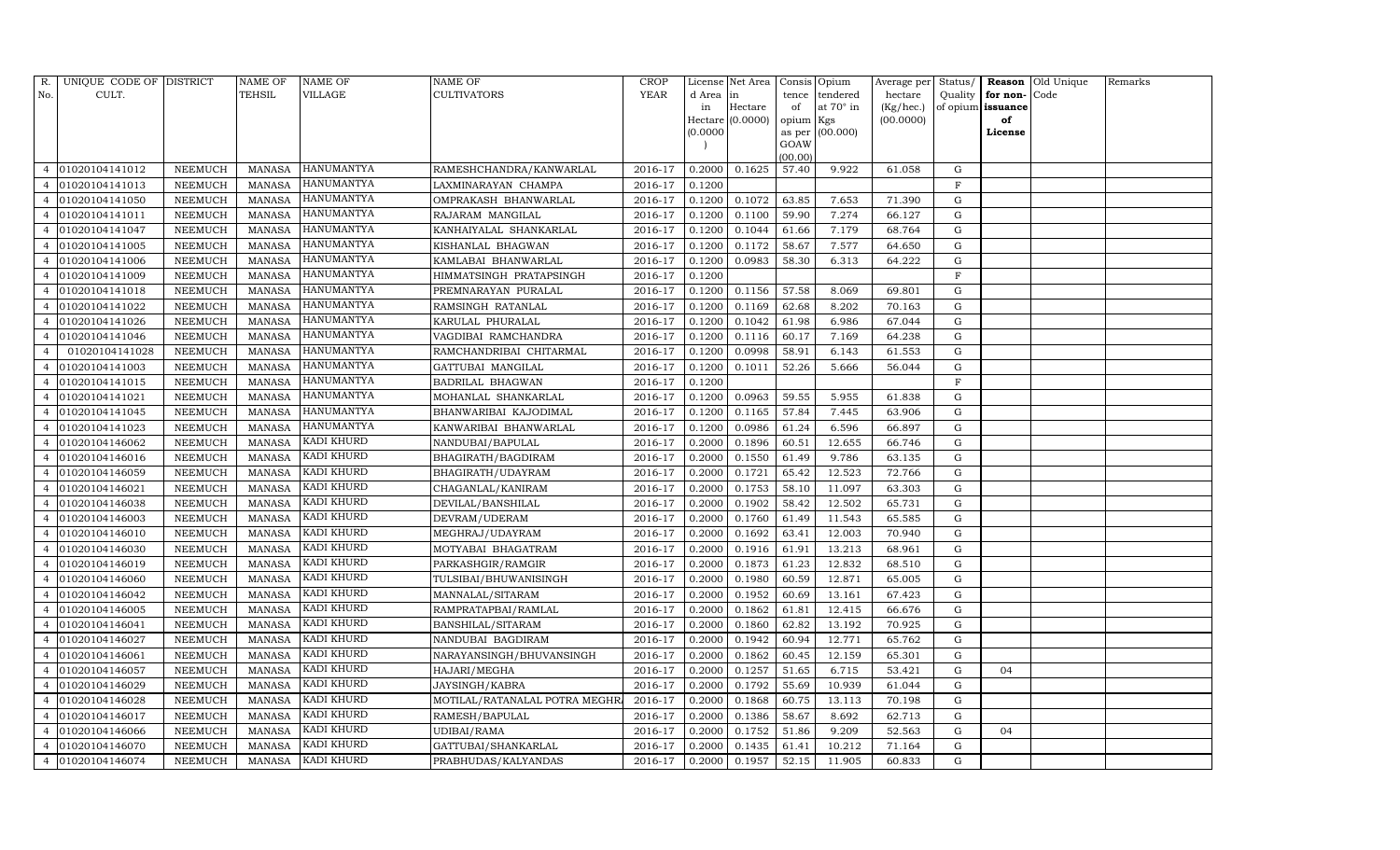| R. No. | UNIQUE CODE OF CULT. | DISTRICT | NAME OF TEHSIL | NAME OF VILLAGE | NAME OF CULTIVATORS | CROP YEAR | License d Area in Hectare (0.0000) | Net Area in Hectare (0.0000) | Consis tence of opium as per GOAW (00.00) | Opium tendered at 70° in Kgs (00.000) | Average per hectare (Kg/hec.) (00.0000) | Status/ Quality of opium | Reason for non-issuance of License | Old Unique Code | Remarks |
|---|---|---|---|---|---|---|---|---|---|---|---|---|---|---|---|
| 4 | 01020104141012 | NEEMUCH | MANASA | HANUMANTYA | RAMESHCHANDRA/KANWARLAL | 2016-17 | 0.2000 | 0.1625 | 57.40 | 9.922 | 61.058 | G | | | |
| 4 | 01020104141013 | NEEMUCH | MANASA | HANUMANTYA | LAXMINARAYAN CHAMPA | 2016-17 | 0.1200 | | | | | F | | | |
| 4 | 01020104141050 | NEEMUCH | MANASA | HANUMANTYA | OMPRAKASH BHANWARLAL | 2016-17 | 0.1200 | 0.1072 | 63.85 | 7.653 | 71.390 | G | | | |
| 4 | 01020104141011 | NEEMUCH | MANASA | HANUMANTYA | RAJARAM MANGILAL | 2016-17 | 0.1200 | 0.1100 | 59.90 | 7.274 | 66.127 | G | | | |
| 4 | 01020104141047 | NEEMUCH | MANASA | HANUMANTYA | KANHAIYALAL SHANKARLAL | 2016-17 | 0.1200 | 0.1044 | 61.66 | 7.179 | 68.764 | G | | | |
| 4 | 01020104141005 | NEEMUCH | MANASA | HANUMANTYA | KISHANLAL BHAGWAN | 2016-17 | 0.1200 | 0.1172 | 58.67 | 7.577 | 64.650 | G | | | |
| 4 | 01020104141006 | NEEMUCH | MANASA | HANUMANTYA | KAMLABAI BHANWARLAL | 2016-17 | 0.1200 | 0.0983 | 58.30 | 6.313 | 64.222 | G | | | |
| 4 | 01020104141009 | NEEMUCH | MANASA | HANUMANTYA | HIMMATSINGH PRATAPSINGH | 2016-17 | 0.1200 | | | | | F | | | |
| 4 | 01020104141018 | NEEMUCH | MANASA | HANUMANTYA | PREMNARAYAN PURALAL | 2016-17 | 0.1200 | 0.1156 | 57.58 | 8.069 | 69.801 | G | | | |
| 4 | 01020104141022 | NEEMUCH | MANASA | HANUMANTYA | RAMSINGH RATANLAL | 2016-17 | 0.1200 | 0.1169 | 62.68 | 8.202 | 70.163 | G | | | |
| 4 | 01020104141026 | NEEMUCH | MANASA | HANUMANTYA | KARULAL PHURALAL | 2016-17 | 0.1200 | 0.1042 | 61.98 | 6.986 | 67.044 | G | | | |
| 4 | 01020104141046 | NEEMUCH | MANASA | HANUMANTYA | VAGDIBAI RAMCHANDRA | 2016-17 | 0.1200 | 0.1116 | 60.17 | 7.169 | 64.238 | G | | | |
| 4 | 01020104141028 | NEEMUCH | MANASA | HANUMANTYA | RAMCHANDRIBAI CHITARMAL | 2016-17 | 0.1200 | 0.0998 | 58.91 | 6.143 | 61.553 | G | | | |
| 4 | 01020104141003 | NEEMUCH | MANASA | HANUMANTYA | GATTUBAI MANGILAL | 2016-17 | 0.1200 | 0.1011 | 52.26 | 5.666 | 56.044 | G | | | |
| 4 | 01020104141015 | NEEMUCH | MANASA | HANUMANTYA | BADRILAL BHAGWAN | 2016-17 | 0.1200 | | | | | F | | | |
| 4 | 01020104141021 | NEEMUCH | MANASA | HANUMANTYA | MOHANLAL SHANKARLAL | 2016-17 | 0.1200 | 0.0963 | 59.55 | 5.955 | 61.838 | G | | | |
| 4 | 01020104141045 | NEEMUCH | MANASA | HANUMANTYA | BHANWARIBAI KAJODIMAL | 2016-17 | 0.1200 | 0.1165 | 57.84 | 7.445 | 63.906 | G | | | |
| 4 | 01020104141023 | NEEMUCH | MANASA | HANUMANTYA | KANWARIBAI BHANWARLAL | 2016-17 | 0.1200 | 0.0986 | 61.24 | 6.596 | 66.897 | G | | | |
| 4 | 01020104146062 | NEEMUCH | MANASA | KADI KHURD | NANDUBAI/BAPULAL | 2016-17 | 0.2000 | 0.1896 | 60.51 | 12.655 | 66.746 | G | | | |
| 4 | 01020104146016 | NEEMUCH | MANASA | KADI KHURD | BHAGIRATH/BAGDIRAM | 2016-17 | 0.2000 | 0.1550 | 61.49 | 9.786 | 63.135 | G | | | |
| 4 | 01020104146059 | NEEMUCH | MANASA | KADI KHURD | BHAGIRATH/UDAYRAM | 2016-17 | 0.2000 | 0.1721 | 65.42 | 12.523 | 72.766 | G | | | |
| 4 | 01020104146021 | NEEMUCH | MANASA | KADI KHURD | CHAGANLAL/KANIRAM | 2016-17 | 0.2000 | 0.1753 | 58.10 | 11.097 | 63.303 | G | | | |
| 4 | 01020104146038 | NEEMUCH | MANASA | KADI KHURD | DEVILAL/BANSHILAL | 2016-17 | 0.2000 | 0.1902 | 58.42 | 12.502 | 65.731 | G | | | |
| 4 | 01020104146003 | NEEMUCH | MANASA | KADI KHURD | DEVRAM/UDERAM | 2016-17 | 0.2000 | 0.1760 | 61.49 | 11.543 | 65.585 | G | | | |
| 4 | 01020104146010 | NEEMUCH | MANASA | KADI KHURD | MEGHRAJ/UDAYRAM | 2016-17 | 0.2000 | 0.1692 | 63.41 | 12.003 | 70.940 | G | | | |
| 4 | 01020104146030 | NEEMUCH | MANASA | KADI KHURD | MOTYABAI BHAGATRAM | 2016-17 | 0.2000 | 0.1916 | 61.91 | 13.213 | 68.961 | G | | | |
| 4 | 01020104146019 | NEEMUCH | MANASA | KADI KHURD | PARKASHGIR/RAMGIR | 2016-17 | 0.2000 | 0.1873 | 61.23 | 12.832 | 68.510 | G | | | |
| 4 | 01020104146060 | NEEMUCH | MANASA | KADI KHURD | TULSIBAI/BHUWANISINGH | 2016-17 | 0.2000 | 0.1980 | 60.59 | 12.871 | 65.005 | G | | | |
| 4 | 01020104146042 | NEEMUCH | MANASA | KADI KHURD | MANNALAL/SITARAM | 2016-17 | 0.2000 | 0.1952 | 60.69 | 13.161 | 67.423 | G | | | |
| 4 | 01020104146005 | NEEMUCH | MANASA | KADI KHURD | RAMPRATAPBAI/RAMLAL | 2016-17 | 0.2000 | 0.1862 | 61.81 | 12.415 | 66.676 | G | | | |
| 4 | 01020104146041 | NEEMUCH | MANASA | KADI KHURD | BANSHILAL/SITARAM | 2016-17 | 0.2000 | 0.1860 | 62.82 | 13.192 | 70.925 | G | | | |
| 4 | 01020104146027 | NEEMUCH | MANASA | KADI KHURD | NANDUBAI BAGDIRAM | 2016-17 | 0.2000 | 0.1942 | 60.94 | 12.771 | 65.762 | G | | | |
| 4 | 01020104146061 | NEEMUCH | MANASA | KADI KHURD | NARAYANSINGH/BHUVANSINGH | 2016-17 | 0.2000 | 0.1862 | 60.45 | 12.159 | 65.301 | G | | | |
| 4 | 01020104146057 | NEEMUCH | MANASA | KADI KHURD | HAJARI/MEGHA | 2016-17 | 0.2000 | 0.1257 | 51.65 | 6.715 | 53.421 | G | 04 | | |
| 4 | 01020104146029 | NEEMUCH | MANASA | KADI KHURD | JAYSINGH/KABRA | 2016-17 | 0.2000 | 0.1792 | 55.69 | 10.939 | 61.044 | G | | | |
| 4 | 01020104146028 | NEEMUCH | MANASA | KADI KHURD | MOTILAL/RATANALAL POTRA MEGHR | 2016-17 | 0.2000 | 0.1868 | 60.75 | 13.113 | 70.198 | G | | | |
| 4 | 01020104146017 | NEEMUCH | MANASA | KADI KHURD | RAMESH/BAPULAL | 2016-17 | 0.2000 | 0.1386 | 58.67 | 8.692 | 62.713 | G | | | |
| 4 | 01020104146066 | NEEMUCH | MANASA | KADI KHURD | UDIBAI/RAMA | 2016-17 | 0.2000 | 0.1752 | 51.86 | 9.209 | 52.563 | G | 04 | | |
| 4 | 01020104146070 | NEEMUCH | MANASA | KADI KHURD | GATTUBAI/SHANKARLAL | 2016-17 | 0.2000 | 0.1435 | 61.41 | 10.212 | 71.164 | G | | | |
| 4 | 01020104146074 | NEEMUCH | MANASA | KADI KHURD | PRABHUDAS/KALYANDAS | 2016-17 | 0.2000 | 0.1957 | 52.15 | 11.905 | 60.833 | G | | | |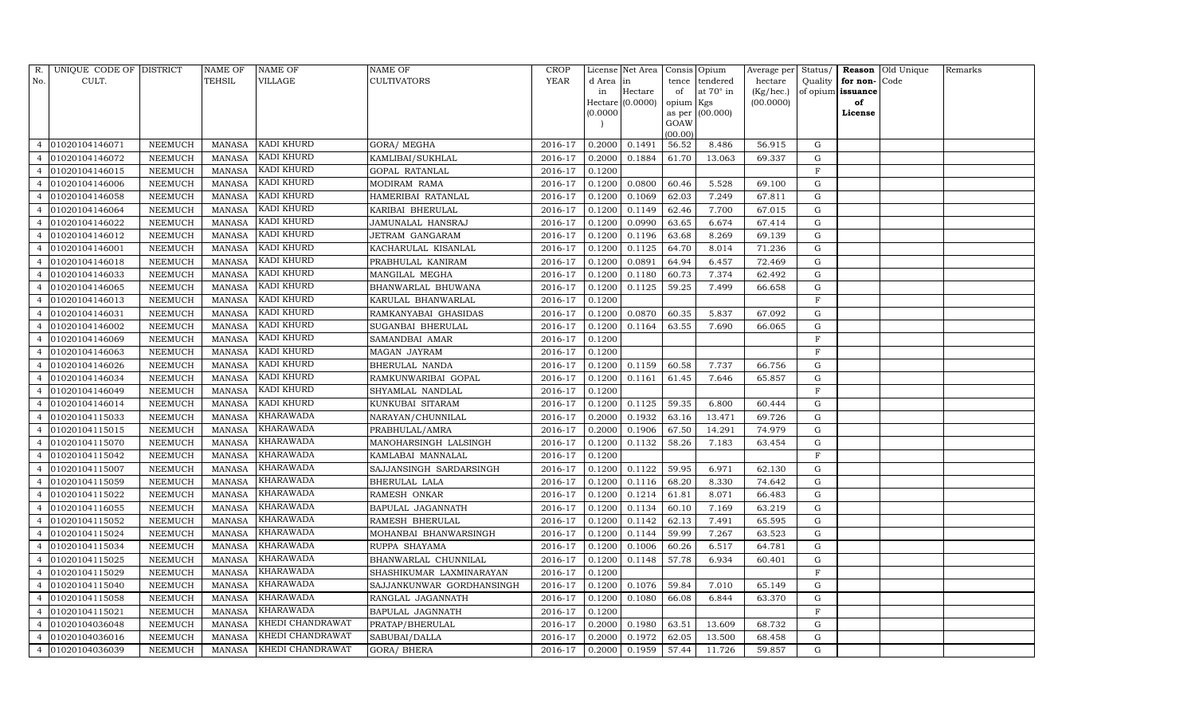| R. No. | UNIQUE CODE OF CULT. | DISTRICT | NAME OF TEHSIL | NAME OF VILLAGE | NAME OF CULTIVATORS | CROP YEAR | License d Area in Hectare (0.0000) | Net Area in Hectare (0.0000) | Consis tence of opium as per GOAW (00.00) | Opium tendered at 70° in Kgs (00.000) | Average per hectare (Kg/hec.) (00.0000) | Status/ Quality of opium | Reason for non-issuance of License | Old Unique Code | Remarks |
|---|---|---|---|---|---|---|---|---|---|---|---|---|---|---|---|
| 4 | 01020104146071 | NEEMUCH | MANASA | KADI KHURD | GORA/ MEGHA | 2016-17 | 0.2000 | 0.1491 | 56.52 | 8.486 | 56.915 | G | | | |
| 4 | 01020104146072 | NEEMUCH | MANASA | KADI KHURD | KAMLIBAI/SUKHLAL | 2016-17 | 0.2000 | 0.1884 | 61.70 | 13.063 | 69.337 | G | | | |
| 4 | 01020104146015 | NEEMUCH | MANASA | KADI KHURD | GOPAL RATANLAL | 2016-17 | 0.1200 | | | | | F | | | |
| 4 | 01020104146006 | NEEMUCH | MANASA | KADI KHURD | MODIRAM RAMA | 2016-17 | 0.1200 | 0.0800 | 60.46 | 5.528 | 69.100 | G | | | |
| 4 | 01020104146058 | NEEMUCH | MANASA | KADI KHURD | HAMERIBAI RATANLAL | 2016-17 | 0.1200 | 0.1069 | 62.03 | 7.249 | 67.811 | G | | | |
| 4 | 01020104146064 | NEEMUCH | MANASA | KADI KHURD | KARIBAI BHERULAL | 2016-17 | 0.1200 | 0.1149 | 62.46 | 7.700 | 67.015 | G | | | |
| 4 | 01020104146022 | NEEMUCH | MANASA | KADI KHURD | JAMUNALAL HANSRAJ | 2016-17 | 0.1200 | 0.0990 | 63.65 | 6.674 | 67.414 | G | | | |
| 4 | 01020104146012 | NEEMUCH | MANASA | KADI KHURD | JETRAM GANGARAM | 2016-17 | 0.1200 | 0.1196 | 63.68 | 8.269 | 69.139 | G | | | |
| 4 | 01020104146001 | NEEMUCH | MANASA | KADI KHURD | KACHARULAL KISANLAL | 2016-17 | 0.1200 | 0.1125 | 64.70 | 8.014 | 71.236 | G | | | |
| 4 | 01020104146018 | NEEMUCH | MANASA | KADI KHURD | PRABHULAL KANIRAM | 2016-17 | 0.1200 | 0.0891 | 64.94 | 6.457 | 72.469 | G | | | |
| 4 | 01020104146033 | NEEMUCH | MANASA | KADI KHURD | MANGILAL MEGHA | 2016-17 | 0.1200 | 0.1180 | 60.73 | 7.374 | 62.492 | G | | | |
| 4 | 01020104146065 | NEEMUCH | MANASA | KADI KHURD | BHANWARLAL BHUWANA | 2016-17 | 0.1200 | 0.1125 | 59.25 | 7.499 | 66.658 | G | | | |
| 4 | 01020104146013 | NEEMUCH | MANASA | KADI KHURD | KARULAL BHANWARLAL | 2016-17 | 0.1200 | | | | | F | | | |
| 4 | 01020104146031 | NEEMUCH | MANASA | KADI KHURD | RAMKANYABAI GHASIDAS | 2016-17 | 0.1200 | 0.0870 | 60.35 | 5.837 | 67.092 | G | | | |
| 4 | 01020104146002 | NEEMUCH | MANASA | KADI KHURD | SUGANBAI BHERULAL | 2016-17 | 0.1200 | 0.1164 | 63.55 | 7.690 | 66.065 | G | | | |
| 4 | 01020104146069 | NEEMUCH | MANASA | KADI KHURD | SAMANDBAI AMAR | 2016-17 | 0.1200 | | | | | F | | | |
| 4 | 01020104146063 | NEEMUCH | MANASA | KADI KHURD | MAGAN JAYRAM | 2016-17 | 0.1200 | | | | | F | | | |
| 4 | 01020104146026 | NEEMUCH | MANASA | KADI KHURD | BHERULAL NANDA | 2016-17 | 0.1200 | 0.1159 | 60.58 | 7.737 | 66.756 | G | | | |
| 4 | 01020104146034 | NEEMUCH | MANASA | KADI KHURD | RAMKUNWARIBAI GOPAL | 2016-17 | 0.1200 | 0.1161 | 61.45 | 7.646 | 65.857 | G | | | |
| 4 | 01020104146049 | NEEMUCH | MANASA | KADI KHURD | SHYAMLAL NANDLAL | 2016-17 | 0.1200 | | | | | F | | | |
| 4 | 01020104146014 | NEEMUCH | MANASA | KADI KHURD | KUNKUBAI SITARAM | 2016-17 | 0.1200 | 0.1125 | 59.35 | 6.800 | 60.444 | G | | | |
| 4 | 01020104115033 | NEEMUCH | MANASA | KHARAWADA | NARAYAN/CHUNNILAL | 2016-17 | 0.2000 | 0.1932 | 63.16 | 13.471 | 69.726 | G | | | |
| 4 | 01020104115015 | NEEMUCH | MANASA | KHARAWADA | PRABHULAL/AMRA | 2016-17 | 0.2000 | 0.1906 | 67.50 | 14.291 | 74.979 | G | | | |
| 4 | 01020104115070 | NEEMUCH | MANASA | KHARAWADA | MANOHARSINGH LALSINGH | 2016-17 | 0.1200 | 0.1132 | 58.26 | 7.183 | 63.454 | G | | | |
| 4 | 01020104115042 | NEEMUCH | MANASA | KHARAWADA | KAMLABAI MANNALAL | 2016-17 | 0.1200 | | | | | F | | | |
| 4 | 01020104115007 | NEEMUCH | MANASA | KHARAWADA | SAJJANSINGH SARDARSINGH | 2016-17 | 0.1200 | 0.1122 | 59.95 | 6.971 | 62.130 | G | | | |
| 4 | 01020104115059 | NEEMUCH | MANASA | KHARAWADA | BHERULAL LALA | 2016-17 | 0.1200 | 0.1116 | 68.20 | 8.330 | 74.642 | G | | | |
| 4 | 01020104115022 | NEEMUCH | MANASA | KHARAWADA | RAMESH ONKAR | 2016-17 | 0.1200 | 0.1214 | 61.81 | 8.071 | 66.483 | G | | | |
| 4 | 01020104116055 | NEEMUCH | MANASA | KHARAWADA | BAPULAL JAGANNATH | 2016-17 | 0.1200 | 0.1134 | 60.10 | 7.169 | 63.219 | G | | | |
| 4 | 01020104115052 | NEEMUCH | MANASA | KHARAWADA | RAMESH BHERULAL | 2016-17 | 0.1200 | 0.1142 | 62.13 | 7.491 | 65.595 | G | | | |
| 4 | 01020104115024 | NEEMUCH | MANASA | KHARAWADA | MOHANBAI BHANWARSINGH | 2016-17 | 0.1200 | 0.1144 | 59.99 | 7.267 | 63.523 | G | | | |
| 4 | 01020104115034 | NEEMUCH | MANASA | KHARAWADA | RUPPA SHAYAMA | 2016-17 | 0.1200 | 0.1006 | 60.26 | 6.517 | 64.781 | G | | | |
| 4 | 01020104115025 | NEEMUCH | MANASA | KHARAWADA | BHANWARLAL CHUNNILAL | 2016-17 | 0.1200 | 0.1148 | 57.78 | 6.934 | 60.401 | G | | | |
| 4 | 01020104115029 | NEEMUCH | MANASA | KHARAWADA | SHASHIKUMAR LAXMINARAYAN | 2016-17 | 0.1200 | | | | | F | | | |
| 4 | 01020104115040 | NEEMUCH | MANASA | KHARAWADA | SAJJANKUNWAR GORDHANSINGH | 2016-17 | 0.1200 | 0.1076 | 59.84 | 7.010 | 65.149 | G | | | |
| 4 | 01020104115058 | NEEMUCH | MANASA | KHARAWADA | RANGLAL JAGANNATH | 2016-17 | 0.1200 | 0.1080 | 66.08 | 6.844 | 63.370 | G | | | |
| 4 | 01020104115021 | NEEMUCH | MANASA | KHARAWADA | BAPULAL JAGNNATH | 2016-17 | 0.1200 | | | | | F | | | |
| 4 | 01020104036048 | NEEMUCH | MANASA | KHEDI CHANDRAWAT | PRATAP/BHERULAL | 2016-17 | 0.2000 | 0.1980 | 63.51 | 13.609 | 68.732 | G | | | |
| 4 | 01020104036016 | NEEMUCH | MANASA | KHEDI CHANDRAWAT | SABUBAI/DALLA | 2016-17 | 0.2000 | 0.1972 | 62.05 | 13.500 | 68.458 | G | | | |
| 4 | 01020104036039 | NEEMUCH | MANASA | KHEDI CHANDRAWAT | GORA/ BHERA | 2016-17 | 0.2000 | 0.1959 | 57.44 | 11.726 | 59.857 | G | | | |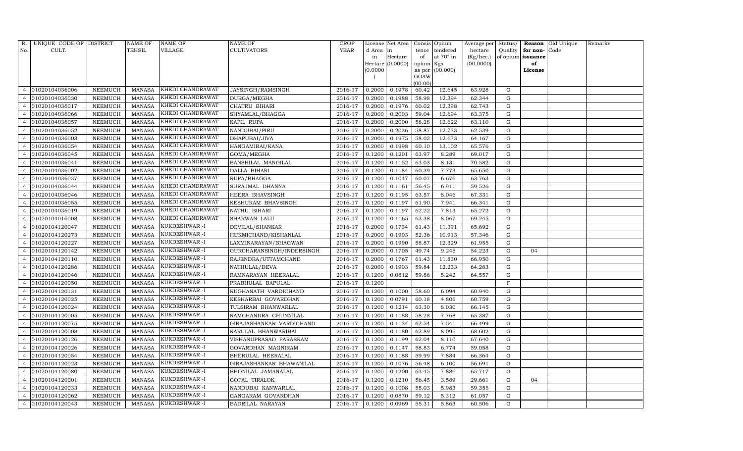| R. No. | UNIQUE CODE OF CULT. | DISTRICT | NAME OF TEHSIL | NAME OF VILLAGE | NAME OF CULTIVATORS | CROP YEAR | License d Area in Hectare (0.0000) | Net Area in Hectare (0.0000) | Consis tence of opium as per GOAW (00.00) | Opium tendered at 70° in Kgs (00.000) | Average per hectare (Kg/hec.) (00.0000) | Status/ Quality of opium | Reason for non-issuance of License | Old Unique Code | Remarks |
|---|---|---|---|---|---|---|---|---|---|---|---|---|---|---|---|
| 4 | 01020104036006 | NEEMUCH | MANASA | KHEDI CHANDRAWAT | JAYSINGH/RAMSINGH | 2016-17 | 0.2000 | 0.1978 | 60.42 | 12.645 | 63.928 | G | | | |
| 4 | 01020104036030 | NEEMUCH | MANASA | KHEDI CHANDRAWAT | DURGA/MEGHA | 2016-17 | 0.2000 | 0.1988 | 58.98 | 12.394 | 62.344 | G | | | |
| 4 | 01020104036017 | NEEMUCH | MANASA | KHEDI CHANDRAWAT | CHATRU BIHARI | 2016-17 | 0.2000 | 0.1976 | 60.02 | 12.398 | 62.743 | G | | | |
| 4 | 01020104036066 | NEEMUCH | MANASA | KHEDI CHANDRAWAT | SHYAMLAL/BHAGGA | 2016-17 | 0.2000 | 0.2003 | 59.04 | 12.694 | 63.375 | G | | | |
| 4 | 01020104036057 | NEEMUCH | MANASA | KHEDI CHANDRAWAT | KAPIL RUPA | 2016-17 | 0.2000 | 0.2000 | 58.28 | 12.622 | 63.110 | G | | | |
| 4 | 01020104036052 | NEEMUCH | MANASA | KHEDI CHANDRAWAT | NANDUBAI/PIRU | 2016-17 | 0.2000 | 0.2036 | 58.87 | 12.733 | 62.539 | G | | | |
| 4 | 01020104036003 | NEEMUCH | MANASA | KHEDI CHANDRAWAT | DHAPUBAI/JIVA | 2016-17 | 0.2000 | 0.1975 | 58.02 | 12.673 | 64.167 | G | | | |
| 4 | 01020104036054 | NEEMUCH | MANASA | KHEDI CHANDRAWAT | HANGAMIBAI/KANA | 2016-17 | 0.2000 | 0.1998 | 60.10 | 13.102 | 65.576 | G | | | |
| 4 | 01020104036045 | NEEMUCH | MANASA | KHEDI CHANDRAWAT | GOMA/MEGHA | 2016-17 | 0.1200 | 0.1201 | 63.97 | 8.289 | 69.017 | G | | | |
| 4 | 01020104036041 | NEEMUCH | MANASA | KHEDI CHANDRAWAT | BANSHILAL MANGILAL | 2016-17 | 0.1200 | 0.1152 | 63.03 | 8.131 | 70.582 | G | | | |
| 4 | 01020104036002 | NEEMUCH | MANASA | KHEDI CHANDRAWAT | DALLA BIHARI | 2016-17 | 0.1200 | 0.1184 | 60.39 | 7.773 | 65.650 | G | | | |
| 4 | 01020104036037 | NEEMUCH | MANASA | KHEDI CHANDRAWAT | RUPA/BHAGGA | 2016-17 | 0.1200 | 0.1047 | 60.07 | 6.676 | 63.763 | G | | | |
| 4 | 01020104036044 | NEEMUCH | MANASA | KHEDI CHANDRAWAT | SURAJMAL DHANNA | 2016-17 | 0.1200 | 0.1161 | 56.45 | 6.911 | 59.526 | G | | | |
| 4 | 01020104036046 | NEEMUCH | MANASA | KHEDI CHANDRAWAT | HEERA BHAVSINGH | 2016-17 | 0.1200 | 0.1195 | 63.57 | 8.046 | 67.331 | G | | | |
| 4 | 01020104036055 | NEEMUCH | MANASA | KHEDI CHANDRAWAT | KESHURAM BHAVSINGH | 2016-17 | 0.1200 | 0.1197 | 61.90 | 7.941 | 66.341 | G | | | |
| 4 | 01020104036019 | NEEMUCH | MANASA | KHEDI CHANDRAWAT | NATHU BIHARI | 2016-17 | 0.1200 | 0.1197 | 62.22 | 7.813 | 65.272 | G | | | |
| 4 | 01020104016008 | NEEMUCH | MANASA | KHEDI CHANDRAWAT | SHARWAN LALU | 2016-17 | 0.1200 | 0.1165 | 63.38 | 8.067 | 69.245 | G | | | |
| 4 | 01020104120047 | NEEMUCH | MANASA | KUKDESHWAR -I | DEVILAL/SHANKAR | 2016-17 | 0.2000 | 0.1734 | 61.43 | 11.391 | 65.692 | G | | | |
| 4 | 01020104120273 | NEEMUCH | MANASA | KUKDESHWAR -I | HUKMICHAND/KISHANLAL | 2016-17 | 0.2000 | 0.1903 | 52.36 | 10.913 | 57.346 | G | | | |
| 4 | 01020104120227 | NEEMUCH | MANASA | KUKDESHWAR -I | LAXMINARAYAN/BHAGWAN | 2016-17 | 0.2000 | 0.1990 | 58.87 | 12.329 | 61.955 | G | | | |
| 4 | 01020104120142 | NEEMUCH | MANASA | KUKDESHWAR -I | GURCHARANSINGH/INDERSINGH | 2016-17 | 0.2000 | 0.1705 | 49.74 | 9.245 | 54.223 | G | 04 | | |
| 4 | 01020104120110 | NEEMUCH | MANASA | KUKDESHWAR -I | RAJENDRA/UTTAMCHAND | 2016-17 | 0.2000 | 0.1767 | 61.43 | 11.830 | 66.950 | G | | | |
| 4 | 01020104120286 | NEEMUCH | MANASA | KUKDESHWAR -I | NATHULAL/DEVA | 2016-17 | 0.2000 | 0.1903 | 59.84 | 12.233 | 64.283 | G | | | |
| 4 | 01020104120046 | NEEMUCH | MANASA | KUKDESHWAR -I | RAMNARAYAN HEERALAL | 2016-17 | 0.1200 | 0.0812 | 59.86 | 5.242 | 64.557 | G | | | |
| 4 | 01020104120050 | NEEMUCH | MANASA | KUKDESHWAR -I | PRABHULAL BAPULAL | 2016-17 | 0.1200 | | | | | F | | | |
| 4 | 01020104120131 | NEEMUCH | MANASA | KUKDESHWAR -I | RUGHANATH VARDICHAND | 2016-17 | 0.1200 | 0.1000 | 58.60 | 6.094 | 60.940 | G | | | |
| 4 | 01020104120025 | NEEMUCH | MANASA | KUKDESHWAR -I | KESHARBAI GOVARDHAN | 2016-17 | 0.1200 | 0.0791 | 60.18 | 4.806 | 60.759 | G | | | |
| 4 | 01020104120024 | NEEMUCH | MANASA | KUKDESHWAR -I | TULSIRAM BHANWARLAL | 2016-17 | 0.1200 | 0.1214 | 63.30 | 8.030 | 66.145 | G | | | |
| 4 | 01020104120005 | NEEMUCH | MANASA | KUKDESHWAR -I | RAMCHANDRA CHUNNILAL | 2016-17 | 0.1200 | 0.1188 | 58.28 | 7.768 | 65.387 | G | | | |
| 4 | 01020104120075 | NEEMUCH | MANASA | KUKDESHWAR -I | GIRAJASHANKAR VARDICHAND | 2016-17 | 0.1200 | 0.1134 | 62.54 | 7.541 | 66.499 | G | | | |
| 4 | 01020104120008 | NEEMUCH | MANASA | KUKDESHWAR -I | KARULAL BHANWARIBAI | 2016-17 | 0.1200 | 0.1180 | 62.89 | 8.095 | 68.602 | G | | | |
| 4 | 01020104120126 | NEEMUCH | MANASA | KUKDESHWAR -I | VISHANUPRASAD PARASRAM | 2016-17 | 0.1200 | 0.1199 | 62.04 | 8.110 | 67.640 | G | | | |
| 4 | 01020104120026 | NEEMUCH | MANASA | KUKDESHWAR -I | GOVARDHAN MAGNIRAM | 2016-17 | 0.1200 | 0.1147 | 58.83 | 6.774 | 59.058 | G | | | |
| 4 | 01020104120054 | NEEMUCH | MANASA | KUKDESHWAR -I | BHERULAL HEERALAL | 2016-17 | 0.1200 | 0.1188 | 59.99 | 7.884 | 66.364 | G | | | |
| 4 | 01020104120023 | NEEMUCH | MANASA | KUKDESHWAR -I | GIRAJASHANKAR BHAWANILAL | 2016-17 | 0.1200 | 0.1076 | 56.48 | 6.100 | 56.691 | G | | | |
| 4 | 01020104120080 | NEEMUCH | MANASA | KUKDESHWAR -I | BHONILAL JAMANALAL | 2016-17 | 0.1200 | 0.1200 | 63.45 | 7.886 | 65.717 | G | | | |
| 4 | 01020104120001 | NEEMUCH | MANASA | KUKDESHWAR -I | GOPAL TIRALOK | 2016-17 | 0.1200 | 0.1210 | 56.45 | 3.589 | 29.661 | G | 04 | | |
| 4 | 01020104120033 | NEEMUCH | MANASA | KUKDESHWAR -I | NANDUBAI KANWARLAL | 2016-17 | 0.1200 | 0.1008 | 55.03 | 5.983 | 59.355 | G | | | |
| 4 | 01020104120062 | NEEMUCH | MANASA | KUKDESHWAR -I | GANGARAM GOVARDHAN | 2016-17 | 0.1200 | 0.0870 | 59.12 | 5.312 | 61.057 | G | | | |
| 4 | 01020104120043 | NEEMUCH | MANASA | KUKDESHWAR -I | BADRILAL NARAYAN | 2016-17 | 0.1200 | 0.0969 | 55.31 | 5.863 | 60.506 | G | | | |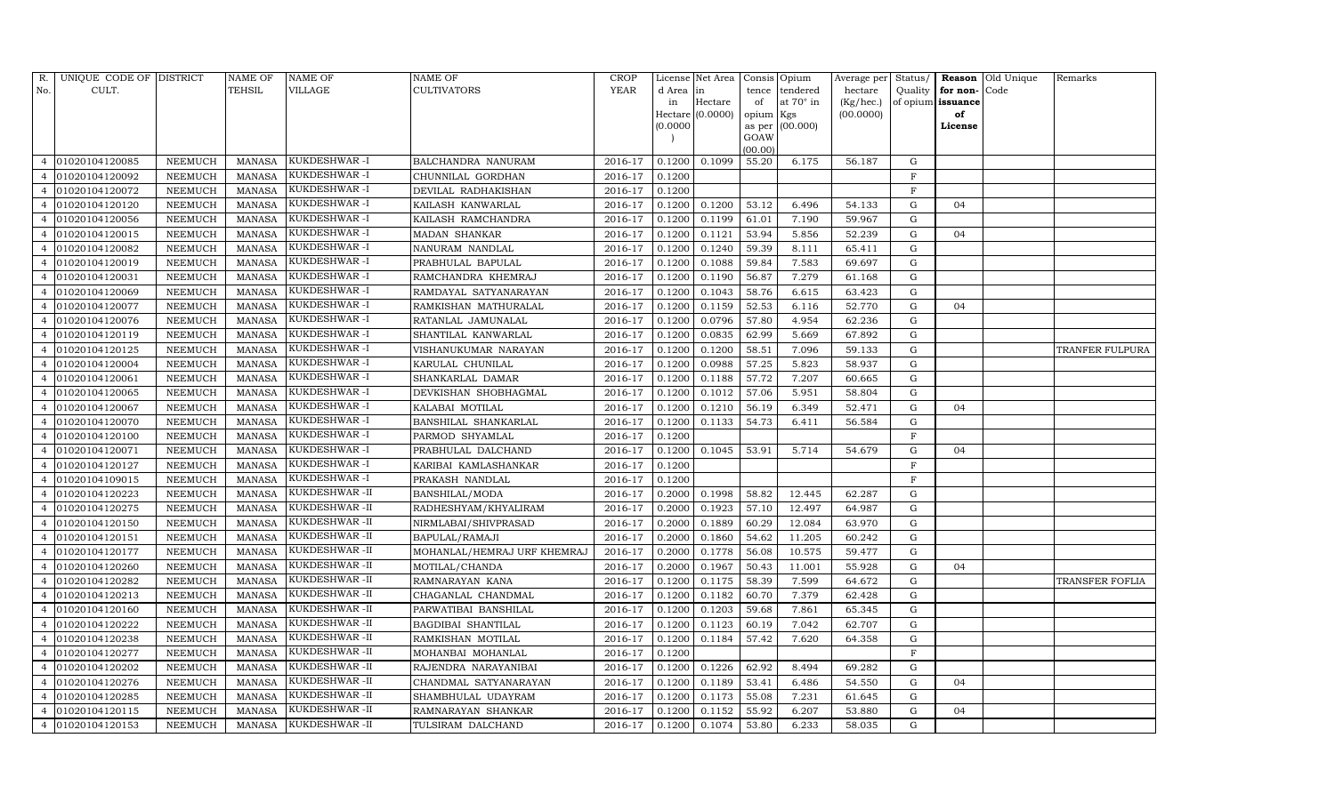| R. No. | UNIQUE CODE OF CULT. | DISTRICT | NAME OF TEHSIL | NAME OF VILLAGE | NAME OF CULTIVATORS | CROP YEAR | License d Area in Hectare (0.0000) | Net Area in Hectare (0.0000) | Consis tence of opium as per GOAW (00.00) | Opium tendered at 70° in Kgs (00.000) | Average per hectare (Kg/hec.) (00.0000) | Status/ Quality of opium | Reason for non-issuance of License | Old Unique Code | Remarks |
|---|---|---|---|---|---|---|---|---|---|---|---|---|---|---|---|
| 4 | 01020104120085 | NEEMUCH | MANASA | KUKDESHWAR -I | BALCHANDRA NANURAM | 2016-17 | 0.1200 | 0.1099 | 55.20 | 6.175 | 56.187 | G | | | |
| 4 | 01020104120092 | NEEMUCH | MANASA | KUKDESHWAR -I | CHUNNILAL GORDHAN | 2016-17 | 0.1200 | | | | | F | | | |
| 4 | 01020104120072 | NEEMUCH | MANASA | KUKDESHWAR -I | DEVILAL RADHAKISHAN | 2016-17 | 0.1200 | | | | | F | | | |
| 4 | 01020104120120 | NEEMUCH | MANASA | KUKDESHWAR -I | KAILASH KANWARLAL | 2016-17 | 0.1200 | 0.1200 | 53.12 | 6.496 | 54.133 | G | 04 | | |
| 4 | 01020104120056 | NEEMUCH | MANASA | KUKDESHWAR -I | KAILASH RAMCHANDRA | 2016-17 | 0.1200 | 0.1199 | 61.01 | 7.190 | 59.967 | G | | | |
| 4 | 01020104120015 | NEEMUCH | MANASA | KUKDESHWAR -I | MADAN SHANKAR | 2016-17 | 0.1200 | 0.1121 | 53.94 | 5.856 | 52.239 | G | 04 | | |
| 4 | 01020104120082 | NEEMUCH | MANASA | KUKDESHWAR -I | NANURAM NANDLAL | 2016-17 | 0.1200 | 0.1240 | 59.39 | 8.111 | 65.411 | G | | | |
| 4 | 01020104120019 | NEEMUCH | MANASA | KUKDESHWAR -I | PRABHULAL BAPULAL | 2016-17 | 0.1200 | 0.1088 | 59.84 | 7.583 | 69.697 | G | | | |
| 4 | 01020104120031 | NEEMUCH | MANASA | KUKDESHWAR -I | RAMCHANDRA KHEMRAJ | 2016-17 | 0.1200 | 0.1190 | 56.87 | 7.279 | 61.168 | G | | | |
| 4 | 01020104120069 | NEEMUCH | MANASA | KUKDESHWAR -I | RAMDAYAL SATYANARAYAN | 2016-17 | 0.1200 | 0.1043 | 58.76 | 6.615 | 63.423 | G | | | |
| 4 | 01020104120077 | NEEMUCH | MANASA | KUKDESHWAR -I | RAMKISHAN MATHURALAL | 2016-17 | 0.1200 | 0.1159 | 52.53 | 6.116 | 52.770 | G | 04 | | |
| 4 | 01020104120076 | NEEMUCH | MANASA | KUKDESHWAR -I | RATANLAL JAMUNALAL | 2016-17 | 0.1200 | 0.0796 | 57.80 | 4.954 | 62.236 | G | | | |
| 4 | 01020104120119 | NEEMUCH | MANASA | KUKDESHWAR -I | SHANTILAL KANWARLAL | 2016-17 | 0.1200 | 0.0835 | 62.99 | 5.669 | 67.892 | G | | | |
| 4 | 01020104120125 | NEEMUCH | MANASA | KUKDESHWAR -I | VISHANUKUMAR NARAYAN | 2016-17 | 0.1200 | 0.1200 | 58.51 | 7.096 | 59.133 | G | | | TRANFER FULPURA |
| 4 | 01020104120004 | NEEMUCH | MANASA | KUKDESHWAR -I | KARULAL CHUNILAL | 2016-17 | 0.1200 | 0.0988 | 57.25 | 5.823 | 58.937 | G | | | |
| 4 | 01020104120061 | NEEMUCH | MANASA | KUKDESHWAR -I | SHANKARLAL DAMAR | 2016-17 | 0.1200 | 0.1188 | 57.72 | 7.207 | 60.665 | G | | | |
| 4 | 01020104120065 | NEEMUCH | MANASA | KUKDESHWAR -I | DEVKISHAN SHOBHAGMAL | 2016-17 | 0.1200 | 0.1012 | 57.06 | 5.951 | 58.804 | G | | | |
| 4 | 01020104120067 | NEEMUCH | MANASA | KUKDESHWAR -I | KALABAI MOTILAL | 2016-17 | 0.1200 | 0.1210 | 56.19 | 6.349 | 52.471 | G | 04 | | |
| 4 | 01020104120070 | NEEMUCH | MANASA | KUKDESHWAR -I | BANSHILAL SHANKARLAL | 2016-17 | 0.1200 | 0.1133 | 54.73 | 6.411 | 56.584 | G | | | |
| 4 | 01020104120100 | NEEMUCH | MANASA | KUKDESHWAR -I | PARMOD SHYAMLAL | 2016-17 | 0.1200 | | | | | F | | | |
| 4 | 01020104120071 | NEEMUCH | MANASA | KUKDESHWAR -I | PRABHULAL DALCHAND | 2016-17 | 0.1200 | 0.1045 | 53.91 | 5.714 | 54.679 | G | 04 | | |
| 4 | 01020104120127 | NEEMUCH | MANASA | KUKDESHWAR -I | KARIBAI KAMLASHANKAR | 2016-17 | 0.1200 | | | | | F | | | |
| 4 | 01020104109015 | NEEMUCH | MANASA | KUKDESHWAR -I | PRAKASH NANDLAL | 2016-17 | 0.1200 | | | | | F | | | |
| 4 | 01020104120223 | NEEMUCH | MANASA | KUKDESHWAR -II | BANSHILAL/MODA | 2016-17 | 0.2000 | 0.1998 | 58.82 | 12.445 | 62.287 | G | | | |
| 4 | 01020104120275 | NEEMUCH | MANASA | KUKDESHWAR -II | RADHESHYAM/KHYALIRAM | 2016-17 | 0.2000 | 0.1923 | 57.10 | 12.497 | 64.987 | G | | | |
| 4 | 01020104120150 | NEEMUCH | MANASA | KUKDESHWAR -II | NIRMLABAI/SHIVPRASAD | 2016-17 | 0.2000 | 0.1889 | 60.29 | 12.084 | 63.970 | G | | | |
| 4 | 01020104120151 | NEEMUCH | MANASA | KUKDESHWAR -II | BAPULAL/RAMAJI | 2016-17 | 0.2000 | 0.1860 | 54.62 | 11.205 | 60.242 | G | | | |
| 4 | 01020104120177 | NEEMUCH | MANASA | KUKDESHWAR -II | MOHANLAL/HEMRAJ URF KHEMRAJ | 2016-17 | 0.2000 | 0.1778 | 56.08 | 10.575 | 59.477 | G | | | |
| 4 | 01020104120260 | NEEMUCH | MANASA | KUKDESHWAR -II | MOTILAL/CHANDA | 2016-17 | 0.2000 | 0.1967 | 50.43 | 11.001 | 55.928 | G | 04 | | |
| 4 | 01020104120282 | NEEMUCH | MANASA | KUKDESHWAR -II | RAMNARAYAN KANA | 2016-17 | 0.1200 | 0.1175 | 58.39 | 7.599 | 64.672 | G | | | TRANSFER FOFLIA |
| 4 | 01020104120213 | NEEMUCH | MANASA | KUKDESHWAR -II | CHAGANLAL CHANDMAL | 2016-17 | 0.1200 | 0.1182 | 60.70 | 7.379 | 62.428 | G | | | |
| 4 | 01020104120160 | NEEMUCH | MANASA | KUKDESHWAR -II | PARWATIBAI BANSHILAL | 2016-17 | 0.1200 | 0.1203 | 59.68 | 7.861 | 65.345 | G | | | |
| 4 | 01020104120222 | NEEMUCH | MANASA | KUKDESHWAR -II | BAGDIBAI SHANTILAL | 2016-17 | 0.1200 | 0.1123 | 60.19 | 7.042 | 62.707 | G | | | |
| 4 | 01020104120238 | NEEMUCH | MANASA | KUKDESHWAR -II | RAMKISHAN MOTILAL | 2016-17 | 0.1200 | 0.1184 | 57.42 | 7.620 | 64.358 | G | | | |
| 4 | 01020104120277 | NEEMUCH | MANASA | KUKDESHWAR -II | MOHANBAI MOHANLAL | 2016-17 | 0.1200 | | | | | F | | | |
| 4 | 01020104120202 | NEEMUCH | MANASA | KUKDESHWAR -II | RAJENDRA NARAYANIBAI | 2016-17 | 0.1200 | 0.1226 | 62.92 | 8.494 | 69.282 | G | | | |
| 4 | 01020104120276 | NEEMUCH | MANASA | KUKDESHWAR -II | CHANDMAL SATYANARAYAN | 2016-17 | 0.1200 | 0.1189 | 53.41 | 6.486 | 54.550 | G | 04 | | |
| 4 | 01020104120285 | NEEMUCH | MANASA | KUKDESHWAR -II | SHAMBHULAL UDAYRAM | 2016-17 | 0.1200 | 0.1173 | 55.08 | 7.231 | 61.645 | G | | | |
| 4 | 01020104120115 | NEEMUCH | MANASA | KUKDESHWAR -II | RAMNARAYAN SHANKAR | 2016-17 | 0.1200 | 0.1152 | 55.92 | 6.207 | 53.880 | G | 04 | | |
| 4 | 01020104120153 | NEEMUCH | MANASA | KUKDESHWAR -II | TULSIRAM DALCHAND | 2016-17 | 0.1200 | 0.1074 | 53.80 | 6.233 | 58.035 | G | | | |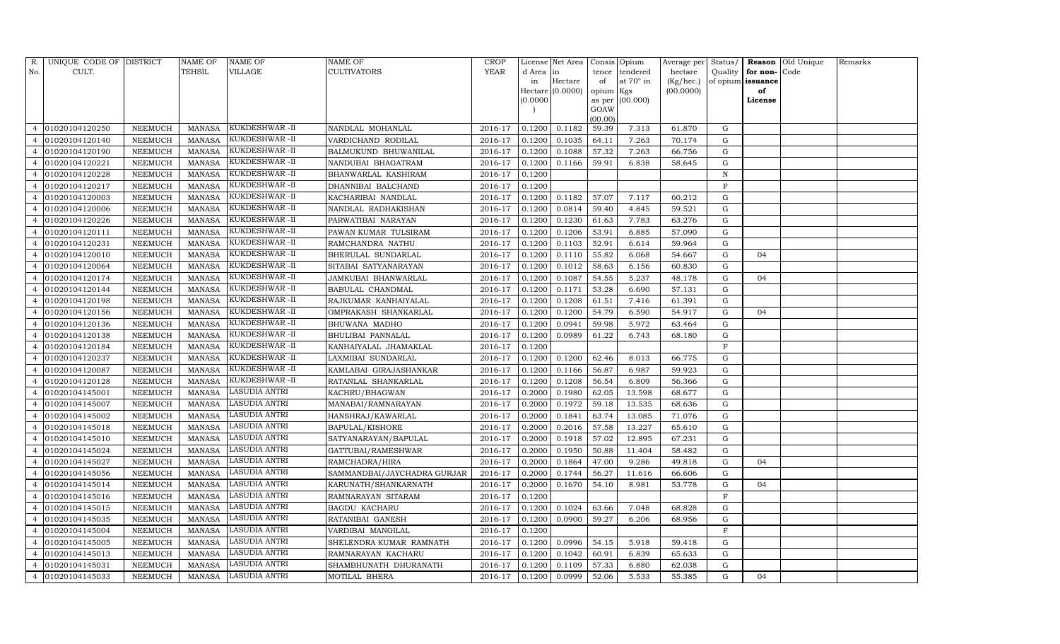| R. No. | UNIQUE CODE OF CULT. | DISTRICT | NAME OF TEHSIL | NAME OF VILLAGE | NAME OF CULTIVATORS | CROP YEAR | License d Area in Hectare (0.0000) | Net Area in Hectare (0.0000) | Consis tence of opium as per GOAW (00.00) | Opium tendered at 70° in Kgs (00.000) | Average per hectare (Kg/hec.) (00.0000) | Status/ Quality of opium | Reason for non-issuance of License | Old Unique Code | Remarks |
|---|---|---|---|---|---|---|---|---|---|---|---|---|---|---|---|
| 4 | 01020104120250 | NEEMUCH | MANASA | KUKDESHWAR -II | NANDLAL MOHANLAL | 2016-17 | 0.1200 | 0.1182 | 59.39 | 7.313 | 61.870 | G | | | |
| 4 | 01020104120140 | NEEMUCH | MANASA | KUKDESHWAR -II | VARDICHAND RODILAL | 2016-17 | 0.1200 | 0.1035 | 64.11 | 7.263 | 70.174 | G | | | |
| 4 | 01020104120190 | NEEMUCH | MANASA | KUKDESHWAR -II | BALMUKUND BHUWANILAL | 2016-17 | 0.1200 | 0.1088 | 57.32 | 7.263 | 66.756 | G | | | |
| 4 | 01020104120221 | NEEMUCH | MANASA | KUKDESHWAR -II | NANDUBAI BHAGATRAM | 2016-17 | 0.1200 | 0.1166 | 59.91 | 6.838 | 58.645 | G | | | |
| 4 | 01020104120228 | NEEMUCH | MANASA | KUKDESHWAR -II | BHANWARLAL KASHIRAM | 2016-17 | 0.1200 | | | | | N | | | |
| 4 | 01020104120217 | NEEMUCH | MANASA | KUKDESHWAR -II | DHANNIBAI BALCHAND | 2016-17 | 0.1200 | | | | | F | | | |
| 4 | 01020104120003 | NEEMUCH | MANASA | KUKDESHWAR -II | KACHARIBAI NANDLAL | 2016-17 | 0.1200 | 0.1182 | 57.07 | 7.117 | 60.212 | G | | | |
| 4 | 01020104120006 | NEEMUCH | MANASA | KUKDESHWAR -II | NANDLAL RADHAKISHAN | 2016-17 | 0.1200 | 0.0814 | 59.40 | 4.845 | 59.521 | G | | | |
| 4 | 01020104120226 | NEEMUCH | MANASA | KUKDESHWAR -II | PARWATIBAI NARAYAN | 2016-17 | 0.1200 | 0.1230 | 61.63 | 7.783 | 63.276 | G | | | |
| 4 | 01020104120111 | NEEMUCH | MANASA | KUKDESHWAR -II | PAWAN KUMAR TULSIRAM | 2016-17 | 0.1200 | 0.1206 | 53.91 | 6.885 | 57.090 | G | | | |
| 4 | 01020104120231 | NEEMUCH | MANASA | KUKDESHWAR -II | RAMCHANDRA NATHU | 2016-17 | 0.1200 | 0.1103 | 52.91 | 6.614 | 59.964 | G | | | |
| 4 | 01020104120010 | NEEMUCH | MANASA | KUKDESHWAR -II | BHERULAL SUNDARLAL | 2016-17 | 0.1200 | 0.1110 | 55.82 | 6.068 | 54.667 | G | 04 | | |
| 4 | 01020104120064 | NEEMUCH | MANASA | KUKDESHWAR -II | SITABAI SATYANARAYAN | 2016-17 | 0.1200 | 0.1012 | 58.63 | 6.156 | 60.830 | G | | | |
| 4 | 01020104120174 | NEEMUCH | MANASA | KUKDESHWAR -II | JAMKUBAI BHANWARLAL | 2016-17 | 0.1200 | 0.1087 | 54.55 | 5.237 | 48.178 | G | 04 | | |
| 4 | 01020104120144 | NEEMUCH | MANASA | KUKDESHWAR -II | BABULAL CHANDMAL | 2016-17 | 0.1200 | 0.1171 | 53.28 | 6.690 | 57.131 | G | | | |
| 4 | 01020104120198 | NEEMUCH | MANASA | KUKDESHWAR -II | RAJKUMAR KANHAIYALAL | 2016-17 | 0.1200 | 0.1208 | 61.51 | 7.416 | 61.391 | G | | | |
| 4 | 01020104120156 | NEEMUCH | MANASA | KUKDESHWAR -II | OMPRAKASH SHANKARLAL | 2016-17 | 0.1200 | 0.1200 | 54.79 | 6.590 | 54.917 | G | 04 | | |
| 4 | 01020104120136 | NEEMUCH | MANASA | KUKDESHWAR -II | BHUWANA MADHO | 2016-17 | 0.1200 | 0.0941 | 59.98 | 5.972 | 63.464 | G | | | |
| 4 | 01020104120138 | NEEMUCH | MANASA | KUKDESHWAR -II | BHULIBAI PANNALAL | 2016-17 | 0.1200 | 0.0989 | 61.22 | 6.743 | 68.180 | G | | | |
| 4 | 01020104120184 | NEEMUCH | MANASA | KUKDESHWAR -II | KANHAIYALAL JHAMAKLAL | 2016-17 | 0.1200 | | | | | F | | | |
| 4 | 01020104120237 | NEEMUCH | MANASA | KUKDESHWAR -II | LAXMIBAI SUNDARLAL | 2016-17 | 0.1200 | 0.1200 | 62.46 | 8.013 | 66.775 | G | | | |
| 4 | 01020104120087 | NEEMUCH | MANASA | KUKDESHWAR -II | KAMLABAI GIRAJASHANKAR | 2016-17 | 0.1200 | 0.1166 | 56.87 | 6.987 | 59.923 | G | | | |
| 4 | 01020104120128 | NEEMUCH | MANASA | KUKDESHWAR -II | RATANLAL SHANKARLAL | 2016-17 | 0.1200 | 0.1208 | 56.54 | 6.809 | 56.366 | G | | | |
| 4 | 01020104145001 | NEEMUCH | MANASA | LASUDIA ANTRI | KACHRU/BHAGWAN | 2016-17 | 0.2000 | 0.1980 | 62.05 | 13.598 | 68.677 | G | | | |
| 4 | 01020104145007 | NEEMUCH | MANASA | LASUDIA ANTRI | MANABAI/RAMNARAYAN | 2016-17 | 0.2000 | 0.1972 | 59.18 | 13.535 | 68.636 | G | | | |
| 4 | 01020104145002 | NEEMUCH | MANASA | LASUDIA ANTRI | HANSHRAJ/KAWARLAL | 2016-17 | 0.2000 | 0.1841 | 63.74 | 13.085 | 71.076 | G | | | |
| 4 | 01020104145018 | NEEMUCH | MANASA | LASUDIA ANTRI | BAPULAL/KISHORE | 2016-17 | 0.2000 | 0.2016 | 57.58 | 13.227 | 65.610 | G | | | |
| 4 | 01020104145010 | NEEMUCH | MANASA | LASUDIA ANTRI | SATYANARAYAN/BAPULAL | 2016-17 | 0.2000 | 0.1918 | 57.02 | 12.895 | 67.231 | G | | | |
| 4 | 01020104145024 | NEEMUCH | MANASA | LASUDIA ANTRI | GATTUBAI/RAMESHWAR | 2016-17 | 0.2000 | 0.1950 | 50.88 | 11.404 | 58.482 | G | | | |
| 4 | 01020104145027 | NEEMUCH | MANASA | LASUDIA ANTRI | RAMCHADRA/HIRA | 2016-17 | 0.2000 | 0.1864 | 47.00 | 9.286 | 49.818 | G | 04 | | |
| 4 | 01020104145056 | NEEMUCH | MANASA | LASUDIA ANTRI | SAMMANDBAI/JAYCHADRA GURJAR | 2016-17 | 0.2000 | 0.1744 | 56.27 | 11.616 | 66.606 | G | | | |
| 4 | 01020104145014 | NEEMUCH | MANASA | LASUDIA ANTRI | KARUNATH/SHANKARNATH | 2016-17 | 0.2000 | 0.1670 | 54.10 | 8.981 | 53.778 | G | 04 | | |
| 4 | 01020104145016 | NEEMUCH | MANASA | LASUDIA ANTRI | RAMNARAYAN SITARAM | 2016-17 | 0.1200 | | | | | F | | | |
| 4 | 01020104145015 | NEEMUCH | MANASA | LASUDIA ANTRI | BAGDU KACHARU | 2016-17 | 0.1200 | 0.1024 | 63.66 | 7.048 | 68.828 | G | | | |
| 4 | 01020104145035 | NEEMUCH | MANASA | LASUDIA ANTRI | RATANIBAI GANESH | 2016-17 | 0.1200 | 0.0900 | 59.27 | 6.206 | 68.956 | G | | | |
| 4 | 01020104145004 | NEEMUCH | MANASA | LASUDIA ANTRI | VARDIBAI MANGILAL | 2016-17 | 0.1200 | | | | | F | | | |
| 4 | 01020104145005 | NEEMUCH | MANASA | LASUDIA ANTRI | SHELENDRA KUMAR RAMNATH | 2016-17 | 0.1200 | 0.0996 | 54.15 | 5.918 | 59.418 | G | | | |
| 4 | 01020104145013 | NEEMUCH | MANASA | LASUDIA ANTRI | RAMNARAYAN KACHARU | 2016-17 | 0.1200 | 0.1042 | 60.91 | 6.839 | 65.633 | G | | | |
| 4 | 01020104145031 | NEEMUCH | MANASA | LASUDIA ANTRI | SHAMBHUNATH DHURANATH | 2016-17 | 0.1200 | 0.1109 | 57.33 | 6.880 | 62.038 | G | | | |
| 4 | 01020104145033 | NEEMUCH | MANASA | LASUDIA ANTRI | MOTILAL BHERA | 2016-17 | 0.1200 | 0.0999 | 52.06 | 5.533 | 55.385 | G | 04 | | |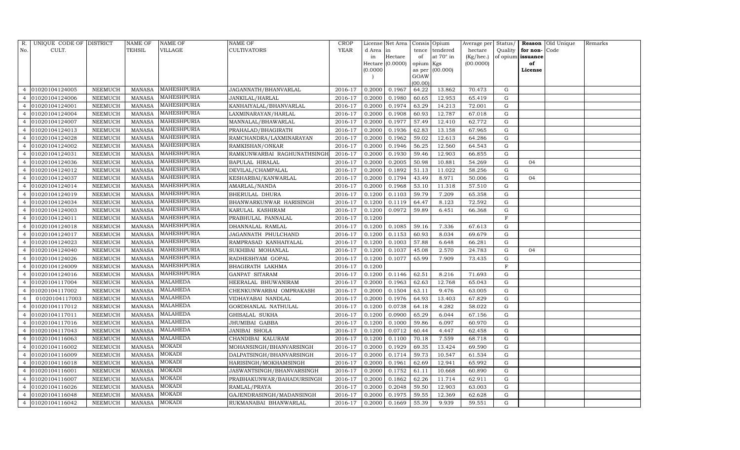| R. No. | UNIQUE CODE OF CULT. | DISTRICT | NAME OF TEHSIL | NAME OF VILLAGE | NAME OF CULTIVATORS | CROP YEAR | License d Area in Hectare (0.0000) | Net Area in Hectare (0.0000) | Consis tence of opium as per GOAW (00.00) | Opium tendered at 70° in Kgs (00.000) | Average per hectare (Kg/hec.) (00.0000) | Status/ Quality of opium | Reason for non-issuance of License | Old Unique Code | Remarks |
|---|---|---|---|---|---|---|---|---|---|---|---|---|---|---|---|
| 4 | 01020104124005 | NEEMUCH | MANASA | MAHESHPURIA | JAGANNATH/BHANVARLAL | 2016-17 | 0.2000 | 0.1967 | 64.22 | 13.862 | 70.473 | G | | | |
| 4 | 01020104124006 | NEEMUCH | MANASA | MAHESHPURIA | JANKILAL/HARLAL | 2016-17 | 0.2000 | 0.1980 | 60.65 | 12.953 | 65.419 | G | | | |
| 4 | 01020104124001 | NEEMUCH | MANASA | MAHESHPURIA | KANHAIYALAL/BHANVARLAL | 2016-17 | 0.2000 | 0.1974 | 63.29 | 14.213 | 72.001 | G | | | |
| 4 | 01020104124004 | NEEMUCH | MANASA | MAHESHPURIA | LAXMINARAYAN/HARLAL | 2016-17 | 0.2000 | 0.1908 | 60.93 | 12.787 | 67.018 | G | | | |
| 4 | 01020104124007 | NEEMUCH | MANASA | MAHESHPURIA | MANNALAL/BHAWARLAL | 2016-17 | 0.2000 | 0.1977 | 57.49 | 12.410 | 62.772 | G | | | |
| 4 | 01020104124013 | NEEMUCH | MANASA | MAHESHPURIA | PRAHALAD/BHAGIRATH | 2016-17 | 0.2000 | 0.1936 | 62.83 | 13.158 | 67.965 | G | | | |
| 4 | 01020104124028 | NEEMUCH | MANASA | MAHESHPURIA | RAMCHANDRA/LAXMINARAYAN | 2016-17 | 0.2000 | 0.1962 | 59.02 | 12.613 | 64.286 | G | | | |
| 4 | 01020104124002 | NEEMUCH | MANASA | MAHESHPURIA | RAMKISHAN/ONKAR | 2016-17 | 0.2000 | 0.1946 | 56.25 | 12.560 | 64.543 | G | | | |
| 4 | 01020104124031 | NEEMUCH | MANASA | MAHESHPURIA | RAMKUNWARBAI RAGHUNATHSINGH | 2016-17 | 0.2000 | 0.1930 | 59.46 | 12.903 | 66.855 | G | | | |
| 4 | 01020104124036 | NEEMUCH | MANASA | MAHESHPURIA | BAPULAL HIRALAL | 2016-17 | 0.2000 | 0.2005 | 50.98 | 10.881 | 54.269 | G | 04 | | |
| 4 | 01020104124012 | NEEMUCH | MANASA | MAHESHPURIA | DEVILAL/CHAMPALAL | 2016-17 | 0.2000 | 0.1892 | 51.13 | 11.022 | 58.256 | G | | | |
| 4 | 01020104124037 | NEEMUCH | MANASA | MAHESHPURIA | KESHARBAI/KANWARLAL | 2016-17 | 0.2000 | 0.1794 | 43.49 | 8.971 | 50.006 | G | 04 | | |
| 4 | 01020104124014 | NEEMUCH | MANASA | MAHESHPURIA | AMARLAL/NANDA | 2016-17 | 0.2000 | 0.1968 | 53.10 | 11.318 | 57.510 | G | | | |
| 4 | 01020104124019 | NEEMUCH | MANASA | MAHESHPURIA | BHERULAL DHURA | 2016-17 | 0.1200 | 0.1103 | 59.79 | 7.209 | 65.358 | G | | | |
| 4 | 01020104124034 | NEEMUCH | MANASA | MAHESHPURIA | BHANWARKUNWAR HARISINGH | 2016-17 | 0.1200 | 0.1119 | 64.47 | 8.123 | 72.592 | G | | | |
| 4 | 01020104124003 | NEEMUCH | MANASA | MAHESHPURIA | KARULAL KASHIRAM | 2016-17 | 0.1200 | 0.0972 | 59.89 | 6.451 | 66.368 | G | | | |
| 4 | 01020104124011 | NEEMUCH | MANASA | MAHESHPURIA | PRABHULAL PANNALAL | 2016-17 | 0.1200 | | | | | F | | | |
| 4 | 01020104124018 | NEEMUCH | MANASA | MAHESHPURIA | DHANNALAL RAMLAL | 2016-17 | 0.1200 | 0.1085 | 59.16 | 7.336 | 67.613 | G | | | |
| 4 | 01020104124017 | NEEMUCH | MANASA | MAHESHPURIA | JAGANNATH PHULCHAND | 2016-17 | 0.1200 | 0.1153 | 60.93 | 8.034 | 69.679 | G | | | |
| 4 | 01020104124023 | NEEMUCH | MANASA | MAHESHPURIA | RAMPRASAD KANHAIYALAL | 2016-17 | 0.1200 | 0.1003 | 57.88 | 6.648 | 66.281 | G | | | |
| 4 | 01020104124040 | NEEMUCH | MANASA | MAHESHPURIA | SUKHIBAI MOHANLAL | 2016-17 | 0.1200 | 0.1037 | 45.08 | 2.570 | 24.783 | G | 04 | | |
| 4 | 01020104124026 | NEEMUCH | MANASA | MAHESHPURIA | RADHESHYAM GOPAL | 2016-17 | 0.1200 | 0.1077 | 65.99 | 7.909 | 73.435 | G | | | |
| 4 | 01020104124009 | NEEMUCH | MANASA | MAHESHPURIA | BHAGIRATH LAKHMA | 2016-17 | 0.1200 | | | | | F | | | |
| 4 | 01020104124016 | NEEMUCH | MANASA | MAHESHPURIA | GANPAT SITARAM | 2016-17 | 0.1200 | 0.1146 | 62.51 | 8.216 | 71.693 | G | | | |
| 4 | 01020104117004 | NEEMUCH | MANASA | MALAHEDA | HEERALAL BHUWANIRAM | 2016-17 | 0.2000 | 0.1963 | 62.63 | 12.768 | 65.043 | G | | | |
| 4 | 01020104117002 | NEEMUCH | MANASA | MALAHEDA | CHENKUNWARBAI OMPRAKASH | 2016-17 | 0.2000 | 0.1504 | 63.11 | 9.476 | 63.005 | G | | | |
| 4 | 01020104117003 | NEEMUCH | MANASA | MALAHEDA | VIDHAYABAI NANDLAL | 2016-17 | 0.2000 | 0.1976 | 64.93 | 13.403 | 67.829 | G | | | |
| 4 | 01020104117012 | NEEMUCH | MANASA | MALAHEDA | GORDHANLAL NATHULAL | 2016-17 | 0.1200 | 0.0738 | 64.18 | 4.282 | 58.022 | G | | | |
| 4 | 01020104117011 | NEEMUCH | MANASA | MALAHEDA | GHISALAL SUKHA | 2016-17 | 0.1200 | 0.0900 | 65.29 | 6.044 | 67.156 | G | | | |
| 4 | 01020104117016 | NEEMUCH | MANASA | MALAHEDA | JHUMIBAI GABBA | 2016-17 | 0.1200 | 0.1000 | 59.86 | 6.097 | 60.970 | G | | | |
| 4 | 01020104117043 | NEEMUCH | MANASA | MALAHEDA | JANIBAI SHOLA | 2016-17 | 0.1200 | 0.0712 | 60.44 | 4.447 | 62.458 | G | | | |
| 4 | 01020104116063 | NEEMUCH | MANASA | MALAHEDA | CHANDIBAI KALURAM | 2016-17 | 0.1200 | 0.1100 | 70.18 | 7.559 | 68.718 | G | | | |
| 4 | 01020104116002 | NEEMUCH | MANASA | MOKADI | MOHANSINGH/BHANVARSINGH | 2016-17 | 0.2000 | 0.1929 | 69.35 | 13.424 | 69.590 | G | | | |
| 4 | 01020104116009 | NEEMUCH | MANASA | MOKADI | DALPATSINGH/BHANVARSINGH | 2016-17 | 0.2000 | 0.1714 | 59.73 | 10.547 | 61.534 | G | | | |
| 4 | 01020104116018 | NEEMUCH | MANASA | MOKADI | HARISINGH/MOKHAMSINGH | 2016-17 | 0.2000 | 0.1961 | 62.69 | 12.941 | 65.992 | G | | | |
| 4 | 01020104116001 | NEEMUCH | MANASA | MOKADI | JASWANTSINGH/BHANVARSINGH | 2016-17 | 0.2000 | 0.1752 | 61.11 | 10.668 | 60.890 | G | | | |
| 4 | 01020104116007 | NEEMUCH | MANASA | MOKADI | PRABHAKUNWAR/BAHADURSINGH | 2016-17 | 0.2000 | 0.1862 | 62.26 | 11.714 | 62.911 | G | | | |
| 4 | 01020104116026 | NEEMUCH | MANASA | MOKADI | RAMLAL/PRAYA | 2016-17 | 0.2000 | 0.2048 | 59.50 | 12.903 | 63.003 | G | | | |
| 4 | 01020104116048 | NEEMUCH | MANASA | MOKADI | GAJENDRASINGH/MADANSINGH | 2016-17 | 0.2000 | 0.1975 | 59.55 | 12.369 | 62.628 | G | | | |
| 4 | 01020104116042 | NEEMUCH | MANASA | MOKADI | RUKMANABAI BHANWARLAL | 2016-17 | 0.2000 | 0.1669 | 55.39 | 9.939 | 59.551 | G | | | |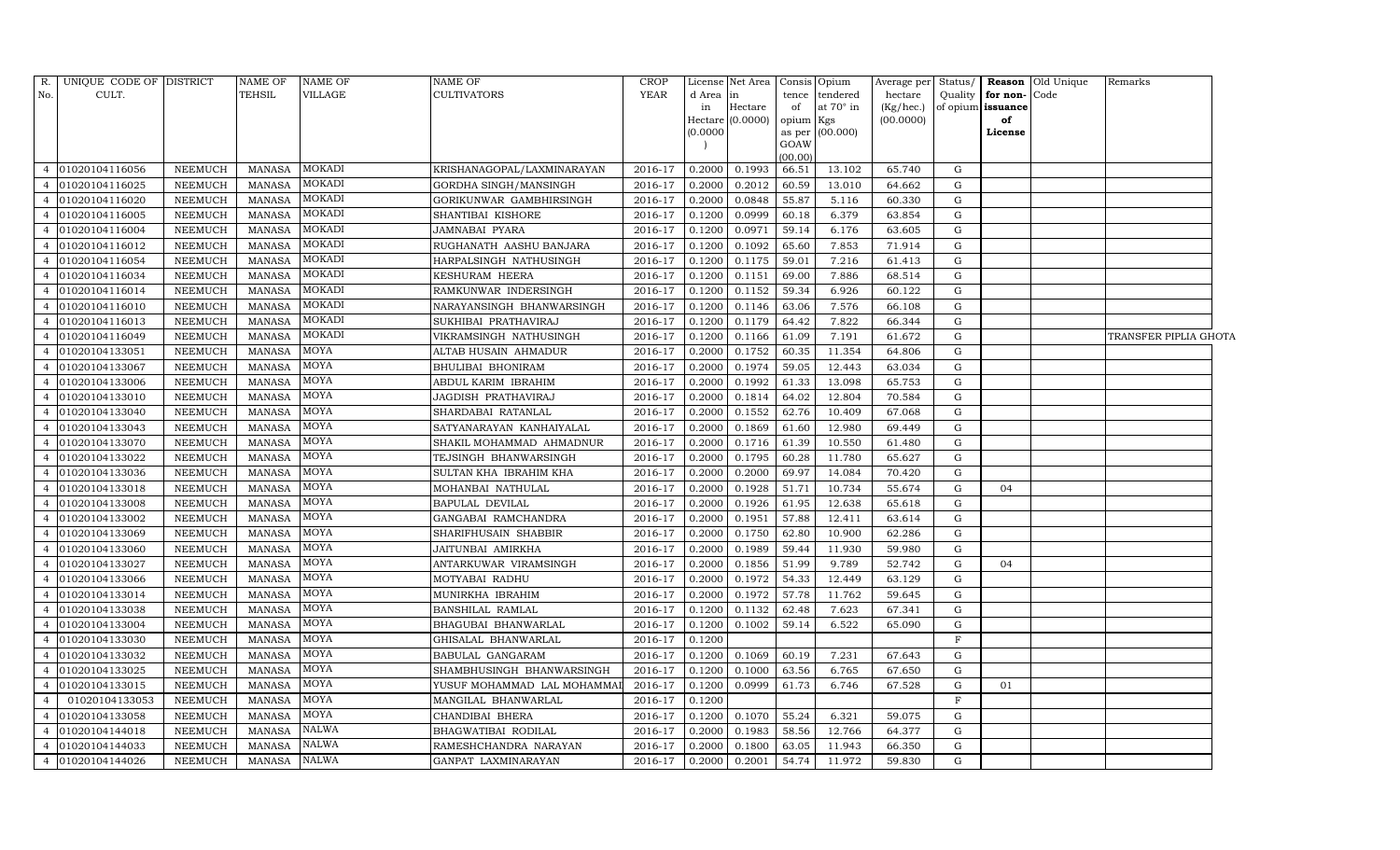| R. No. | UNIQUE CODE OF CULT. | DISTRICT | NAME OF TEHSIL | NAME OF VILLAGE | NAME OF CULTIVATORS | CROP YEAR | License d Area in Hectare (0.0000) | Net Area in Hectare (0.0000) | Consis tence of opium as per GOAW (00.00) | Opium tendered at 70° in Kgs (00.000) | Average per hectare (Kg/hec.) (00.0000) | Status/ Quality of opium | Reason for non- issuance of License | Old Unique Code | Remarks |
|---|---|---|---|---|---|---|---|---|---|---|---|---|---|---|---|
| 4 | 01020104116056 | NEEMUCH | MANASA | MOKADI | KRISHANAGOPAL/LAXMINARAYAN | 2016-17 | 0.2000 | 0.1993 | 66.51 | 13.102 | 65.740 | G | | | |
| 4 | 01020104116025 | NEEMUCH | MANASA | MOKADI | GORDHA SINGH/MANSINGH | 2016-17 | 0.2000 | 0.2012 | 60.59 | 13.010 | 64.662 | G | | | |
| 4 | 01020104116020 | NEEMUCH | MANASA | MOKADI | GORIKUNWAR GAMBHIRSINGH | 2016-17 | 0.2000 | 0.0848 | 55.87 | 5.116 | 60.330 | G | | | |
| 4 | 01020104116005 | NEEMUCH | MANASA | MOKADI | SHANTIBAI KISHORE | 2016-17 | 0.1200 | 0.0999 | 60.18 | 6.379 | 63.854 | G | | | |
| 4 | 01020104116004 | NEEMUCH | MANASA | MOKADI | JAMNABAI PYARA | 2016-17 | 0.1200 | 0.0971 | 59.14 | 6.176 | 63.605 | G | | | |
| 4 | 01020104116012 | NEEMUCH | MANASA | MOKADI | RUGHANATH AASHU BANJARA | 2016-17 | 0.1200 | 0.1092 | 65.60 | 7.853 | 71.914 | G | | | |
| 4 | 01020104116054 | NEEMUCH | MANASA | MOKADI | HARPALSINGH NATHUSINGH | 2016-17 | 0.1200 | 0.1175 | 59.01 | 7.216 | 61.413 | G | | | |
| 4 | 01020104116034 | NEEMUCH | MANASA | MOKADI | KESHURAM HEERA | 2016-17 | 0.1200 | 0.1151 | 69.00 | 7.886 | 68.514 | G | | | |
| 4 | 01020104116014 | NEEMUCH | MANASA | MOKADI | RAMKUNWAR INDERSINGH | 2016-17 | 0.1200 | 0.1152 | 59.34 | 6.926 | 60.122 | G | | | |
| 4 | 01020104116010 | NEEMUCH | MANASA | MOKADI | NARAYANSINGH BHANWARSINGH | 2016-17 | 0.1200 | 0.1146 | 63.06 | 7.576 | 66.108 | G | | | |
| 4 | 01020104116013 | NEEMUCH | MANASA | MOKADI | SUKHIBAI PRATHAVIRAJ | 2016-17 | 0.1200 | 0.1179 | 64.42 | 7.822 | 66.344 | G | | | |
| 4 | 01020104116049 | NEEMUCH | MANASA | MOKADI | VIKRAMSINGH NATHUSINGH | 2016-17 | 0.1200 | 0.1166 | 61.09 | 7.191 | 61.672 | G | | | TRANSFER PIPLIA GHOTA |
| 4 | 01020104133051 | NEEMUCH | MANASA | MOYA | ALTAB HUSAIN AHMADUR | 2016-17 | 0.2000 | 0.1752 | 60.35 | 11.354 | 64.806 | G | | | |
| 4 | 01020104133067 | NEEMUCH | MANASA | MOYA | BHULIBAI BHONIRAM | 2016-17 | 0.2000 | 0.1974 | 59.05 | 12.443 | 63.034 | G | | | |
| 4 | 01020104133006 | NEEMUCH | MANASA | MOYA | ABDUL KARIM IBRAHIM | 2016-17 | 0.2000 | 0.1992 | 61.33 | 13.098 | 65.753 | G | | | |
| 4 | 01020104133010 | NEEMUCH | MANASA | MOYA | JAGDISH PRATHAVIRAJ | 2016-17 | 0.2000 | 0.1814 | 64.02 | 12.804 | 70.584 | G | | | |
| 4 | 01020104133040 | NEEMUCH | MANASA | MOYA | SHARDABAI RATANLAL | 2016-17 | 0.2000 | 0.1552 | 62.76 | 10.409 | 67.068 | G | | | |
| 4 | 01020104133043 | NEEMUCH | MANASA | MOYA | SATYANARAYAN KANHAIYALAL | 2016-17 | 0.2000 | 0.1869 | 61.60 | 12.980 | 69.449 | G | | | |
| 4 | 01020104133070 | NEEMUCH | MANASA | MOYA | SHAKIL MOHAMMAD AHMADNUR | 2016-17 | 0.2000 | 0.1716 | 61.39 | 10.550 | 61.480 | G | | | |
| 4 | 01020104133022 | NEEMUCH | MANASA | MOYA | TEJSINGH BHANWARSINGH | 2016-17 | 0.2000 | 0.1795 | 60.28 | 11.780 | 65.627 | G | | | |
| 4 | 01020104133036 | NEEMUCH | MANASA | MOYA | SULTAN KHA IBRAHIM KHA | 2016-17 | 0.2000 | 0.2000 | 69.97 | 14.084 | 70.420 | G | | | |
| 4 | 01020104133018 | NEEMUCH | MANASA | MOYA | MOHANBAI NATHULAL | 2016-17 | 0.2000 | 0.1928 | 51.71 | 10.734 | 55.674 | G | 04 | | |
| 4 | 01020104133008 | NEEMUCH | MANASA | MOYA | BAPULAL DEVILAL | 2016-17 | 0.2000 | 0.1926 | 61.95 | 12.638 | 65.618 | G | | | |
| 4 | 01020104133002 | NEEMUCH | MANASA | MOYA | GANGABAI RAMCHANDRA | 2016-17 | 0.2000 | 0.1951 | 57.88 | 12.411 | 63.614 | G | | | |
| 4 | 01020104133069 | NEEMUCH | MANASA | MOYA | SHARIFHUSAIN SHABBIR | 2016-17 | 0.2000 | 0.1750 | 62.80 | 10.900 | 62.286 | G | | | |
| 4 | 01020104133060 | NEEMUCH | MANASA | MOYA | JAITUNBAI AMIRKHA | 2016-17 | 0.2000 | 0.1989 | 59.44 | 11.930 | 59.980 | G | | | |
| 4 | 01020104133027 | NEEMUCH | MANASA | MOYA | ANTARKUWAR VIRAMSINGH | 2016-17 | 0.2000 | 0.1856 | 51.99 | 9.789 | 52.742 | G | 04 | | |
| 4 | 01020104133066 | NEEMUCH | MANASA | MOYA | MOTYABAI RADHU | 2016-17 | 0.2000 | 0.1972 | 54.33 | 12.449 | 63.129 | G | | | |
| 4 | 01020104133014 | NEEMUCH | MANASA | MOYA | MUNIRKHA IBRAHIM | 2016-17 | 0.2000 | 0.1972 | 57.78 | 11.762 | 59.645 | G | | | |
| 4 | 01020104133038 | NEEMUCH | MANASA | MOYA | BANSHILAL RAMLAL | 2016-17 | 0.1200 | 0.1132 | 62.48 | 7.623 | 67.341 | G | | | |
| 4 | 01020104133004 | NEEMUCH | MANASA | MOYA | BHAGUBAI BHANWARLAL | 2016-17 | 0.1200 | 0.1002 | 59.14 | 6.522 | 65.090 | G | | | |
| 4 | 01020104133030 | NEEMUCH | MANASA | MOYA | GHISALAL BHANWARLAL | 2016-17 | 0.1200 | | | | | F | | | |
| 4 | 01020104133032 | NEEMUCH | MANASA | MOYA | BABULAL GANGARAM | 2016-17 | 0.1200 | 0.1069 | 60.19 | 7.231 | 67.643 | G | | | |
| 4 | 01020104133025 | NEEMUCH | MANASA | MOYA | SHAMBHUSINGH BHANWARSINGH | 2016-17 | 0.1200 | 0.1000 | 63.56 | 6.765 | 67.650 | G | | | |
| 4 | 01020104133015 | NEEMUCH | MANASA | MOYA | YUSUF MOHAMMAD LAL MOHAMMAD | 2016-17 | 0.1200 | 0.0999 | 61.73 | 6.746 | 67.528 | G | 01 | | |
| 4 | 01020104133053 | NEEMUCH | MANASA | MOYA | MANGILAL BHANWARLAL | 2016-17 | 0.1200 | | | | | F | | | |
| 4 | 01020104133058 | NEEMUCH | MANASA | MOYA | CHANDIBAI BHERA | 2016-17 | 0.1200 | 0.1070 | 55.24 | 6.321 | 59.075 | G | | | |
| 4 | 01020104144018 | NEEMUCH | MANASA | NALWA | BHAGWATIBAI RODILAL | 2016-17 | 0.2000 | 0.1983 | 58.56 | 12.766 | 64.377 | G | | | |
| 4 | 01020104144033 | NEEMUCH | MANASA | NALWA | RAMESHCHANDRA NARAYAN | 2016-17 | 0.2000 | 0.1800 | 63.05 | 11.943 | 66.350 | G | | | |
| 4 | 01020104144026 | NEEMUCH | MANASA | NALWA | GANPAT LAXMINARAYAN | 2016-17 | 0.2000 | 0.2001 | 54.74 | 11.972 | 59.830 | G | | | |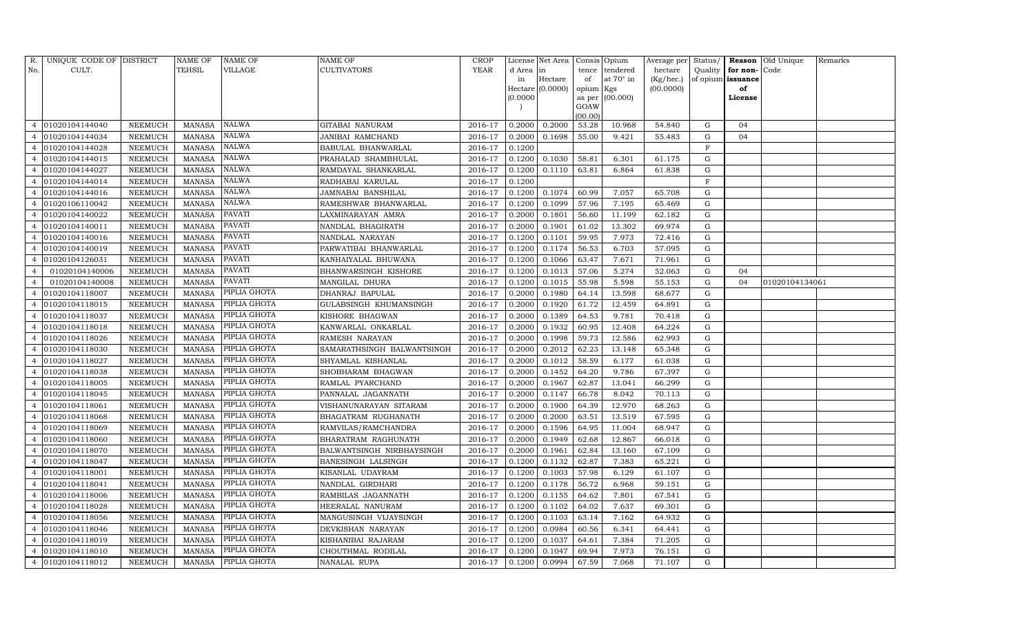| R. No. | UNIQUE CODE OF CULT. | DISTRICT | NAME OF TEHSIL | NAME OF VILLAGE | NAME OF CULTIVATORS | CROP YEAR | License d Area in Hectare (0.0000) | Net Area in Hectare (0.0000) | Consis tence of opium as per GOAW (00.00) | Opium tendered at 70° in Kgs (00.000) | Average per hectare (Kg/hec.) (00.0000) | Status/ Quality of opium | Reason for non-issuance of License | Old Unique Code | Remarks |
|---|---|---|---|---|---|---|---|---|---|---|---|---|---|---|---|
| 4 | 01020104144040 | NEEMUCH | MANASA | NALWA | GITABAI NANURAM | 2016-17 | 0.2000 | 0.2000 | 53.28 | 10.968 | 54.840 | G | 04 | | |
| 4 | 01020104144034 | NEEMUCH | MANASA | NALWA | JANIBAI RAMCHAND | 2016-17 | 0.2000 | 0.1698 | 55.00 | 9.421 | 55.483 | G | 04 | | |
| 4 | 01020104144028 | NEEMUCH | MANASA | NALWA | BABULAL BHANWARLAL | 2016-17 | 0.1200 | | | | | F | | | |
| 4 | 01020104144015 | NEEMUCH | MANASA | NALWA | PRAHALAD SHAMBHULAL | 2016-17 | 0.1200 | 0.1030 | 58.81 | 6.301 | 61.175 | G | | | |
| 4 | 01020104144027 | NEEMUCH | MANASA | NALWA | RAMDAYAL SHANKARLAL | 2016-17 | 0.1200 | 0.1110 | 63.81 | 6.864 | 61.838 | G | | | |
| 4 | 01020104144014 | NEEMUCH | MANASA | NALWA | RADHABAI KARULAL | 2016-17 | 0.1200 | | | | | F | | | |
| 4 | 01020104144016 | NEEMUCH | MANASA | NALWA | JAMNABAI BANSHILAL | 2016-17 | 0.1200 | 0.1074 | 60.99 | 7.057 | 65.708 | G | | | |
| 4 | 01020106110042 | NEEMUCH | MANASA | NALWA | RAMESHWAR BHANWARLAL | 2016-17 | 0.1200 | 0.1099 | 57.96 | 7.195 | 65.469 | G | | | |
| 4 | 01020104140022 | NEEMUCH | MANASA | PAVATI | LAXMINARAYAN AMRA | 2016-17 | 0.2000 | 0.1801 | 56.60 | 11.199 | 62.182 | G | | | |
| 4 | 01020104140011 | NEEMUCH | MANASA | PAVATI | NANDLAL BHAGIRATH | 2016-17 | 0.2000 | 0.1901 | 61.02 | 13.302 | 69.974 | G | | | |
| 4 | 01020104140016 | NEEMUCH | MANASA | PAVATI | NANDLAL NARAYAN | 2016-17 | 0.1200 | 0.1101 | 59.95 | 7.973 | 72.416 | G | | | |
| 4 | 01020104140019 | NEEMUCH | MANASA | PAVATI | PARWATIBAI BHANWARLAL | 2016-17 | 0.1200 | 0.1174 | 56.53 | 6.703 | 57.095 | G | | | |
| 4 | 01020104126031 | NEEMUCH | MANASA | PAVATI | KANHAIYALAL BHUWANA | 2016-17 | 0.1200 | 0.1066 | 63.47 | 7.671 | 71.961 | G | | | |
| 4 | 01020104140006 | NEEMUCH | MANASA | PAVATI | BHANWARSINGH KISHORE | 2016-17 | 0.1200 | 0.1013 | 57.06 | 5.274 | 52.063 | G | 04 | | |
| 4 | 01020104140008 | NEEMUCH | MANASA | PAVATI | MANGILAL DHURA | 2016-17 | 0.1200 | 0.1015 | 55.98 | 5.598 | 55.153 | G | 04 | 01020104134061 | |
| 4 | 01020104118007 | NEEMUCH | MANASA | PIPLIA GHOTA | DHANRAJ BAPULAL | 2016-17 | 0.2000 | 0.1980 | 64.14 | 13.598 | 68.677 | G | | | |
| 4 | 01020104118015 | NEEMUCH | MANASA | PIPLIA GHOTA | GULABSINGH KHUMANSINGH | 2016-17 | 0.2000 | 0.1920 | 61.72 | 12.459 | 64.891 | G | | | |
| 4 | 01020104118037 | NEEMUCH | MANASA | PIPLIA GHOTA | KISHORE BHAGWAN | 2016-17 | 0.2000 | 0.1389 | 64.53 | 9.781 | 70.418 | G | | | |
| 4 | 01020104118018 | NEEMUCH | MANASA | PIPLIA GHOTA | KANWARLAL ONKARLAL | 2016-17 | 0.2000 | 0.1932 | 60.95 | 12.408 | 64.224 | G | | | |
| 4 | 01020104118026 | NEEMUCH | MANASA | PIPLIA GHOTA | RAMESH NARAYAN | 2016-17 | 0.2000 | 0.1998 | 59.73 | 12.586 | 62.993 | G | | | |
| 4 | 01020104118030 | NEEMUCH | MANASA | PIPLIA GHOTA | SAMARATHSINGH BALWANTSINGH | 2016-17 | 0.2000 | 0.2012 | 62.23 | 13.148 | 65.348 | G | | | |
| 4 | 01020104118027 | NEEMUCH | MANASA | PIPLIA GHOTA | SHYAMLAL KISHANLAL | 2016-17 | 0.2000 | 0.1012 | 58.59 | 6.177 | 61.038 | G | | | |
| 4 | 01020104118038 | NEEMUCH | MANASA | PIPLIA GHOTA | SHOBHARAM BHAGWAN | 2016-17 | 0.2000 | 0.1452 | 64.20 | 9.786 | 67.397 | G | | | |
| 4 | 01020104118005 | NEEMUCH | MANASA | PIPLIA GHOTA | RAMLAL PYARCHAND | 2016-17 | 0.2000 | 0.1967 | 62.87 | 13.041 | 66.299 | G | | | |
| 4 | 01020104118045 | NEEMUCH | MANASA | PIPLIA GHOTA | PANNALAL JAGANNATH | 2016-17 | 0.2000 | 0.1147 | 66.78 | 8.042 | 70.113 | G | | | |
| 4 | 01020104118061 | NEEMUCH | MANASA | PIPLIA GHOTA | VISHANUNARAYAN SITARAM | 2016-17 | 0.2000 | 0.1900 | 64.39 | 12.970 | 68.263 | G | | | |
| 4 | 01020104118068 | NEEMUCH | MANASA | PIPLIA GHOTA | BHAGATRAM RUGHANATH | 2016-17 | 0.2000 | 0.2000 | 63.51 | 13.519 | 67.595 | G | | | |
| 4 | 01020104118069 | NEEMUCH | MANASA | PIPLIA GHOTA | RAMVILAS/RAMCHANDRA | 2016-17 | 0.2000 | 0.1596 | 64.95 | 11.004 | 68.947 | G | | | |
| 4 | 01020104118060 | NEEMUCH | MANASA | PIPLIA GHOTA | BHARATRAM RAGHUNATH | 2016-17 | 0.2000 | 0.1949 | 62.68 | 12.867 | 66.018 | G | | | |
| 4 | 01020104118070 | NEEMUCH | MANASA | PIPLIA GHOTA | BALWANTSINGH NIRBHAYSINGH | 2016-17 | 0.2000 | 0.1961 | 62.84 | 13.160 | 67.109 | G | | | |
| 4 | 01020104118047 | NEEMUCH | MANASA | PIPLIA GHOTA | BANESINGH LALSINGH | 2016-17 | 0.1200 | 0.1132 | 62.87 | 7.383 | 65.221 | G | | | |
| 4 | 01020104118001 | NEEMUCH | MANASA | PIPLIA GHOTA | KISANLAL UDAYRAM | 2016-17 | 0.1200 | 0.1003 | 57.98 | 6.129 | 61.107 | G | | | |
| 4 | 01020104118041 | NEEMUCH | MANASA | PIPLIA GHOTA | NANDLAL GIRDHARI | 2016-17 | 0.1200 | 0.1178 | 56.72 | 6.968 | 59.151 | G | | | |
| 4 | 01020104118006 | NEEMUCH | MANASA | PIPLIA GHOTA | RAMBILAS JAGANNATH | 2016-17 | 0.1200 | 0.1155 | 64.62 | 7.801 | 67.541 | G | | | |
| 4 | 01020104118028 | NEEMUCH | MANASA | PIPLIA GHOTA | HEERALAL NANURAM | 2016-17 | 0.1200 | 0.1102 | 64.02 | 7.637 | 69.301 | G | | | |
| 4 | 01020104118056 | NEEMUCH | MANASA | PIPLIA GHOTA | MANGUSINGH VIJAYSINGH | 2016-17 | 0.1200 | 0.1103 | 63.14 | 7.162 | 64.932 | G | | | |
| 4 | 01020104118046 | NEEMUCH | MANASA | PIPLIA GHOTA | DEVKISHAN NARAYAN | 2016-17 | 0.1200 | 0.0984 | 60.56 | 6.341 | 64.441 | G | | | |
| 4 | 01020104118019 | NEEMUCH | MANASA | PIPLIA GHOTA | KISHANIBAI RAJARAM | 2016-17 | 0.1200 | 0.1037 | 64.61 | 7.384 | 71.205 | G | | | |
| 4 | 01020104118010 | NEEMUCH | MANASA | PIPLIA GHOTA | CHOUTHMAL RODILAL | 2016-17 | 0.1200 | 0.1047 | 69.94 | 7.973 | 76.151 | G | | | |
| 4 | 01020104118012 | NEEMUCH | MANASA | PIPLIA GHOTA | NANALAL RUPA | 2016-17 | 0.1200 | 0.0994 | 67.59 | 7.068 | 71.107 | G | | | |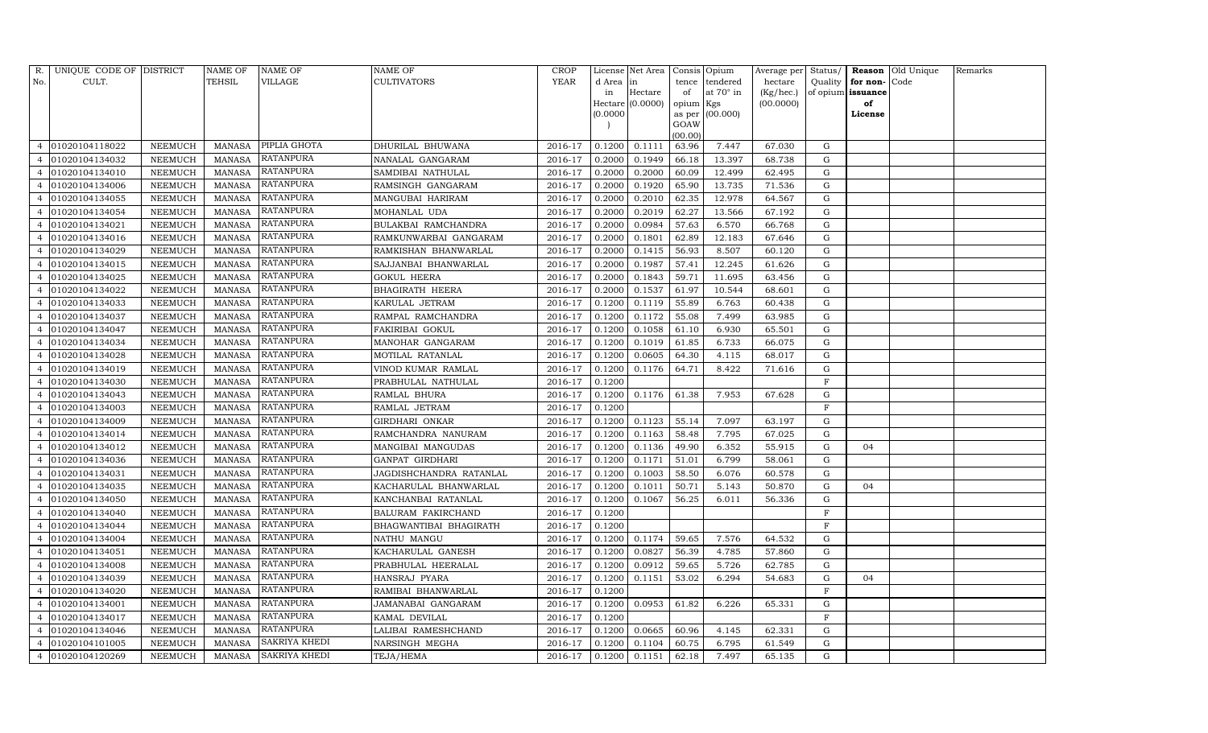| R. No. | UNIQUE CODE OF CULT. | DISTRICT | NAME OF TEHSIL | NAME OF VILLAGE | NAME OF CULTIVATORS | CROP YEAR | License d Area in Hectare (0.0000) | Net Area in Hectare (0.0000) | Consis tence of opium as per GOAW (00.00) | Opium tendered at 70° in Kgs (00.000) | Average per hectare (Kg/hec.) (00.0000) | Status/ Quality of opium | Reason for non-issuance of License | Old Unique Code | Remarks |
|---|---|---|---|---|---|---|---|---|---|---|---|---|---|---|---|
| 4 | 01020104118022 | NEEMUCH | MANASA | PIPLIA GHOTA | DHURILAL BHUWANA | 2016-17 | 0.1200 | 0.1111 | 63.96 | 7.447 | 67.030 | G | | | |
| 4 | 01020104134032 | NEEMUCH | MANASA | RATANPURA | NANALAL GANGARAM | 2016-17 | 0.2000 | 0.1949 | 66.18 | 13.397 | 68.738 | G | | | |
| 4 | 01020104134010 | NEEMUCH | MANASA | RATANPURA | SAMDIBAI NATHULAL | 2016-17 | 0.2000 | 0.2000 | 60.09 | 12.499 | 62.495 | G | | | |
| 4 | 01020104134006 | NEEMUCH | MANASA | RATANPURA | RAMSINGH GANGARAM | 2016-17 | 0.2000 | 0.1920 | 65.90 | 13.735 | 71.536 | G | | | |
| 4 | 01020104134055 | NEEMUCH | MANASA | RATANPURA | MANGUBAI HARIRAM | 2016-17 | 0.2000 | 0.2010 | 62.35 | 12.978 | 64.567 | G | | | |
| 4 | 01020104134054 | NEEMUCH | MANASA | RATANPURA | MOHANLAL UDA | 2016-17 | 0.2000 | 0.2019 | 62.27 | 13.566 | 67.192 | G | | | |
| 4 | 01020104134021 | NEEMUCH | MANASA | RATANPURA | BULAKBAI RAMCHANDRA | 2016-17 | 0.2000 | 0.0984 | 57.63 | 6.570 | 66.768 | G | | | |
| 4 | 01020104134016 | NEEMUCH | MANASA | RATANPURA | RAMKUNWARBAI GANGARAM | 2016-17 | 0.2000 | 0.1801 | 62.89 | 12.183 | 67.646 | G | | | |
| 4 | 01020104134029 | NEEMUCH | MANASA | RATANPURA | RAMKISHAN BHANWARLAL | 2016-17 | 0.2000 | 0.1415 | 56.93 | 8.507 | 60.120 | G | | | |
| 4 | 01020104134015 | NEEMUCH | MANASA | RATANPURA | SAJJANBAI BHANWARLAL | 2016-17 | 0.2000 | 0.1987 | 57.41 | 12.245 | 61.626 | G | | | |
| 4 | 01020104134025 | NEEMUCH | MANASA | RATANPURA | GOKUL HEERA | 2016-17 | 0.2000 | 0.1843 | 59.71 | 11.695 | 63.456 | G | | | |
| 4 | 01020104134022 | NEEMUCH | MANASA | RATANPURA | BHAGIRATH HEERA | 2016-17 | 0.2000 | 0.1537 | 61.97 | 10.544 | 68.601 | G | | | |
| 4 | 01020104134033 | NEEMUCH | MANASA | RATANPURA | KARULAL JETRAM | 2016-17 | 0.1200 | 0.1119 | 55.89 | 6.763 | 60.438 | G | | | |
| 4 | 01020104134037 | NEEMUCH | MANASA | RATANPURA | RAMPAL RAMCHANDRA | 2016-17 | 0.1200 | 0.1172 | 55.08 | 7.499 | 63.985 | G | | | |
| 4 | 01020104134047 | NEEMUCH | MANASA | RATANPURA | FAKIRIBAI GOKUL | 2016-17 | 0.1200 | 0.1058 | 61.10 | 6.930 | 65.501 | G | | | |
| 4 | 01020104134034 | NEEMUCH | MANASA | RATANPURA | MANOHAR GANGARAM | 2016-17 | 0.1200 | 0.1019 | 61.85 | 6.733 | 66.075 | G | | | |
| 4 | 01020104134028 | NEEMUCH | MANASA | RATANPURA | MOTILAL RATANLAL | 2016-17 | 0.1200 | 0.0605 | 64.30 | 4.115 | 68.017 | G | | | |
| 4 | 01020104134019 | NEEMUCH | MANASA | RATANPURA | VINOD KUMAR RAMLAL | 2016-17 | 0.1200 | 0.1176 | 64.71 | 8.422 | 71.616 | G | | | |
| 4 | 01020104134030 | NEEMUCH | MANASA | RATANPURA | PRABHULAL NATHULAL | 2016-17 | 0.1200 | | | | | F | | | |
| 4 | 01020104134043 | NEEMUCH | MANASA | RATANPURA | RAMLAL BHURA | 2016-17 | 0.1200 | 0.1176 | 61.38 | 7.953 | 67.628 | G | | | |
| 4 | 01020104134003 | NEEMUCH | MANASA | RATANPURA | RAMLAL JETRAM | 2016-17 | 0.1200 | | | | | F | | | |
| 4 | 01020104134009 | NEEMUCH | MANASA | RATANPURA | GIRDHARI ONKAR | 2016-17 | 0.1200 | 0.1123 | 55.14 | 7.097 | 63.197 | G | | | |
| 4 | 01020104134014 | NEEMUCH | MANASA | RATANPURA | RAMCHANDRA NANURAM | 2016-17 | 0.1200 | 0.1163 | 58.48 | 7.795 | 67.025 | G | | | |
| 4 | 01020104134012 | NEEMUCH | MANASA | RATANPURA | MANGIBAI MANGUDAS | 2016-17 | 0.1200 | 0.1136 | 49.90 | 6.352 | 55.915 | G | 04 | | |
| 4 | 01020104134036 | NEEMUCH | MANASA | RATANPURA | GANPAT GIRDHARI | 2016-17 | 0.1200 | 0.1171 | 51.01 | 6.799 | 58.061 | G | | | |
| 4 | 01020104134031 | NEEMUCH | MANASA | RATANPURA | JAGDISHCHANDRA RATANLAL | 2016-17 | 0.1200 | 0.1003 | 58.50 | 6.076 | 60.578 | G | | | |
| 4 | 01020104134035 | NEEMUCH | MANASA | RATANPURA | KACHARULAL BHANWARLAL | 2016-17 | 0.1200 | 0.1011 | 50.71 | 5.143 | 50.870 | G | 04 | | |
| 4 | 01020104134050 | NEEMUCH | MANASA | RATANPURA | KANCHANBAI RATANLAL | 2016-17 | 0.1200 | 0.1067 | 56.25 | 6.011 | 56.336 | G | | | |
| 4 | 01020104134040 | NEEMUCH | MANASA | RATANPURA | BALURAM FAKIRCHAND | 2016-17 | 0.1200 | | | | | F | | | |
| 4 | 01020104134044 | NEEMUCH | MANASA | RATANPURA | BHAGWANTIBAI BHAGIRATH | 2016-17 | 0.1200 | | | | | F | | | |
| 4 | 01020104134004 | NEEMUCH | MANASA | RATANPURA | NATHU MANGU | 2016-17 | 0.1200 | 0.1174 | 59.65 | 7.576 | 64.532 | G | | | |
| 4 | 01020104134051 | NEEMUCH | MANASA | RATANPURA | KACHARULAL GANESH | 2016-17 | 0.1200 | 0.0827 | 56.39 | 4.785 | 57.860 | G | | | |
| 4 | 01020104134008 | NEEMUCH | MANASA | RATANPURA | PRABHULAL HEERALAL | 2016-17 | 0.1200 | 0.0912 | 59.65 | 5.726 | 62.785 | G | | | |
| 4 | 01020104134039 | NEEMUCH | MANASA | RATANPURA | HANSRAJ PYARA | 2016-17 | 0.1200 | 0.1151 | 53.02 | 6.294 | 54.683 | G | 04 | | |
| 4 | 01020104134020 | NEEMUCH | MANASA | RATANPURA | RAMIBAI BHANWARLAL | 2016-17 | 0.1200 | | | | | F | | | |
| 4 | 01020104134001 | NEEMUCH | MANASA | RATANPURA | JAMANABAI GANGARAM | 2016-17 | 0.1200 | 0.0953 | 61.82 | 6.226 | 65.331 | G | | | |
| 4 | 01020104134017 | NEEMUCH | MANASA | RATANPURA | KAMAL DEVILAL | 2016-17 | 0.1200 | | | | | F | | | |
| 4 | 01020104134046 | NEEMUCH | MANASA | RATANPURA | LALIBAI RAMESHCHAND | 2016-17 | 0.1200 | 0.0665 | 60.96 | 4.145 | 62.331 | G | | | |
| 4 | 01020104101005 | NEEMUCH | MANASA | SAKRIYA KHEDI | NARSINGH MEGHA | 2016-17 | 0.1200 | 0.1104 | 60.75 | 6.795 | 61.549 | G | | | |
| 4 | 01020104120269 | NEEMUCH | MANASA | SAKRIYA KHEDI | TEJA/HEMA | 2016-17 | 0.1200 | 0.1151 | 62.18 | 7.497 | 65.135 | G | | | |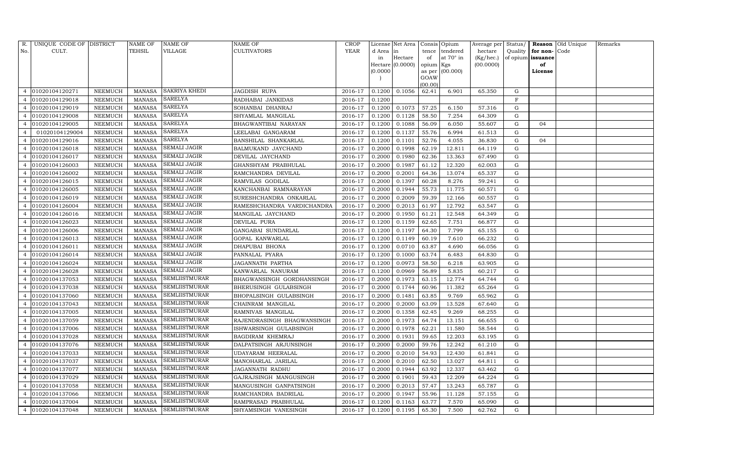| R. No. | UNIQUE CODE OF CULT. | DISTRICT | NAME OF TEHSIL | NAME OF VILLAGE | NAME OF CULTIVATORS | CROP YEAR | License d Area in Hectare (0.0000) | Net Area in Hectare (0.0000) | Consis tence of opium as per GOAW (00.00) | Opium tendered at 70° in Kgs (00.000) | Average per hectare (Kg/hec.) (00.0000) | Status/ Quality of opium | Reason for non-issuance of License | Old Unique Code | Remarks |
|---|---|---|---|---|---|---|---|---|---|---|---|---|---|---|---|
| 4 | 01020104120271 | NEEMUCH | MANASA | SAKRIYA KHEDI | JAGDISH RUPA | 2016-17 | 0.1200 | 0.1056 | 62.41 | 6.901 | 65.350 | G | | | |
| 4 | 01020104129018 | NEEMUCH | MANASA | SARELYA | RADHABAI JANKIDAS | 2016-17 | 0.1200 | | | | | F | | | |
| 4 | 01020104129019 | NEEMUCH | MANASA | SARELYA | SOHANBAI DHANRAJ | 2016-17 | 0.1200 | 0.1073 | 57.25 | 6.150 | 57.316 | G | | | |
| 4 | 01020104129008 | NEEMUCH | MANASA | SARELYA | SHYAMLAL MANGILAL | 2016-17 | 0.1200 | 0.1128 | 58.50 | 7.254 | 64.309 | G | | | |
| 4 | 01020104129005 | NEEMUCH | MANASA | SARELYA | BHAGWANTIBAI NARAYAN | 2016-17 | 0.1200 | 0.1088 | 56.09 | 6.050 | 55.607 | G | 04 | | |
| 4 | 01020104129004 | NEEMUCH | MANASA | SARELYA | LEELABAI GANGARAM | 2016-17 | 0.1200 | 0.1137 | 55.76 | 6.994 | 61.513 | G | | | |
| 4 | 01020104129016 | NEEMUCH | MANASA | SARELYA | BANSHILAL SHANKARLAL | 2016-17 | 0.1200 | 0.1101 | 52.76 | 4.055 | 36.830 | G | 04 | | |
| 4 | 01020104126018 | NEEMUCH | MANASA | SEMALI JAGIR | BALMUKAND JAYCHAND | 2016-17 | 0.2000 | 0.1998 | 62.19 | 12.811 | 64.119 | G | | | |
| 4 | 01020104126017 | NEEMUCH | MANASA | SEMALI JAGIR | DEVILAL JAYCHAND | 2016-17 | 0.2000 | 0.1980 | 62.36 | 13.363 | 67.490 | G | | | |
| 4 | 01020104126003 | NEEMUCH | MANASA | SEMALI JAGIR | GHANSHYAM PRABHULAL | 2016-17 | 0.2000 | 0.1987 | 61.12 | 12.320 | 62.003 | G | | | |
| 4 | 01020104126002 | NEEMUCH | MANASA | SEMALI JAGIR | RAMCHANDRA DEVILAL | 2016-17 | 0.2000 | 0.2001 | 64.36 | 13.074 | 65.337 | G | | | |
| 4 | 01020104126015 | NEEMUCH | MANASA | SEMALI JAGIR | RAMVILAS GODILAL | 2016-17 | 0.2000 | 0.1397 | 60.28 | 8.276 | 59.241 | G | | | |
| 4 | 01020104126005 | NEEMUCH | MANASA | SEMALI JAGIR | KANCHANBAI RAMNARAYAN | 2016-17 | 0.2000 | 0.1944 | 55.73 | 11.775 | 60.571 | G | | | |
| 4 | 01020104126019 | NEEMUCH | MANASA | SEMALI JAGIR | SURESHCHANDRA ONKARLAL | 2016-17 | 0.2000 | 0.2009 | 59.39 | 12.166 | 60.557 | G | | | |
| 4 | 01020104126004 | NEEMUCH | MANASA | SEMALI JAGIR | RAMESHCHANDRA VARDICHANDRA | 2016-17 | 0.2000 | 0.2013 | 61.97 | 12.792 | 63.547 | G | | | |
| 4 | 01020104126016 | NEEMUCH | MANASA | SEMALI JAGIR | MANGILAL JAYCHAND | 2016-17 | 0.2000 | 0.1950 | 61.21 | 12.548 | 64.349 | G | | | |
| 4 | 01020104126023 | NEEMUCH | MANASA | SEMALI JAGIR | DEVILAL PURA | 2016-17 | 0.1200 | 0.1159 | 62.65 | 7.751 | 66.877 | G | | | |
| 4 | 01020104126006 | NEEMUCH | MANASA | SEMALI JAGIR | GANGABAI SUNDARLAL | 2016-17 | 0.1200 | 0.1197 | 64.30 | 7.799 | 65.155 | G | | | |
| 4 | 01020104126013 | NEEMUCH | MANASA | SEMALI JAGIR | GOPAL KANWARLAL | 2016-17 | 0.1200 | 0.1149 | 60.19 | 7.610 | 66.232 | G | | | |
| 4 | 01020104126011 | NEEMUCH | MANASA | SEMALI JAGIR | DHAPUBAI BHONA | 2016-17 | 0.1200 | 0.0710 | 63.87 | 4.690 | 66.056 | G | | | |
| 4 | 01020104126014 | NEEMUCH | MANASA | SEMALI JAGIR | PANNALAL PYARA | 2016-17 | 0.1200 | 0.1000 | 63.74 | 6.483 | 64.830 | G | | | |
| 4 | 01020104126024 | NEEMUCH | MANASA | SEMALI JAGIR | JAGANNATH PARTHA | 2016-17 | 0.1200 | 0.0973 | 58.50 | 6.218 | 63.905 | G | | | |
| 4 | 01020104126028 | NEEMUCH | MANASA | SEMALI JAGIR | KANWARLAL NANURAM | 2016-17 | 0.1200 | 0.0969 | 56.89 | 5.835 | 60.217 | G | | | |
| 4 | 01020104137053 | NEEMUCH | MANASA | SEMLIISTMURAR | BHAGWANSINGH GORDHANSINGH | 2016-17 | 0.2000 | 0.1973 | 63.15 | 12.774 | 64.744 | G | | | |
| 4 | 01020104137038 | NEEMUCH | MANASA | SEMLIISTMURAR | BHERUSINGH GULABSINGH | 2016-17 | 0.2000 | 0.1744 | 60.96 | 11.382 | 65.264 | G | | | |
| 4 | 01020104137060 | NEEMUCH | MANASA | SEMLIISTMURAR | BHOPALSINGH GULABSINGH | 2016-17 | 0.2000 | 0.1481 | 63.85 | 9.769 | 65.962 | G | | | |
| 4 | 01020104137043 | NEEMUCH | MANASA | SEMLIISTMURAR | CHAINRAM MANGILAL | 2016-17 | 0.2000 | 0.2000 | 63.09 | 13.528 | 67.640 | G | | | |
| 4 | 01020104137005 | NEEMUCH | MANASA | SEMLIISTMURAR | RAMNIVAS MANGILAL | 2016-17 | 0.2000 | 0.1358 | 62.45 | 9.269 | 68.255 | G | | | |
| 4 | 01020104137059 | NEEMUCH | MANASA | SEMLIISTMURAR | RAJENDRASINGH BHAGWANSINGH | 2016-17 | 0.2000 | 0.1973 | 64.74 | 13.151 | 66.655 | G | | | |
| 4 | 01020104137006 | NEEMUCH | MANASA | SEMLIISTMURAR | ISHWARSINGH GULABSINGH | 2016-17 | 0.2000 | 0.1978 | 62.21 | 11.580 | 58.544 | G | | | |
| 4 | 01020104137028 | NEEMUCH | MANASA | SEMLIISTMURAR | BAGDIRAM KHEMRAJ | 2016-17 | 0.2000 | 0.1931 | 59.65 | 12.203 | 63.195 | G | | | |
| 4 | 01020104137076 | NEEMUCH | MANASA | SEMLIISTMURAR | DALPATSINGH ARJUNSINGH | 2016-17 | 0.2000 | 0.2000 | 59.76 | 12.242 | 61.210 | G | | | |
| 4 | 01020104137033 | NEEMUCH | MANASA | SEMLIISTMURAR | UDAYARAM HEERALAL | 2016-17 | 0.2000 | 0.2010 | 54.93 | 12.430 | 61.841 | G | | | |
| 4 | 01020104137037 | NEEMUCH | MANASA | SEMLIISTMURAR | MANOHARLAL JARILAL | 2016-17 | 0.2000 | 0.2010 | 62.50 | 13.027 | 64.811 | G | | | |
| 4 | 01020104137077 | NEEMUCH | MANASA | SEMLIISTMURAR | JAGANNATH RADHU | 2016-17 | 0.2000 | 0.1944 | 63.92 | 12.337 | 63.462 | G | | | |
| 4 | 01020104137029 | NEEMUCH | MANASA | SEMLIISTMURAR | GAJRAJSINGH MANGUSINGH | 2016-17 | 0.2000 | 0.1901 | 59.43 | 12.209 | 64.224 | G | | | |
| 4 | 01020104137058 | NEEMUCH | MANASA | SEMLIISTMURAR | MANGUSINGH GANPATSINGH | 2016-17 | 0.2000 | 0.2013 | 57.47 | 13.243 | 65.787 | G | | | |
| 4 | 01020104137066 | NEEMUCH | MANASA | SEMLIISTMURAR | RAMCHANDRA BADRILAL | 2016-17 | 0.2000 | 0.1947 | 55.96 | 11.128 | 57.155 | G | | | |
| 4 | 01020104137004 | NEEMUCH | MANASA | SEMLIISTMURAR | RAMPRASAD PRABHULAL | 2016-17 | 0.1200 | 0.1163 | 63.77 | 7.570 | 65.090 | G | | | |
| 4 | 01020104137048 | NEEMUCH | MANASA | SEMLIISTMURAR | SHYAMSINGH VANESINGH | 2016-17 | 0.1200 | 0.1195 | 65.30 | 7.500 | 62.762 | G | | | |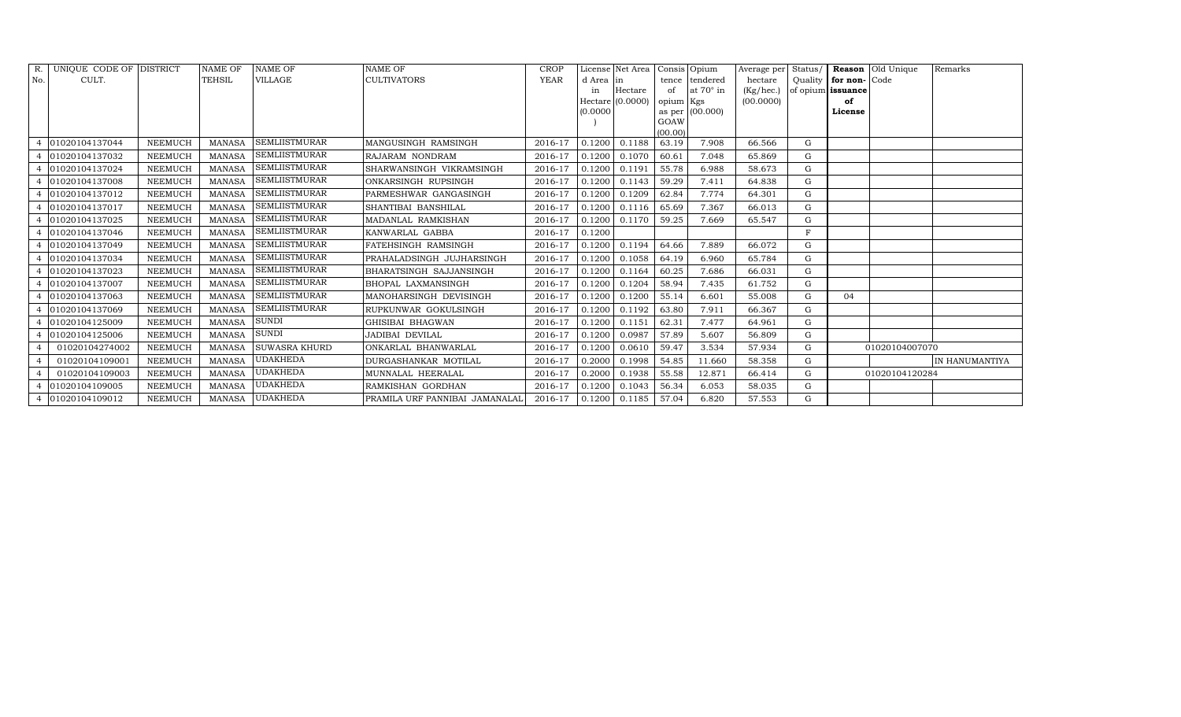| R. No. | UNIQUE CODE OF CULT. | DISTRICT | NAME OF TEHSIL | NAME OF VILLAGE | NAME OF CULTIVATORS | CROP YEAR | License d Area in Hectare (0.0000) | Net Area in Hectare (0.0000) | Consis tence of opium as per GOAW (00.00) | Opium tendered at 70° in Kgs (00.000) | Average per hectare (Kg/hec.) (00.0000) | Status/ Quality of opium | Reason for non-issuance of License | Old Unique Code | Remarks |
|---|---|---|---|---|---|---|---|---|---|---|---|---|---|---|---|
| 4 | 01020104137044 | NEEMUCH | MANASA | SEMLIISTMURAR | MANGUSINGH RAMSINGH | 2016-17 | 0.1200 | 0.1188 | 63.19 | 7.908 | 66.566 | G | | | |
| 4 | 01020104137032 | NEEMUCH | MANASA | SEMLIISTMURAR | RAJARAM NONDRAM | 2016-17 | 0.1200 | 0.1070 | 60.61 | 7.048 | 65.869 | G | | | |
| 4 | 01020104137024 | NEEMUCH | MANASA | SEMLIISTMURAR | SHARWANSINGH VIKRAMSINGH | 2016-17 | 0.1200 | 0.1191 | 55.78 | 6.988 | 58.673 | G | | | |
| 4 | 01020104137008 | NEEMUCH | MANASA | SEMLIISTMURAR | ONKARSINGH RUPSINGH | 2016-17 | 0.1200 | 0.1143 | 59.29 | 7.411 | 64.838 | G | | | |
| 4 | 01020104137012 | NEEMUCH | MANASA | SEMLIISTMURAR | PARMESHWAR GANGASINGH | 2016-17 | 0.1200 | 0.1209 | 62.84 | 7.774 | 64.301 | G | | | |
| 4 | 01020104137017 | NEEMUCH | MANASA | SEMLIISTMURAR | SHANTIBAI BANSHILAL | 2016-17 | 0.1200 | 0.1116 | 65.69 | 7.367 | 66.013 | G | | | |
| 4 | 01020104137025 | NEEMUCH | MANASA | SEMLIISTMURAR | MADANLAL RAMKISHAN | 2016-17 | 0.1200 | 0.1170 | 59.25 | 7.669 | 65.547 | G | | | |
| 4 | 01020104137046 | NEEMUCH | MANASA | SEMLIISTMURAR | KANWARLAL GABBA | 2016-17 | 0.1200 | | | | | F | | | |
| 4 | 01020104137049 | NEEMUCH | MANASA | SEMLIISTMURAR | FATEHSINGH RAMSINGH | 2016-17 | 0.1200 | 0.1194 | 64.66 | 7.889 | 66.072 | G | | | |
| 4 | 01020104137034 | NEEMUCH | MANASA | SEMLIISTMURAR | PRAHALADSINGH JUJHARSINGH | 2016-17 | 0.1200 | 0.1058 | 64.19 | 6.960 | 65.784 | G | | | |
| 4 | 01020104137023 | NEEMUCH | MANASA | SEMLIISTMURAR | BHARATSINGH SAJJANSINGH | 2016-17 | 0.1200 | 0.1164 | 60.25 | 7.686 | 66.031 | G | | | |
| 4 | 01020104137007 | NEEMUCH | MANASA | SEMLIISTMURAR | BHOPAL LAXMANSINGH | 2016-17 | 0.1200 | 0.1204 | 58.94 | 7.435 | 61.752 | G | | | |
| 4 | 01020104137063 | NEEMUCH | MANASA | SEMLIISTMURAR | MANOHARSINGH DEVISINGH | 2016-17 | 0.1200 | 0.1200 | 55.14 | 6.601 | 55.008 | G | 04 | | |
| 4 | 01020104137069 | NEEMUCH | MANASA | SEMLIISTMURAR | RUPKUNWAR GOKULSINGH | 2016-17 | 0.1200 | 0.1192 | 63.80 | 7.911 | 66.367 | G | | | |
| 4 | 01020104125009 | NEEMUCH | MANASA | SUNDI | GHISIBAI BHAGWAN | 2016-17 | 0.1200 | 0.1151 | 62.31 | 7.477 | 64.961 | G | | | |
| 4 | 01020104125006 | NEEMUCH | MANASA | SUNDI | JADIBAI DEVILAL | 2016-17 | 0.1200 | 0.0987 | 57.89 | 5.607 | 56.809 | G | | | |
| 4 | 01020104274002 | NEEMUCH | MANASA | SUWASRA KHURD | ONKARLAL BHANWARLAL | 2016-17 | 0.1200 | 0.0610 | 59.47 | 3.534 | 57.934 | G | | 01020104007070 | |
| 4 | 01020104109001 | NEEMUCH | MANASA | UDAKHEDA | DURGASHANKAR MOTILAL | 2016-17 | 0.2000 | 0.1998 | 54.85 | 11.660 | 58.358 | G | | | IN HANUMANTIYA |
| 4 | 01020104109003 | NEEMUCH | MANASA | UDAKHEDA | MUNNALAL HEERALAL | 2016-17 | 0.2000 | 0.1938 | 55.58 | 12.871 | 66.414 | G | | 01020104120284 | |
| 4 | 01020104109005 | NEEMUCH | MANASA | UDAKHEDA | RAMKISHAN GORDHAN | 2016-17 | 0.1200 | 0.1043 | 56.34 | 6.053 | 58.035 | G | | | |
| 4 | 01020104109012 | NEEMUCH | MANASA | UDAKHEDA | PRAMILA URF PANNIBAI JAMANALAL | 2016-17 | 0.1200 | 0.1185 | 57.04 | 6.820 | 57.553 | G | | | |